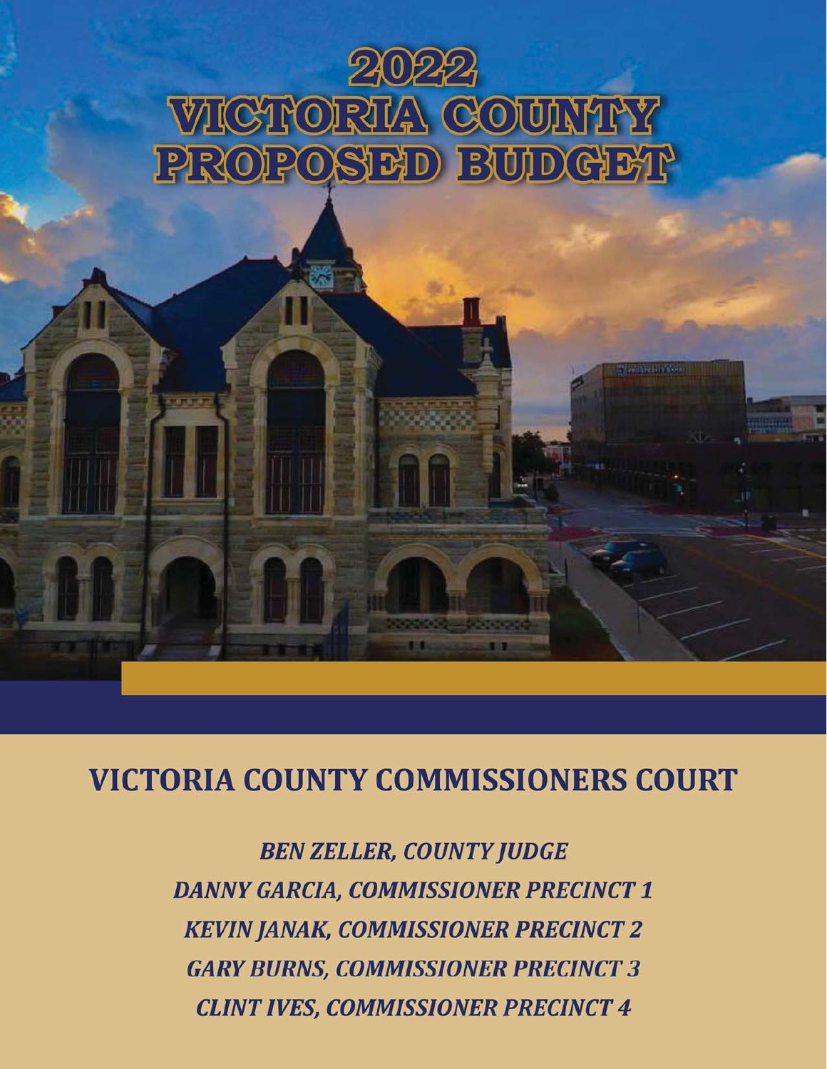# 2022 VICTORIA COUNTY PROPOSED BUDGET

## VICTORIA COUNTY COMMISSIONERS COURT

*BEN ZELLER, COUNTY JUDGE*

*DANNY GARCIA, COMMISSIONER PRECINCT 1*

*KEVIN JANAK, COMMISSIONER PRECINCT 2*

*GARY BURNS, COMMISSIONER PRECINCT 3*

*CLINT IVES, COMMISSIONER PRECINCT 4*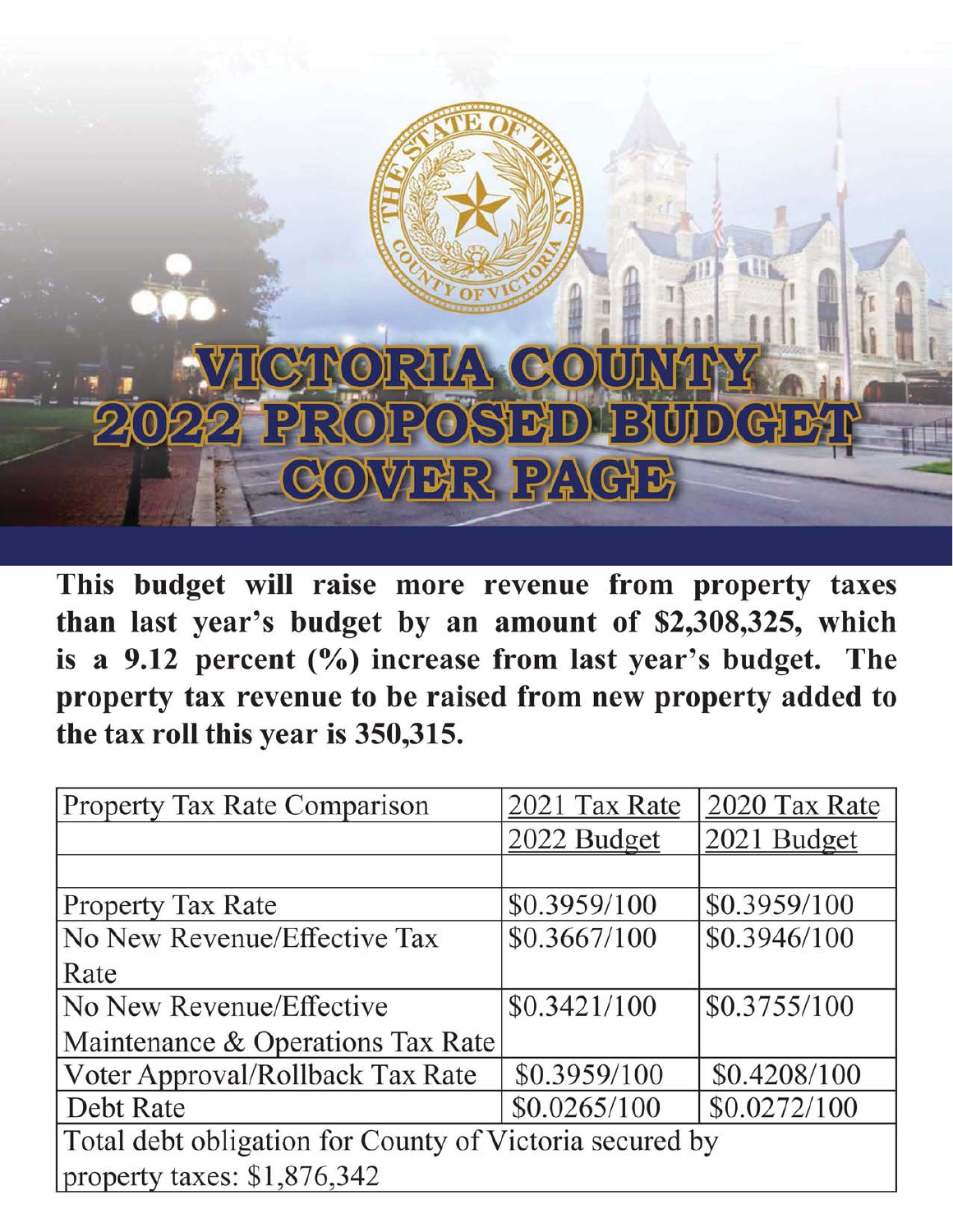# VICTORIA COUNTY 2022 PROPOSED BUDGET COVER PAGE

**This budget will raise more revenue from property taxes than last year's budget by an amount of $2,308,325, which is a 9.12 percent (%) increase from last year's budget. The property tax revenue to be raised from new property added to the tax roll this year is 350,315.**

| Property Tax Rate Comparison | 2021 Tax Rate | 2020 Tax Rate |
|---|---|---|
| | 2022 Budget | 2021 Budget |
| | | |
| Property Tax Rate | $0.3959/100 | $0.3959/100 |
| No New Revenue/Effective Tax Rate | $0.3667/100 | $0.3946/100 |
| No New Revenue/Effective Maintenance & Operations Tax Rate | $0.3421/100 | $0.3755/100 |
| Voter Approval/Rollback Tax Rate | $0.3959/100 | $0.4208/100 |
| Debt Rate | $0.0265/100 | $0.0272/100 |
| Total debt obligation for County of Victoria secured by property taxes: $1,876,342 | | |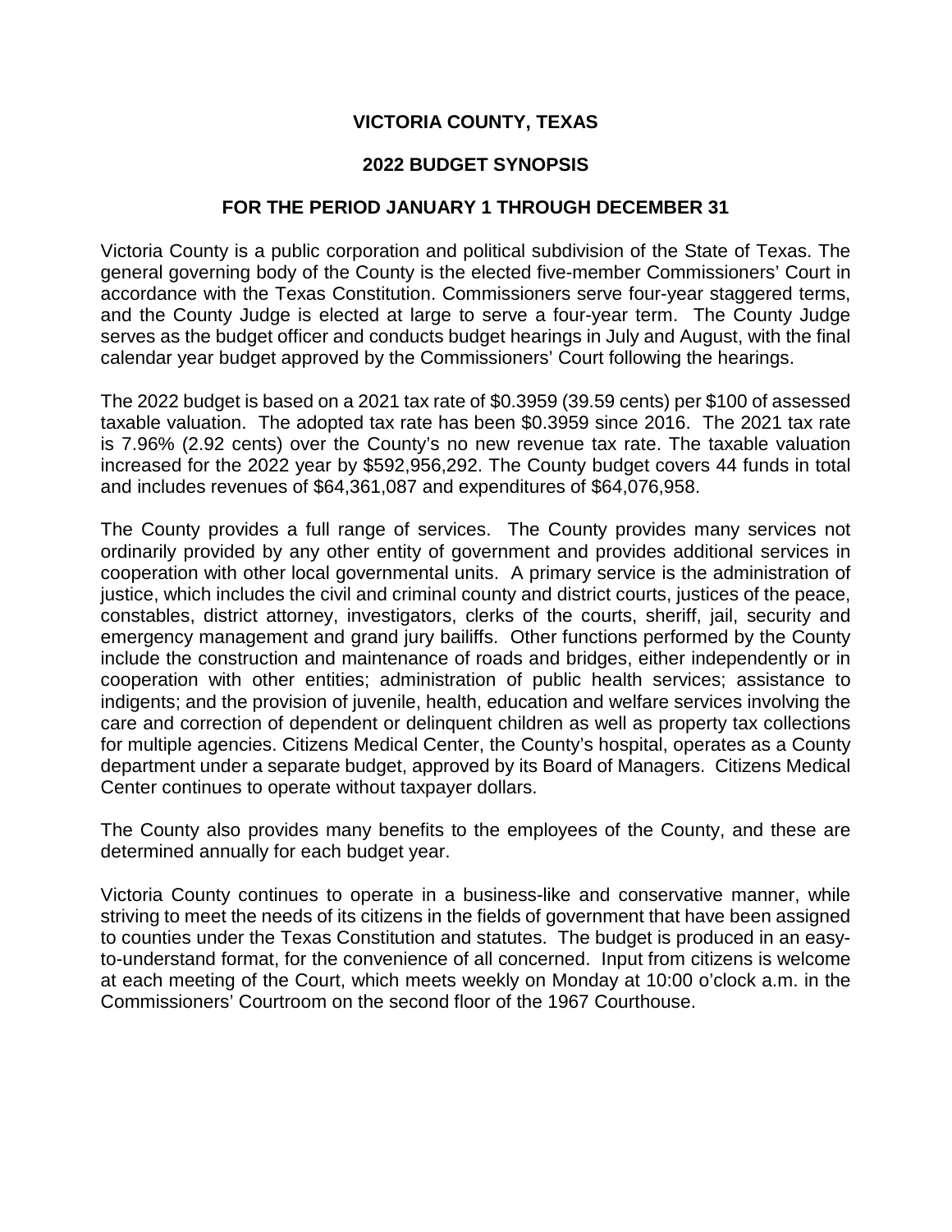# VICTORIA COUNTY, TEXAS

## 2022 BUDGET SYNOPSIS

## FOR THE PERIOD JANUARY 1 THROUGH DECEMBER 31

Victoria County is a public corporation and political subdivision of the State of Texas. The general governing body of the County is the elected five-member Commissioners' Court in accordance with the Texas Constitution. Commissioners serve four-year staggered terms, and the County Judge is elected at large to serve a four-year term. The County Judge serves as the budget officer and conducts budget hearings in July and August, with the final calendar year budget approved by the Commissioners' Court following the hearings.

The 2022 budget is based on a 2021 tax rate of $0.3959 (39.59 cents) per $100 of assessed taxable valuation. The adopted tax rate has been $0.3959 since 2016. The 2021 tax rate is 7.96% (2.92 cents) over the County's no new revenue tax rate. The taxable valuation increased for the 2022 year by $592,956,292. The County budget covers 44 funds in total and includes revenues of $64,361,087 and expenditures of $64,076,958.

The County provides a full range of services. The County provides many services not ordinarily provided by any other entity of government and provides additional services in cooperation with other local governmental units. A primary service is the administration of justice, which includes the civil and criminal county and district courts, justices of the peace, constables, district attorney, investigators, clerks of the courts, sheriff, jail, security and emergency management and grand jury bailiffs. Other functions performed by the County include the construction and maintenance of roads and bridges, either independently or in cooperation with other entities; administration of public health services; assistance to indigents; and the provision of juvenile, health, education and welfare services involving the care and correction of dependent or delinquent children as well as property tax collections for multiple agencies. Citizens Medical Center, the County's hospital, operates as a County department under a separate budget, approved by its Board of Managers. Citizens Medical Center continues to operate without taxpayer dollars.

The County also provides many benefits to the employees of the County, and these are determined annually for each budget year.

Victoria County continues to operate in a business-like and conservative manner, while striving to meet the needs of its citizens in the fields of government that have been assigned to counties under the Texas Constitution and statutes. The budget is produced in an easy-to-understand format, for the convenience of all concerned. Input from citizens is welcome at each meeting of the Court, which meets weekly on Monday at 10:00 o'clock a.m. in the Commissioners' Courtroom on the second floor of the 1967 Courthouse.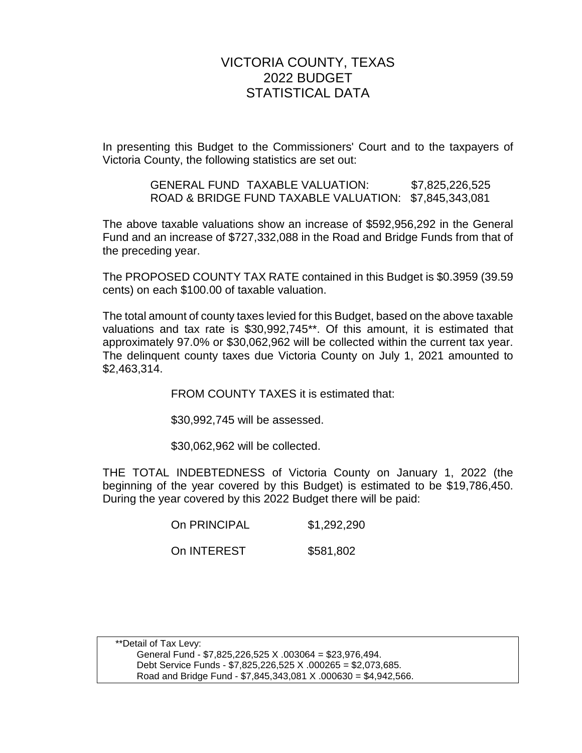# VICTORIA COUNTY, TEXAS
# 2022 BUDGET
# STATISTICAL DATA

In presenting this Budget to the Commissioners' Court and to the taxpayers of Victoria County, the following statistics are set out:

| | |
|---|---|
| GENERAL FUND TAXABLE VALUATION: | $7,825,226,525 |
| ROAD & BRIDGE FUND TAXABLE VALUATION: | $7,845,343,081 |

The above taxable valuations show an increase of $592,956,292 in the General Fund and an increase of $727,332,088 in the Road and Bridge Funds from that of the preceding year.

The PROPOSED COUNTY TAX RATE contained in this Budget is $0.3959 (39.59 cents) on each $100.00 of taxable valuation.

The total amount of county taxes levied for this Budget, based on the above taxable valuations and tax rate is $30,992,745**. Of this amount, it is estimated that approximately 97.0% or $30,062,962 will be collected within the current tax year. The delinquent county taxes due Victoria County on July 1, 2021 amounted to $2,463,314.

FROM COUNTY TAXES it is estimated that:

$30,992,745 will be assessed.

$30,062,962 will be collected.

THE TOTAL INDEBTEDNESS of Victoria County on January 1, 2022 (the beginning of the year covered by this Budget) is estimated to be $19,786,450. During the year covered by this 2022 Budget there will be paid:

| | |
|---|---|
| On PRINCIPAL | $1,292,290 |
| On INTEREST | $581,802 |

**Detail of Tax Levy:

- General Fund - $7,825,226,525 X .003064 = $23,976,494.
- Debt Service Funds - $7,825,226,525 X .000265 = $2,073,685.
- Road and Bridge Fund - $7,845,343,081 X .000630 = $4,942,566.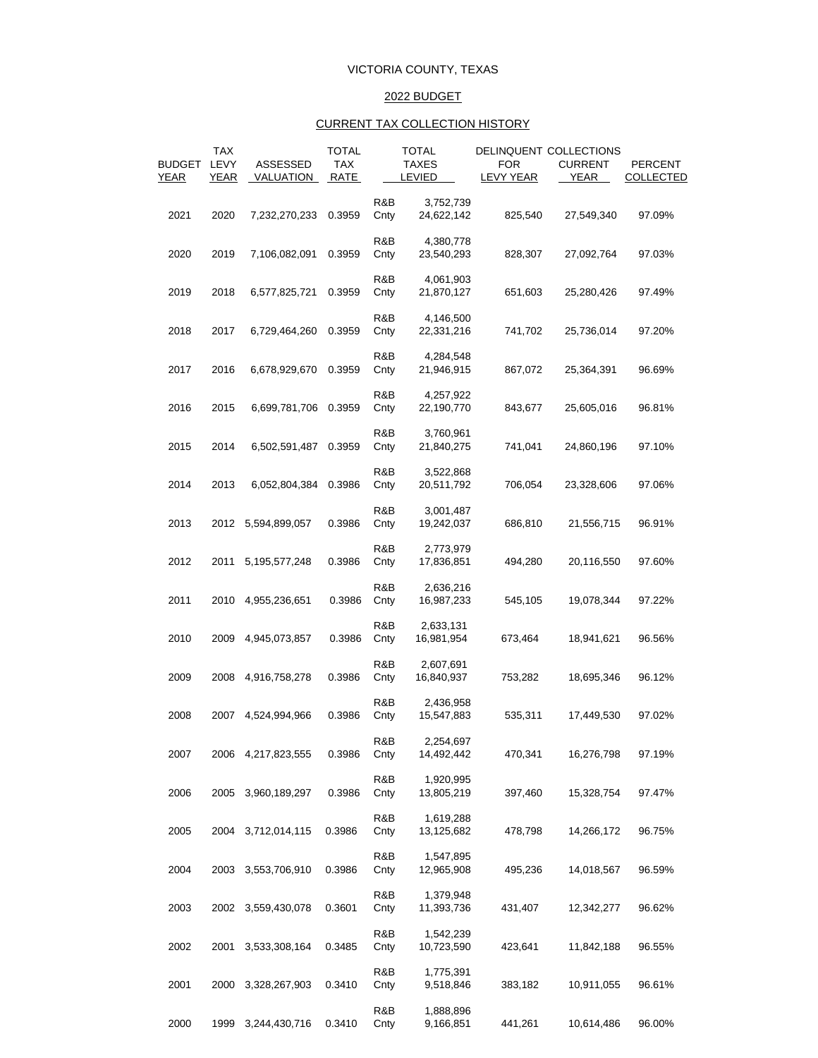# VICTORIA COUNTY, TEXAS

## 2022 BUDGET

## CURRENT TAX COLLECTION HISTORY

| BUDGET YEAR | TAX LEVY YEAR | ASSESSED VALUATION | TOTAL TAX RATE | | TOTAL TAXES LEVIED | DELINQUENT COLLECTIONS FOR LEVY YEAR | COLLECTIONS CURRENT YEAR | PERCENT COLLECTED |
|---|---|---|---|---|---|---|---|---|
| 2021 | 2020 | 7,232,270,233 | 0.3959 | R&B<br>Cnty | 3,752,739<br>24,622,142 | 825,540 | 27,549,340 | 97.09% |
| 2020 | 2019 | 7,106,082,091 | 0.3959 | R&B<br>Cnty | 4,380,778<br>23,540,293 | 828,307 | 27,092,764 | 97.03% |
| 2019 | 2018 | 6,577,825,721 | 0.3959 | R&B<br>Cnty | 4,061,903<br>21,870,127 | 651,603 | 25,280,426 | 97.49% |
| 2018 | 2017 | 6,729,464,260 | 0.3959 | R&B<br>Cnty | 4,146,500<br>22,331,216 | 741,702 | 25,736,014 | 97.20% |
| 2017 | 2016 | 6,678,929,670 | 0.3959 | R&B<br>Cnty | 4,284,548<br>21,946,915 | 867,072 | 25,364,391 | 96.69% |
| 2016 | 2015 | 6,699,781,706 | 0.3959 | R&B<br>Cnty | 4,257,922<br>22,190,770 | 843,677 | 25,605,016 | 96.81% |
| 2015 | 2014 | 6,502,591,487 | 0.3959 | R&B<br>Cnty | 3,760,961<br>21,840,275 | 741,041 | 24,860,196 | 97.10% |
| 2014 | 2013 | 6,052,804,384 | 0.3986 | R&B<br>Cnty | 3,522,868<br>20,511,792 | 706,054 | 23,328,606 | 97.06% |
| 2013 | 2012 | 5,594,899,057 | 0.3986 | R&B<br>Cnty | 3,001,487<br>19,242,037 | 686,810 | 21,556,715 | 96.91% |
| 2012 | 2011 | 5,195,577,248 | 0.3986 | R&B<br>Cnty | 2,773,979<br>17,836,851 | 494,280 | 20,116,550 | 97.60% |
| 2011 | 2010 | 4,955,236,651 | 0.3986 | R&B<br>Cnty | 2,636,216<br>16,987,233 | 545,105 | 19,078,344 | 97.22% |
| 2010 | 2009 | 4,945,073,857 | 0.3986 | R&B<br>Cnty | 2,633,131<br>16,981,954 | 673,464 | 18,941,621 | 96.56% |
| 2009 | 2008 | 4,916,758,278 | 0.3986 | R&B<br>Cnty | 2,607,691<br>16,840,937 | 753,282 | 18,695,346 | 96.12% |
| 2008 | 2007 | 4,524,994,966 | 0.3986 | R&B<br>Cnty | 2,436,958<br>15,547,883 | 535,311 | 17,449,530 | 97.02% |
| 2007 | 2006 | 4,217,823,555 | 0.3986 | R&B<br>Cnty | 2,254,697<br>14,492,442 | 470,341 | 16,276,798 | 97.19% |
| 2006 | 2005 | 3,960,189,297 | 0.3986 | R&B<br>Cnty | 1,920,995<br>13,805,219 | 397,460 | 15,328,754 | 97.47% |
| 2005 | 2004 | 3,712,014,115 | 0.3986 | R&B<br>Cnty | 1,619,288<br>13,125,682 | 478,798 | 14,266,172 | 96.75% |
| 2004 | 2003 | 3,553,706,910 | 0.3986 | R&B<br>Cnty | 1,547,895<br>12,965,908 | 495,236 | 14,018,567 | 96.59% |
| 2003 | 2002 | 3,559,430,078 | 0.3601 | R&B<br>Cnty | 1,379,948<br>11,393,736 | 431,407 | 12,342,277 | 96.62% |
| 2002 | 2001 | 3,533,308,164 | 0.3485 | R&B<br>Cnty | 1,542,239<br>10,723,590 | 423,641 | 11,842,188 | 96.55% |
| 2001 | 2000 | 3,328,267,903 | 0.3410 | R&B<br>Cnty | 1,775,391<br>9,518,846 | 383,182 | 10,911,055 | 96.61% |
| 2000 | 1999 | 3,244,430,716 | 0.3410 | R&B<br>Cnty | 1,888,896<br>9,166,851 | 441,261 | 10,614,486 | 96.00% |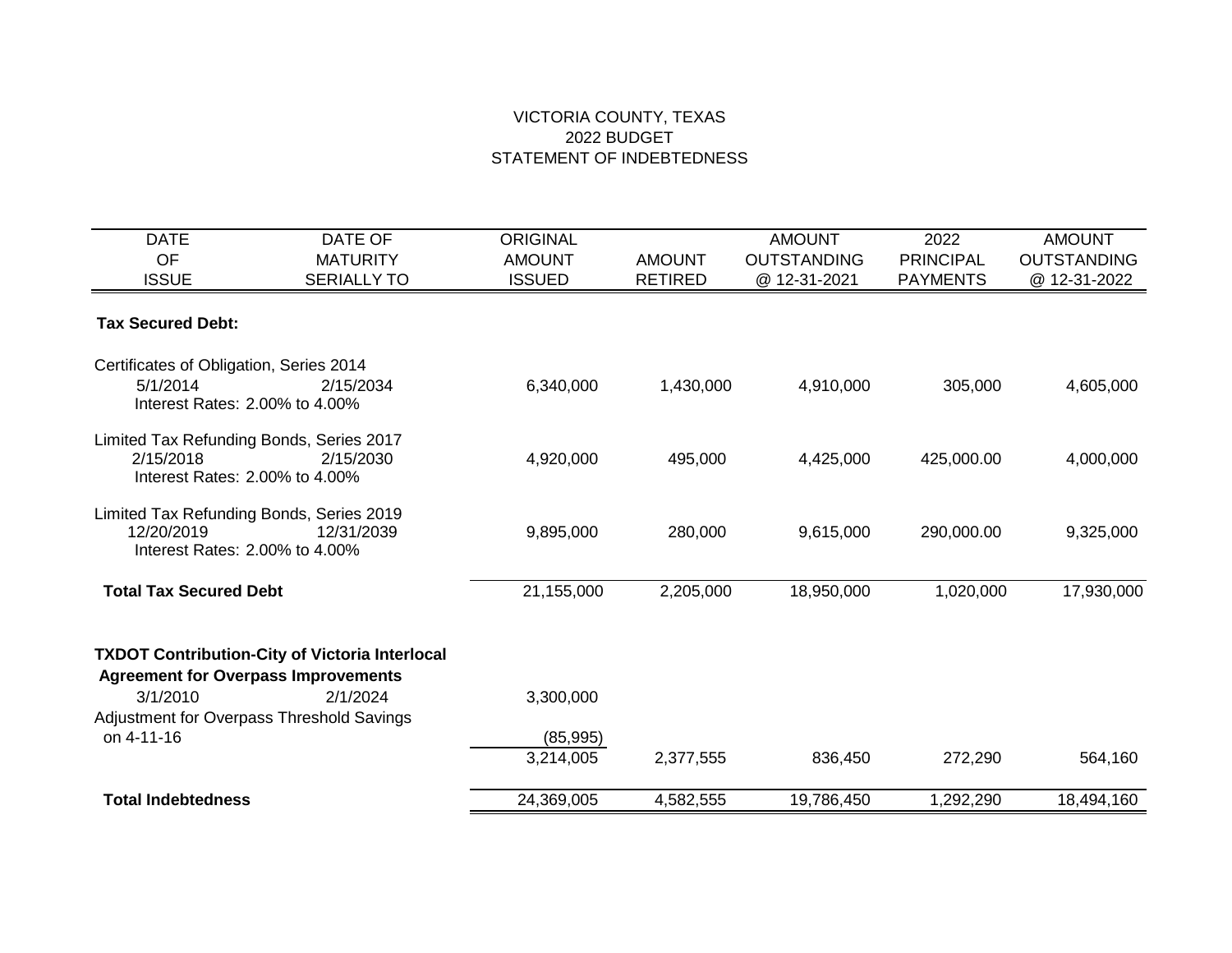# VICTORIA COUNTY, TEXAS
## 2022 BUDGET
## STATEMENT OF INDEBTEDNESS

| DATE OF ISSUE | DATE OF MATURITY SERIALLY TO | ORIGINAL AMOUNT ISSUED | AMOUNT RETIRED | AMOUNT OUTSTANDING @ 12-31-2021 | 2022 PRINCIPAL PAYMENTS | AMOUNT OUTSTANDING @ 12-31-2022 |
|---|---|---|---|---|---|---|
| **Tax Secured Debt:** | | | | | | |
| Certificates of Obligation, Series 2014 | | | | | | |
| 5/1/2014 | 2/15/2034 | 6,340,000 | 1,430,000 | 4,910,000 | 305,000 | 4,605,000 |
| Interest Rates: 2.00% to 4.00% | | | | | | |
| Limited Tax Refunding Bonds, Series 2017 | | | | | | |
| 2/15/2018 | 2/15/2030 | 4,920,000 | 495,000 | 4,425,000 | 425,000.00 | 4,000,000 |
| Interest Rates: 2.00% to 4.00% | | | | | | |
| Limited Tax Refunding Bonds, Series 2019 | | | | | | |
| 12/20/2019 | 12/31/2039 | 9,895,000 | 280,000 | 9,615,000 | 290,000.00 | 9,325,000 |
| Interest Rates: 2.00% to 4.00% | | | | | | |
| **Total Tax Secured Debt** | | 21,155,000 | 2,205,000 | 18,950,000 | 1,020,000 | 17,930,000 |
| **TXDOT Contribution-City of Victoria Interlocal Agreement for Overpass Improvements** | | | | | | |
| 3/1/2010 | 2/1/2024 | 3,300,000 | | | | |
| Adjustment for Overpass Threshold Savings on 4-11-16 | | (85,995) | | | | |
| | | 3,214,005 | 2,377,555 | 836,450 | 272,290 | 564,160 |
| **Total Indebtedness** | | 24,369,005 | 4,582,555 | 19,786,450 | 1,292,290 | 18,494,160 |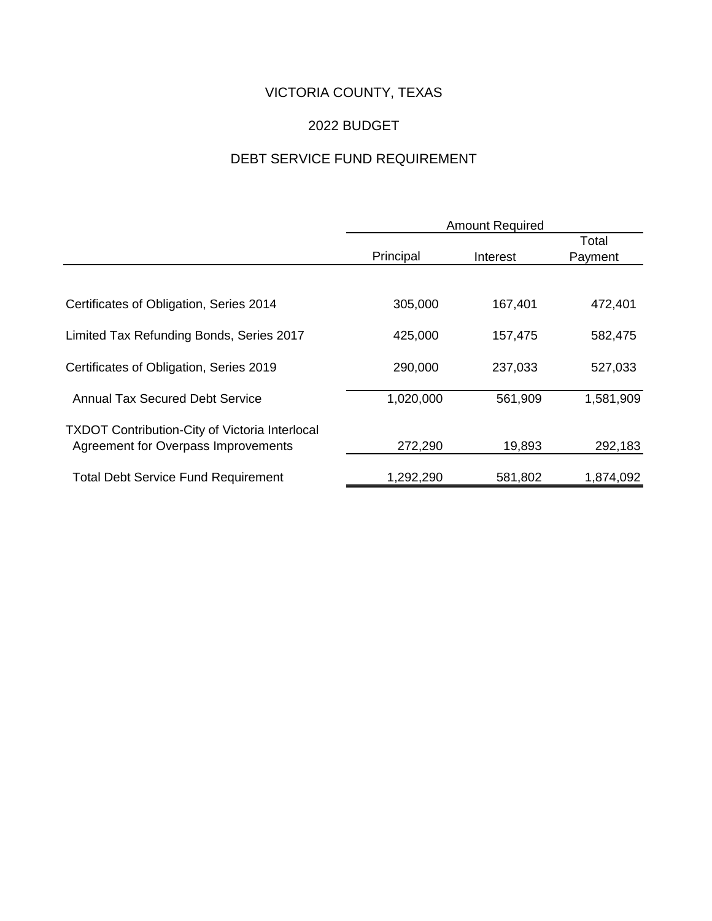# VICTORIA COUNTY, TEXAS

## 2022 BUDGET

## DEBT SERVICE FUND REQUIREMENT

| | Amount Required | | |
|---|---|---|---|
| | Principal | Interest | Total Payment |
| Certificates of Obligation, Series 2014 | 305,000 | 167,401 | 472,401 |
| Limited Tax Refunding Bonds, Series 2017 | 425,000 | 157,475 | 582,475 |
| Certificates of Obligation, Series 2019 | 290,000 | 237,033 | 527,033 |
| Annual Tax Secured Debt Service | 1,020,000 | 561,909 | 1,581,909 |
| TXDOT Contribution-City of Victoria Interlocal Agreement for Overpass Improvements | 272,290 | 19,893 | 292,183 |
| Total Debt Service Fund Requirement | 1,292,290 | 581,802 | 1,874,092 |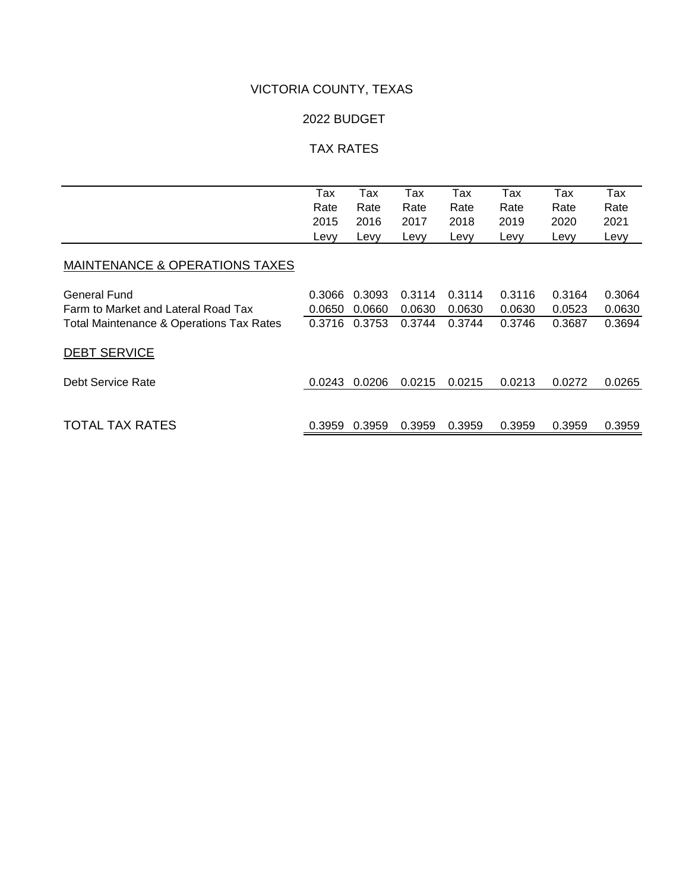# VICTORIA COUNTY, TEXAS

## 2022 BUDGET

## TAX RATES

| | Tax Rate 2015 Levy | Tax Rate 2016 Levy | Tax Rate 2017 Levy | Tax Rate 2018 Levy | Tax Rate 2019 Levy | Tax Rate 2020 Levy | Tax Rate 2021 Levy |
|---|---|---|---|---|---|---|---|
| MAINTENANCE & OPERATIONS TAXES | | | | | | | |
| General Fund | 0.3066 | 0.3093 | 0.3114 | 0.3114 | 0.3116 | 0.3164 | 0.3064 |
| Farm to Market and Lateral Road Tax | 0.0650 | 0.0660 | 0.0630 | 0.0630 | 0.0630 | 0.0523 | 0.0630 |
| Total Maintenance & Operations Tax Rates | 0.3716 | 0.3753 | 0.3744 | 0.3744 | 0.3746 | 0.3687 | 0.3694 |
| DEBT SERVICE | | | | | | | |
| Debt Service Rate | 0.0243 | 0.0206 | 0.0215 | 0.0215 | 0.0213 | 0.0272 | 0.0265 |
| TOTAL TAX RATES | 0.3959 | 0.3959 | 0.3959 | 0.3959 | 0.3959 | 0.3959 | 0.3959 |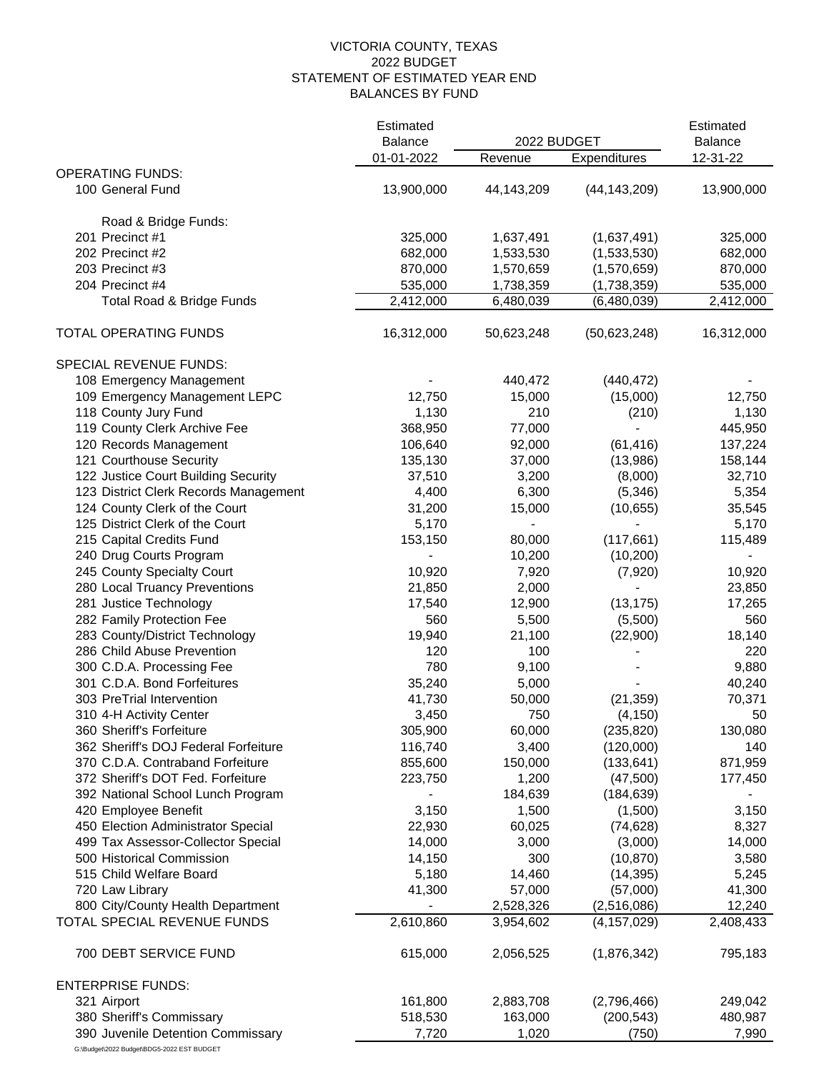# VICTORIA COUNTY, TEXAS
## 2022 BUDGET
## STATEMENT OF ESTIMATED YEAR END
## BALANCES BY FUND

| | Estimated Balance 01-01-2022 | 2022 BUDGET Revenue | 2022 BUDGET Expenditures | Estimated Balance 12-31-22 |
|---|---|---|---|---|
| **OPERATING FUNDS:** | | | | |
| 100 General Fund | 13,900,000 | 44,143,209 | (44,143,209) | 13,900,000 |
| Road & Bridge Funds: | | | | |
| 201 Precinct #1 | 325,000 | 1,637,491 | (1,637,491) | 325,000 |
| 202 Precinct #2 | 682,000 | 1,533,530 | (1,533,530) | 682,000 |
| 203 Precinct #3 | 870,000 | 1,570,659 | (1,570,659) | 870,000 |
| 204 Precinct #4 | 535,000 | 1,738,359 | (1,738,359) | 535,000 |
| Total Road & Bridge Funds | 2,412,000 | 6,480,039 | (6,480,039) | 2,412,000 |
| TOTAL OPERATING FUNDS | 16,312,000 | 50,623,248 | (50,623,248) | 16,312,000 |
| **SPECIAL REVENUE FUNDS:** | | | | |
| 108 Emergency Management | - | 440,472 | (440,472) | - |
| 109 Emergency Management LEPC | 12,750 | 15,000 | (15,000) | 12,750 |
| 118 County Jury Fund | 1,130 | 210 | (210) | 1,130 |
| 119 County Clerk Archive Fee | 368,950 | 77,000 | - | 445,950 |
| 120 Records Management | 106,640 | 92,000 | (61,416) | 137,224 |
| 121 Courthouse Security | 135,130 | 37,000 | (13,986) | 158,144 |
| 122 Justice Court Building Security | 37,510 | 3,200 | (8,000) | 32,710 |
| 123 District Clerk Records Management | 4,400 | 6,300 | (5,346) | 5,354 |
| 124 County Clerk of the Court | 31,200 | 15,000 | (10,655) | 35,545 |
| 125 District Clerk of the Court | 5,170 | - | - | 5,170 |
| 215 Capital Credits Fund | 153,150 | 80,000 | (117,661) | 115,489 |
| 240 Drug Courts Program | - | 10,200 | (10,200) | - |
| 245 County Specialty Court | 10,920 | 7,920 | (7,920) | 10,920 |
| 280 Local Truancy Preventions | 21,850 | 2,000 | - | 23,850 |
| 281 Justice Technology | 17,540 | 12,900 | (13,175) | 17,265 |
| 282 Family Protection Fee | 560 | 5,500 | (5,500) | 560 |
| 283 County/District Technology | 19,940 | 21,100 | (22,900) | 18,140 |
| 286 Child Abuse Prevention | 120 | 100 | - | 220 |
| 300 C.D.A. Processing Fee | 780 | 9,100 | - | 9,880 |
| 301 C.D.A. Bond Forfeitures | 35,240 | 5,000 | - | 40,240 |
| 303 PreTrial Intervention | 41,730 | 50,000 | (21,359) | 70,371 |
| 310 4-H Activity Center | 3,450 | 750 | (4,150) | 50 |
| 360 Sheriff's Forfeiture | 305,900 | 60,000 | (235,820) | 130,080 |
| 362 Sheriff's DOJ Federal Forfeiture | 116,740 | 3,400 | (120,000) | 140 |
| 370 C.D.A. Contraband Forfeiture | 855,600 | 150,000 | (133,641) | 871,959 |
| 372 Sheriff's DOT Fed. Forfeiture | 223,750 | 1,200 | (47,500) | 177,450 |
| 392 National School Lunch Program | - | 184,639 | (184,639) | - |
| 420 Employee Benefit | 3,150 | 1,500 | (1,500) | 3,150 |
| 450 Election Administrator Special | 22,930 | 60,025 | (74,628) | 8,327 |
| 499 Tax Assessor-Collector Special | 14,000 | 3,000 | (3,000) | 14,000 |
| 500 Historical Commission | 14,150 | 300 | (10,870) | 3,580 |
| 515 Child Welfare Board | 5,180 | 14,460 | (14,395) | 5,245 |
| 720 Law Library | 41,300 | 57,000 | (57,000) | 41,300 |
| 800 City/County Health Department | - | 2,528,326 | (2,516,086) | 12,240 |
| TOTAL SPECIAL REVENUE FUNDS | 2,610,860 | 3,954,602 | (4,157,029) | 2,408,433 |
| 700 DEBT SERVICE FUND | 615,000 | 2,056,525 | (1,876,342) | 795,183 |
| **ENTERPRISE FUNDS:** | | | | |
| 321 Airport | 161,800 | 2,883,708 | (2,796,466) | 249,042 |
| 380 Sheriff's Commissary | 518,530 | 163,000 | (200,543) | 480,987 |
| 390 Juvenile Detention Commissary | 7,720 | 1,020 | (750) | 7,990 |

G:\Budget\2022 Budget\BDG5-2022 EST BUDGET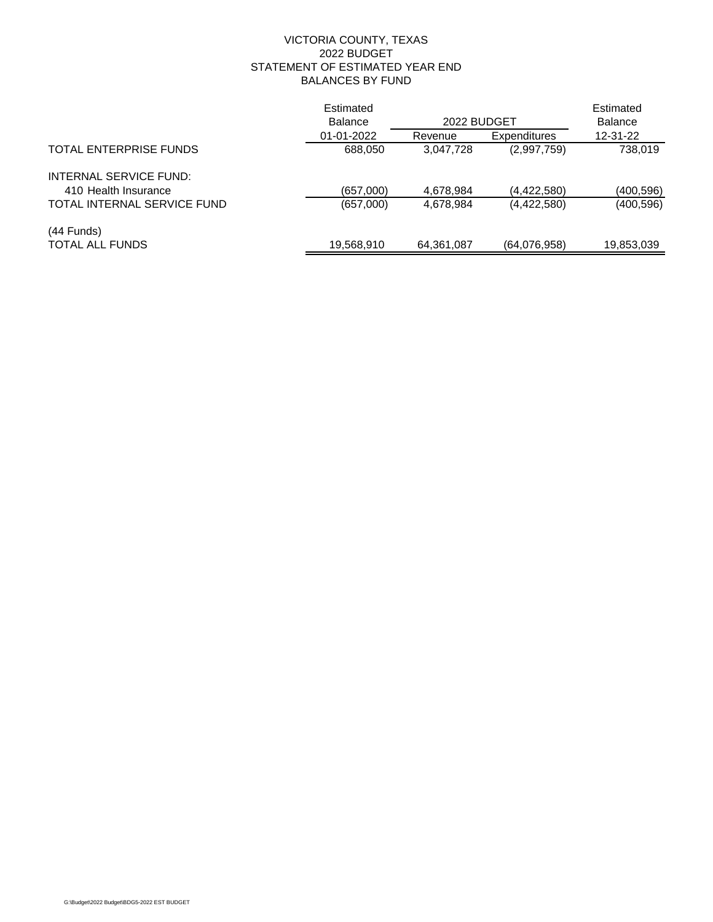VICTORIA COUNTY, TEXAS
2022 BUDGET
STATEMENT OF ESTIMATED YEAR END
BALANCES BY FUND

| | Estimated Balance | 2022 BUDGET | | Estimated Balance |
|---|---|---|---|---|
| | 01-01-2022 | Revenue | Expenditures | 12-31-22 |
| TOTAL ENTERPRISE FUNDS | 688,050 | 3,047,728 | (2,997,759) | 738,019 |
| INTERNAL SERVICE FUND: | | | | |
| 410 Health Insurance | (657,000) | 4,678,984 | (4,422,580) | (400,596) |
| TOTAL INTERNAL SERVICE FUND | (657,000) | 4,678,984 | (4,422,580) | (400,596) |
| (44 Funds) | | | | |
| TOTAL ALL FUNDS | 19,568,910 | 64,361,087 | (64,076,958) | 19,853,039 |

G:\Budget\2022 Budget\BDG5-2022 EST BUDGET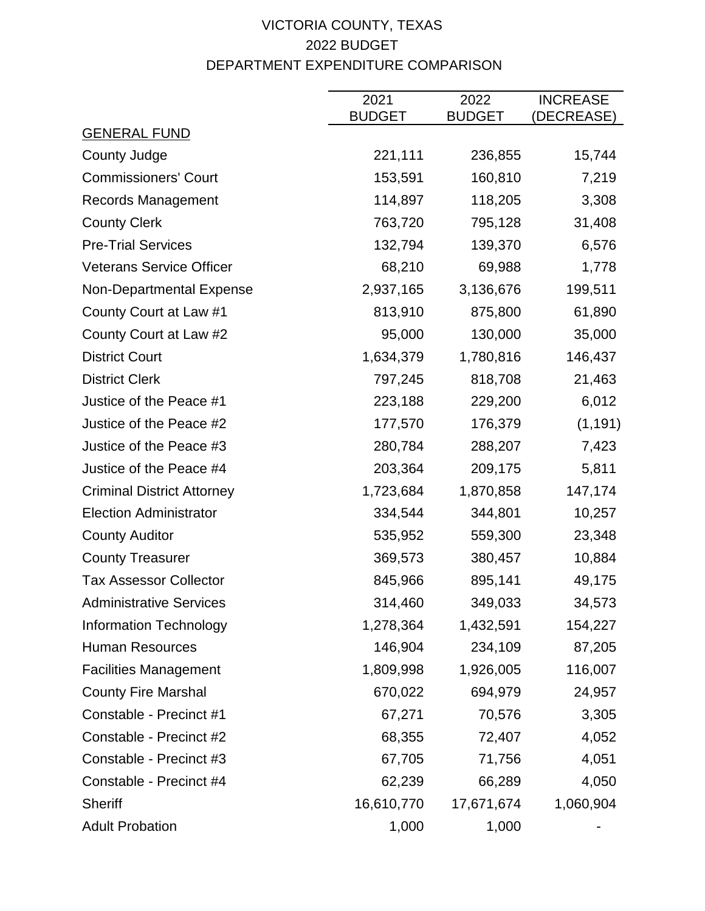# VICTORIA COUNTY, TEXAS
## 2022 BUDGET
## DEPARTMENT EXPENDITURE COMPARISON

| | 2021 BUDGET | 2022 BUDGET | INCREASE (DECREASE) |
|---|---|---|---|
| GENERAL FUND | | | |
| County Judge | 221,111 | 236,855 | 15,744 |
| Commissioners' Court | 153,591 | 160,810 | 7,219 |
| Records Management | 114,897 | 118,205 | 3,308 |
| County Clerk | 763,720 | 795,128 | 31,408 |
| Pre-Trial Services | 132,794 | 139,370 | 6,576 |
| Veterans Service Officer | 68,210 | 69,988 | 1,778 |
| Non-Departmental Expense | 2,937,165 | 3,136,676 | 199,511 |
| County Court at Law #1 | 813,910 | 875,800 | 61,890 |
| County Court at Law #2 | 95,000 | 130,000 | 35,000 |
| District Court | 1,634,379 | 1,780,816 | 146,437 |
| District Clerk | 797,245 | 818,708 | 21,463 |
| Justice of the Peace #1 | 223,188 | 229,200 | 6,012 |
| Justice of the Peace #2 | 177,570 | 176,379 | (1,191) |
| Justice of the Peace #3 | 280,784 | 288,207 | 7,423 |
| Justice of the Peace #4 | 203,364 | 209,175 | 5,811 |
| Criminal District Attorney | 1,723,684 | 1,870,858 | 147,174 |
| Election Administrator | 334,544 | 344,801 | 10,257 |
| County Auditor | 535,952 | 559,300 | 23,348 |
| County Treasurer | 369,573 | 380,457 | 10,884 |
| Tax Assessor Collector | 845,966 | 895,141 | 49,175 |
| Administrative Services | 314,460 | 349,033 | 34,573 |
| Information Technology | 1,278,364 | 1,432,591 | 154,227 |
| Human Resources | 146,904 | 234,109 | 87,205 |
| Facilities Management | 1,809,998 | 1,926,005 | 116,007 |
| County Fire Marshal | 670,022 | 694,979 | 24,957 |
| Constable - Precinct #1 | 67,271 | 70,576 | 3,305 |
| Constable - Precinct #2 | 68,355 | 72,407 | 4,052 |
| Constable - Precinct #3 | 67,705 | 71,756 | 4,051 |
| Constable - Precinct #4 | 62,239 | 66,289 | 4,050 |
| Sheriff | 16,610,770 | 17,671,674 | 1,060,904 |
| Adult Probation | 1,000 | 1,000 | - |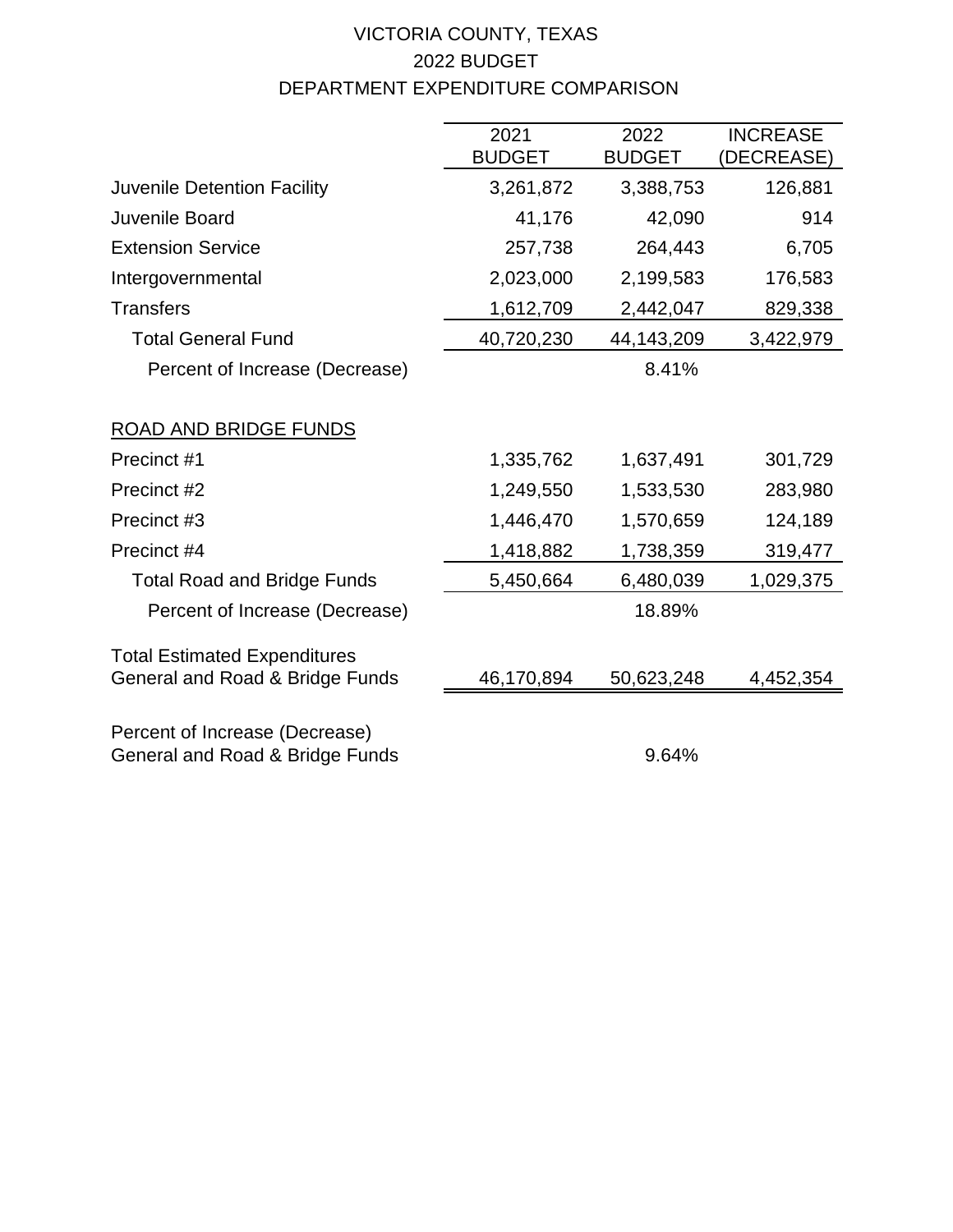# VICTORIA COUNTY, TEXAS
## 2022 BUDGET
## DEPARTMENT EXPENDITURE COMPARISON

| | 2021 BUDGET | 2022 BUDGET | INCREASE (DECREASE) |
|---|---|---|---|
| Juvenile Detention Facility | 3,261,872 | 3,388,753 | 126,881 |
| Juvenile Board | 41,176 | 42,090 | 914 |
| Extension Service | 257,738 | 264,443 | 6,705 |
| Intergovernmental | 2,023,000 | 2,199,583 | 176,583 |
| Transfers | 1,612,709 | 2,442,047 | 829,338 |
| Total General Fund | 40,720,230 | 44,143,209 | 3,422,979 |
| Percent of Increase (Decrease) | | 8.41% | |
| | | | |
| ROAD AND BRIDGE FUNDS | | | |
| Precinct #1 | 1,335,762 | 1,637,491 | 301,729 |
| Precinct #2 | 1,249,550 | 1,533,530 | 283,980 |
| Precinct #3 | 1,446,470 | 1,570,659 | 124,189 |
| Precinct #4 | 1,418,882 | 1,738,359 | 319,477 |
| Total Road and Bridge Funds | 5,450,664 | 6,480,039 | 1,029,375 |
| Percent of Increase (Decrease) | | 18.89% | |
| | | | |
| Total Estimated Expenditures General and Road & Bridge Funds | 46,170,894 | 50,623,248 | 4,452,354 |
| | | | |
| Percent of Increase (Decrease) General and Road & Bridge Funds | | 9.64% | |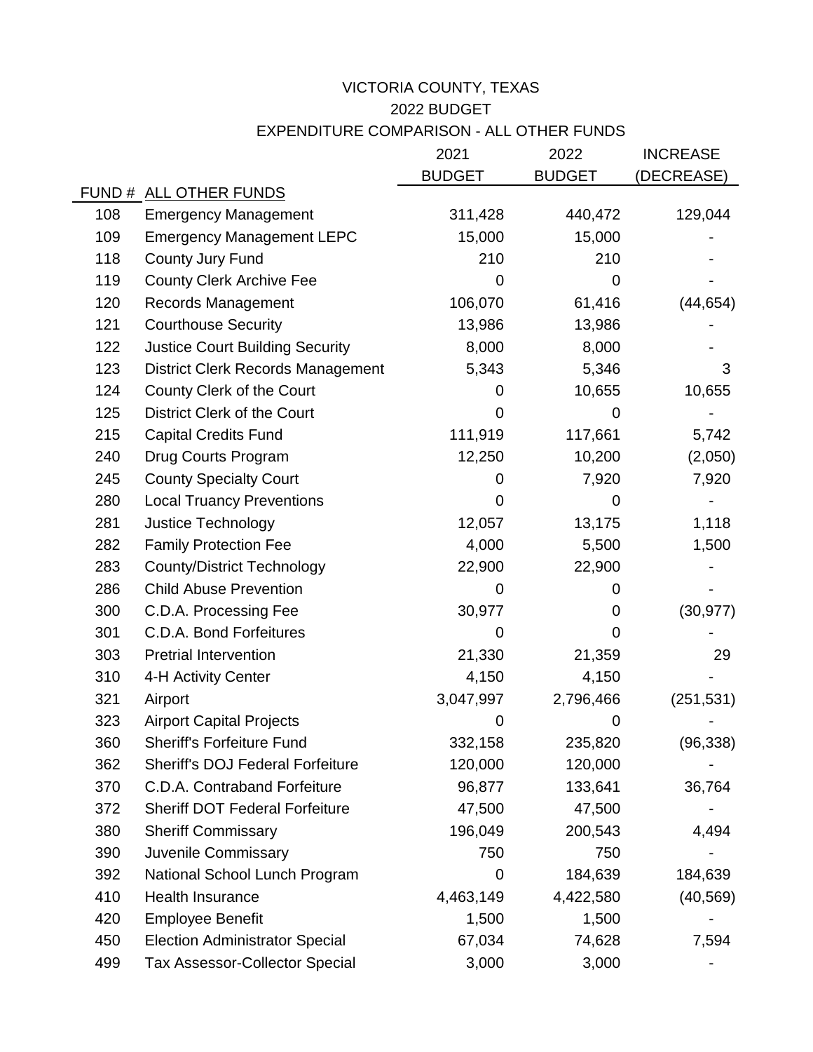# VICTORIA COUNTY, TEXAS

## 2022 BUDGET

## EXPENDITURE COMPARISON - ALL OTHER FUNDS

| FUND # | ALL OTHER FUNDS | 2021 BUDGET | 2022 BUDGET | INCREASE (DECREASE) |
|---|---|---|---|---|
| 108 | Emergency Management | 311,428 | 440,472 | 129,044 |
| 109 | Emergency Management LEPC | 15,000 | 15,000 | - |
| 118 | County Jury Fund | 210 | 210 | - |
| 119 | County Clerk Archive Fee | 0 | 0 | - |
| 120 | Records Management | 106,070 | 61,416 | (44,654) |
| 121 | Courthouse Security | 13,986 | 13,986 | - |
| 122 | Justice Court Building Security | 8,000 | 8,000 | - |
| 123 | District Clerk Records Management | 5,343 | 5,346 | 3 |
| 124 | County Clerk of the Court | 0 | 10,655 | 10,655 |
| 125 | District Clerk of the Court | 0 | 0 | - |
| 215 | Capital Credits Fund | 111,919 | 117,661 | 5,742 |
| 240 | Drug Courts Program | 12,250 | 10,200 | (2,050) |
| 245 | County Specialty Court | 0 | 7,920 | 7,920 |
| 280 | Local Truancy Preventions | 0 | 0 | - |
| 281 | Justice Technology | 12,057 | 13,175 | 1,118 |
| 282 | Family Protection Fee | 4,000 | 5,500 | 1,500 |
| 283 | County/District Technology | 22,900 | 22,900 | - |
| 286 | Child Abuse Prevention | 0 | 0 | - |
| 300 | C.D.A. Processing Fee | 30,977 | 0 | (30,977) |
| 301 | C.D.A. Bond Forfeitures | 0 | 0 | - |
| 303 | Pretrial Intervention | 21,330 | 21,359 | 29 |
| 310 | 4-H Activity Center | 4,150 | 4,150 | - |
| 321 | Airport | 3,047,997 | 2,796,466 | (251,531) |
| 323 | Airport Capital Projects | 0 | 0 | - |
| 360 | Sheriff's Forfeiture Fund | 332,158 | 235,820 | (96,338) |
| 362 | Sheriff's DOJ Federal Forfeiture | 120,000 | 120,000 | - |
| 370 | C.D.A. Contraband Forfeiture | 96,877 | 133,641 | 36,764 |
| 372 | Sheriff DOT Federal Forfeiture | 47,500 | 47,500 | - |
| 380 | Sheriff Commissary | 196,049 | 200,543 | 4,494 |
| 390 | Juvenile Commissary | 750 | 750 | - |
| 392 | National School Lunch Program | 0 | 184,639 | 184,639 |
| 410 | Health Insurance | 4,463,149 | 4,422,580 | (40,569) |
| 420 | Employee Benefit | 1,500 | 1,500 | - |
| 450 | Election Administrator Special | 67,034 | 74,628 | 7,594 |
| 499 | Tax Assessor-Collector Special | 3,000 | 3,000 | - |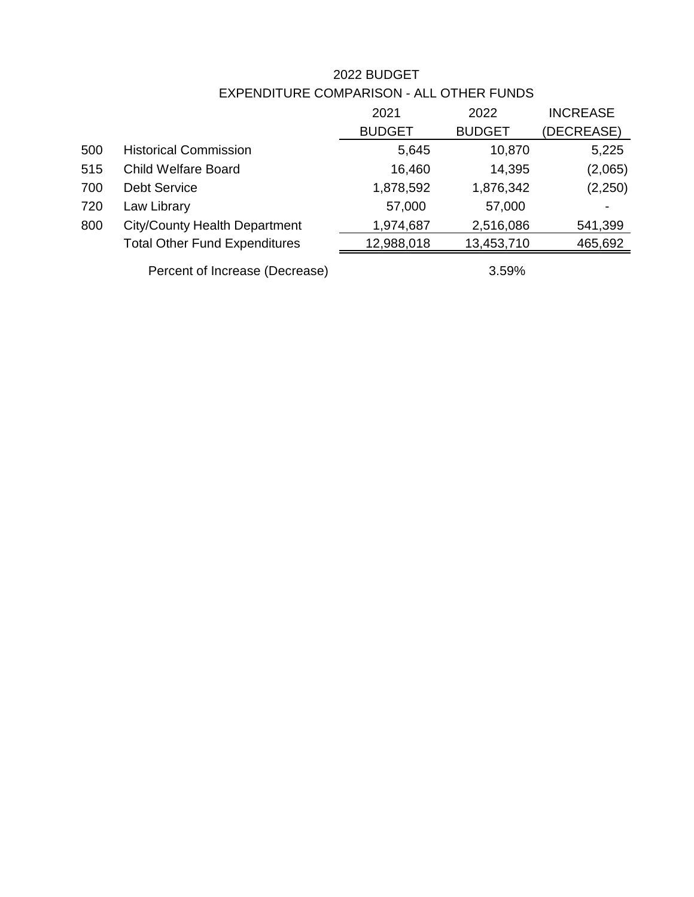# 2022 BUDGET
## EXPENDITURE COMPARISON - ALL OTHER FUNDS

| | | 2021 BUDGET | 2022 BUDGET | INCREASE (DECREASE) |
|---|---|---|---|---|
| 500 | Historical Commission | 5,645 | 10,870 | 5,225 |
| 515 | Child Welfare Board | 16,460 | 14,395 | (2,065) |
| 700 | Debt Service | 1,878,592 | 1,876,342 | (2,250) |
| 720 | Law Library | 57,000 | 57,000 | - |
| 800 | City/County Health Department | 1,974,687 | 2,516,086 | 541,399 |
| | Total Other Fund Expenditures | 12,988,018 | 13,453,710 | 465,692 |
| | Percent of Increase (Decrease) | | 3.59% | |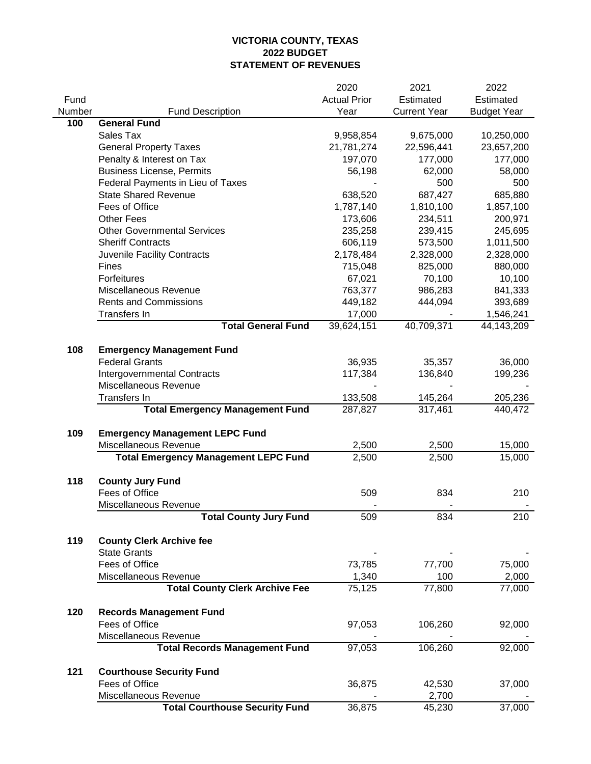# VICTORIA COUNTY, TEXAS
## 2022 BUDGET
## STATEMENT OF REVENUES

| Fund Number | Fund Description | 2020 Actual Prior Year | 2021 Estimated Current Year | 2022 Estimated Budget Year |
|---|---|---|---|---|
| **100** | **General Fund** | | | |
| | Sales Tax | 9,958,854 | 9,675,000 | 10,250,000 |
| | General Property Taxes | 21,781,274 | 22,596,441 | 23,657,200 |
| | Penalty & Interest on Tax | 197,070 | 177,000 | 177,000 |
| | Business License, Permits | 56,198 | 62,000 | 58,000 |
| | Federal Payments in Lieu of Taxes | - | 500 | 500 |
| | State Shared Revenue | 638,520 | 687,427 | 685,880 |
| | Fees of Office | 1,787,140 | 1,810,100 | 1,857,100 |
| | Other Fees | 173,606 | 234,511 | 200,971 |
| | Other Governmental Services | 235,258 | 239,415 | 245,695 |
| | Sheriff Contracts | 606,119 | 573,500 | 1,011,500 |
| | Juvenile Facility Contracts | 2,178,484 | 2,328,000 | 2,328,000 |
| | Fines | 715,048 | 825,000 | 880,000 |
| | Forfeitures | 67,021 | 70,100 | 10,100 |
| | Miscellaneous Revenue | 763,377 | 986,283 | 841,333 |
| | Rents and Commissions | 449,182 | 444,094 | 393,689 |
| | Transfers In | 17,000 | - | 1,546,241 |
| | **Total General Fund** | 39,624,151 | 40,709,371 | 44,143,209 |
| | | | | |
| **108** | **Emergency Management Fund** | | | |
| | Federal Grants | 36,935 | 35,357 | 36,000 |
| | Intergovernmental Contracts | 117,384 | 136,840 | 199,236 |
| | Miscellaneous Revenue | - | - | - |
| | Transfers In | 133,508 | 145,264 | 205,236 |
| | **Total Emergency Management Fund** | 287,827 | 317,461 | 440,472 |
| | | | | |
| **109** | **Emergency Management LEPC Fund** | | | |
| | Miscellaneous Revenue | 2,500 | 2,500 | 15,000 |
| | **Total Emergency Management LEPC Fund** | 2,500 | 2,500 | 15,000 |
| | | | | |
| **118** | **County Jury Fund** | | | |
| | Fees of Office | 509 | 834 | 210 |
| | Miscellaneous Revenue | - | - | - |
| | **Total County Jury Fund** | 509 | 834 | 210 |
| | | | | |
| **119** | **County Clerk Archive fee** | | | |
| | State Grants | - | - | - |
| | Fees of Office | 73,785 | 77,700 | 75,000 |
| | Miscellaneous Revenue | 1,340 | 100 | 2,000 |
| | **Total County Clerk Archive Fee** | 75,125 | 77,800 | 77,000 |
| | | | | |
| **120** | **Records Management Fund** | | | |
| | Fees of Office | 97,053 | 106,260 | 92,000 |
| | Miscellaneous Revenue | - | - | - |
| | **Total Records Management Fund** | 97,053 | 106,260 | 92,000 |
| | | | | |
| **121** | **Courthouse Security Fund** | | | |
| | Fees of Office | 36,875 | 42,530 | 37,000 |
| | Miscellaneous Revenue | - | 2,700 | - |
| | **Total Courthouse Security Fund** | 36,875 | 45,230 | 37,000 |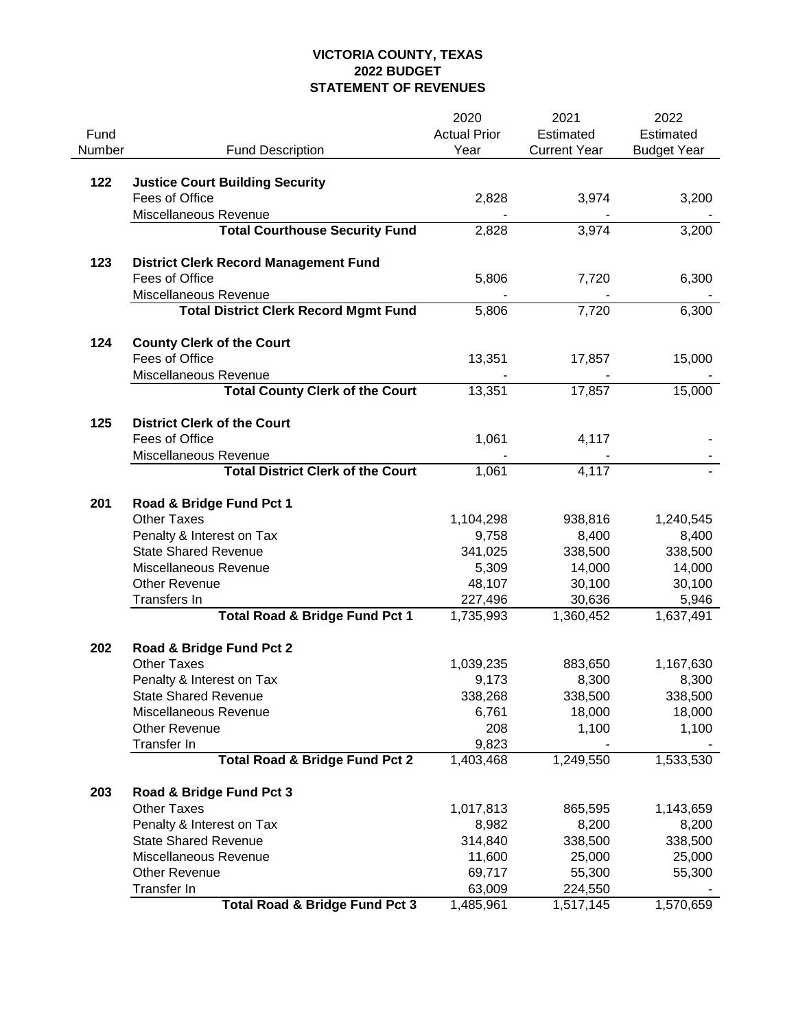# VICTORIA COUNTY, TEXAS
## 2022 BUDGET
## STATEMENT OF REVENUES

| Fund Number | Fund Description | 2020 Actual Prior Year | 2021 Estimated Current Year | 2022 Estimated Budget Year |
|---|---|---|---|---|
| **122** | **Justice Court Building Security** | | | |
| | Fees of Office | 2,828 | 3,974 | 3,200 |
| | Miscellaneous Revenue | - | - | - |
| | **Total Courthouse Security Fund** | 2,828 | 3,974 | 3,200 |
| **123** | **District Clerk Record Management Fund** | | | |
| | Fees of Office | 5,806 | 7,720 | 6,300 |
| | Miscellaneous Revenue | - | - | - |
| | **Total District Clerk Record Mgmt Fund** | 5,806 | 7,720 | 6,300 |
| **124** | **County Clerk of the Court** | | | |
| | Fees of Office | 13,351 | 17,857 | 15,000 |
| | Miscellaneous Revenue | - | - | - |
| | **Total County Clerk of the Court** | 13,351 | 17,857 | 15,000 |
| **125** | **District Clerk of the Court** | | | |
| | Fees of Office | 1,061 | 4,117 | - |
| | Miscellaneous Revenue | - | - | - |
| | **Total District Clerk of the Court** | 1,061 | 4,117 | - |
| **201** | **Road & Bridge Fund Pct 1** | | | |
| | Other Taxes | 1,104,298 | 938,816 | 1,240,545 |
| | Penalty & Interest on Tax | 9,758 | 8,400 | 8,400 |
| | State Shared Revenue | 341,025 | 338,500 | 338,500 |
| | Miscellaneous Revenue | 5,309 | 14,000 | 14,000 |
| | Other Revenue | 48,107 | 30,100 | 30,100 |
| | Transfers In | 227,496 | 30,636 | 5,946 |
| | **Total Road & Bridge Fund Pct 1** | 1,735,993 | 1,360,452 | 1,637,491 |
| **202** | **Road & Bridge Fund Pct 2** | | | |
| | Other Taxes | 1,039,235 | 883,650 | 1,167,630 |
| | Penalty & Interest on Tax | 9,173 | 8,300 | 8,300 |
| | State Shared Revenue | 338,268 | 338,500 | 338,500 |
| | Miscellaneous Revenue | 6,761 | 18,000 | 18,000 |
| | Other Revenue | 208 | 1,100 | 1,100 |
| | Transfer In | 9,823 | - | - |
| | **Total Road & Bridge Fund Pct 2** | 1,403,468 | 1,249,550 | 1,533,530 |
| **203** | **Road & Bridge Fund Pct 3** | | | |
| | Other Taxes | 1,017,813 | 865,595 | 1,143,659 |
| | Penalty & Interest on Tax | 8,982 | 8,200 | 8,200 |
| | State Shared Revenue | 314,840 | 338,500 | 338,500 |
| | Miscellaneous Revenue | 11,600 | 25,000 | 25,000 |
| | Other Revenue | 69,717 | 55,300 | 55,300 |
| | Transfer In | 63,009 | 224,550 | - |
| | **Total Road & Bridge Fund Pct 3** | 1,485,961 | 1,517,145 | 1,570,659 |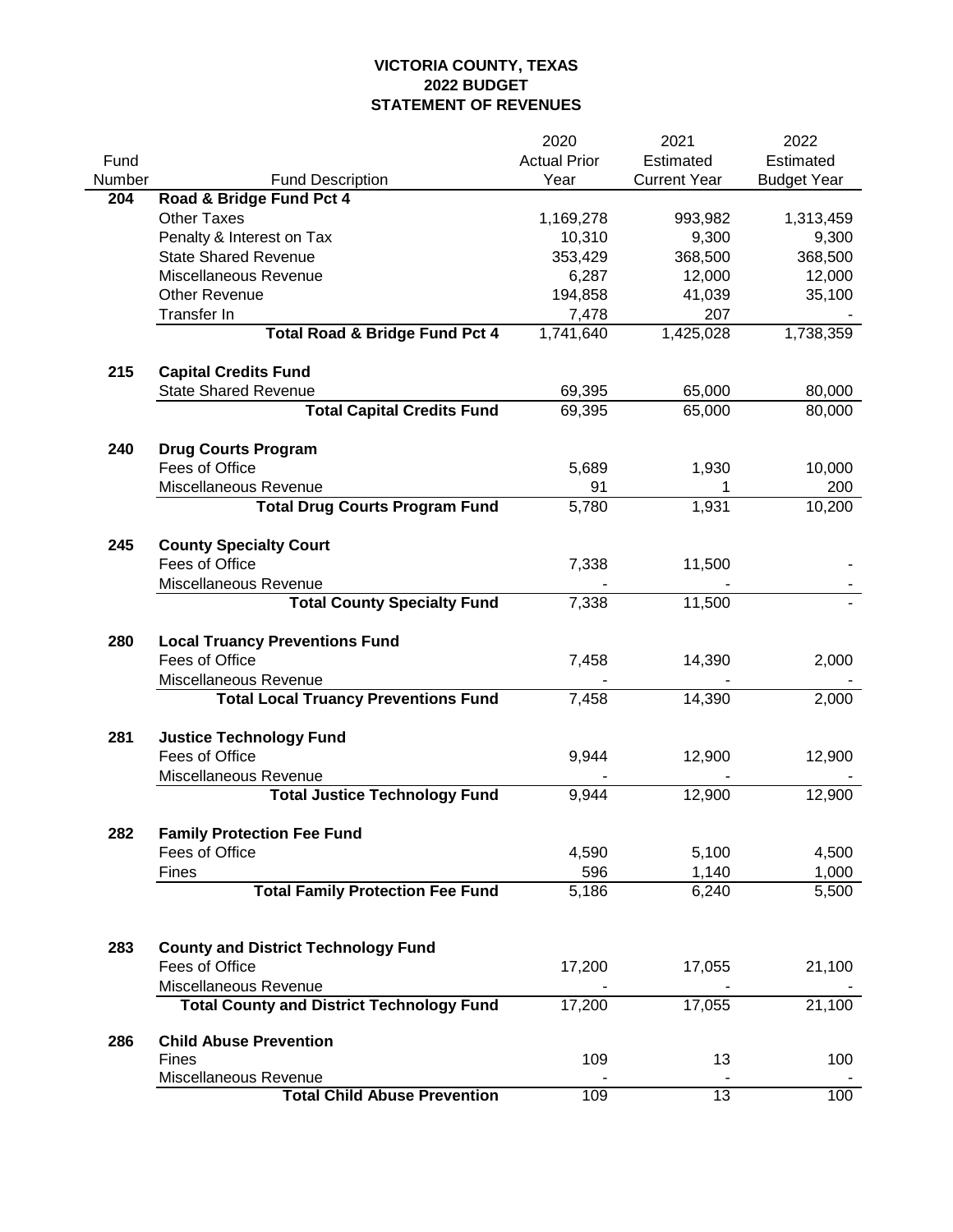**VICTORIA COUNTY, TEXAS**
**2022 BUDGET**
**STATEMENT OF REVENUES**

| Fund Number | Fund Description | 2020 Actual Prior Year | 2021 Estimated Current Year | 2022 Estimated Budget Year |
|---|---|---|---|---|
| **204** | **Road & Bridge Fund Pct 4** | | | |
| | Other Taxes | 1,169,278 | 993,982 | 1,313,459 |
| | Penalty & Interest on Tax | 10,310 | 9,300 | 9,300 |
| | State Shared Revenue | 353,429 | 368,500 | 368,500 |
| | Miscellaneous Revenue | 6,287 | 12,000 | 12,000 |
| | Other Revenue | 194,858 | 41,039 | 35,100 |
| | Transfer In | 7,478 | 207 | - |
| | **Total Road & Bridge Fund Pct 4** | 1,741,640 | 1,425,028 | 1,738,359 |
| **215** | **Capital Credits Fund** | | | |
| | State Shared Revenue | 69,395 | 65,000 | 80,000 |
| | **Total Capital Credits Fund** | 69,395 | 65,000 | 80,000 |
| **240** | **Drug Courts Program** | | | |
| | Fees of Office | 5,689 | 1,930 | 10,000 |
| | Miscellaneous Revenue | 91 | 1 | 200 |
| | **Total Drug Courts Program Fund** | 5,780 | 1,931 | 10,200 |
| **245** | **County Specialty Court** | | | |
| | Fees of Office | 7,338 | 11,500 | - |
| | Miscellaneous Revenue | - | - | - |
| | **Total County Specialty Fund** | 7,338 | 11,500 | - |
| **280** | **Local Truancy Preventions Fund** | | | |
| | Fees of Office | 7,458 | 14,390 | 2,000 |
| | Miscellaneous Revenue | - | - | - |
| | **Total Local Truancy Preventions Fund** | 7,458 | 14,390 | 2,000 |
| **281** | **Justice Technology Fund** | | | |
| | Fees of Office | 9,944 | 12,900 | 12,900 |
| | Miscellaneous Revenue | - | - | - |
| | **Total Justice Technology Fund** | 9,944 | 12,900 | 12,900 |
| **282** | **Family Protection Fee Fund** | | | |
| | Fees of Office | 4,590 | 5,100 | 4,500 |
| | Fines | 596 | 1,140 | 1,000 |
| | **Total Family Protection Fee Fund** | 5,186 | 6,240 | 5,500 |
| **283** | **County and District Technology Fund** | | | |
| | Fees of Office | 17,200 | 17,055 | 21,100 |
| | Miscellaneous Revenue | - | - | - |
| | **Total County and District Technology Fund** | 17,200 | 17,055 | 21,100 |
| **286** | **Child Abuse Prevention** | | | |
| | Fines | 109 | 13 | 100 |
| | Miscellaneous Revenue | - | - | - |
| | **Total Child Abuse Prevention** | 109 | 13 | 100 |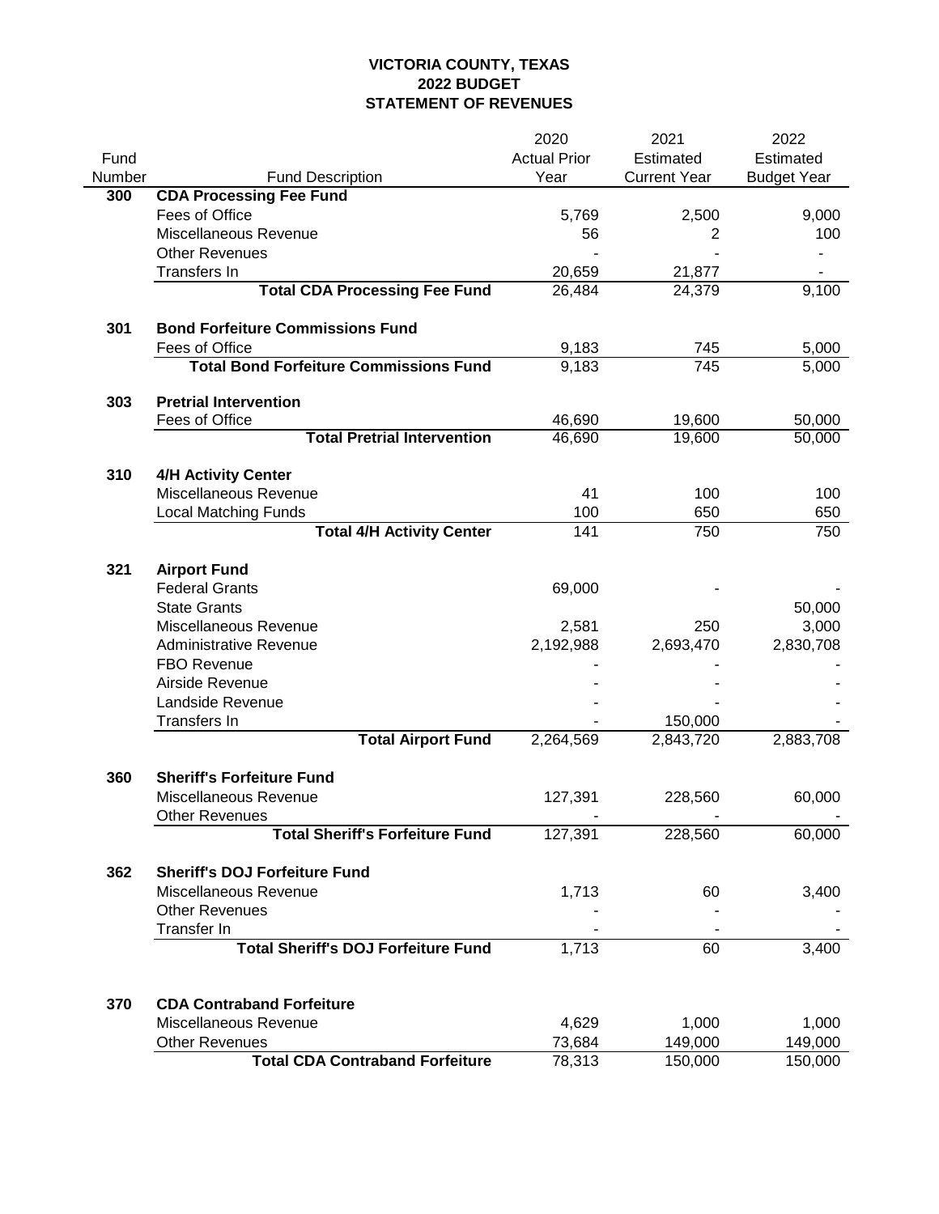**VICTORIA COUNTY, TEXAS**
**2022 BUDGET**
**STATEMENT OF REVENUES**

| Fund Number | Fund Description | 2020 Actual Prior Year | 2021 Estimated Current Year | 2022 Estimated Budget Year |
|---|---|---|---|---|
| **300** | **CDA Processing Fee Fund** | | | |
| | Fees of Office | 5,769 | 2,500 | 9,000 |
| | Miscellaneous Revenue | 56 | 2 | 100 |
| | Other Revenues | - | - | - |
| | Transfers In | 20,659 | 21,877 | - |
| | **Total CDA Processing Fee Fund** | 26,484 | 24,379 | 9,100 |
| **301** | **Bond Forfeiture Commissions Fund** | | | |
| | Fees of Office | 9,183 | 745 | 5,000 |
| | **Total Bond Forfeiture Commissions Fund** | 9,183 | 745 | 5,000 |
| **303** | **Pretrial Intervention** | | | |
| | Fees of Office | 46,690 | 19,600 | 50,000 |
| | **Total Pretrial Intervention** | 46,690 | 19,600 | 50,000 |
| **310** | **4/H Activity Center** | | | |
| | Miscellaneous Revenue | 41 | 100 | 100 |
| | Local Matching Funds | 100 | 650 | 650 |
| | **Total 4/H Activity Center** | 141 | 750 | 750 |
| **321** | **Airport Fund** | | | |
| | Federal Grants | 69,000 | - | - |
| | State Grants | | | 50,000 |
| | Miscellaneous Revenue | 2,581 | 250 | 3,000 |
| | Administrative Revenue | 2,192,988 | 2,693,470 | 2,830,708 |
| | FBO Revenue | - | - | - |
| | Airside Revenue | - | - | - |
| | Landside Revenue | - | - | - |
| | Transfers In | - | 150,000 | - |
| | **Total Airport Fund** | 2,264,569 | 2,843,720 | 2,883,708 |
| **360** | **Sheriff's Forfeiture Fund** | | | |
| | Miscellaneous Revenue | 127,391 | 228,560 | 60,000 |
| | Other Revenues | - | - | - |
| | **Total Sheriff's Forfeiture Fund** | 127,391 | 228,560 | 60,000 |
| **362** | **Sheriff's DOJ Forfeiture Fund** | | | |
| | Miscellaneous Revenue | 1,713 | 60 | 3,400 |
| | Other Revenues | - | - | - |
| | Transfer In | - | - | - |
| | **Total Sheriff's DOJ Forfeiture Fund** | 1,713 | 60 | 3,400 |
| **370** | **CDA Contraband Forfeiture** | | | |
| | Miscellaneous Revenue | 4,629 | 1,000 | 1,000 |
| | Other Revenues | 73,684 | 149,000 | 149,000 |
| | **Total CDA Contraband Forfeiture** | 78,313 | 150,000 | 150,000 |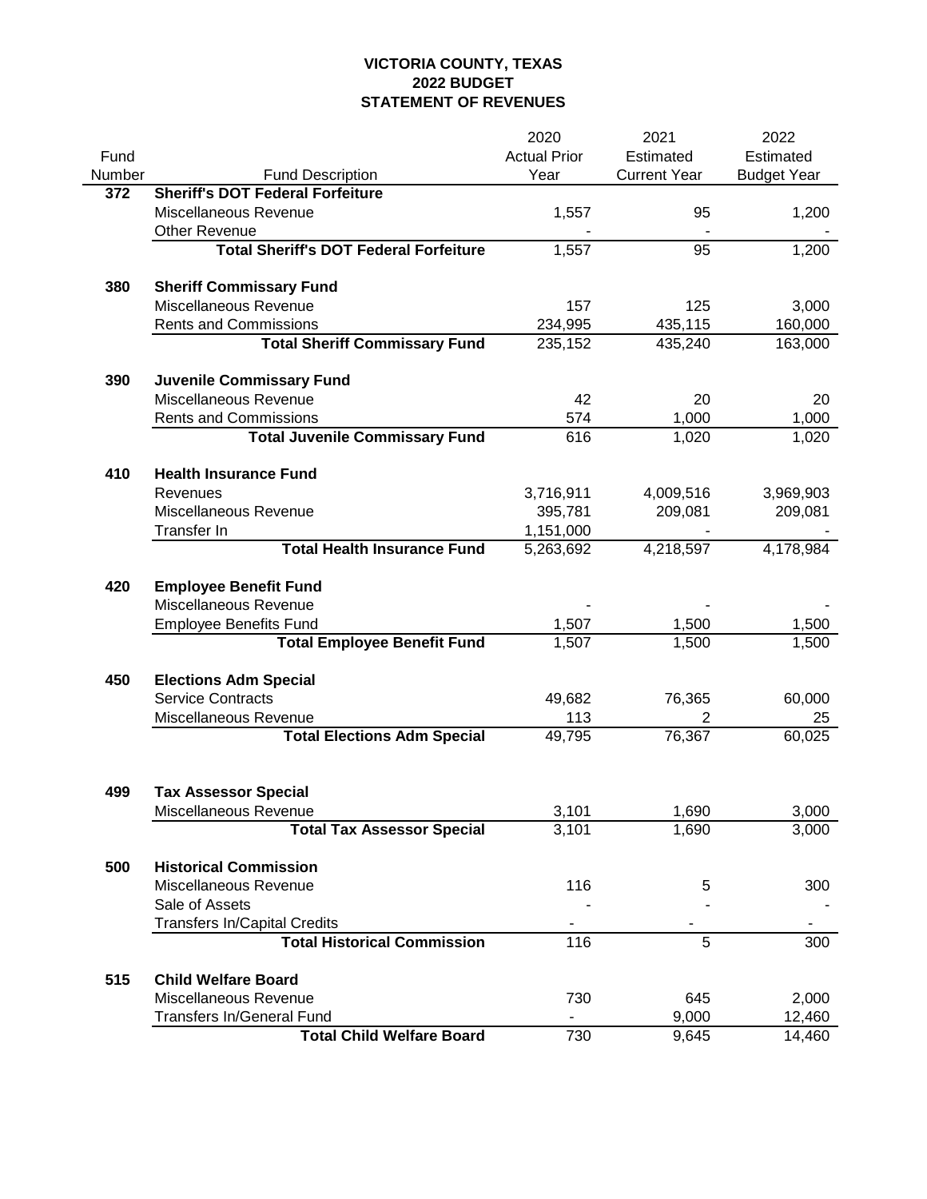# VICTORIA COUNTY, TEXAS
## 2022 BUDGET
## STATEMENT OF REVENUES

| Fund Number | Fund Description | 2020 Actual Prior Year | 2021 Estimated Current Year | 2022 Estimated Budget Year |
|---|---|---|---|---|
| 372 | **Sheriff's DOT Federal Forfeiture** | | | |
| | Miscellaneous Revenue | 1,557 | 95 | 1,200 |
| | Other Revenue | - | - | - |
| | **Total Sheriff's DOT Federal Forfeiture** | 1,557 | 95 | 1,200 |
| 380 | **Sheriff Commissary Fund** | | | |
| | Miscellaneous Revenue | 157 | 125 | 3,000 |
| | Rents and Commissions | 234,995 | 435,115 | 160,000 |
| | **Total Sheriff Commissary Fund** | 235,152 | 435,240 | 163,000 |
| 390 | **Juvenile Commissary Fund** | | | |
| | Miscellaneous Revenue | 42 | 20 | 20 |
| | Rents and Commissions | 574 | 1,000 | 1,000 |
| | **Total Juvenile Commissary Fund** | 616 | 1,020 | 1,020 |
| 410 | **Health Insurance Fund** | | | |
| | Revenues | 3,716,911 | 4,009,516 | 3,969,903 |
| | Miscellaneous Revenue | 395,781 | 209,081 | 209,081 |
| | Transfer In | 1,151,000 | - | - |
| | **Total Health Insurance Fund** | 5,263,692 | 4,218,597 | 4,178,984 |
| 420 | **Employee Benefit Fund** | | | |
| | Miscellaneous Revenue | - | - | - |
| | Employee Benefits Fund | 1,507 | 1,500 | 1,500 |
| | **Total Employee Benefit Fund** | 1,507 | 1,500 | 1,500 |
| 450 | **Elections Adm Special** | | | |
| | Service Contracts | 49,682 | 76,365 | 60,000 |
| | Miscellaneous Revenue | 113 | 2 | 25 |
| | **Total Elections Adm Special** | 49,795 | 76,367 | 60,025 |
| 499 | **Tax Assessor Special** | | | |
| | Miscellaneous Revenue | 3,101 | 1,690 | 3,000 |
| | **Total Tax Assessor Special** | 3,101 | 1,690 | 3,000 |
| 500 | **Historical Commission** | | | |
| | Miscellaneous Revenue | 116 | 5 | 300 |
| | Sale of Assets | - | - | - |
| | Transfers In/Capital Credits | - | - | - |
| | **Total Historical Commission** | 116 | 5 | 300 |
| 515 | **Child Welfare Board** | | | |
| | Miscellaneous Revenue | 730 | 645 | 2,000 |
| | Transfers In/General Fund | - | 9,000 | 12,460 |
| | **Total Child Welfare Board** | 730 | 9,645 | 14,460 |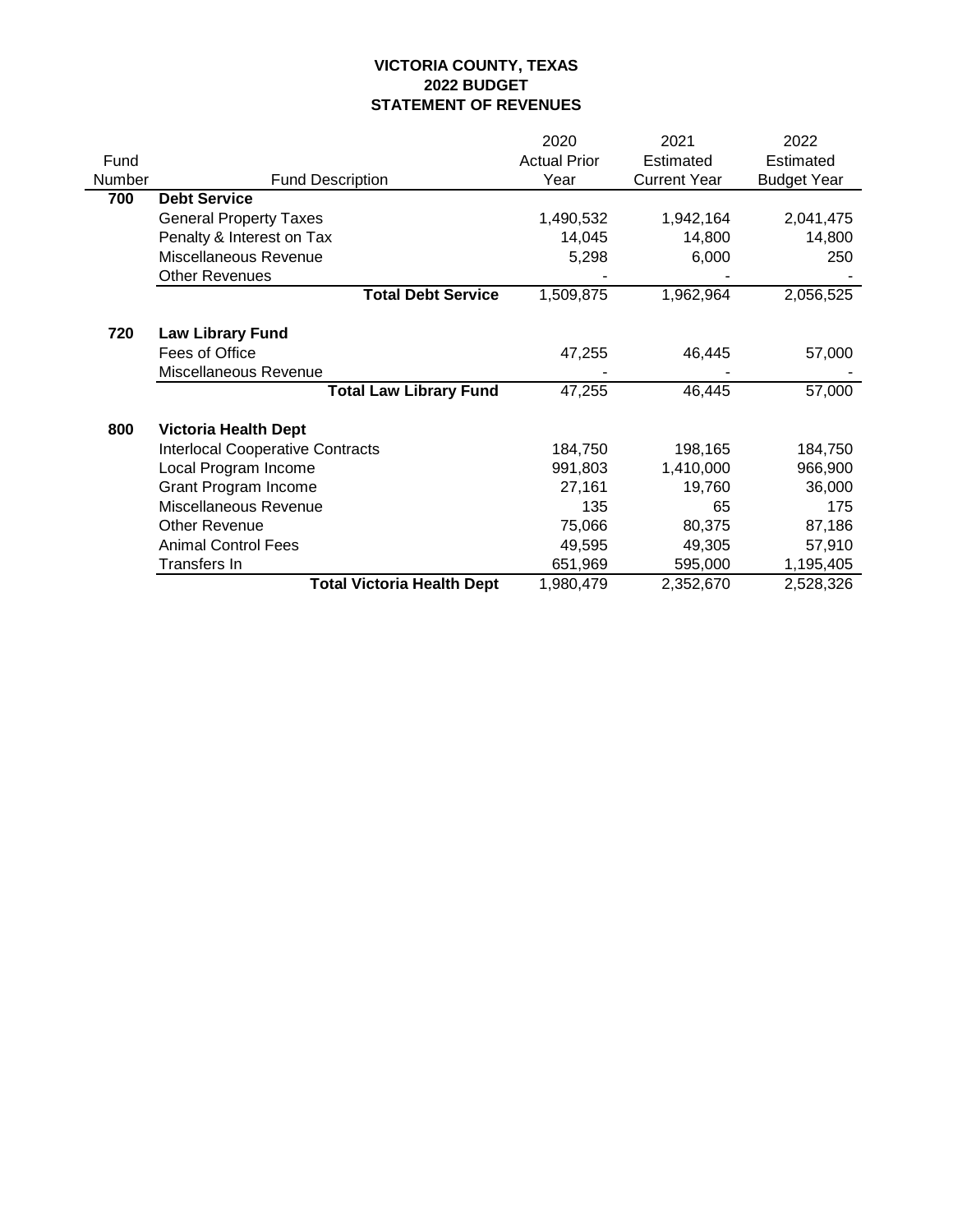# VICTORIA COUNTY, TEXAS
## 2022 BUDGET
## STATEMENT OF REVENUES

| Fund Number | Fund Description | 2020 Actual Prior Year | 2021 Estimated Current Year | 2022 Estimated Budget Year |
|---|---|---|---|---|
| **700** | **Debt Service** | | | |
| | General Property Taxes | 1,490,532 | 1,942,164 | 2,041,475 |
| | Penalty & Interest on Tax | 14,045 | 14,800 | 14,800 |
| | Miscellaneous Revenue | 5,298 | 6,000 | 250 |
| | Other Revenues | - | - | - |
| | **Total Debt Service** | 1,509,875 | 1,962,964 | 2,056,525 |
| **720** | **Law Library Fund** | | | |
| | Fees of Office | 47,255 | 46,445 | 57,000 |
| | Miscellaneous Revenue | - | - | - |
| | **Total Law Library Fund** | 47,255 | 46,445 | 57,000 |
| **800** | **Victoria Health Dept** | | | |
| | Interlocal Cooperative Contracts | 184,750 | 198,165 | 184,750 |
| | Local Program Income | 991,803 | 1,410,000 | 966,900 |
| | Grant Program Income | 27,161 | 19,760 | 36,000 |
| | Miscellaneous Revenue | 135 | 65 | 175 |
| | Other Revenue | 75,066 | 80,375 | 87,186 |
| | Animal Control Fees | 49,595 | 49,305 | 57,910 |
| | Transfers In | 651,969 | 595,000 | 1,195,405 |
| | **Total Victoria Health Dept** | 1,980,479 | 2,352,670 | 2,528,326 |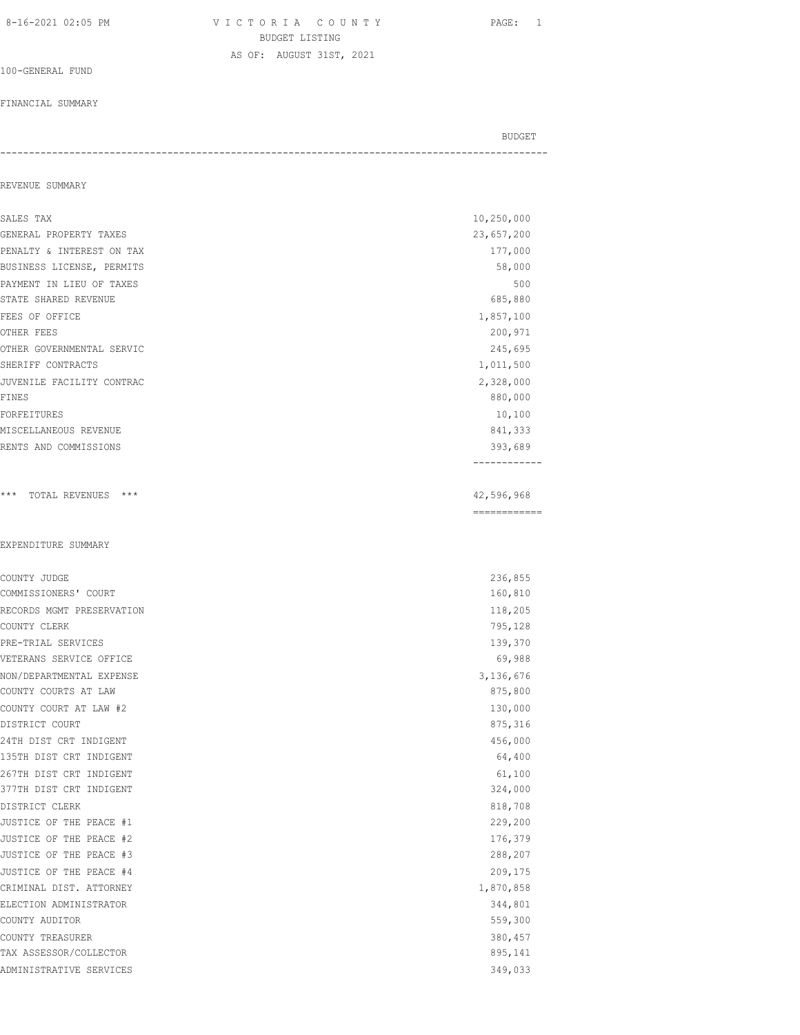VICTORIA COUNTY
BUDGET LISTING
AS OF: AUGUST 31ST, 2021

100-GENERAL FUND

FINANCIAL SUMMARY

| | BUDGET |
|---|---|
| **REVENUE SUMMARY** | |
| SALES TAX | 10,250,000 |
| GENERAL PROPERTY TAXES | 23,657,200 |
| PENALTY & INTEREST ON TAX | 177,000 |
| BUSINESS LICENSE, PERMITS | 58,000 |
| PAYMENT IN LIEU OF TAXES | 500 |
| STATE SHARED REVENUE | 685,880 |
| FEES OF OFFICE | 1,857,100 |
| OTHER FEES | 200,971 |
| OTHER GOVERNMENTAL SERVIC | 245,695 |
| SHERIFF CONTRACTS | 1,011,500 |
| JUVENILE FACILITY CONTRAC | 2,328,000 |
| FINES | 880,000 |
| FORFEITURES | 10,100 |
| MISCELLANEOUS REVENUE | 841,333 |
| RENTS AND COMMISSIONS | 393,689 |
| *** TOTAL REVENUES *** | 42,596,968 |
| **EXPENDITURE SUMMARY** | |
| COUNTY JUDGE | 236,855 |
| COMMISSIONERS' COURT | 160,810 |
| RECORDS MGMT PRESERVATION | 118,205 |
| COUNTY CLERK | 795,128 |
| PRE-TRIAL SERVICES | 139,370 |
| VETERANS SERVICE OFFICE | 69,988 |
| NON/DEPARTMENTAL EXPENSE | 3,136,676 |
| COUNTY COURTS AT LAW | 875,800 |
| COUNTY COURT AT LAW #2 | 130,000 |
| DISTRICT COURT | 875,316 |
| 24TH DIST CRT INDIGENT | 456,000 |
| 135TH DIST CRT INDIGENT | 64,400 |
| 267TH DIST CRT INDIGENT | 61,100 |
| 377TH DIST CRT INDIGENT | 324,000 |
| DISTRICT CLERK | 818,708 |
| JUSTICE OF THE PEACE #1 | 229,200 |
| JUSTICE OF THE PEACE #2 | 176,379 |
| JUSTICE OF THE PEACE #3 | 288,207 |
| JUSTICE OF THE PEACE #4 | 209,175 |
| CRIMINAL DIST. ATTORNEY | 1,870,858 |
| ELECTION ADMINISTRATOR | 344,801 |
| COUNTY AUDITOR | 559,300 |
| COUNTY TREASURER | 380,457 |
| TAX ASSESSOR/COLLECTOR | 895,141 |
| ADMINISTRATIVE SERVICES | 349,033 |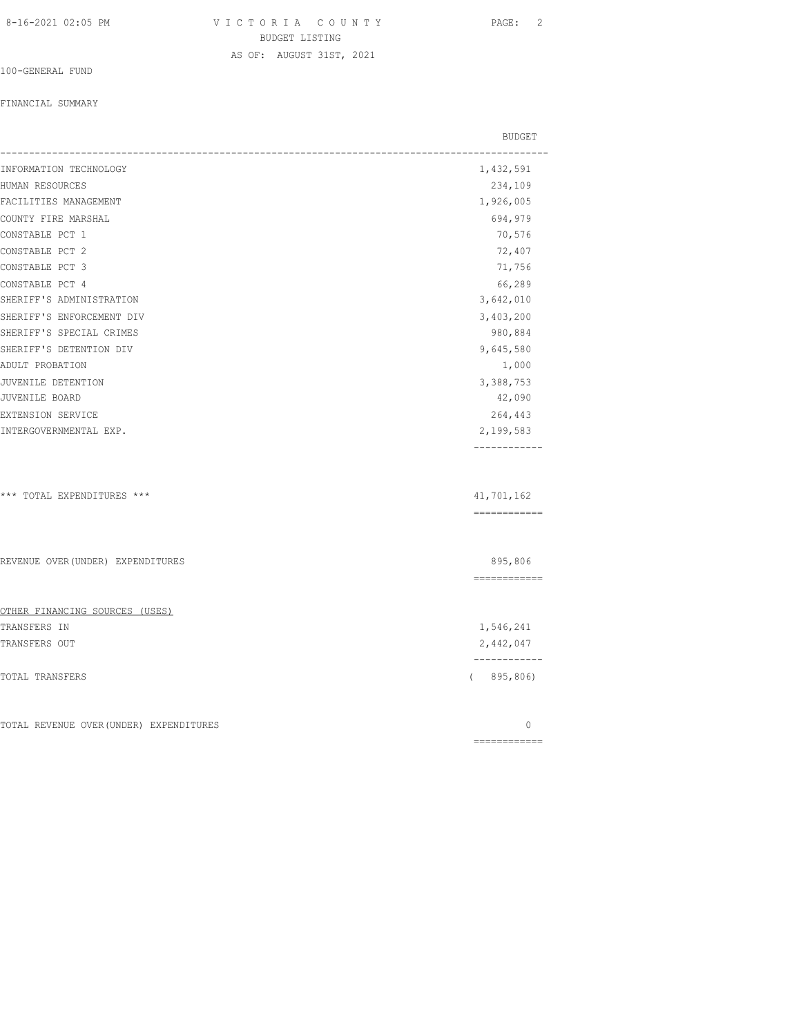# VICTORIA COUNTY

BUDGET LISTING

AS OF: AUGUST 31ST, 2021

100-GENERAL FUND

FINANCIAL SUMMARY

| | BUDGET |
|---|---|
| INFORMATION TECHNOLOGY | 1,432,591 |
| HUMAN RESOURCES | 234,109 |
| FACILITIES MANAGEMENT | 1,926,005 |
| COUNTY FIRE MARSHAL | 694,979 |
| CONSTABLE PCT 1 | 70,576 |
| CONSTABLE PCT 2 | 72,407 |
| CONSTABLE PCT 3 | 71,756 |
| CONSTABLE PCT 4 | 66,289 |
| SHERIFF'S ADMINISTRATION | 3,642,010 |
| SHERIFF'S ENFORCEMENT DIV | 3,403,200 |
| SHERIFF'S SPECIAL CRIMES | 980,884 |
| SHERIFF'S DETENTION DIV | 9,645,580 |
| ADULT PROBATION | 1,000 |
| JUVENILE DETENTION | 3,388,753 |
| JUVENILE BOARD | 42,090 |
| EXTENSION SERVICE | 264,443 |
| INTERGOVERNMENTAL EXP. | 2,199,583 |
| *** TOTAL EXPENDITURES *** | 41,701,162 |
| REVENUE OVER(UNDER) EXPENDITURES | 895,806 |
| OTHER FINANCING SOURCES (USES) | |
| TRANSFERS IN | 1,546,241 |
| TRANSFERS OUT | 2,442,047 |
| TOTAL TRANSFERS | ( 895,806) |
| TOTAL REVENUE OVER(UNDER) EXPENDITURES | 0 |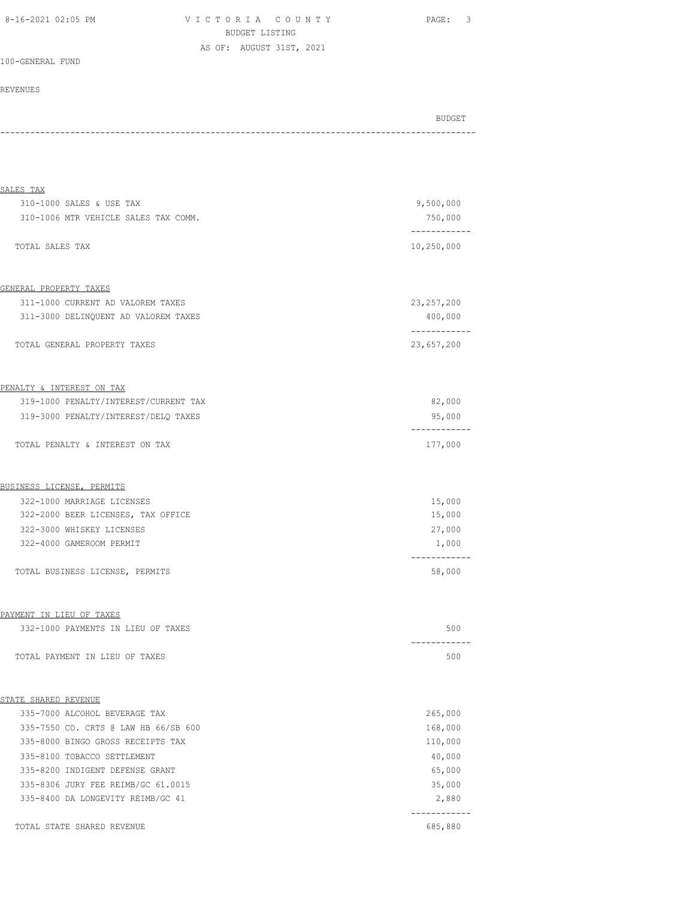100-GENERAL FUND

REVENUES

| | BUDGET |
|---|---|
| **SALES TAX** | |
| 310-1000 SALES & USE TAX | 9,500,000 |
| 310-1006 MTR VEHICLE SALES TAX COMM. | 750,000 |
| TOTAL SALES TAX | 10,250,000 |
| **GENERAL PROPERTY TAXES** | |
| 311-1000 CURRENT AD VALOREM TAXES | 23,257,200 |
| 311-3000 DELINQUENT AD VALOREM TAXES | 400,000 |
| TOTAL GENERAL PROPERTY TAXES | 23,657,200 |
| **PENALTY & INTEREST ON TAX** | |
| 319-1000 PENALTY/INTEREST/CURRENT TAX | 82,000 |
| 319-3000 PENALTY/INTEREST/DELQ TAXES | 95,000 |
| TOTAL PENALTY & INTEREST ON TAX | 177,000 |
| **BUSINESS LICENSE, PERMITS** | |
| 322-1000 MARRIAGE LICENSES | 15,000 |
| 322-2000 BEER LICENSES, TAX OFFICE | 15,000 |
| 322-3000 WHISKEY LICENSES | 27,000 |
| 322-4000 GAMEROOM PERMIT | 1,000 |
| TOTAL BUSINESS LICENSE, PERMITS | 58,000 |
| **PAYMENT IN LIEU OF TAXES** | |
| 332-1000 PAYMENTS IN LIEU OF TAXES | 500 |
| TOTAL PAYMENT IN LIEU OF TAXES | 500 |
| **STATE SHARED REVENUE** | |
| 335-7000 ALCOHOL BEVERAGE TAX | 265,000 |
| 335-7550 CO. CRTS @ LAW HB 66/SB 600 | 168,000 |
| 335-8000 BINGO GROSS RECEIPTS TAX | 110,000 |
| 335-8100 TOBACCO SETTLEMENT | 40,000 |
| 335-8200 INDIGENT DEFENSE GRANT | 65,000 |
| 335-8306 JURY FEE REIMB/GC 61.0015 | 35,000 |
| 335-8400 DA LONGEVITY REIMB/GC 41 | 2,880 |
| TOTAL STATE SHARED REVENUE | 685,880 |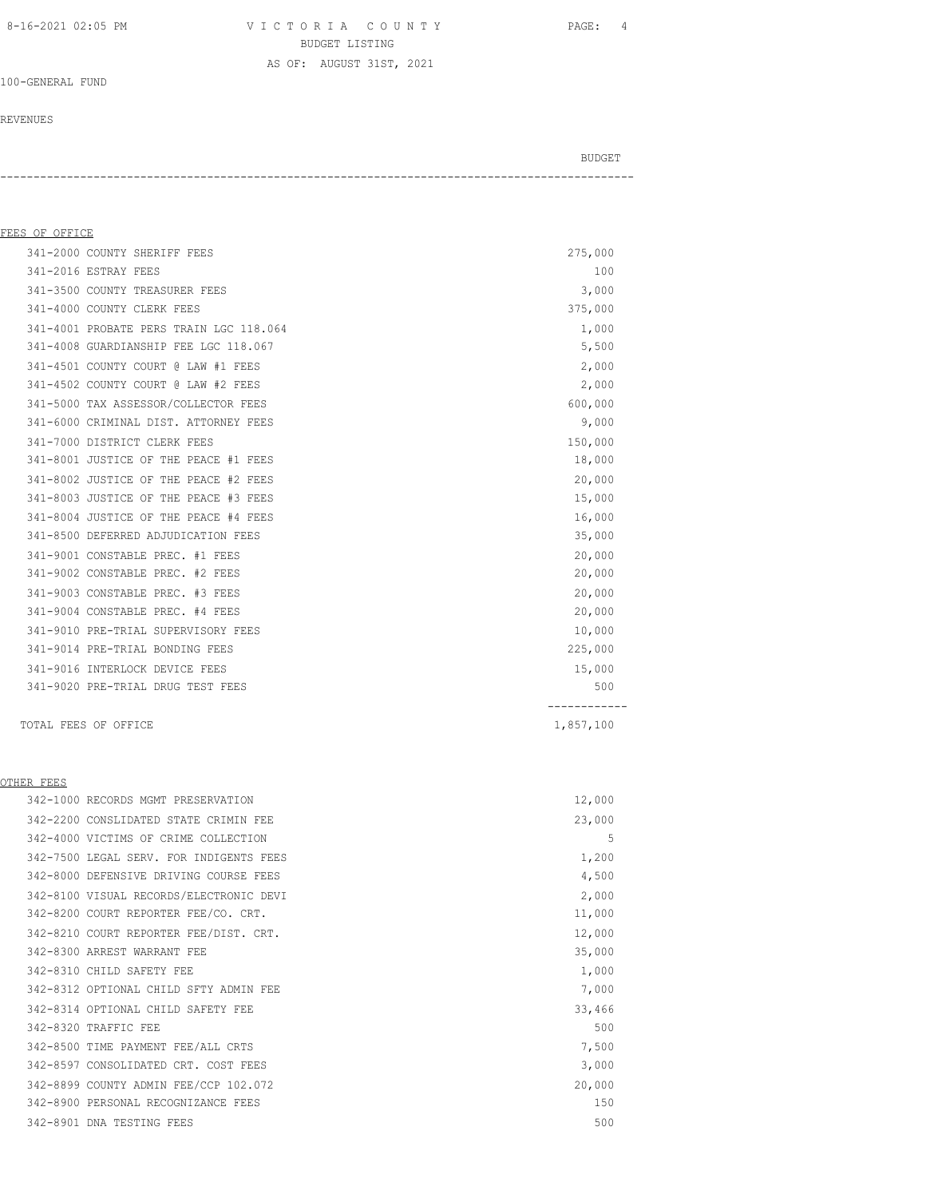VICTORIA COUNTY
BUDGET LISTING
AS OF: AUGUST 31ST, 2021

100-GENERAL FUND

REVENUES

| | BUDGET |
|---|---|
| **FEES OF OFFICE** | |
| 341-2000 COUNTY SHERIFF FEES | 275,000 |
| 341-2016 ESTRAY FEES | 100 |
| 341-3500 COUNTY TREASURER FEES | 3,000 |
| 341-4000 COUNTY CLERK FEES | 375,000 |
| 341-4001 PROBATE PERS TRAIN LGC 118.064 | 1,000 |
| 341-4008 GUARDIANSHIP FEE LGC 118.067 | 5,500 |
| 341-4501 COUNTY COURT @ LAW #1 FEES | 2,000 |
| 341-4502 COUNTY COURT @ LAW #2 FEES | 2,000 |
| 341-5000 TAX ASSESSOR/COLLECTOR FEES | 600,000 |
| 341-6000 CRIMINAL DIST. ATTORNEY FEES | 9,000 |
| 341-7000 DISTRICT CLERK FEES | 150,000 |
| 341-8001 JUSTICE OF THE PEACE #1 FEES | 18,000 |
| 341-8002 JUSTICE OF THE PEACE #2 FEES | 20,000 |
| 341-8003 JUSTICE OF THE PEACE #3 FEES | 15,000 |
| 341-8004 JUSTICE OF THE PEACE #4 FEES | 16,000 |
| 341-8500 DEFERRED ADJUDICATION FEES | 35,000 |
| 341-9001 CONSTABLE PREC. #1 FEES | 20,000 |
| 341-9002 CONSTABLE PREC. #2 FEES | 20,000 |
| 341-9003 CONSTABLE PREC. #3 FEES | 20,000 |
| 341-9004 CONSTABLE PREC. #4 FEES | 20,000 |
| 341-9010 PRE-TRIAL SUPERVISORY FEES | 10,000 |
| 341-9014 PRE-TRIAL BONDING FEES | 225,000 |
| 341-9016 INTERLOCK DEVICE FEES | 15,000 |
| 341-9020 PRE-TRIAL DRUG TEST FEES | 500 |
| TOTAL FEES OF OFFICE | 1,857,100 |
| **OTHER FEES** | |
| 342-1000 RECORDS MGMT PRESERVATION | 12,000 |
| 342-2200 CONSLIDATED STATE CRIMIN FEE | 23,000 |
| 342-4000 VICTIMS OF CRIME COLLECTION | 5 |
| 342-7500 LEGAL SERV. FOR INDIGENTS FEES | 1,200 |
| 342-8000 DEFENSIVE DRIVING COURSE FEES | 4,500 |
| 342-8100 VISUAL RECORDS/ELECTRONIC DEVI | 2,000 |
| 342-8200 COURT REPORTER FEE/CO. CRT. | 11,000 |
| 342-8210 COURT REPORTER FEE/DIST. CRT. | 12,000 |
| 342-8300 ARREST WARRANT FEE | 35,000 |
| 342-8310 CHILD SAFETY FEE | 1,000 |
| 342-8312 OPTIONAL CHILD SFTY ADMIN FEE | 7,000 |
| 342-8314 OPTIONAL CHILD SAFETY FEE | 33,466 |
| 342-8320 TRAFFIC FEE | 500 |
| 342-8500 TIME PAYMENT FEE/ALL CRTS | 7,500 |
| 342-8597 CONSOLIDATED CRT. COST FEES | 3,000 |
| 342-8899 COUNTY ADMIN FEE/CCP 102.072 | 20,000 |
| 342-8900 PERSONAL RECOGNIZANCE FEES | 150 |
| 342-8901 DNA TESTING FEES | 500 |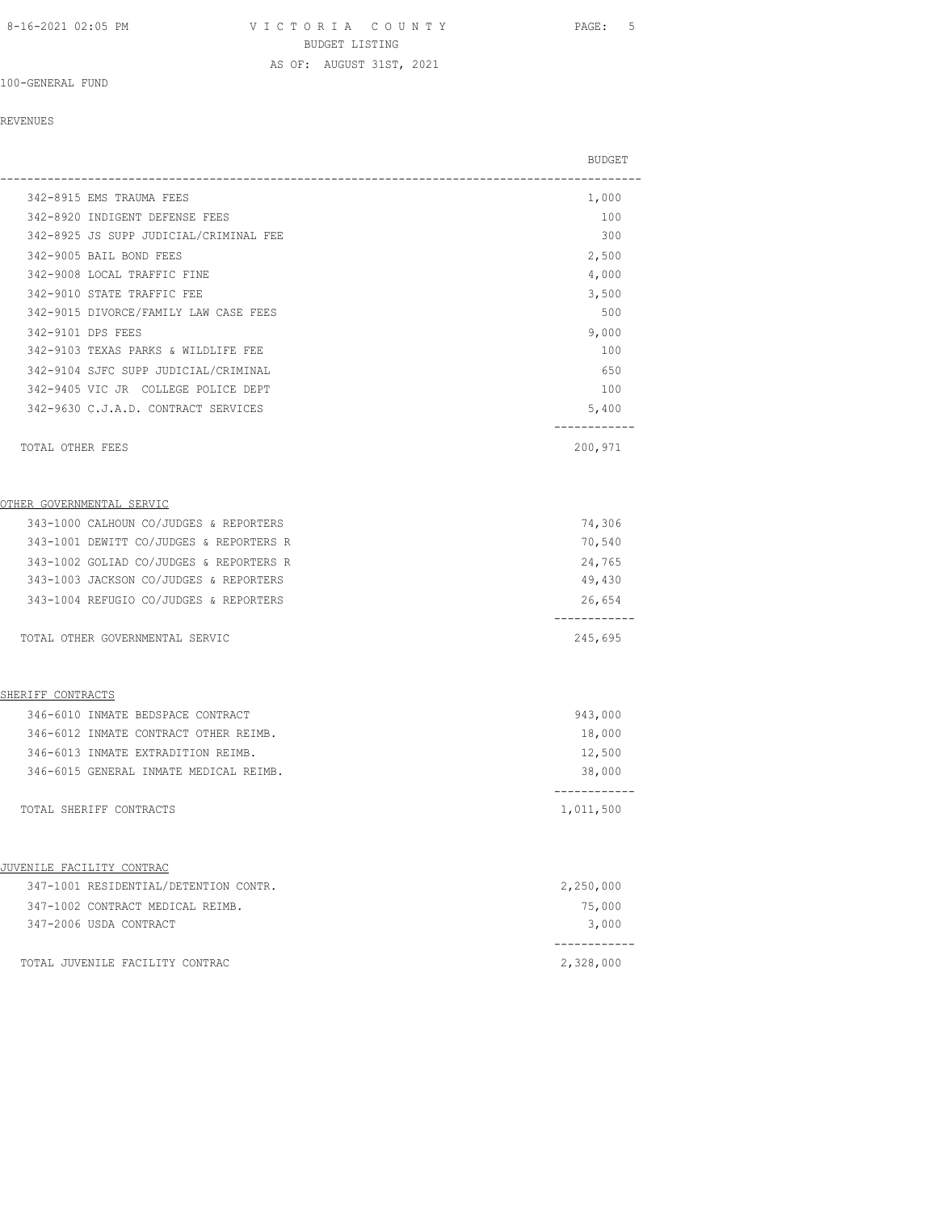100-GENERAL FUND

REVENUES

| | BUDGET |
|---|---|
| 342-8915 EMS TRAUMA FEES | 1,000 |
| 342-8920 INDIGENT DEFENSE FEES | 100 |
| 342-8925 JS SUPP JUDICIAL/CRIMINAL FEE | 300 |
| 342-9005 BAIL BOND FEES | 2,500 |
| 342-9008 LOCAL TRAFFIC FINE | 4,000 |
| 342-9010 STATE TRAFFIC FEE | 3,500 |
| 342-9015 DIVORCE/FAMILY LAW CASE FEES | 500 |
| 342-9101 DPS FEES | 9,000 |
| 342-9103 TEXAS PARKS & WILDLIFE FEE | 100 |
| 342-9104 SJFC SUPP JUDICIAL/CRIMINAL | 650 |
| 342-9405 VIC JR COLLEGE POLICE DEPT | 100 |
| 342-9630 C.J.A.D. CONTRACT SERVICES | 5,400 |
| TOTAL OTHER FEES | 200,971 |
| **OTHER GOVERNMENTAL SERVIC** | |
| 343-1000 CALHOUN CO/JUDGES & REPORTERS | 74,306 |
| 343-1001 DEWITT CO/JUDGES & REPORTERS R | 70,540 |
| 343-1002 GOLIAD CO/JUDGES & REPORTERS R | 24,765 |
| 343-1003 JACKSON CO/JUDGES & REPORTERS | 49,430 |
| 343-1004 REFUGIO CO/JUDGES & REPORTERS | 26,654 |
| TOTAL OTHER GOVERNMENTAL SERVIC | 245,695 |
| **SHERIFF CONTRACTS** | |
| 346-6010 INMATE BEDSPACE CONTRACT | 943,000 |
| 346-6012 INMATE CONTRACT OTHER REIMB. | 18,000 |
| 346-6013 INMATE EXTRADITION REIMB. | 12,500 |
| 346-6015 GENERAL INMATE MEDICAL REIMB. | 38,000 |
| TOTAL SHERIFF CONTRACTS | 1,011,500 |
| **JUVENILE FACILITY CONTRAC** | |
| 347-1001 RESIDENTIAL/DETENTION CONTR. | 2,250,000 |
| 347-1002 CONTRACT MEDICAL REIMB. | 75,000 |
| 347-2006 USDA CONTRACT | 3,000 |
| TOTAL JUVENILE FACILITY CONTRAC | 2,328,000 |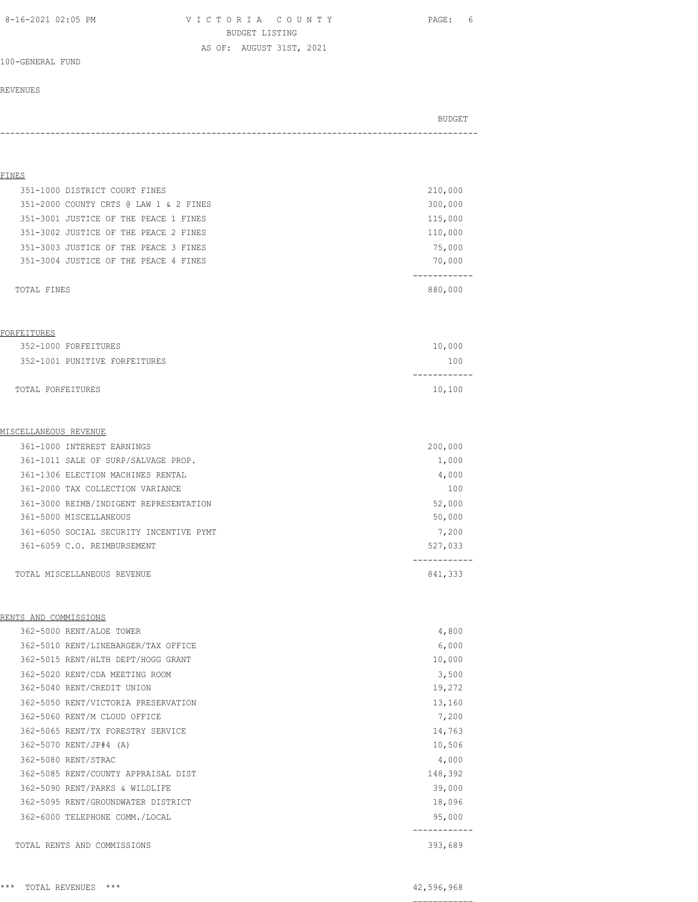VICTORIA COUNTY
BUDGET LISTING
AS OF: AUGUST 31ST, 2021

100-GENERAL FUND

REVENUES

| | BUDGET |
|---|---|
| **FINES** | |
| 351-1000 DISTRICT COURT FINES | 210,000 |
| 351-2000 COUNTY CRTS @ LAW 1 & 2 FINES | 300,000 |
| 351-3001 JUSTICE OF THE PEACE 1 FINES | 115,000 |
| 351-3002 JUSTICE OF THE PEACE 2 FINES | 110,000 |
| 351-3003 JUSTICE OF THE PEACE 3 FINES | 75,000 |
| 351-3004 JUSTICE OF THE PEACE 4 FINES | 70,000 |
| TOTAL FINES | 880,000 |
| **FORFEITURES** | |
| 352-1000 FORFEITURES | 10,000 |
| 352-1001 PUNITIVE FORFEITURES | 100 |
| TOTAL FORFEITURES | 10,100 |
| **MISCELLANEOUS REVENUE** | |
| 361-1000 INTEREST EARNINGS | 200,000 |
| 361-1011 SALE OF SURP/SALVAGE PROP. | 1,000 |
| 361-1306 ELECTION MACHINES RENTAL | 4,000 |
| 361-2000 TAX COLLECTION VARIANCE | 100 |
| 361-3000 REIMB/INDIGENT REPRESENTATION | 52,000 |
| 361-5000 MISCELLANEOUS | 50,000 |
| 361-6050 SOCIAL SECURITY INCENTIVE PYMT | 7,200 |
| 361-6059 C.O. REIMBURSEMENT | 527,033 |
| TOTAL MISCELLANEOUS REVENUE | 841,333 |
| **RENTS AND COMMISSIONS** | |
| 362-5000 RENT/ALOE TOWER | 4,800 |
| 362-5010 RENT/LINEBARGER/TAX OFFICE | 6,000 |
| 362-5015 RENT/HLTH DEPT/HOGG GRANT | 10,000 |
| 362-5020 RENT/CDA MEETING ROOM | 3,500 |
| 362-5040 RENT/CREDIT UNION | 19,272 |
| 362-5050 RENT/VICTORIA PRESERVATION | 13,160 |
| 362-5060 RENT/M CLOUD OFFICE | 7,200 |
| 362-5065 RENT/TX FORESTRY SERVICE | 14,763 |
| 362-5070 RENT/JP#4 (A) | 10,506 |
| 362-5080 RENT/STRAC | 4,000 |
| 362-5085 RENT/COUNTY APPRAISAL DIST | 148,392 |
| 362-5090 RENT/PARKS & WILDLIFE | 39,000 |
| 362-5095 RENT/GROUNDWATER DISTRICT | 18,096 |
| 362-6000 TELEPHONE COMM./LOCAL | 95,000 |
| TOTAL RENTS AND COMMISSIONS | 393,689 |
| *** TOTAL REVENUES *** | 42,596,968 |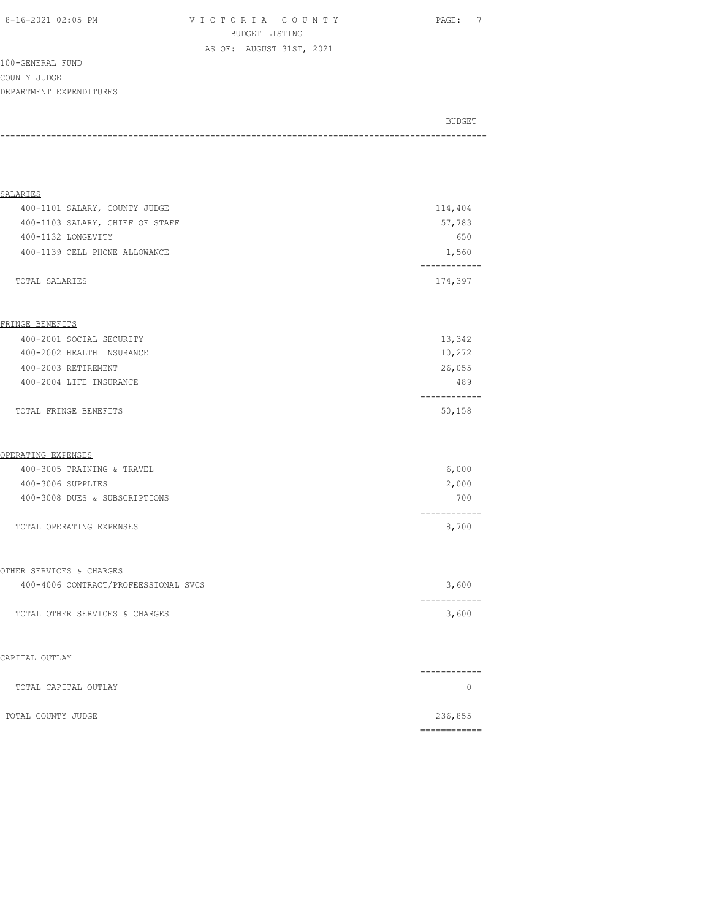VICTORIA COUNTY
BUDGET LISTING
AS OF: AUGUST 31ST, 2021

100-GENERAL FUND
COUNTY JUDGE
DEPARTMENT EXPENDITURES

| | BUDGET |
|---|---|
| **SALARIES** | |
| 400-1101 SALARY, COUNTY JUDGE | 114,404 |
| 400-1103 SALARY, CHIEF OF STAFF | 57,783 |
| 400-1132 LONGEVITY | 650 |
| 400-1139 CELL PHONE ALLOWANCE | 1,560 |
| TOTAL SALARIES | 174,397 |
| **FRINGE BENEFITS** | |
| 400-2001 SOCIAL SECURITY | 13,342 |
| 400-2002 HEALTH INSURANCE | 10,272 |
| 400-2003 RETIREMENT | 26,055 |
| 400-2004 LIFE INSURANCE | 489 |
| TOTAL FRINGE BENEFITS | 50,158 |
| **OPERATING EXPENSES** | |
| 400-3005 TRAINING & TRAVEL | 6,000 |
| 400-3006 SUPPLIES | 2,000 |
| 400-3008 DUES & SUBSCRIPTIONS | 700 |
| TOTAL OPERATING EXPENSES | 8,700 |
| **OTHER SERVICES & CHARGES** | |
| 400-4006 CONTRACT/PROFEESSIONAL SVCS | 3,600 |
| TOTAL OTHER SERVICES & CHARGES | 3,600 |
| **CAPITAL OUTLAY** | |
| TOTAL CAPITAL OUTLAY | 0 |
| TOTAL COUNTY JUDGE | 236,855 |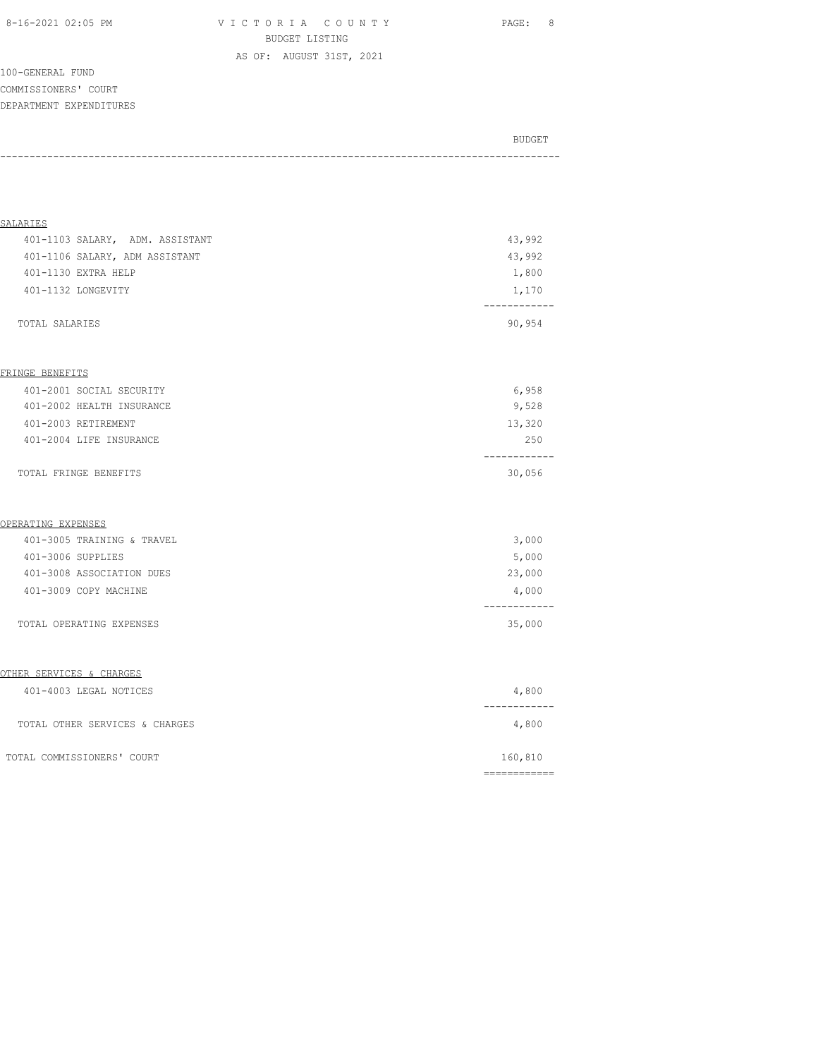VICTORIA COUNTY
BUDGET LISTING
AS OF: AUGUST 31ST, 2021

100-GENERAL FUND
COMMISSIONERS' COURT
DEPARTMENT EXPENDITURES

| | BUDGET |
|---|---|
| **SALARIES** | |
| 401-1103 SALARY, ADM. ASSISTANT | 43,992 |
| 401-1106 SALARY, ADM ASSISTANT | 43,992 |
| 401-1130 EXTRA HELP | 1,800 |
| 401-1132 LONGEVITY | 1,170 |
| TOTAL SALARIES | 90,954 |
| **FRINGE BENEFITS** | |
| 401-2001 SOCIAL SECURITY | 6,958 |
| 401-2002 HEALTH INSURANCE | 9,528 |
| 401-2003 RETIREMENT | 13,320 |
| 401-2004 LIFE INSURANCE | 250 |
| TOTAL FRINGE BENEFITS | 30,056 |
| **OPERATING EXPENSES** | |
| 401-3005 TRAINING & TRAVEL | 3,000 |
| 401-3006 SUPPLIES | 5,000 |
| 401-3008 ASSOCIATION DUES | 23,000 |
| 401-3009 COPY MACHINE | 4,000 |
| TOTAL OPERATING EXPENSES | 35,000 |
| **OTHER SERVICES & CHARGES** | |
| 401-4003 LEGAL NOTICES | 4,800 |
| TOTAL OTHER SERVICES & CHARGES | 4,800 |
| TOTAL COMMISSIONERS' COURT | 160,810 |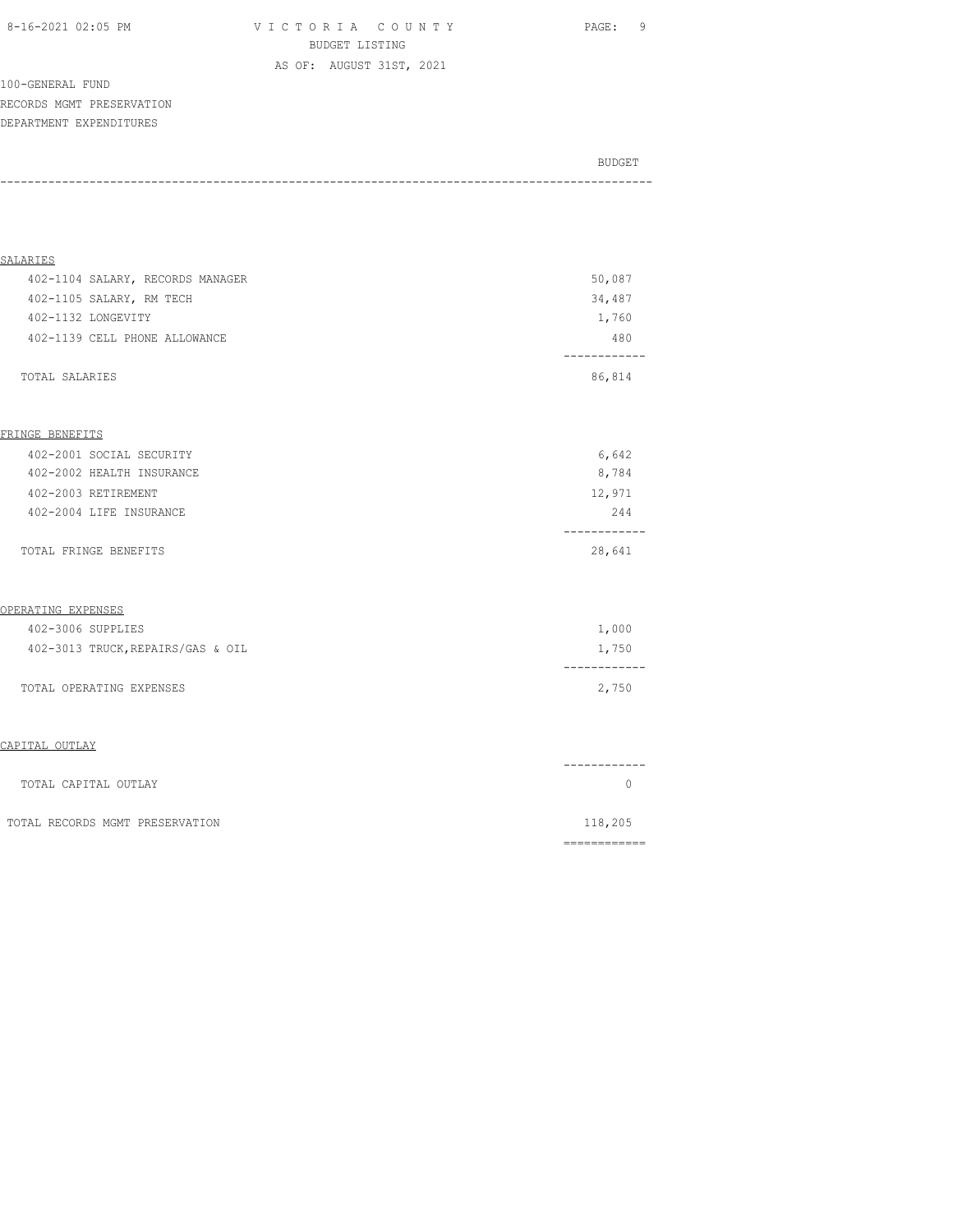VICTORIA COUNTY
BUDGET LISTING
AS OF: AUGUST 31ST, 2021

100-GENERAL FUND
RECORDS MGMT PRESERVATION
DEPARTMENT EXPENDITURES

| | BUDGET |
|---|---|
| **SALARIES** | |
| 402-1104 SALARY, RECORDS MANAGER | 50,087 |
| 402-1105 SALARY, RM TECH | 34,487 |
| 402-1132 LONGEVITY | 1,760 |
| 402-1139 CELL PHONE ALLOWANCE | 480 |
| TOTAL SALARIES | 86,814 |
| **FRINGE BENEFITS** | |
| 402-2001 SOCIAL SECURITY | 6,642 |
| 402-2002 HEALTH INSURANCE | 8,784 |
| 402-2003 RETIREMENT | 12,971 |
| 402-2004 LIFE INSURANCE | 244 |
| TOTAL FRINGE BENEFITS | 28,641 |
| **OPERATING EXPENSES** | |
| 402-3006 SUPPLIES | 1,000 |
| 402-3013 TRUCK,REPAIRS/GAS & OIL | 1,750 |
| TOTAL OPERATING EXPENSES | 2,750 |
| **CAPITAL OUTLAY** | |
| TOTAL CAPITAL OUTLAY | 0 |
| TOTAL RECORDS MGMT PRESERVATION | 118,205 |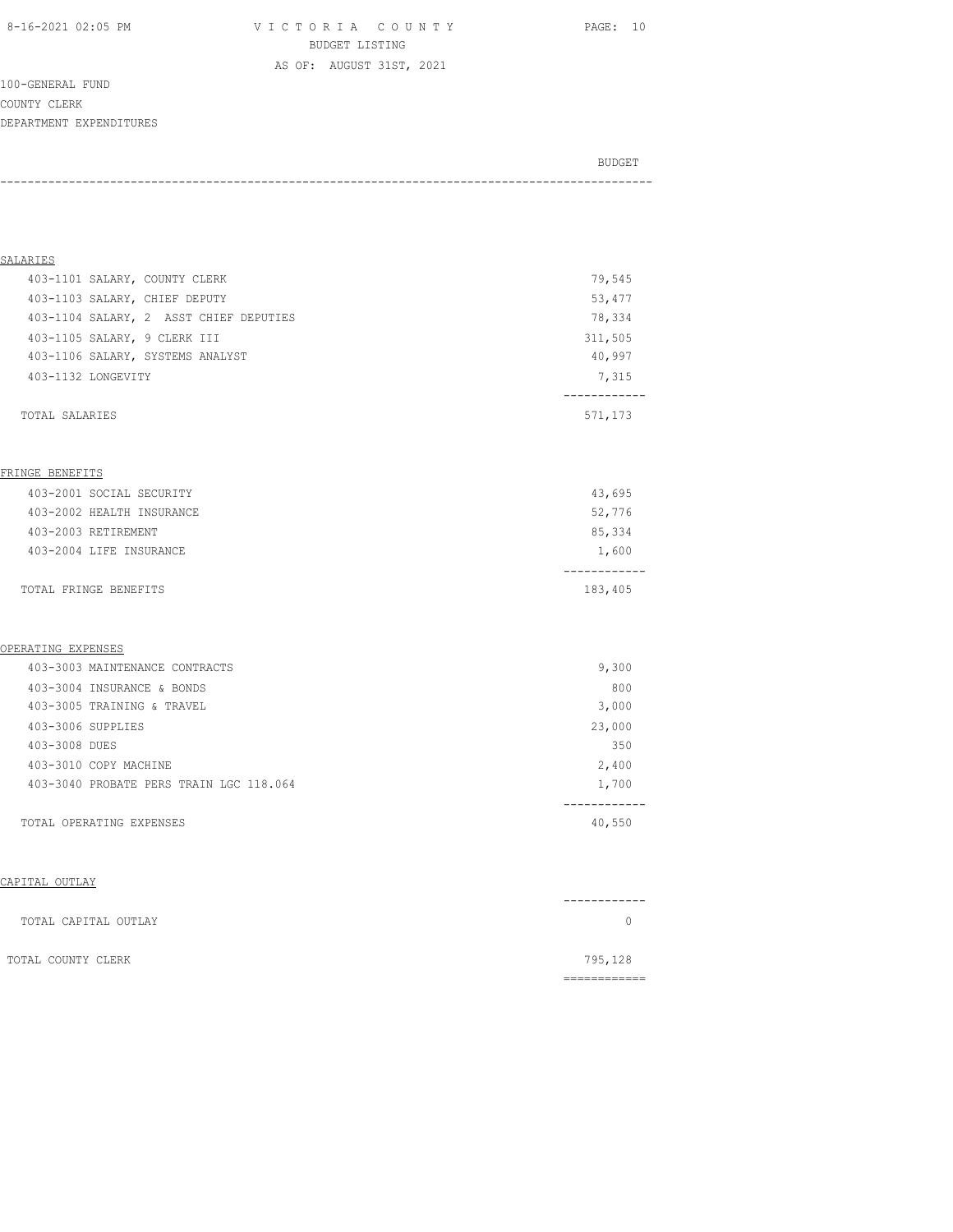# VICTORIA COUNTY

BUDGET LISTING

AS OF: AUGUST 31ST, 2021

100-GENERAL FUND

COUNTY CLERK

DEPARTMENT EXPENDITURES

| | BUDGET |
|---|---|
| **SALARIES** | |
| 403-1101 SALARY, COUNTY CLERK | 79,545 |
| 403-1103 SALARY, CHIEF DEPUTY | 53,477 |
| 403-1104 SALARY, 2 ASST CHIEF DEPUTIES | 78,334 |
| 403-1105 SALARY, 9 CLERK III | 311,505 |
| 403-1106 SALARY, SYSTEMS ANALYST | 40,997 |
| 403-1132 LONGEVITY | 7,315 |
| TOTAL SALARIES | 571,173 |
| **FRINGE BENEFITS** | |
| 403-2001 SOCIAL SECURITY | 43,695 |
| 403-2002 HEALTH INSURANCE | 52,776 |
| 403-2003 RETIREMENT | 85,334 |
| 403-2004 LIFE INSURANCE | 1,600 |
| TOTAL FRINGE BENEFITS | 183,405 |
| **OPERATING EXPENSES** | |
| 403-3003 MAINTENANCE CONTRACTS | 9,300 |
| 403-3004 INSURANCE & BONDS | 800 |
| 403-3005 TRAINING & TRAVEL | 3,000 |
| 403-3006 SUPPLIES | 23,000 |
| 403-3008 DUES | 350 |
| 403-3010 COPY MACHINE | 2,400 |
| 403-3040 PROBATE PERS TRAIN LGC 118.064 | 1,700 |
| TOTAL OPERATING EXPENSES | 40,550 |
| **CAPITAL OUTLAY** | |
| TOTAL CAPITAL OUTLAY | 0 |
| TOTAL COUNTY CLERK | 795,128 |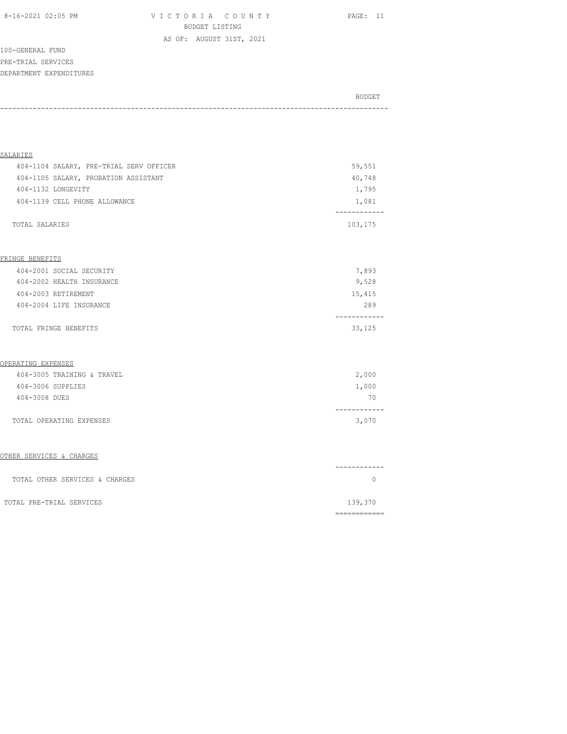VICTORIA COUNTY
BUDGET LISTING
AS OF: AUGUST 31ST, 2021

100-GENERAL FUND
PRE-TRIAL SERVICES
DEPARTMENT EXPENDITURES

| | BUDGET |
|---|---|
| **SALARIES** | |
| 404-1104 SALARY, PRE-TRIAL SERV OFFICER | 59,551 |
| 404-1105 SALARY, PROBATION ASSISTANT | 40,748 |
| 404-1132 LONGEVITY | 1,795 |
| 404-1139 CELL PHONE ALLOWANCE | 1,081 |
| TOTAL SALARIES | 103,175 |
| **FRINGE BENEFITS** | |
| 404-2001 SOCIAL SECURITY | 7,893 |
| 404-2002 HEALTH INSURANCE | 9,528 |
| 404-2003 RETIREMENT | 15,415 |
| 404-2004 LIFE INSURANCE | 289 |
| TOTAL FRINGE BENEFITS | 33,125 |
| **OPERATING EXPENSES** | |
| 404-3005 TRAINING & TRAVEL | 2,000 |
| 404-3006 SUPPLIES | 1,000 |
| 404-3008 DUES | 70 |
| TOTAL OPERATING EXPENSES | 3,070 |
| **OTHER SERVICES & CHARGES** | |
| TOTAL OTHER SERVICES & CHARGES | 0 |
| TOTAL PRE-TRIAL SERVICES | 139,370 |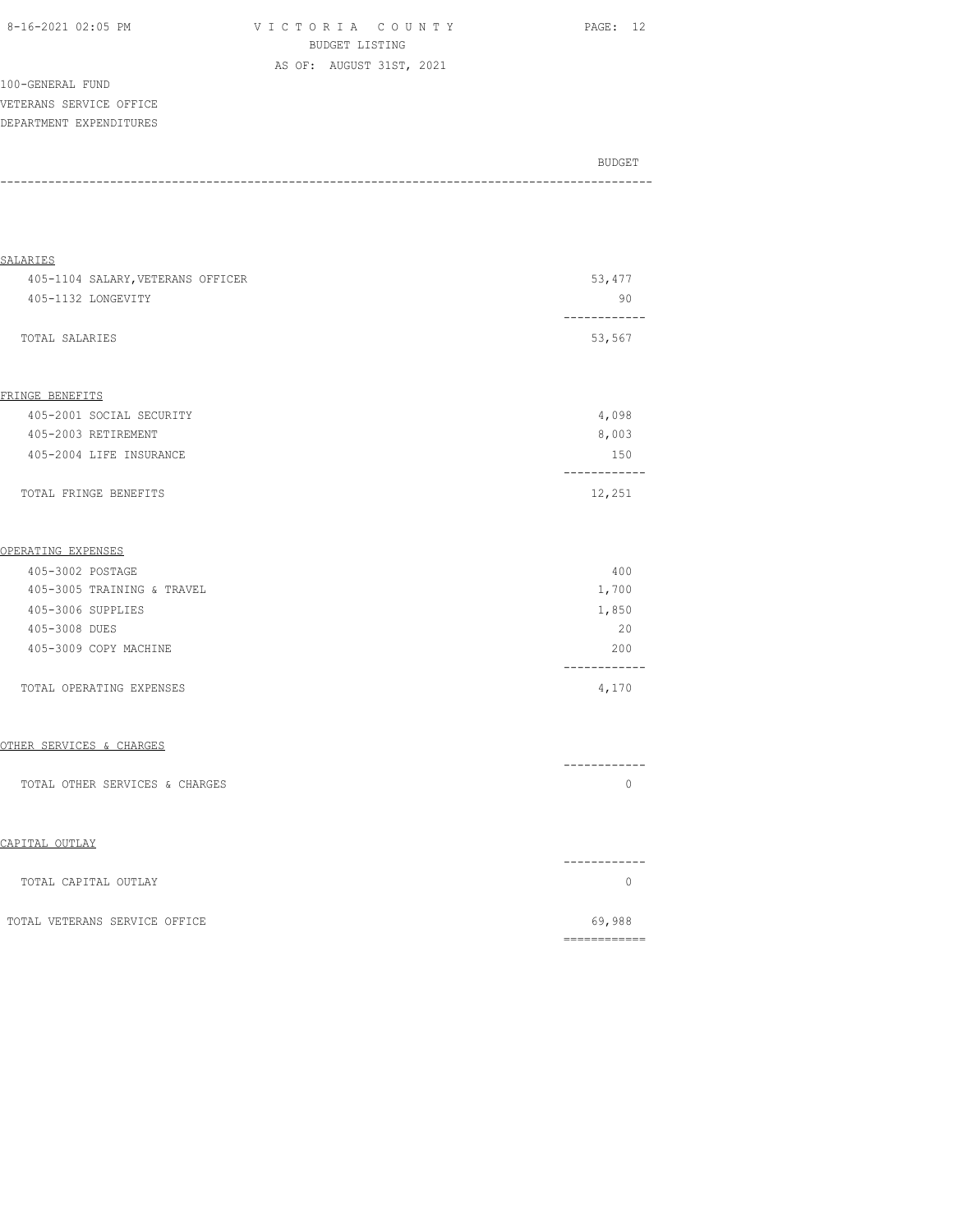VICTORIA COUNTY
BUDGET LISTING
AS OF: AUGUST 31ST, 2021

100-GENERAL FUND
VETERANS SERVICE OFFICE
DEPARTMENT EXPENDITURES

| | BUDGET |
|---|---|
| **SALARIES** | |
| 405-1104 SALARY, VETERANS OFFICER | 53,477 |
| 405-1132 LONGEVITY | 90 |
| TOTAL SALARIES | 53,567 |
| **FRINGE BENEFITS** | |
| 405-2001 SOCIAL SECURITY | 4,098 |
| 405-2003 RETIREMENT | 8,003 |
| 405-2004 LIFE INSURANCE | 150 |
| TOTAL FRINGE BENEFITS | 12,251 |
| **OPERATING EXPENSES** | |
| 405-3002 POSTAGE | 400 |
| 405-3005 TRAINING & TRAVEL | 1,700 |
| 405-3006 SUPPLIES | 1,850 |
| 405-3008 DUES | 20 |
| 405-3009 COPY MACHINE | 200 |
| TOTAL OPERATING EXPENSES | 4,170 |
| **OTHER SERVICES & CHARGES** | |
| TOTAL OTHER SERVICES & CHARGES | 0 |
| **CAPITAL OUTLAY** | |
| TOTAL CAPITAL OUTLAY | 0 |
| TOTAL VETERANS SERVICE OFFICE | 69,988 |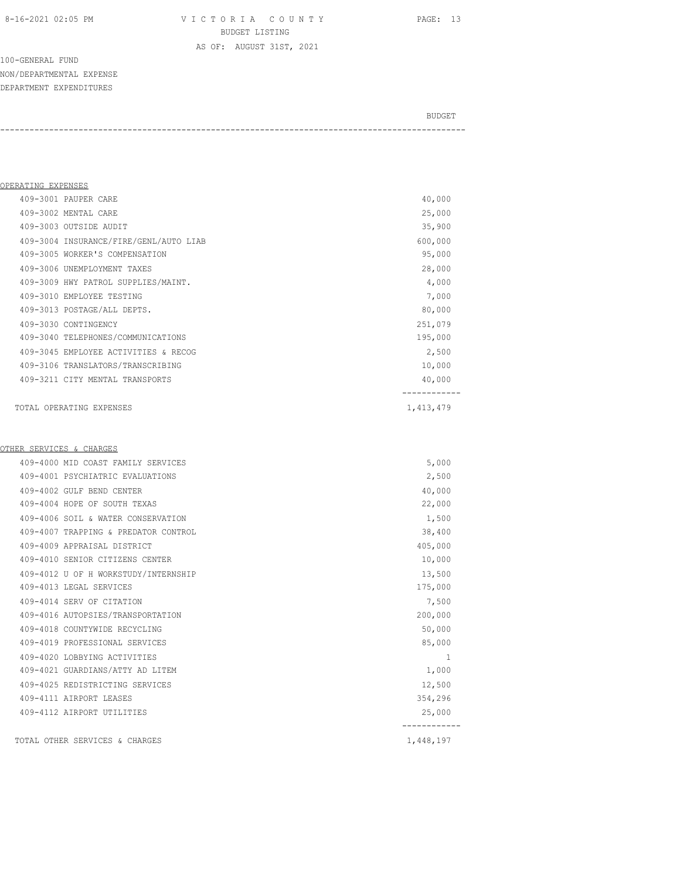VICTORIA COUNTY
BUDGET LISTING
AS OF: AUGUST 31ST, 2021

100-GENERAL FUND
NON/DEPARTMENTAL EXPENSE
DEPARTMENT EXPENDITURES

| | BUDGET |
|---|---|
| **OPERATING EXPENSES** | |
| 409-3001 PAUPER CARE | 40,000 |
| 409-3002 MENTAL CARE | 25,000 |
| 409-3003 OUTSIDE AUDIT | 35,900 |
| 409-3004 INSURANCE/FIRE/GENL/AUTO LIAB | 600,000 |
| 409-3005 WORKER'S COMPENSATION | 95,000 |
| 409-3006 UNEMPLOYMENT TAXES | 28,000 |
| 409-3009 HWY PATROL SUPPLIES/MAINT. | 4,000 |
| 409-3010 EMPLOYEE TESTING | 7,000 |
| 409-3013 POSTAGE/ALL DEPTS. | 80,000 |
| 409-3030 CONTINGENCY | 251,079 |
| 409-3040 TELEPHONES/COMMUNICATIONS | 195,000 |
| 409-3045 EMPLOYEE ACTIVITIES & RECOG | 2,500 |
| 409-3106 TRANSLATORS/TRANSCRIBING | 10,000 |
| 409-3211 CITY MENTAL TRANSPORTS | 40,000 |
| TOTAL OPERATING EXPENSES | 1,413,479 |
| **OTHER SERVICES & CHARGES** | |
| 409-4000 MID COAST FAMILY SERVICES | 5,000 |
| 409-4001 PSYCHIATRIC EVALUATIONS | 2,500 |
| 409-4002 GULF BEND CENTER | 40,000 |
| 409-4004 HOPE OF SOUTH TEXAS | 22,000 |
| 409-4006 SOIL & WATER CONSERVATION | 1,500 |
| 409-4007 TRAPPING & PREDATOR CONTROL | 38,400 |
| 409-4009 APPRAISAL DISTRICT | 405,000 |
| 409-4010 SENIOR CITIZENS CENTER | 10,000 |
| 409-4012 U OF H WORKSTUDY/INTERNSHIP | 13,500 |
| 409-4013 LEGAL SERVICES | 175,000 |
| 409-4014 SERV OF CITATION | 7,500 |
| 409-4016 AUTOPSIES/TRANSPORTATION | 200,000 |
| 409-4018 COUNTYWIDE RECYCLING | 50,000 |
| 409-4019 PROFESSIONAL SERVICES | 85,000 |
| 409-4020 LOBBYING ACTIVITIES | 1 |
| 409-4021 GUARDIANS/ATTY AD LITEM | 1,000 |
| 409-4025 REDISTRICTING SERVICES | 12,500 |
| 409-4111 AIRPORT LEASES | 354,296 |
| 409-4112 AIRPORT UTILITIES | 25,000 |
| TOTAL OTHER SERVICES & CHARGES | 1,448,197 |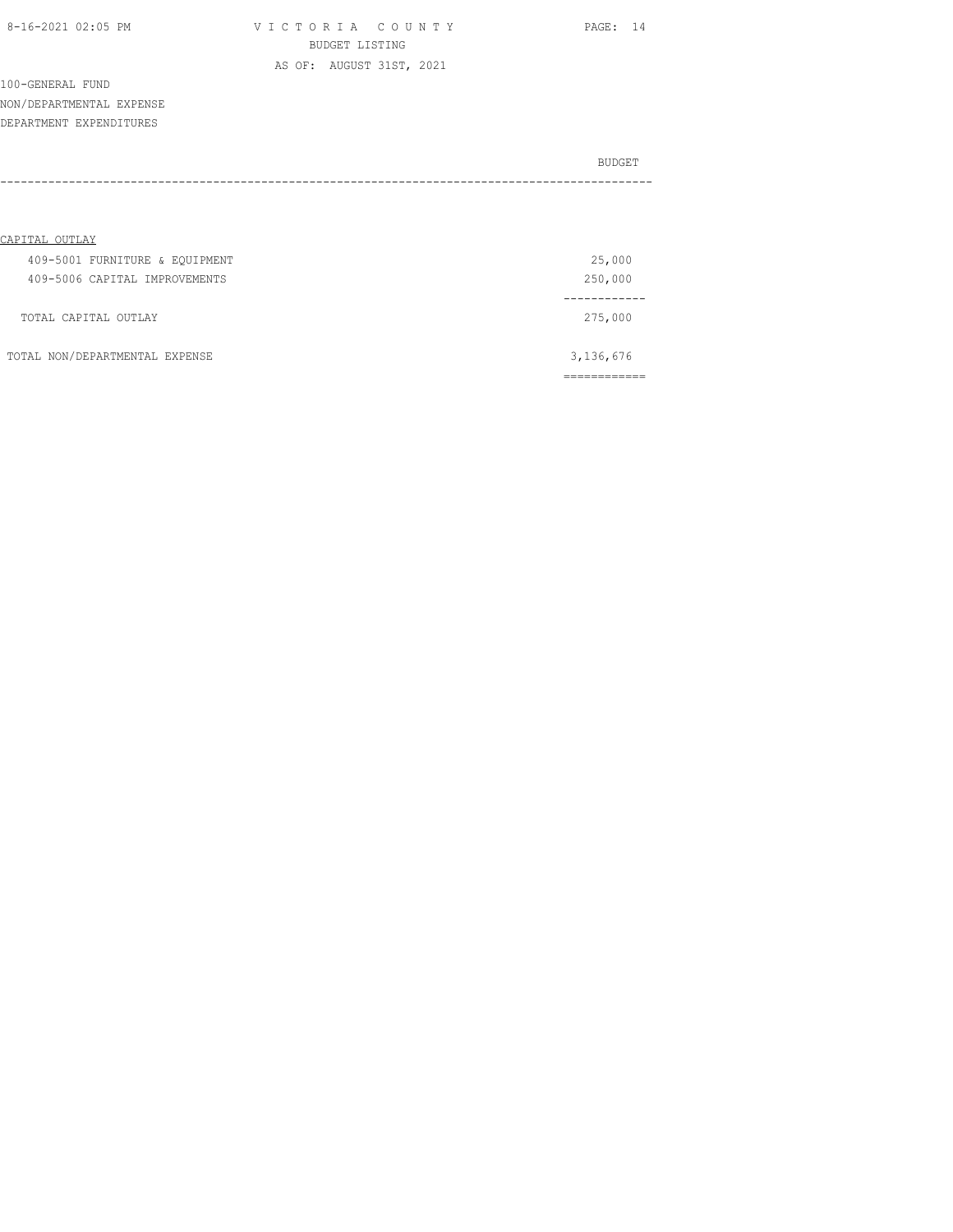100-GENERAL FUND

NON/DEPARTMENTAL EXPENSE

DEPARTMENT EXPENDITURES

| | BUDGET |
|---|---|
| CAPITAL OUTLAY | |
| 409-5001 FURNITURE & EQUIPMENT | 25,000 |
| 409-5006 CAPITAL IMPROVEMENTS | 250,000 |
| TOTAL CAPITAL OUTLAY | 275,000 |
| TOTAL NON/DEPARTMENTAL EXPENSE | 3,136,676 |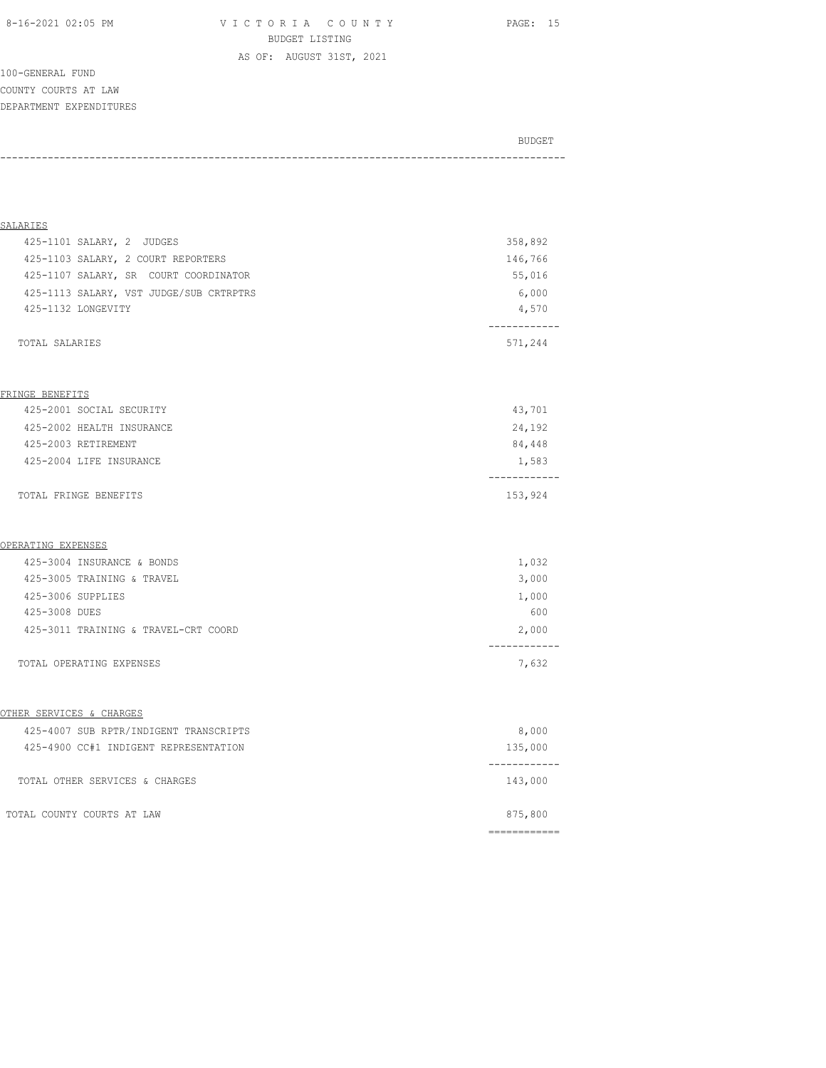VICTORIA COUNTY
BUDGET LISTING
AS OF: AUGUST 31ST, 2021

100-GENERAL FUND
COUNTY COURTS AT LAW
DEPARTMENT EXPENDITURES

| | BUDGET |
|---|---|
| **SALARIES** | |
| 425-1101 SALARY, 2 JUDGES | 358,892 |
| 425-1103 SALARY, 2 COURT REPORTERS | 146,766 |
| 425-1107 SALARY, SR COURT COORDINATOR | 55,016 |
| 425-1113 SALARY, VST JUDGE/SUB CRTRPTRS | 6,000 |
| 425-1132 LONGEVITY | 4,570 |
| TOTAL SALARIES | 571,244 |
| **FRINGE BENEFITS** | |
| 425-2001 SOCIAL SECURITY | 43,701 |
| 425-2002 HEALTH INSURANCE | 24,192 |
| 425-2003 RETIREMENT | 84,448 |
| 425-2004 LIFE INSURANCE | 1,583 |
| TOTAL FRINGE BENEFITS | 153,924 |
| **OPERATING EXPENSES** | |
| 425-3004 INSURANCE & BONDS | 1,032 |
| 425-3005 TRAINING & TRAVEL | 3,000 |
| 425-3006 SUPPLIES | 1,000 |
| 425-3008 DUES | 600 |
| 425-3011 TRAINING & TRAVEL-CRT COORD | 2,000 |
| TOTAL OPERATING EXPENSES | 7,632 |
| **OTHER SERVICES & CHARGES** | |
| 425-4007 SUB RPTR/INDIGENT TRANSCRIPTS | 8,000 |
| 425-4900 CC#1 INDIGENT REPRESENTATION | 135,000 |
| TOTAL OTHER SERVICES & CHARGES | 143,000 |
| TOTAL COUNTY COURTS AT LAW | 875,800 |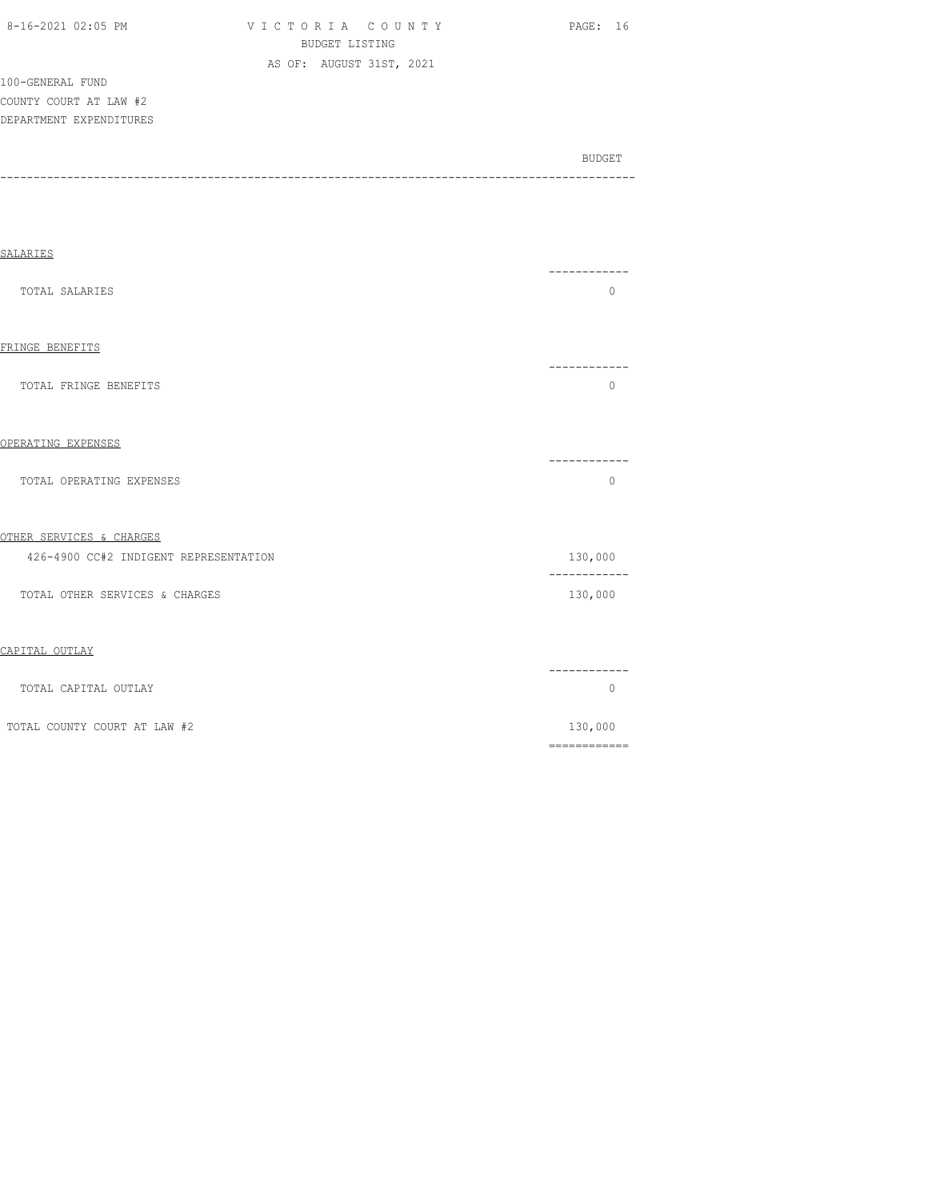100-GENERAL FUND
COUNTY COURT AT LAW #2
DEPARTMENT EXPENDITURES

| | BUDGET |
|---|---|
| **SALARIES** | |
| TOTAL SALARIES | 0 |
| **FRINGE BENEFITS** | |
| TOTAL FRINGE BENEFITS | 0 |
| **OPERATING EXPENSES** | |
| TOTAL OPERATING EXPENSES | 0 |
| **OTHER SERVICES & CHARGES** | |
| 426-4900 CC#2 INDIGENT REPRESENTATION | 130,000 |
| TOTAL OTHER SERVICES & CHARGES | 130,000 |
| **CAPITAL OUTLAY** | |
| TOTAL CAPITAL OUTLAY | 0 |
| TOTAL COUNTY COURT AT LAW #2 | 130,000 |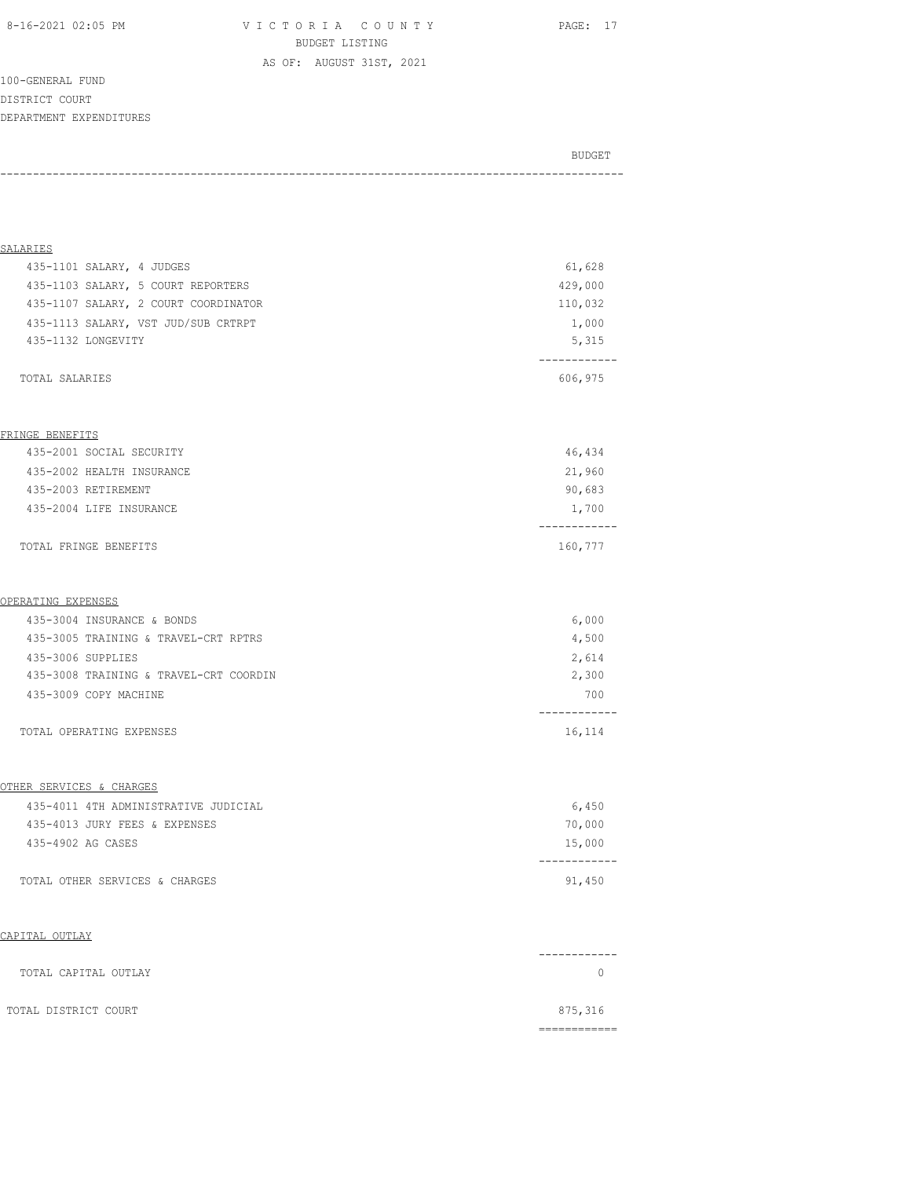VICTORIA COUNTY
BUDGET LISTING
AS OF: AUGUST 31ST, 2021

100-GENERAL FUND
DISTRICT COURT
DEPARTMENT EXPENDITURES

| | BUDGET |
|---|---:|
| **SALARIES** | |
| 435-1101 SALARY, 4 JUDGES | 61,628 |
| 435-1103 SALARY, 5 COURT REPORTERS | 429,000 |
| 435-1107 SALARY, 2 COURT COORDINATOR | 110,032 |
| 435-1113 SALARY, VST JUD/SUB CRTRPT | 1,000 |
| 435-1132 LONGEVITY | 5,315 |
| TOTAL SALARIES | 606,975 |
| **FRINGE BENEFITS** | |
| 435-2001 SOCIAL SECURITY | 46,434 |
| 435-2002 HEALTH INSURANCE | 21,960 |
| 435-2003 RETIREMENT | 90,683 |
| 435-2004 LIFE INSURANCE | 1,700 |
| TOTAL FRINGE BENEFITS | 160,777 |
| **OPERATING EXPENSES** | |
| 435-3004 INSURANCE & BONDS | 6,000 |
| 435-3005 TRAINING & TRAVEL-CRT RPTRS | 4,500 |
| 435-3006 SUPPLIES | 2,614 |
| 435-3008 TRAINING & TRAVEL-CRT COORDIN | 2,300 |
| 435-3009 COPY MACHINE | 700 |
| TOTAL OPERATING EXPENSES | 16,114 |
| **OTHER SERVICES & CHARGES** | |
| 435-4011 4TH ADMINISTRATIVE JUDICIAL | 6,450 |
| 435-4013 JURY FEES & EXPENSES | 70,000 |
| 435-4902 AG CASES | 15,000 |
| TOTAL OTHER SERVICES & CHARGES | 91,450 |
| **CAPITAL OUTLAY** | |
| TOTAL CAPITAL OUTLAY | 0 |
| TOTAL DISTRICT COURT | 875,316 |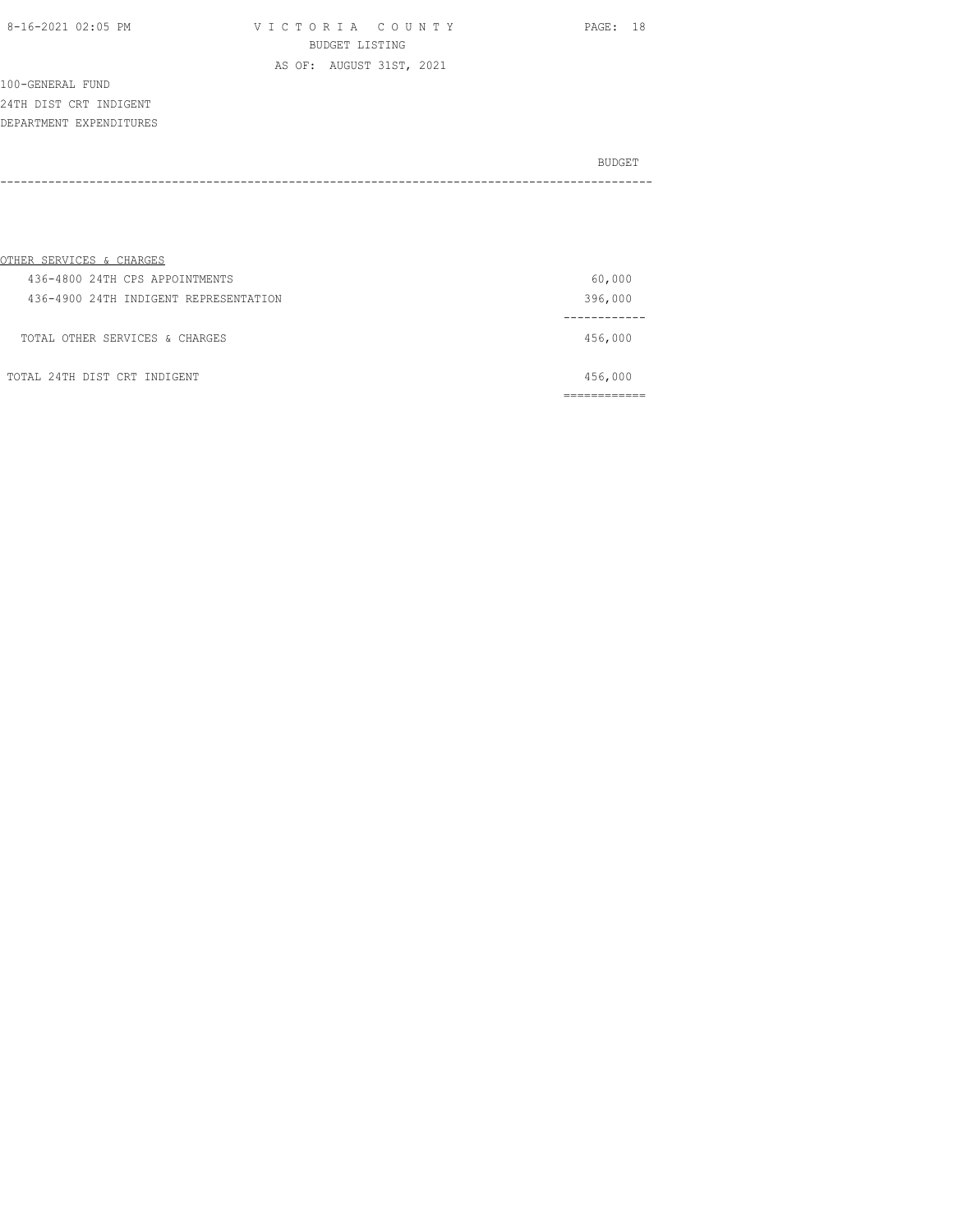100-GENERAL FUND
24TH DIST CRT INDIGENT
DEPARTMENT EXPENDITURES

| | BUDGET |
|---|---|
| **OTHER SERVICES & CHARGES** | |
| 436-4800 24TH CPS APPOINTMENTS | 60,000 |
| 436-4900 24TH INDIGENT REPRESENTATION | 396,000 |
| TOTAL OTHER SERVICES & CHARGES | 456,000 |
| TOTAL 24TH DIST CRT INDIGENT | 456,000 |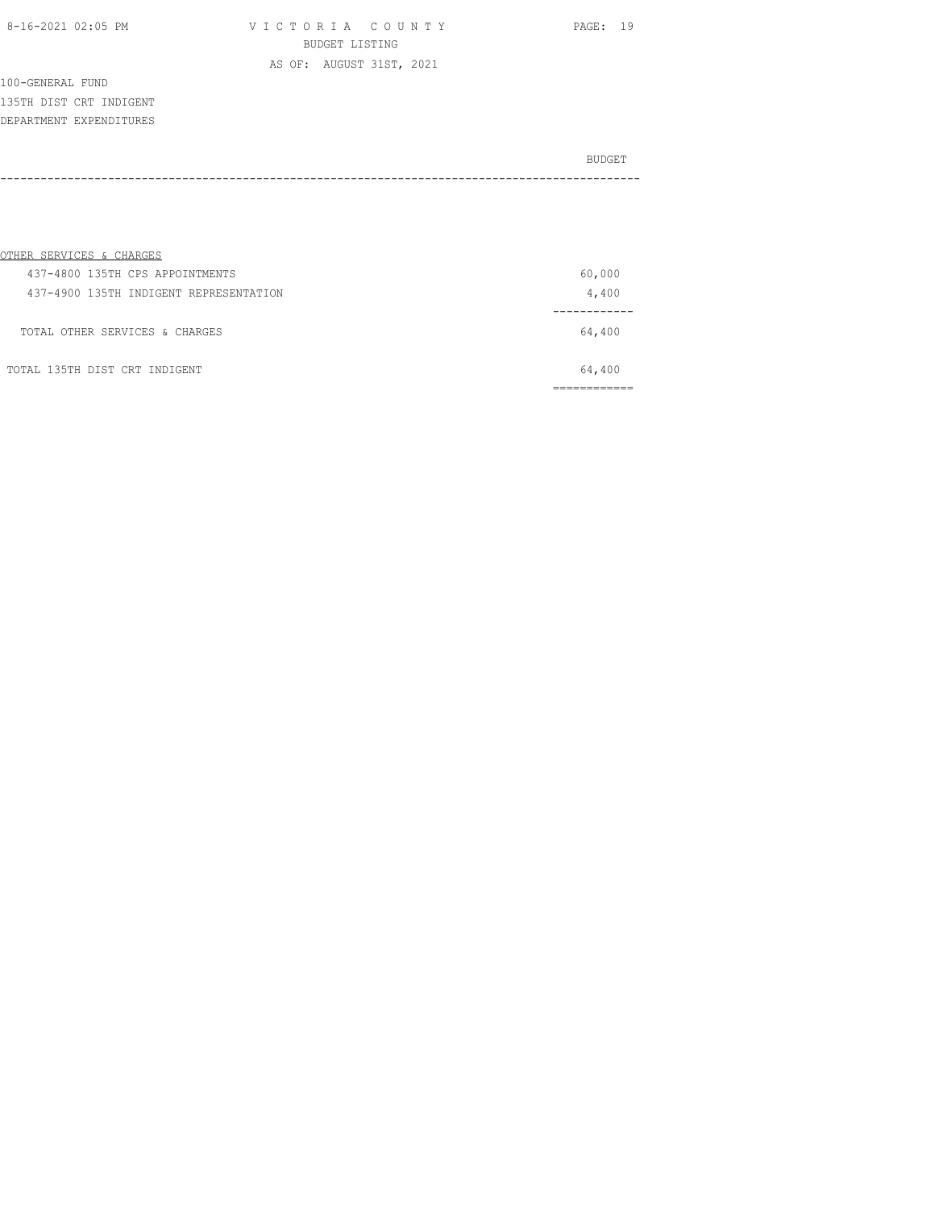100-GENERAL FUND
135TH DIST CRT INDIGENT
DEPARTMENT EXPENDITURES

| | BUDGET |
|---|---|
| OTHER SERVICES & CHARGES | |
| 437-4800 135TH CPS APPOINTMENTS | 60,000 |
| 437-4900 135TH INDIGENT REPRESENTATION | 4,400 |
| TOTAL OTHER SERVICES & CHARGES | 64,400 |
| TOTAL 135TH DIST CRT INDIGENT | 64,400 |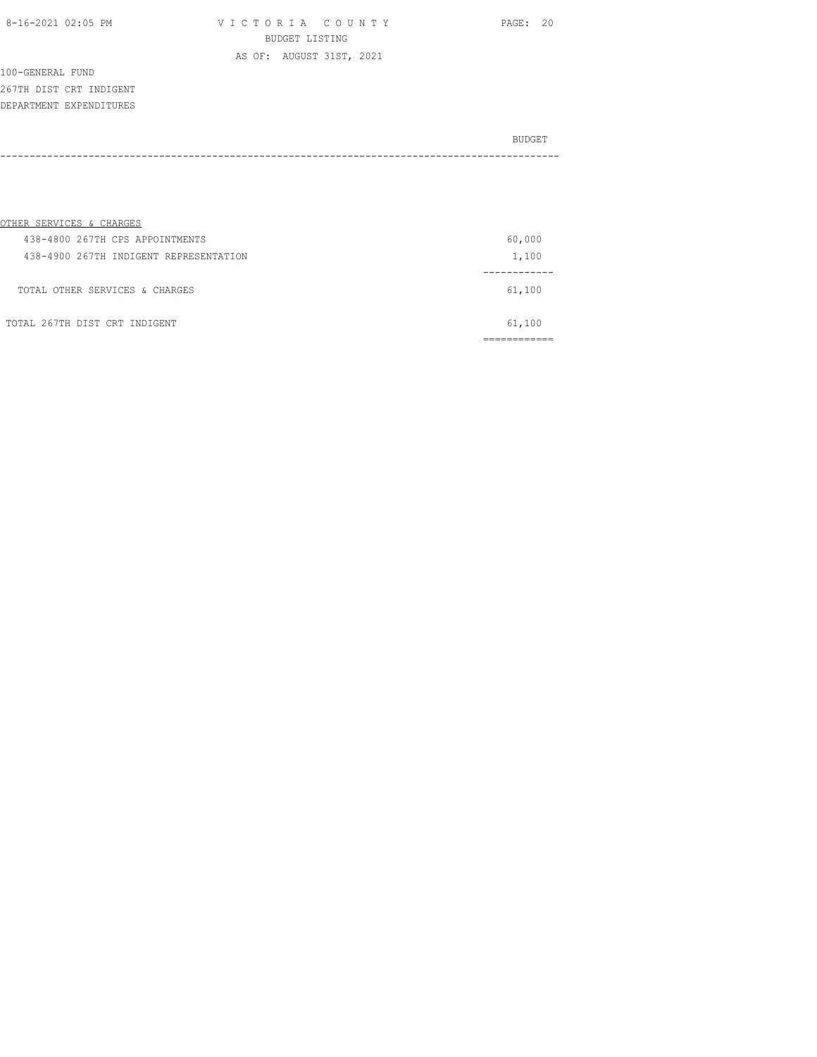VICTORIA COUNTY
BUDGET LISTING
AS OF: AUGUST 31ST, 2021

100-GENERAL FUND
267TH DIST CRT INDIGENT
DEPARTMENT EXPENDITURES

| | BUDGET |
|---|---|
| OTHER SERVICES & CHARGES | |
| 438-4800 267TH CPS APPOINTMENTS | 60,000 |
| 438-4900 267TH INDIGENT REPRESENTATION | 1,100 |
| TOTAL OTHER SERVICES & CHARGES | 61,100 |
| TOTAL 267TH DIST CRT INDIGENT | 61,100 |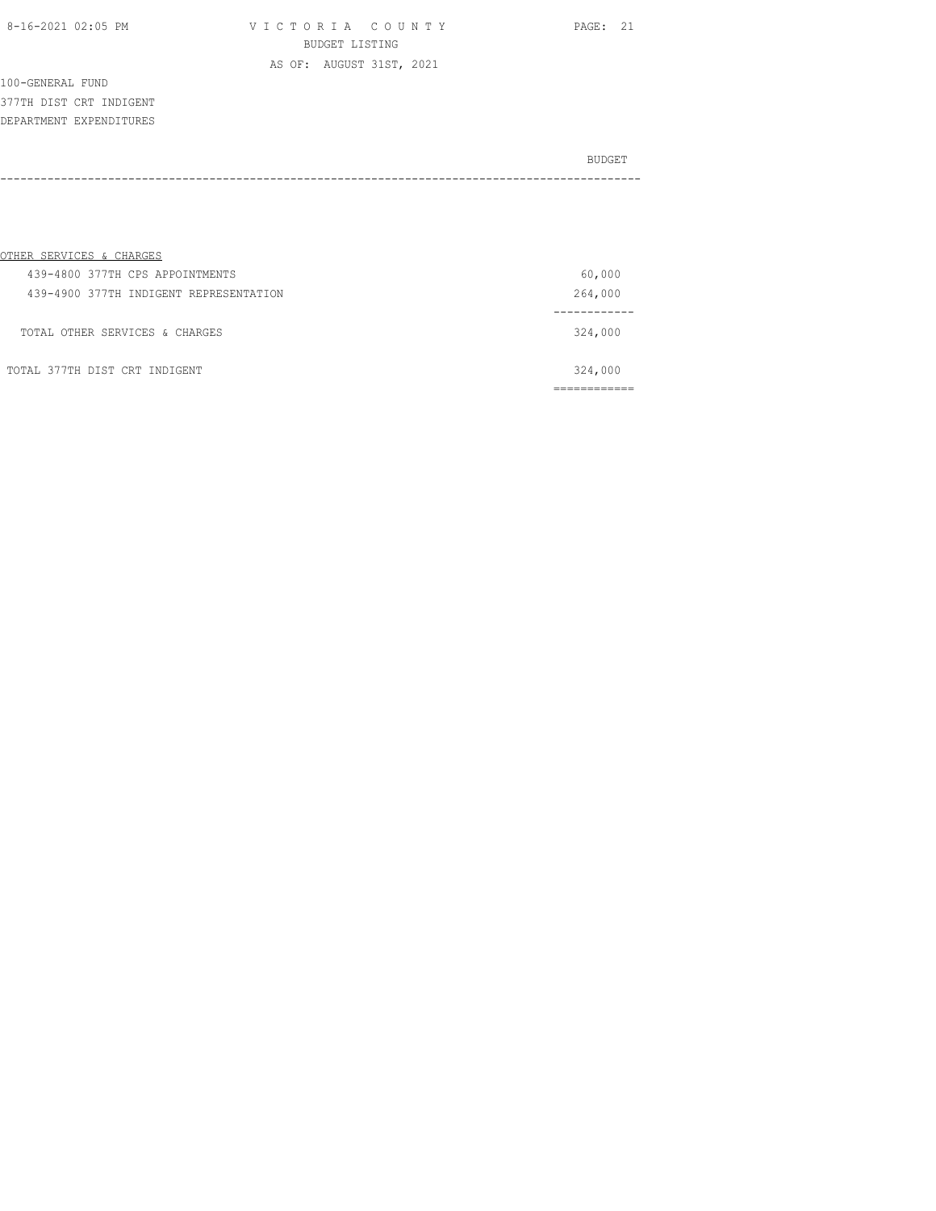100-GENERAL FUND
377TH DIST CRT INDIGENT
DEPARTMENT EXPENDITURES

| | BUDGET |
|---|---|
| OTHER SERVICES & CHARGES | |
| 439-4800 377TH CPS APPOINTMENTS | 60,000 |
| 439-4900 377TH INDIGENT REPRESENTATION | 264,000 |
| TOTAL OTHER SERVICES & CHARGES | 324,000 |
| TOTAL 377TH DIST CRT INDIGENT | 324,000 |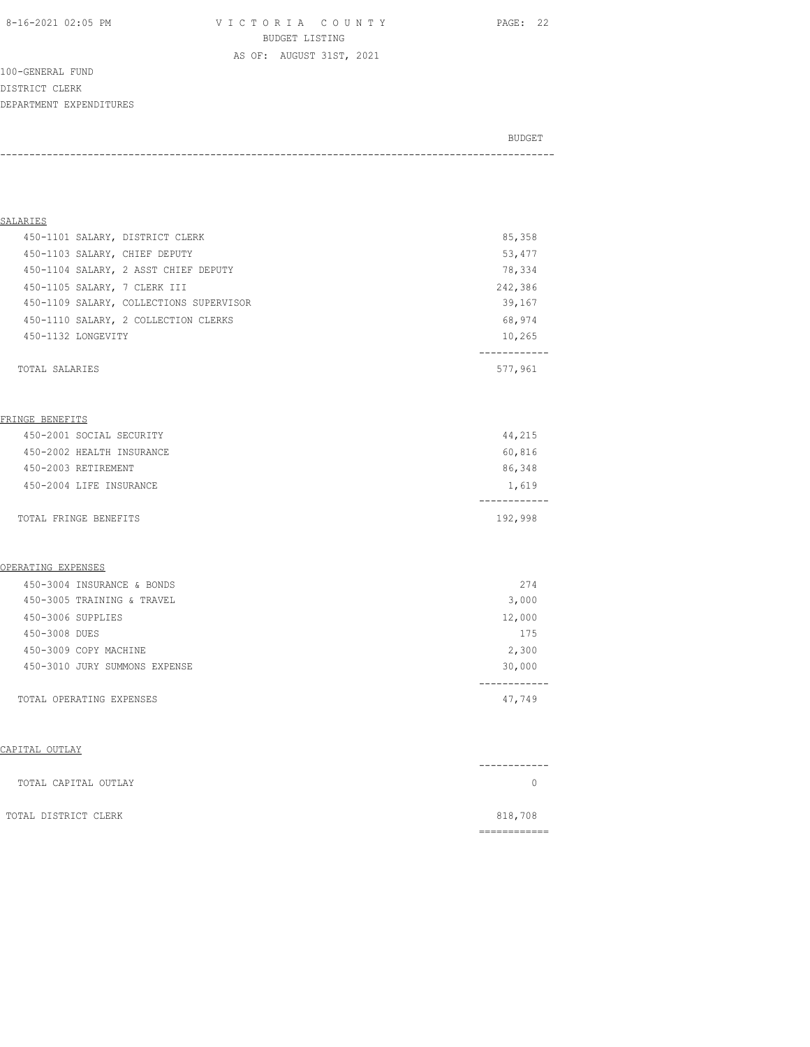VICTORIA COUNTY
BUDGET LISTING
AS OF: AUGUST 31ST, 2021

100-GENERAL FUND
DISTRICT CLERK
DEPARTMENT EXPENDITURES

| | BUDGET |
|---|---|
| **SALARIES** | |
| 450-1101 SALARY, DISTRICT CLERK | 85,358 |
| 450-1103 SALARY, CHIEF DEPUTY | 53,477 |
| 450-1104 SALARY, 2 ASST CHIEF DEPUTY | 78,334 |
| 450-1105 SALARY, 7 CLERK III | 242,386 |
| 450-1109 SALARY, COLLECTIONS SUPERVISOR | 39,167 |
| 450-1110 SALARY, 2 COLLECTION CLERKS | 68,974 |
| 450-1132 LONGEVITY | 10,265 |
| TOTAL SALARIES | 577,961 |
| **FRINGE BENEFITS** | |
| 450-2001 SOCIAL SECURITY | 44,215 |
| 450-2002 HEALTH INSURANCE | 60,816 |
| 450-2003 RETIREMENT | 86,348 |
| 450-2004 LIFE INSURANCE | 1,619 |
| TOTAL FRINGE BENEFITS | 192,998 |
| **OPERATING EXPENSES** | |
| 450-3004 INSURANCE & BONDS | 274 |
| 450-3005 TRAINING & TRAVEL | 3,000 |
| 450-3006 SUPPLIES | 12,000 |
| 450-3008 DUES | 175 |
| 450-3009 COPY MACHINE | 2,300 |
| 450-3010 JURY SUMMONS EXPENSE | 30,000 |
| TOTAL OPERATING EXPENSES | 47,749 |
| **CAPITAL OUTLAY** | |
| TOTAL CAPITAL OUTLAY | 0 |
| TOTAL DISTRICT CLERK | 818,708 |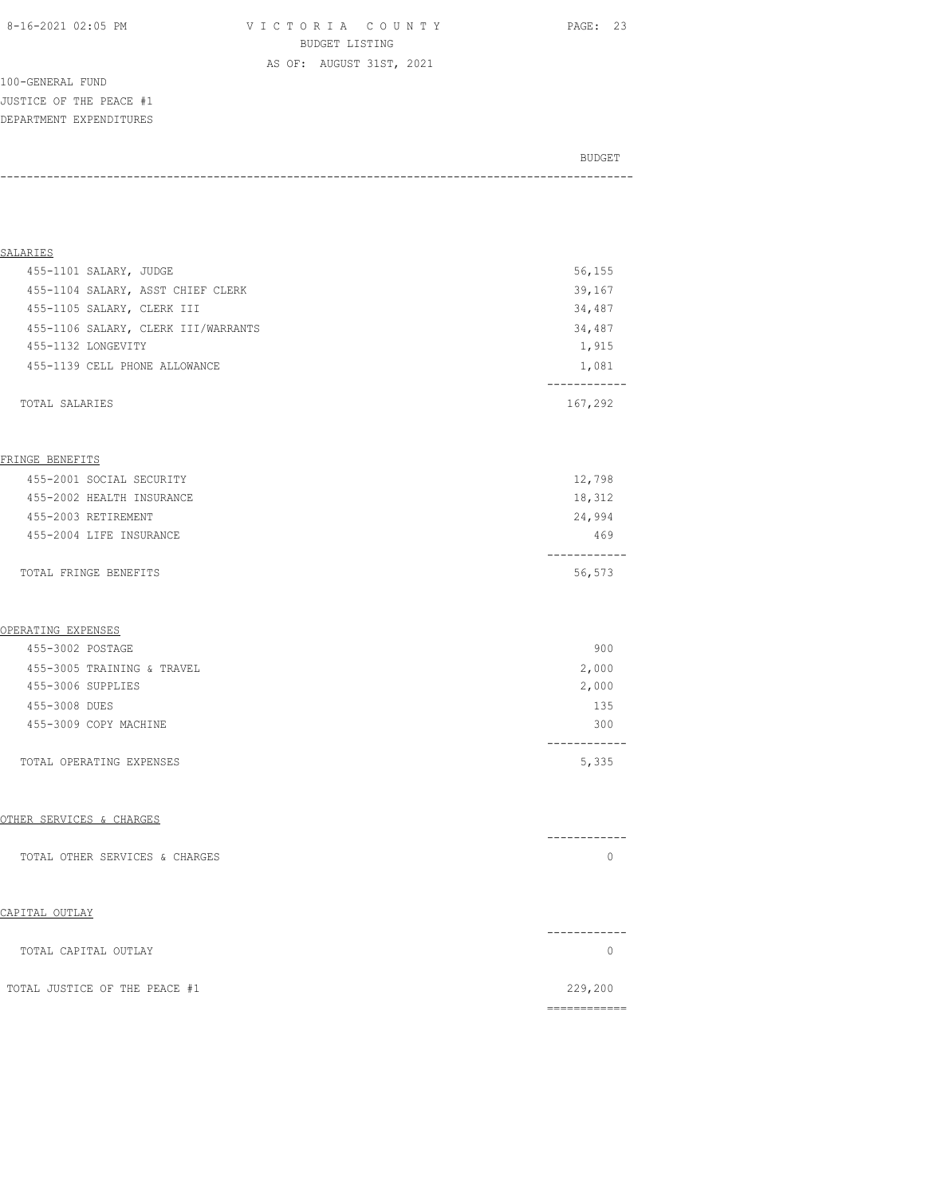VICTORIA COUNTY
BUDGET LISTING
AS OF: AUGUST 31ST, 2021

100-GENERAL FUND
JUSTICE OF THE PEACE #1
DEPARTMENT EXPENDITURES

| | BUDGET |
|---|---|
| **SALARIES** | |
| 455-1101 SALARY, JUDGE | 56,155 |
| 455-1104 SALARY, ASST CHIEF CLERK | 39,167 |
| 455-1105 SALARY, CLERK III | 34,487 |
| 455-1106 SALARY, CLERK III/WARRANTS | 34,487 |
| 455-1132 LONGEVITY | 1,915 |
| 455-1139 CELL PHONE ALLOWANCE | 1,081 |
| TOTAL SALARIES | 167,292 |
| **FRINGE BENEFITS** | |
| 455-2001 SOCIAL SECURITY | 12,798 |
| 455-2002 HEALTH INSURANCE | 18,312 |
| 455-2003 RETIREMENT | 24,994 |
| 455-2004 LIFE INSURANCE | 469 |
| TOTAL FRINGE BENEFITS | 56,573 |
| **OPERATING EXPENSES** | |
| 455-3002 POSTAGE | 900 |
| 455-3005 TRAINING & TRAVEL | 2,000 |
| 455-3006 SUPPLIES | 2,000 |
| 455-3008 DUES | 135 |
| 455-3009 COPY MACHINE | 300 |
| TOTAL OPERATING EXPENSES | 5,335 |
| **OTHER SERVICES & CHARGES** | |
| TOTAL OTHER SERVICES & CHARGES | 0 |
| **CAPITAL OUTLAY** | |
| TOTAL CAPITAL OUTLAY | 0 |
| TOTAL JUSTICE OF THE PEACE #1 | 229,200 |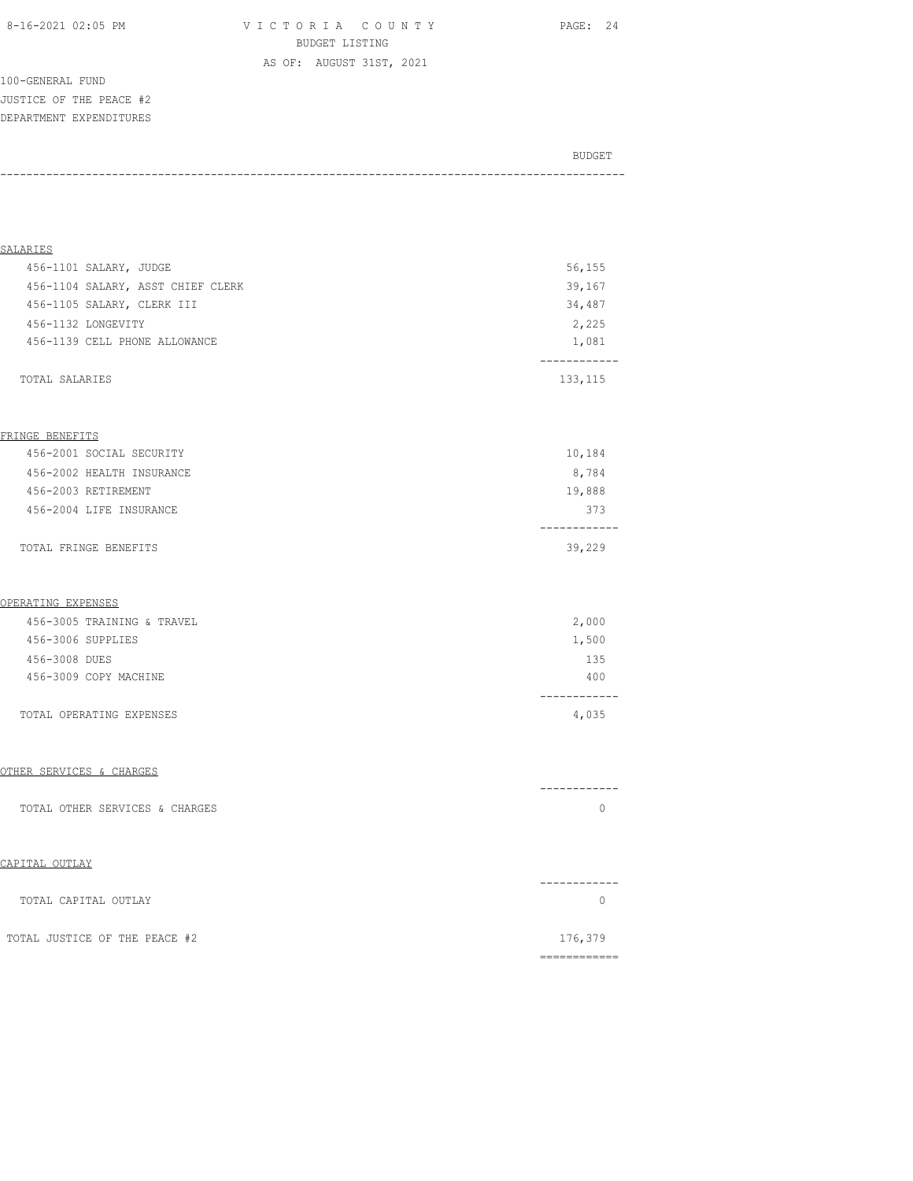100-GENERAL FUND
JUSTICE OF THE PEACE #2
DEPARTMENT EXPENDITURES

| | BUDGET |
|---|---|
| **SALARIES** | |
| 456-1101 SALARY, JUDGE | 56,155 |
| 456-1104 SALARY, ASST CHIEF CLERK | 39,167 |
| 456-1105 SALARY, CLERK III | 34,487 |
| 456-1132 LONGEVITY | 2,225 |
| 456-1139 CELL PHONE ALLOWANCE | 1,081 |
| TOTAL SALARIES | 133,115 |
| **FRINGE BENEFITS** | |
| 456-2001 SOCIAL SECURITY | 10,184 |
| 456-2002 HEALTH INSURANCE | 8,784 |
| 456-2003 RETIREMENT | 19,888 |
| 456-2004 LIFE INSURANCE | 373 |
| TOTAL FRINGE BENEFITS | 39,229 |
| **OPERATING EXPENSES** | |
| 456-3005 TRAINING & TRAVEL | 2,000 |
| 456-3006 SUPPLIES | 1,500 |
| 456-3008 DUES | 135 |
| 456-3009 COPY MACHINE | 400 |
| TOTAL OPERATING EXPENSES | 4,035 |
| **OTHER SERVICES & CHARGES** | |
| TOTAL OTHER SERVICES & CHARGES | 0 |
| **CAPITAL OUTLAY** | |
| TOTAL CAPITAL OUTLAY | 0 |
| TOTAL JUSTICE OF THE PEACE #2 | 176,379 |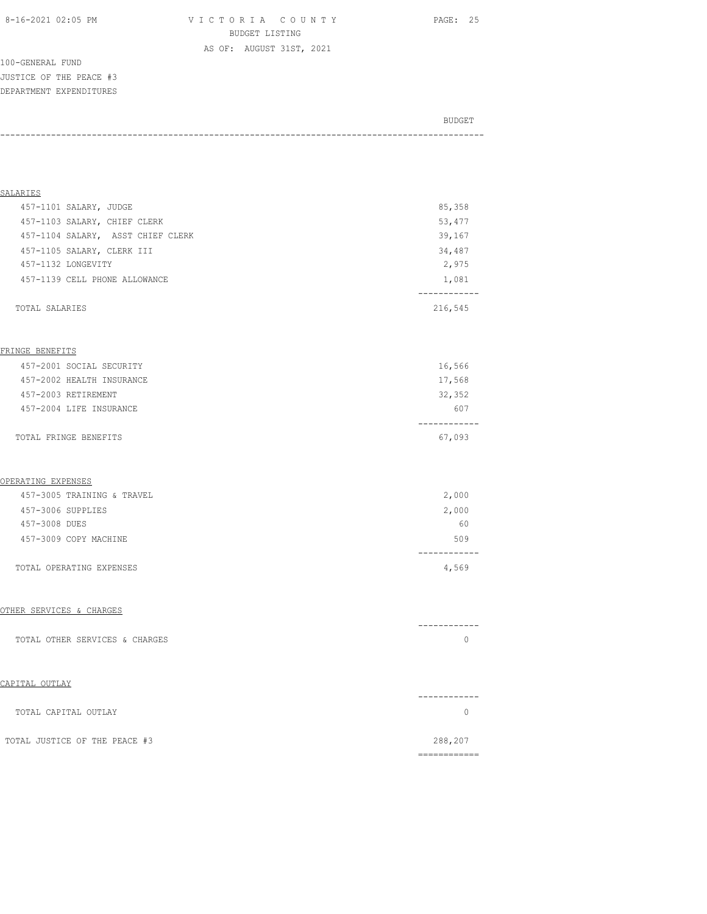100-GENERAL FUND
JUSTICE OF THE PEACE #3
DEPARTMENT EXPENDITURES

| | BUDGET |
|---|---|
| **SALARIES** | |
| 457-1101 SALARY, JUDGE | 85,358 |
| 457-1103 SALARY, CHIEF CLERK | 53,477 |
| 457-1104 SALARY, ASST CHIEF CLERK | 39,167 |
| 457-1105 SALARY, CLERK III | 34,487 |
| 457-1132 LONGEVITY | 2,975 |
| 457-1139 CELL PHONE ALLOWANCE | 1,081 |
| TOTAL SALARIES | 216,545 |
| **FRINGE BENEFITS** | |
| 457-2001 SOCIAL SECURITY | 16,566 |
| 457-2002 HEALTH INSURANCE | 17,568 |
| 457-2003 RETIREMENT | 32,352 |
| 457-2004 LIFE INSURANCE | 607 |
| TOTAL FRINGE BENEFITS | 67,093 |
| **OPERATING EXPENSES** | |
| 457-3005 TRAINING & TRAVEL | 2,000 |
| 457-3006 SUPPLIES | 2,000 |
| 457-3008 DUES | 60 |
| 457-3009 COPY MACHINE | 509 |
| TOTAL OPERATING EXPENSES | 4,569 |
| **OTHER SERVICES & CHARGES** | |
| TOTAL OTHER SERVICES & CHARGES | 0 |
| **CAPITAL OUTLAY** | |
| TOTAL CAPITAL OUTLAY | 0 |
| TOTAL JUSTICE OF THE PEACE #3 | 288,207 |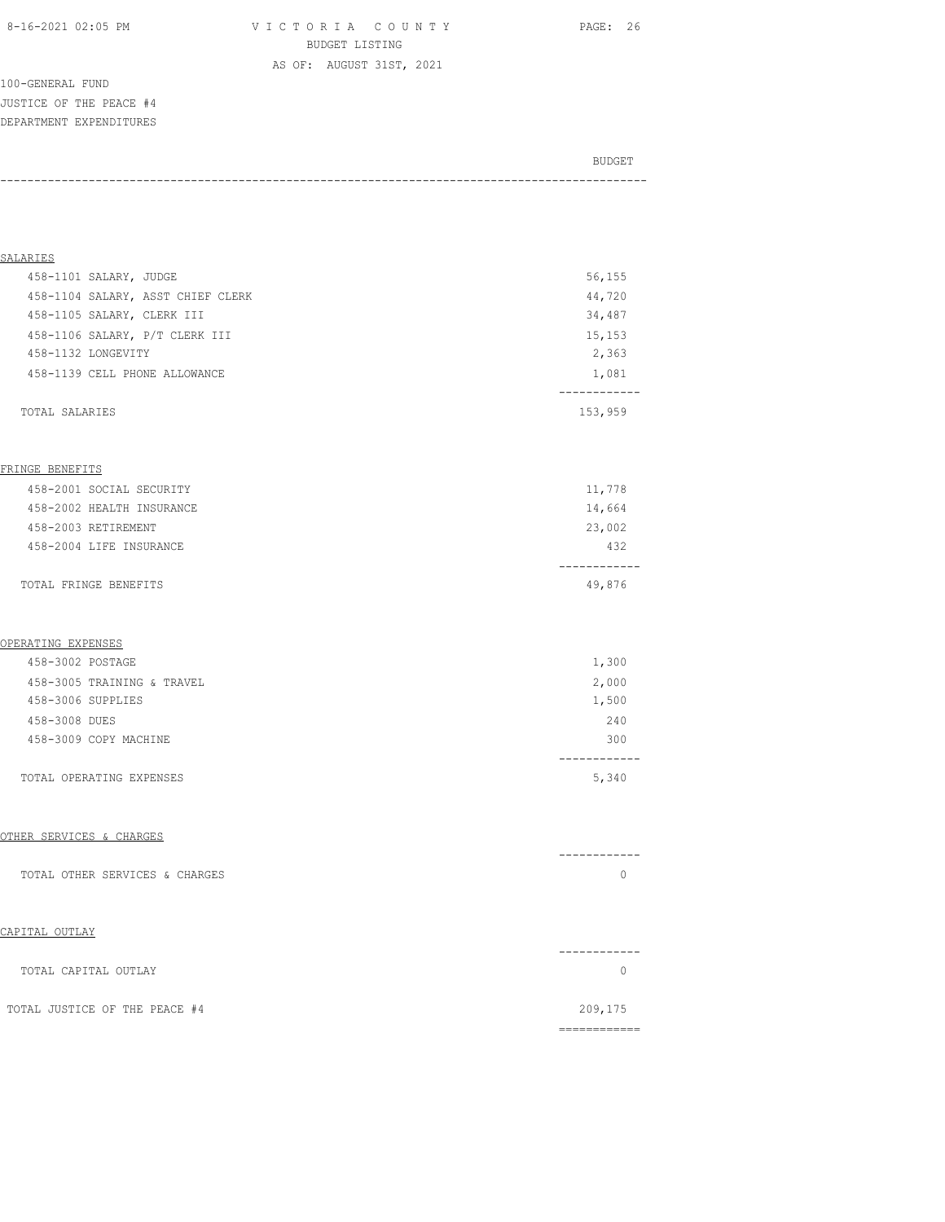VICTORIA COUNTY
BUDGET LISTING
AS OF: AUGUST 31ST, 2021

100-GENERAL FUND
JUSTICE OF THE PEACE #4
DEPARTMENT EXPENDITURES

| | BUDGET |
|---|---|
| **SALARIES** | |
| 458-1101 SALARY, JUDGE | 56,155 |
| 458-1104 SALARY, ASST CHIEF CLERK | 44,720 |
| 458-1105 SALARY, CLERK III | 34,487 |
| 458-1106 SALARY, P/T CLERK III | 15,153 |
| 458-1132 LONGEVITY | 2,363 |
| 458-1139 CELL PHONE ALLOWANCE | 1,081 |
| TOTAL SALARIES | 153,959 |
| **FRINGE BENEFITS** | |
| 458-2001 SOCIAL SECURITY | 11,778 |
| 458-2002 HEALTH INSURANCE | 14,664 |
| 458-2003 RETIREMENT | 23,002 |
| 458-2004 LIFE INSURANCE | 432 |
| TOTAL FRINGE BENEFITS | 49,876 |
| **OPERATING EXPENSES** | |
| 458-3002 POSTAGE | 1,300 |
| 458-3005 TRAINING & TRAVEL | 2,000 |
| 458-3006 SUPPLIES | 1,500 |
| 458-3008 DUES | 240 |
| 458-3009 COPY MACHINE | 300 |
| TOTAL OPERATING EXPENSES | 5,340 |
| **OTHER SERVICES & CHARGES** | |
| TOTAL OTHER SERVICES & CHARGES | 0 |
| **CAPITAL OUTLAY** | |
| TOTAL CAPITAL OUTLAY | 0 |
| TOTAL JUSTICE OF THE PEACE #4 | 209,175 |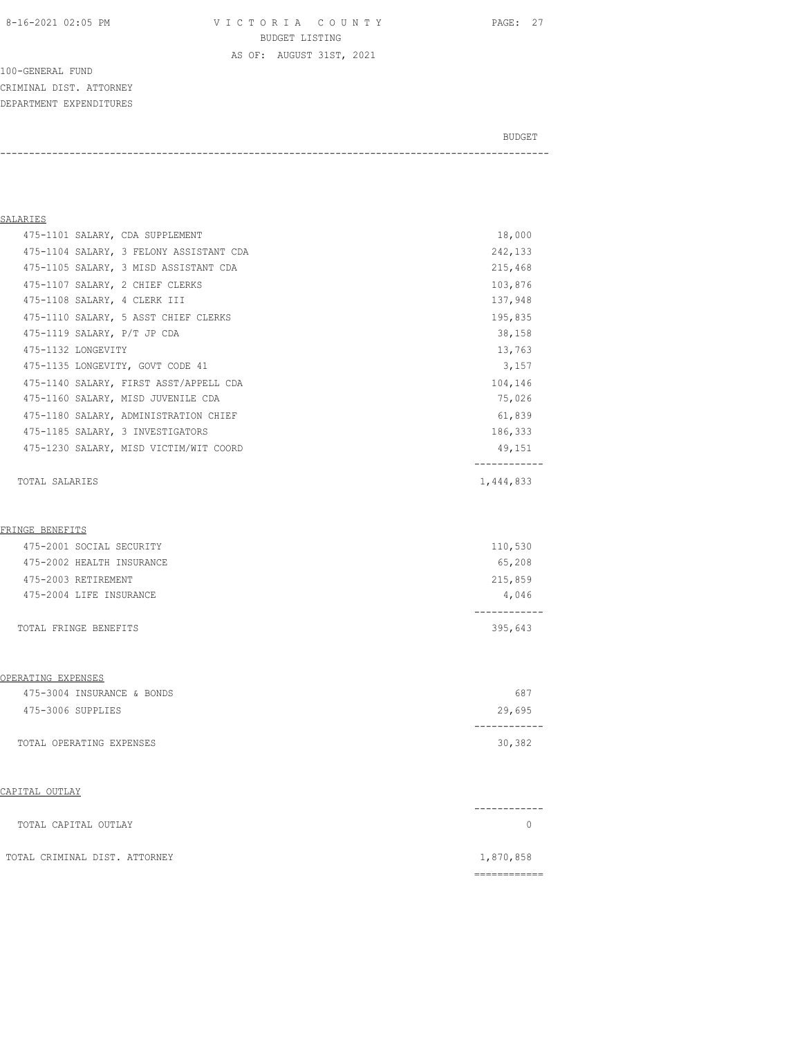VICTORIA COUNTY
BUDGET LISTING
AS OF: AUGUST 31ST, 2021

100-GENERAL FUND
CRIMINAL DIST. ATTORNEY
DEPARTMENT EXPENDITURES

| | BUDGET |
|---|---|
| **SALARIES** | |
| 475-1101 SALARY, CDA SUPPLEMENT | 18,000 |
| 475-1104 SALARY, 3 FELONY ASSISTANT CDA | 242,133 |
| 475-1105 SALARY, 3 MISD ASSISTANT CDA | 215,468 |
| 475-1107 SALARY, 2 CHIEF CLERKS | 103,876 |
| 475-1108 SALARY, 4 CLERK III | 137,948 |
| 475-1110 SALARY, 5 ASST CHIEF CLERKS | 195,835 |
| 475-1119 SALARY, P/T JP CDA | 38,158 |
| 475-1132 LONGEVITY | 13,763 |
| 475-1135 LONGEVITY, GOVT CODE 41 | 3,157 |
| 475-1140 SALARY, FIRST ASST/APPELL CDA | 104,146 |
| 475-1160 SALARY, MISD JUVENILE CDA | 75,026 |
| 475-1180 SALARY, ADMINISTRATION CHIEF | 61,839 |
| 475-1185 SALARY, 3 INVESTIGATORS | 186,333 |
| 475-1230 SALARY, MISD VICTIM/WIT COORD | 49,151 |
| TOTAL SALARIES | 1,444,833 |
| **FRINGE BENEFITS** | |
| 475-2001 SOCIAL SECURITY | 110,530 |
| 475-2002 HEALTH INSURANCE | 65,208 |
| 475-2003 RETIREMENT | 215,859 |
| 475-2004 LIFE INSURANCE | 4,046 |
| TOTAL FRINGE BENEFITS | 395,643 |
| **OPERATING EXPENSES** | |
| 475-3004 INSURANCE & BONDS | 687 |
| 475-3006 SUPPLIES | 29,695 |
| TOTAL OPERATING EXPENSES | 30,382 |
| **CAPITAL OUTLAY** | |
| TOTAL CAPITAL OUTLAY | 0 |
| TOTAL CRIMINAL DIST. ATTORNEY | 1,870,858 |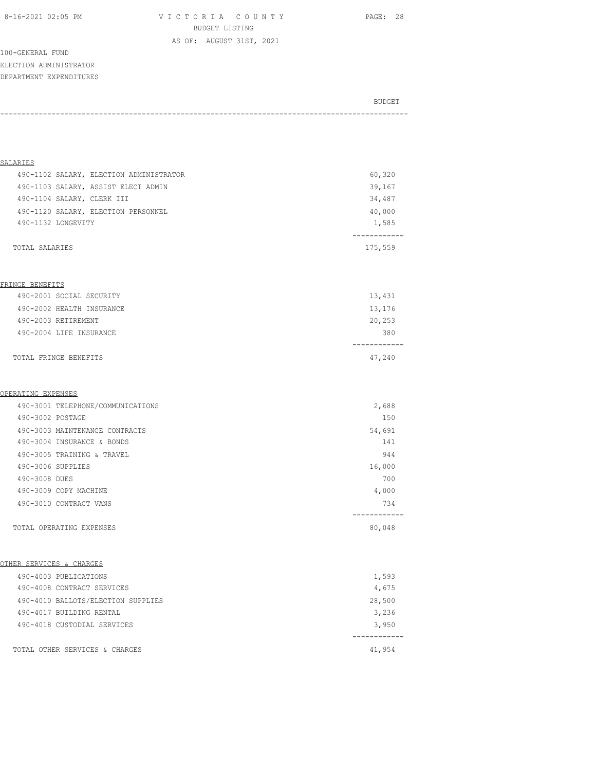VICTORIA COUNTY
BUDGET LISTING
AS OF: AUGUST 31ST, 2021

100-GENERAL FUND
ELECTION ADMINISTRATOR
DEPARTMENT EXPENDITURES

| | BUDGET |
|---|---|
| **SALARIES** | |
| 490-1102 SALARY, ELECTION ADMINISTRATOR | 60,320 |
| 490-1103 SALARY, ASSIST ELECT ADMIN | 39,167 |
| 490-1104 SALARY, CLERK III | 34,487 |
| 490-1120 SALARY, ELECTION PERSONNEL | 40,000 |
| 490-1132 LONGEVITY | 1,585 |
| TOTAL SALARIES | 175,559 |
| **FRINGE BENEFITS** | |
| 490-2001 SOCIAL SECURITY | 13,431 |
| 490-2002 HEALTH INSURANCE | 13,176 |
| 490-2003 RETIREMENT | 20,253 |
| 490-2004 LIFE INSURANCE | 380 |
| TOTAL FRINGE BENEFITS | 47,240 |
| **OPERATING EXPENSES** | |
| 490-3001 TELEPHONE/COMMUNICATIONS | 2,688 |
| 490-3002 POSTAGE | 150 |
| 490-3003 MAINTENANCE CONTRACTS | 54,691 |
| 490-3004 INSURANCE & BONDS | 141 |
| 490-3005 TRAINING & TRAVEL | 944 |
| 490-3006 SUPPLIES | 16,000 |
| 490-3008 DUES | 700 |
| 490-3009 COPY MACHINE | 4,000 |
| 490-3010 CONTRACT VANS | 734 |
| TOTAL OPERATING EXPENSES | 80,048 |
| **OTHER SERVICES & CHARGES** | |
| 490-4003 PUBLICATIONS | 1,593 |
| 490-4008 CONTRACT SERVICES | 4,675 |
| 490-4010 BALLOTS/ELECTION SUPPLIES | 28,500 |
| 490-4017 BUILDING RENTAL | 3,236 |
| 490-4018 CUSTODIAL SERVICES | 3,950 |
| TOTAL OTHER SERVICES & CHARGES | 41,954 |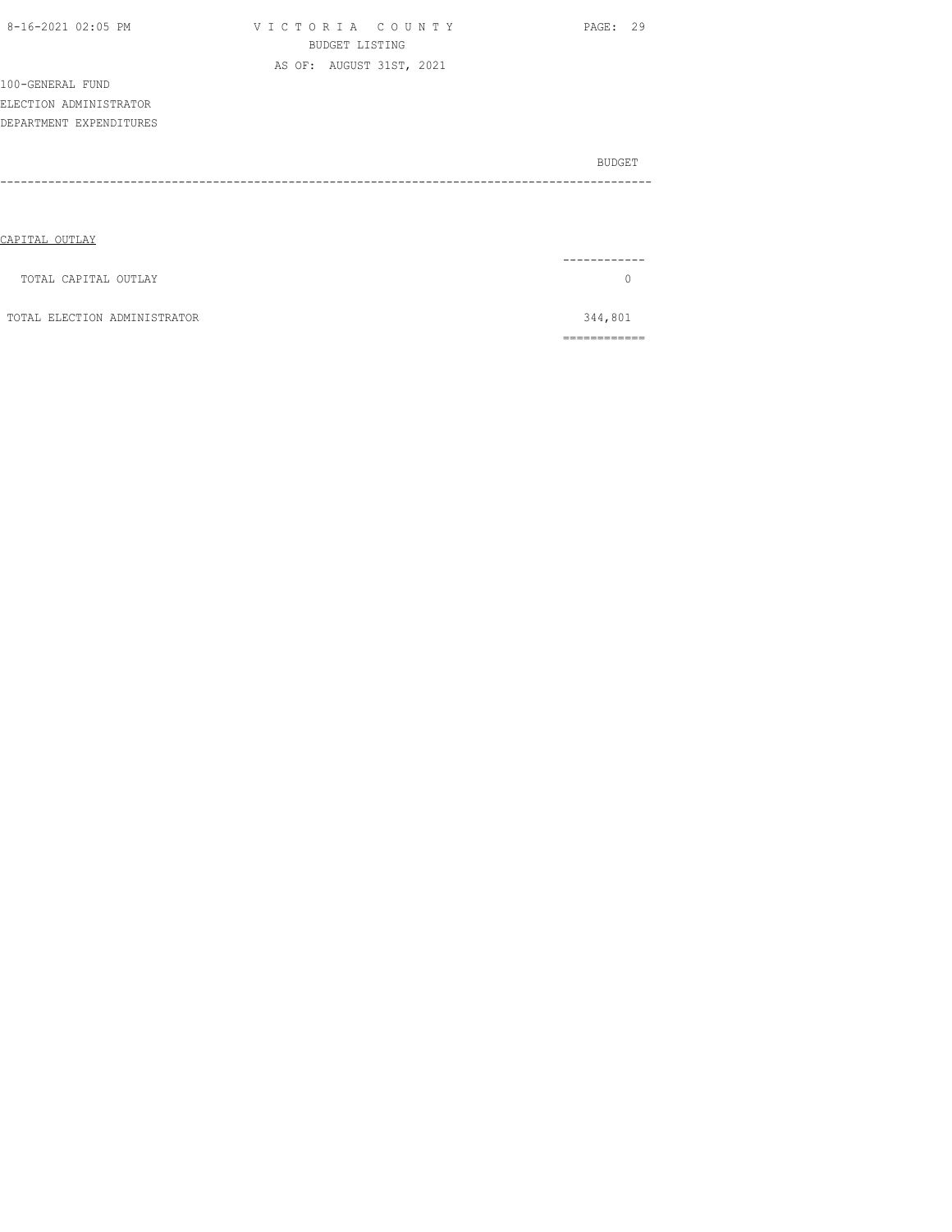100-GENERAL FUND
ELECTION ADMINISTRATOR
DEPARTMENT EXPENDITURES

| | BUDGET |
|---|---|
| CAPITAL OUTLAY | |
| TOTAL CAPITAL OUTLAY | 0 |
| TOTAL ELECTION ADMINISTRATOR | 344,801 |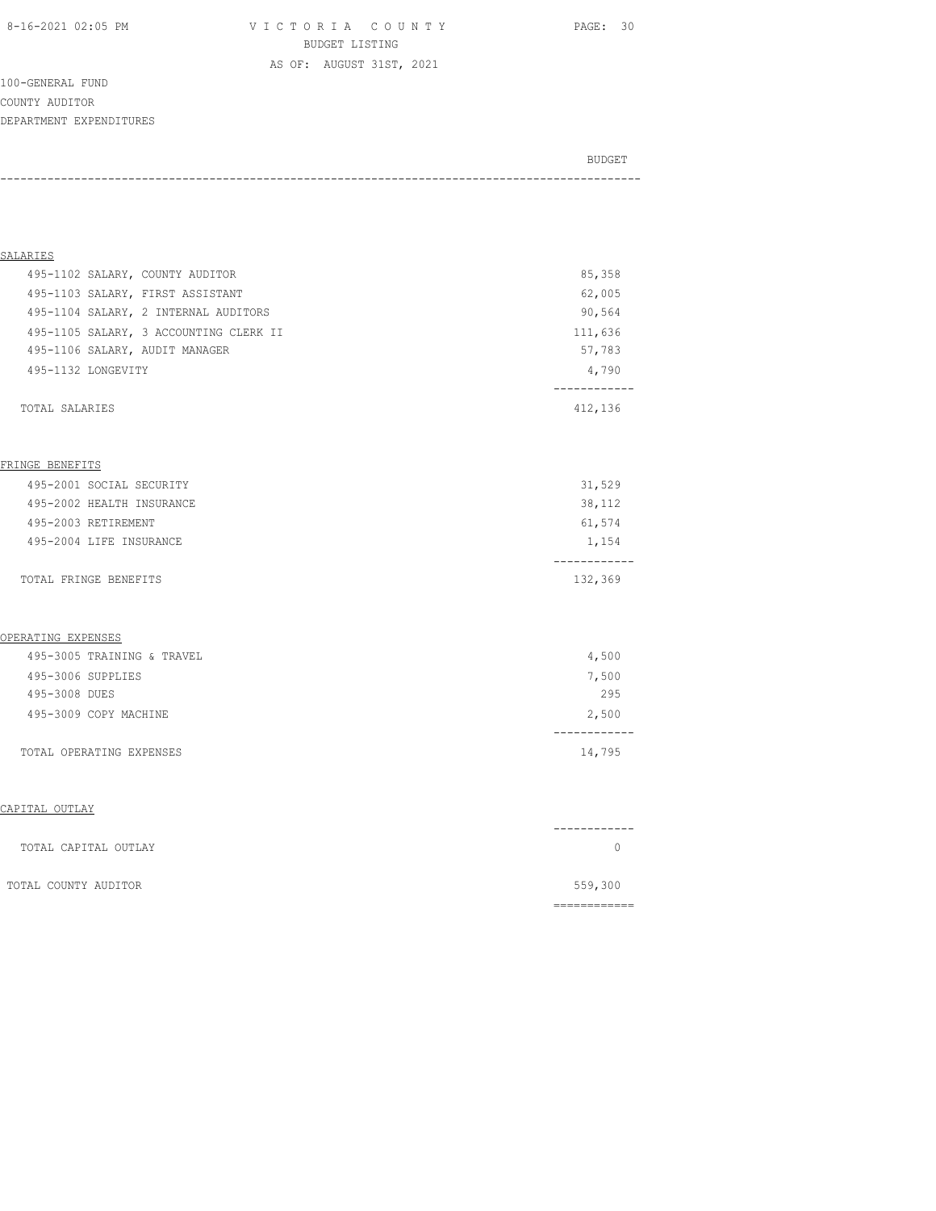100-GENERAL FUND
COUNTY AUDITOR
DEPARTMENT EXPENDITURES

| | BUDGET |
|---|---|
| **SALARIES** | |
| 495-1102 SALARY, COUNTY AUDITOR | 85,358 |
| 495-1103 SALARY, FIRST ASSISTANT | 62,005 |
| 495-1104 SALARY, 2 INTERNAL AUDITORS | 90,564 |
| 495-1105 SALARY, 3 ACCOUNTING CLERK II | 111,636 |
| 495-1106 SALARY, AUDIT MANAGER | 57,783 |
| 495-1132 LONGEVITY | 4,790 |
| TOTAL SALARIES | 412,136 |
| **FRINGE BENEFITS** | |
| 495-2001 SOCIAL SECURITY | 31,529 |
| 495-2002 HEALTH INSURANCE | 38,112 |
| 495-2003 RETIREMENT | 61,574 |
| 495-2004 LIFE INSURANCE | 1,154 |
| TOTAL FRINGE BENEFITS | 132,369 |
| **OPERATING EXPENSES** | |
| 495-3005 TRAINING & TRAVEL | 4,500 |
| 495-3006 SUPPLIES | 7,500 |
| 495-3008 DUES | 295 |
| 495-3009 COPY MACHINE | 2,500 |
| TOTAL OPERATING EXPENSES | 14,795 |
| **CAPITAL OUTLAY** | |
| TOTAL CAPITAL OUTLAY | 0 |
| TOTAL COUNTY AUDITOR | 559,300 |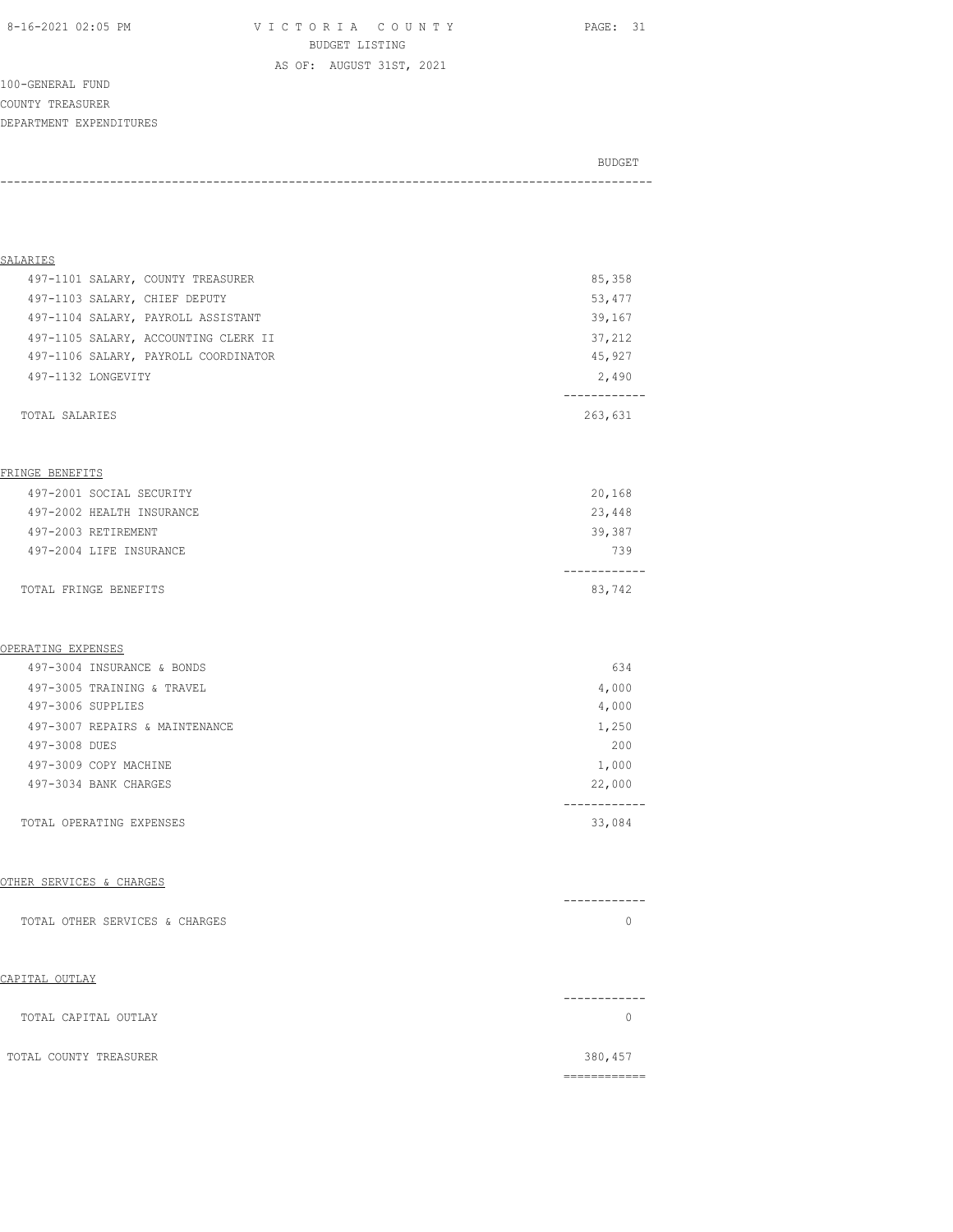VICTORIA COUNTY
BUDGET LISTING
AS OF: AUGUST 31ST, 2021

100-GENERAL FUND
COUNTY TREASURER
DEPARTMENT EXPENDITURES

| | BUDGET |
|---|---|
| **SALARIES** | |
| 497-1101 SALARY, COUNTY TREASURER | 85,358 |
| 497-1103 SALARY, CHIEF DEPUTY | 53,477 |
| 497-1104 SALARY, PAYROLL ASSISTANT | 39,167 |
| 497-1105 SALARY, ACCOUNTING CLERK II | 37,212 |
| 497-1106 SALARY, PAYROLL COORDINATOR | 45,927 |
| 497-1132 LONGEVITY | 2,490 |
| TOTAL SALARIES | 263,631 |
| **FRINGE BENEFITS** | |
| 497-2001 SOCIAL SECURITY | 20,168 |
| 497-2002 HEALTH INSURANCE | 23,448 |
| 497-2003 RETIREMENT | 39,387 |
| 497-2004 LIFE INSURANCE | 739 |
| TOTAL FRINGE BENEFITS | 83,742 |
| **OPERATING EXPENSES** | |
| 497-3004 INSURANCE & BONDS | 634 |
| 497-3005 TRAINING & TRAVEL | 4,000 |
| 497-3006 SUPPLIES | 4,000 |
| 497-3007 REPAIRS & MAINTENANCE | 1,250 |
| 497-3008 DUES | 200 |
| 497-3009 COPY MACHINE | 1,000 |
| 497-3034 BANK CHARGES | 22,000 |
| TOTAL OPERATING EXPENSES | 33,084 |
| **OTHER SERVICES & CHARGES** | |
| TOTAL OTHER SERVICES & CHARGES | 0 |
| **CAPITAL OUTLAY** | |
| TOTAL CAPITAL OUTLAY | 0 |
| TOTAL COUNTY TREASURER | 380,457 |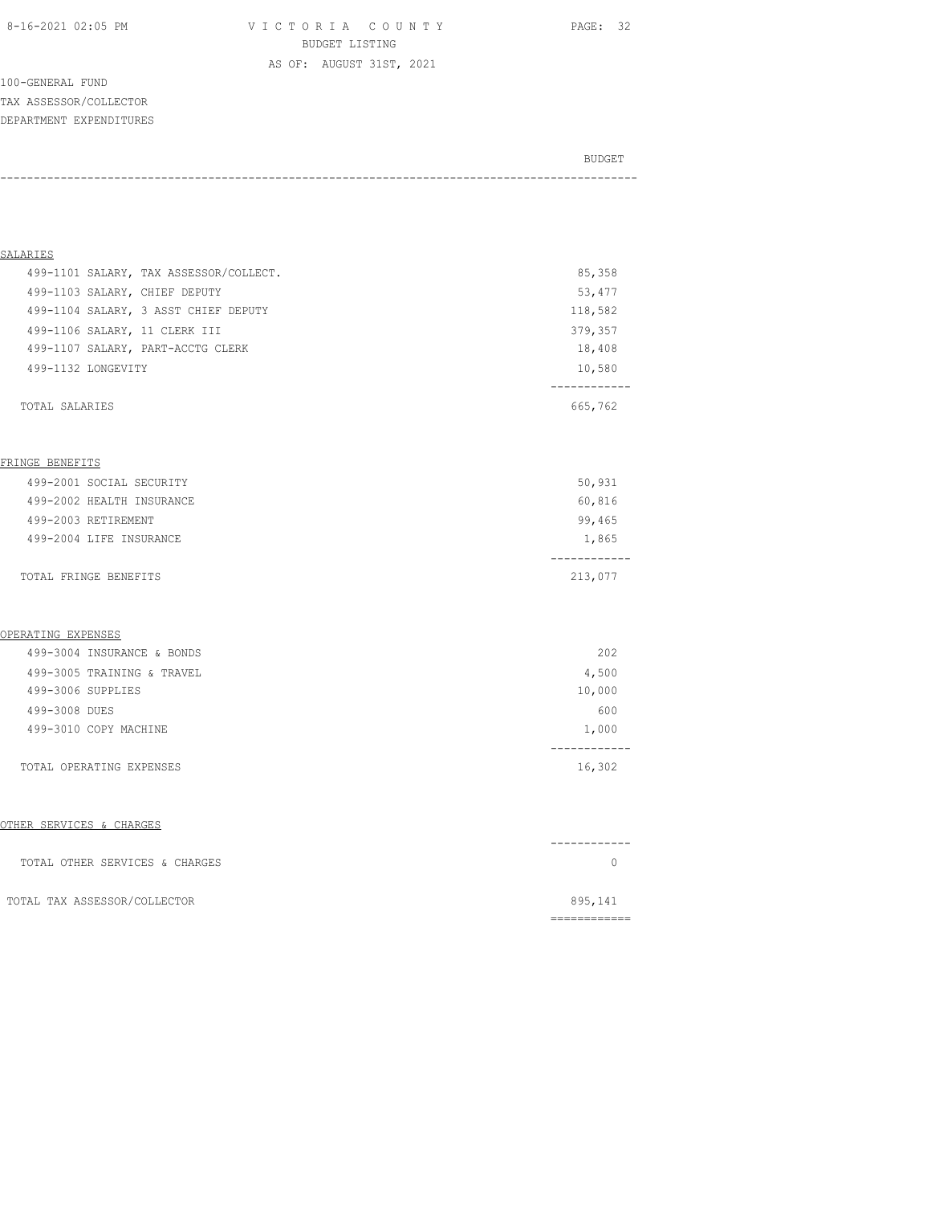# VICTORIA COUNTY

BUDGET LISTING

AS OF: AUGUST 31ST, 2021

100-GENERAL FUND

TAX ASSESSOR/COLLECTOR

DEPARTMENT EXPENDITURES

| | BUDGET |
|---|---|
| **SALARIES** | |
| 499-1101 SALARY, TAX ASSESSOR/COLLECT. | 85,358 |
| 499-1103 SALARY, CHIEF DEPUTY | 53,477 |
| 499-1104 SALARY, 3 ASST CHIEF DEPUTY | 118,582 |
| 499-1106 SALARY, 11 CLERK III | 379,357 |
| 499-1107 SALARY, PART-ACCTG CLERK | 18,408 |
| 499-1132 LONGEVITY | 10,580 |
| TOTAL SALARIES | 665,762 |
| **FRINGE BENEFITS** | |
| 499-2001 SOCIAL SECURITY | 50,931 |
| 499-2002 HEALTH INSURANCE | 60,816 |
| 499-2003 RETIREMENT | 99,465 |
| 499-2004 LIFE INSURANCE | 1,865 |
| TOTAL FRINGE BENEFITS | 213,077 |
| **OPERATING EXPENSES** | |
| 499-3004 INSURANCE & BONDS | 202 |
| 499-3005 TRAINING & TRAVEL | 4,500 |
| 499-3006 SUPPLIES | 10,000 |
| 499-3008 DUES | 600 |
| 499-3010 COPY MACHINE | 1,000 |
| TOTAL OPERATING EXPENSES | 16,302 |
| **OTHER SERVICES & CHARGES** | |
| TOTAL OTHER SERVICES & CHARGES | 0 |
| TOTAL TAX ASSESSOR/COLLECTOR | 895,141 |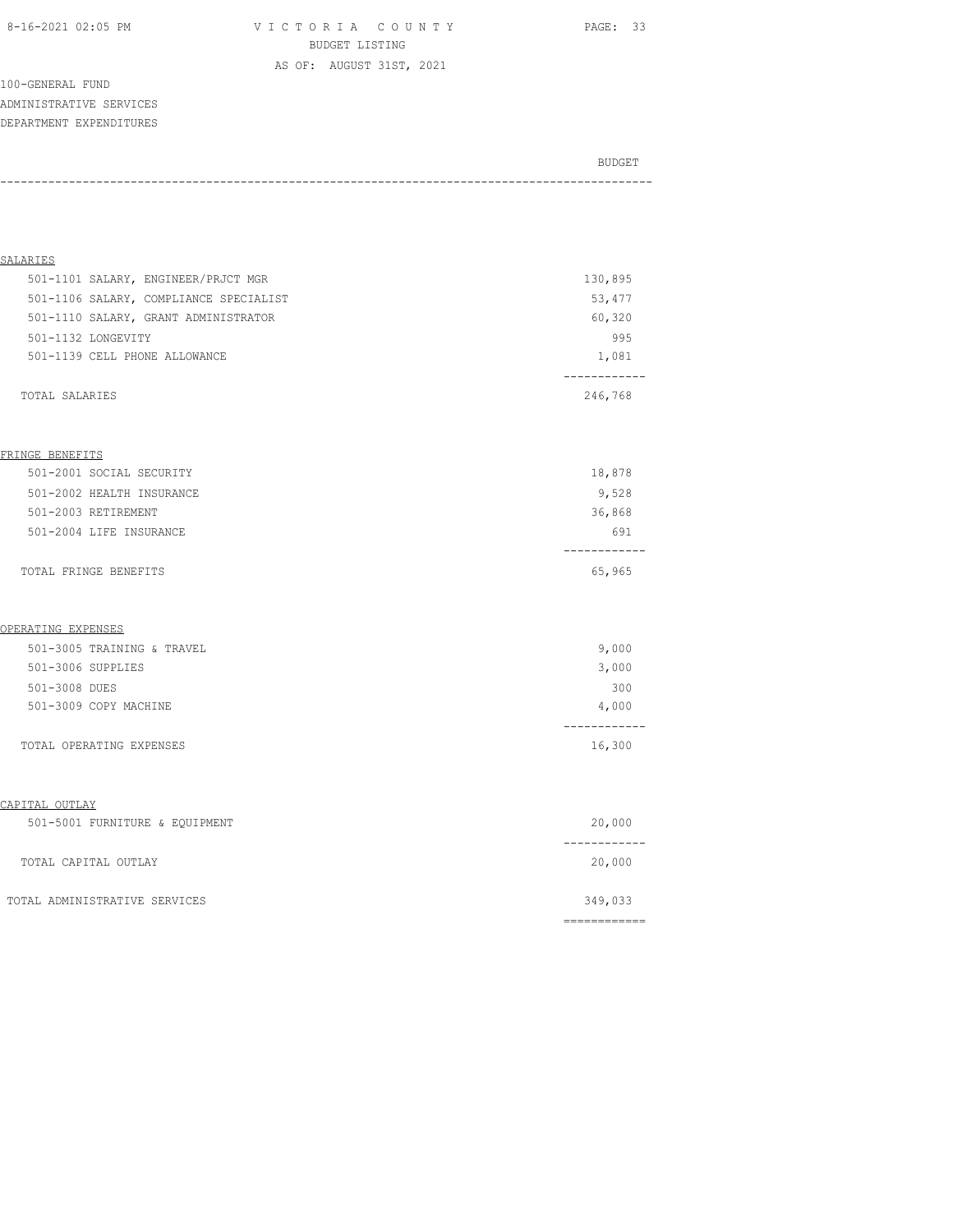VICTORIA COUNTY
BUDGET LISTING
AS OF: AUGUST 31ST, 2021

100-GENERAL FUND
ADMINISTRATIVE SERVICES
DEPARTMENT EXPENDITURES

| | BUDGET |
|---|---:|
| **SALARIES** | |
| 501-1101 SALARY, ENGINEER/PRJCT MGR | 130,895 |
| 501-1106 SALARY, COMPLIANCE SPECIALIST | 53,477 |
| 501-1110 SALARY, GRANT ADMINISTRATOR | 60,320 |
| 501-1132 LONGEVITY | 995 |
| 501-1139 CELL PHONE ALLOWANCE | 1,081 |
| TOTAL SALARIES | 246,768 |
| **FRINGE BENEFITS** | |
| 501-2001 SOCIAL SECURITY | 18,878 |
| 501-2002 HEALTH INSURANCE | 9,528 |
| 501-2003 RETIREMENT | 36,868 |
| 501-2004 LIFE INSURANCE | 691 |
| TOTAL FRINGE BENEFITS | 65,965 |
| **OPERATING EXPENSES** | |
| 501-3005 TRAINING & TRAVEL | 9,000 |
| 501-3006 SUPPLIES | 3,000 |
| 501-3008 DUES | 300 |
| 501-3009 COPY MACHINE | 4,000 |
| TOTAL OPERATING EXPENSES | 16,300 |
| **CAPITAL OUTLAY** | |
| 501-5001 FURNITURE & EQUIPMENT | 20,000 |
| TOTAL CAPITAL OUTLAY | 20,000 |
| TOTAL ADMINISTRATIVE SERVICES | 349,033 |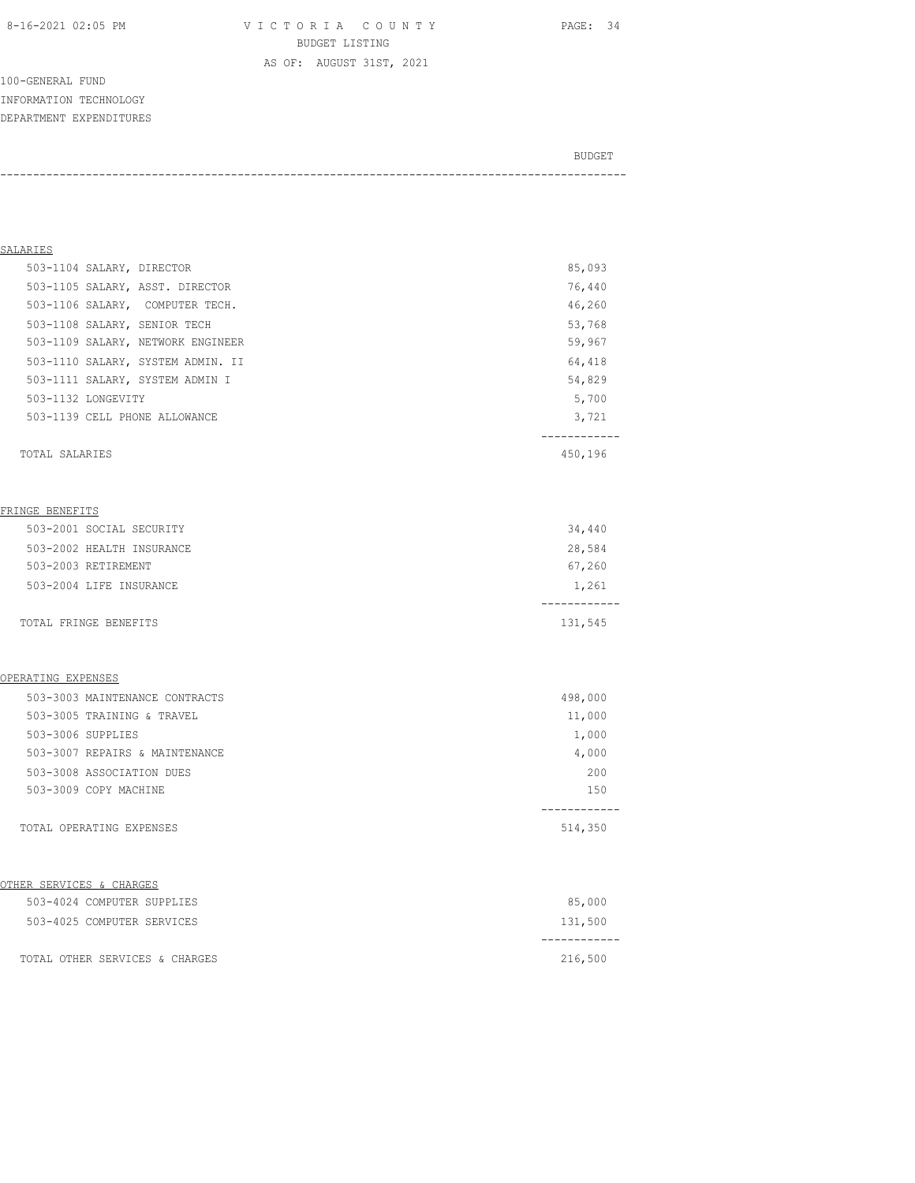VICTORIA COUNTY
BUDGET LISTING
AS OF: AUGUST 31ST, 2021

100-GENERAL FUND
INFORMATION TECHNOLOGY
DEPARTMENT EXPENDITURES

| | BUDGET |
|---|---|
| **SALARIES** | |
| 503-1104 SALARY, DIRECTOR | 85,093 |
| 503-1105 SALARY, ASST. DIRECTOR | 76,440 |
| 503-1106 SALARY, COMPUTER TECH. | 46,260 |
| 503-1108 SALARY, SENIOR TECH | 53,768 |
| 503-1109 SALARY, NETWORK ENGINEER | 59,967 |
| 503-1110 SALARY, SYSTEM ADMIN. II | 64,418 |
| 503-1111 SALARY, SYSTEM ADMIN I | 54,829 |
| 503-1132 LONGEVITY | 5,700 |
| 503-1139 CELL PHONE ALLOWANCE | 3,721 |
| TOTAL SALARIES | 450,196 |
| **FRINGE BENEFITS** | |
| 503-2001 SOCIAL SECURITY | 34,440 |
| 503-2002 HEALTH INSURANCE | 28,584 |
| 503-2003 RETIREMENT | 67,260 |
| 503-2004 LIFE INSURANCE | 1,261 |
| TOTAL FRINGE BENEFITS | 131,545 |
| **OPERATING EXPENSES** | |
| 503-3003 MAINTENANCE CONTRACTS | 498,000 |
| 503-3005 TRAINING & TRAVEL | 11,000 |
| 503-3006 SUPPLIES | 1,000 |
| 503-3007 REPAIRS & MAINTENANCE | 4,000 |
| 503-3008 ASSOCIATION DUES | 200 |
| 503-3009 COPY MACHINE | 150 |
| TOTAL OPERATING EXPENSES | 514,350 |
| **OTHER SERVICES & CHARGES** | |
| 503-4024 COMPUTER SUPPLIES | 85,000 |
| 503-4025 COMPUTER SERVICES | 131,500 |
| TOTAL OTHER SERVICES & CHARGES | 216,500 |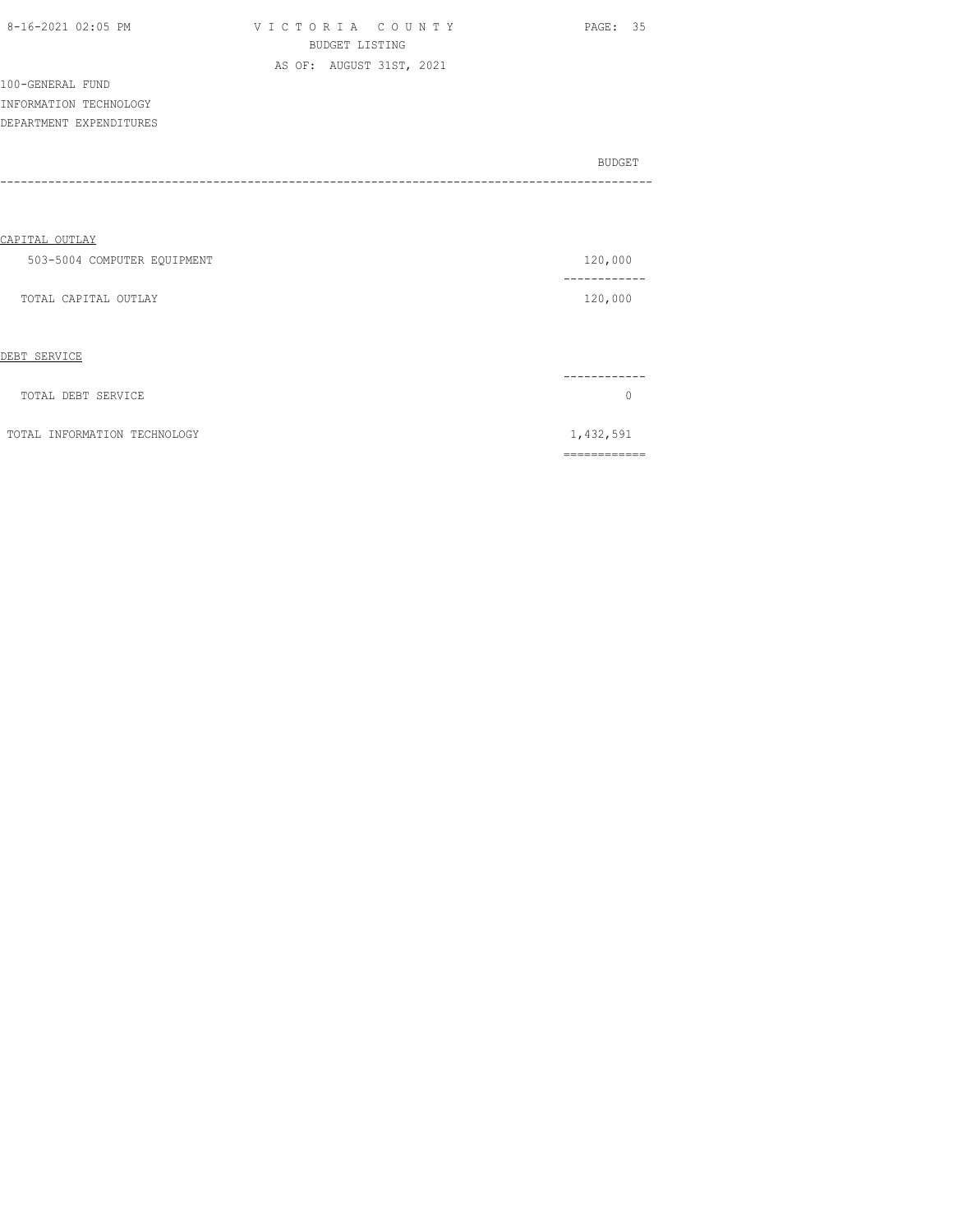100-GENERAL FUND
INFORMATION TECHNOLOGY
DEPARTMENT EXPENDITURES

| | BUDGET |
|---|---|
| **CAPITAL OUTLAY** | |
| 503-5004 COMPUTER EQUIPMENT | 120,000 |
| TOTAL CAPITAL OUTLAY | 120,000 |
| **DEBT SERVICE** | |
| TOTAL DEBT SERVICE | 0 |
| TOTAL INFORMATION TECHNOLOGY | 1,432,591 |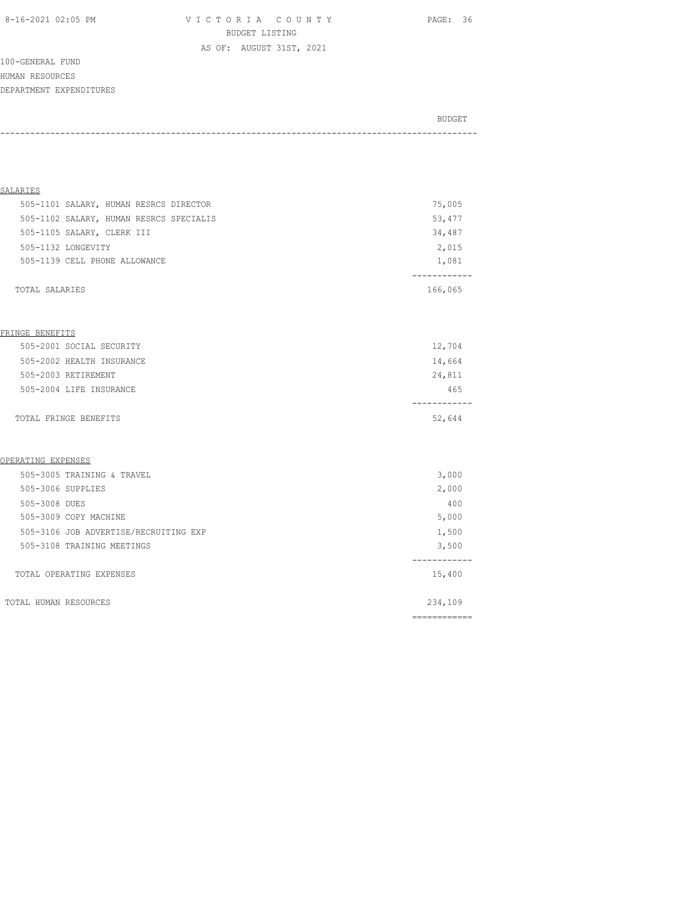VICTORIA COUNTY

BUDGET LISTING

AS OF: AUGUST 31ST, 2021

100-GENERAL FUND

HUMAN RESOURCES

DEPARTMENT EXPENDITURES

| | BUDGET |
|---|---|
| **SALARIES** | |
| 505-1101 SALARY, HUMAN RESRCS DIRECTOR | 75,005 |
| 505-1102 SALARY, HUMAN RESRCS SPECIALIS | 53,477 |
| 505-1105 SALARY, CLERK III | 34,487 |
| 505-1132 LONGEVITY | 2,015 |
| 505-1139 CELL PHONE ALLOWANCE | 1,081 |
| TOTAL SALARIES | 166,065 |
| **FRINGE BENEFITS** | |
| 505-2001 SOCIAL SECURITY | 12,704 |
| 505-2002 HEALTH INSURANCE | 14,664 |
| 505-2003 RETIREMENT | 24,811 |
| 505-2004 LIFE INSURANCE | 465 |
| TOTAL FRINGE BENEFITS | 52,644 |
| **OPERATING EXPENSES** | |
| 505-3005 TRAINING & TRAVEL | 3,000 |
| 505-3006 SUPPLIES | 2,000 |
| 505-3008 DUES | 400 |
| 505-3009 COPY MACHINE | 5,000 |
| 505-3106 JOB ADVERTISE/RECRUITING EXP | 1,500 |
| 505-3108 TRAINING MEETINGS | 3,500 |
| TOTAL OPERATING EXPENSES | 15,400 |
| TOTAL HUMAN RESOURCES | 234,109 |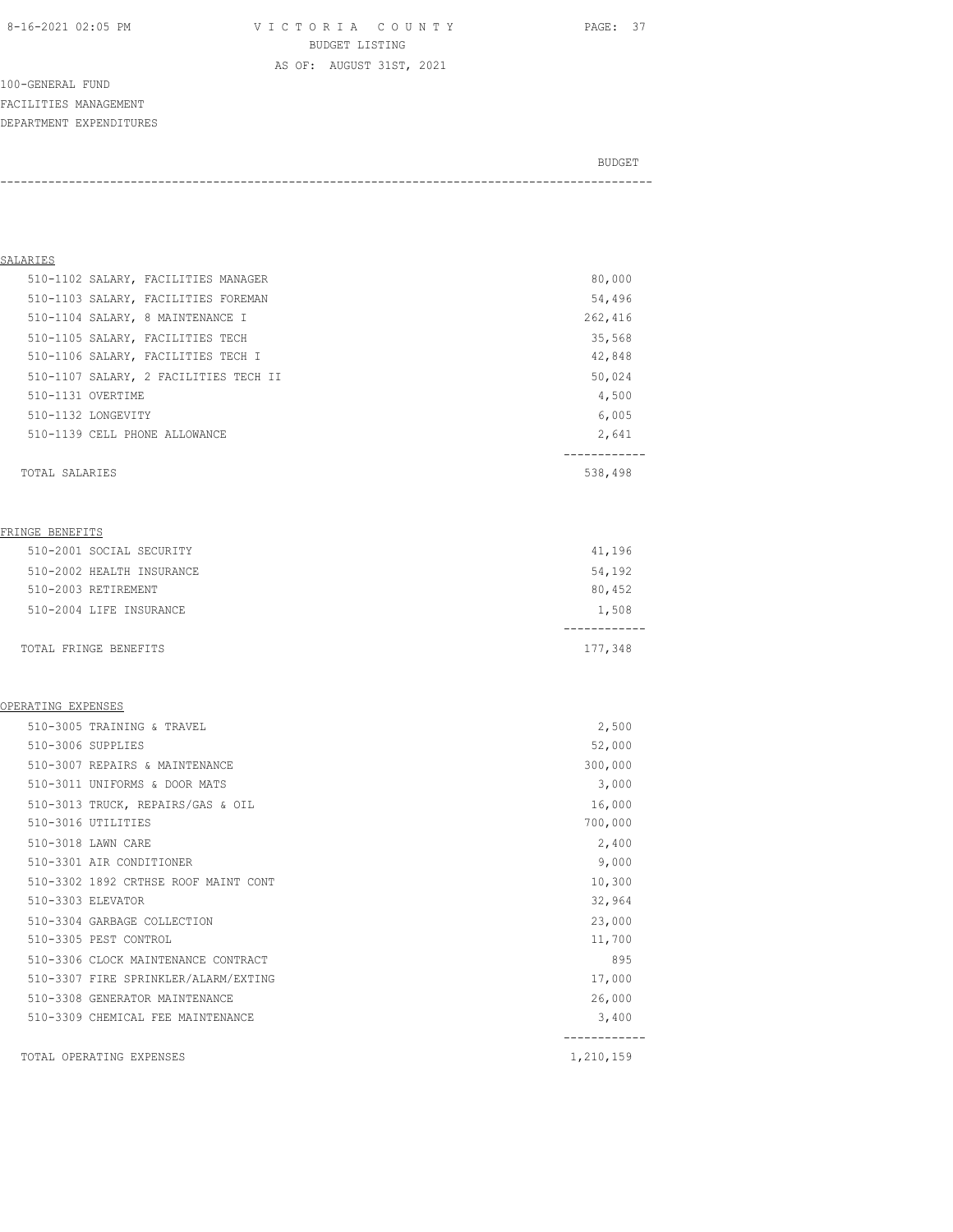VICTORIA COUNTY
BUDGET LISTING
AS OF: AUGUST 31ST, 2021

100-GENERAL FUND
FACILITIES MANAGEMENT
DEPARTMENT EXPENDITURES

| | BUDGET |
|---|---|
| **SALARIES** | |
| 510-1102 SALARY, FACILITIES MANAGER | 80,000 |
| 510-1103 SALARY, FACILITIES FOREMAN | 54,496 |
| 510-1104 SALARY, 8 MAINTENANCE I | 262,416 |
| 510-1105 SALARY, FACILITIES TECH | 35,568 |
| 510-1106 SALARY, FACILITIES TECH I | 42,848 |
| 510-1107 SALARY, 2 FACILITIES TECH II | 50,024 |
| 510-1131 OVERTIME | 4,500 |
| 510-1132 LONGEVITY | 6,005 |
| 510-1139 CELL PHONE ALLOWANCE | 2,641 |
| TOTAL SALARIES | 538,498 |
| **FRINGE BENEFITS** | |
| 510-2001 SOCIAL SECURITY | 41,196 |
| 510-2002 HEALTH INSURANCE | 54,192 |
| 510-2003 RETIREMENT | 80,452 |
| 510-2004 LIFE INSURANCE | 1,508 |
| TOTAL FRINGE BENEFITS | 177,348 |
| **OPERATING EXPENSES** | |
| 510-3005 TRAINING & TRAVEL | 2,500 |
| 510-3006 SUPPLIES | 52,000 |
| 510-3007 REPAIRS & MAINTENANCE | 300,000 |
| 510-3011 UNIFORMS & DOOR MATS | 3,000 |
| 510-3013 TRUCK, REPAIRS/GAS & OIL | 16,000 |
| 510-3016 UTILITIES | 700,000 |
| 510-3018 LAWN CARE | 2,400 |
| 510-3301 AIR CONDITIONER | 9,000 |
| 510-3302 1892 CRTHSE ROOF MAINT CONT | 10,300 |
| 510-3303 ELEVATOR | 32,964 |
| 510-3304 GARBAGE COLLECTION | 23,000 |
| 510-3305 PEST CONTROL | 11,700 |
| 510-3306 CLOCK MAINTENANCE CONTRACT | 895 |
| 510-3307 FIRE SPRINKLER/ALARM/EXTING | 17,000 |
| 510-3308 GENERATOR MAINTENANCE | 26,000 |
| 510-3309 CHEMICAL FEE MAINTENANCE | 3,400 |
| TOTAL OPERATING EXPENSES | 1,210,159 |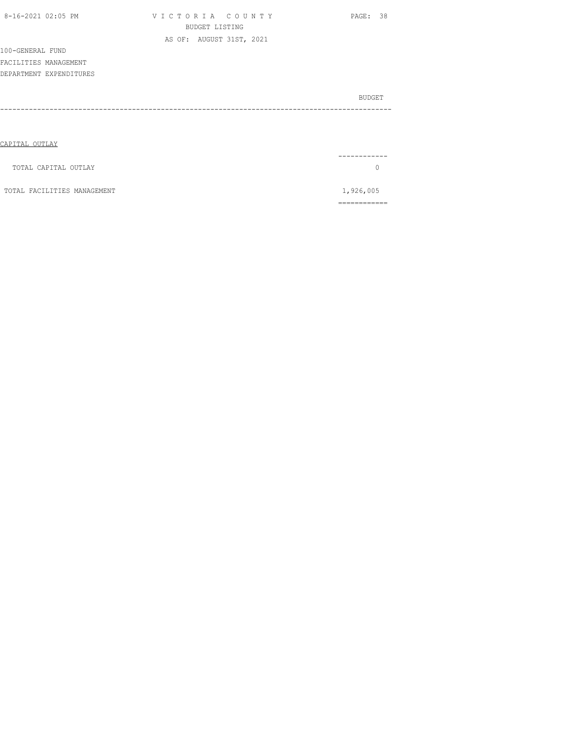100-GENERAL FUND
FACILITIES MANAGEMENT
DEPARTMENT EXPENDITURES

| | BUDGET |
|---|---|
| CAPITAL OUTLAY | |
| TOTAL CAPITAL OUTLAY | 0 |
| TOTAL FACILITIES MANAGEMENT | 1,926,005 |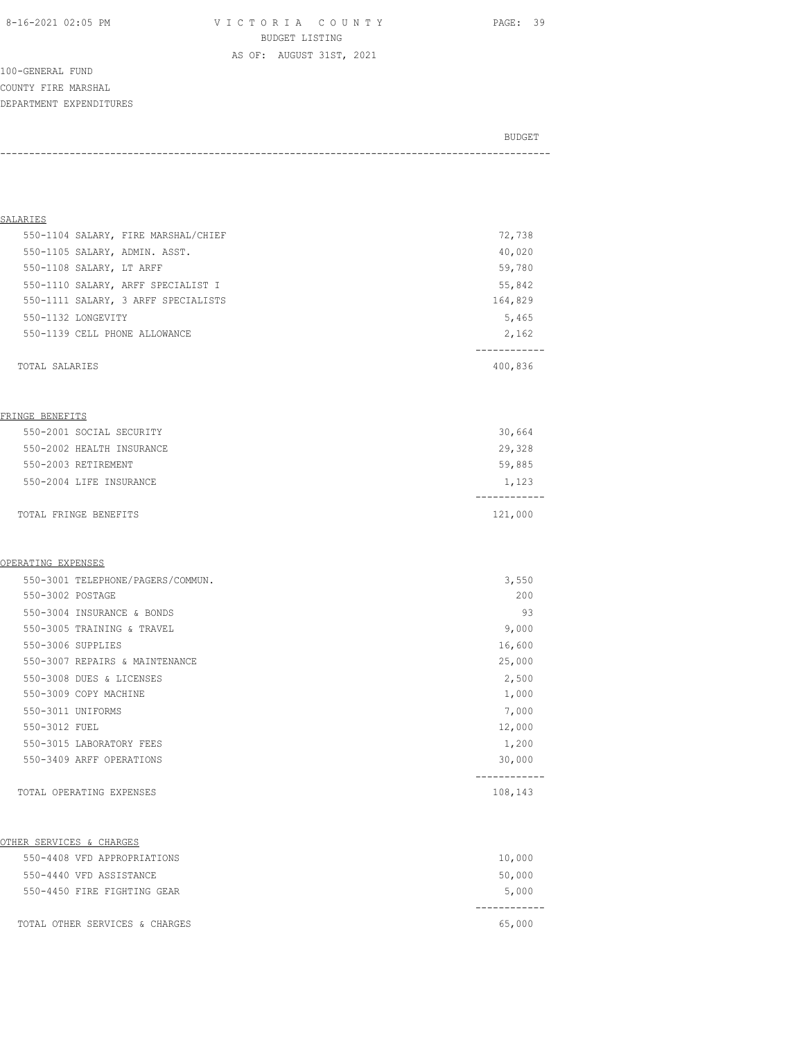VICTORIA COUNTY
BUDGET LISTING
AS OF: AUGUST 31ST, 2021

100-GENERAL FUND
COUNTY FIRE MARSHAL
DEPARTMENT EXPENDITURES

| | BUDGET |
|---|---|
| **SALARIES** | |
| 550-1104 SALARY, FIRE MARSHAL/CHIEF | 72,738 |
| 550-1105 SALARY, ADMIN. ASST. | 40,020 |
| 550-1108 SALARY, LT ARFF | 59,780 |
| 550-1110 SALARY, ARFF SPECIALIST I | 55,842 |
| 550-1111 SALARY, 3 ARFF SPECIALISTS | 164,829 |
| 550-1132 LONGEVITY | 5,465 |
| 550-1139 CELL PHONE ALLOWANCE | 2,162 |
| TOTAL SALARIES | 400,836 |
| **FRINGE BENEFITS** | |
| 550-2001 SOCIAL SECURITY | 30,664 |
| 550-2002 HEALTH INSURANCE | 29,328 |
| 550-2003 RETIREMENT | 59,885 |
| 550-2004 LIFE INSURANCE | 1,123 |
| TOTAL FRINGE BENEFITS | 121,000 |
| **OPERATING EXPENSES** | |
| 550-3001 TELEPHONE/PAGERS/COMMUN. | 3,550 |
| 550-3002 POSTAGE | 200 |
| 550-3004 INSURANCE & BONDS | 93 |
| 550-3005 TRAINING & TRAVEL | 9,000 |
| 550-3006 SUPPLIES | 16,600 |
| 550-3007 REPAIRS & MAINTENANCE | 25,000 |
| 550-3008 DUES & LICENSES | 2,500 |
| 550-3009 COPY MACHINE | 1,000 |
| 550-3011 UNIFORMS | 7,000 |
| 550-3012 FUEL | 12,000 |
| 550-3015 LABORATORY FEES | 1,200 |
| 550-3409 ARFF OPERATIONS | 30,000 |
| TOTAL OPERATING EXPENSES | 108,143 |
| **OTHER SERVICES & CHARGES** | |
| 550-4408 VFD APPROPRIATIONS | 10,000 |
| 550-4440 VFD ASSISTANCE | 50,000 |
| 550-4450 FIRE FIGHTING GEAR | 5,000 |
| TOTAL OTHER SERVICES & CHARGES | 65,000 |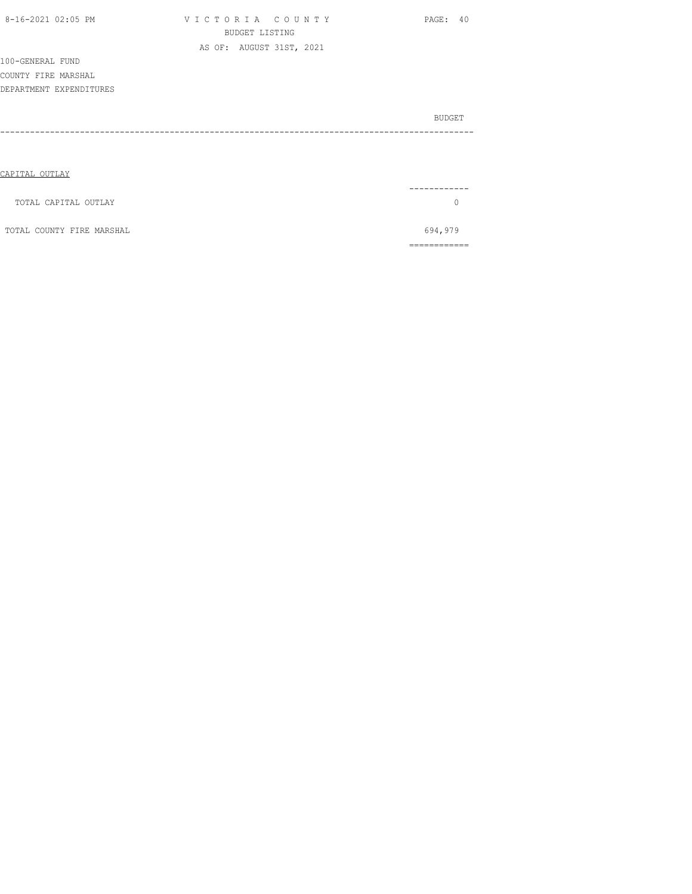100-GENERAL FUND

COUNTY FIRE MARSHAL

DEPARTMENT EXPENDITURES

| | BUDGET |
|---|---|
| CAPITAL OUTLAY | |
| TOTAL CAPITAL OUTLAY | 0 |
| TOTAL COUNTY FIRE MARSHAL | 694,979 |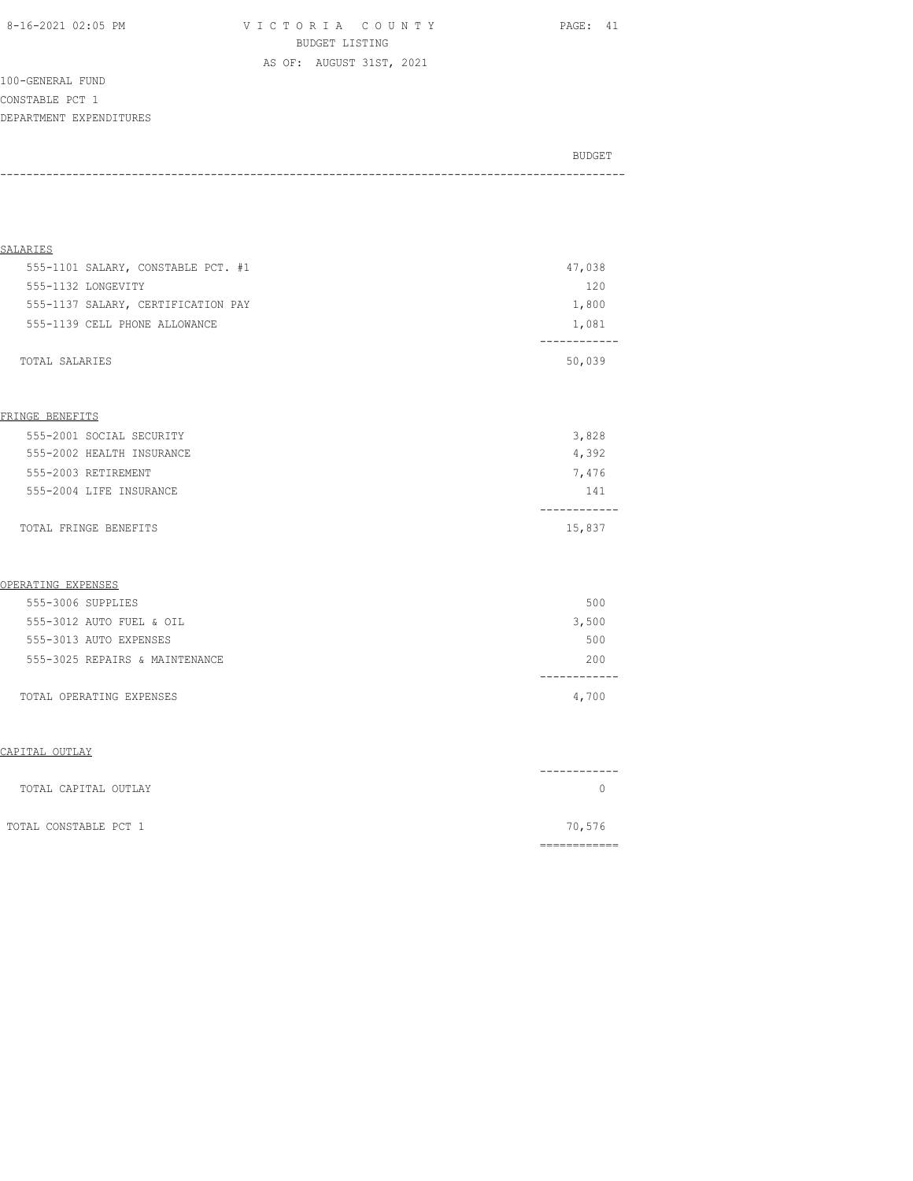VICTORIA COUNTY
BUDGET LISTING
AS OF: AUGUST 31ST, 2021

100-GENERAL FUND
CONSTABLE PCT 1
DEPARTMENT EXPENDITURES

| | BUDGET |
|---|---|
| **SALARIES** | |
| 555-1101 SALARY, CONSTABLE PCT. #1 | 47,038 |
| 555-1132 LONGEVITY | 120 |
| 555-1137 SALARY, CERTIFICATION PAY | 1,800 |
| 555-1139 CELL PHONE ALLOWANCE | 1,081 |
| TOTAL SALARIES | 50,039 |
| **FRINGE BENEFITS** | |
| 555-2001 SOCIAL SECURITY | 3,828 |
| 555-2002 HEALTH INSURANCE | 4,392 |
| 555-2003 RETIREMENT | 7,476 |
| 555-2004 LIFE INSURANCE | 141 |
| TOTAL FRINGE BENEFITS | 15,837 |
| **OPERATING EXPENSES** | |
| 555-3006 SUPPLIES | 500 |
| 555-3012 AUTO FUEL & OIL | 3,500 |
| 555-3013 AUTO EXPENSES | 500 |
| 555-3025 REPAIRS & MAINTENANCE | 200 |
| TOTAL OPERATING EXPENSES | 4,700 |
| **CAPITAL OUTLAY** | |
| TOTAL CAPITAL OUTLAY | 0 |
| TOTAL CONSTABLE PCT 1 | 70,576 |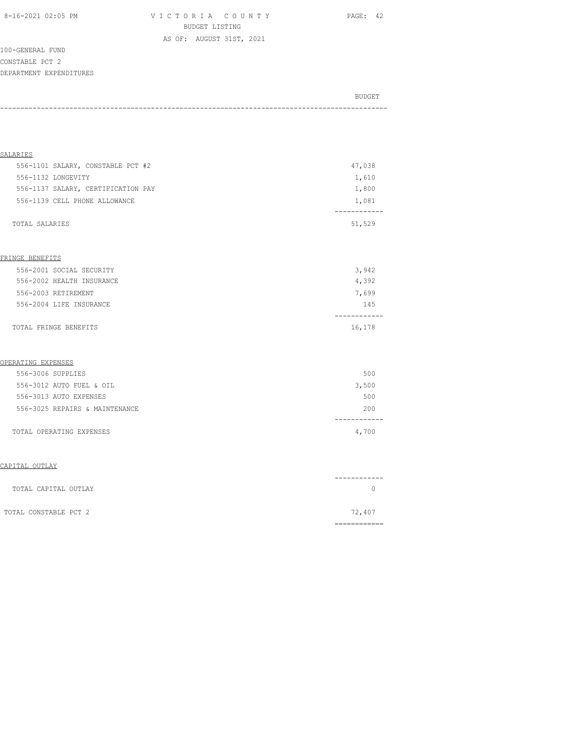VICTORIA COUNTY
BUDGET LISTING
AS OF: AUGUST 31ST, 2021

100-GENERAL FUND
CONSTABLE PCT 2
DEPARTMENT EXPENDITURES

| | BUDGET |
|---|---|
| **SALARIES** | |
| 556-1101 SALARY, CONSTABLE PCT #2 | 47,038 |
| 556-1132 LONGEVITY | 1,610 |
| 556-1137 SALARY, CERTIFICATION PAY | 1,800 |
| 556-1139 CELL PHONE ALLOWANCE | 1,081 |
| TOTAL SALARIES | 51,529 |
| **FRINGE BENEFITS** | |
| 556-2001 SOCIAL SECURITY | 3,942 |
| 556-2002 HEALTH INSURANCE | 4,392 |
| 556-2003 RETIREMENT | 7,699 |
| 556-2004 LIFE INSURANCE | 145 |
| TOTAL FRINGE BENEFITS | 16,178 |
| **OPERATING EXPENSES** | |
| 556-3006 SUPPLIES | 500 |
| 556-3012 AUTO FUEL & OIL | 3,500 |
| 556-3013 AUTO EXPENSES | 500 |
| 556-3025 REPAIRS & MAINTENANCE | 200 |
| TOTAL OPERATING EXPENSES | 4,700 |
| **CAPITAL OUTLAY** | |
| TOTAL CAPITAL OUTLAY | 0 |
| TOTAL CONSTABLE PCT 2 | 72,407 |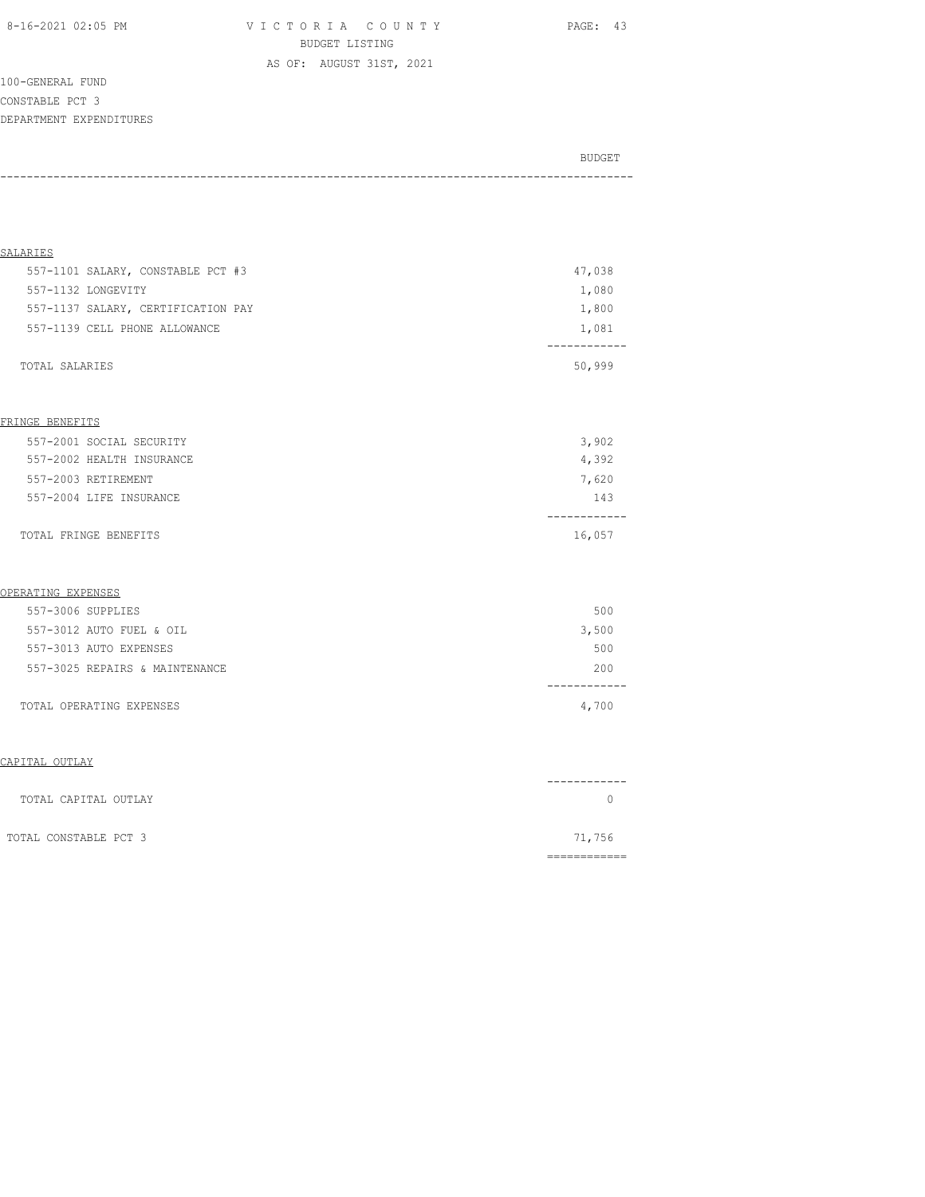VICTORIA COUNTY
BUDGET LISTING
AS OF: AUGUST 31ST, 2021

100-GENERAL FUND
CONSTABLE PCT 3
DEPARTMENT EXPENDITURES

| | BUDGET |
|---|---|
| **SALARIES** | |
| 557-1101 SALARY, CONSTABLE PCT #3 | 47,038 |
| 557-1132 LONGEVITY | 1,080 |
| 557-1137 SALARY, CERTIFICATION PAY | 1,800 |
| 557-1139 CELL PHONE ALLOWANCE | 1,081 |
| TOTAL SALARIES | 50,999 |
| **FRINGE BENEFITS** | |
| 557-2001 SOCIAL SECURITY | 3,902 |
| 557-2002 HEALTH INSURANCE | 4,392 |
| 557-2003 RETIREMENT | 7,620 |
| 557-2004 LIFE INSURANCE | 143 |
| TOTAL FRINGE BENEFITS | 16,057 |
| **OPERATING EXPENSES** | |
| 557-3006 SUPPLIES | 500 |
| 557-3012 AUTO FUEL & OIL | 3,500 |
| 557-3013 AUTO EXPENSES | 500 |
| 557-3025 REPAIRS & MAINTENANCE | 200 |
| TOTAL OPERATING EXPENSES | 4,700 |
| **CAPITAL OUTLAY** | |
| TOTAL CAPITAL OUTLAY | 0 |
| TOTAL CONSTABLE PCT 3 | 71,756 |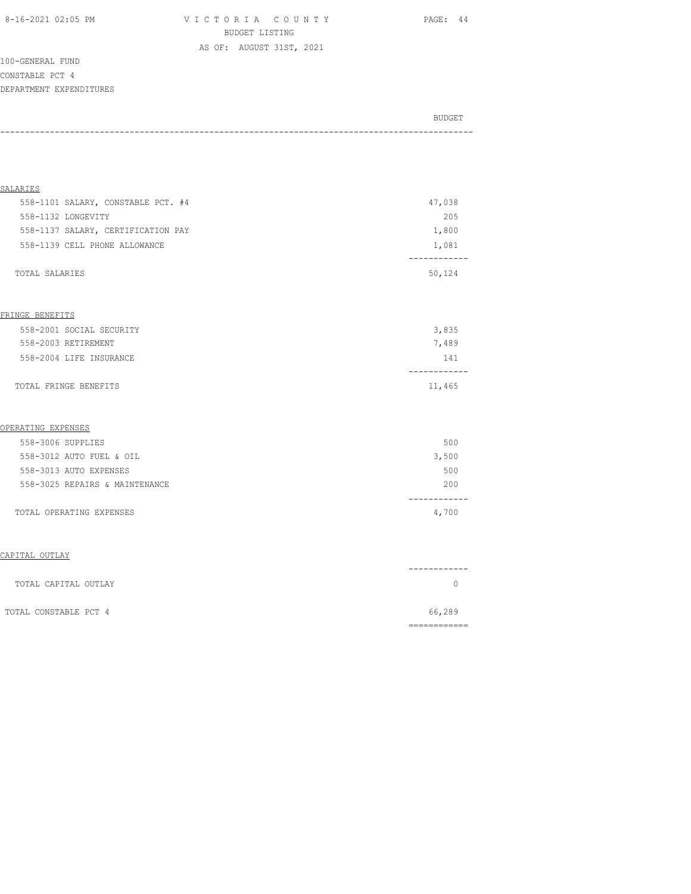VICTORIA COUNTY
BUDGET LISTING
AS OF: AUGUST 31ST, 2021

100-GENERAL FUND
CONSTABLE PCT 4
DEPARTMENT EXPENDITURES

| | BUDGET |
|---|---|
| **SALARIES** | |
| 558-1101 SALARY, CONSTABLE PCT. #4 | 47,038 |
| 558-1132 LONGEVITY | 205 |
| 558-1137 SALARY, CERTIFICATION PAY | 1,800 |
| 558-1139 CELL PHONE ALLOWANCE | 1,081 |
| TOTAL SALARIES | 50,124 |
| **FRINGE BENEFITS** | |
| 558-2001 SOCIAL SECURITY | 3,835 |
| 558-2003 RETIREMENT | 7,489 |
| 558-2004 LIFE INSURANCE | 141 |
| TOTAL FRINGE BENEFITS | 11,465 |
| **OPERATING EXPENSES** | |
| 558-3006 SUPPLIES | 500 |
| 558-3012 AUTO FUEL & OIL | 3,500 |
| 558-3013 AUTO EXPENSES | 500 |
| 558-3025 REPAIRS & MAINTENANCE | 200 |
| TOTAL OPERATING EXPENSES | 4,700 |
| **CAPITAL OUTLAY** | |
| TOTAL CAPITAL OUTLAY | 0 |
| TOTAL CONSTABLE PCT 4 | 66,289 |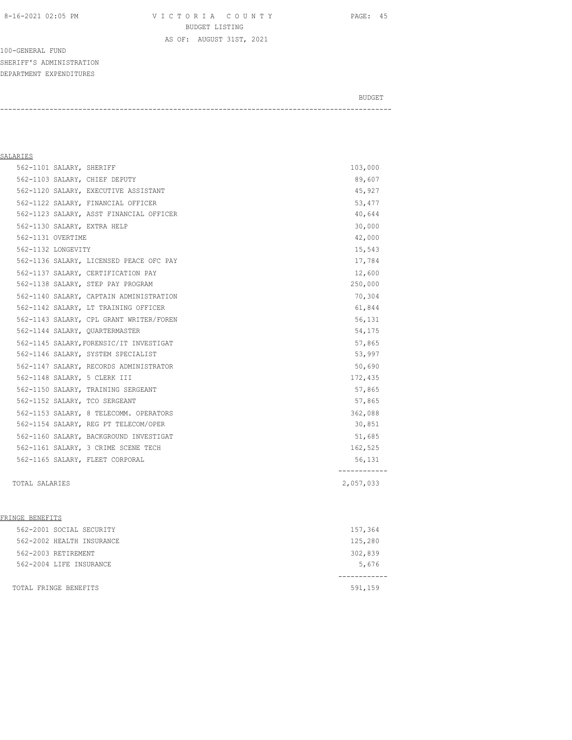VICTORIA COUNTY
BUDGET LISTING
AS OF: AUGUST 31ST, 2021

100-GENERAL FUND
SHERIFF'S ADMINISTRATION
DEPARTMENT EXPENDITURES

| | BUDGET |
|---|---|
| **SALARIES** | |
| 562-1101 SALARY, SHERIFF | 103,000 |
| 562-1103 SALARY, CHIEF DEPUTY | 89,607 |
| 562-1120 SALARY, EXECUTIVE ASSISTANT | 45,927 |
| 562-1122 SALARY, FINANCIAL OFFICER | 53,477 |
| 562-1123 SALARY, ASST FINANCIAL OFFICER | 40,644 |
| 562-1130 SALARY, EXTRA HELP | 30,000 |
| 562-1131 OVERTIME | 42,000 |
| 562-1132 LONGEVITY | 15,543 |
| 562-1136 SALARY, LICENSED PEACE OFC PAY | 17,784 |
| 562-1137 SALARY, CERTIFICATION PAY | 12,600 |
| 562-1138 SALARY, STEP PAY PROGRAM | 250,000 |
| 562-1140 SALARY, CAPTAIN ADMINISTRATION | 70,304 |
| 562-1142 SALARY, LT TRAINING OFFICER | 61,844 |
| 562-1143 SALARY, CPL GRANT WRITER/FOREN | 56,131 |
| 562-1144 SALARY, QUARTERMASTER | 54,175 |
| 562-1145 SALARY,FORENSIC/IT INVESTIGAT | 57,865 |
| 562-1146 SALARY, SYSTEM SPECIALIST | 53,997 |
| 562-1147 SALARY, RECORDS ADMINISTRATOR | 50,690 |
| 562-1148 SALARY, 5 CLERK III | 172,435 |
| 562-1150 SALARY, TRAINING SERGEANT | 57,865 |
| 562-1152 SALARY, TCO SERGEANT | 57,865 |
| 562-1153 SALARY, 8 TELECOMM. OPERATORS | 362,088 |
| 562-1154 SALARY, REG PT TELECOM/OPER | 30,851 |
| 562-1160 SALARY, BACKGROUND INVESTIGAT | 51,685 |
| 562-1161 SALARY, 3 CRIME SCENE TECH | 162,525 |
| 562-1165 SALARY, FLEET CORPORAL | 56,131 |
| TOTAL SALARIES | 2,057,033 |
| **FRINGE BENEFITS** | |
| 562-2001 SOCIAL SECURITY | 157,364 |
| 562-2002 HEALTH INSURANCE | 125,280 |
| 562-2003 RETIREMENT | 302,839 |
| 562-2004 LIFE INSURANCE | 5,676 |
| TOTAL FRINGE BENEFITS | 591,159 |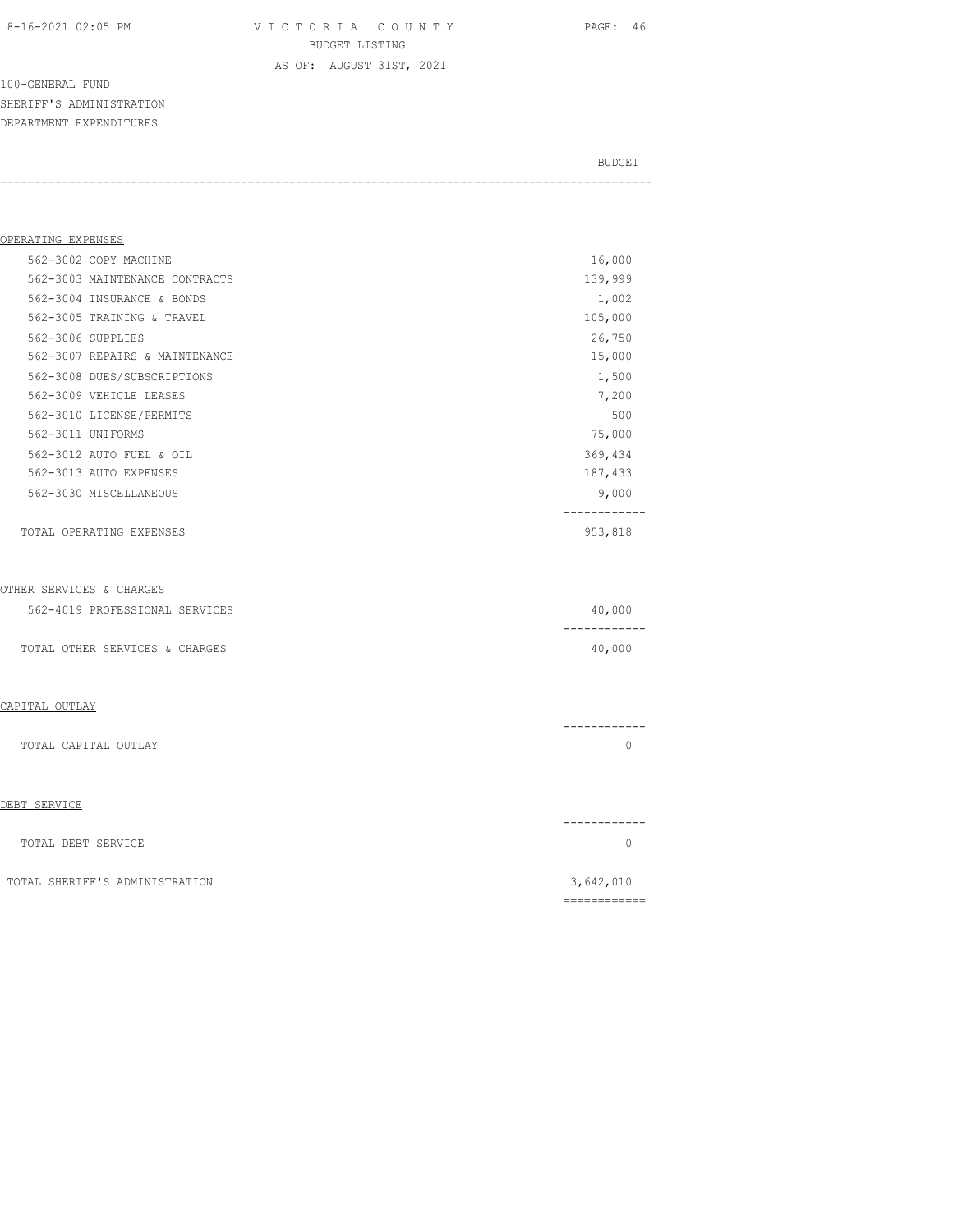VICTORIA COUNTY
BUDGET LISTING
AS OF: AUGUST 31ST, 2021

100-GENERAL FUND
SHERIFF'S ADMINISTRATION
DEPARTMENT EXPENDITURES

| | BUDGET |
|---|---|
| **OPERATING EXPENSES** | |
| 562-3002 COPY MACHINE | 16,000 |
| 562-3003 MAINTENANCE CONTRACTS | 139,999 |
| 562-3004 INSURANCE & BONDS | 1,002 |
| 562-3005 TRAINING & TRAVEL | 105,000 |
| 562-3006 SUPPLIES | 26,750 |
| 562-3007 REPAIRS & MAINTENANCE | 15,000 |
| 562-3008 DUES/SUBSCRIPTIONS | 1,500 |
| 562-3009 VEHICLE LEASES | 7,200 |
| 562-3010 LICENSE/PERMITS | 500 |
| 562-3011 UNIFORMS | 75,000 |
| 562-3012 AUTO FUEL & OIL | 369,434 |
| 562-3013 AUTO EXPENSES | 187,433 |
| 562-3030 MISCELLANEOUS | 9,000 |
| TOTAL OPERATING EXPENSES | 953,818 |
| **OTHER SERVICES & CHARGES** | |
| 562-4019 PROFESSIONAL SERVICES | 40,000 |
| TOTAL OTHER SERVICES & CHARGES | 40,000 |
| **CAPITAL OUTLAY** | |
| TOTAL CAPITAL OUTLAY | 0 |
| **DEBT SERVICE** | |
| TOTAL DEBT SERVICE | 0 |
| TOTAL SHERIFF'S ADMINISTRATION | 3,642,010 |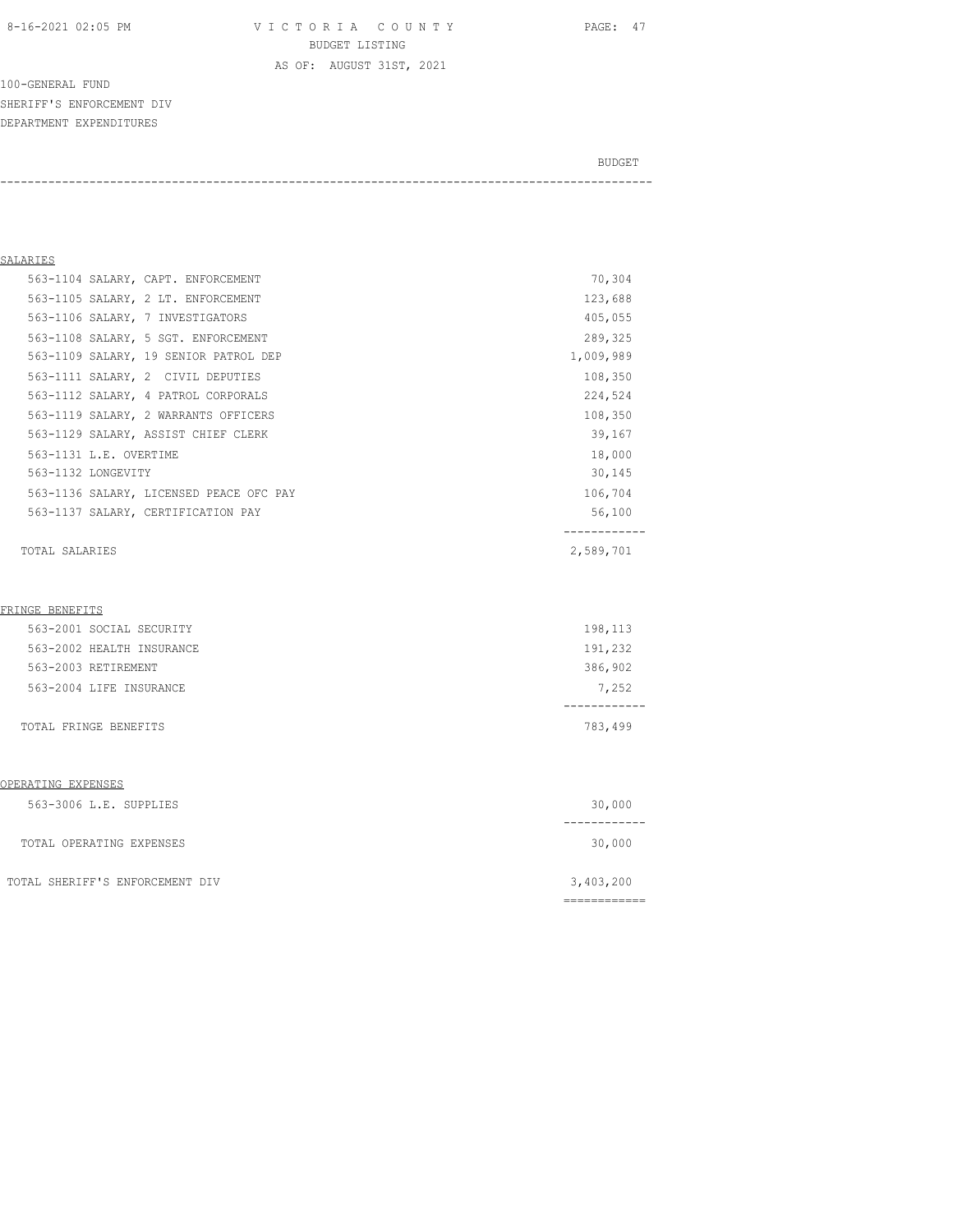VICTORIA COUNTY
BUDGET LISTING
AS OF: AUGUST 31ST, 2021

100-GENERAL FUND
SHERIFF'S ENFORCEMENT DIV
DEPARTMENT EXPENDITURES

| | BUDGET |
|---|---|
| **SALARIES** | |
| 563-1104 SALARY, CAPT. ENFORCEMENT | 70,304 |
| 563-1105 SALARY, 2 LT. ENFORCEMENT | 123,688 |
| 563-1106 SALARY, 7 INVESTIGATORS | 405,055 |
| 563-1108 SALARY, 5 SGT. ENFORCEMENT | 289,325 |
| 563-1109 SALARY, 19 SENIOR PATROL DEP | 1,009,989 |
| 563-1111 SALARY, 2 CIVIL DEPUTIES | 108,350 |
| 563-1112 SALARY, 4 PATROL CORPORALS | 224,524 |
| 563-1119 SALARY, 2 WARRANTS OFFICERS | 108,350 |
| 563-1129 SALARY, ASSIST CHIEF CLERK | 39,167 |
| 563-1131 L.E. OVERTIME | 18,000 |
| 563-1132 LONGEVITY | 30,145 |
| 563-1136 SALARY, LICENSED PEACE OFC PAY | 106,704 |
| 563-1137 SALARY, CERTIFICATION PAY | 56,100 |
| TOTAL SALARIES | 2,589,701 |
| **FRINGE BENEFITS** | |
| 563-2001 SOCIAL SECURITY | 198,113 |
| 563-2002 HEALTH INSURANCE | 191,232 |
| 563-2003 RETIREMENT | 386,902 |
| 563-2004 LIFE INSURANCE | 7,252 |
| TOTAL FRINGE BENEFITS | 783,499 |
| **OPERATING EXPENSES** | |
| 563-3006 L.E. SUPPLIES | 30,000 |
| TOTAL OPERATING EXPENSES | 30,000 |
| TOTAL SHERIFF'S ENFORCEMENT DIV | 3,403,200 |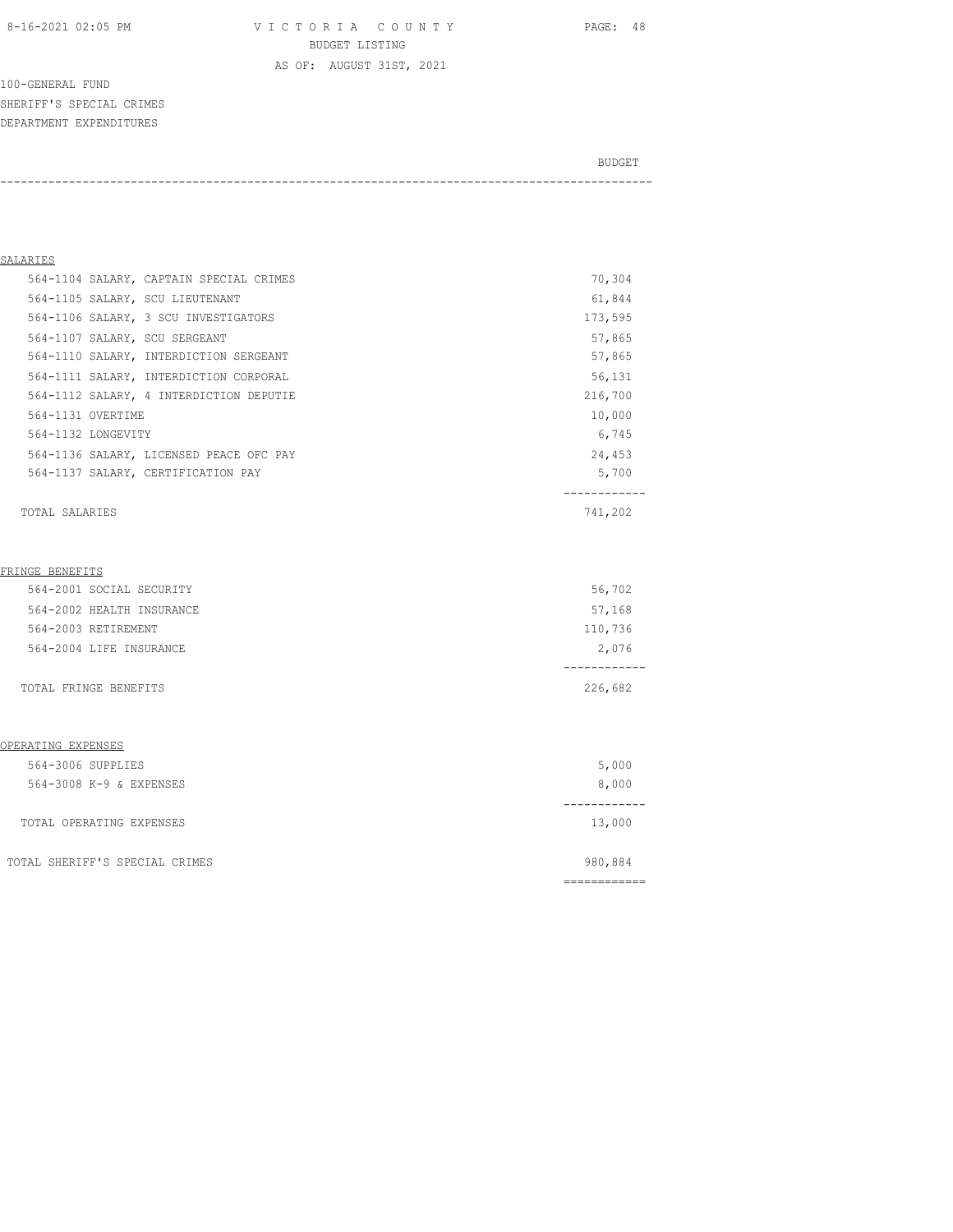VICTORIA COUNTY
BUDGET LISTING
AS OF: AUGUST 31ST, 2021

100-GENERAL FUND
SHERIFF'S SPECIAL CRIMES
DEPARTMENT EXPENDITURES

| | BUDGET |
|---|---|
| **SALARIES** | |
| 564-1104 SALARY, CAPTAIN SPECIAL CRIMES | 70,304 |
| 564-1105 SALARY, SCU LIEUTENANT | 61,844 |
| 564-1106 SALARY, 3 SCU INVESTIGATORS | 173,595 |
| 564-1107 SALARY, SCU SERGEANT | 57,865 |
| 564-1110 SALARY, INTERDICTION SERGEANT | 57,865 |
| 564-1111 SALARY, INTERDICTION CORPORAL | 56,131 |
| 564-1112 SALARY, 4 INTERDICTION DEPUTIE | 216,700 |
| 564-1131 OVERTIME | 10,000 |
| 564-1132 LONGEVITY | 6,745 |
| 564-1136 SALARY, LICENSED PEACE OFC PAY | 24,453 |
| 564-1137 SALARY, CERTIFICATION PAY | 5,700 |
| TOTAL SALARIES | 741,202 |
| **FRINGE BENEFITS** | |
| 564-2001 SOCIAL SECURITY | 56,702 |
| 564-2002 HEALTH INSURANCE | 57,168 |
| 564-2003 RETIREMENT | 110,736 |
| 564-2004 LIFE INSURANCE | 2,076 |
| TOTAL FRINGE BENEFITS | 226,682 |
| **OPERATING EXPENSES** | |
| 564-3006 SUPPLIES | 5,000 |
| 564-3008 K-9 & EXPENSES | 8,000 |
| TOTAL OPERATING EXPENSES | 13,000 |
| TOTAL SHERIFF'S SPECIAL CRIMES | 980,884 |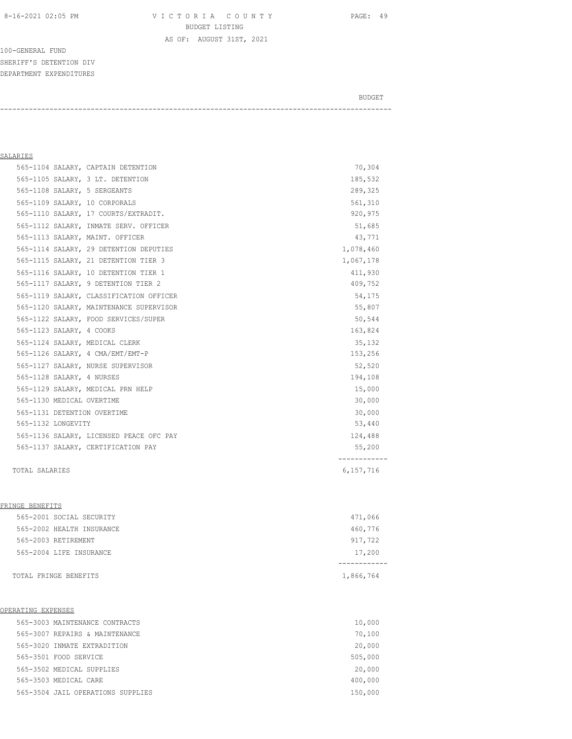VICTORIA COUNTY
BUDGET LISTING
AS OF: AUGUST 31ST, 2021

100-GENERAL FUND
SHERIFF'S DETENTION DIV
DEPARTMENT EXPENDITURES

| | BUDGET |
|---|---|
| **SALARIES** | |
| 565-1104 SALARY, CAPTAIN DETENTION | 70,304 |
| 565-1105 SALARY, 3 LT. DETENTION | 185,532 |
| 565-1108 SALARY, 5 SERGEANTS | 289,325 |
| 565-1109 SALARY, 10 CORPORALS | 561,310 |
| 565-1110 SALARY, 17 COURTS/EXTRADIT. | 920,975 |
| 565-1112 SALARY, INMATE SERV. OFFICER | 51,685 |
| 565-1113 SALARY, MAINT. OFFICER | 43,771 |
| 565-1114 SALARY, 29 DETENTION DEPUTIES | 1,078,460 |
| 565-1115 SALARY, 21 DETENTION TIER 3 | 1,067,178 |
| 565-1116 SALARY, 10 DETENTION TIER 1 | 411,930 |
| 565-1117 SALARY, 9 DETENTION TIER 2 | 409,752 |
| 565-1119 SALARY, CLASSIFICATION OFFICER | 54,175 |
| 565-1120 SALARY, MAINTENANCE SUPERVISOR | 55,807 |
| 565-1122 SALARY, FOOD SERVICES/SUPER | 50,544 |
| 565-1123 SALARY, 4 COOKS | 163,824 |
| 565-1124 SALARY, MEDICAL CLERK | 35,132 |
| 565-1126 SALARY, 4 CMA/EMT/EMT-P | 153,256 |
| 565-1127 SALARY, NURSE SUPERVISOR | 52,520 |
| 565-1128 SALARY, 4 NURSES | 194,108 |
| 565-1129 SALARY, MEDICAL PRN HELP | 15,000 |
| 565-1130 MEDICAL OVERTIME | 30,000 |
| 565-1131 DETENTION OVERTIME | 30,000 |
| 565-1132 LONGEVITY | 53,440 |
| 565-1136 SALARY, LICENSED PEACE OFC PAY | 124,488 |
| 565-1137 SALARY, CERTIFICATION PAY | 55,200 |
| TOTAL SALARIES | 6,157,716 |
| **FRINGE BENEFITS** | |
| 565-2001 SOCIAL SECURITY | 471,066 |
| 565-2002 HEALTH INSURANCE | 460,776 |
| 565-2003 RETIREMENT | 917,722 |
| 565-2004 LIFE INSURANCE | 17,200 |
| TOTAL FRINGE BENEFITS | 1,866,764 |
| **OPERATING EXPENSES** | |
| 565-3003 MAINTENANCE CONTRACTS | 10,000 |
| 565-3007 REPAIRS & MAINTENANCE | 70,100 |
| 565-3020 INMATE EXTRADITION | 20,000 |
| 565-3501 FOOD SERVICE | 505,000 |
| 565-3502 MEDICAL SUPPLIES | 20,000 |
| 565-3503 MEDICAL CARE | 400,000 |
| 565-3504 JAIL OPERATIONS SUPPLIES | 150,000 |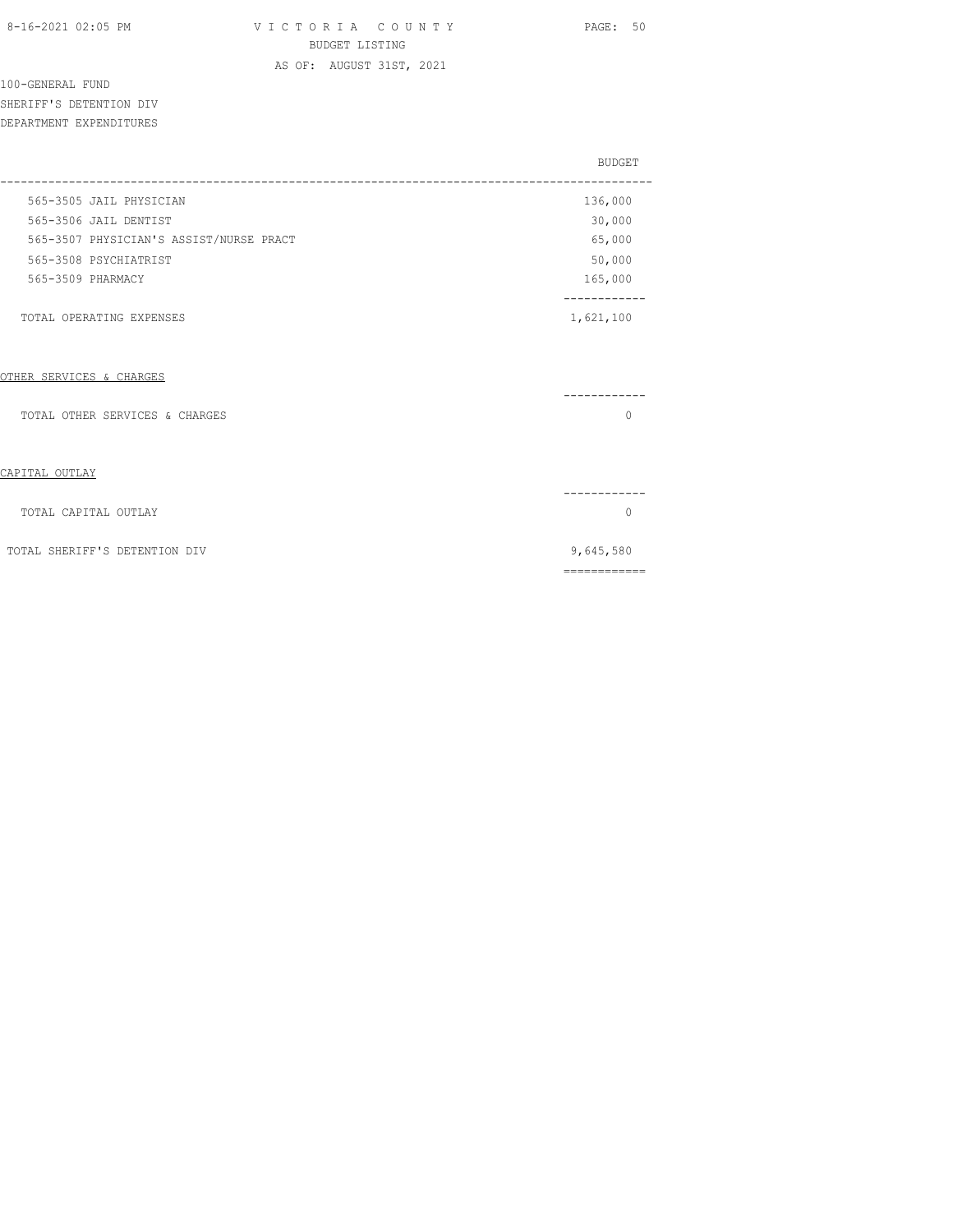100-GENERAL FUND
SHERIFF'S DETENTION DIV
DEPARTMENT EXPENDITURES

| | BUDGET |
|---|---|
| 565-3505 JAIL PHYSICIAN | 136,000 |
| 565-3506 JAIL DENTIST | 30,000 |
| 565-3507 PHYSICIAN'S ASSIST/NURSE PRACT | 65,000 |
| 565-3508 PSYCHIATRIST | 50,000 |
| 565-3509 PHARMACY | 165,000 |
| TOTAL OPERATING EXPENSES | 1,621,100 |
| | |
| OTHER SERVICES & CHARGES | |
| TOTAL OTHER SERVICES & CHARGES | 0 |
| | |
| CAPITAL OUTLAY | |
| TOTAL CAPITAL OUTLAY | 0 |
| | |
| TOTAL SHERIFF'S DETENTION DIV | 9,645,580 |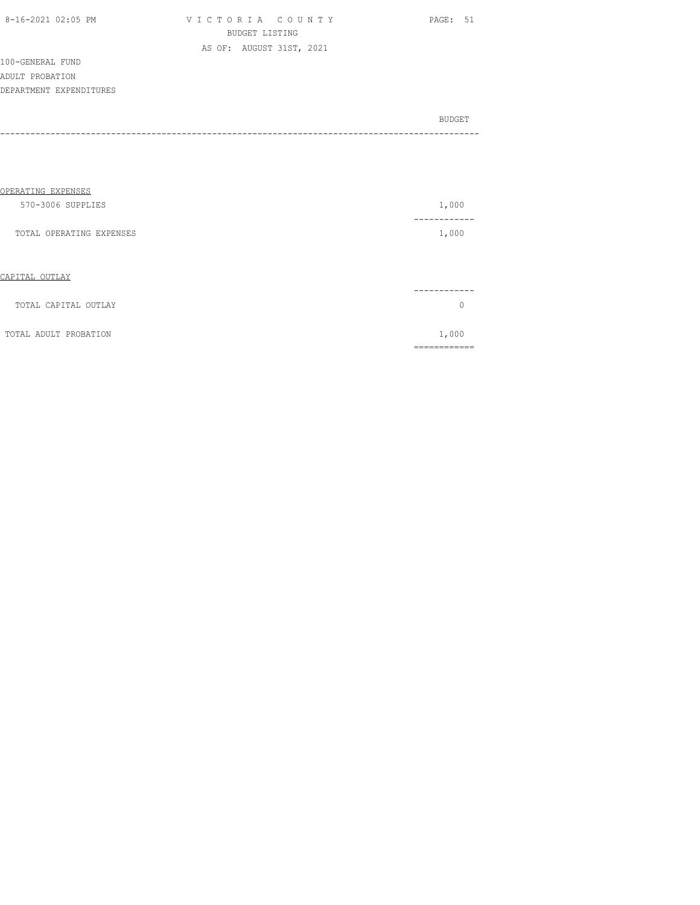VICTORIA COUNTY
BUDGET LISTING
AS OF: AUGUST 31ST, 2021

100-GENERAL FUND
ADULT PROBATION
DEPARTMENT EXPENDITURES

| | BUDGET |
|---|---|
| **OPERATING EXPENSES** | |
| 570-3006 SUPPLIES | 1,000 |
| TOTAL OPERATING EXPENSES | 1,000 |
| **CAPITAL OUTLAY** | |
| TOTAL CAPITAL OUTLAY | 0 |
| TOTAL ADULT PROBATION | 1,000 |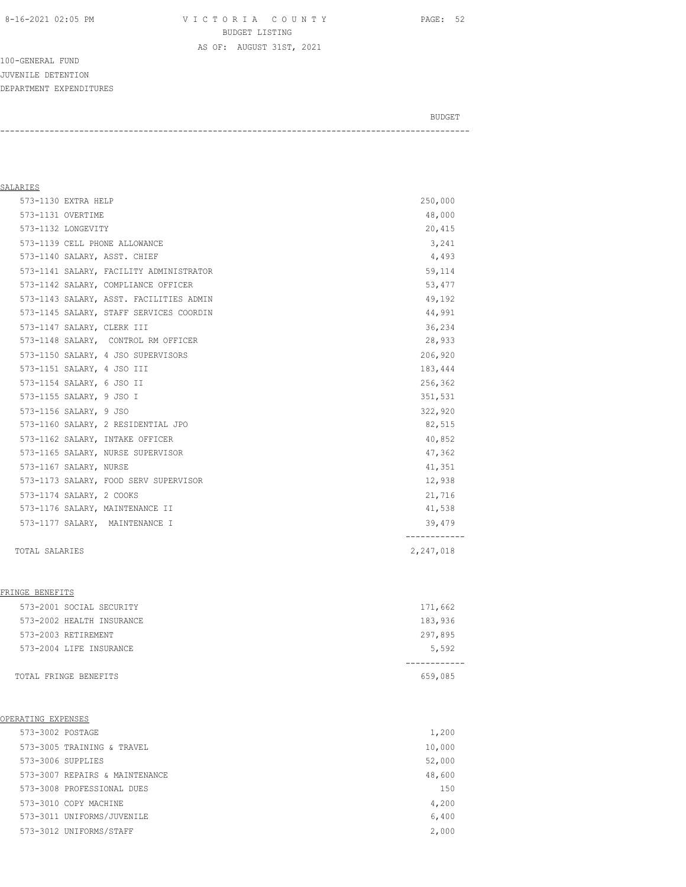VICTORIA COUNTY
BUDGET LISTING
AS OF: AUGUST 31ST, 2021

100-GENERAL FUND
JUVENILE DETENTION
DEPARTMENT EXPENDITURES

| | BUDGET |
|---|---|
| **SALARIES** | |
| 573-1130 EXTRA HELP | 250,000 |
| 573-1131 OVERTIME | 48,000 |
| 573-1132 LONGEVITY | 20,415 |
| 573-1139 CELL PHONE ALLOWANCE | 3,241 |
| 573-1140 SALARY, ASST. CHIEF | 4,493 |
| 573-1141 SALARY, FACILITY ADMINISTRATOR | 59,114 |
| 573-1142 SALARY, COMPLIANCE OFFICER | 53,477 |
| 573-1143 SALARY, ASST. FACILITIES ADMIN | 49,192 |
| 573-1145 SALARY, STAFF SERVICES COORDIN | 44,991 |
| 573-1147 SALARY, CLERK III | 36,234 |
| 573-1148 SALARY, CONTROL RM OFFICER | 28,933 |
| 573-1150 SALARY, 4 JSO SUPERVISORS | 206,920 |
| 573-1151 SALARY, 4 JSO III | 183,444 |
| 573-1154 SALARY, 6 JSO II | 256,362 |
| 573-1155 SALARY, 9 JSO I | 351,531 |
| 573-1156 SALARY, 9 JSO | 322,920 |
| 573-1160 SALARY, 2 RESIDENTIAL JPO | 82,515 |
| 573-1162 SALARY, INTAKE OFFICER | 40,852 |
| 573-1165 SALARY, NURSE SUPERVISOR | 47,362 |
| 573-1167 SALARY, NURSE | 41,351 |
| 573-1173 SALARY, FOOD SERV SUPERVISOR | 12,938 |
| 573-1174 SALARY, 2 COOKS | 21,716 |
| 573-1176 SALARY, MAINTENANCE II | 41,538 |
| 573-1177 SALARY, MAINTENANCE I | 39,479 |
| TOTAL SALARIES | 2,247,018 |
| **FRINGE BENEFITS** | |
| 573-2001 SOCIAL SECURITY | 171,662 |
| 573-2002 HEALTH INSURANCE | 183,936 |
| 573-2003 RETIREMENT | 297,895 |
| 573-2004 LIFE INSURANCE | 5,592 |
| TOTAL FRINGE BENEFITS | 659,085 |
| **OPERATING EXPENSES** | |
| 573-3002 POSTAGE | 1,200 |
| 573-3005 TRAINING & TRAVEL | 10,000 |
| 573-3006 SUPPLIES | 52,000 |
| 573-3007 REPAIRS & MAINTENANCE | 48,600 |
| 573-3008 PROFESSIONAL DUES | 150 |
| 573-3010 COPY MACHINE | 4,200 |
| 573-3011 UNIFORMS/JUVENILE | 6,400 |
| 573-3012 UNIFORMS/STAFF | 2,000 |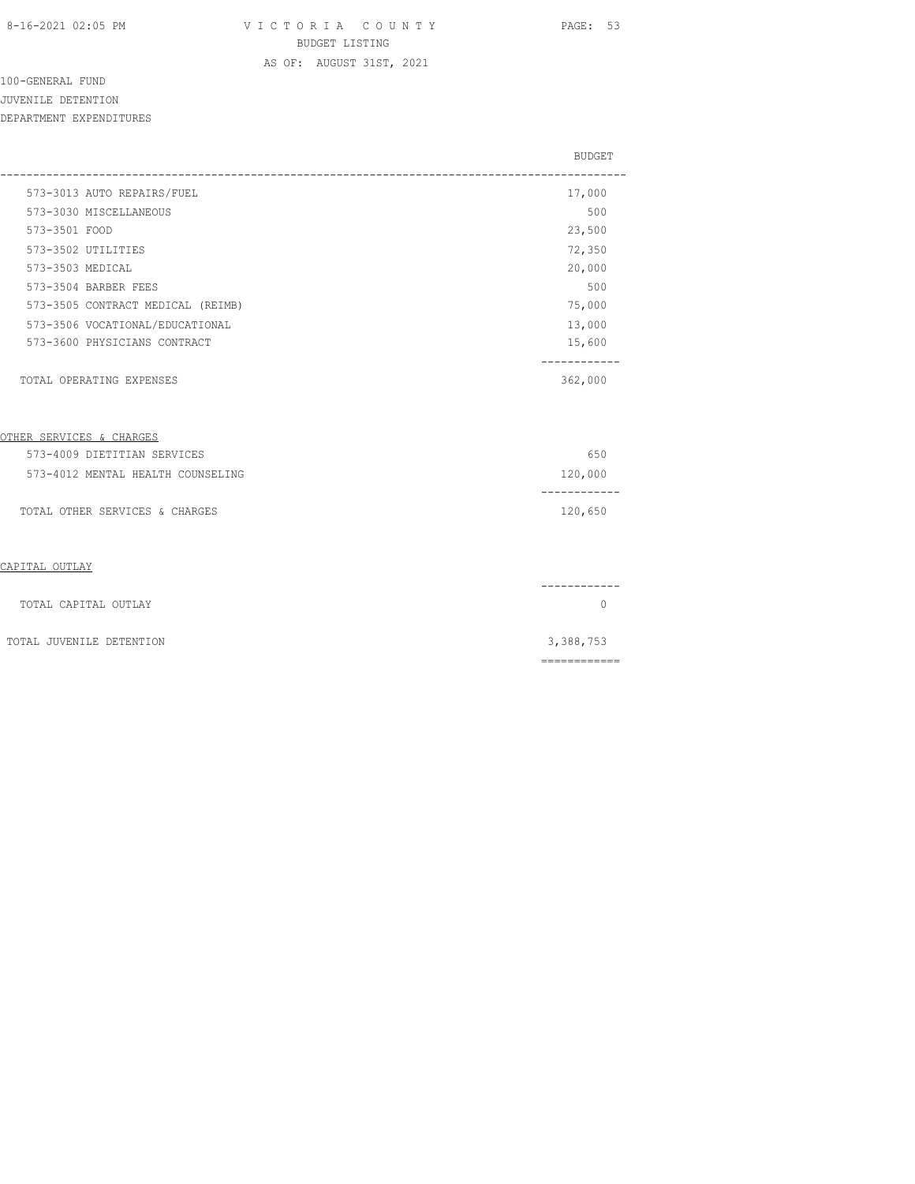100-GENERAL FUND
JUVENILE DETENTION
DEPARTMENT EXPENDITURES

| | BUDGET |
|---|---|
| 573-3013 AUTO REPAIRS/FUEL | 17,000 |
| 573-3030 MISCELLANEOUS | 500 |
| 573-3501 FOOD | 23,500 |
| 573-3502 UTILITIES | 72,350 |
| 573-3503 MEDICAL | 20,000 |
| 573-3504 BARBER FEES | 500 |
| 573-3505 CONTRACT MEDICAL (REIMB) | 75,000 |
| 573-3506 VOCATIONAL/EDUCATIONAL | 13,000 |
| 573-3600 PHYSICIANS CONTRACT | 15,600 |
| TOTAL OPERATING EXPENSES | 362,000 |
| **OTHER SERVICES & CHARGES** | |
| 573-4009 DIETITIAN SERVICES | 650 |
| 573-4012 MENTAL HEALTH COUNSELING | 120,000 |
| TOTAL OTHER SERVICES & CHARGES | 120,650 |
| **CAPITAL OUTLAY** | |
| TOTAL CAPITAL OUTLAY | 0 |
| TOTAL JUVENILE DETENTION | 3,388,753 |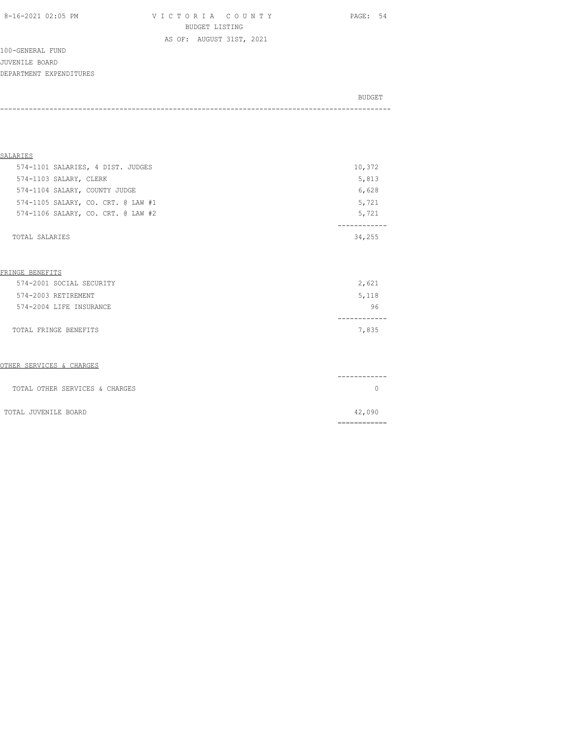100-GENERAL FUND

JUVENILE BOARD

DEPARTMENT EXPENDITURES

| | BUDGET |
|---|---|
| **SALARIES** | |
| 574-1101 SALARIES, 4 DIST. JUDGES | 10,372 |
| 574-1103 SALARY, CLERK | 5,813 |
| 574-1104 SALARY, COUNTY JUDGE | 6,628 |
| 574-1105 SALARY, CO. CRT. @ LAW #1 | 5,721 |
| 574-1106 SALARY, CO. CRT. @ LAW #2 | 5,721 |
| TOTAL SALARIES | 34,255 |
| **FRINGE BENEFITS** | |
| 574-2001 SOCIAL SECURITY | 2,621 |
| 574-2003 RETIREMENT | 5,118 |
| 574-2004 LIFE INSURANCE | 96 |
| TOTAL FRINGE BENEFITS | 7,835 |
| **OTHER SERVICES & CHARGES** | |
| TOTAL OTHER SERVICES & CHARGES | 0 |
| TOTAL JUVENILE BOARD | 42,090 |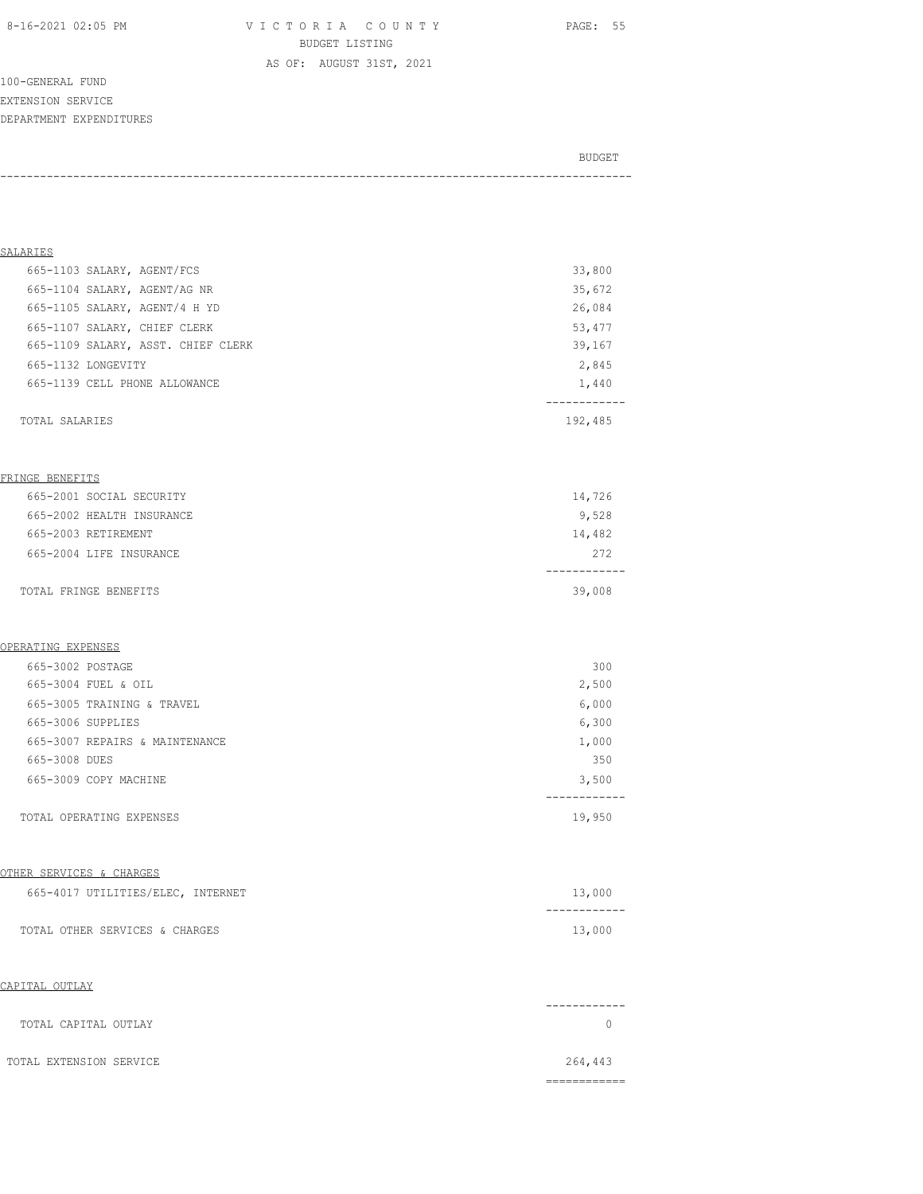VICTORIA COUNTY
BUDGET LISTING
AS OF: AUGUST 31ST, 2021

100-GENERAL FUND
EXTENSION SERVICE
DEPARTMENT EXPENDITURES

| | BUDGET |
|---|---|
| **SALARIES** | |
| 665-1103 SALARY, AGENT/FCS | 33,800 |
| 665-1104 SALARY, AGENT/AG NR | 35,672 |
| 665-1105 SALARY, AGENT/4 H YD | 26,084 |
| 665-1107 SALARY, CHIEF CLERK | 53,477 |
| 665-1109 SALARY, ASST. CHIEF CLERK | 39,167 |
| 665-1132 LONGEVITY | 2,845 |
| 665-1139 CELL PHONE ALLOWANCE | 1,440 |
| TOTAL SALARIES | 192,485 |
| **FRINGE BENEFITS** | |
| 665-2001 SOCIAL SECURITY | 14,726 |
| 665-2002 HEALTH INSURANCE | 9,528 |
| 665-2003 RETIREMENT | 14,482 |
| 665-2004 LIFE INSURANCE | 272 |
| TOTAL FRINGE BENEFITS | 39,008 |
| **OPERATING EXPENSES** | |
| 665-3002 POSTAGE | 300 |
| 665-3004 FUEL & OIL | 2,500 |
| 665-3005 TRAINING & TRAVEL | 6,000 |
| 665-3006 SUPPLIES | 6,300 |
| 665-3007 REPAIRS & MAINTENANCE | 1,000 |
| 665-3008 DUES | 350 |
| 665-3009 COPY MACHINE | 3,500 |
| TOTAL OPERATING EXPENSES | 19,950 |
| **OTHER SERVICES & CHARGES** | |
| 665-4017 UTILITIES/ELEC, INTERNET | 13,000 |
| TOTAL OTHER SERVICES & CHARGES | 13,000 |
| **CAPITAL OUTLAY** | |
| TOTAL CAPITAL OUTLAY | 0 |
| TOTAL EXTENSION SERVICE | 264,443 |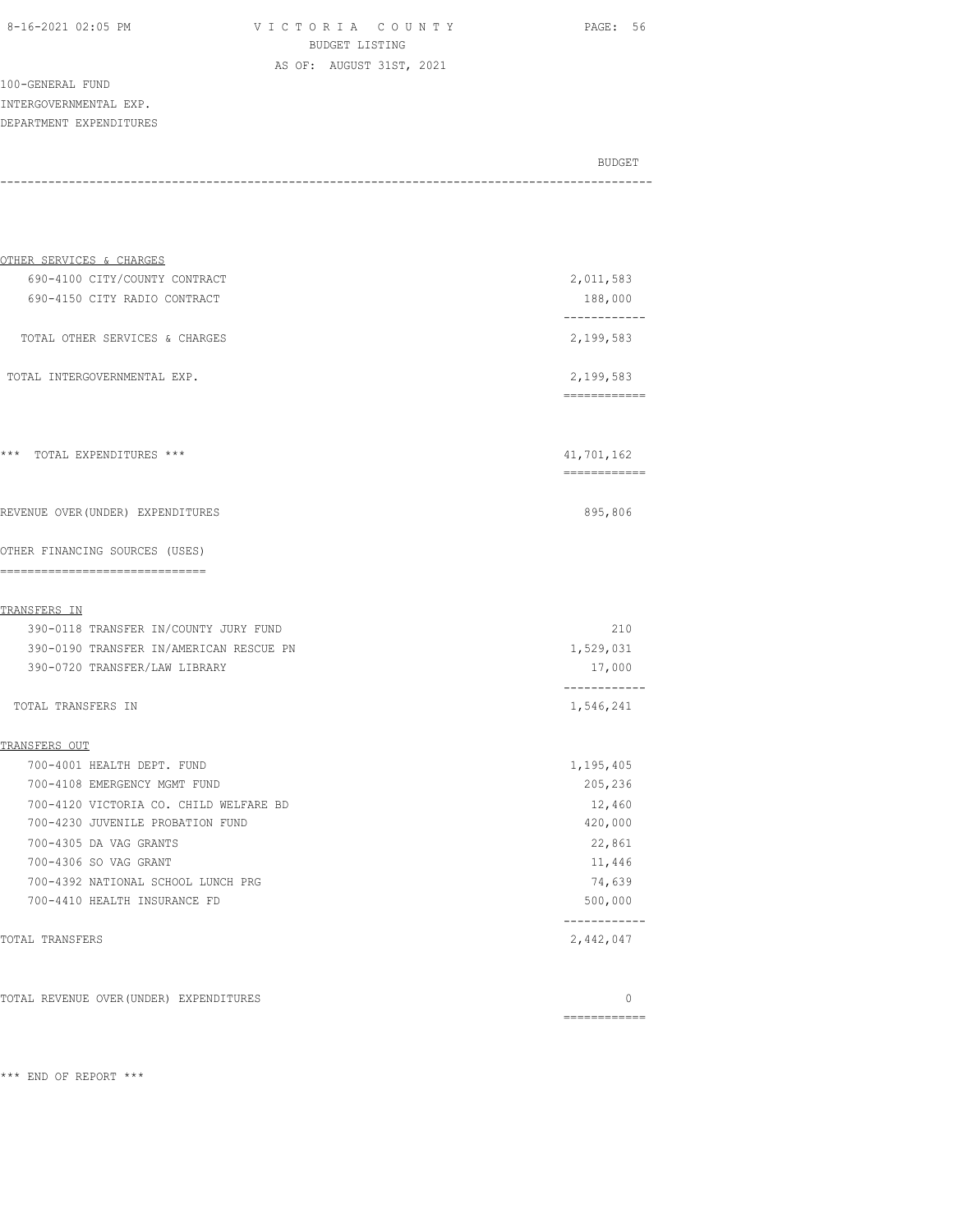100-GENERAL FUND

INTERGOVERNMENTAL EXP.

DEPARTMENT EXPENDITURES

| | BUDGET |
|---|---|
| **OTHER SERVICES & CHARGES** | |
| 690-4100 CITY/COUNTY CONTRACT | 2,011,583 |
| 690-4150 CITY RADIO CONTRACT | 188,000 |
| TOTAL OTHER SERVICES & CHARGES | 2,199,583 |
| TOTAL INTERGOVERNMENTAL EXP. | 2,199,583 |
| *** TOTAL EXPENDITURES *** | 41,701,162 |
| REVENUE OVER(UNDER) EXPENDITURES | 895,806 |
| **OTHER FINANCING SOURCES (USES)** | |
| **TRANSFERS IN** | |
| 390-0118 TRANSFER IN/COUNTY JURY FUND | 210 |
| 390-0190 TRANSFER IN/AMERICAN RESCUE PN | 1,529,031 |
| 390-0720 TRANSFER/LAW LIBRARY | 17,000 |
| TOTAL TRANSFERS IN | 1,546,241 |
| **TRANSFERS OUT** | |
| 700-4001 HEALTH DEPT. FUND | 1,195,405 |
| 700-4108 EMERGENCY MGMT FUND | 205,236 |
| 700-4120 VICTORIA CO. CHILD WELFARE BD | 12,460 |
| 700-4230 JUVENILE PROBATION FUND | 420,000 |
| 700-4305 DA VAG GRANTS | 22,861 |
| 700-4306 SO VAG GRANT | 11,446 |
| 700-4392 NATIONAL SCHOOL LUNCH PRG | 74,639 |
| 700-4410 HEALTH INSURANCE FD | 500,000 |
| TOTAL TRANSFERS | 2,442,047 |
| TOTAL REVENUE OVER(UNDER) EXPENDITURES | 0 |

*** END OF REPORT ***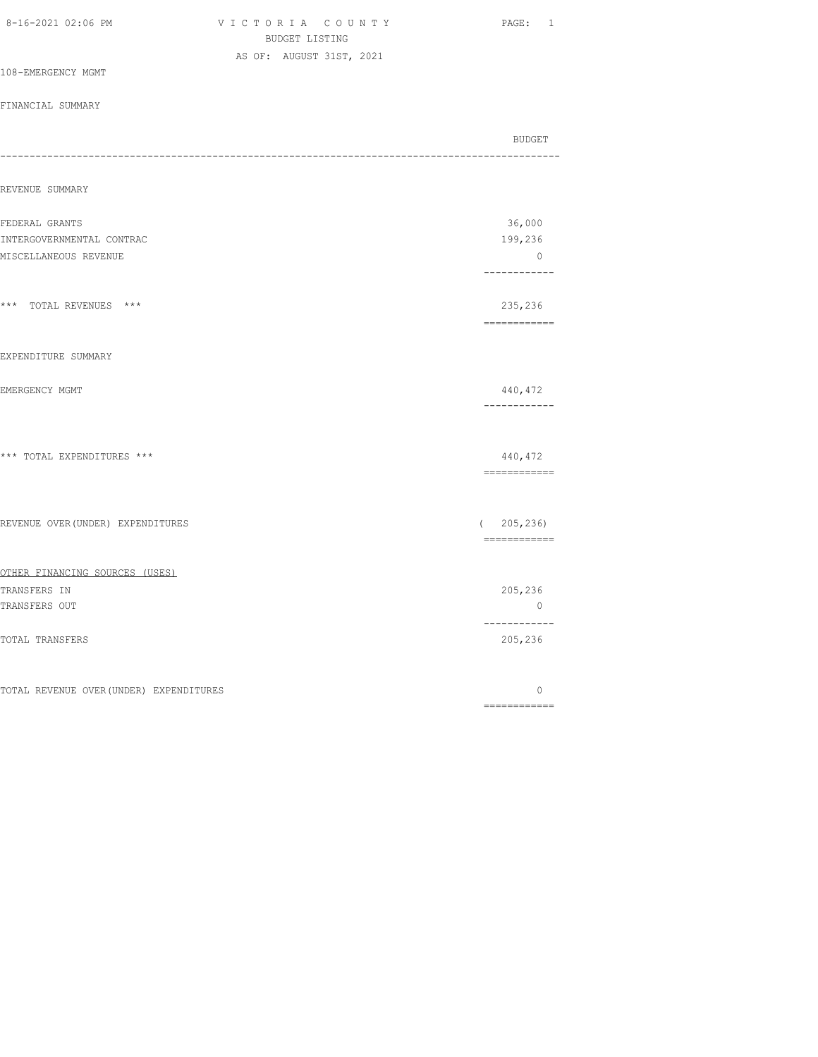VICTORIA COUNTY
BUDGET LISTING
AS OF: AUGUST 31ST, 2021

108-EMERGENCY MGMT

FINANCIAL SUMMARY

| | BUDGET |
|---|---|
| **REVENUE SUMMARY** | |
| FEDERAL GRANTS | 36,000 |
| INTERGOVERNMENTAL CONTRAC | 199,236 |
| MISCELLANEOUS REVENUE | 0 |
| *** TOTAL REVENUES *** | 235,236 |
| **EXPENDITURE SUMMARY** | |
| EMERGENCY MGMT | 440,472 |
| *** TOTAL EXPENDITURES *** | 440,472 |
| REVENUE OVER(UNDER) EXPENDITURES | ( 205,236) |
| **OTHER FINANCING SOURCES (USES)** | |
| TRANSFERS IN | 205,236 |
| TRANSFERS OUT | 0 |
| TOTAL TRANSFERS | 205,236 |
| TOTAL REVENUE OVER(UNDER) EXPENDITURES | 0 |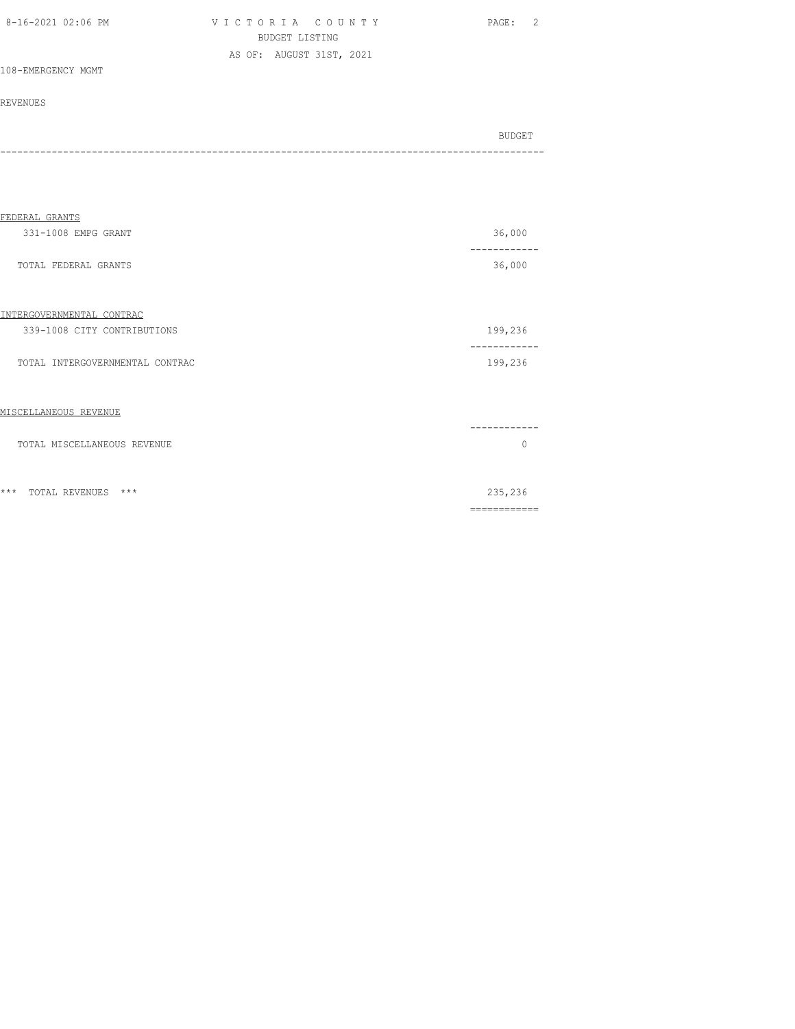VICTORIA COUNTY
BUDGET LISTING
AS OF: AUGUST 31ST, 2021

108-EMERGENCY MGMT

REVENUES

| | BUDGET |
|---|---|
| **FEDERAL GRANTS** | |
| 331-1008 EMPG GRANT | 36,000 |
| TOTAL FEDERAL GRANTS | 36,000 |
| **INTERGOVERNMENTAL CONTRAC** | |
| 339-1008 CITY CONTRIBUTIONS | 199,236 |
| TOTAL INTERGOVERNMENTAL CONTRAC | 199,236 |
| **MISCELLANEOUS REVENUE** | |
| TOTAL MISCELLANEOUS REVENUE | 0 |
| *** TOTAL REVENUES *** | 235,236 |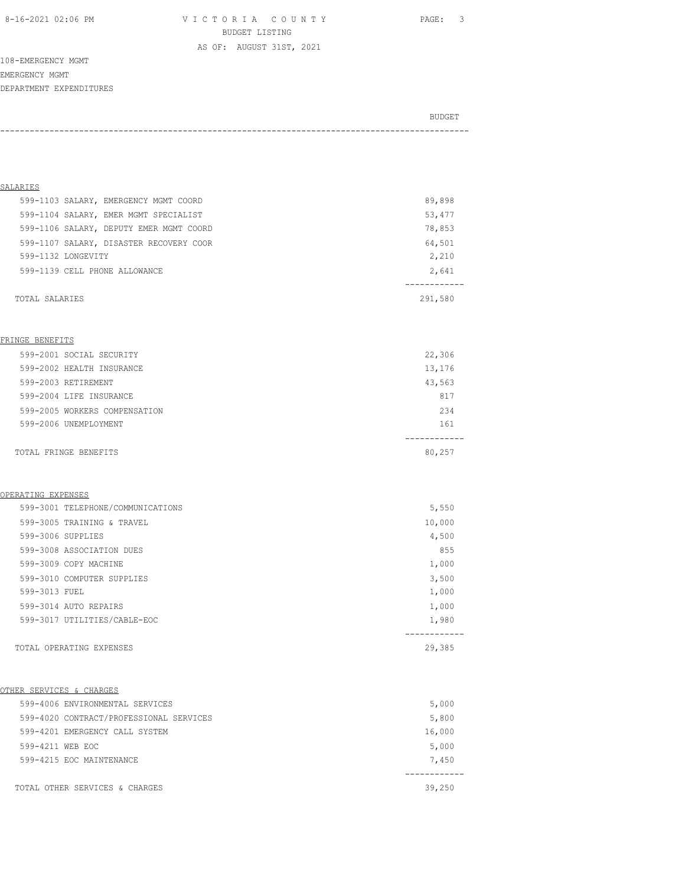108-EMERGENCY MGMT

EMERGENCY MGMT

DEPARTMENT EXPENDITURES

| | BUDGET |
|---|---|
| **SALARIES** | |
| 599-1103 SALARY, EMERGENCY MGMT COORD | 89,898 |
| 599-1104 SALARY, EMER MGMT SPECIALIST | 53,477 |
| 599-1106 SALARY, DEPUTY EMER MGMT COORD | 78,853 |
| 599-1107 SALARY, DISASTER RECOVERY COOR | 64,501 |
| 599-1132 LONGEVITY | 2,210 |
| 599-1139 CELL PHONE ALLOWANCE | 2,641 |
| TOTAL SALARIES | 291,580 |
| **FRINGE BENEFITS** | |
| 599-2001 SOCIAL SECURITY | 22,306 |
| 599-2002 HEALTH INSURANCE | 13,176 |
| 599-2003 RETIREMENT | 43,563 |
| 599-2004 LIFE INSURANCE | 817 |
| 599-2005 WORKERS COMPENSATION | 234 |
| 599-2006 UNEMPLOYMENT | 161 |
| TOTAL FRINGE BENEFITS | 80,257 |
| **OPERATING EXPENSES** | |
| 599-3001 TELEPHONE/COMMUNICATIONS | 5,550 |
| 599-3005 TRAINING & TRAVEL | 10,000 |
| 599-3006 SUPPLIES | 4,500 |
| 599-3008 ASSOCIATION DUES | 855 |
| 599-3009 COPY MACHINE | 1,000 |
| 599-3010 COMPUTER SUPPLIES | 3,500 |
| 599-3013 FUEL | 1,000 |
| 599-3014 AUTO REPAIRS | 1,000 |
| 599-3017 UTILITIES/CABLE-EOC | 1,980 |
| TOTAL OPERATING EXPENSES | 29,385 |
| **OTHER SERVICES & CHARGES** | |
| 599-4006 ENVIRONMENTAL SERVICES | 5,000 |
| 599-4020 CONTRACT/PROFESSIONAL SERVICES | 5,800 |
| 599-4201 EMERGENCY CALL SYSTEM | 16,000 |
| 599-4211 WEB EOC | 5,000 |
| 599-4215 EOC MAINTENANCE | 7,450 |
| TOTAL OTHER SERVICES & CHARGES | 39,250 |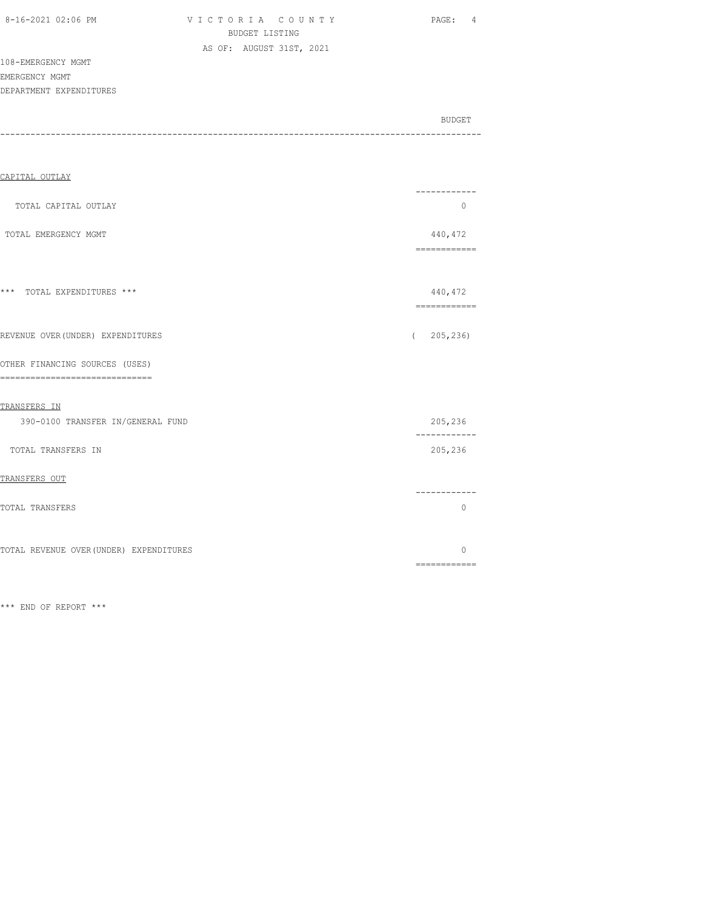VICTORIA COUNTY
BUDGET LISTING
AS OF: AUGUST 31ST, 2021

108-EMERGENCY MGMT
EMERGENCY MGMT
DEPARTMENT EXPENDITURES

| | BUDGET |
|---|---|
| CAPITAL OUTLAY | |
| TOTAL CAPITAL OUTLAY | 0 |
| TOTAL EMERGENCY MGMT | 440,472 |
| *** TOTAL EXPENDITURES *** | 440,472 |
| REVENUE OVER(UNDER) EXPENDITURES | ( 205,236) |
| OTHER FINANCING SOURCES (USES) | |
| TRANSFERS IN | |
| 390-0100 TRANSFER IN/GENERAL FUND | 205,236 |
| TOTAL TRANSFERS IN | 205,236 |
| TRANSFERS OUT | |
| TOTAL TRANSFERS | 0 |
| TOTAL REVENUE OVER(UNDER) EXPENDITURES | 0 |

*** END OF REPORT ***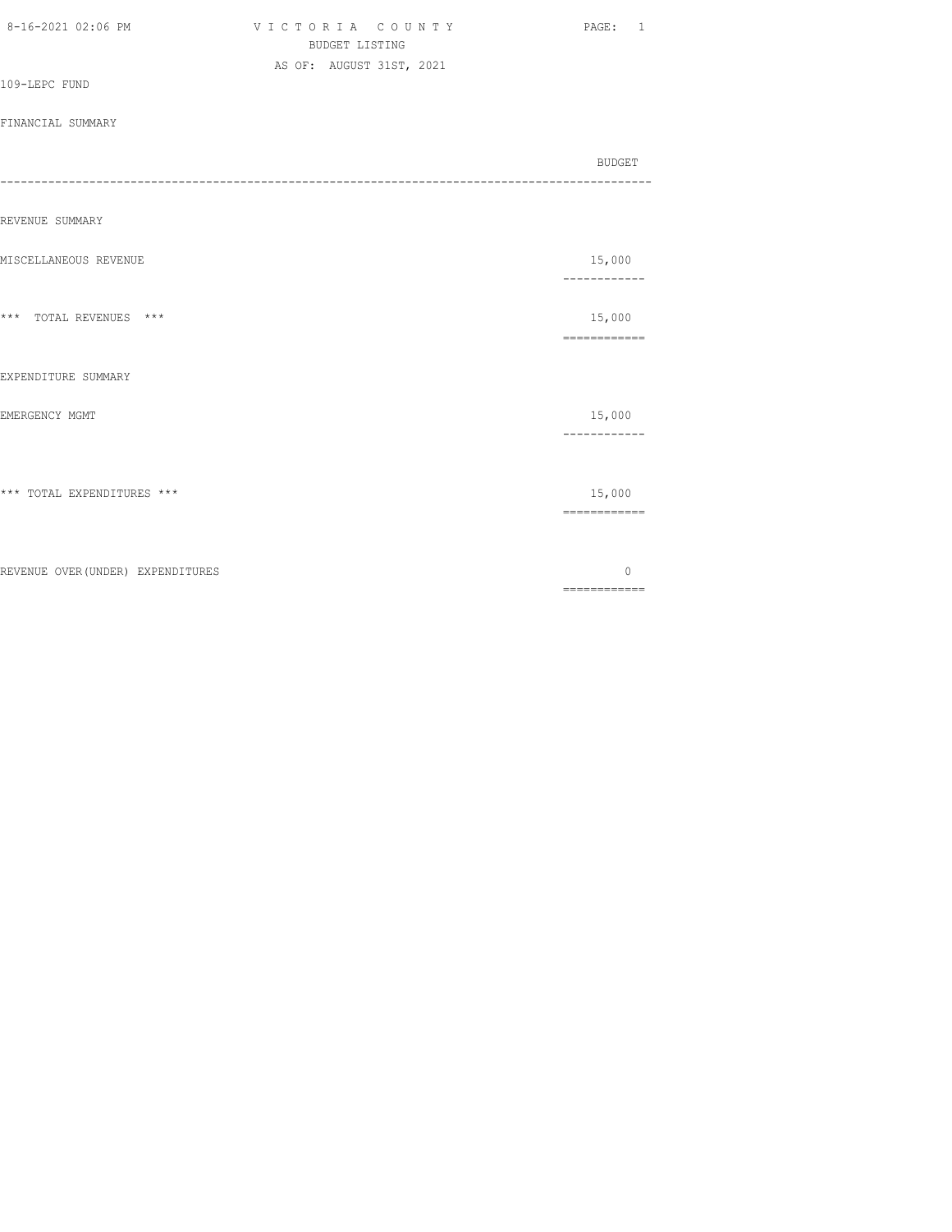VICTORIA COUNTY
BUDGET LISTING
AS OF: AUGUST 31ST, 2021

109-LEPC FUND

FINANCIAL SUMMARY

| | BUDGET |
|---|---|
| **REVENUE SUMMARY** | |
| MISCELLANEOUS REVENUE | 15,000 |
| *** TOTAL REVENUES *** | 15,000 |
| **EXPENDITURE SUMMARY** | |
| EMERGENCY MGMT | 15,000 |
| *** TOTAL EXPENDITURES *** | 15,000 |
| REVENUE OVER(UNDER) EXPENDITURES | 0 |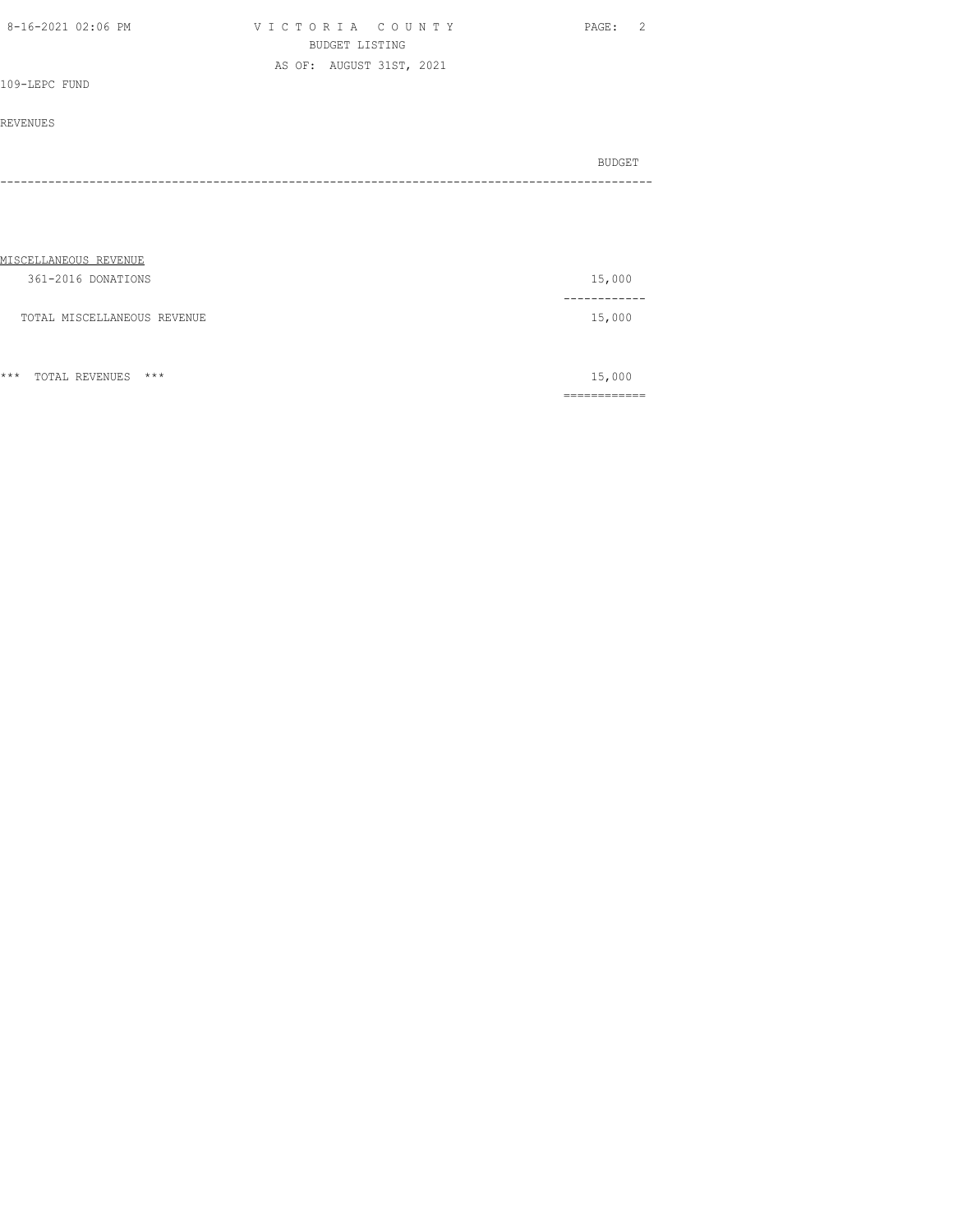109-LEPC FUND

REVENUES

| | BUDGET |
|---|---|
| MISCELLANEOUS REVENUE | |
| 361-2016 DONATIONS | 15,000 |
| TOTAL MISCELLANEOUS REVENUE | 15,000 |
| *** TOTAL REVENUES *** | 15,000 |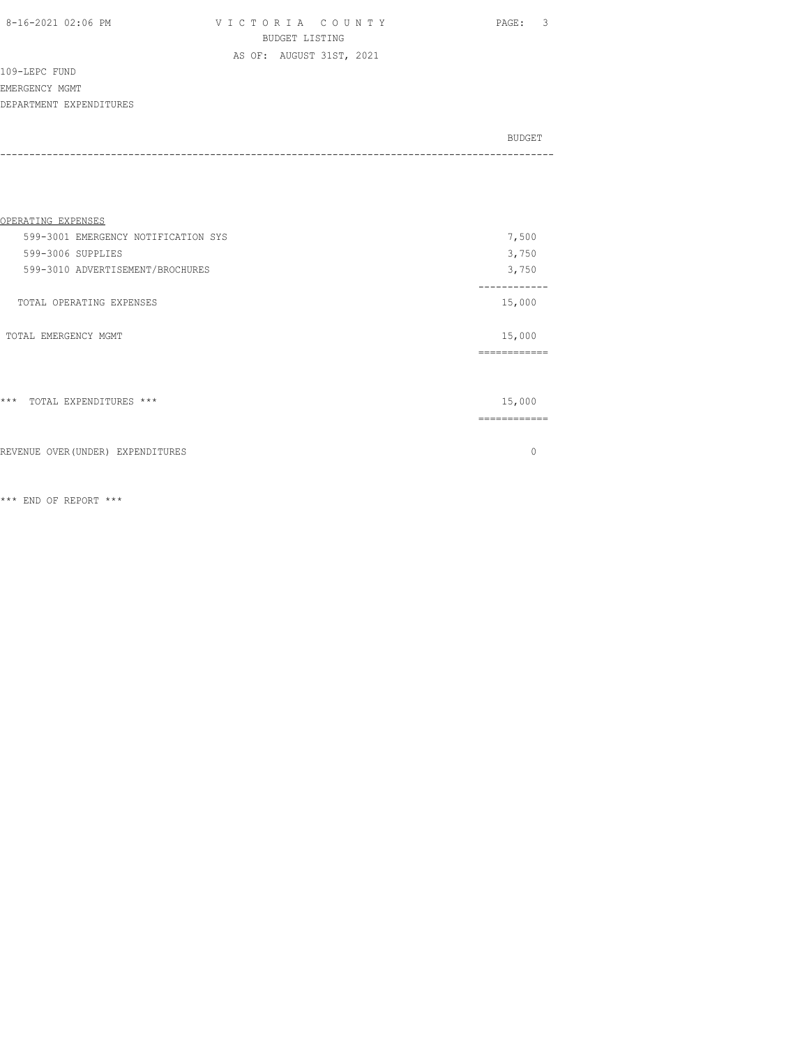VICTORIA COUNTY
BUDGET LISTING
AS OF: AUGUST 31ST, 2021

109-LEPC FUND
EMERGENCY MGMT
DEPARTMENT EXPENDITURES

| | BUDGET |
|---|---|
| **OPERATING EXPENSES** | |
| 599-3001 EMERGENCY NOTIFICATION SYS | 7,500 |
| 599-3006 SUPPLIES | 3,750 |
| 599-3010 ADVERTISEMENT/BROCHURES | 3,750 |
| TOTAL OPERATING EXPENSES | 15,000 |
| TOTAL EMERGENCY MGMT | 15,000 |
| *** TOTAL EXPENDITURES *** | 15,000 |
| REVENUE OVER(UNDER) EXPENDITURES | 0 |

*** END OF REPORT ***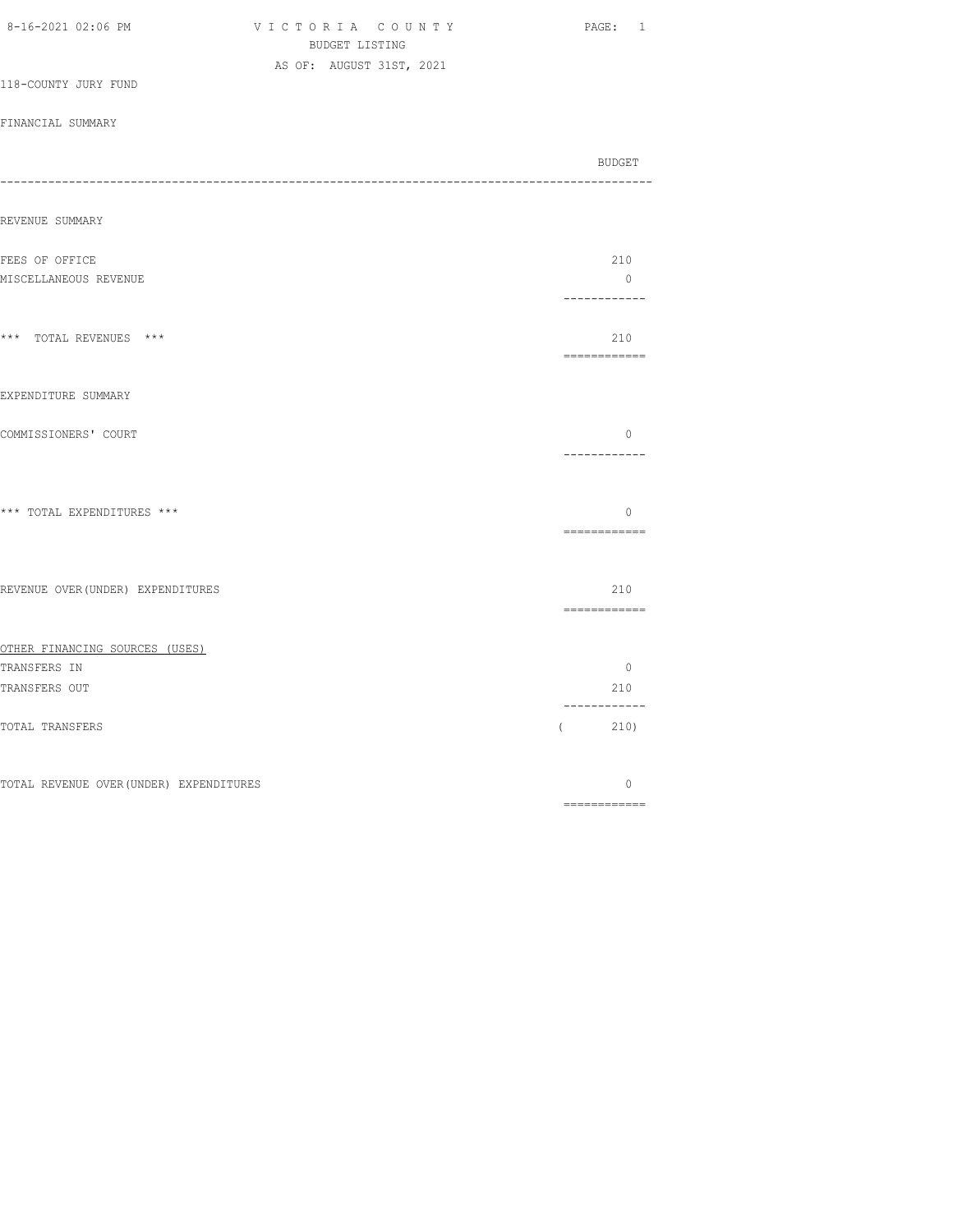VICTORIA COUNTY
BUDGET LISTING
AS OF: AUGUST 31ST, 2021

118-COUNTY JURY FUND

FINANCIAL SUMMARY

| | BUDGET |
|---|---|
| REVENUE SUMMARY | |
| FEES OF OFFICE | 210 |
| MISCELLANEOUS REVENUE | 0 |
| *** TOTAL REVENUES *** | 210 |
| EXPENDITURE SUMMARY | |
| COMMISSIONERS' COURT | 0 |
| *** TOTAL EXPENDITURES *** | 0 |
| REVENUE OVER(UNDER) EXPENDITURES | 210 |
| OTHER FINANCING SOURCES (USES) | |
| TRANSFERS IN | 0 |
| TRANSFERS OUT | 210 |
| TOTAL TRANSFERS | ( 210) |
| TOTAL REVENUE OVER(UNDER) EXPENDITURES | 0 |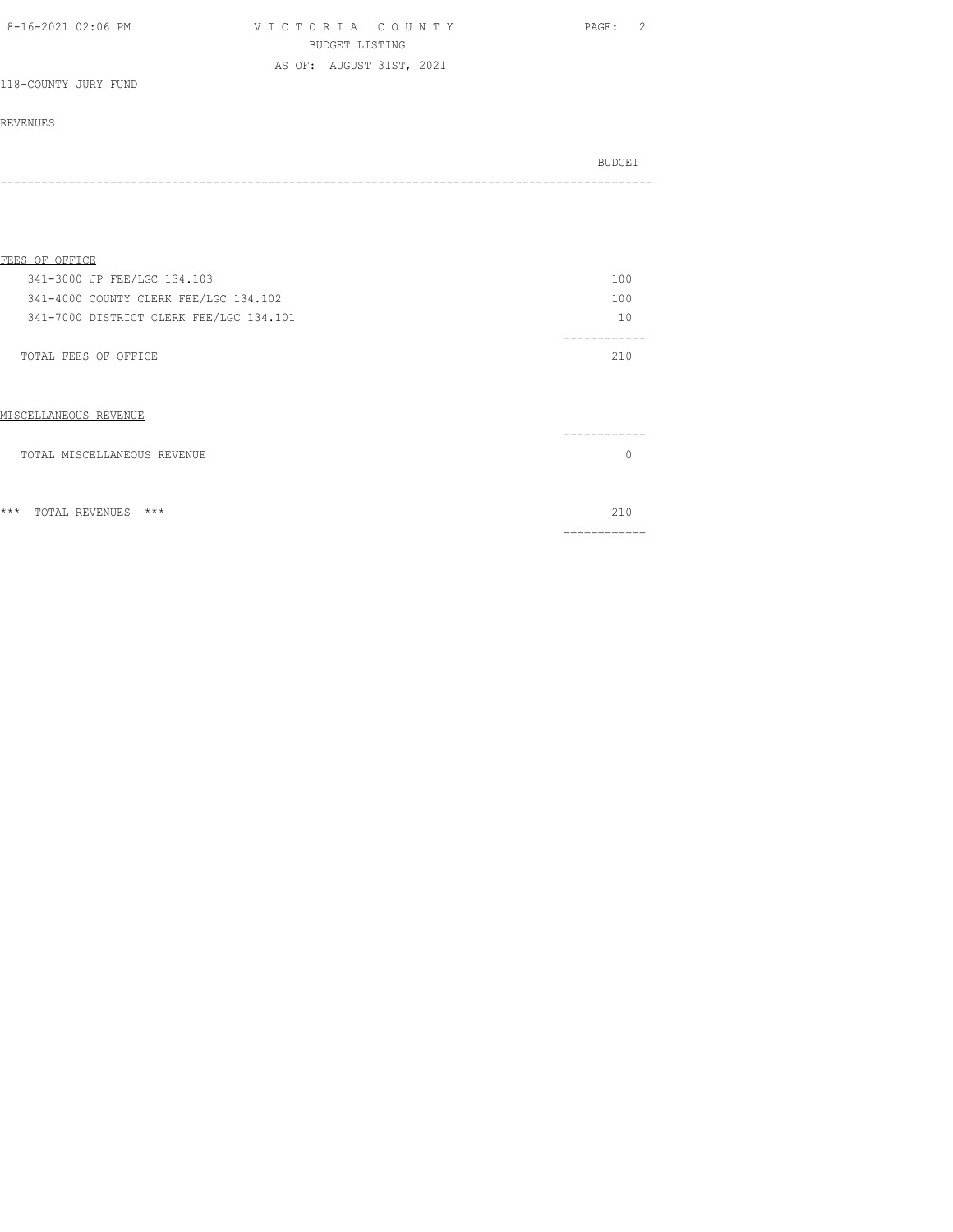VICTORIA COUNTY
BUDGET LISTING
AS OF: AUGUST 31ST, 2021

118-COUNTY JURY FUND

REVENUES

| | BUDGET |
|---|---|
| **FEES OF OFFICE** | |
| 341-3000 JP FEE/LGC 134.103 | 100 |
| 341-4000 COUNTY CLERK FEE/LGC 134.102 | 100 |
| 341-7000 DISTRICT CLERK FEE/LGC 134.101 | 10 |
| TOTAL FEES OF OFFICE | 210 |
| **MISCELLANEOUS REVENUE** | |
| TOTAL MISCELLANEOUS REVENUE | 0 |
| *** TOTAL REVENUES *** | 210 |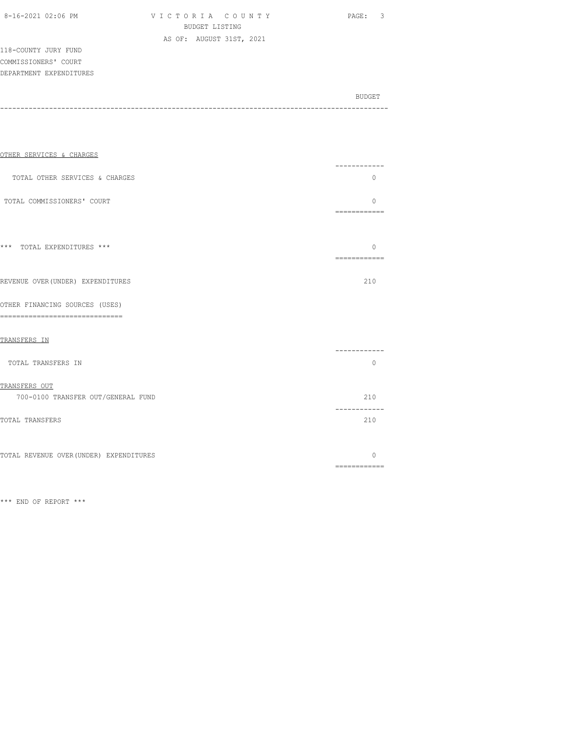VICTORIA COUNTY
BUDGET LISTING
AS OF: AUGUST 31ST, 2021

118-COUNTY JURY FUND
COMMISSIONERS' COURT
DEPARTMENT EXPENDITURES

| | BUDGET |
|---|---|
| OTHER SERVICES & CHARGES | |
| TOTAL OTHER SERVICES & CHARGES | 0 |
| TOTAL COMMISSIONERS' COURT | 0 |
| *** TOTAL EXPENDITURES *** | 0 |
| REVENUE OVER(UNDER) EXPENDITURES | 210 |
| OTHER FINANCING SOURCES (USES) | |
| TRANSFERS IN | |
| TOTAL TRANSFERS IN | 0 |
| TRANSFERS OUT | |
| 700-0100 TRANSFER OUT/GENERAL FUND | 210 |
| TOTAL TRANSFERS | 210 |
| TOTAL REVENUE OVER(UNDER) EXPENDITURES | 0 |

*** END OF REPORT ***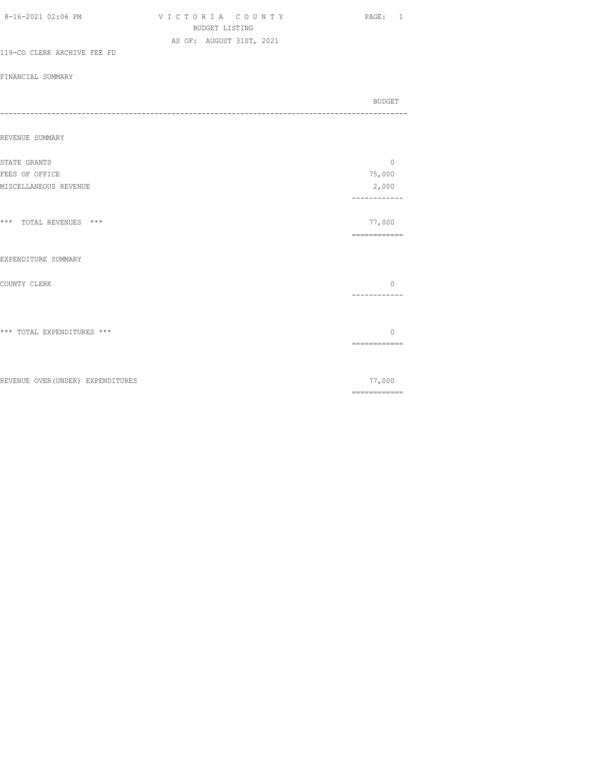VICTORIA COUNTY
BUDGET LISTING
AS OF: AUGUST 31ST, 2021

119-CO CLERK ARCHIVE FEE FD

FINANCIAL SUMMARY

| | BUDGET |
|---|---|
| **REVENUE SUMMARY** | |
| STATE GRANTS | 0 |
| FEES OF OFFICE | 75,000 |
| MISCELLANEOUS REVENUE | 2,000 |
| *** TOTAL REVENUES *** | 77,000 |
| **EXPENDITURE SUMMARY** | |
| COUNTY CLERK | 0 |
| *** TOTAL EXPENDITURES *** | 0 |
| REVENUE OVER(UNDER) EXPENDITURES | 77,000 |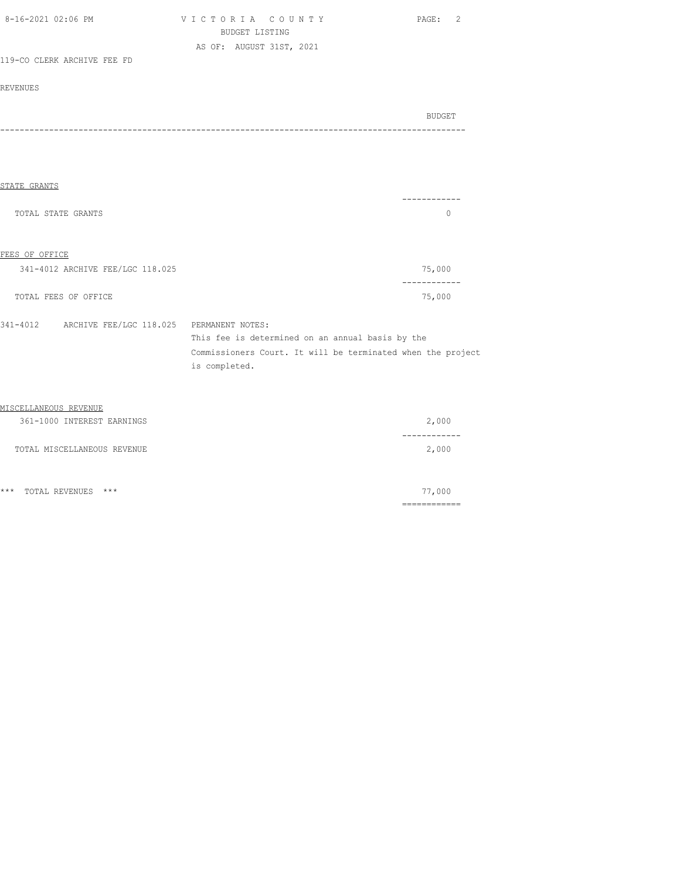119-CO CLERK ARCHIVE FEE FD

REVENUES

| | BUDGET |
|---|---|
| **STATE GRANTS** | |
| TOTAL STATE GRANTS | 0 |
| **FEES OF OFFICE** | |
| 341-4012 ARCHIVE FEE/LGC 118.025 | 75,000 |
| TOTAL FEES OF OFFICE | 75,000 |

341-4012 ARCHIVE FEE/LGC 118.025 PERMANENT NOTES:
This fee is determined on an annual basis by the Commissioners Court. It will be terminated when the project is completed.

| | BUDGET |
|---|---|
| **MISCELLANEOUS REVENUE** | |
| 361-1000 INTEREST EARNINGS | 2,000 |
| TOTAL MISCELLANEOUS REVENUE | 2,000 |
| *** TOTAL REVENUES *** | 77,000 |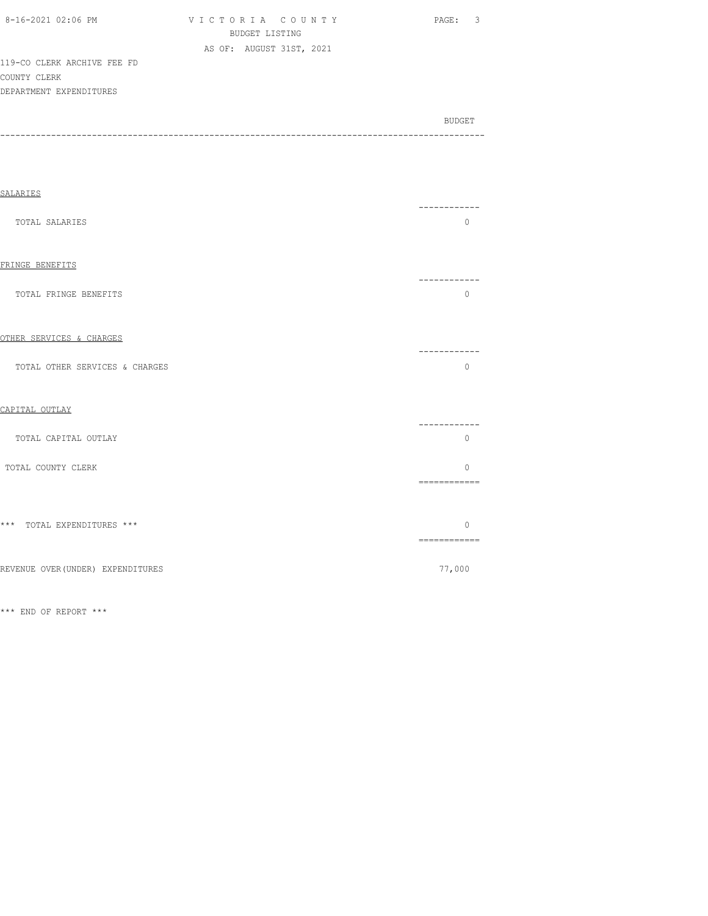119-CO CLERK ARCHIVE FEE FD
COUNTY CLERK
DEPARTMENT EXPENDITURES

| | BUDGET |
|---|---|
| SALARIES | |
| TOTAL SALARIES | 0 |
| FRINGE BENEFITS | |
| TOTAL FRINGE BENEFITS | 0 |
| OTHER SERVICES & CHARGES | |
| TOTAL OTHER SERVICES & CHARGES | 0 |
| CAPITAL OUTLAY | |
| TOTAL CAPITAL OUTLAY | 0 |
| TOTAL COUNTY CLERK | 0 |
| *** TOTAL EXPENDITURES *** | 0 |
| REVENUE OVER(UNDER) EXPENDITURES | 77,000 |

*** END OF REPORT ***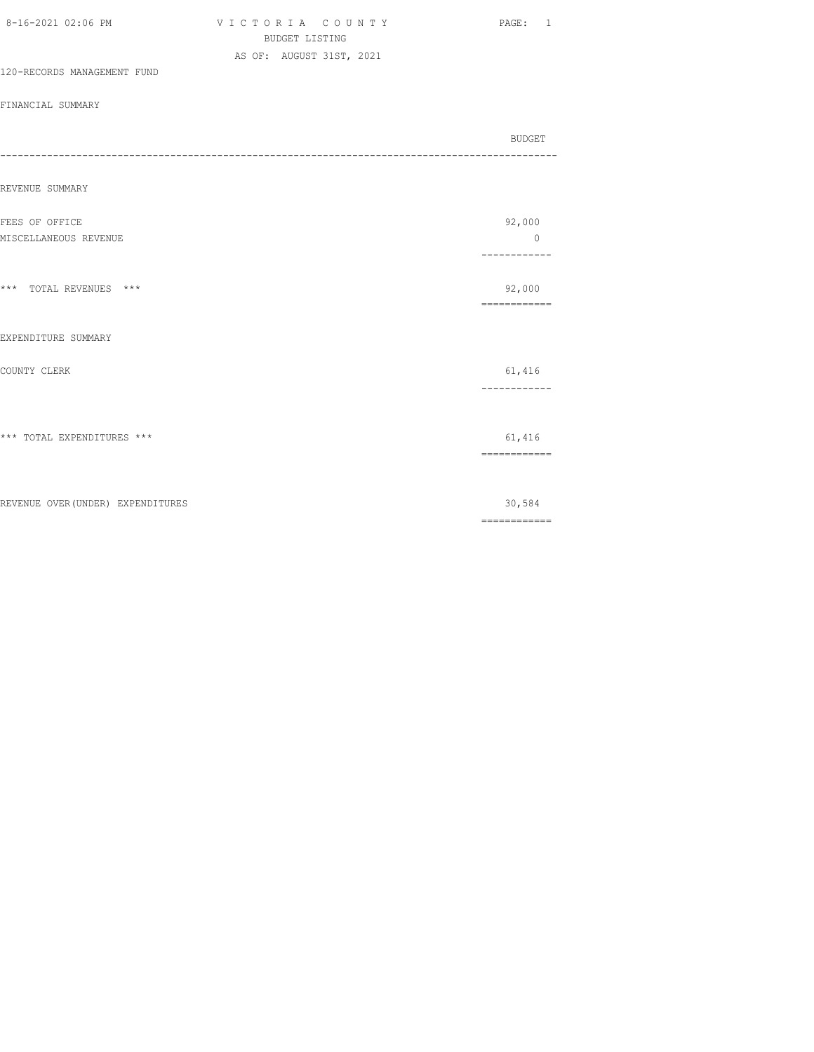VICTORIA COUNTY
BUDGET LISTING
AS OF: AUGUST 31ST, 2021

120-RECORDS MANAGEMENT FUND

FINANCIAL SUMMARY

| | BUDGET |
|---|---|
| **REVENUE SUMMARY** | |
| FEES OF OFFICE | 92,000 |
| MISCELLANEOUS REVENUE | 0 |
| *** TOTAL REVENUES *** | 92,000 |
| **EXPENDITURE SUMMARY** | |
| COUNTY CLERK | 61,416 |
| *** TOTAL EXPENDITURES *** | 61,416 |
| REVENUE OVER(UNDER) EXPENDITURES | 30,584 |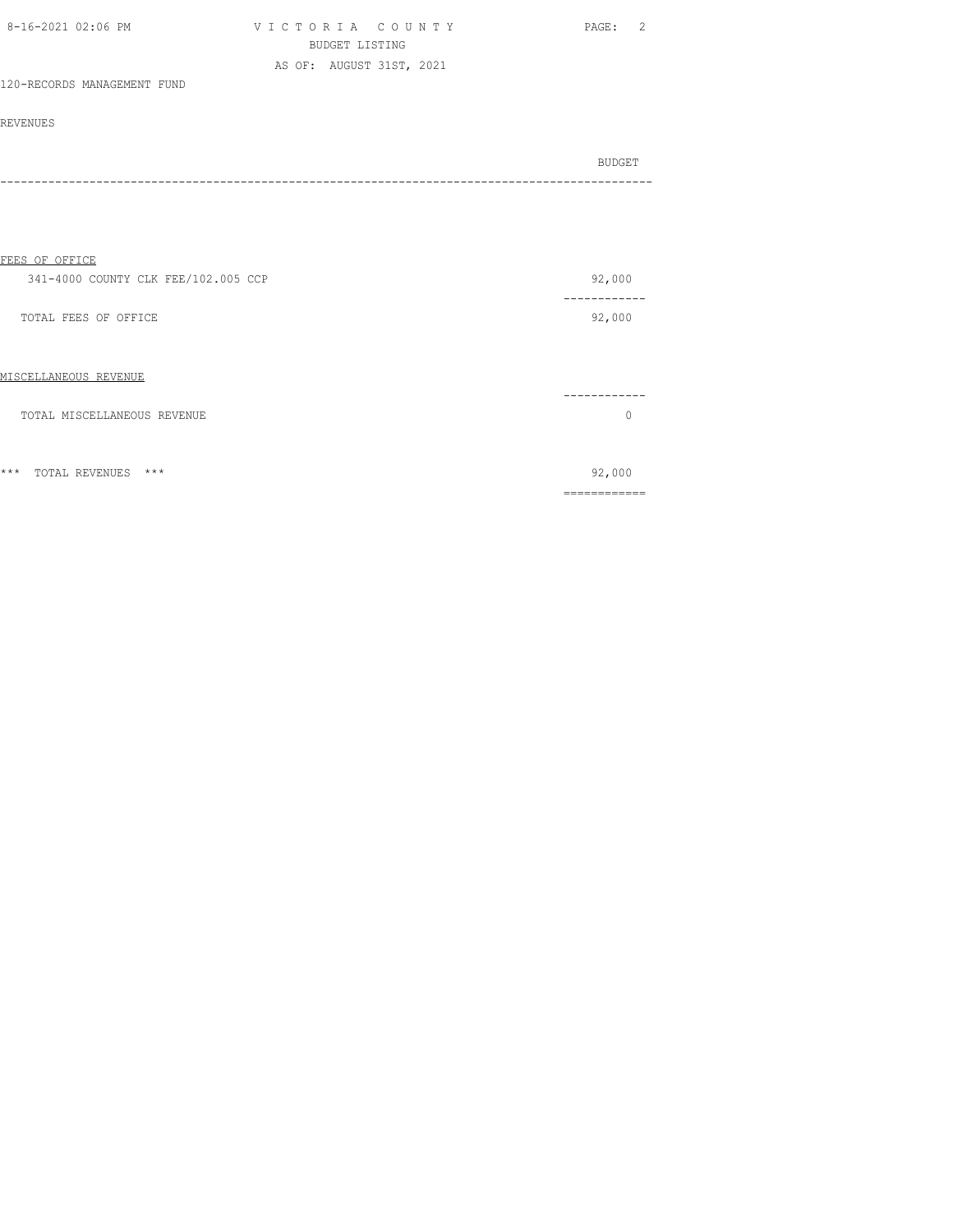VICTORIA COUNTY
BUDGET LISTING
AS OF: AUGUST 31ST, 2021

120-RECORDS MANAGEMENT FUND

REVENUES

| | BUDGET |
|---|---|
| **FEES OF OFFICE** | |
| 341-4000 COUNTY CLK FEE/102.005 CCP | 92,000 |
| TOTAL FEES OF OFFICE | 92,000 |
| **MISCELLANEOUS REVENUE** | |
| TOTAL MISCELLANEOUS REVENUE | 0 |
| *** TOTAL REVENUES *** | 92,000 |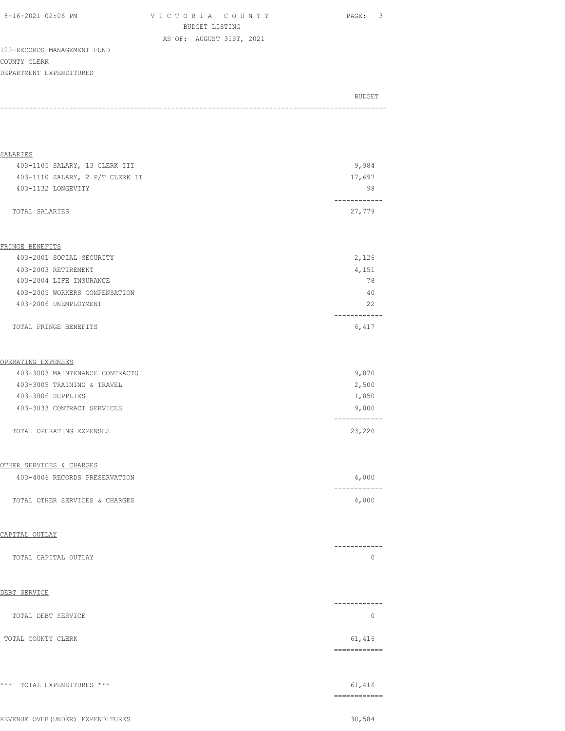VICTORIA COUNTY
BUDGET LISTING
AS OF: AUGUST 31ST, 2021

120-RECORDS MANAGEMENT FUND
COUNTY CLERK
DEPARTMENT EXPENDITURES

| | BUDGET |
|---|---|
| **SALARIES** | |
| 403-1105 SALARY, 13 CLERK III | 9,984 |
| 403-1110 SALARY, 2 P/T CLERK II | 17,697 |
| 403-1132 LONGEVITY | 98 |
| TOTAL SALARIES | 27,779 |
| **FRINGE BENEFITS** | |
| 403-2001 SOCIAL SECURITY | 2,126 |
| 403-2003 RETIREMENT | 4,151 |
| 403-2004 LIFE INSURANCE | 78 |
| 403-2005 WORKERS COMPENSATION | 40 |
| 403-2006 UNEMPLOYMENT | 22 |
| TOTAL FRINGE BENEFITS | 6,417 |
| **OPERATING EXPENSES** | |
| 403-3003 MAINTENANCE CONTRACTS | 9,870 |
| 403-3005 TRAINING & TRAVEL | 2,500 |
| 403-3006 SUPPLIES | 1,850 |
| 403-3033 CONTRACT SERVICES | 9,000 |
| TOTAL OPERATING EXPENSES | 23,220 |
| **OTHER SERVICES & CHARGES** | |
| 403-4006 RECORDS PRESERVATION | 4,000 |
| TOTAL OTHER SERVICES & CHARGES | 4,000 |
| **CAPITAL OUTLAY** | |
| TOTAL CAPITAL OUTLAY | 0 |
| **DEBT SERVICE** | |
| TOTAL DEBT SERVICE | 0 |
| TOTAL COUNTY CLERK | 61,416 |
| *** TOTAL EXPENDITURES *** | 61,416 |
| REVENUE OVER(UNDER) EXPENDITURES | 30,584 |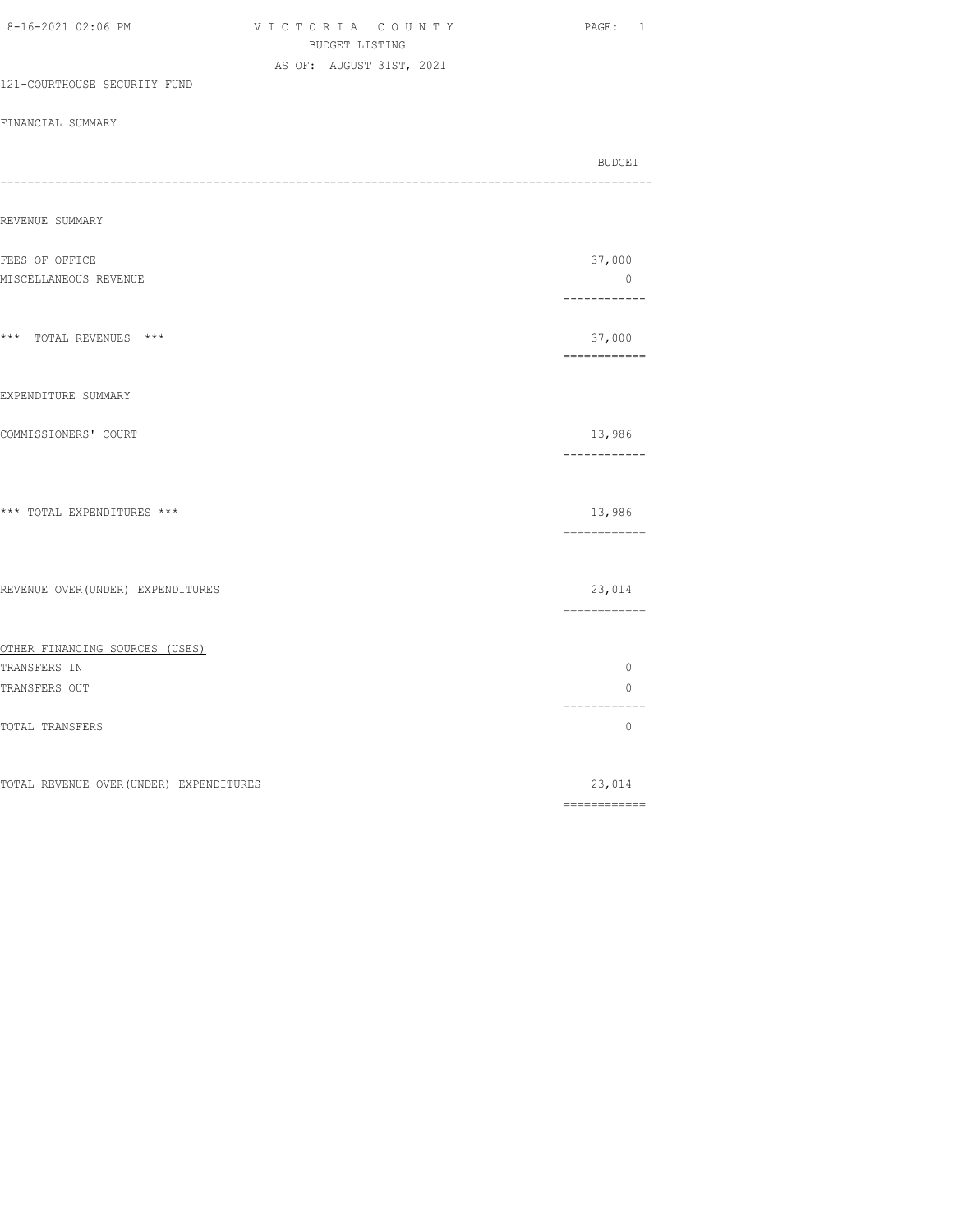VICTORIA COUNTY
BUDGET LISTING
AS OF: AUGUST 31ST, 2021

121-COURTHOUSE SECURITY FUND

FINANCIAL SUMMARY

| | BUDGET |
|---|---|
| **REVENUE SUMMARY** | |
| FEES OF OFFICE | 37,000 |
| MISCELLANEOUS REVENUE | 0 |
| *** TOTAL REVENUES *** | 37,000 |
| **EXPENDITURE SUMMARY** | |
| COMMISSIONERS' COURT | 13,986 |
| *** TOTAL EXPENDITURES *** | 13,986 |
| REVENUE OVER(UNDER) EXPENDITURES | 23,014 |
| **OTHER FINANCING SOURCES (USES)** | |
| TRANSFERS IN | 0 |
| TRANSFERS OUT | 0 |
| TOTAL TRANSFERS | 0 |
| TOTAL REVENUE OVER(UNDER) EXPENDITURES | 23,014 |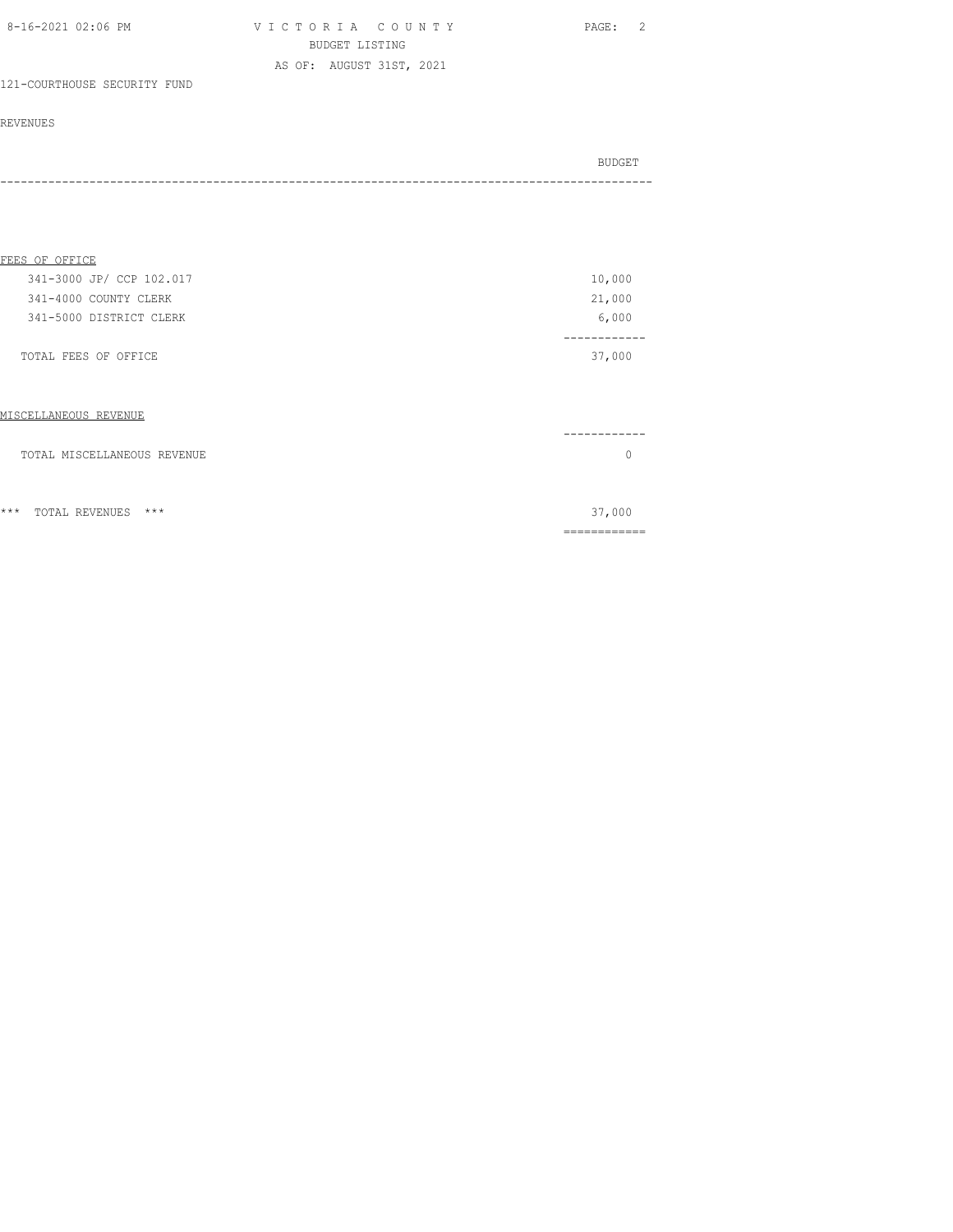VICTORIA COUNTY
BUDGET LISTING
AS OF: AUGUST 31ST, 2021

121-COURTHOUSE SECURITY FUND

REVENUES

| | BUDGET |
|---|---|
| **FEES OF OFFICE** | |
| 341-3000 JP/ CCP 102.017 | 10,000 |
| 341-4000 COUNTY CLERK | 21,000 |
| 341-5000 DISTRICT CLERK | 6,000 |
| TOTAL FEES OF OFFICE | 37,000 |
| **MISCELLANEOUS REVENUE** | |
| TOTAL MISCELLANEOUS REVENUE | 0 |
| *** TOTAL REVENUES *** | 37,000 |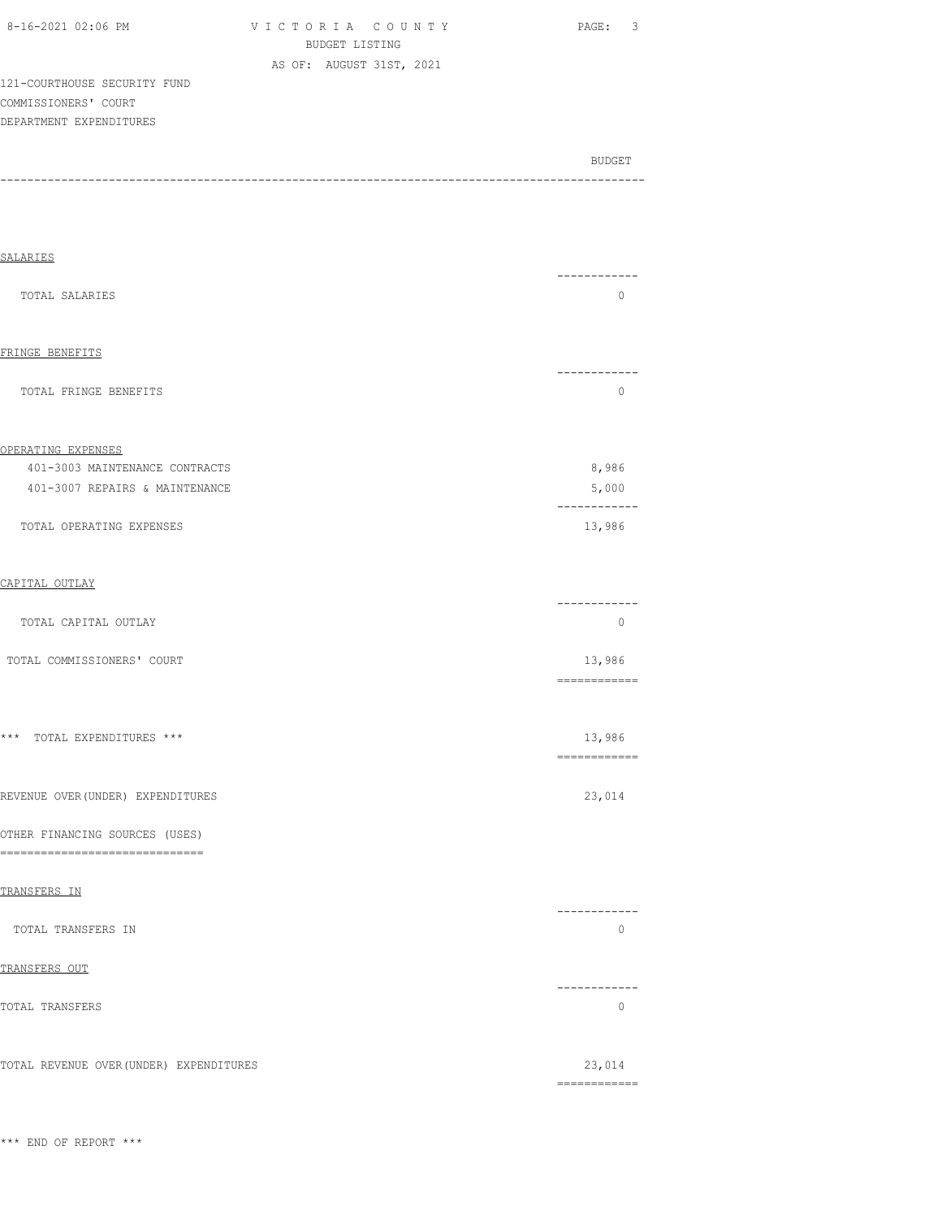VICTORIA COUNTY
BUDGET LISTING
AS OF: AUGUST 31ST, 2021

121-COURTHOUSE SECURITY FUND
COMMISSIONERS' COURT
DEPARTMENT EXPENDITURES

| | BUDGET |
|---|---|
| SALARIES | |
| TOTAL SALARIES | 0 |
| FRINGE BENEFITS | |
| TOTAL FRINGE BENEFITS | 0 |
| OPERATING EXPENSES | |
| 401-3003 MAINTENANCE CONTRACTS | 8,986 |
| 401-3007 REPAIRS & MAINTENANCE | 5,000 |
| TOTAL OPERATING EXPENSES | 13,986 |
| CAPITAL OUTLAY | |
| TOTAL CAPITAL OUTLAY | 0 |
| TOTAL COMMISSIONERS' COURT | 13,986 |
| *** TOTAL EXPENDITURES *** | 13,986 |
| REVENUE OVER(UNDER) EXPENDITURES | 23,014 |
| OTHER FINANCING SOURCES (USES) | |
| TRANSFERS IN | |
| TOTAL TRANSFERS IN | 0 |
| TRANSFERS OUT | |
| TOTAL TRANSFERS | 0 |
| TOTAL REVENUE OVER(UNDER) EXPENDITURES | 23,014 |

*** END OF REPORT ***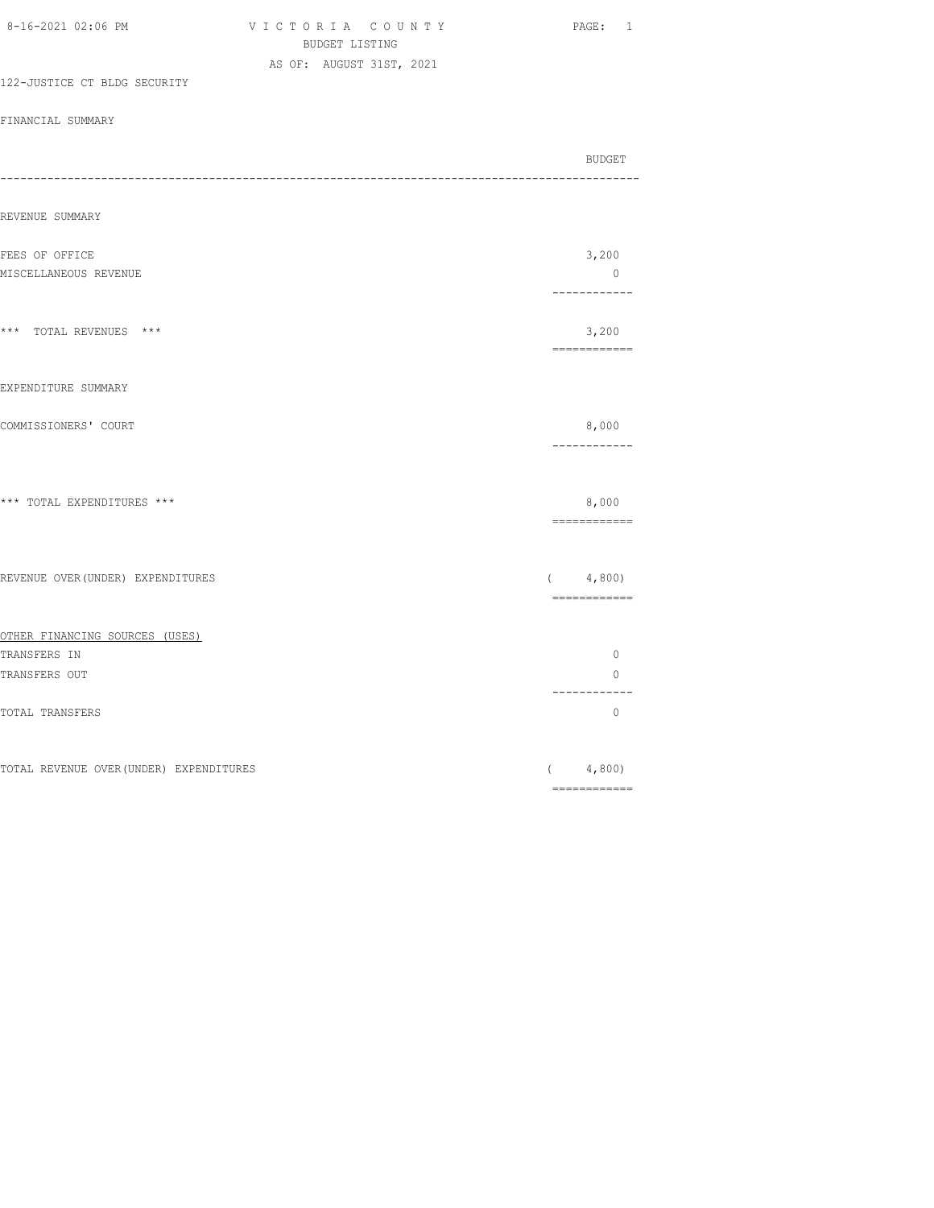VICTORIA COUNTY
BUDGET LISTING
AS OF: AUGUST 31ST, 2021

122-JUSTICE CT BLDG SECURITY

FINANCIAL SUMMARY

| | BUDGET |
|---|---|
| **REVENUE SUMMARY** | |
| FEES OF OFFICE | 3,200 |
| MISCELLANEOUS REVENUE | 0 |
| *** TOTAL REVENUES *** | 3,200 |
| **EXPENDITURE SUMMARY** | |
| COMMISSIONERS' COURT | 8,000 |
| *** TOTAL EXPENDITURES *** | 8,000 |
| REVENUE OVER(UNDER) EXPENDITURES | ( 4,800) |
| OTHER FINANCING SOURCES (USES) | |
| TRANSFERS IN | 0 |
| TRANSFERS OUT | 0 |
| TOTAL TRANSFERS | 0 |
| TOTAL REVENUE OVER(UNDER) EXPENDITURES | ( 4,800) |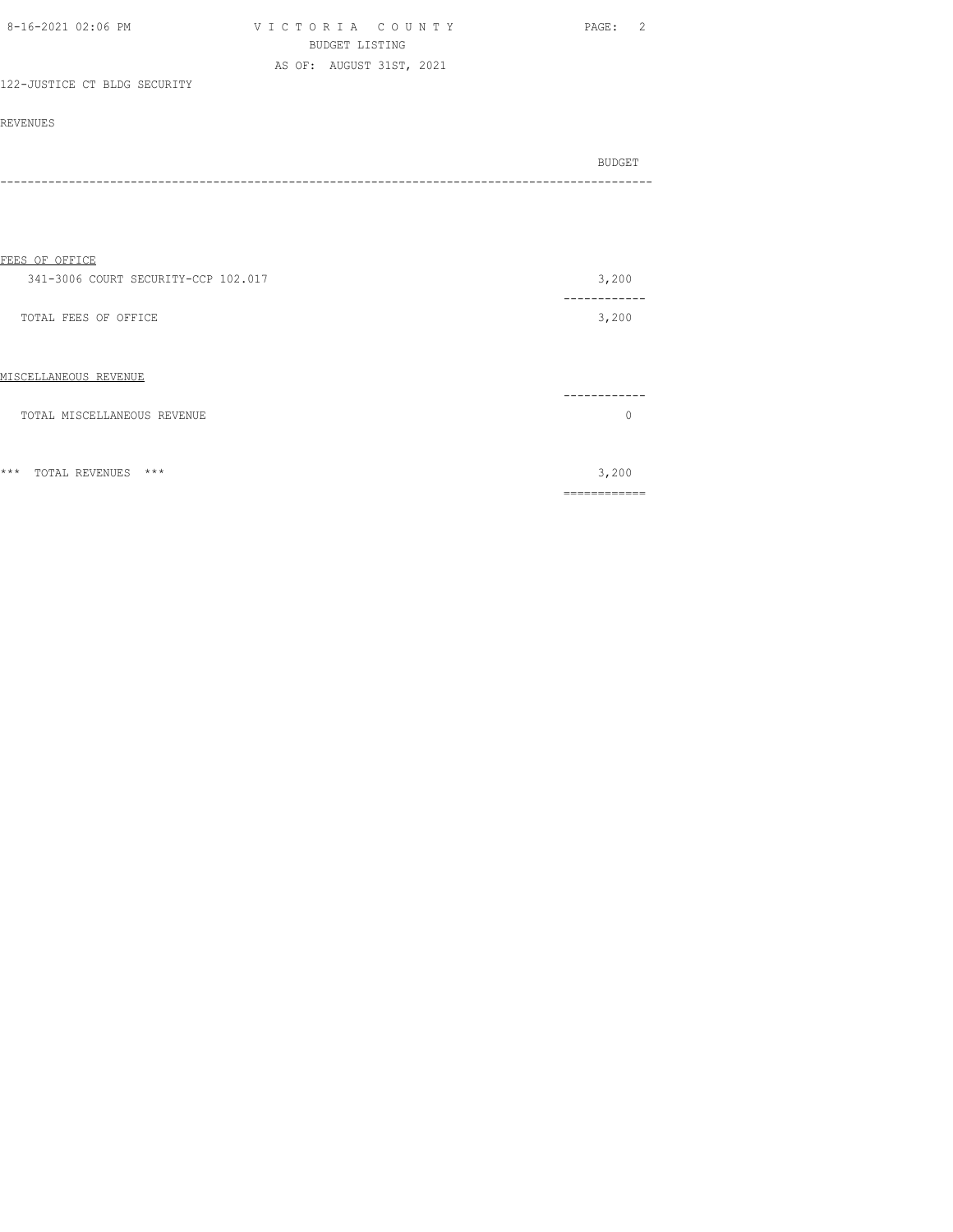VICTORIA COUNTY
BUDGET LISTING
AS OF: AUGUST 31ST, 2021

122-JUSTICE CT BLDG SECURITY

REVENUES

| | BUDGET |
|---|---|
| **FEES OF OFFICE** | |
| 341-3006 COURT SECURITY-CCP 102.017 | 3,200 |
| TOTAL FEES OF OFFICE | 3,200 |
| **MISCELLANEOUS REVENUE** | |
| TOTAL MISCELLANEOUS REVENUE | 0 |
| *** TOTAL REVENUES *** | 3,200 |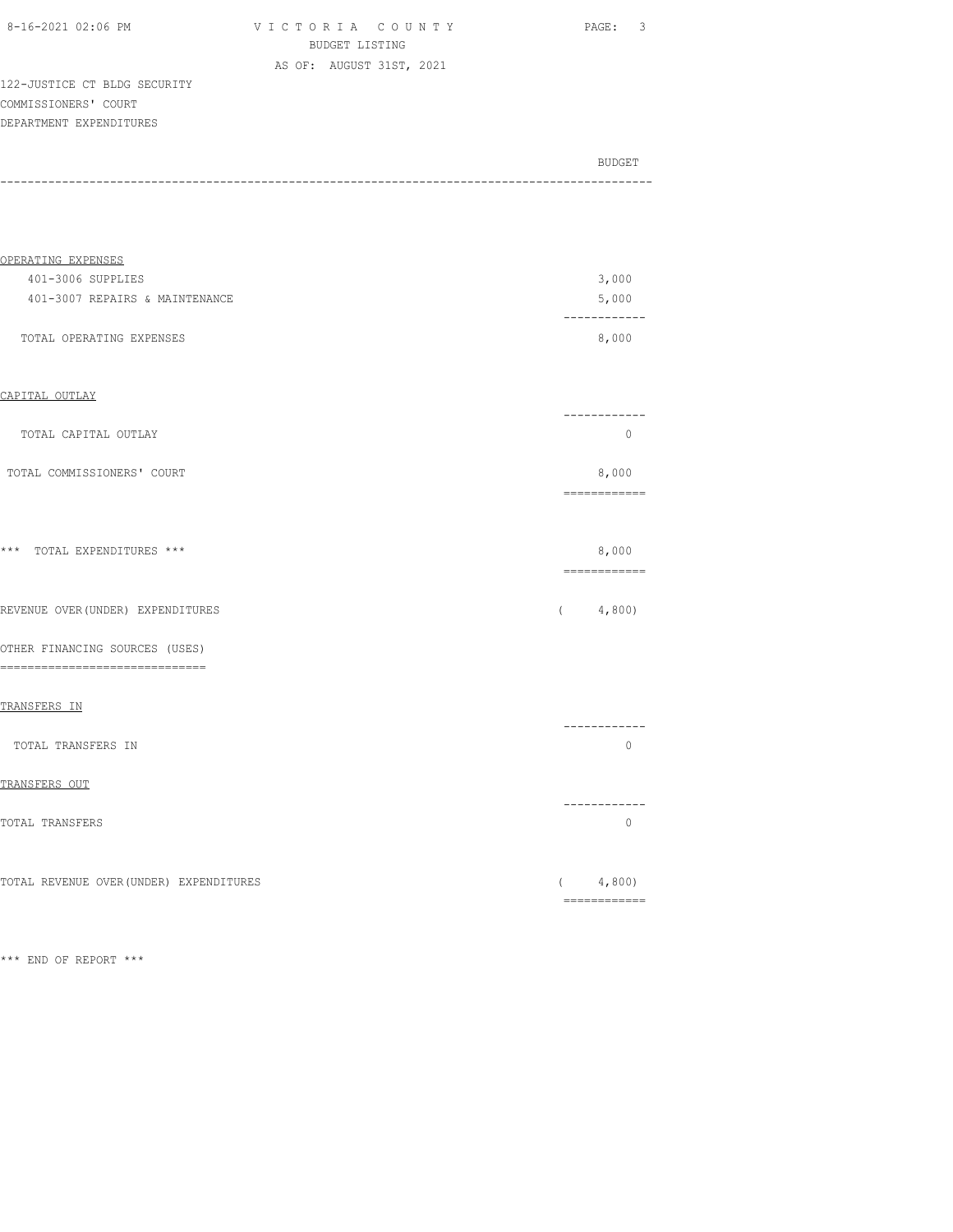VICTORIA COUNTY
BUDGET LISTING
AS OF: AUGUST 31ST, 2021

122-JUSTICE CT BLDG SECURITY
COMMISSIONERS' COURT
DEPARTMENT EXPENDITURES

| | BUDGET |
|---|---|
| OPERATING EXPENSES | |
| 401-3006 SUPPLIES | 3,000 |
| 401-3007 REPAIRS & MAINTENANCE | 5,000 |
| TOTAL OPERATING EXPENSES | 8,000 |
| CAPITAL OUTLAY | |
| TOTAL CAPITAL OUTLAY | 0 |
| TOTAL COMMISSIONERS' COURT | 8,000 |
| *** TOTAL EXPENDITURES *** | 8,000 |
| REVENUE OVER(UNDER) EXPENDITURES | ( 4,800) |
| OTHER FINANCING SOURCES (USES) | |
| TRANSFERS IN | |
| TOTAL TRANSFERS IN | 0 |
| TRANSFERS OUT | |
| TOTAL TRANSFERS | 0 |
| TOTAL REVENUE OVER(UNDER) EXPENDITURES | ( 4,800) |

*** END OF REPORT ***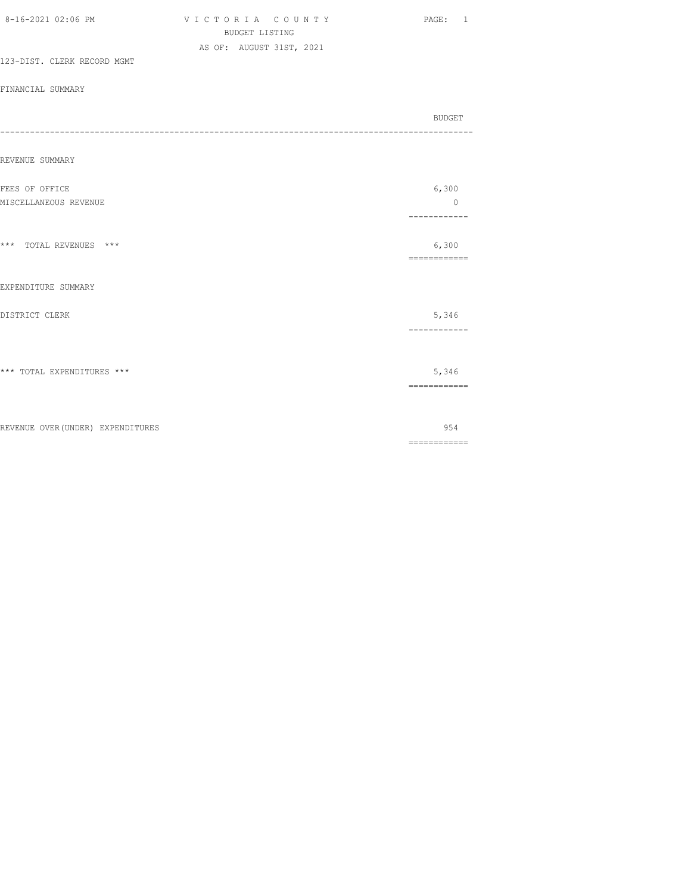VICTORIA COUNTY
BUDGET LISTING
AS OF: AUGUST 31ST, 2021

123-DIST. CLERK RECORD MGMT

FINANCIAL SUMMARY

| | BUDGET |
|---|---|
| **REVENUE SUMMARY** | |
| FEES OF OFFICE | 6,300 |
| MISCELLANEOUS REVENUE | 0 |
| *** TOTAL REVENUES *** | 6,300 |
| **EXPENDITURE SUMMARY** | |
| DISTRICT CLERK | 5,346 |
| *** TOTAL EXPENDITURES *** | 5,346 |
| REVENUE OVER(UNDER) EXPENDITURES | 954 |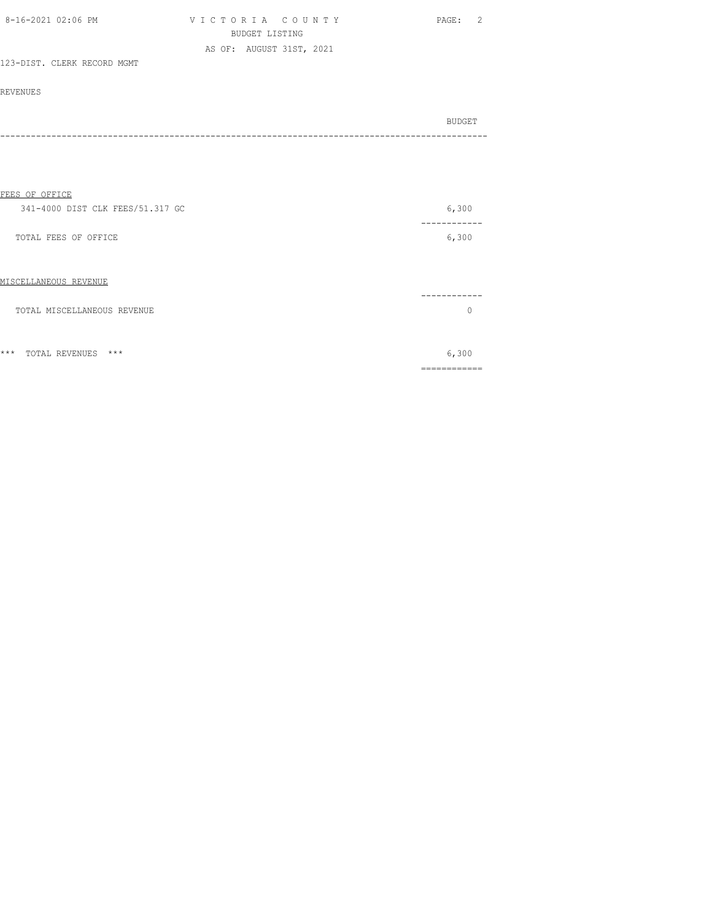VICTORIA COUNTY
BUDGET LISTING
AS OF: AUGUST 31ST, 2021

123-DIST. CLERK RECORD MGMT

REVENUES

| | BUDGET |
|---|---|
| **FEES OF OFFICE** | |
| 341-4000 DIST CLK FEES/51.317 GC | 6,300 |
| TOTAL FEES OF OFFICE | 6,300 |
| **MISCELLANEOUS REVENUE** | |
| TOTAL MISCELLANEOUS REVENUE | 0 |
| *** TOTAL REVENUES *** | 6,300 |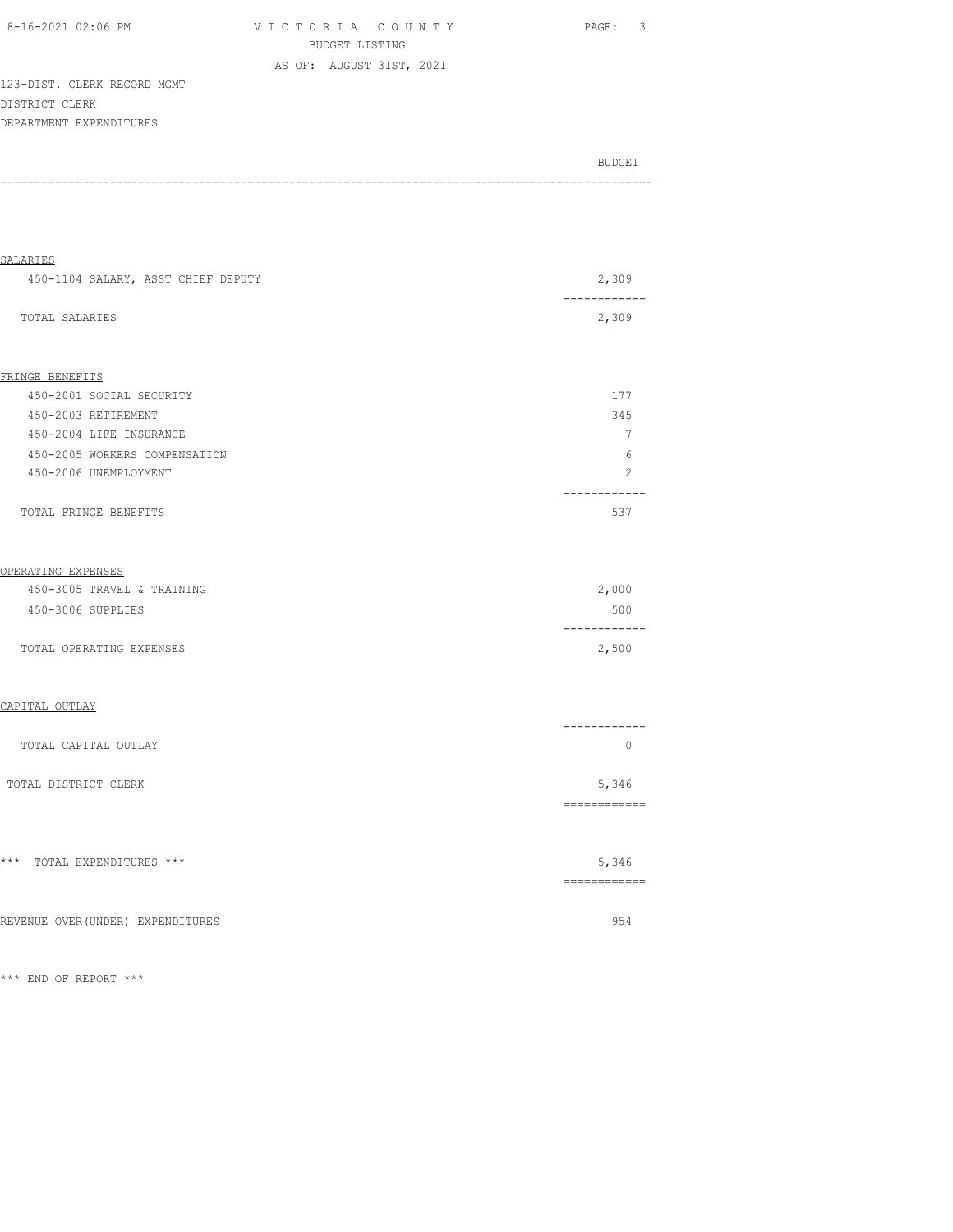123-DIST. CLERK RECORD MGMT
DISTRICT CLERK
DEPARTMENT EXPENDITURES

| | BUDGET |
|---|---|
| **SALARIES** | |
| 450-1104 SALARY, ASST CHIEF DEPUTY | 2,309 |
| TOTAL SALARIES | 2,309 |
| **FRINGE BENEFITS** | |
| 450-2001 SOCIAL SECURITY | 177 |
| 450-2003 RETIREMENT | 345 |
| 450-2004 LIFE INSURANCE | 7 |
| 450-2005 WORKERS COMPENSATION | 6 |
| 450-2006 UNEMPLOYMENT | 2 |
| TOTAL FRINGE BENEFITS | 537 |
| **OPERATING EXPENSES** | |
| 450-3005 TRAVEL & TRAINING | 2,000 |
| 450-3006 SUPPLIES | 500 |
| TOTAL OPERATING EXPENSES | 2,500 |
| **CAPITAL OUTLAY** | |
| TOTAL CAPITAL OUTLAY | 0 |
| TOTAL DISTRICT CLERK | 5,346 |
| *** TOTAL EXPENDITURES *** | 5,346 |
| REVENUE OVER(UNDER) EXPENDITURES | 954 |

*** END OF REPORT ***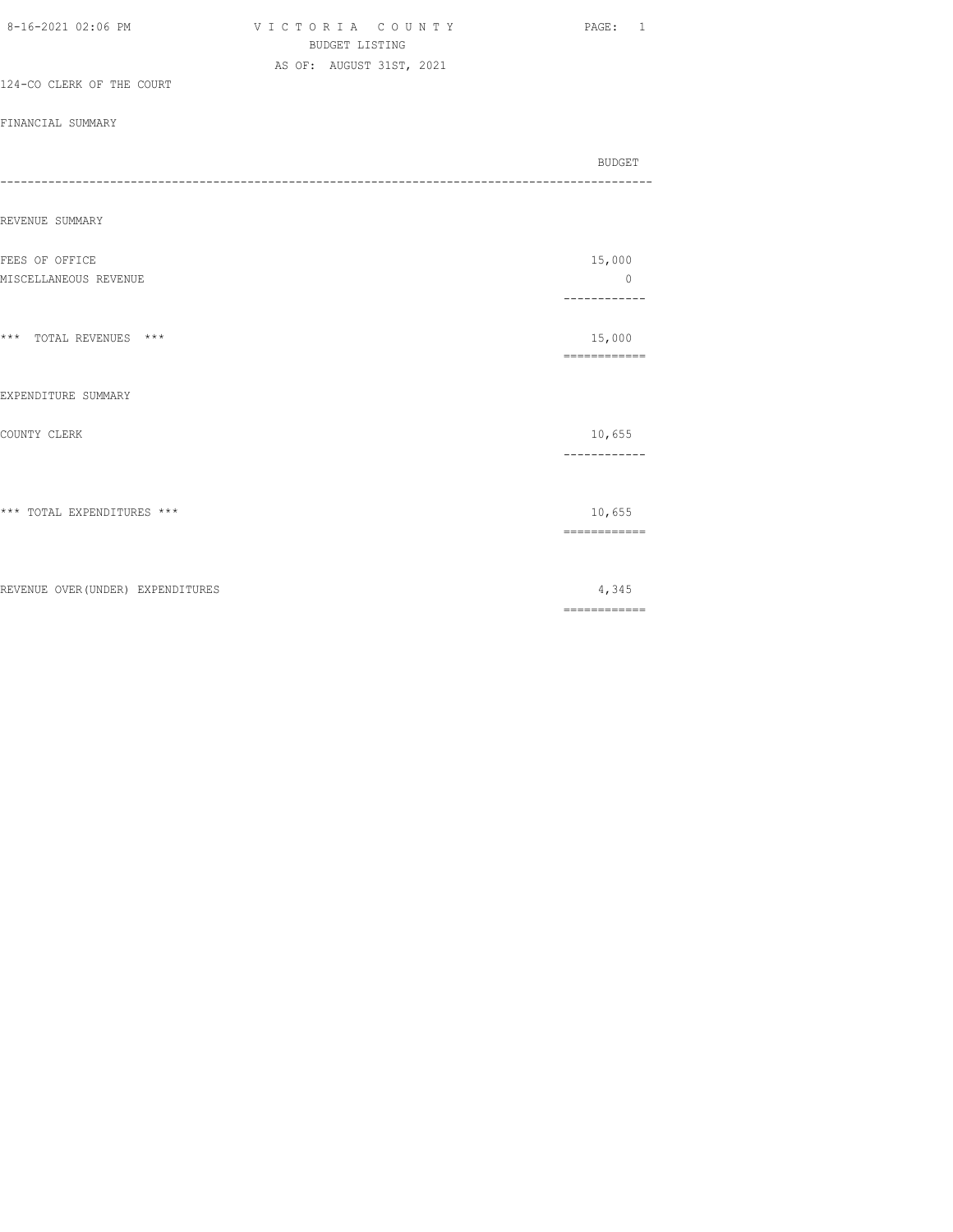# VICTORIA COUNTY

BUDGET LISTING

AS OF: AUGUST 31ST, 2021

## 124-CO CLERK OF THE COURT

### FINANCIAL SUMMARY

| | BUDGET |
|---|---|
| **REVENUE SUMMARY** | |
| FEES OF OFFICE | 15,000 |
| MISCELLANEOUS REVENUE | 0 |
| *** TOTAL REVENUES *** | 15,000 |
| **EXPENDITURE SUMMARY** | |
| COUNTY CLERK | 10,655 |
| *** TOTAL EXPENDITURES *** | 10,655 |
| REVENUE OVER(UNDER) EXPENDITURES | 4,345 |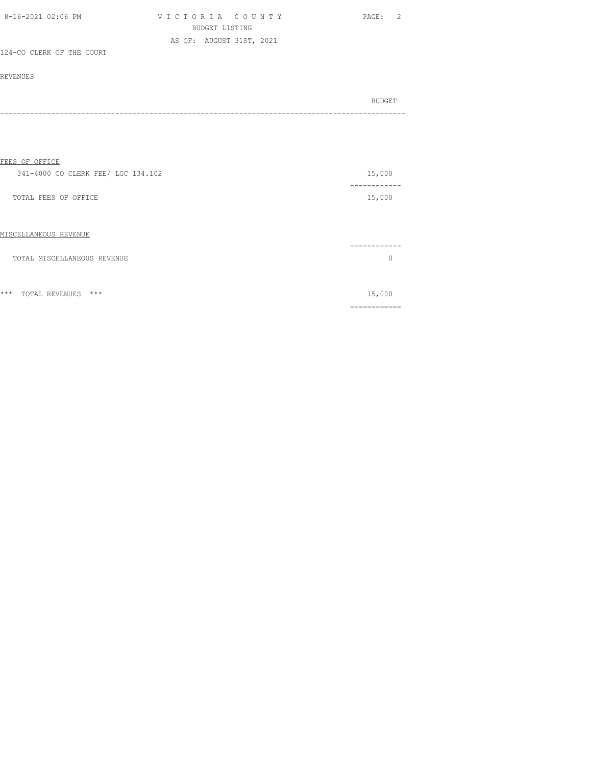VICTORIA COUNTY
BUDGET LISTING
AS OF: AUGUST 31ST, 2021

124-CO CLERK OF THE COURT

REVENUES

| | BUDGET |
|---|---|
| FEES OF OFFICE | |
| 341-4000 CO CLERK FEE/ LGC 134.102 | 15,000 |
| TOTAL FEES OF OFFICE | 15,000 |
| MISCELLANEOUS REVENUE | |
| TOTAL MISCELLANEOUS REVENUE | 0 |
| *** TOTAL REVENUES *** | 15,000 |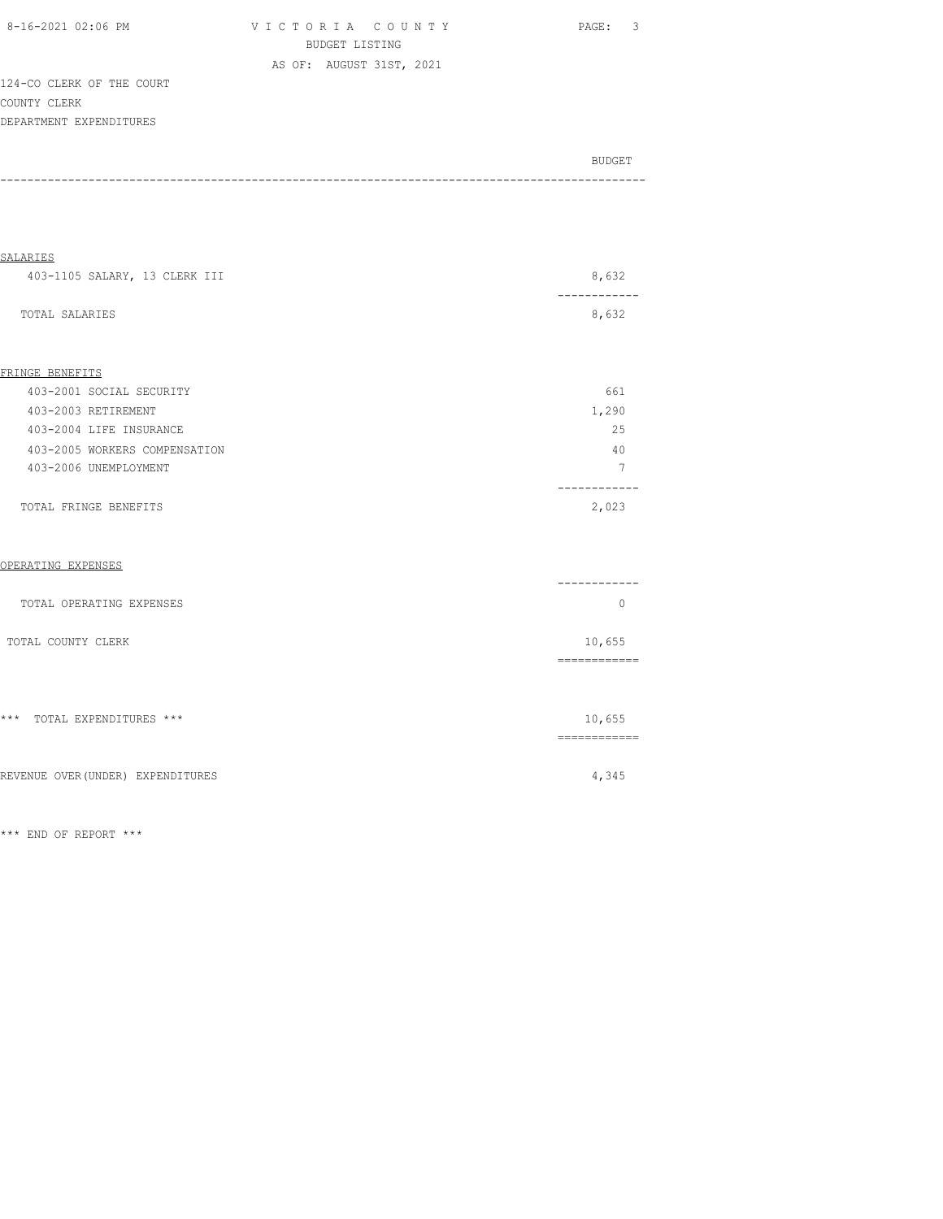VICTORIA COUNTY
BUDGET LISTING
AS OF: AUGUST 31ST, 2021

124-CO CLERK OF THE COURT
COUNTY CLERK
DEPARTMENT EXPENDITURES

| | BUDGET |
|---|---|
| **SALARIES** | |
| 403-1105 SALARY, 13 CLERK III | 8,632 |
| TOTAL SALARIES | 8,632 |
| **FRINGE BENEFITS** | |
| 403-2001 SOCIAL SECURITY | 661 |
| 403-2003 RETIREMENT | 1,290 |
| 403-2004 LIFE INSURANCE | 25 |
| 403-2005 WORKERS COMPENSATION | 40 |
| 403-2006 UNEMPLOYMENT | 7 |
| TOTAL FRINGE BENEFITS | 2,023 |
| **OPERATING EXPENSES** | |
| TOTAL OPERATING EXPENSES | 0 |
| TOTAL COUNTY CLERK | 10,655 |
| *** TOTAL EXPENDITURES *** | 10,655 |
| REVENUE OVER(UNDER) EXPENDITURES | 4,345 |

*** END OF REPORT ***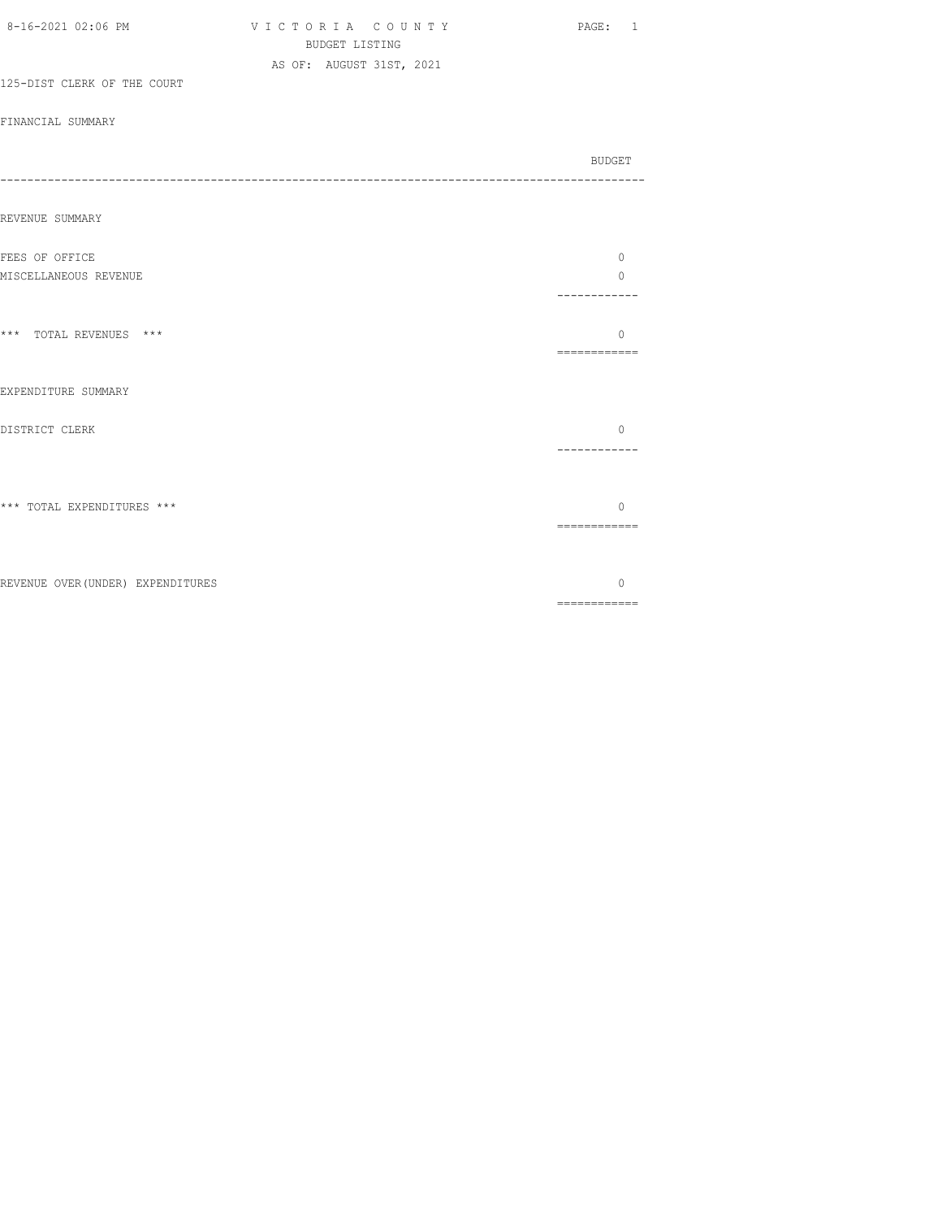VICTORIA COUNTY
BUDGET LISTING
AS OF: AUGUST 31ST, 2021

125-DIST CLERK OF THE COURT

FINANCIAL SUMMARY

| | BUDGET |
|---|---|
| **REVENUE SUMMARY** | |
| FEES OF OFFICE | 0 |
| MISCELLANEOUS REVENUE | 0 |
| *** TOTAL REVENUES *** | 0 |
| **EXPENDITURE SUMMARY** | |
| DISTRICT CLERK | 0 |
| *** TOTAL EXPENDITURES *** | 0 |
| REVENUE OVER(UNDER) EXPENDITURES | 0 |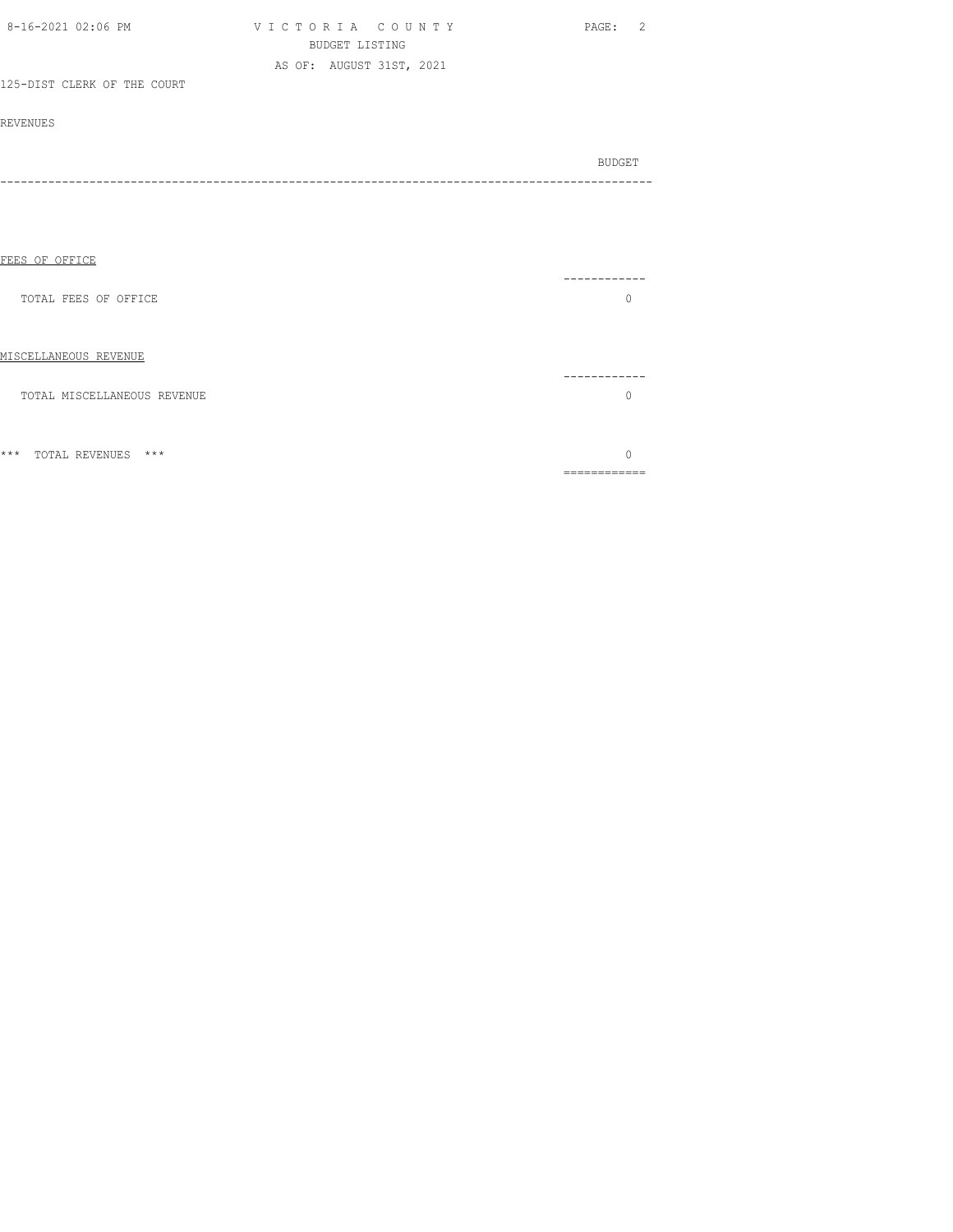125-DIST CLERK OF THE COURT

REVENUES

| | BUDGET |
|---|---|
| FEES OF OFFICE | |
| TOTAL FEES OF OFFICE | 0 |
| MISCELLANEOUS REVENUE | |
| TOTAL MISCELLANEOUS REVENUE | 0 |
| *** TOTAL REVENUES *** | 0 |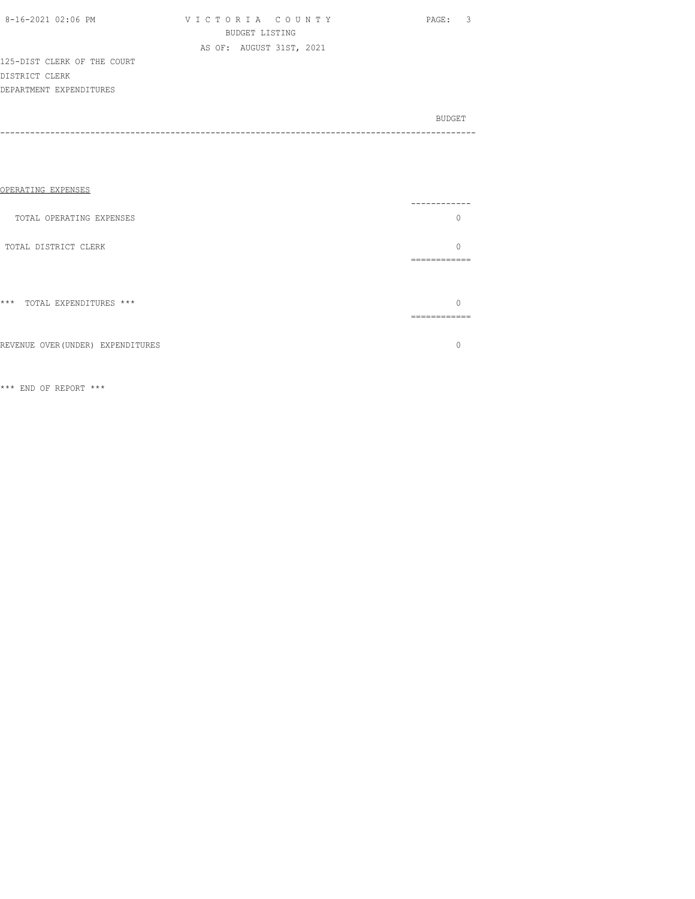125-DIST CLERK OF THE COURT
DISTRICT CLERK
DEPARTMENT EXPENDITURES

| | BUDGET |
|---|---|
| OPERATING EXPENSES | |
| TOTAL OPERATING EXPENSES | 0 |
| TOTAL DISTRICT CLERK | 0 |
| *** TOTAL EXPENDITURES *** | 0 |
| REVENUE OVER(UNDER) EXPENDITURES | 0 |

*** END OF REPORT ***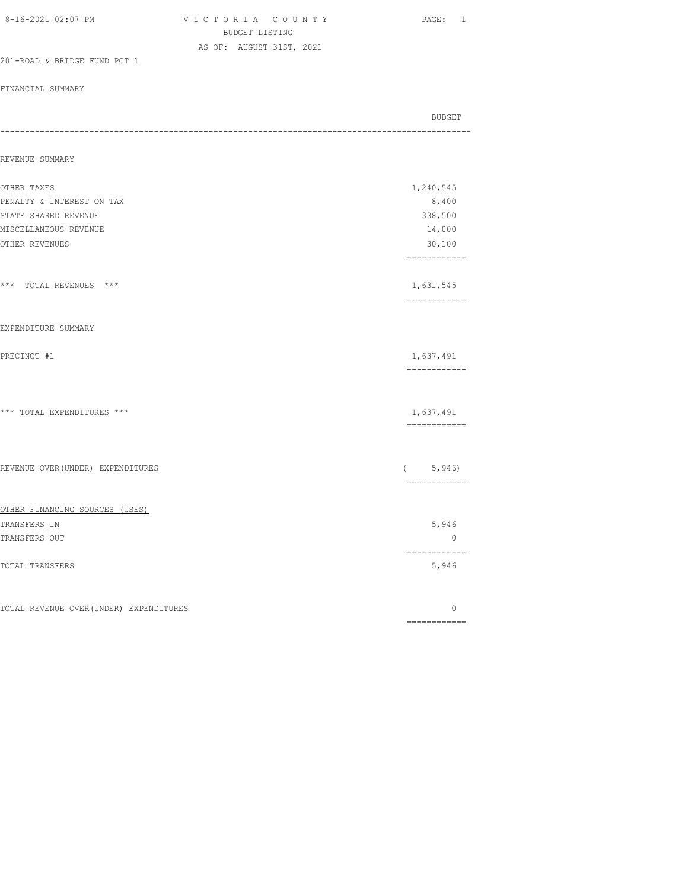VICTORIA COUNTY
BUDGET LISTING
AS OF: AUGUST 31ST, 2021

201-ROAD & BRIDGE FUND PCT 1

FINANCIAL SUMMARY

| | BUDGET |
|---|---:|
| **REVENUE SUMMARY** | |
| OTHER TAXES | 1,240,545 |
| PENALTY & INTEREST ON TAX | 8,400 |
| STATE SHARED REVENUE | 338,500 |
| MISCELLANEOUS REVENUE | 14,000 |
| OTHER REVENUES | 30,100 |
| *** TOTAL REVENUES *** | 1,631,545 |
| **EXPENDITURE SUMMARY** | |
| PRECINCT #1 | 1,637,491 |
| *** TOTAL EXPENDITURES *** | 1,637,491 |
| REVENUE OVER(UNDER) EXPENDITURES | ( 5,946) |
| OTHER FINANCING SOURCES (USES) | |
| TRANSFERS IN | 5,946 |
| TRANSFERS OUT | 0 |
| TOTAL TRANSFERS | 5,946 |
| TOTAL REVENUE OVER(UNDER) EXPENDITURES | 0 |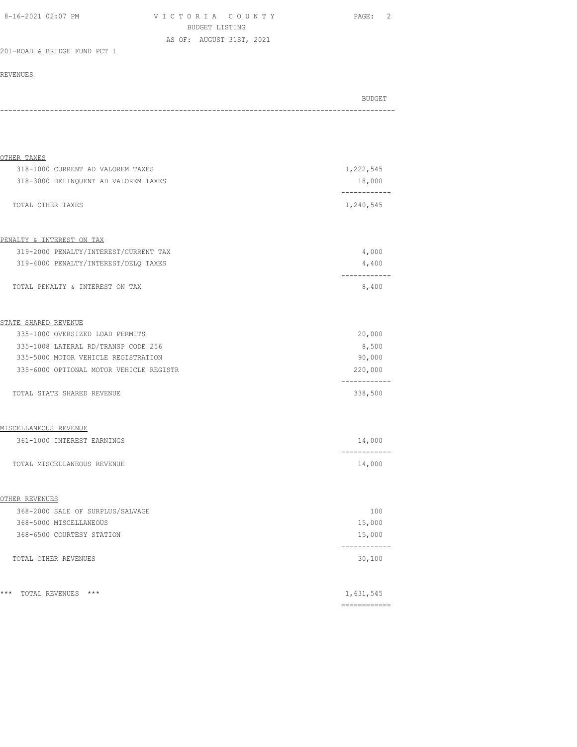VICTORIA COUNTY
BUDGET LISTING
AS OF: AUGUST 31ST, 2021

201-ROAD & BRIDGE FUND PCT 1

REVENUES

| | BUDGET |
|---|---|
| **OTHER TAXES** | |
| 318-1000 CURRENT AD VALOREM TAXES | 1,222,545 |
| 318-3000 DELINQUENT AD VALOREM TAXES | 18,000 |
| TOTAL OTHER TAXES | 1,240,545 |
| **PENALTY & INTEREST ON TAX** | |
| 319-2000 PENALTY/INTEREST/CURRENT TAX | 4,000 |
| 319-4000 PENALTY/INTEREST/DELQ TAXES | 4,400 |
| TOTAL PENALTY & INTEREST ON TAX | 8,400 |
| **STATE SHARED REVENUE** | |
| 335-1000 OVERSIZED LOAD PERMITS | 20,000 |
| 335-1008 LATERAL RD/TRANSP CODE 256 | 8,500 |
| 335-5000 MOTOR VEHICLE REGISTRATION | 90,000 |
| 335-6000 OPTIONAL MOTOR VEHICLE REGISTR | 220,000 |
| TOTAL STATE SHARED REVENUE | 338,500 |
| **MISCELLANEOUS REVENUE** | |
| 361-1000 INTEREST EARNINGS | 14,000 |
| TOTAL MISCELLANEOUS REVENUE | 14,000 |
| **OTHER REVENUES** | |
| 368-2000 SALE OF SURPLUS/SALVAGE | 100 |
| 368-5000 MISCELLANEOUS | 15,000 |
| 368-6500 COURTESY STATION | 15,000 |
| TOTAL OTHER REVENUES | 30,100 |
| *** TOTAL REVENUES *** | 1,631,545 |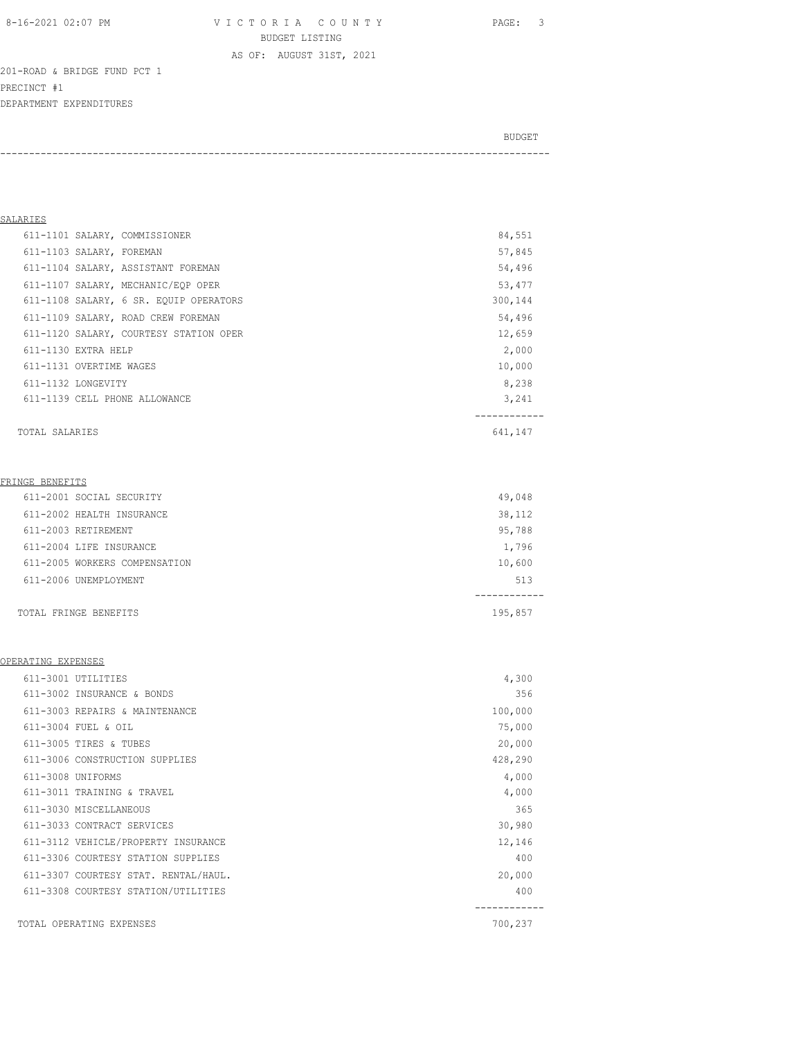201-ROAD & BRIDGE FUND PCT 1

PRECINCT #1

DEPARTMENT EXPENDITURES

| | BUDGET |
|---|---|
| **SALARIES** | |
| 611-1101 SALARY, COMMISSIONER | 84,551 |
| 611-1103 SALARY, FOREMAN | 57,845 |
| 611-1104 SALARY, ASSISTANT FOREMAN | 54,496 |
| 611-1107 SALARY, MECHANIC/EQP OPER | 53,477 |
| 611-1108 SALARY, 6 SR. EQUIP OPERATORS | 300,144 |
| 611-1109 SALARY, ROAD CREW FOREMAN | 54,496 |
| 611-1120 SALARY, COURTESY STATION OPER | 12,659 |
| 611-1130 EXTRA HELP | 2,000 |
| 611-1131 OVERTIME WAGES | 10,000 |
| 611-1132 LONGEVITY | 8,238 |
| 611-1139 CELL PHONE ALLOWANCE | 3,241 |
| TOTAL SALARIES | 641,147 |
| **FRINGE BENEFITS** | |
| 611-2001 SOCIAL SECURITY | 49,048 |
| 611-2002 HEALTH INSURANCE | 38,112 |
| 611-2003 RETIREMENT | 95,788 |
| 611-2004 LIFE INSURANCE | 1,796 |
| 611-2005 WORKERS COMPENSATION | 10,600 |
| 611-2006 UNEMPLOYMENT | 513 |
| TOTAL FRINGE BENEFITS | 195,857 |
| **OPERATING EXPENSES** | |
| 611-3001 UTILITIES | 4,300 |
| 611-3002 INSURANCE & BONDS | 356 |
| 611-3003 REPAIRS & MAINTENANCE | 100,000 |
| 611-3004 FUEL & OIL | 75,000 |
| 611-3005 TIRES & TUBES | 20,000 |
| 611-3006 CONSTRUCTION SUPPLIES | 428,290 |
| 611-3008 UNIFORMS | 4,000 |
| 611-3011 TRAINING & TRAVEL | 4,000 |
| 611-3030 MISCELLANEOUS | 365 |
| 611-3033 CONTRACT SERVICES | 30,980 |
| 611-3112 VEHICLE/PROPERTY INSURANCE | 12,146 |
| 611-3306 COURTESY STATION SUPPLIES | 400 |
| 611-3307 COURTESY STAT. RENTAL/HAUL. | 20,000 |
| 611-3308 COURTESY STATION/UTILITIES | 400 |
| TOTAL OPERATING EXPENSES | 700,237 |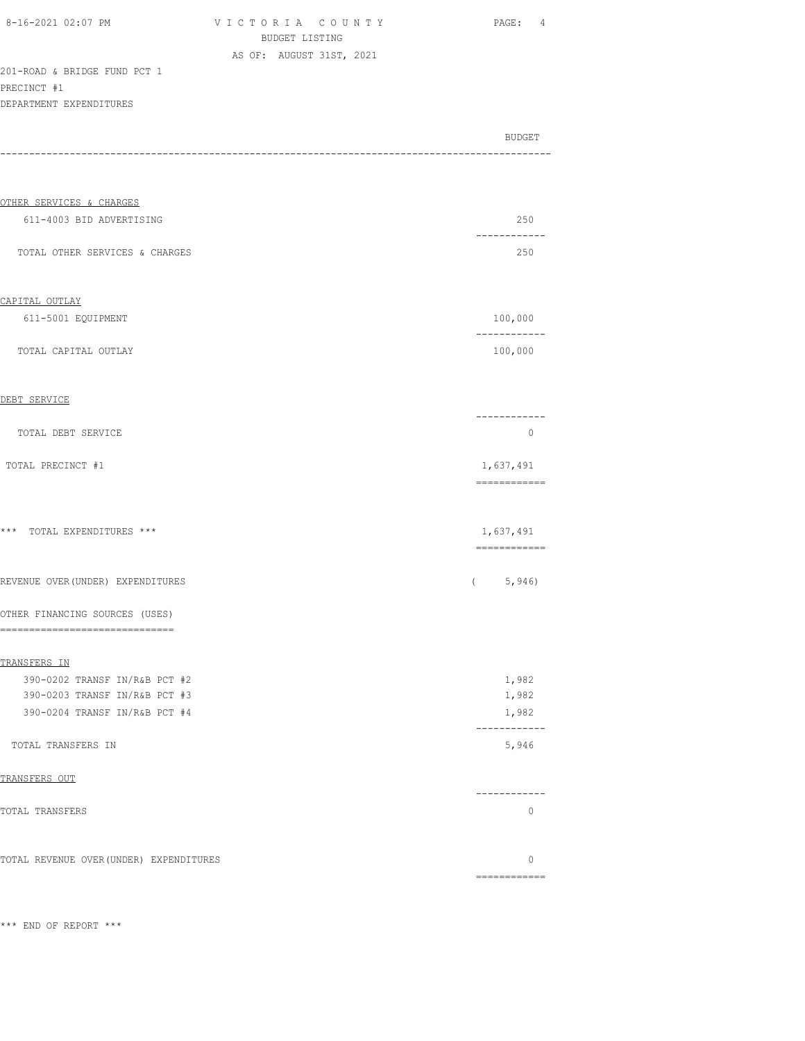VICTORIA COUNTY
BUDGET LISTING
AS OF: AUGUST 31ST, 2021

201-ROAD & BRIDGE FUND PCT 1
PRECINCT #1
DEPARTMENT EXPENDITURES

| | BUDGET |
|---|---|
| **OTHER SERVICES & CHARGES** | |
| 611-4003 BID ADVERTISING | 250 |
| TOTAL OTHER SERVICES & CHARGES | 250 |
| **CAPITAL OUTLAY** | |
| 611-5001 EQUIPMENT | 100,000 |
| TOTAL CAPITAL OUTLAY | 100,000 |
| **DEBT SERVICE** | |
| TOTAL DEBT SERVICE | 0 |
| TOTAL PRECINCT #1 | 1,637,491 |
| *** TOTAL EXPENDITURES *** | 1,637,491 |
| REVENUE OVER(UNDER) EXPENDITURES | ( 5,946) |
| **OTHER FINANCING SOURCES (USES)** | |
| **TRANSFERS IN** | |
| 390-0202 TRANSF IN/R&B PCT #2 | 1,982 |
| 390-0203 TRANSF IN/R&B PCT #3 | 1,982 |
| 390-0204 TRANSF IN/R&B PCT #4 | 1,982 |
| TOTAL TRANSFERS IN | 5,946 |
| **TRANSFERS OUT** | |
| TOTAL TRANSFERS | 0 |
| TOTAL REVENUE OVER(UNDER) EXPENDITURES | 0 |

*** END OF REPORT ***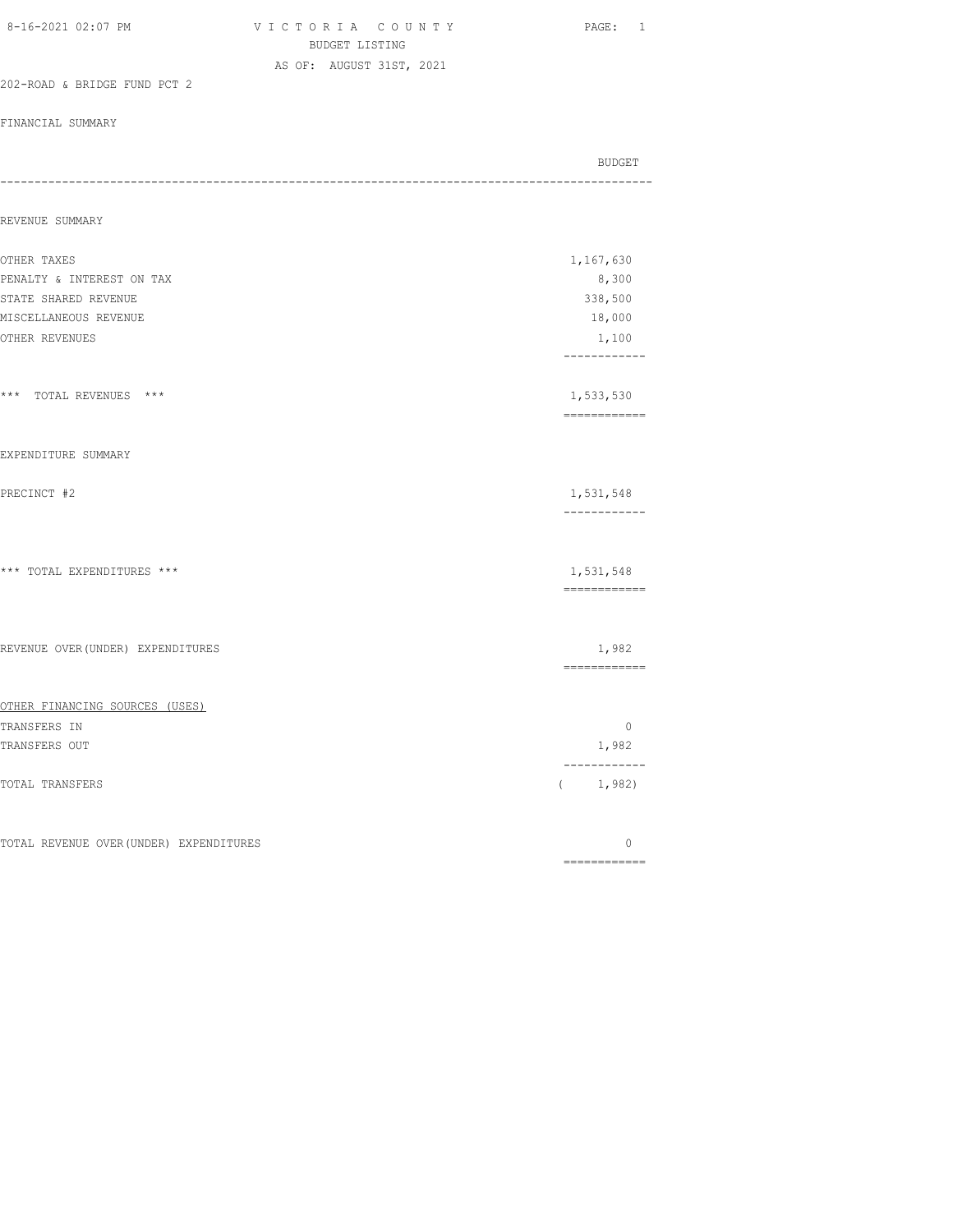VICTORIA COUNTY
BUDGET LISTING
AS OF: AUGUST 31ST, 2021

202-ROAD & BRIDGE FUND PCT 2

FINANCIAL SUMMARY

| | BUDGET |
|---|---|
| **REVENUE SUMMARY** | |
| OTHER TAXES | 1,167,630 |
| PENALTY & INTEREST ON TAX | 8,300 |
| STATE SHARED REVENUE | 338,500 |
| MISCELLANEOUS REVENUE | 18,000 |
| OTHER REVENUES | 1,100 |
| *** TOTAL REVENUES *** | 1,533,530 |
| **EXPENDITURE SUMMARY** | |
| PRECINCT #2 | 1,531,548 |
| *** TOTAL EXPENDITURES *** | 1,531,548 |
| REVENUE OVER(UNDER) EXPENDITURES | 1,982 |
| OTHER FINANCING SOURCES (USES) | |
| TRANSFERS IN | 0 |
| TRANSFERS OUT | 1,982 |
| TOTAL TRANSFERS | ( 1,982) |
| TOTAL REVENUE OVER(UNDER) EXPENDITURES | 0 |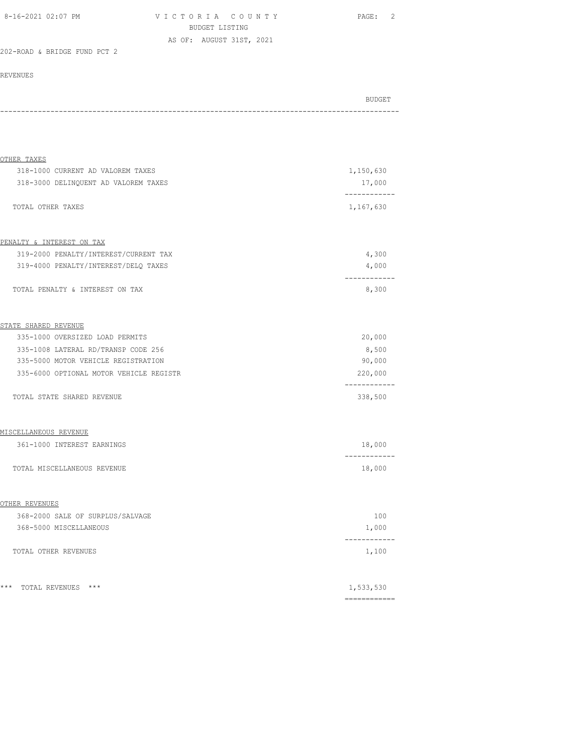VICTORIA COUNTY
BUDGET LISTING
AS OF: AUGUST 31ST, 2021

202-ROAD & BRIDGE FUND PCT 2

REVENUES

| | BUDGET |
|---|---|
| **OTHER TAXES** | |
| 318-1000 CURRENT AD VALOREM TAXES | 1,150,630 |
| 318-3000 DELINQUENT AD VALOREM TAXES | 17,000 |
| TOTAL OTHER TAXES | 1,167,630 |
| **PENALTY & INTEREST ON TAX** | |
| 319-2000 PENALTY/INTEREST/CURRENT TAX | 4,300 |
| 319-4000 PENALTY/INTEREST/DELQ TAXES | 4,000 |
| TOTAL PENALTY & INTEREST ON TAX | 8,300 |
| **STATE SHARED REVENUE** | |
| 335-1000 OVERSIZED LOAD PERMITS | 20,000 |
| 335-1008 LATERAL RD/TRANSP CODE 256 | 8,500 |
| 335-5000 MOTOR VEHICLE REGISTRATION | 90,000 |
| 335-6000 OPTIONAL MOTOR VEHICLE REGISTR | 220,000 |
| TOTAL STATE SHARED REVENUE | 338,500 |
| **MISCELLANEOUS REVENUE** | |
| 361-1000 INTEREST EARNINGS | 18,000 |
| TOTAL MISCELLANEOUS REVENUE | 18,000 |
| **OTHER REVENUES** | |
| 368-2000 SALE OF SURPLUS/SALVAGE | 100 |
| 368-5000 MISCELLANEOUS | 1,000 |
| TOTAL OTHER REVENUES | 1,100 |
| *** TOTAL REVENUES *** | 1,533,530 |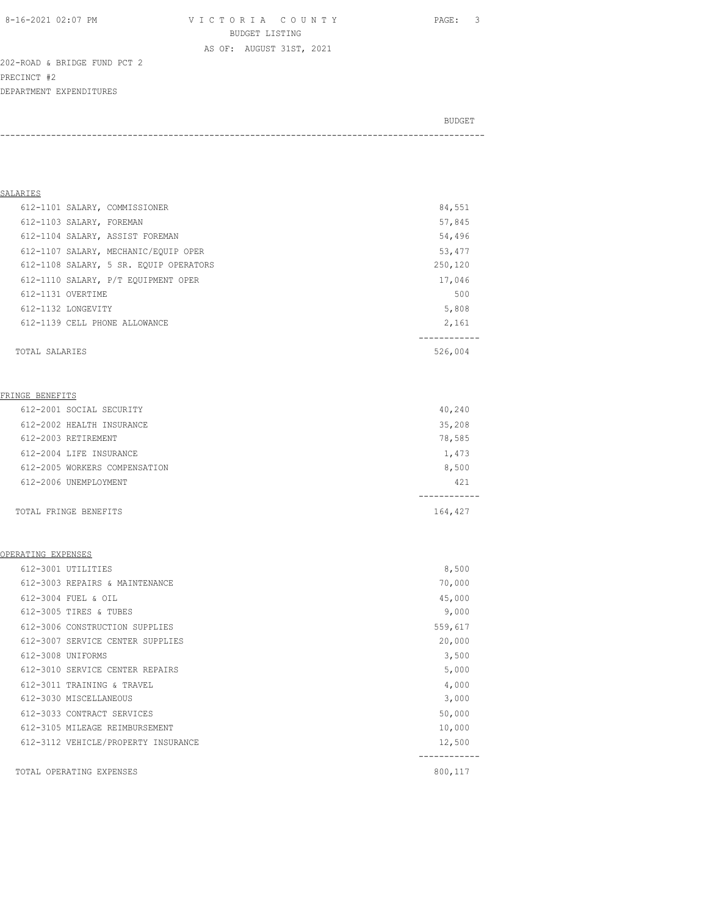VICTORIA COUNTY
BUDGET LISTING
AS OF: AUGUST 31ST, 2021

202-ROAD & BRIDGE FUND PCT 2
PRECINCT #2
DEPARTMENT EXPENDITURES

| | BUDGET |
|---|---|
| **SALARIES** | |
| 612-1101 SALARY, COMMISSIONER | 84,551 |
| 612-1103 SALARY, FOREMAN | 57,845 |
| 612-1104 SALARY, ASSIST FOREMAN | 54,496 |
| 612-1107 SALARY, MECHANIC/EQUIP OPER | 53,477 |
| 612-1108 SALARY, 5 SR. EQUIP OPERATORS | 250,120 |
| 612-1110 SALARY, P/T EQUIPMENT OPER | 17,046 |
| 612-1131 OVERTIME | 500 |
| 612-1132 LONGEVITY | 5,808 |
| 612-1139 CELL PHONE ALLOWANCE | 2,161 |
| TOTAL SALARIES | 526,004 |
| **FRINGE BENEFITS** | |
| 612-2001 SOCIAL SECURITY | 40,240 |
| 612-2002 HEALTH INSURANCE | 35,208 |
| 612-2003 RETIREMENT | 78,585 |
| 612-2004 LIFE INSURANCE | 1,473 |
| 612-2005 WORKERS COMPENSATION | 8,500 |
| 612-2006 UNEMPLOYMENT | 421 |
| TOTAL FRINGE BENEFITS | 164,427 |
| **OPERATING EXPENSES** | |
| 612-3001 UTILITIES | 8,500 |
| 612-3003 REPAIRS & MAINTENANCE | 70,000 |
| 612-3004 FUEL & OIL | 45,000 |
| 612-3005 TIRES & TUBES | 9,000 |
| 612-3006 CONSTRUCTION SUPPLIES | 559,617 |
| 612-3007 SERVICE CENTER SUPPLIES | 20,000 |
| 612-3008 UNIFORMS | 3,500 |
| 612-3010 SERVICE CENTER REPAIRS | 5,000 |
| 612-3011 TRAINING & TRAVEL | 4,000 |
| 612-3030 MISCELLANEOUS | 3,000 |
| 612-3033 CONTRACT SERVICES | 50,000 |
| 612-3105 MILEAGE REIMBURSEMENT | 10,000 |
| 612-3112 VEHICLE/PROPERTY INSURANCE | 12,500 |
| TOTAL OPERATING EXPENSES | 800,117 |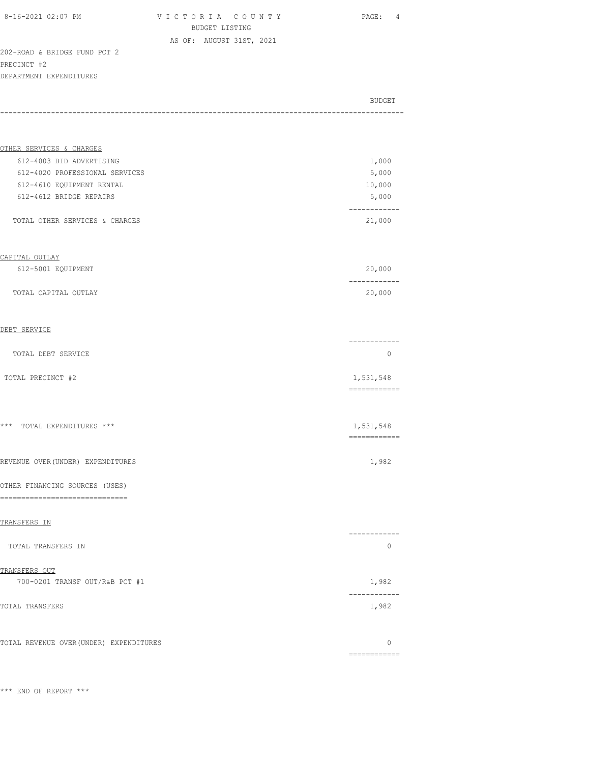202-ROAD & BRIDGE FUND PCT 2
PRECINCT #2
DEPARTMENT EXPENDITURES

| | BUDGET |
|---|---|
| OTHER SERVICES & CHARGES | |
| 612-4003 BID ADVERTISING | 1,000 |
| 612-4020 PROFESSIONAL SERVICES | 5,000 |
| 612-4610 EQUIPMENT RENTAL | 10,000 |
| 612-4612 BRIDGE REPAIRS | 5,000 |
| TOTAL OTHER SERVICES & CHARGES | 21,000 |
| CAPITAL OUTLAY | |
| 612-5001 EQUIPMENT | 20,000 |
| TOTAL CAPITAL OUTLAY | 20,000 |
| DEBT SERVICE | |
| TOTAL DEBT SERVICE | 0 |
| TOTAL PRECINCT #2 | 1,531,548 |
| *** TOTAL EXPENDITURES *** | 1,531,548 |
| REVENUE OVER(UNDER) EXPENDITURES | 1,982 |
| OTHER FINANCING SOURCES (USES) | |
| TRANSFERS IN | |
| TOTAL TRANSFERS IN | 0 |
| TRANSFERS OUT | |
| 700-0201 TRANSF OUT/R&B PCT #1 | 1,982 |
| TOTAL TRANSFERS | 1,982 |
| TOTAL REVENUE OVER(UNDER) EXPENDITURES | 0 |

*** END OF REPORT ***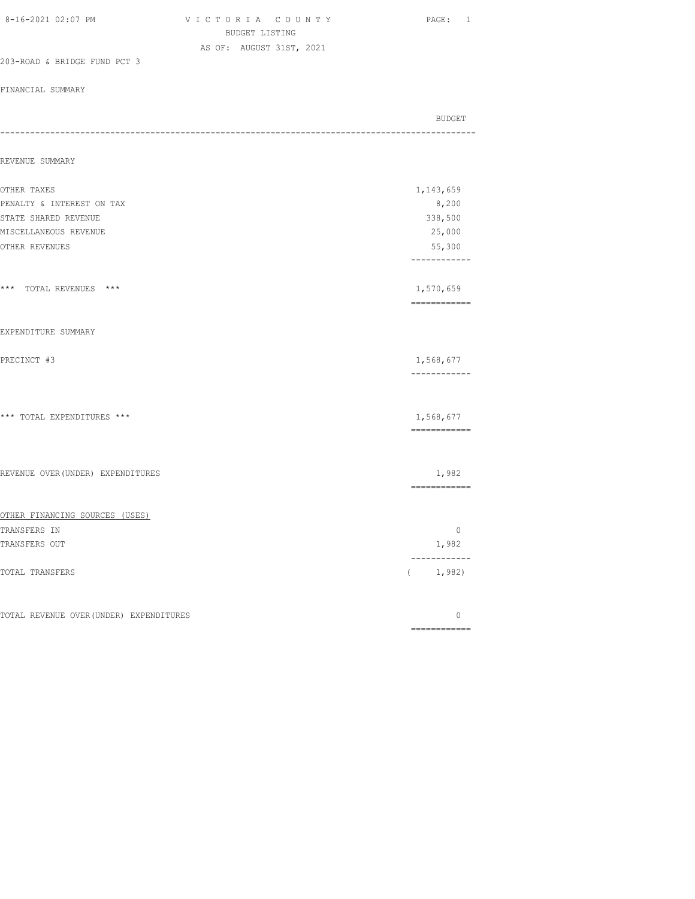VICTORIA COUNTY
BUDGET LISTING
AS OF: AUGUST 31ST, 2021

203-ROAD & BRIDGE FUND PCT 3

FINANCIAL SUMMARY

| | BUDGET |
|---|---|
| **REVENUE SUMMARY** | |
| OTHER TAXES | 1,143,659 |
| PENALTY & INTEREST ON TAX | 8,200 |
| STATE SHARED REVENUE | 338,500 |
| MISCELLANEOUS REVENUE | 25,000 |
| OTHER REVENUES | 55,300 |
| *** TOTAL REVENUES *** | 1,570,659 |
| **EXPENDITURE SUMMARY** | |
| PRECINCT #3 | 1,568,677 |
| *** TOTAL EXPENDITURES *** | 1,568,677 |
| REVENUE OVER(UNDER) EXPENDITURES | 1,982 |
| OTHER FINANCING SOURCES (USES) | |
| TRANSFERS IN | 0 |
| TRANSFERS OUT | 1,982 |
| TOTAL TRANSFERS | ( 1,982) |
| TOTAL REVENUE OVER(UNDER) EXPENDITURES | 0 |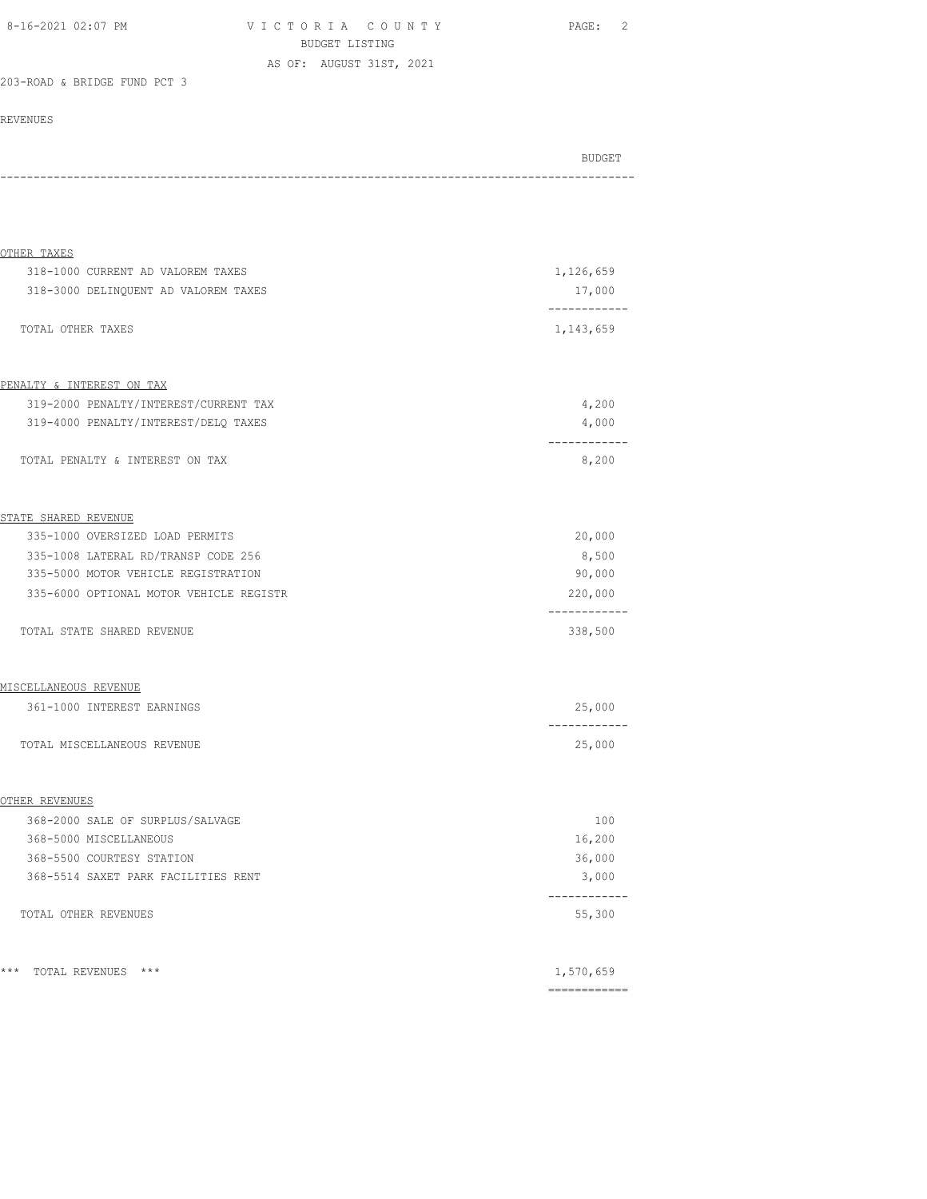VICTORIA COUNTY
BUDGET LISTING
AS OF: AUGUST 31ST, 2021

203-ROAD & BRIDGE FUND PCT 3

REVENUES

| | BUDGET |
|---|---|
| **OTHER TAXES** | |
| 318-1000 CURRENT AD VALOREM TAXES | 1,126,659 |
| 318-3000 DELINQUENT AD VALOREM TAXES | 17,000 |
| TOTAL OTHER TAXES | 1,143,659 |
| **PENALTY & INTEREST ON TAX** | |
| 319-2000 PENALTY/INTEREST/CURRENT TAX | 4,200 |
| 319-4000 PENALTY/INTEREST/DELQ TAXES | 4,000 |
| TOTAL PENALTY & INTEREST ON TAX | 8,200 |
| **STATE SHARED REVENUE** | |
| 335-1000 OVERSIZED LOAD PERMITS | 20,000 |
| 335-1008 LATERAL RD/TRANSP CODE 256 | 8,500 |
| 335-5000 MOTOR VEHICLE REGISTRATION | 90,000 |
| 335-6000 OPTIONAL MOTOR VEHICLE REGISTR | 220,000 |
| TOTAL STATE SHARED REVENUE | 338,500 |
| **MISCELLANEOUS REVENUE** | |
| 361-1000 INTEREST EARNINGS | 25,000 |
| TOTAL MISCELLANEOUS REVENUE | 25,000 |
| **OTHER REVENUES** | |
| 368-2000 SALE OF SURPLUS/SALVAGE | 100 |
| 368-5000 MISCELLANEOUS | 16,200 |
| 368-5500 COURTESY STATION | 36,000 |
| 368-5514 SAXET PARK FACILITIES RENT | 3,000 |
| TOTAL OTHER REVENUES | 55,300 |
| *** TOTAL REVENUES *** | 1,570,659 |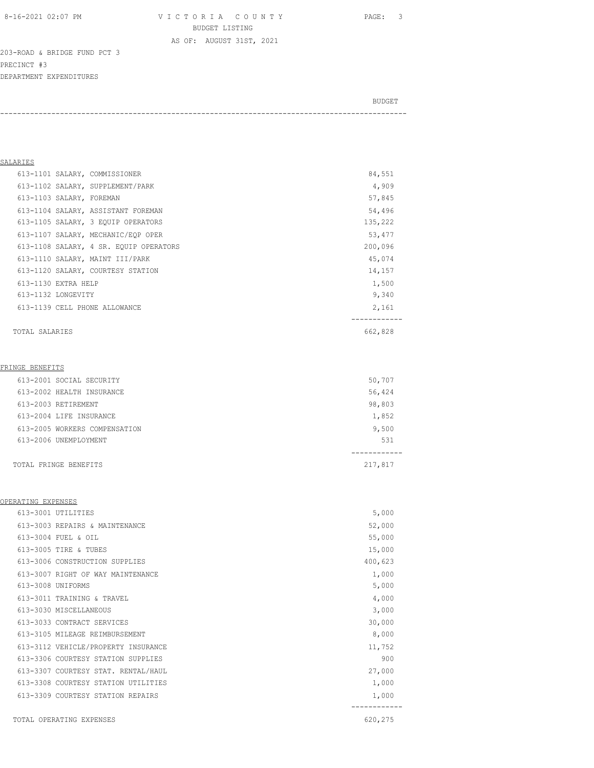VICTORIA COUNTY
BUDGET LISTING
AS OF: AUGUST 31ST, 2021

203-ROAD & BRIDGE FUND PCT 3
PRECINCT #3
DEPARTMENT EXPENDITURES

| | BUDGET |
|---|---|
| **SALARIES** | |
| 613-1101 SALARY, COMMISSIONER | 84,551 |
| 613-1102 SALARY, SUPPLEMENT/PARK | 4,909 |
| 613-1103 SALARY, FOREMAN | 57,845 |
| 613-1104 SALARY, ASSISTANT FOREMAN | 54,496 |
| 613-1105 SALARY, 3 EQUIP OPERATORS | 135,222 |
| 613-1107 SALARY, MECHANIC/EQP OPER | 53,477 |
| 613-1108 SALARY, 4 SR. EQUIP OPERATORS | 200,096 |
| 613-1110 SALARY, MAINT III/PARK | 45,074 |
| 613-1120 SALARY, COURTESY STATION | 14,157 |
| 613-1130 EXTRA HELP | 1,500 |
| 613-1132 LONGEVITY | 9,340 |
| 613-1139 CELL PHONE ALLOWANCE | 2,161 |
| TOTAL SALARIES | 662,828 |
| **FRINGE BENEFITS** | |
| 613-2001 SOCIAL SECURITY | 50,707 |
| 613-2002 HEALTH INSURANCE | 56,424 |
| 613-2003 RETIREMENT | 98,803 |
| 613-2004 LIFE INSURANCE | 1,852 |
| 613-2005 WORKERS COMPENSATION | 9,500 |
| 613-2006 UNEMPLOYMENT | 531 |
| TOTAL FRINGE BENEFITS | 217,817 |
| **OPERATING EXPENSES** | |
| 613-3001 UTILITIES | 5,000 |
| 613-3003 REPAIRS & MAINTENANCE | 52,000 |
| 613-3004 FUEL & OIL | 55,000 |
| 613-3005 TIRE & TUBES | 15,000 |
| 613-3006 CONSTRUCTION SUPPLIES | 400,623 |
| 613-3007 RIGHT OF WAY MAINTENANCE | 1,000 |
| 613-3008 UNIFORMS | 5,000 |
| 613-3011 TRAINING & TRAVEL | 4,000 |
| 613-3030 MISCELLANEOUS | 3,000 |
| 613-3033 CONTRACT SERVICES | 30,000 |
| 613-3105 MILEAGE REIMBURSEMENT | 8,000 |
| 613-3112 VEHICLE/PROPERTY INSURANCE | 11,752 |
| 613-3306 COURTESY STATION SUPPLIES | 900 |
| 613-3307 COURTESY STAT. RENTAL/HAUL | 27,000 |
| 613-3308 COURTESY STATION UTILITIES | 1,000 |
| 613-3309 COURTESY STATION REPAIRS | 1,000 |
| TOTAL OPERATING EXPENSES | 620,275 |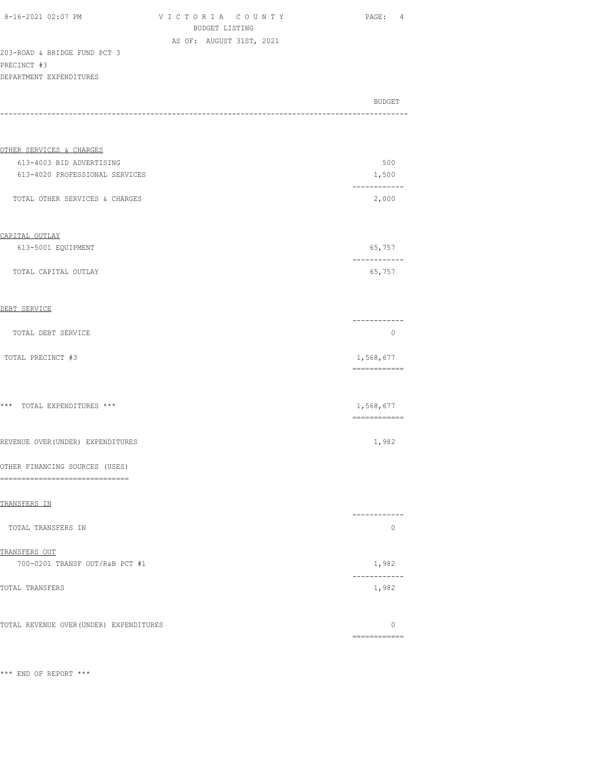VICTORIA COUNTY
BUDGET LISTING
AS OF: AUGUST 31ST, 2021

203-ROAD & BRIDGE FUND PCT 3
PRECINCT #3
DEPARTMENT EXPENDITURES

| | BUDGET |
|---|---|
| **OTHER SERVICES & CHARGES** | |
| 613-4003 BID ADVERTISING | 500 |
| 613-4020 PROFESSIONAL SERVICES | 1,500 |
| TOTAL OTHER SERVICES & CHARGES | 2,000 |
| **CAPITAL OUTLAY** | |
| 613-5001 EQUIPMENT | 65,757 |
| TOTAL CAPITAL OUTLAY | 65,757 |
| **DEBT SERVICE** | |
| TOTAL DEBT SERVICE | 0 |
| TOTAL PRECINCT #3 | 1,568,677 |
| *** TOTAL EXPENDITURES *** | 1,568,677 |
| REVENUE OVER(UNDER) EXPENDITURES | 1,982 |
| OTHER FINANCING SOURCES (USES) | |
| **TRANSFERS IN** | |
| TOTAL TRANSFERS IN | 0 |
| **TRANSFERS OUT** | |
| 700-0201 TRANSF OUT/R&B PCT #1 | 1,982 |
| TOTAL TRANSFERS | 1,982 |
| TOTAL REVENUE OVER(UNDER) EXPENDITURES | 0 |

*** END OF REPORT ***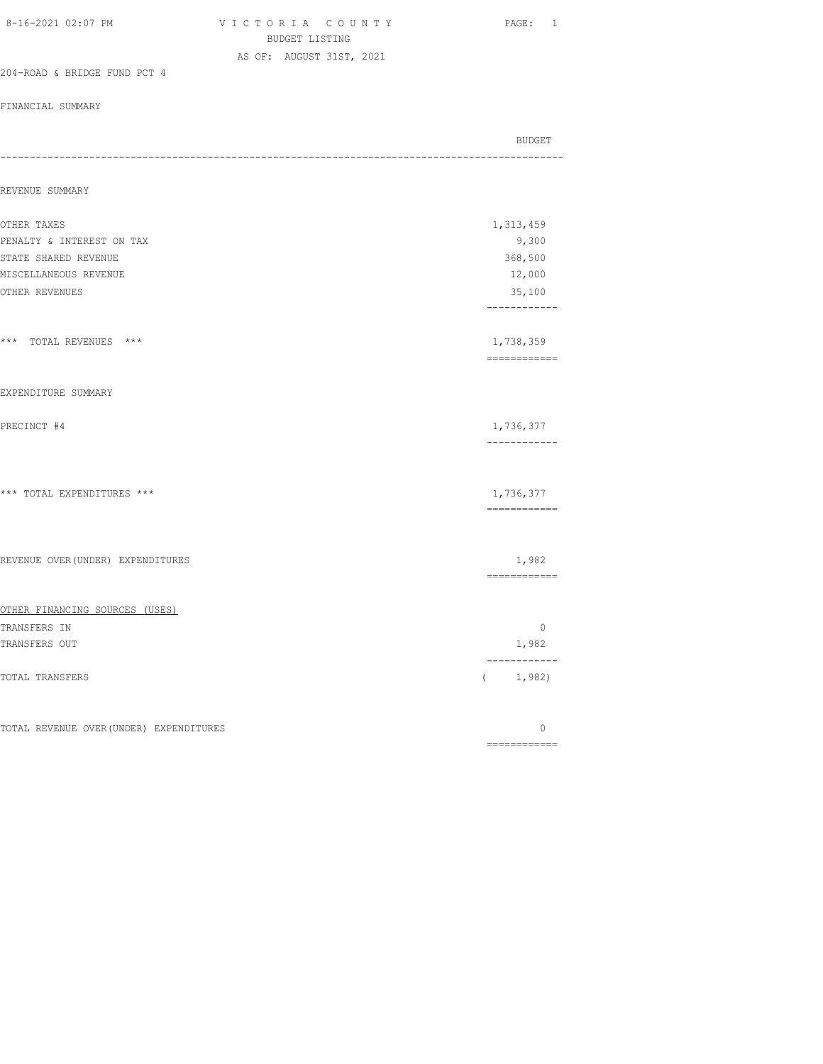VICTORIA COUNTY
BUDGET LISTING
AS OF: AUGUST 31ST, 2021

204-ROAD & BRIDGE FUND PCT 4

FINANCIAL SUMMARY

| | BUDGET |
|---|---|
| **REVENUE SUMMARY** | |
| OTHER TAXES | 1,313,459 |
| PENALTY & INTEREST ON TAX | 9,300 |
| STATE SHARED REVENUE | 368,500 |
| MISCELLANEOUS REVENUE | 12,000 |
| OTHER REVENUES | 35,100 |
| *** TOTAL REVENUES *** | 1,738,359 |
| **EXPENDITURE SUMMARY** | |
| PRECINCT #4 | 1,736,377 |
| *** TOTAL EXPENDITURES *** | 1,736,377 |
| REVENUE OVER(UNDER) EXPENDITURES | 1,982 |
| OTHER FINANCING SOURCES (USES) | |
| TRANSFERS IN | 0 |
| TRANSFERS OUT | 1,982 |
| TOTAL TRANSFERS | ( 1,982) |
| TOTAL REVENUE OVER(UNDER) EXPENDITURES | 0 |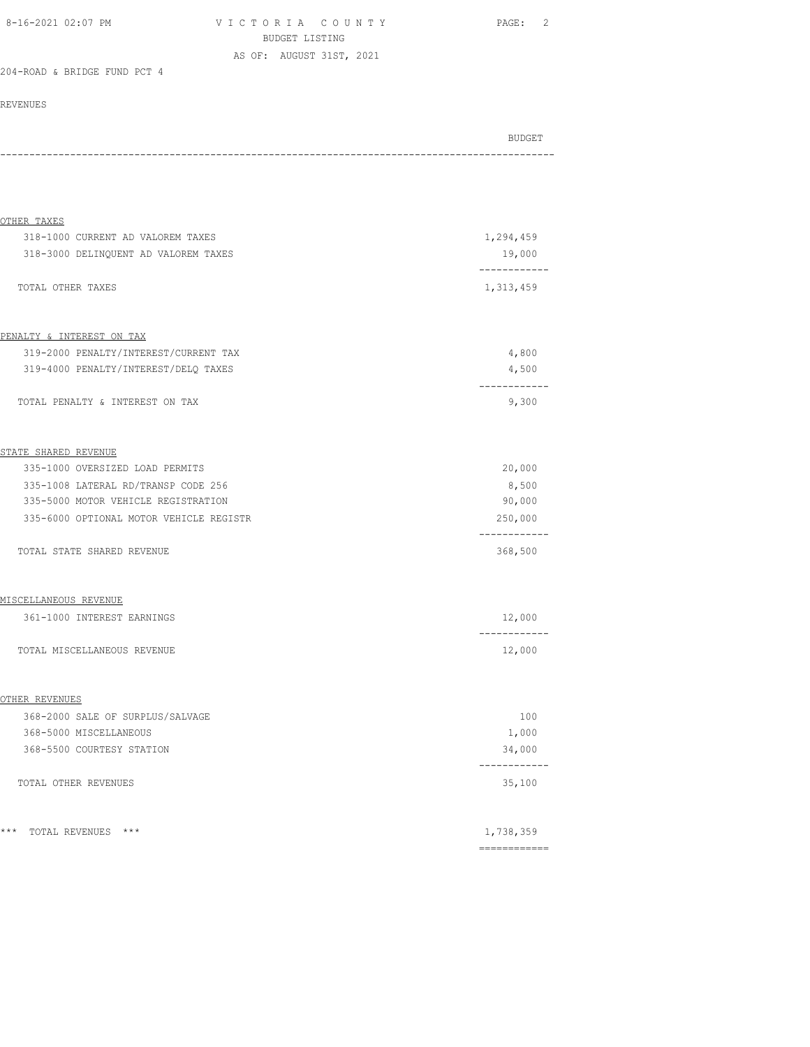VICTORIA COUNTY
BUDGET LISTING
AS OF: AUGUST 31ST, 2021

204-ROAD & BRIDGE FUND PCT 4

REVENUES

| | BUDGET |
|---|---|
| **OTHER TAXES** | |
| 318-1000 CURRENT AD VALOREM TAXES | 1,294,459 |
| 318-3000 DELINQUENT AD VALOREM TAXES | 19,000 |
| TOTAL OTHER TAXES | 1,313,459 |
| **PENALTY & INTEREST ON TAX** | |
| 319-2000 PENALTY/INTEREST/CURRENT TAX | 4,800 |
| 319-4000 PENALTY/INTEREST/DELQ TAXES | 4,500 |
| TOTAL PENALTY & INTEREST ON TAX | 9,300 |
| **STATE SHARED REVENUE** | |
| 335-1000 OVERSIZED LOAD PERMITS | 20,000 |
| 335-1008 LATERAL RD/TRANSP CODE 256 | 8,500 |
| 335-5000 MOTOR VEHICLE REGISTRATION | 90,000 |
| 335-6000 OPTIONAL MOTOR VEHICLE REGISTR | 250,000 |
| TOTAL STATE SHARED REVENUE | 368,500 |
| **MISCELLANEOUS REVENUE** | |
| 361-1000 INTEREST EARNINGS | 12,000 |
| TOTAL MISCELLANEOUS REVENUE | 12,000 |
| **OTHER REVENUES** | |
| 368-2000 SALE OF SURPLUS/SALVAGE | 100 |
| 368-5000 MISCELLANEOUS | 1,000 |
| 368-5500 COURTESY STATION | 34,000 |
| TOTAL OTHER REVENUES | 35,100 |
| *** TOTAL REVENUES *** | 1,738,359 |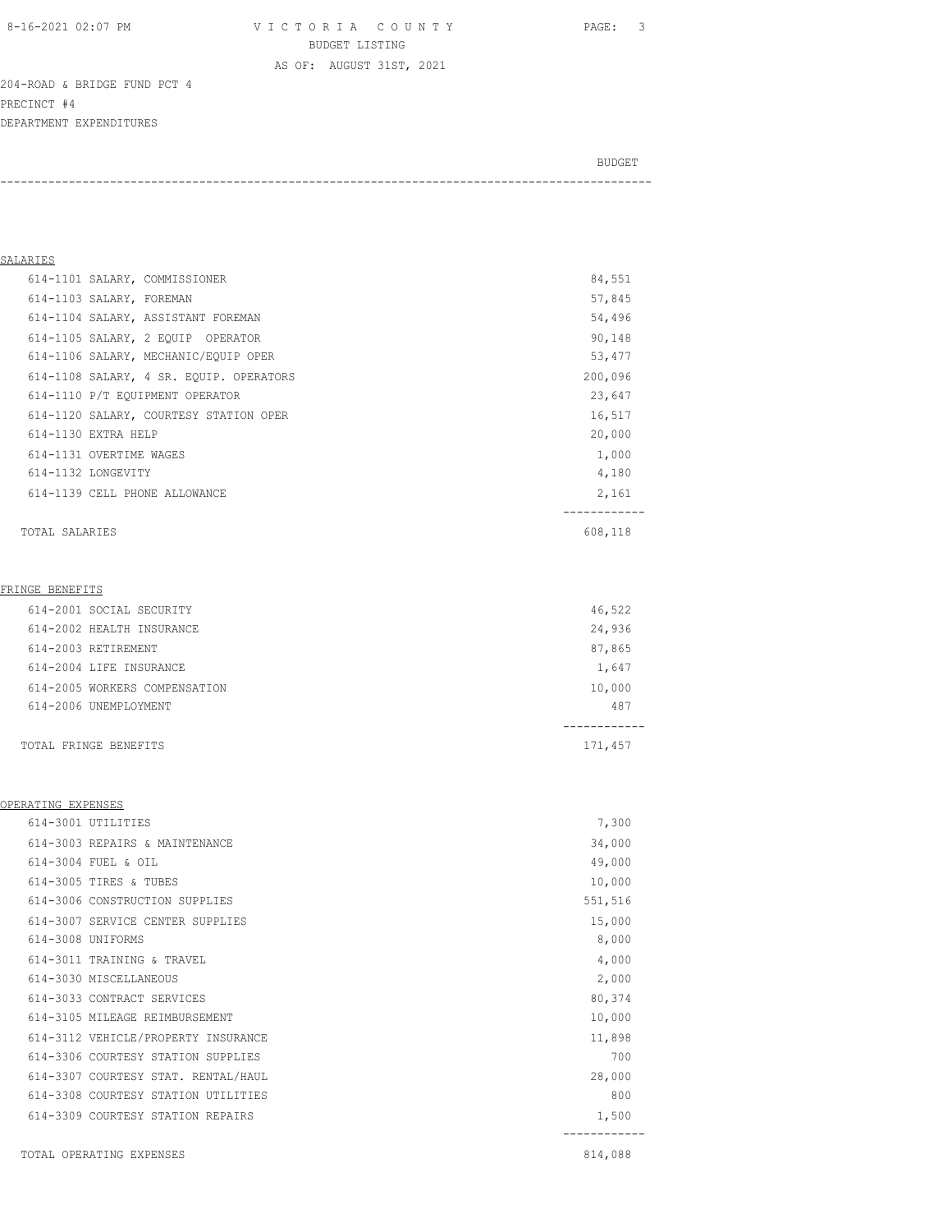VICTORIA COUNTY
BUDGET LISTING
AS OF: AUGUST 31ST, 2021

204-ROAD & BRIDGE FUND PCT 4
PRECINCT #4
DEPARTMENT EXPENDITURES

| | BUDGET |
|---|---|
| **SALARIES** | |
| 614-1101 SALARY, COMMISSIONER | 84,551 |
| 614-1103 SALARY, FOREMAN | 57,845 |
| 614-1104 SALARY, ASSISTANT FOREMAN | 54,496 |
| 614-1105 SALARY, 2 EQUIP OPERATOR | 90,148 |
| 614-1106 SALARY, MECHANIC/EQUIP OPER | 53,477 |
| 614-1108 SALARY, 4 SR. EQUIP. OPERATORS | 200,096 |
| 614-1110 P/T EQUIPMENT OPERATOR | 23,647 |
| 614-1120 SALARY, COURTESY STATION OPER | 16,517 |
| 614-1130 EXTRA HELP | 20,000 |
| 614-1131 OVERTIME WAGES | 1,000 |
| 614-1132 LONGEVITY | 4,180 |
| 614-1139 CELL PHONE ALLOWANCE | 2,161 |
| TOTAL SALARIES | 608,118 |
| **FRINGE BENEFITS** | |
| 614-2001 SOCIAL SECURITY | 46,522 |
| 614-2002 HEALTH INSURANCE | 24,936 |
| 614-2003 RETIREMENT | 87,865 |
| 614-2004 LIFE INSURANCE | 1,647 |
| 614-2005 WORKERS COMPENSATION | 10,000 |
| 614-2006 UNEMPLOYMENT | 487 |
| TOTAL FRINGE BENEFITS | 171,457 |
| **OPERATING EXPENSES** | |
| 614-3001 UTILITIES | 7,300 |
| 614-3003 REPAIRS & MAINTENANCE | 34,000 |
| 614-3004 FUEL & OIL | 49,000 |
| 614-3005 TIRES & TUBES | 10,000 |
| 614-3006 CONSTRUCTION SUPPLIES | 551,516 |
| 614-3007 SERVICE CENTER SUPPLIES | 15,000 |
| 614-3008 UNIFORMS | 8,000 |
| 614-3011 TRAINING & TRAVEL | 4,000 |
| 614-3030 MISCELLANEOUS | 2,000 |
| 614-3033 CONTRACT SERVICES | 80,374 |
| 614-3105 MILEAGE REIMBURSEMENT | 10,000 |
| 614-3112 VEHICLE/PROPERTY INSURANCE | 11,898 |
| 614-3306 COURTESY STATION SUPPLIES | 700 |
| 614-3307 COURTESY STAT. RENTAL/HAUL | 28,000 |
| 614-3308 COURTESY STATION UTILITIES | 800 |
| 614-3309 COURTESY STATION REPAIRS | 1,500 |
| TOTAL OPERATING EXPENSES | 814,088 |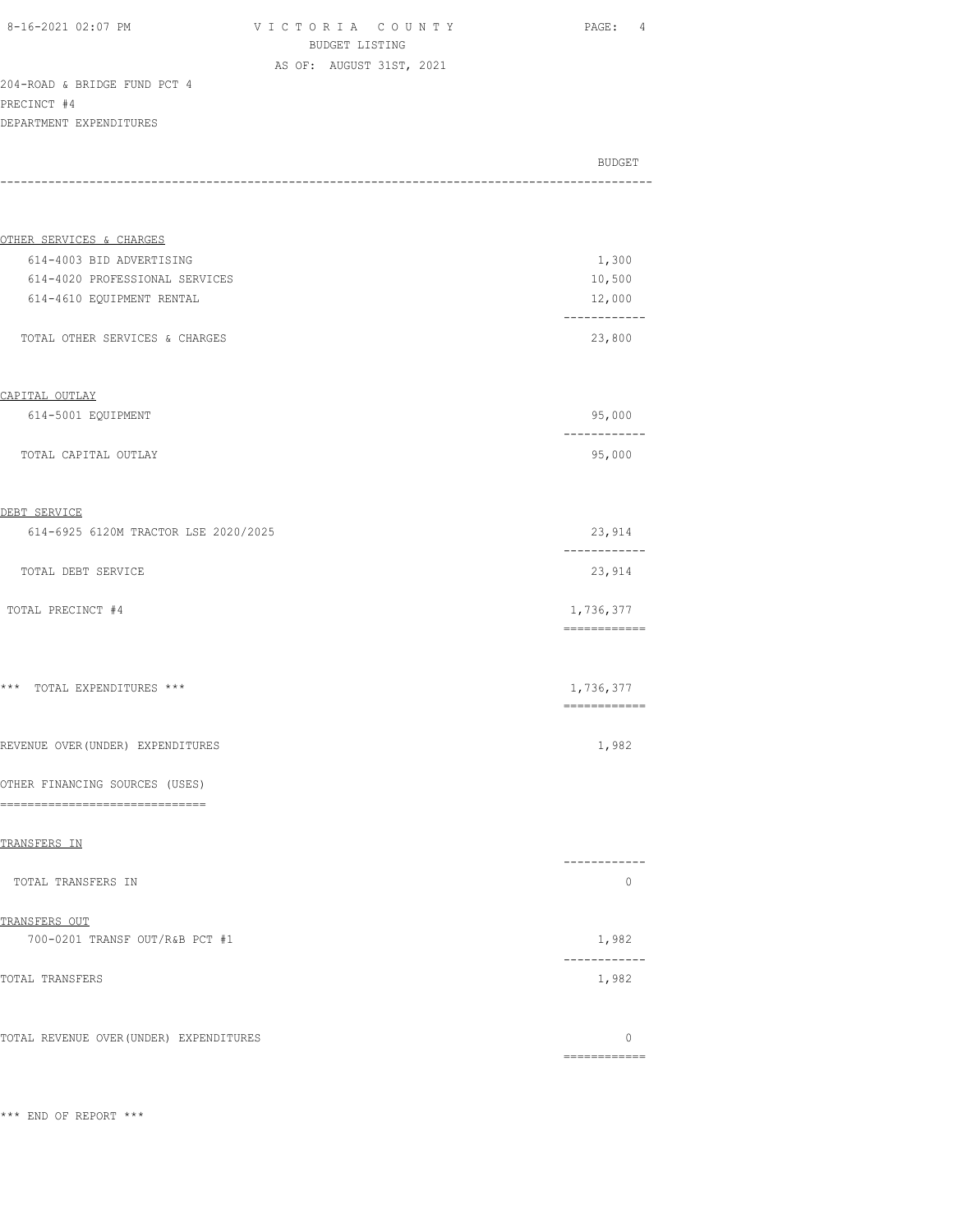VICTORIA COUNTY
BUDGET LISTING
AS OF: AUGUST 31ST, 2021

204-ROAD & BRIDGE FUND PCT 4
PRECINCT #4
DEPARTMENT EXPENDITURES

| | BUDGET |
|---|---|
| **OTHER SERVICES & CHARGES** | |
| 614-4003 BID ADVERTISING | 1,300 |
| 614-4020 PROFESSIONAL SERVICES | 10,500 |
| 614-4610 EQUIPMENT RENTAL | 12,000 |
| TOTAL OTHER SERVICES & CHARGES | 23,800 |
| **CAPITAL OUTLAY** | |
| 614-5001 EQUIPMENT | 95,000 |
| TOTAL CAPITAL OUTLAY | 95,000 |
| **DEBT SERVICE** | |
| 614-6925 6120M TRACTOR LSE 2020/2025 | 23,914 |
| TOTAL DEBT SERVICE | 23,914 |
| TOTAL PRECINCT #4 | 1,736,377 |
| *** TOTAL EXPENDITURES *** | 1,736,377 |
| REVENUE OVER(UNDER) EXPENDITURES | 1,982 |
| **OTHER FINANCING SOURCES (USES)** | |
| **TRANSFERS IN** | |
| TOTAL TRANSFERS IN | 0 |
| **TRANSFERS OUT** | |
| 700-0201 TRANSF OUT/R&B PCT #1 | 1,982 |
| TOTAL TRANSFERS | 1,982 |
| TOTAL REVENUE OVER(UNDER) EXPENDITURES | 0 |

*** END OF REPORT ***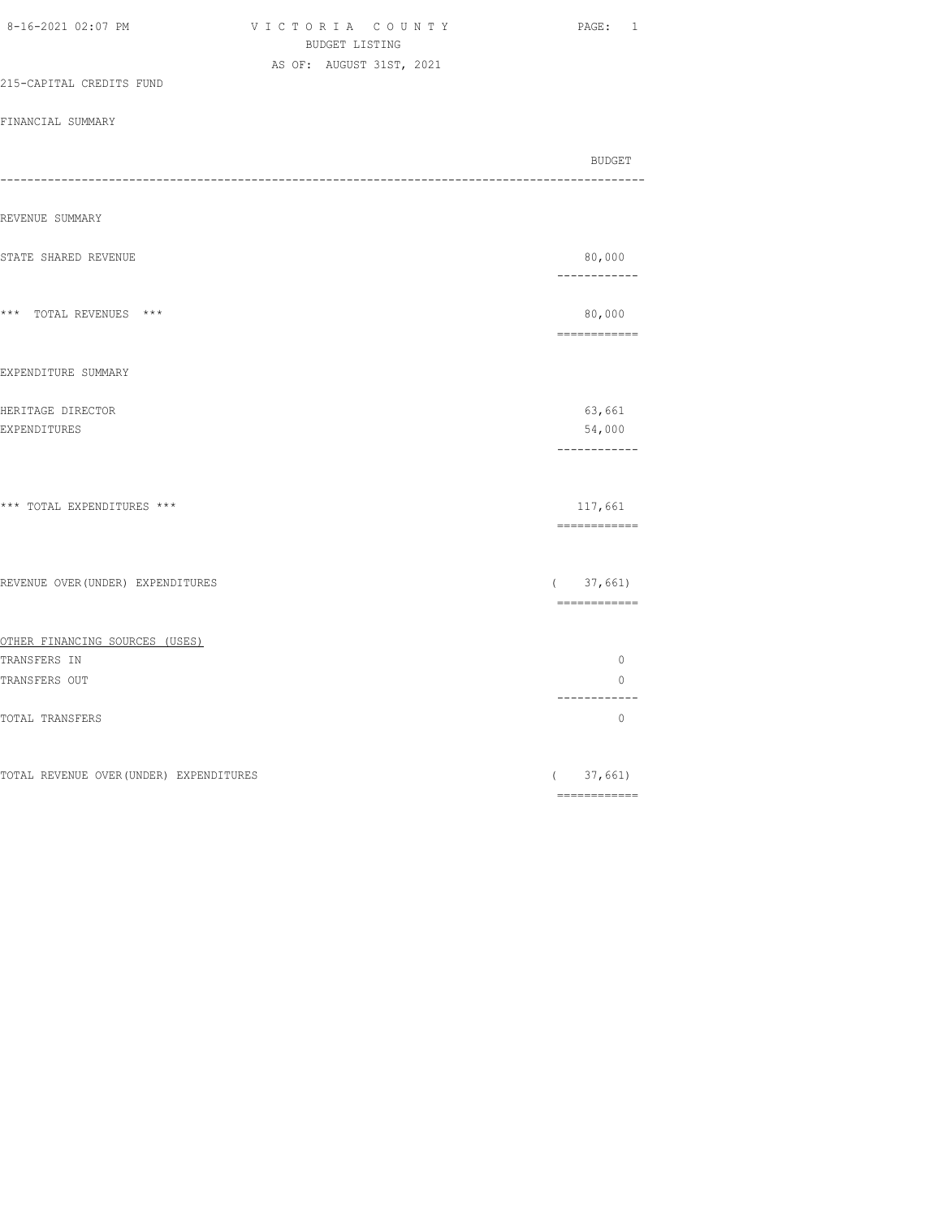VICTORIA COUNTY
BUDGET LISTING
AS OF: AUGUST 31ST, 2021

215-CAPITAL CREDITS FUND

FINANCIAL SUMMARY

| | BUDGET |
|---|---|
| **REVENUE SUMMARY** | |
| STATE SHARED REVENUE | 80,000 |
| *** TOTAL REVENUES *** | 80,000 |
| **EXPENDITURE SUMMARY** | |
| HERITAGE DIRECTOR | 63,661 |
| EXPENDITURES | 54,000 |
| *** TOTAL EXPENDITURES *** | 117,661 |
| REVENUE OVER(UNDER) EXPENDITURES | ( 37,661) |
| **OTHER FINANCING SOURCES (USES)** | |
| TRANSFERS IN | 0 |
| TRANSFERS OUT | 0 |
| TOTAL TRANSFERS | 0 |
| TOTAL REVENUE OVER(UNDER) EXPENDITURES | ( 37,661) |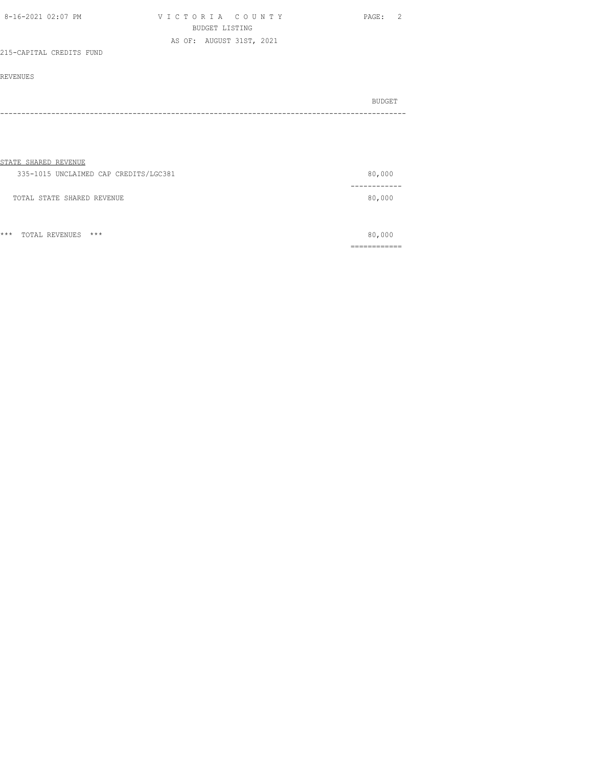VICTORIA COUNTY
BUDGET LISTING
AS OF: AUGUST 31ST, 2021

215-CAPITAL CREDITS FUND

REVENUES

| | BUDGET |
|---|---|
| STATE SHARED REVENUE | |
| 335-1015 UNCLAIMED CAP CREDITS/LGC381 | 80,000 |
| TOTAL STATE SHARED REVENUE | 80,000 |
| *** TOTAL REVENUES *** | 80,000 |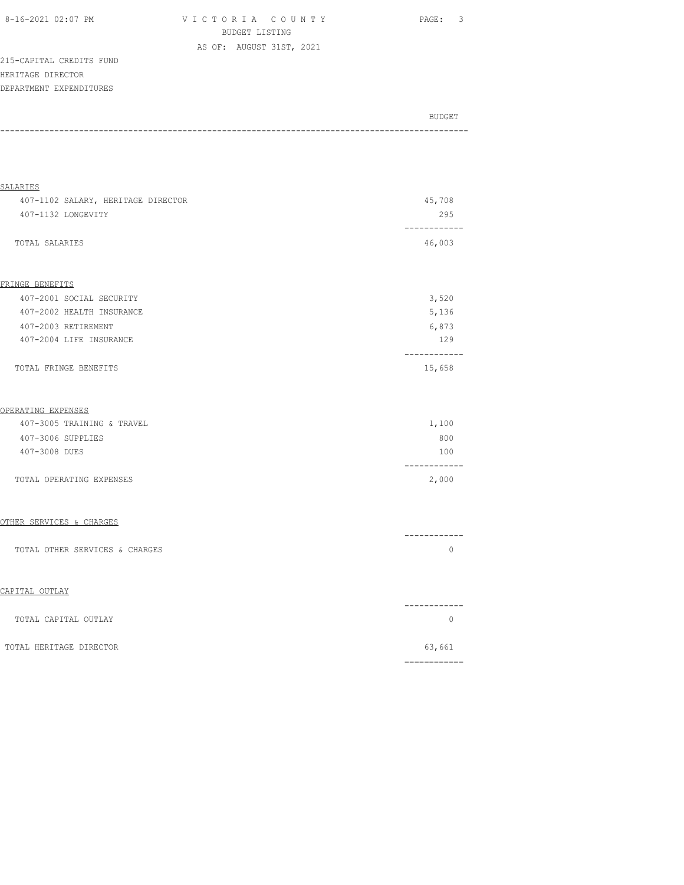VICTORIA COUNTY
BUDGET LISTING
AS OF: AUGUST 31ST, 2021

215-CAPITAL CREDITS FUND
HERITAGE DIRECTOR
DEPARTMENT EXPENDITURES

| | BUDGET |
|---|---|
| **SALARIES** | |
| 407-1102 SALARY, HERITAGE DIRECTOR | 45,708 |
| 407-1132 LONGEVITY | 295 |
| TOTAL SALARIES | 46,003 |
| **FRINGE BENEFITS** | |
| 407-2001 SOCIAL SECURITY | 3,520 |
| 407-2002 HEALTH INSURANCE | 5,136 |
| 407-2003 RETIREMENT | 6,873 |
| 407-2004 LIFE INSURANCE | 129 |
| TOTAL FRINGE BENEFITS | 15,658 |
| **OPERATING EXPENSES** | |
| 407-3005 TRAINING & TRAVEL | 1,100 |
| 407-3006 SUPPLIES | 800 |
| 407-3008 DUES | 100 |
| TOTAL OPERATING EXPENSES | 2,000 |
| **OTHER SERVICES & CHARGES** | |
| TOTAL OTHER SERVICES & CHARGES | 0 |
| **CAPITAL OUTLAY** | |
| TOTAL CAPITAL OUTLAY | 0 |
| TOTAL HERITAGE DIRECTOR | 63,661 |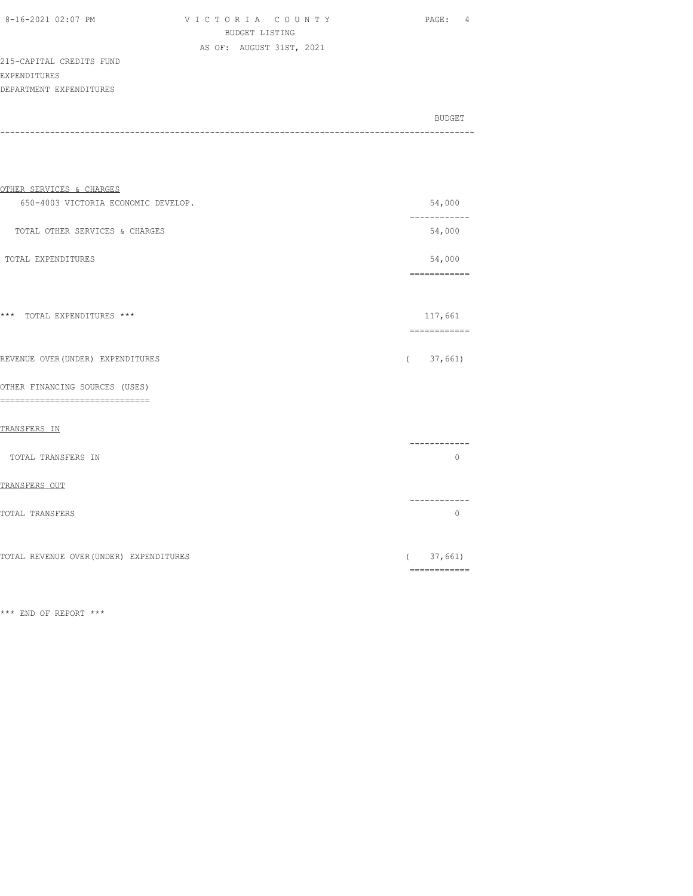VICTORIA COUNTY
BUDGET LISTING
AS OF: AUGUST 31ST, 2021

215-CAPITAL CREDITS FUND
EXPENDITURES
DEPARTMENT EXPENDITURES

| | BUDGET |
|---|---|
| OTHER SERVICES & CHARGES | |
| 650-4003 VICTORIA ECONOMIC DEVELOP. | 54,000 |
| TOTAL OTHER SERVICES & CHARGES | 54,000 |
| TOTAL EXPENDITURES | 54,000 |
| *** TOTAL EXPENDITURES *** | 117,661 |
| REVENUE OVER(UNDER) EXPENDITURES | ( 37,661) |
| OTHER FINANCING SOURCES (USES) | |
| TRANSFERS IN | |
| TOTAL TRANSFERS IN | 0 |
| TRANSFERS OUT | |
| TOTAL TRANSFERS | 0 |
| TOTAL REVENUE OVER(UNDER) EXPENDITURES | ( 37,661) |

*** END OF REPORT ***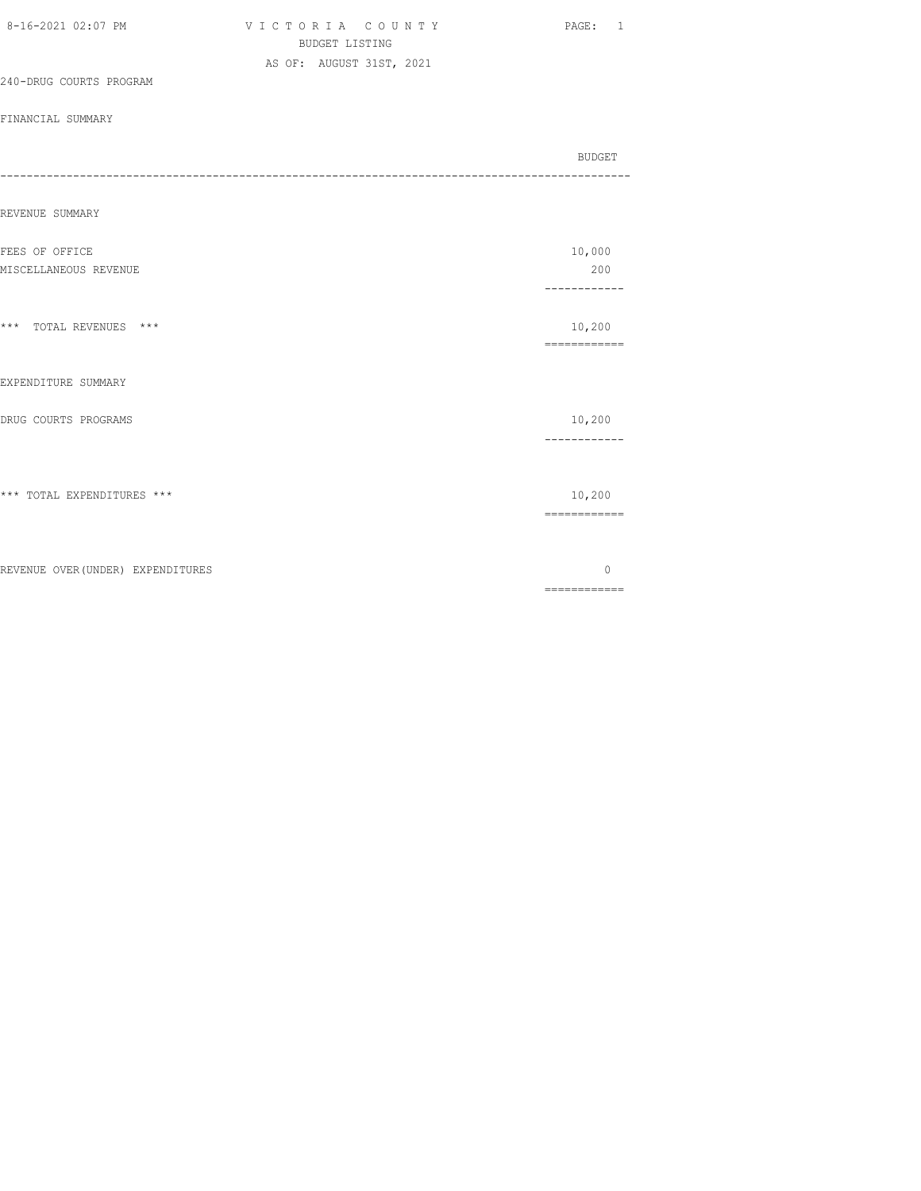VICTORIA COUNTY
BUDGET LISTING
AS OF: AUGUST 31ST, 2021

240-DRUG COURTS PROGRAM

FINANCIAL SUMMARY

| | BUDGET |
|---|---|
| **REVENUE SUMMARY** | |
| FEES OF OFFICE | 10,000 |
| MISCELLANEOUS REVENUE | 200 |
| *** TOTAL REVENUES *** | 10,200 |
| **EXPENDITURE SUMMARY** | |
| DRUG COURTS PROGRAMS | 10,200 |
| *** TOTAL EXPENDITURES *** | 10,200 |
| REVENUE OVER(UNDER) EXPENDITURES | 0 |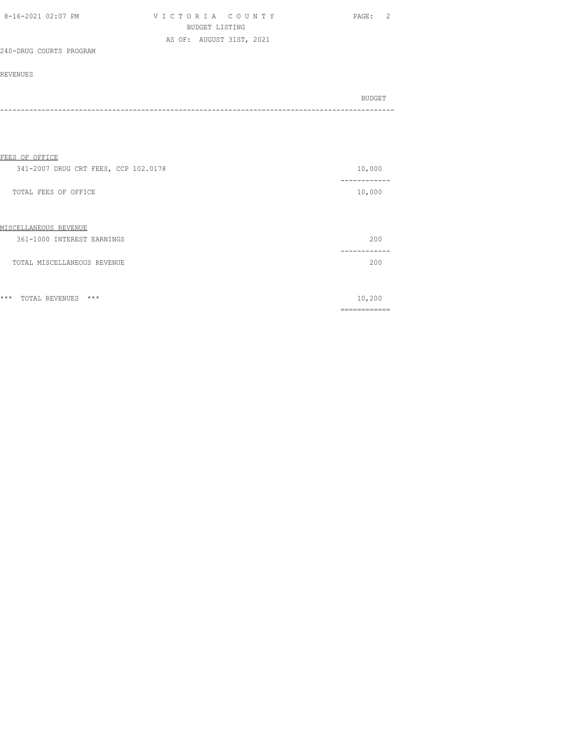# VICTORIA COUNTY

BUDGET LISTING

AS OF: AUGUST 31ST, 2021

240-DRUG COURTS PROGRAM

REVENUES

| | BUDGET |
|---|---|
| **FEES OF OFFICE** | |
| 341-2007 DRUG CRT FEES, CCP 102.0178 | 10,000 |
| TOTAL FEES OF OFFICE | 10,000 |
| **MISCELLANEOUS REVENUE** | |
| 361-1000 INTEREST EARNINGS | 200 |
| TOTAL MISCELLANEOUS REVENUE | 200 |
| *** TOTAL REVENUES *** | 10,200 |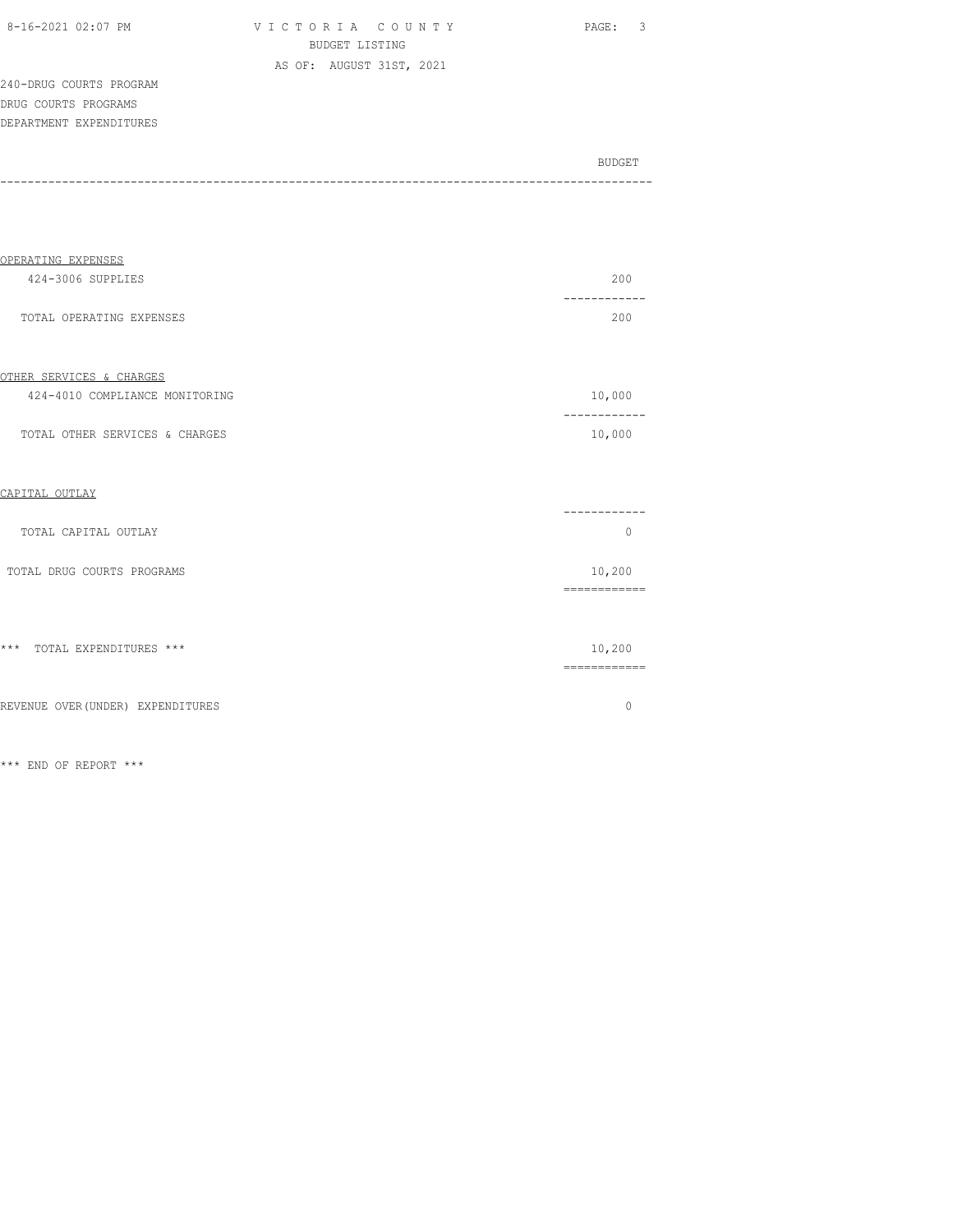VICTORIA COUNTY
BUDGET LISTING
AS OF: AUGUST 31ST, 2021

240-DRUG COURTS PROGRAM
DRUG COURTS PROGRAMS
DEPARTMENT EXPENDITURES

| | BUDGET |
|---|---|
| **OPERATING EXPENSES** | |
| 424-3006 SUPPLIES | 200 |
| TOTAL OPERATING EXPENSES | 200 |
| **OTHER SERVICES & CHARGES** | |
| 424-4010 COMPLIANCE MONITORING | 10,000 |
| TOTAL OTHER SERVICES & CHARGES | 10,000 |
| **CAPITAL OUTLAY** | |
| TOTAL CAPITAL OUTLAY | 0 |
| TOTAL DRUG COURTS PROGRAMS | 10,200 |
| *** TOTAL EXPENDITURES *** | 10,200 |
| REVENUE OVER(UNDER) EXPENDITURES | 0 |

*** END OF REPORT ***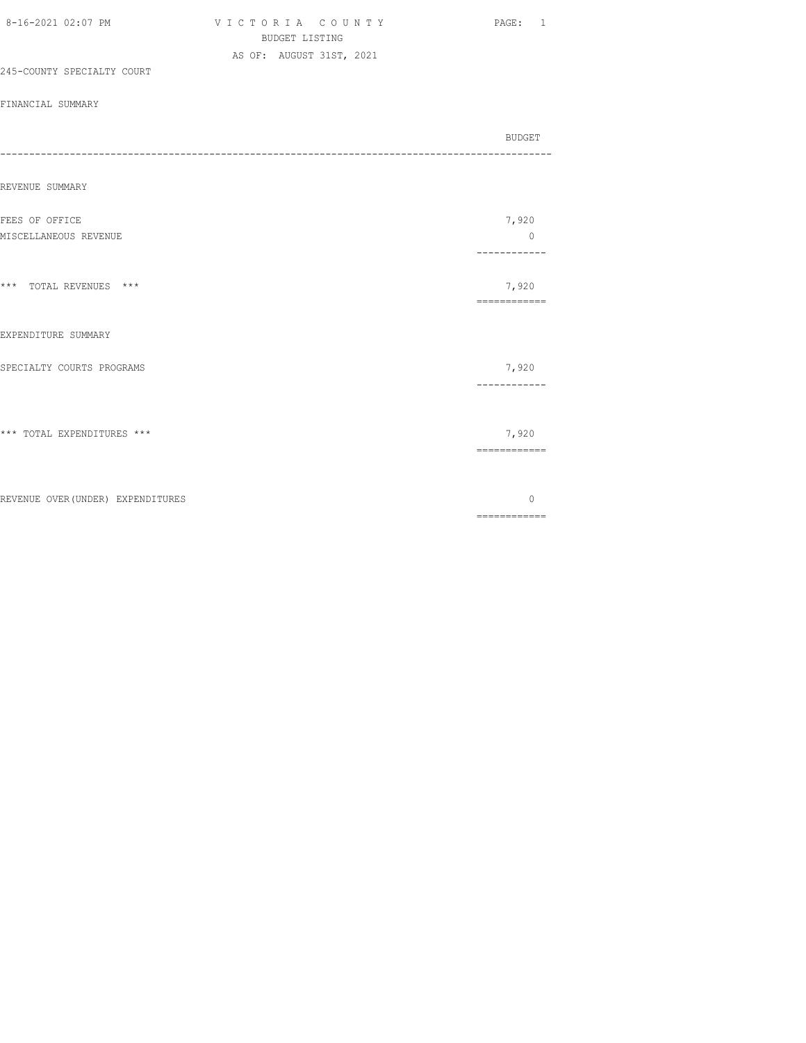VICTORIA COUNTY
BUDGET LISTING
AS OF: AUGUST 31ST, 2021

245-COUNTY SPECIALTY COURT

FINANCIAL SUMMARY

| | BUDGET |
|---|---|
| **REVENUE SUMMARY** | |
| FEES OF OFFICE | 7,920 |
| MISCELLANEOUS REVENUE | 0 |
| *** TOTAL REVENUES *** | 7,920 |
| **EXPENDITURE SUMMARY** | |
| SPECIALTY COURTS PROGRAMS | 7,920 |
| *** TOTAL EXPENDITURES *** | 7,920 |
| REVENUE OVER(UNDER) EXPENDITURES | 0 |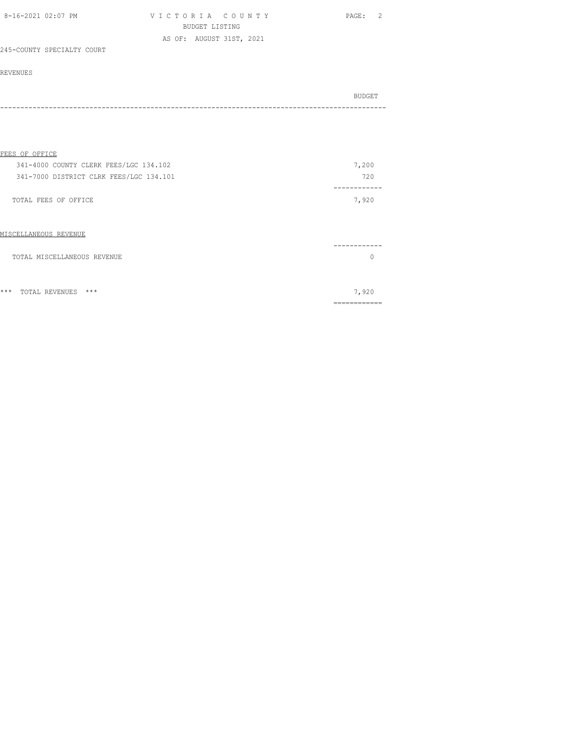VICTORIA COUNTY
BUDGET LISTING
AS OF: AUGUST 31ST, 2021

245-COUNTY SPECIALTY COURT

REVENUES

| | BUDGET |
|---|---|
| **FEES OF OFFICE** | |
| 341-4000 COUNTY CLERK FEES/LGC 134.102 | 7,200 |
| 341-7000 DISTRICT CLRK FEES/LGC 134.101 | 720 |
| TOTAL FEES OF OFFICE | 7,920 |
| **MISCELLANEOUS REVENUE** | |
| TOTAL MISCELLANEOUS REVENUE | 0 |
| *** TOTAL REVENUES *** | 7,920 |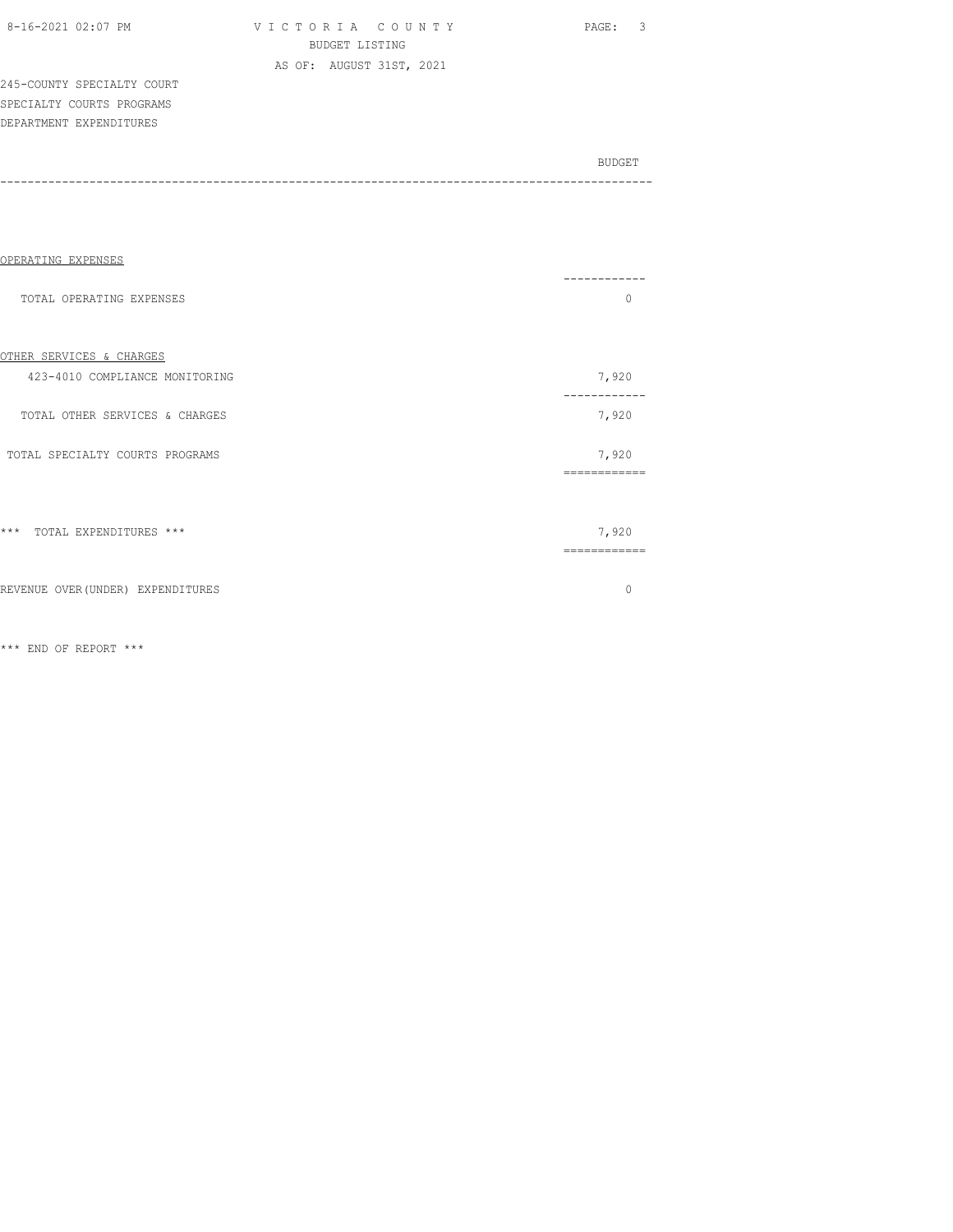245-COUNTY SPECIALTY COURT
SPECIALTY COURTS PROGRAMS
DEPARTMENT EXPENDITURES

| | BUDGET |
|---|---|
| OPERATING EXPENSES | |
| TOTAL OPERATING EXPENSES | 0 |
| OTHER SERVICES & CHARGES | |
| 423-4010 COMPLIANCE MONITORING | 7,920 |
| TOTAL OTHER SERVICES & CHARGES | 7,920 |
| TOTAL SPECIALTY COURTS PROGRAMS | 7,920 |
| *** TOTAL EXPENDITURES *** | 7,920 |
| REVENUE OVER(UNDER) EXPENDITURES | 0 |

*** END OF REPORT ***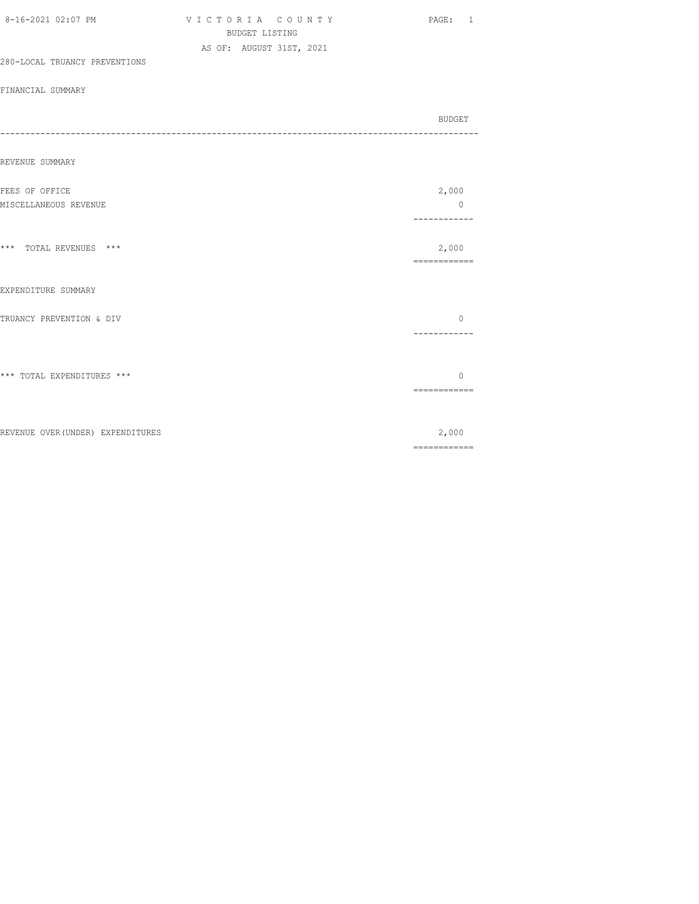# VICTORIA COUNTY

BUDGET LISTING

AS OF: AUGUST 31ST, 2021

280-LOCAL TRUANCY PREVENTIONS

FINANCIAL SUMMARY

| | BUDGET |
|---|---|
| **REVENUE SUMMARY** | |
| FEES OF OFFICE | 2,000 |
| MISCELLANEOUS REVENUE | 0 |
| *** TOTAL REVENUES *** | 2,000 |
| **EXPENDITURE SUMMARY** | |
| TRUANCY PREVENTION & DIV | 0 |
| *** TOTAL EXPENDITURES *** | 0 |
| REVENUE OVER(UNDER) EXPENDITURES | 2,000 |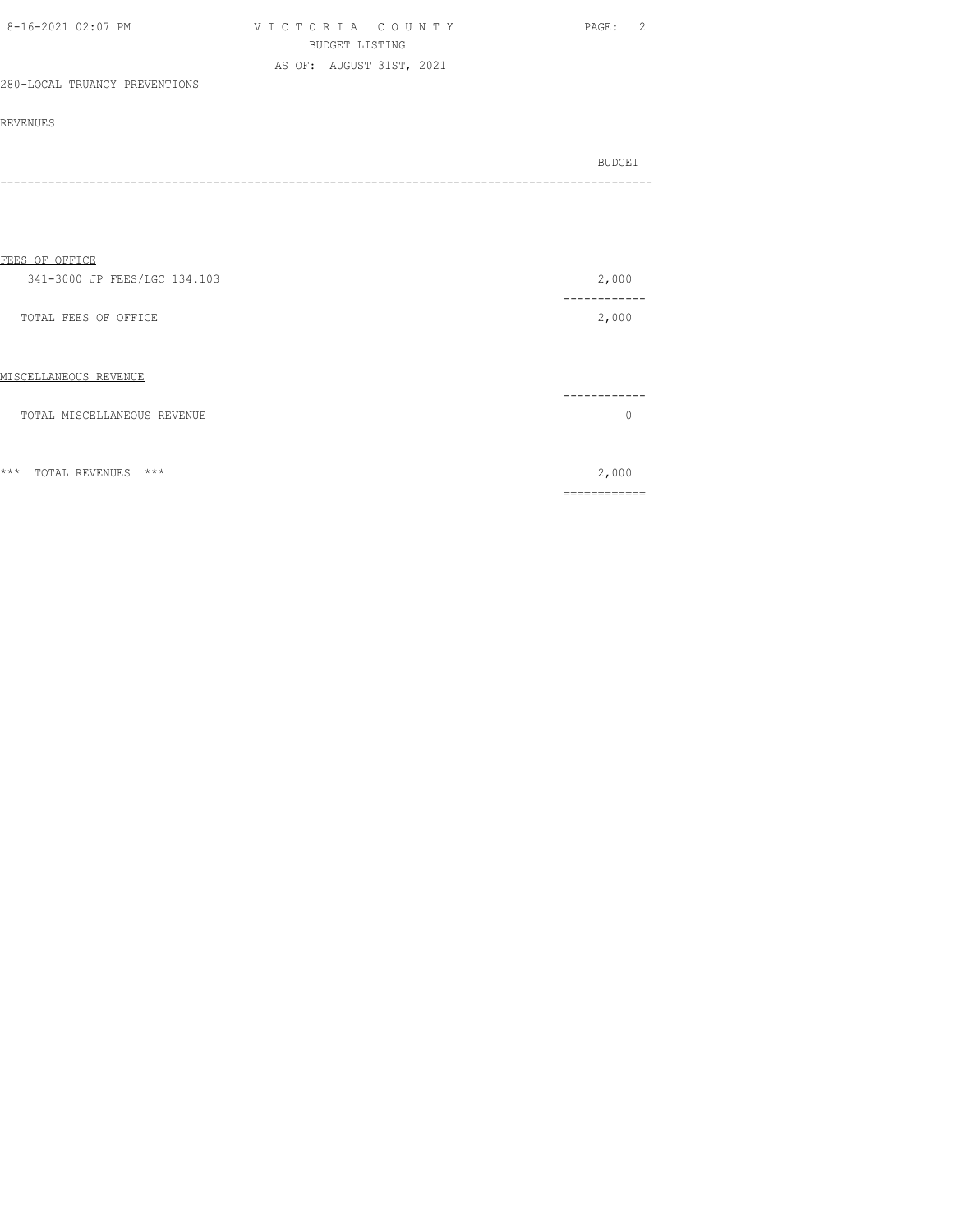VICTORIA COUNTY
BUDGET LISTING
AS OF: AUGUST 31ST, 2021

280-LOCAL TRUANCY PREVENTIONS

REVENUES

| | BUDGET |
|---|---|
| FEES OF OFFICE | |
| 341-3000 JP FEES/LGC 134.103 | 2,000 |
| TOTAL FEES OF OFFICE | 2,000 |
| MISCELLANEOUS REVENUE | |
| TOTAL MISCELLANEOUS REVENUE | 0 |
| *** TOTAL REVENUES *** | 2,000 |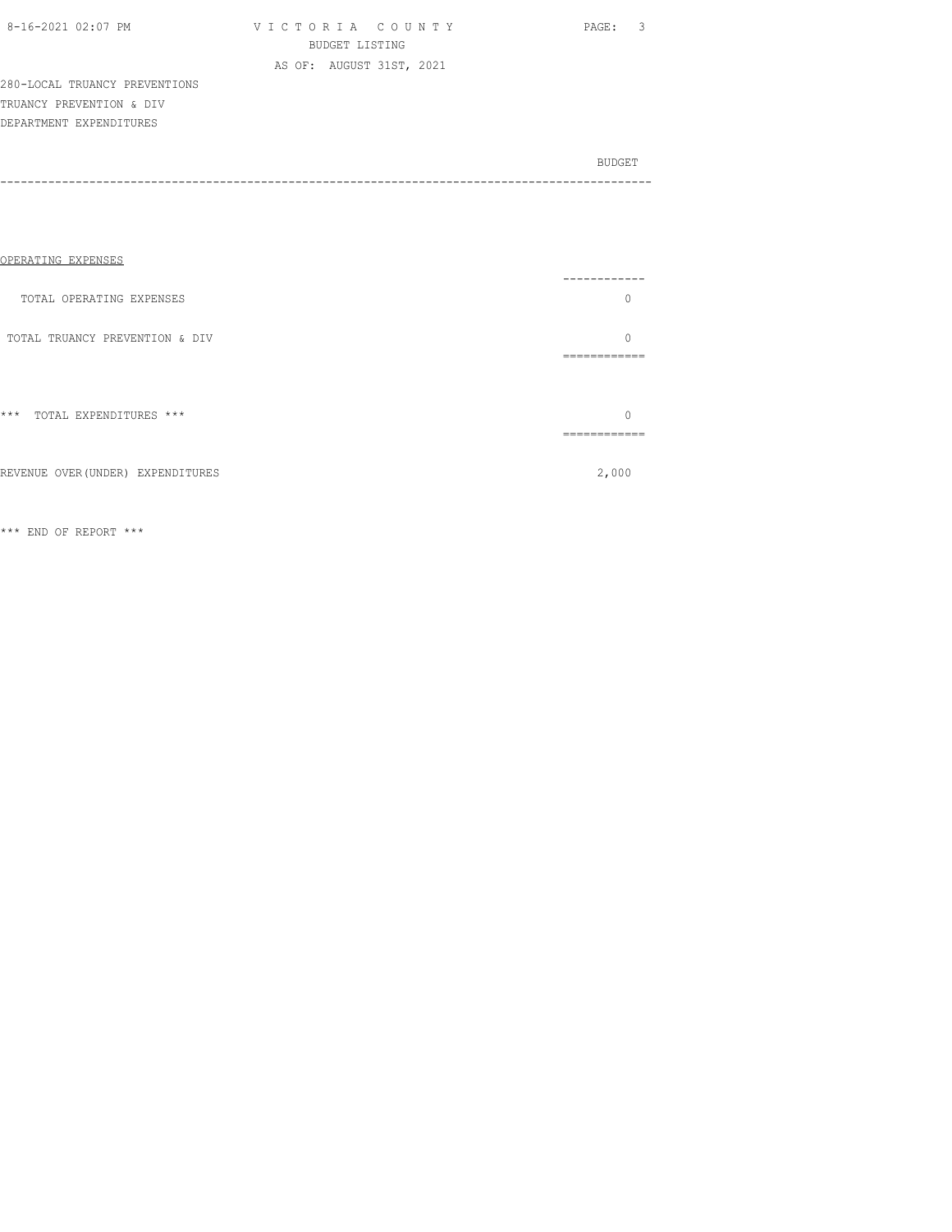VICTORIA COUNTY
BUDGET LISTING
AS OF: AUGUST 31ST, 2021

280-LOCAL TRUANCY PREVENTIONS
TRUANCY PREVENTION & DIV
DEPARTMENT EXPENDITURES

| | BUDGET |
|---|---|
| OPERATING EXPENSES | |
| TOTAL OPERATING EXPENSES | 0 |
| TOTAL TRUANCY PREVENTION & DIV | 0 |
| *** TOTAL EXPENDITURES *** | 0 |
| REVENUE OVER(UNDER) EXPENDITURES | 2,000 |

*** END OF REPORT ***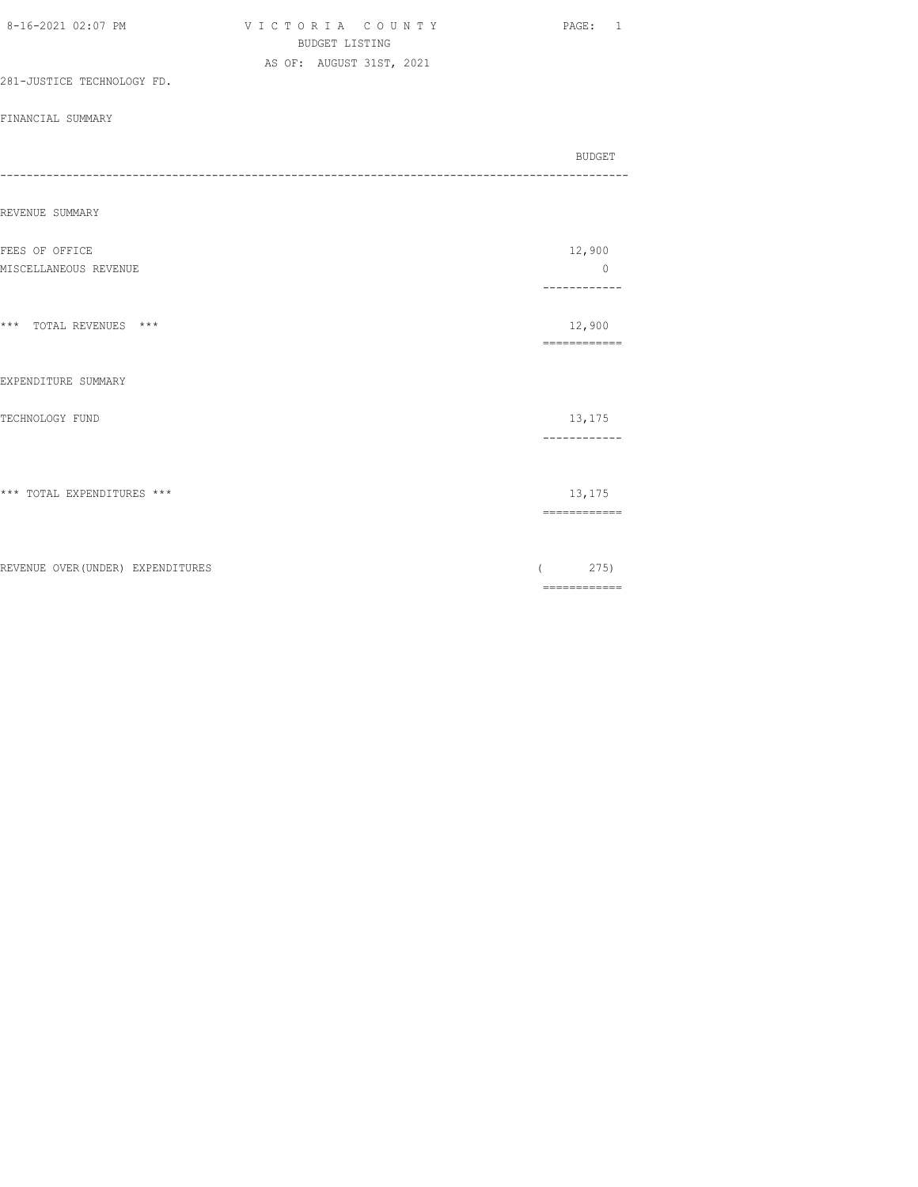VICTORIA COUNTY
BUDGET LISTING
AS OF: AUGUST 31ST, 2021

281-JUSTICE TECHNOLOGY FD.

FINANCIAL SUMMARY

| | BUDGET |
|---|---|
| **REVENUE SUMMARY** | |
| FEES OF OFFICE | 12,900 |
| MISCELLANEOUS REVENUE | 0 |
| *** TOTAL REVENUES *** | 12,900 |
| **EXPENDITURE SUMMARY** | |
| TECHNOLOGY FUND | 13,175 |
| *** TOTAL EXPENDITURES *** | 13,175 |
| REVENUE OVER(UNDER) EXPENDITURES | ( 275) |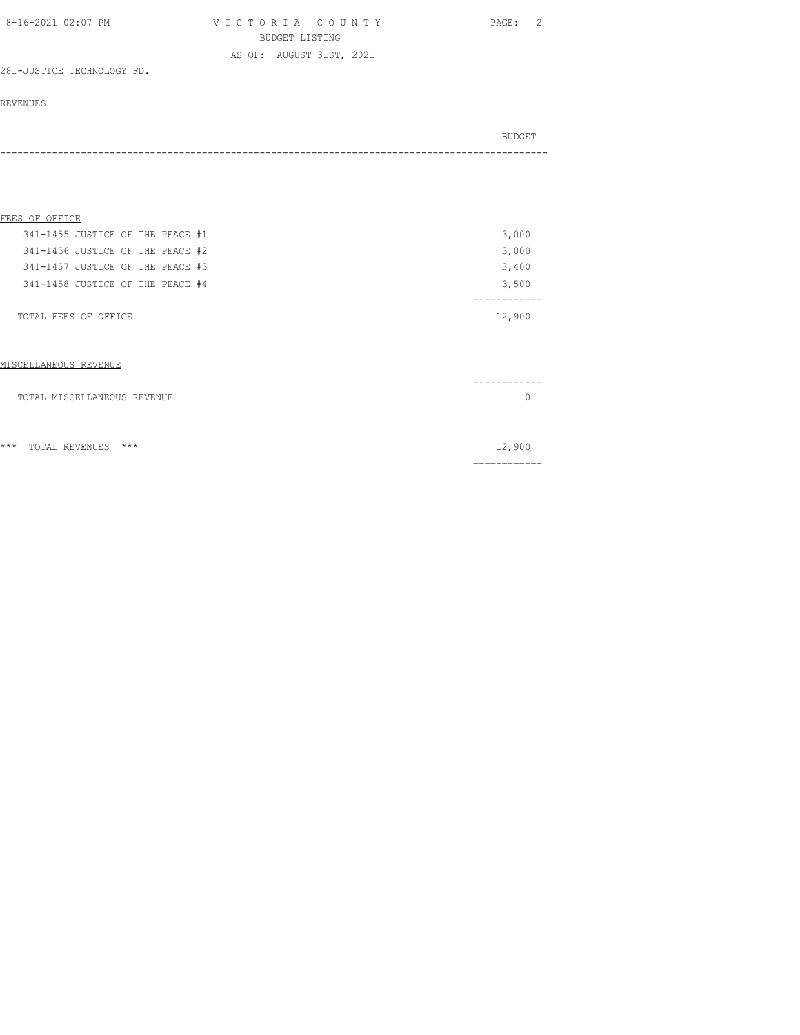VICTORIA COUNTY
BUDGET LISTING
AS OF: AUGUST 31ST, 2021

281-JUSTICE TECHNOLOGY FD.

REVENUES

| | BUDGET |
|---|---|
| **FEES OF OFFICE** | |
| 341-1455 JUSTICE OF THE PEACE #1 | 3,000 |
| 341-1456 JUSTICE OF THE PEACE #2 | 3,000 |
| 341-1457 JUSTICE OF THE PEACE #3 | 3,400 |
| 341-1458 JUSTICE OF THE PEACE #4 | 3,500 |
| TOTAL FEES OF OFFICE | 12,900 |
| **MISCELLANEOUS REVENUE** | |
| TOTAL MISCELLANEOUS REVENUE | 0 |
| *** TOTAL REVENUES *** | 12,900 |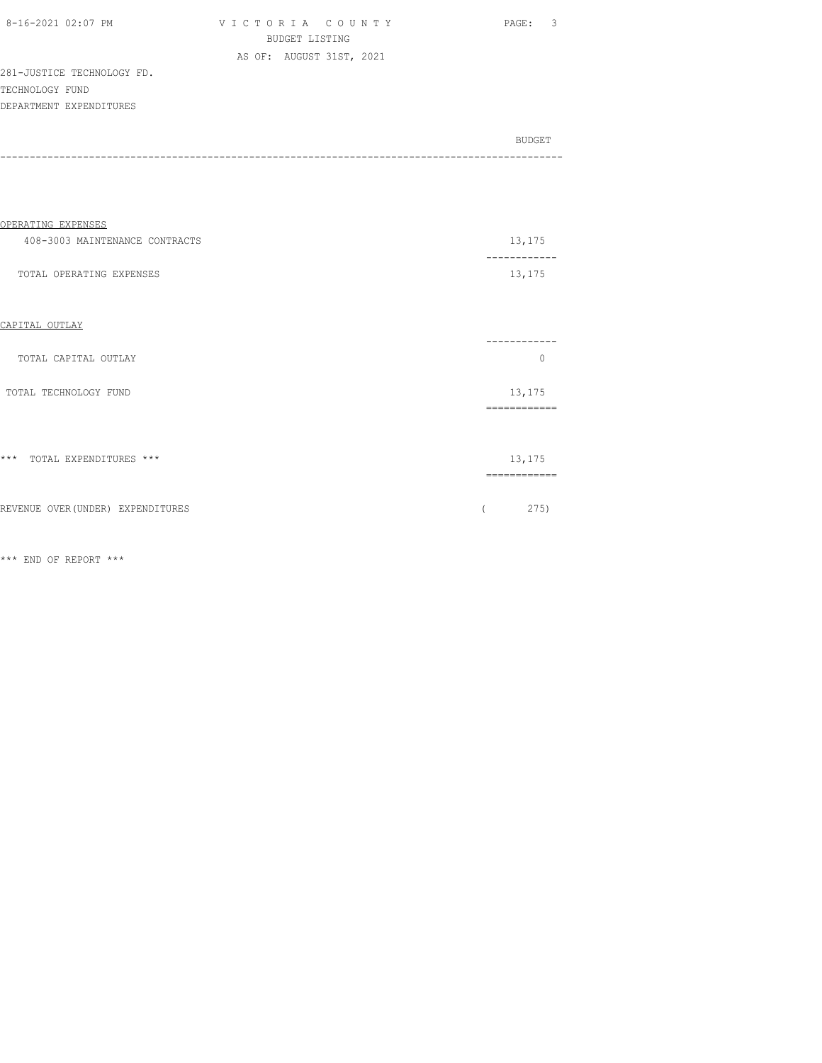281-JUSTICE TECHNOLOGY FD.
TECHNOLOGY FUND
DEPARTMENT EXPENDITURES

| | BUDGET |
|---|---|
| OPERATING EXPENSES | |
| 408-3003 MAINTENANCE CONTRACTS | 13,175 |
| TOTAL OPERATING EXPENSES | 13,175 |
| CAPITAL OUTLAY | |
| TOTAL CAPITAL OUTLAY | 0 |
| TOTAL TECHNOLOGY FUND | 13,175 |
| *** TOTAL EXPENDITURES *** | 13,175 |
| REVENUE OVER(UNDER) EXPENDITURES | ( 275) |

*** END OF REPORT ***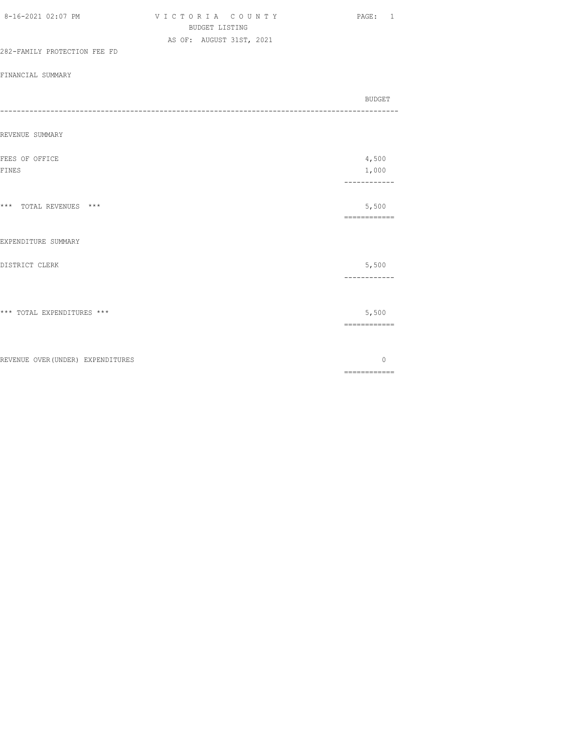# VICTORIA COUNTY

BUDGET LISTING

AS OF: AUGUST 31ST, 2021

282-FAMILY PROTECTION FEE FD

FINANCIAL SUMMARY

| | BUDGET |
|---|---|
| **REVENUE SUMMARY** | |
| FEES OF OFFICE | 4,500 |
| FINES | 1,000 |
| *** TOTAL REVENUES *** | 5,500 |
| **EXPENDITURE SUMMARY** | |
| DISTRICT CLERK | 5,500 |
| *** TOTAL EXPENDITURES *** | 5,500 |
| REVENUE OVER(UNDER) EXPENDITURES | 0 |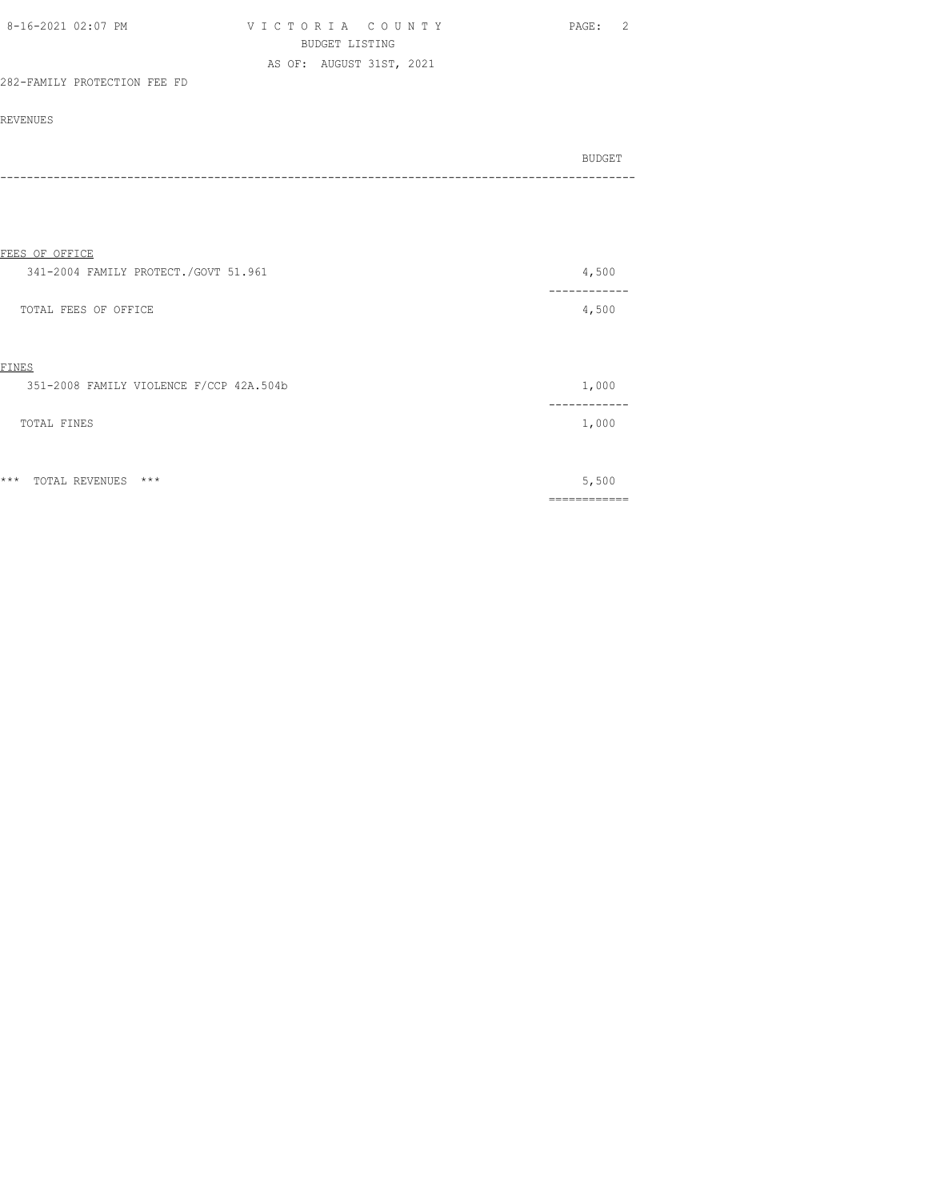VICTORIA COUNTY
BUDGET LISTING
AS OF: AUGUST 31ST, 2021

282-FAMILY PROTECTION FEE FD

REVENUES

| | BUDGET |
|---|---|
| FEES OF OFFICE | |
| 341-2004 FAMILY PROTECT./GOVT 51.961 | 4,500 |
| TOTAL FEES OF OFFICE | 4,500 |
| FINES | |
| 351-2008 FAMILY VIOLENCE F/CCP 42A.504b | 1,000 |
| TOTAL FINES | 1,000 |
| *** TOTAL REVENUES *** | 5,500 |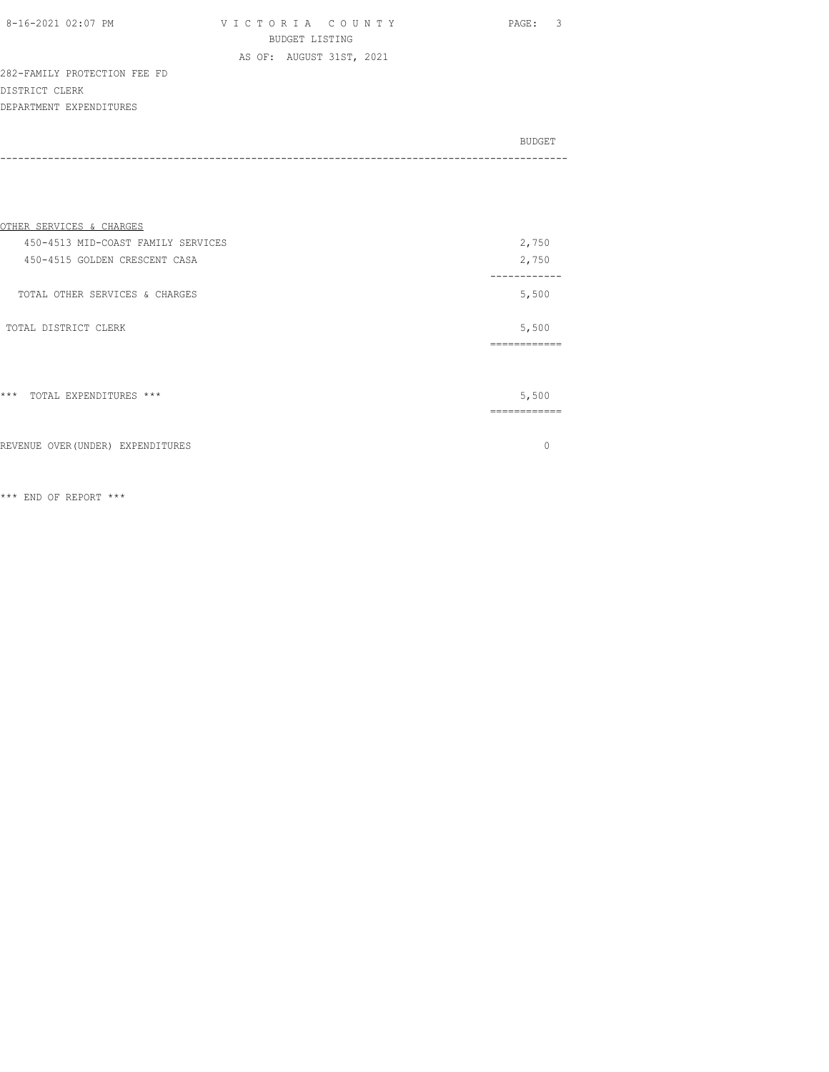282-FAMILY PROTECTION FEE FD
DISTRICT CLERK
DEPARTMENT EXPENDITURES

| | BUDGET |
|---|---|
| **OTHER SERVICES & CHARGES** | |
| 450-4513 MID-COAST FAMILY SERVICES | 2,750 |
| 450-4515 GOLDEN CRESCENT CASA | 2,750 |
| TOTAL OTHER SERVICES & CHARGES | 5,500 |
| TOTAL DISTRICT CLERK | 5,500 |
| *** TOTAL EXPENDITURES *** | 5,500 |
| REVENUE OVER(UNDER) EXPENDITURES | 0 |

*** END OF REPORT ***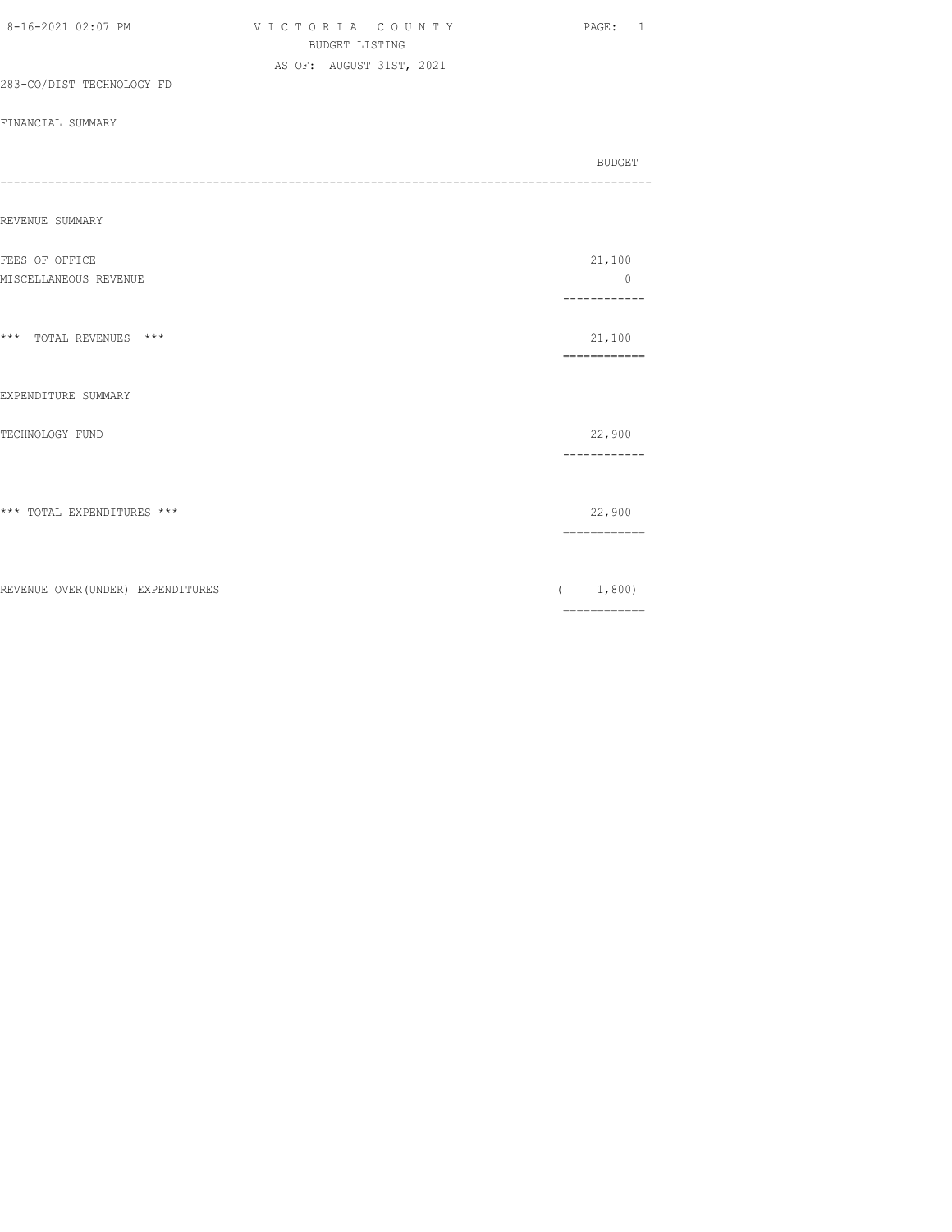VICTORIA COUNTY
BUDGET LISTING
AS OF: AUGUST 31ST, 2021

283-CO/DIST TECHNOLOGY FD

FINANCIAL SUMMARY

| | BUDGET |
|---|---|
| **REVENUE SUMMARY** | |
| FEES OF OFFICE | 21,100 |
| MISCELLANEOUS REVENUE | 0 |
| *** TOTAL REVENUES *** | 21,100 |
| **EXPENDITURE SUMMARY** | |
| TECHNOLOGY FUND | 22,900 |
| *** TOTAL EXPENDITURES *** | 22,900 |
| REVENUE OVER(UNDER) EXPENDITURES | ( 1,800) |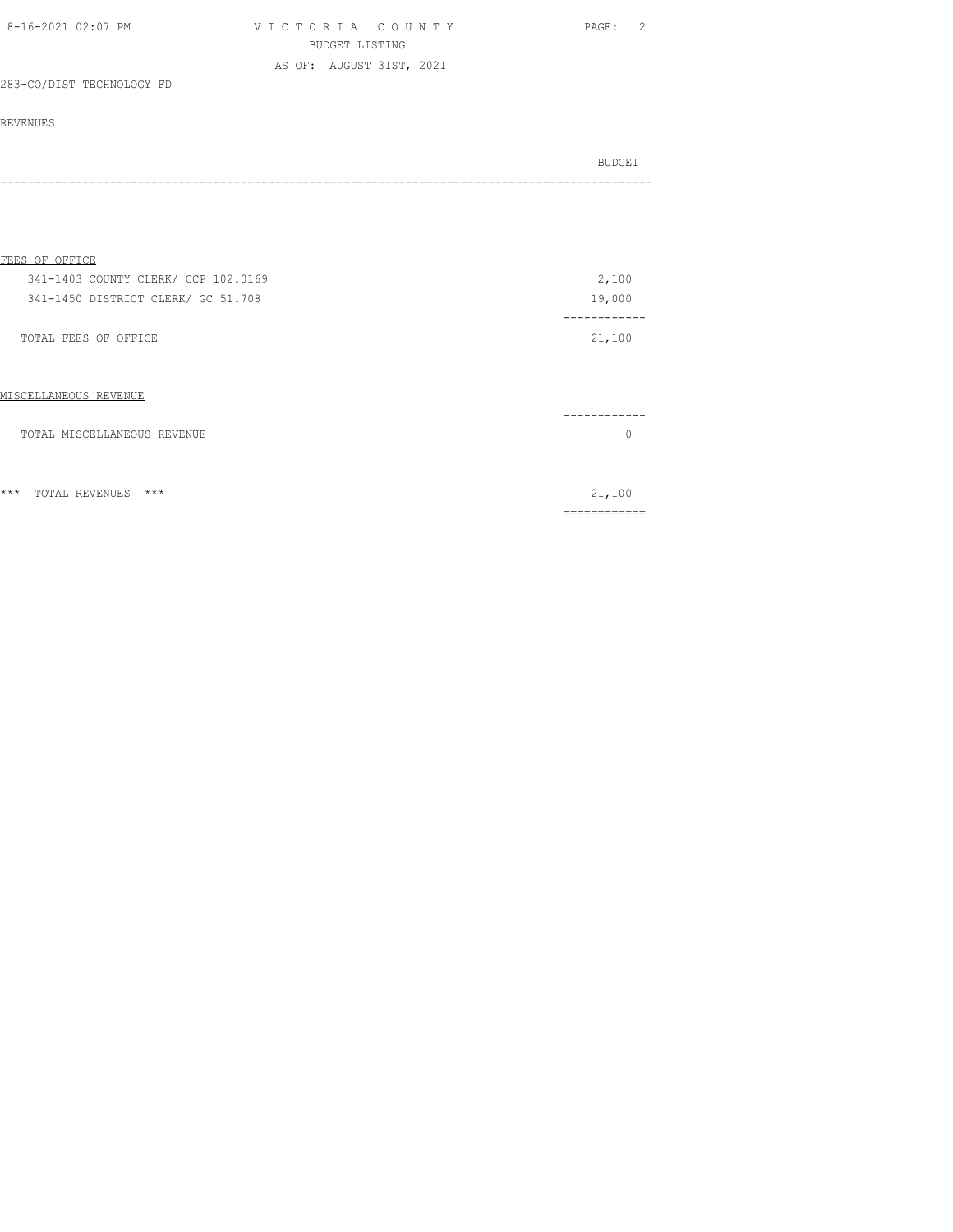VICTORIA COUNTY
BUDGET LISTING
AS OF: AUGUST 31ST, 2021

283-CO/DIST TECHNOLOGY FD

REVENUES

| | BUDGET |
|---|---|
| **FEES OF OFFICE** | |
| 341-1403 COUNTY CLERK/ CCP 102.0169 | 2,100 |
| 341-1450 DISTRICT CLERK/ GC 51.708 | 19,000 |
| TOTAL FEES OF OFFICE | 21,100 |
| **MISCELLANEOUS REVENUE** | |
| TOTAL MISCELLANEOUS REVENUE | 0 |
| *** TOTAL REVENUES *** | 21,100 |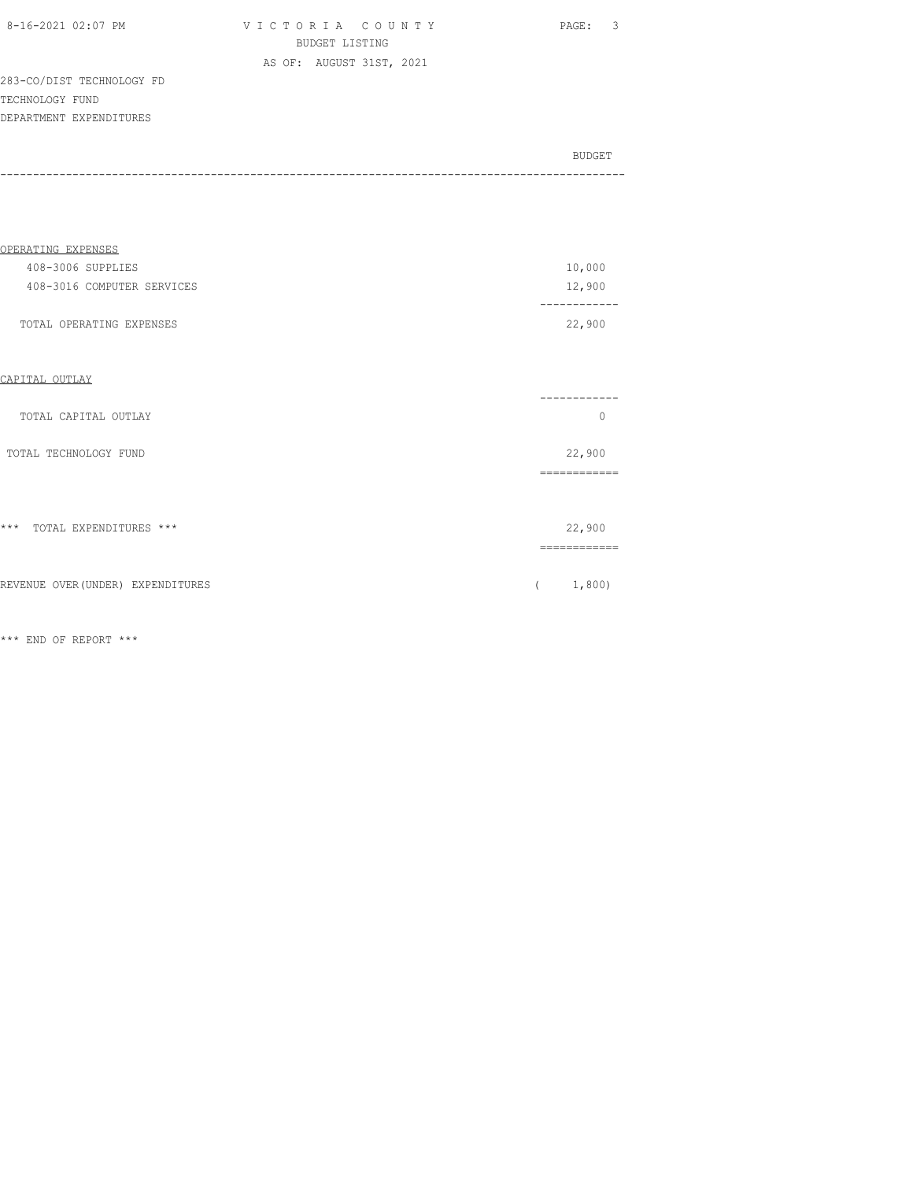VICTORIA COUNTY
BUDGET LISTING
AS OF: AUGUST 31ST, 2021

283-CO/DIST TECHNOLOGY FD
TECHNOLOGY FUND
DEPARTMENT EXPENDITURES

| | BUDGET |
|---|---|
| OPERATING EXPENSES | |
| 408-3006 SUPPLIES | 10,000 |
| 408-3016 COMPUTER SERVICES | 12,900 |
| TOTAL OPERATING EXPENSES | 22,900 |
| CAPITAL OUTLAY | |
| TOTAL CAPITAL OUTLAY | 0 |
| TOTAL TECHNOLOGY FUND | 22,900 |
| *** TOTAL EXPENDITURES *** | 22,900 |
| REVENUE OVER(UNDER) EXPENDITURES | ( 1,800) |

*** END OF REPORT ***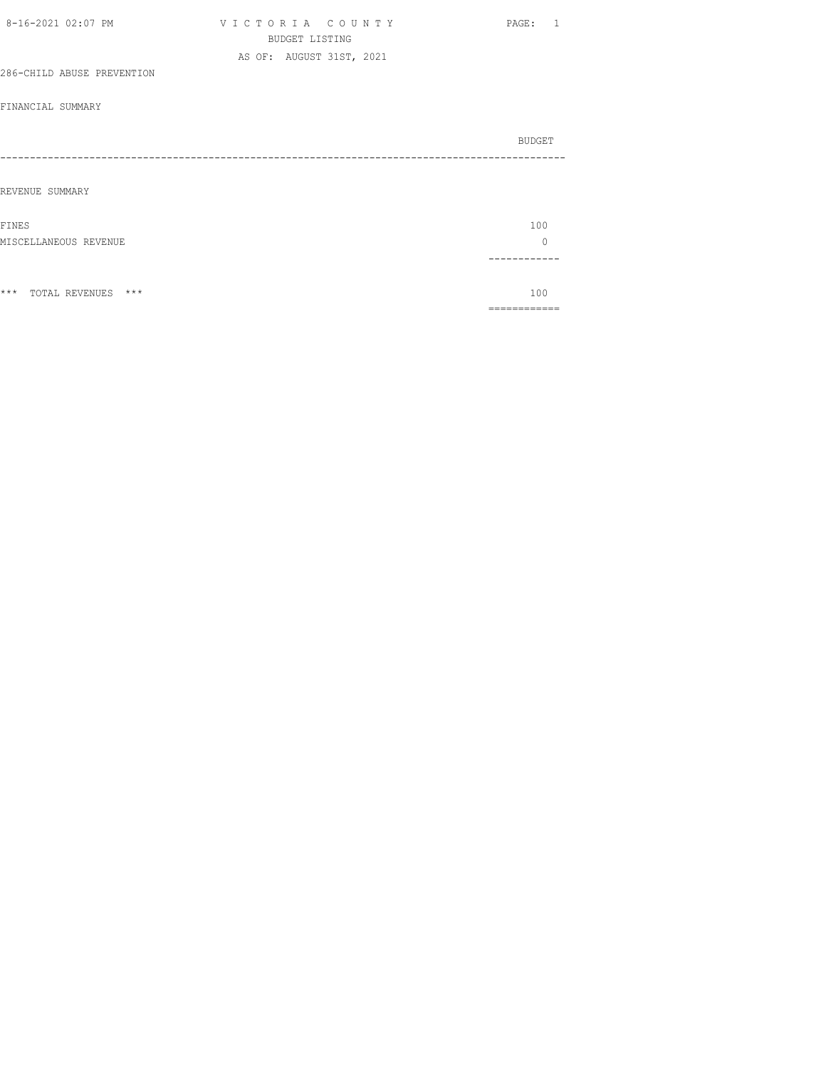VICTORIA COUNTY
BUDGET LISTING
AS OF: AUGUST 31ST, 2021

286-CHILD ABUSE PREVENTION

FINANCIAL SUMMARY

| | BUDGET |
|---|---|
| **REVENUE SUMMARY** | |
| FINES | 100 |
| MISCELLANEOUS REVENUE | 0 |
| *** TOTAL REVENUES *** | 100 |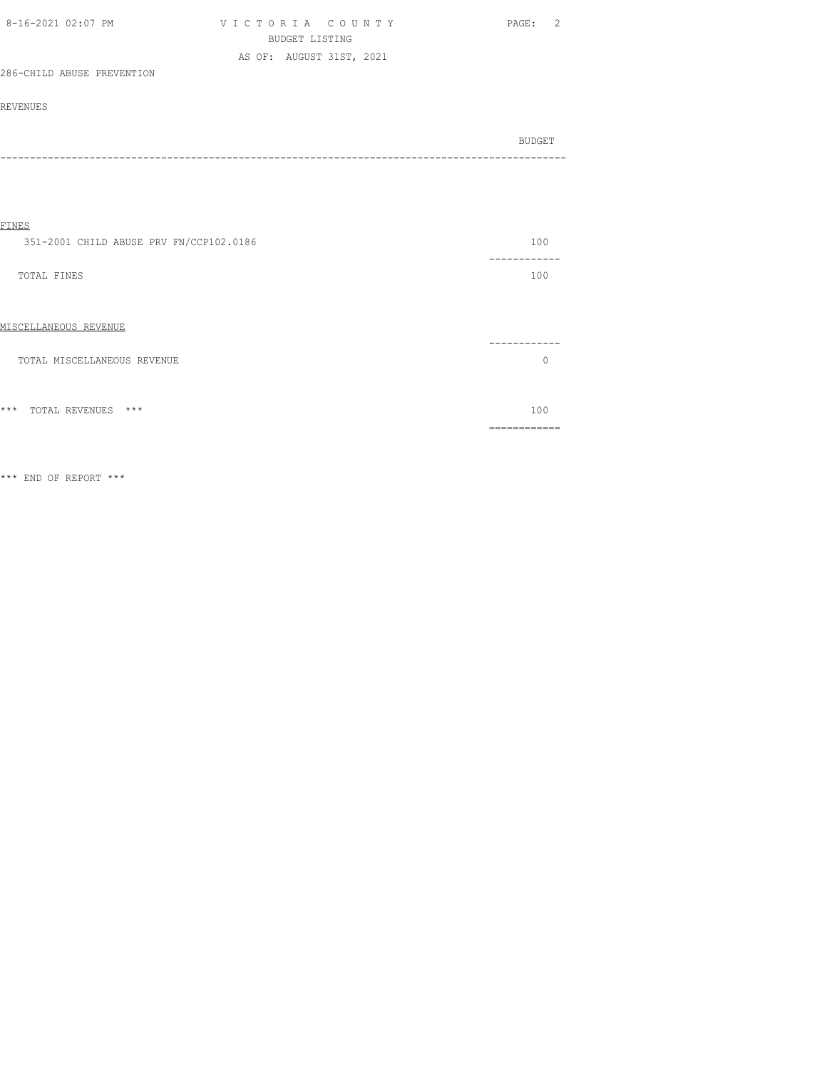## VICTORIA COUNTY

BUDGET LISTING

AS OF: AUGUST 31ST, 2021

286-CHILD ABUSE PREVENTION

REVENUES

| | BUDGET |
|---|---|
| FINES | |
| 351-2001 CHILD ABUSE PRV FN/CCP102.0186 | 100 |
| TOTAL FINES | 100 |
| MISCELLANEOUS REVENUE | |
| TOTAL MISCELLANEOUS REVENUE | 0 |
| *** TOTAL REVENUES *** | 100 |

*** END OF REPORT ***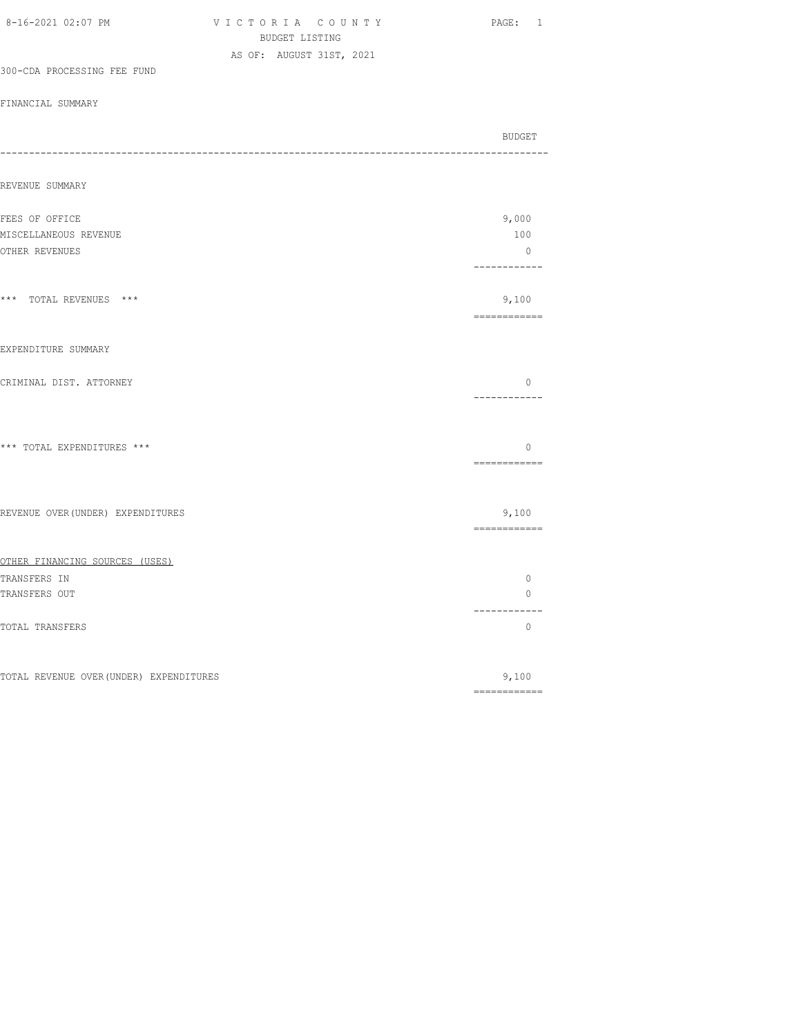VICTORIA COUNTY
BUDGET LISTING
AS OF: AUGUST 31ST, 2021

300-CDA PROCESSING FEE FUND

FINANCIAL SUMMARY

| | BUDGET |
|---|---|
| **REVENUE SUMMARY** | |
| FEES OF OFFICE | 9,000 |
| MISCELLANEOUS REVENUE | 100 |
| OTHER REVENUES | 0 |
| *** TOTAL REVENUES *** | 9,100 |
| **EXPENDITURE SUMMARY** | |
| CRIMINAL DIST. ATTORNEY | 0 |
| *** TOTAL EXPENDITURES *** | 0 |
| REVENUE OVER(UNDER) EXPENDITURES | 9,100 |
| **OTHER FINANCING SOURCES (USES)** | |
| TRANSFERS IN | 0 |
| TRANSFERS OUT | 0 |
| TOTAL TRANSFERS | 0 |
| TOTAL REVENUE OVER(UNDER) EXPENDITURES | 9,100 |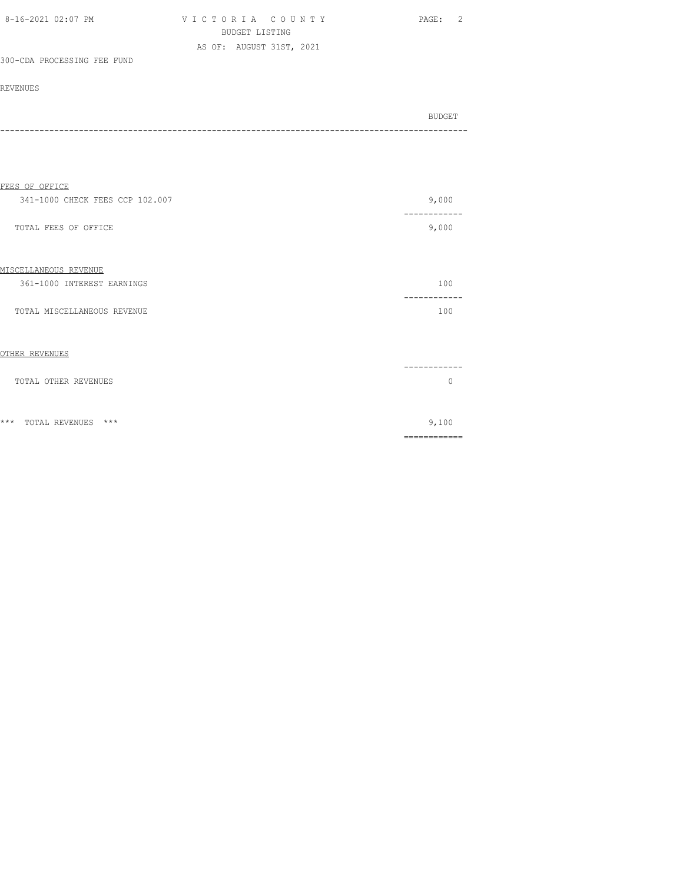VICTORIA COUNTY
BUDGET LISTING
AS OF: AUGUST 31ST, 2021

300-CDA PROCESSING FEE FUND

REVENUES

| | BUDGET |
|---|---|
| **FEES OF OFFICE** | |
| 341-1000 CHECK FEES CCP 102.007 | 9,000 |
| TOTAL FEES OF OFFICE | 9,000 |
| **MISCELLANEOUS REVENUE** | |
| 361-1000 INTEREST EARNINGS | 100 |
| TOTAL MISCELLANEOUS REVENUE | 100 |
| **OTHER REVENUES** | |
| TOTAL OTHER REVENUES | 0 |
| *** TOTAL REVENUES *** | 9,100 |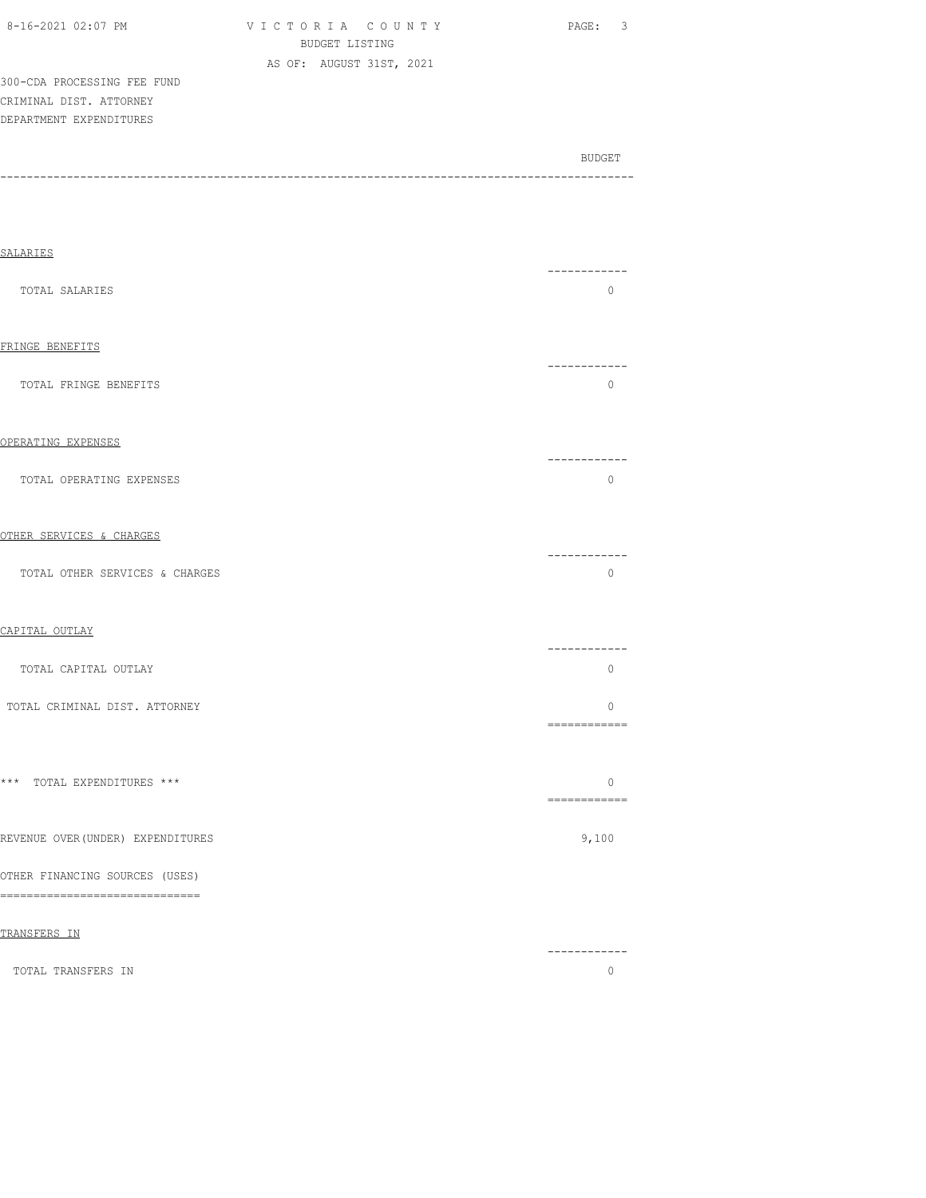VICTORIA COUNTY
BUDGET LISTING
AS OF: AUGUST 31ST, 2021

300-CDA PROCESSING FEE FUND
CRIMINAL DIST. ATTORNEY
DEPARTMENT EXPENDITURES

| | BUDGET |
|---|---|
| SALARIES | |
| TOTAL SALARIES | 0 |
| FRINGE BENEFITS | |
| TOTAL FRINGE BENEFITS | 0 |
| OPERATING EXPENSES | |
| TOTAL OPERATING EXPENSES | 0 |
| OTHER SERVICES & CHARGES | |
| TOTAL OTHER SERVICES & CHARGES | 0 |
| CAPITAL OUTLAY | |
| TOTAL CAPITAL OUTLAY | 0 |
| TOTAL CRIMINAL DIST. ATTORNEY | 0 |
| *** TOTAL EXPENDITURES *** | 0 |
| REVENUE OVER(UNDER) EXPENDITURES | 9,100 |
| OTHER FINANCING SOURCES (USES) | |
| TRANSFERS IN | |
| TOTAL TRANSFERS IN | 0 |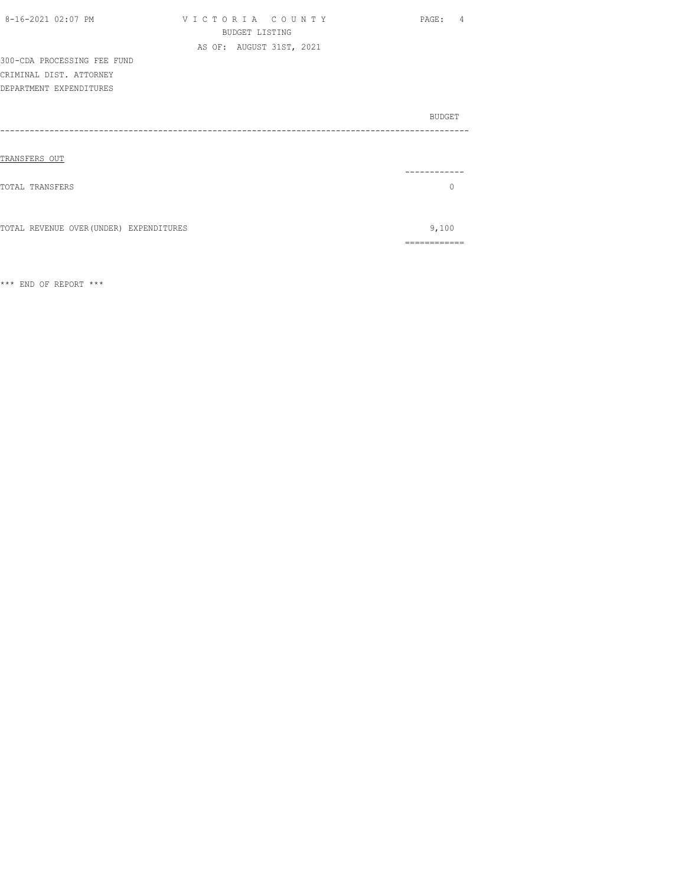VICTORIA COUNTY
BUDGET LISTING
AS OF: AUGUST 31ST, 2021

300-CDA PROCESSING FEE FUND
CRIMINAL DIST. ATTORNEY
DEPARTMENT EXPENDITURES

| | BUDGET |
|---|---|
| TRANSFERS OUT | |
| TOTAL TRANSFERS | 0 |
| TOTAL REVENUE OVER(UNDER) EXPENDITURES | 9,100 |

\*\*\* END OF REPORT \*\*\*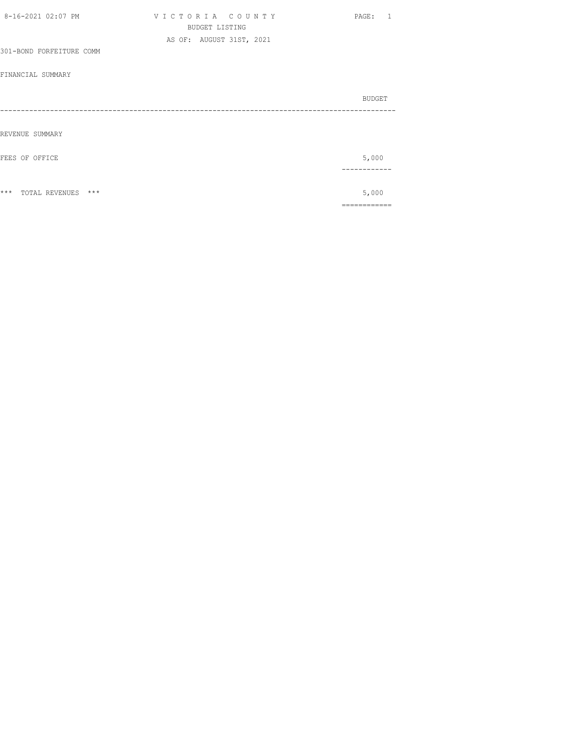VICTORIA COUNTY
BUDGET LISTING
AS OF: AUGUST 31ST, 2021

301-BOND FORFEITURE COMM

FINANCIAL SUMMARY

| | BUDGET |
|---|---|
| REVENUE SUMMARY | |
| FEES OF OFFICE | 5,000 |
| *** TOTAL REVENUES *** | 5,000 |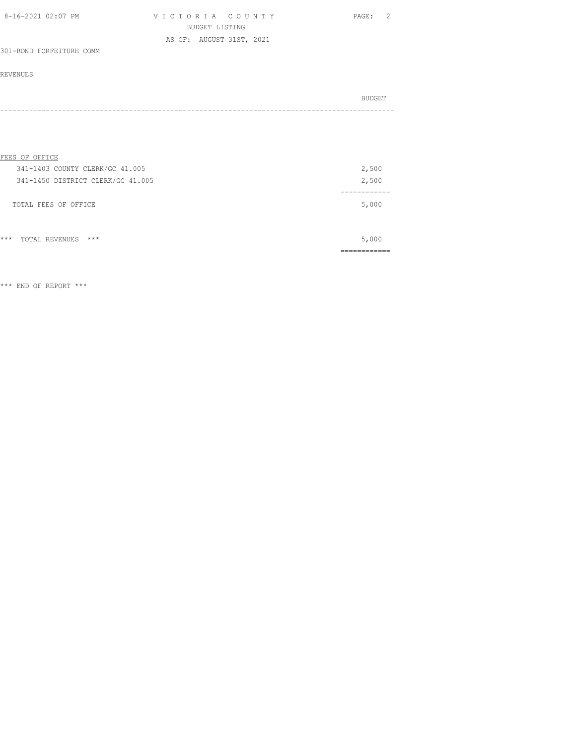VICTORIA COUNTY

BUDGET LISTING

AS OF: AUGUST 31ST, 2021

301-BOND FORFEITURE COMM

REVENUES

| | BUDGET |
|---|---|
| FEES OF OFFICE | |
| 341-1403 COUNTY CLERK/GC 41.005 | 2,500 |
| 341-1450 DISTRICT CLERK/GC 41.005 | 2,500 |
| TOTAL FEES OF OFFICE | 5,000 |
| *** TOTAL REVENUES *** | 5,000 |

*** END OF REPORT ***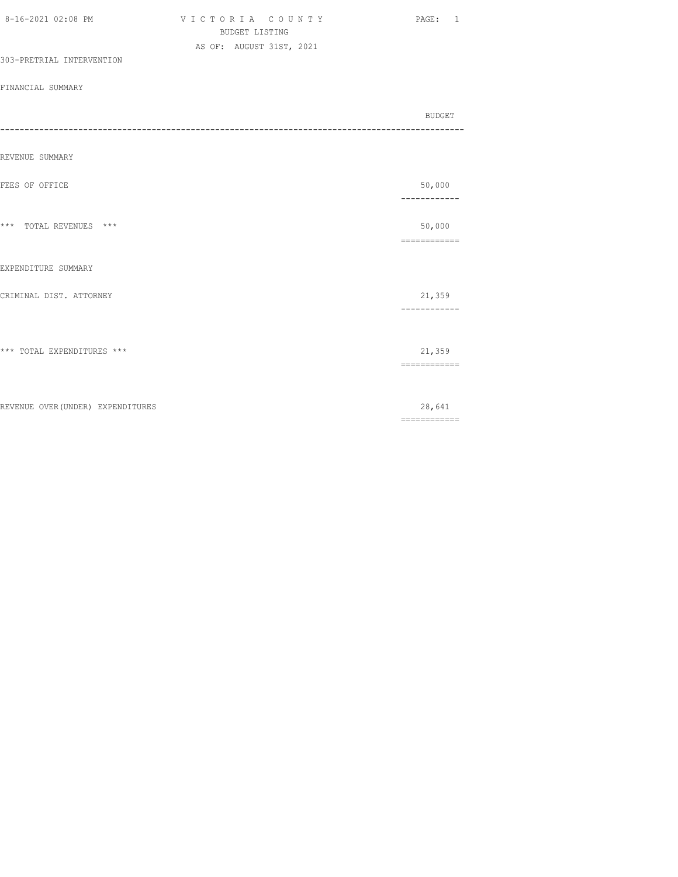VICTORIA COUNTY
BUDGET LISTING
AS OF: AUGUST 31ST, 2021

303-PRETRIAL INTERVENTION

FINANCIAL SUMMARY

| | BUDGET |
|---|---|
| **REVENUE SUMMARY** | |
| FEES OF OFFICE | 50,000 |
| *** TOTAL REVENUES *** | 50,000 |
| **EXPENDITURE SUMMARY** | |
| CRIMINAL DIST. ATTORNEY | 21,359 |
| *** TOTAL EXPENDITURES *** | 21,359 |
| REVENUE OVER(UNDER) EXPENDITURES | 28,641 |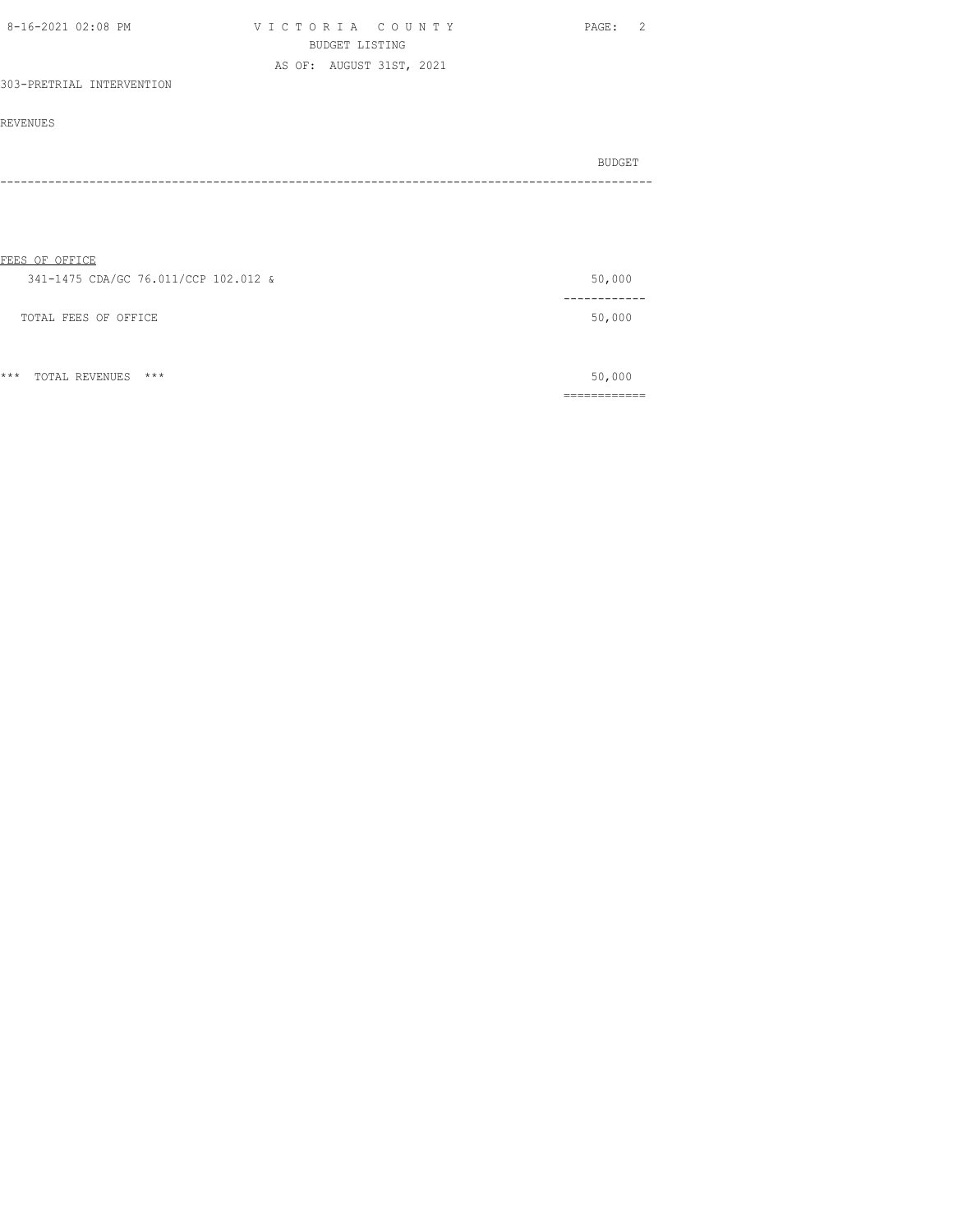VICTORIA COUNTY
BUDGET LISTING
AS OF: AUGUST 31ST, 2021

303-PRETRIAL INTERVENTION

REVENUES

| | BUDGET |
|---|---|
| FEES OF OFFICE | |
| 341-1475 CDA/GC 76.011/CCP 102.012 & | 50,000 |
| TOTAL FEES OF OFFICE | 50,000 |
| *** TOTAL REVENUES *** | 50,000 |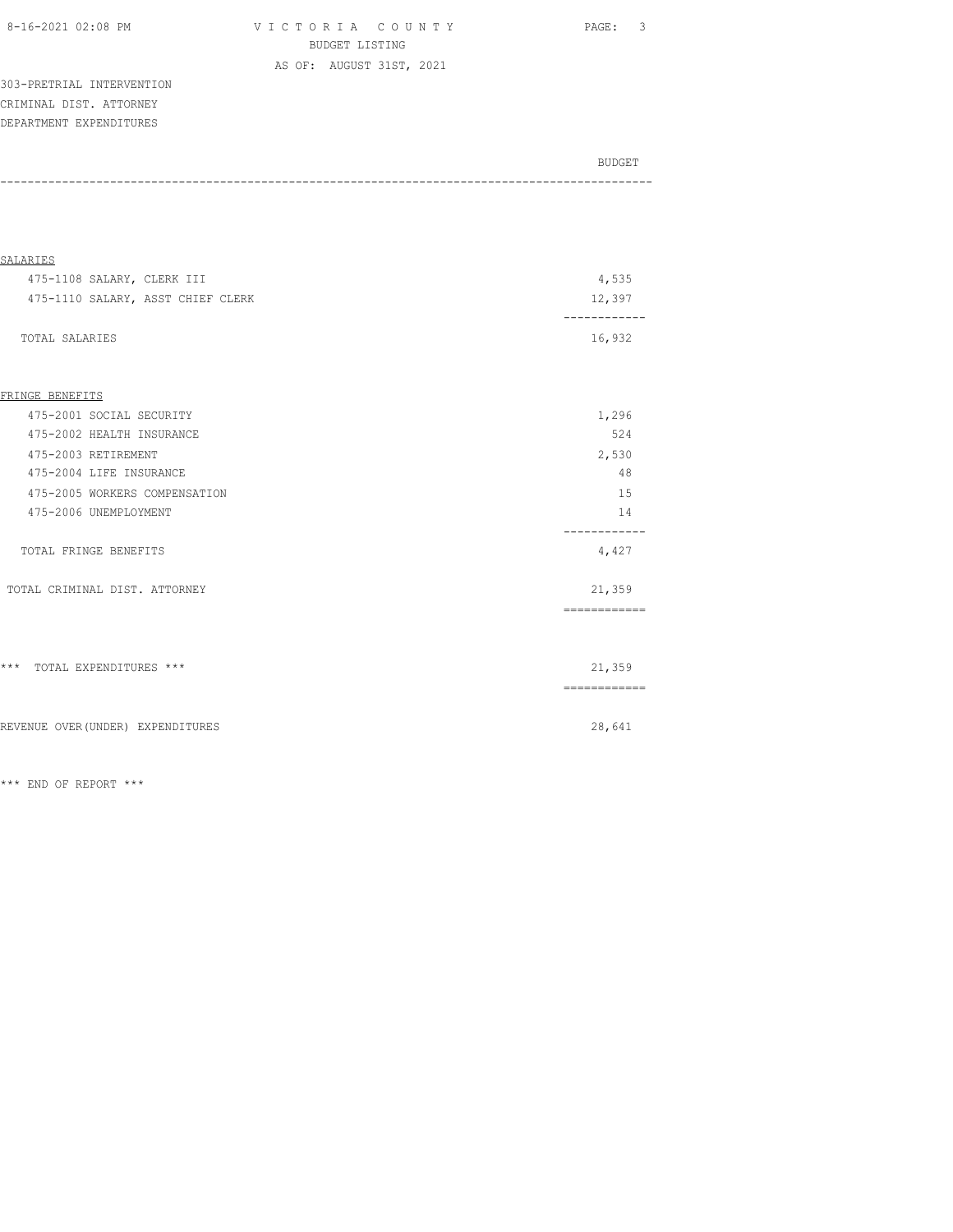VICTORIA COUNTY
BUDGET LISTING
AS OF: AUGUST 31ST, 2021

303-PRETRIAL INTERVENTION
CRIMINAL DIST. ATTORNEY
DEPARTMENT EXPENDITURES

| | BUDGET |
|---|---|
| **SALARIES** | |
| 475-1108 SALARY, CLERK III | 4,535 |
| 475-1110 SALARY, ASST CHIEF CLERK | 12,397 |
| TOTAL SALARIES | 16,932 |
| **FRINGE BENEFITS** | |
| 475-2001 SOCIAL SECURITY | 1,296 |
| 475-2002 HEALTH INSURANCE | 524 |
| 475-2003 RETIREMENT | 2,530 |
| 475-2004 LIFE INSURANCE | 48 |
| 475-2005 WORKERS COMPENSATION | 15 |
| 475-2006 UNEMPLOYMENT | 14 |
| TOTAL FRINGE BENEFITS | 4,427 |
| TOTAL CRIMINAL DIST. ATTORNEY | 21,359 |
| *** TOTAL EXPENDITURES *** | 21,359 |
| REVENUE OVER(UNDER) EXPENDITURES | 28,641 |

*** END OF REPORT ***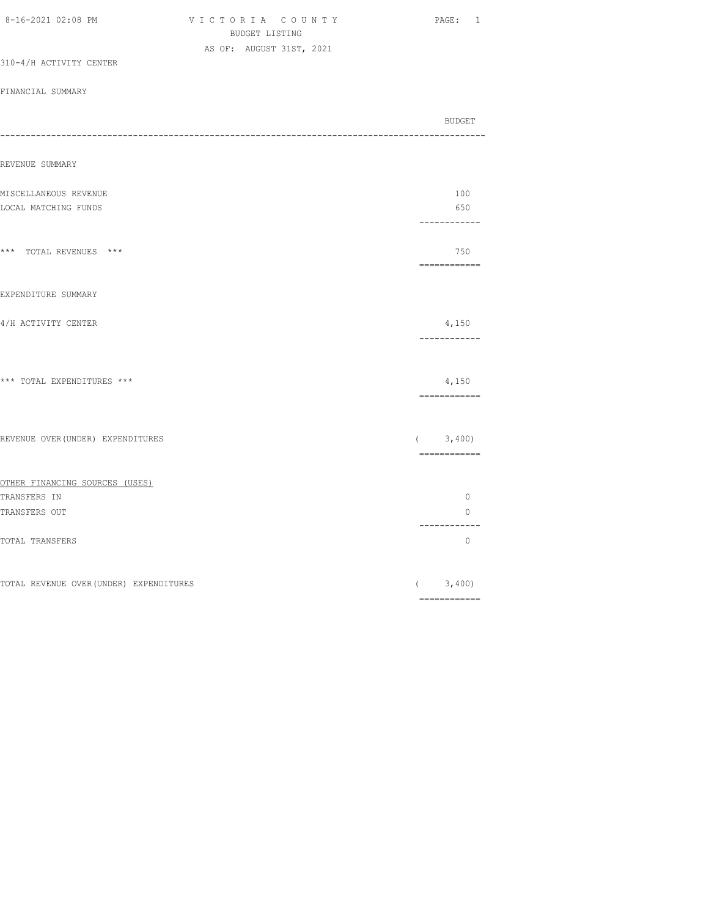VICTORIA COUNTY
BUDGET LISTING
AS OF: AUGUST 31ST, 2021

310-4/H ACTIVITY CENTER

FINANCIAL SUMMARY

| | BUDGET |
|---|---|
| **REVENUE SUMMARY** | |
| MISCELLANEOUS REVENUE | 100 |
| LOCAL MATCHING FUNDS | 650 |
| *** TOTAL REVENUES *** | 750 |
| **EXPENDITURE SUMMARY** | |
| 4/H ACTIVITY CENTER | 4,150 |
| *** TOTAL EXPENDITURES *** | 4,150 |
| REVENUE OVER(UNDER) EXPENDITURES | ( 3,400) |
| OTHER FINANCING SOURCES (USES) | |
| TRANSFERS IN | 0 |
| TRANSFERS OUT | 0 |
| TOTAL TRANSFERS | 0 |
| TOTAL REVENUE OVER(UNDER) EXPENDITURES | ( 3,400) |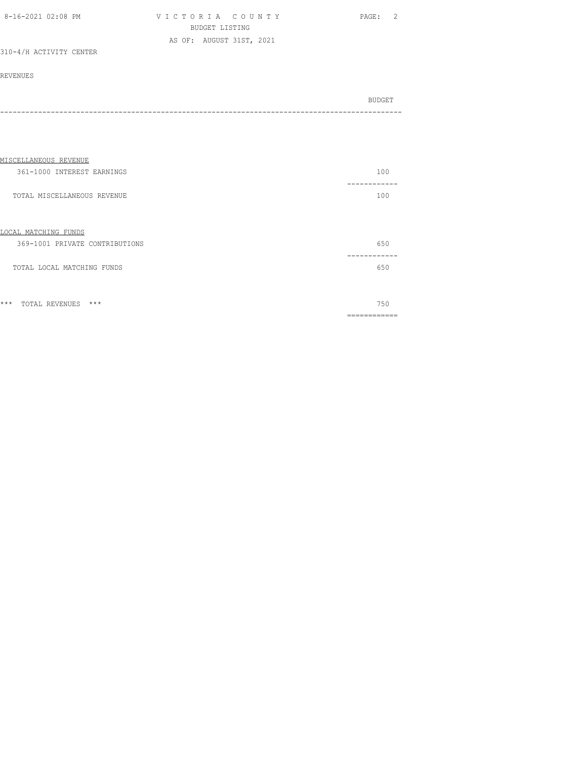VICTORIA COUNTY
BUDGET LISTING
AS OF: AUGUST 31ST, 2021

310-4/H ACTIVITY CENTER

REVENUES

| | BUDGET |
|---|---|
| **MISCELLANEOUS REVENUE** | |
| 361-1000 INTEREST EARNINGS | 100 |
| TOTAL MISCELLANEOUS REVENUE | 100 |
| **LOCAL MATCHING FUNDS** | |
| 369-1001 PRIVATE CONTRIBUTIONS | 650 |
| TOTAL LOCAL MATCHING FUNDS | 650 |
| *** TOTAL REVENUES *** | 750 |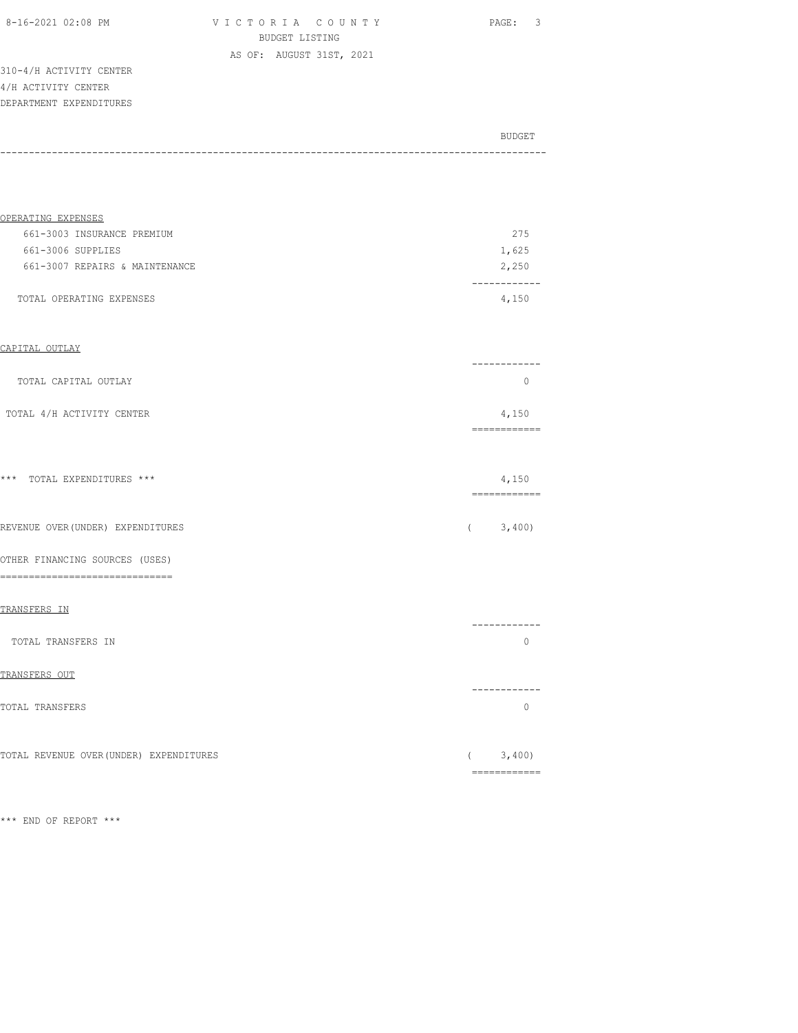310-4/H ACTIVITY CENTER
4/H ACTIVITY CENTER
DEPARTMENT EXPENDITURES

| | BUDGET |
|---|---|
| **OPERATING EXPENSES** | |
| 661-3003 INSURANCE PREMIUM | 275 |
| 661-3006 SUPPLIES | 1,625 |
| 661-3007 REPAIRS & MAINTENANCE | 2,250 |
| TOTAL OPERATING EXPENSES | 4,150 |
| **CAPITAL OUTLAY** | |
| TOTAL CAPITAL OUTLAY | 0 |
| TOTAL 4/H ACTIVITY CENTER | 4,150 |
| *** TOTAL EXPENDITURES *** | 4,150 |
| REVENUE OVER(UNDER) EXPENDITURES | ( 3,400) |
| **OTHER FINANCING SOURCES (USES)** | |
| **TRANSFERS IN** | |
| TOTAL TRANSFERS IN | 0 |
| **TRANSFERS OUT** | |
| TOTAL TRANSFERS | 0 |
| TOTAL REVENUE OVER(UNDER) EXPENDITURES | ( 3,400) |

*** END OF REPORT ***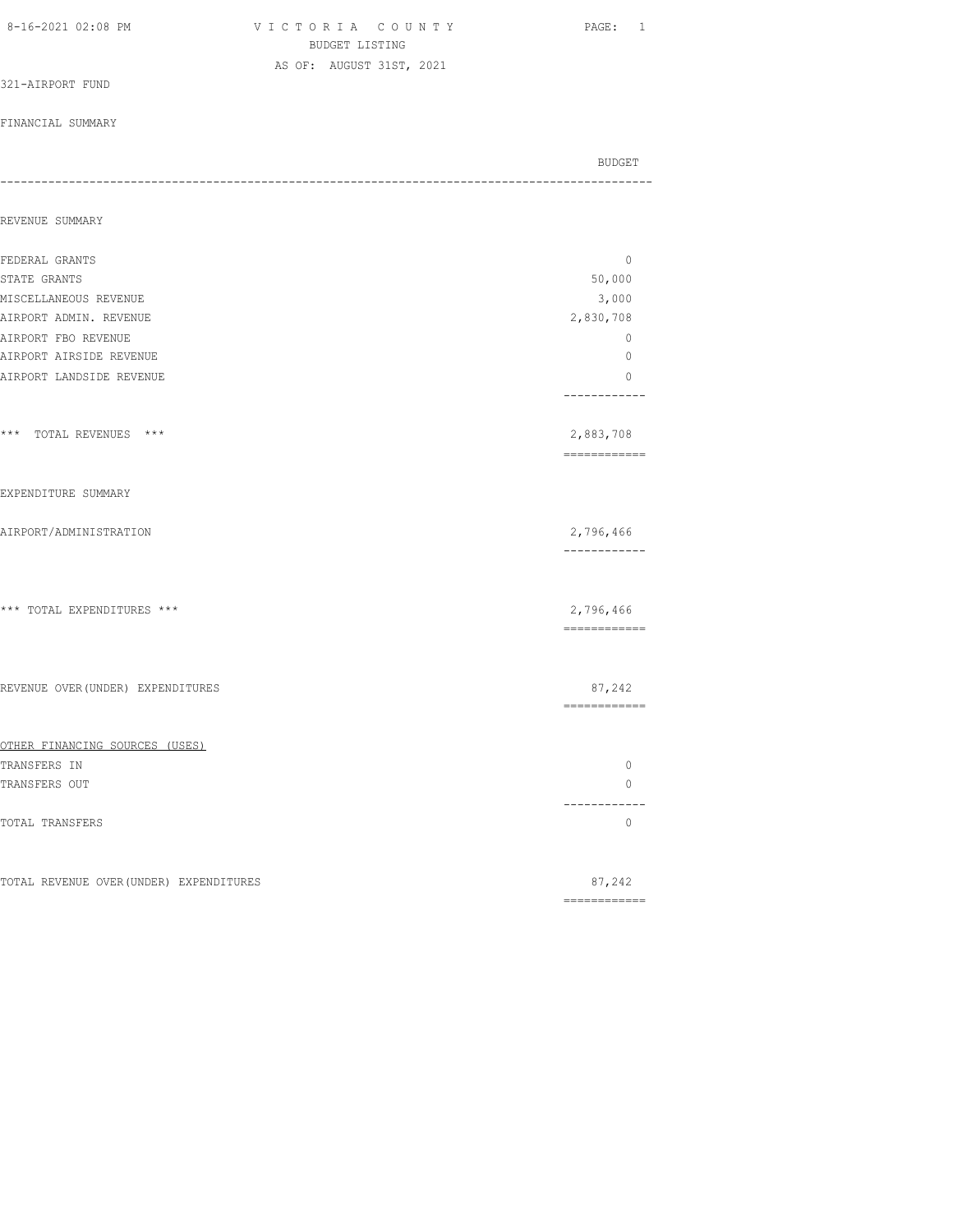VICTORIA COUNTY
BUDGET LISTING
AS OF: AUGUST 31ST, 2021

321-AIRPORT FUND

FINANCIAL SUMMARY

| | BUDGET |
|---|---|
| **REVENUE SUMMARY** | |
| FEDERAL GRANTS | 0 |
| STATE GRANTS | 50,000 |
| MISCELLANEOUS REVENUE | 3,000 |
| AIRPORT ADMIN. REVENUE | 2,830,708 |
| AIRPORT FBO REVENUE | 0 |
| AIRPORT AIRSIDE REVENUE | 0 |
| AIRPORT LANDSIDE REVENUE | 0 |
| *** TOTAL REVENUES *** | 2,883,708 |
| **EXPENDITURE SUMMARY** | |
| AIRPORT/ADMINISTRATION | 2,796,466 |
| *** TOTAL EXPENDITURES *** | 2,796,466 |
| REVENUE OVER(UNDER) EXPENDITURES | 87,242 |
| **OTHER FINANCING SOURCES (USES)** | |
| TRANSFERS IN | 0 |
| TRANSFERS OUT | 0 |
| TOTAL TRANSFERS | 0 |
| TOTAL REVENUE OVER(UNDER) EXPENDITURES | 87,242 |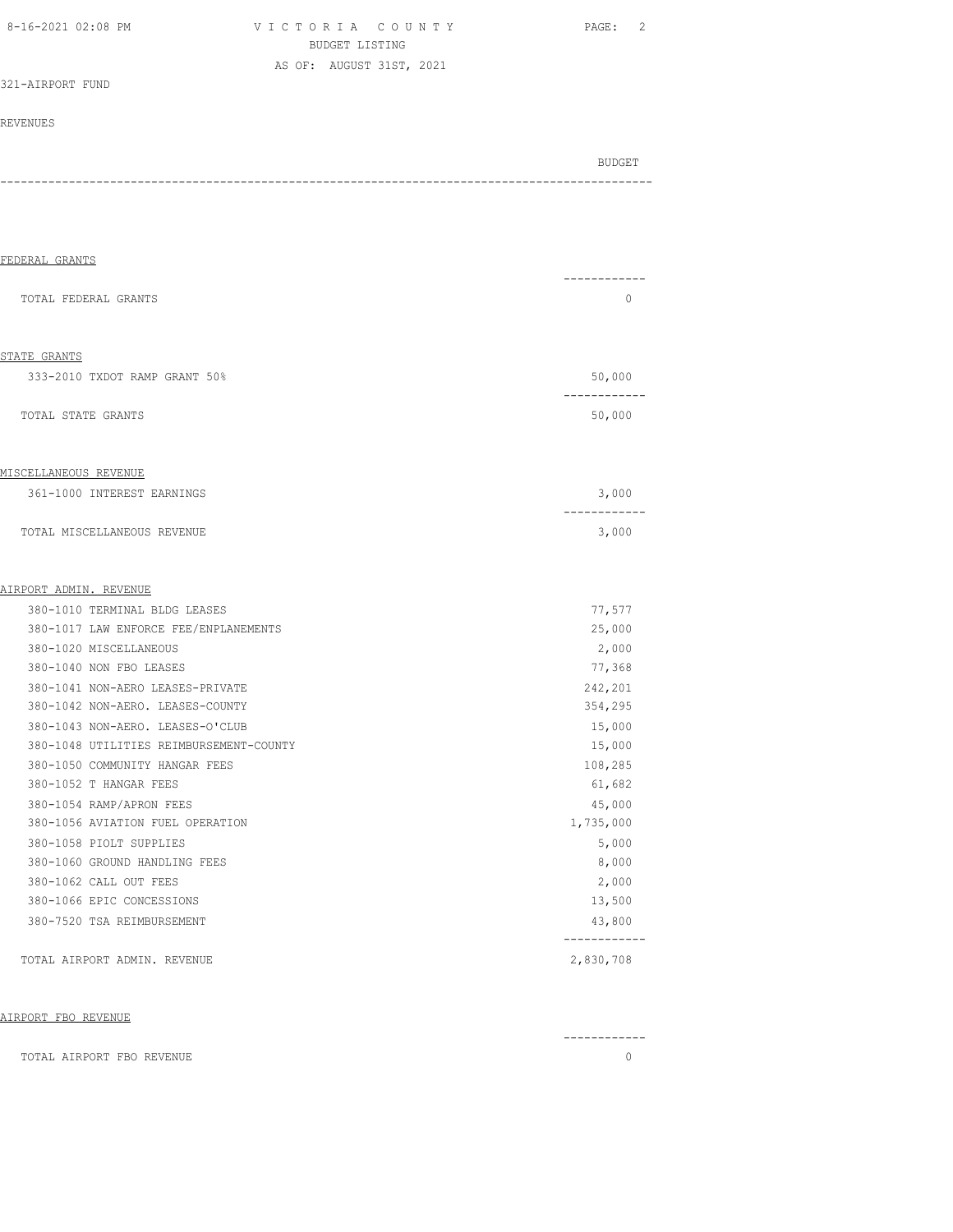321-AIRPORT FUND

REVENUES

| | BUDGET |
|---|---|
| **FEDERAL GRANTS** | |
| TOTAL FEDERAL GRANTS | 0 |
| **STATE GRANTS** | |
| 333-2010 TXDOT RAMP GRANT 50% | 50,000 |
| TOTAL STATE GRANTS | 50,000 |
| **MISCELLANEOUS REVENUE** | |
| 361-1000 INTEREST EARNINGS | 3,000 |
| TOTAL MISCELLANEOUS REVENUE | 3,000 |
| **AIRPORT ADMIN. REVENUE** | |
| 380-1010 TERMINAL BLDG LEASES | 77,577 |
| 380-1017 LAW ENFORCE FEE/ENPLANEMENTS | 25,000 |
| 380-1020 MISCELLANEOUS | 2,000 |
| 380-1040 NON FBO LEASES | 77,368 |
| 380-1041 NON-AERO LEASES-PRIVATE | 242,201 |
| 380-1042 NON-AERO. LEASES-COUNTY | 354,295 |
| 380-1043 NON-AERO. LEASES-O'CLUB | 15,000 |
| 380-1048 UTILITIES REIMBURSEMENT-COUNTY | 15,000 |
| 380-1050 COMMUNITY HANGAR FEES | 108,285 |
| 380-1052 T HANGAR FEES | 61,682 |
| 380-1054 RAMP/APRON FEES | 45,000 |
| 380-1056 AVIATION FUEL OPERATION | 1,735,000 |
| 380-1058 PIOLT SUPPLIES | 5,000 |
| 380-1060 GROUND HANDLING FEES | 8,000 |
| 380-1062 CALL OUT FEES | 2,000 |
| 380-1066 EPIC CONCESSIONS | 13,500 |
| 380-7520 TSA REIMBURSEMENT | 43,800 |
| TOTAL AIRPORT ADMIN. REVENUE | 2,830,708 |
| **AIRPORT FBO REVENUE** | |
| TOTAL AIRPORT FBO REVENUE | 0 |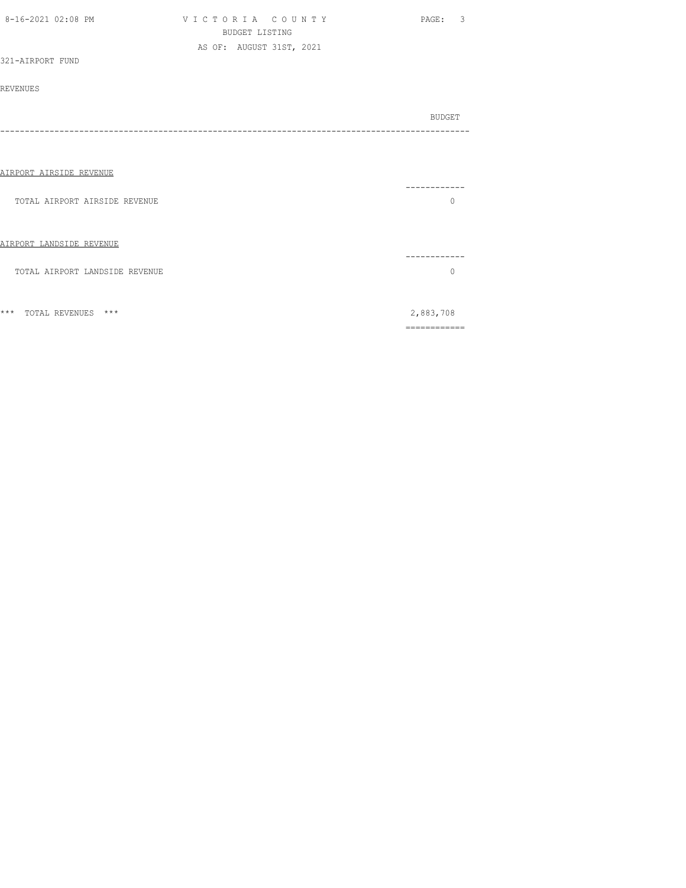VICTORIA COUNTY
BUDGET LISTING
AS OF: AUGUST 31ST, 2021

321-AIRPORT FUND

REVENUES

| | BUDGET |
|---|---|
| **AIRPORT AIRSIDE REVENUE** | |
| TOTAL AIRPORT AIRSIDE REVENUE | 0 |
| **AIRPORT LANDSIDE REVENUE** | |
| TOTAL AIRPORT LANDSIDE REVENUE | 0 |
| *** TOTAL REVENUES *** | 2,883,708 |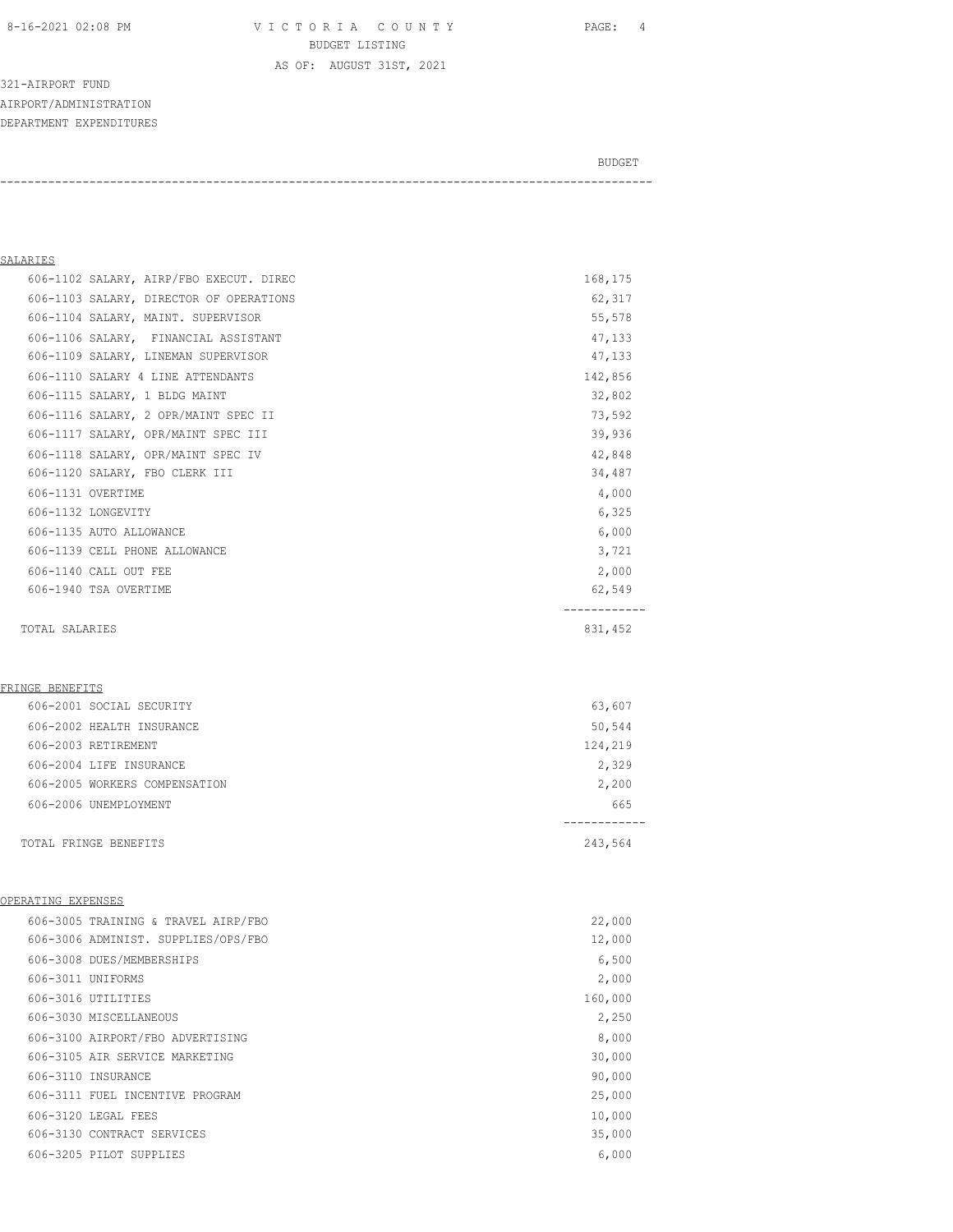VICTORIA COUNTY
BUDGET LISTING
AS OF: AUGUST 31ST, 2021

321-AIRPORT FUND
AIRPORT/ADMINISTRATION
DEPARTMENT EXPENDITURES

| | BUDGET |
|---|---|
| **SALARIES** | |
| 606-1102 SALARY, AIRP/FBO EXECUT. DIREC | 168,175 |
| 606-1103 SALARY, DIRECTOR OF OPERATIONS | 62,317 |
| 606-1104 SALARY, MAINT. SUPERVISOR | 55,578 |
| 606-1106 SALARY, FINANCIAL ASSISTANT | 47,133 |
| 606-1109 SALARY, LINEMAN SUPERVISOR | 47,133 |
| 606-1110 SALARY 4 LINE ATTENDANTS | 142,856 |
| 606-1115 SALARY, 1 BLDG MAINT | 32,802 |
| 606-1116 SALARY, 2 OPR/MAINT SPEC II | 73,592 |
| 606-1117 SALARY, OPR/MAINT SPEC III | 39,936 |
| 606-1118 SALARY, OPR/MAINT SPEC IV | 42,848 |
| 606-1120 SALARY, FBO CLERK III | 34,487 |
| 606-1131 OVERTIME | 4,000 |
| 606-1132 LONGEVITY | 6,325 |
| 606-1135 AUTO ALLOWANCE | 6,000 |
| 606-1139 CELL PHONE ALLOWANCE | 3,721 |
| 606-1140 CALL OUT FEE | 2,000 |
| 606-1940 TSA OVERTIME | 62,549 |
| TOTAL SALARIES | 831,452 |
| **FRINGE BENEFITS** | |
| 606-2001 SOCIAL SECURITY | 63,607 |
| 606-2002 HEALTH INSURANCE | 50,544 |
| 606-2003 RETIREMENT | 124,219 |
| 606-2004 LIFE INSURANCE | 2,329 |
| 606-2005 WORKERS COMPENSATION | 2,200 |
| 606-2006 UNEMPLOYMENT | 665 |
| TOTAL FRINGE BENEFITS | 243,564 |
| **OPERATING EXPENSES** | |
| 606-3005 TRAINING & TRAVEL AIRP/FBO | 22,000 |
| 606-3006 ADMINIST. SUPPLIES/OPS/FBO | 12,000 |
| 606-3008 DUES/MEMBERSHIPS | 6,500 |
| 606-3011 UNIFORMS | 2,000 |
| 606-3016 UTILITIES | 160,000 |
| 606-3030 MISCELLANEOUS | 2,250 |
| 606-3100 AIRPORT/FBO ADVERTISING | 8,000 |
| 606-3105 AIR SERVICE MARKETING | 30,000 |
| 606-3110 INSURANCE | 90,000 |
| 606-3111 FUEL INCENTIVE PROGRAM | 25,000 |
| 606-3120 LEGAL FEES | 10,000 |
| 606-3130 CONTRACT SERVICES | 35,000 |
| 606-3205 PILOT SUPPLIES | 6,000 |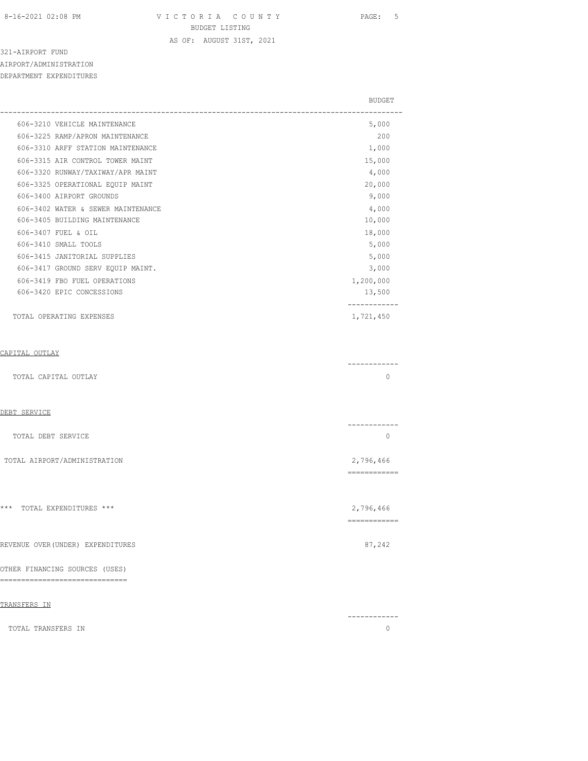VICTORIA COUNTY
BUDGET LISTING
AS OF: AUGUST 31ST, 2021

321-AIRPORT FUND
AIRPORT/ADMINISTRATION
DEPARTMENT EXPENDITURES

| | BUDGET |
|---|---|
| 606-3210 VEHICLE MAINTENANCE | 5,000 |
| 606-3225 RAMP/APRON MAINTENANCE | 200 |
| 606-3310 ARFF STATION MAINTENANCE | 1,000 |
| 606-3315 AIR CONTROL TOWER MAINT | 15,000 |
| 606-3320 RUNWAY/TAXIWAY/APR MAINT | 4,000 |
| 606-3325 OPERATIONAL EQUIP MAINT | 20,000 |
| 606-3400 AIRPORT GROUNDS | 9,000 |
| 606-3402 WATER & SEWER MAINTENANCE | 4,000 |
| 606-3405 BUILDING MAINTENANCE | 10,000 |
| 606-3407 FUEL & OIL | 18,000 |
| 606-3410 SMALL TOOLS | 5,000 |
| 606-3415 JANITORIAL SUPPLIES | 5,000 |
| 606-3417 GROUND SERV EQUIP MAINT. | 3,000 |
| 606-3419 FBO FUEL OPERATIONS | 1,200,000 |
| 606-3420 EPIC CONCESSIONS | 13,500 |
| TOTAL OPERATING EXPENSES | 1,721,450 |
| **CAPITAL OUTLAY** | |
| TOTAL CAPITAL OUTLAY | 0 |
| **DEBT SERVICE** | |
| TOTAL DEBT SERVICE | 0 |
| TOTAL AIRPORT/ADMINISTRATION | 2,796,466 |
| *** TOTAL EXPENDITURES *** | 2,796,466 |
| REVENUE OVER(UNDER) EXPENDITURES | 87,242 |
| OTHER FINANCING SOURCES (USES) | |
| **TRANSFERS IN** | |
| TOTAL TRANSFERS IN | 0 |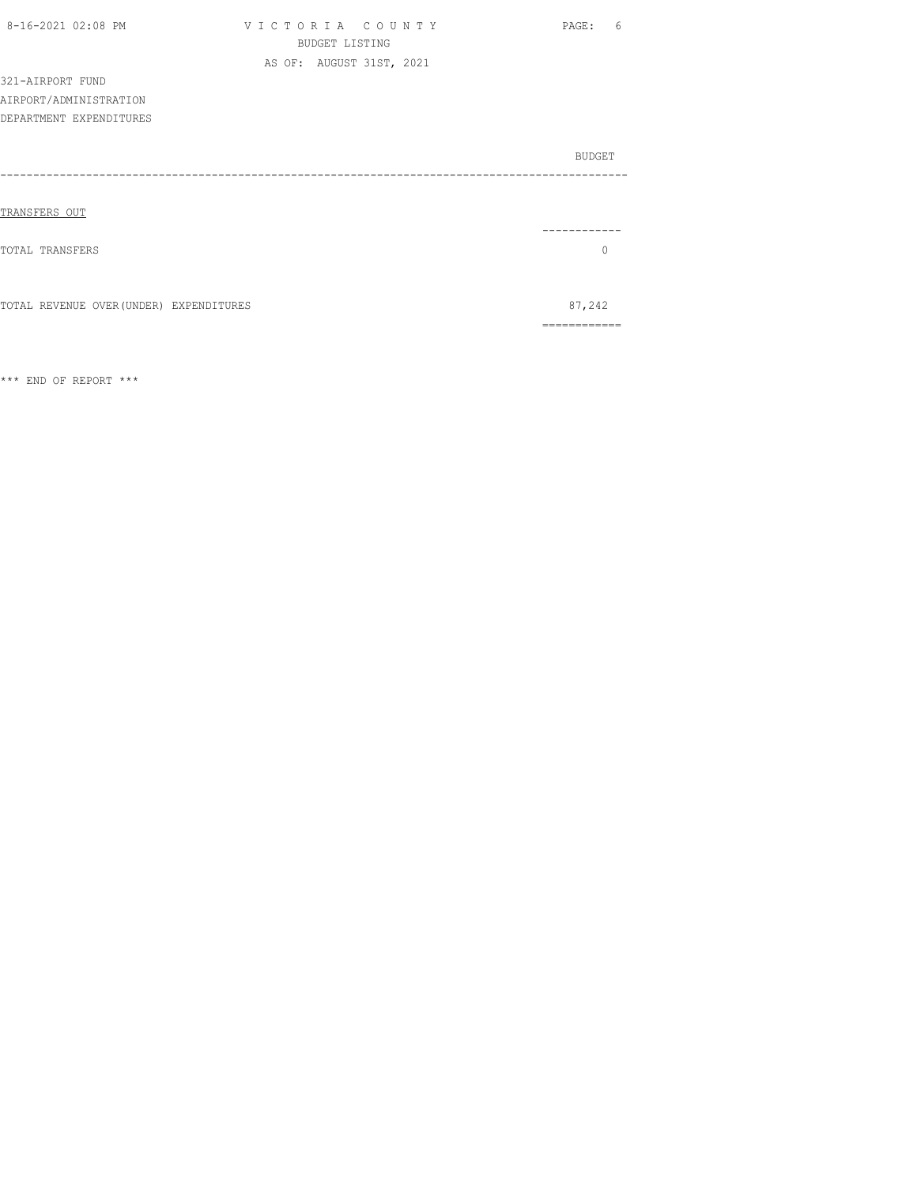321-AIRPORT FUND
AIRPORT/ADMINISTRATION
DEPARTMENT EXPENDITURES

| | BUDGET |
|---|---|
| TRANSFERS OUT | |
| TOTAL TRANSFERS | 0 |
| TOTAL REVENUE OVER(UNDER) EXPENDITURES | 87,242 |

*** END OF REPORT ***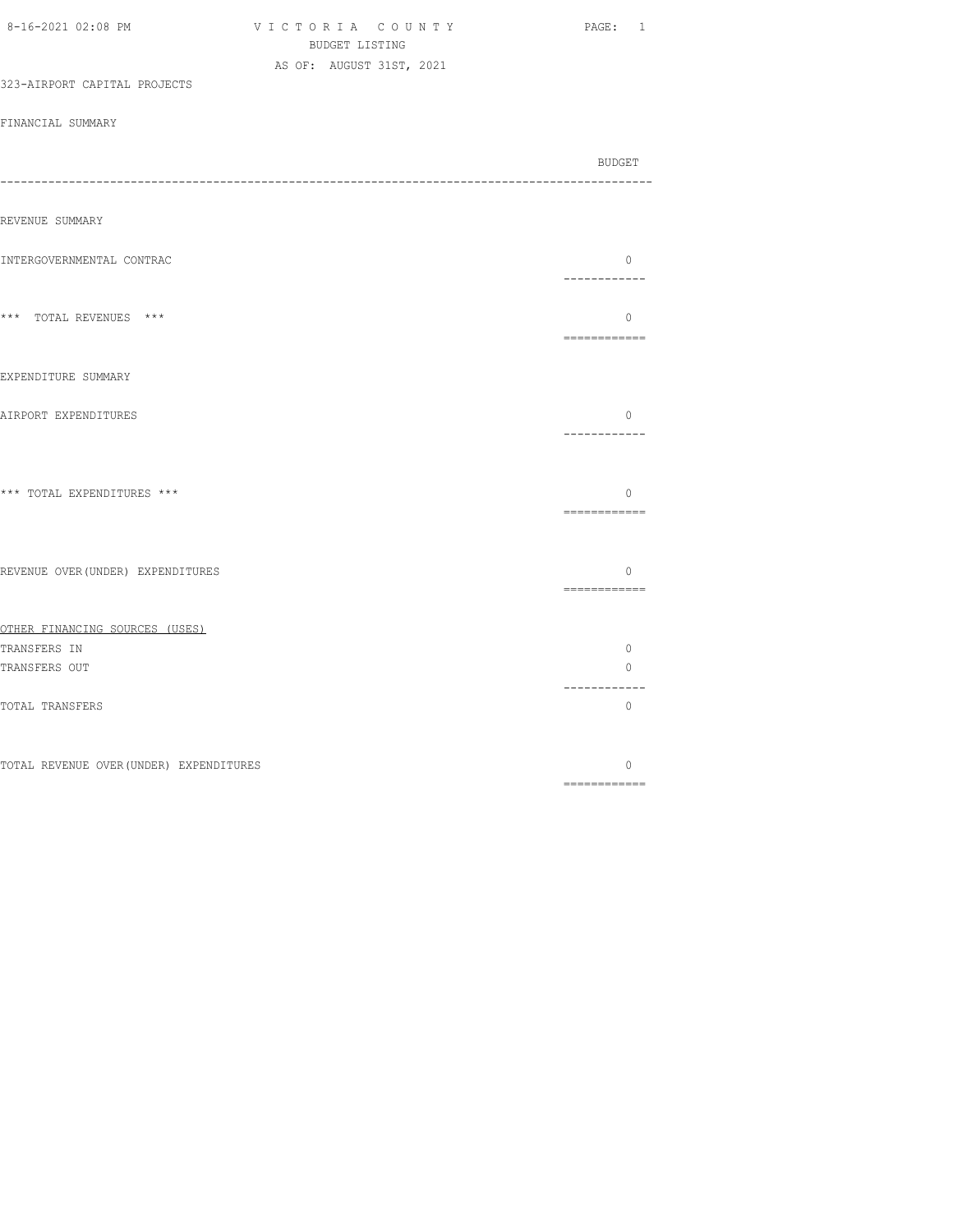VICTORIA COUNTY

BUDGET LISTING

AS OF: AUGUST 31ST, 2021

323-AIRPORT CAPITAL PROJECTS

FINANCIAL SUMMARY

| | BUDGET |
|---|---|
| **REVENUE SUMMARY** | |
| INTERGOVERNMENTAL CONTRAC | 0 |
| *** TOTAL REVENUES *** | 0 |
| **EXPENDITURE SUMMARY** | |
| AIRPORT EXPENDITURES | 0 |
| *** TOTAL EXPENDITURES *** | 0 |
| REVENUE OVER(UNDER) EXPENDITURES | 0 |
| OTHER FINANCING SOURCES (USES) | |
| TRANSFERS IN | 0 |
| TRANSFERS OUT | 0 |
| TOTAL TRANSFERS | 0 |
| TOTAL REVENUE OVER(UNDER) EXPENDITURES | 0 |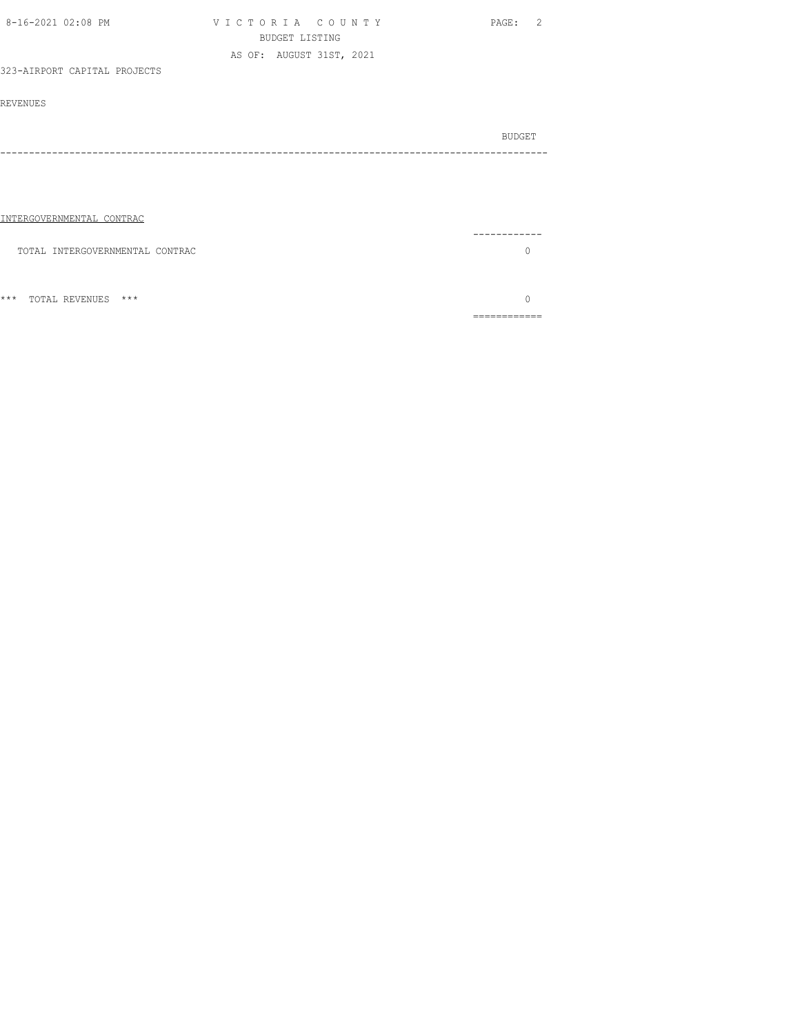VICTORIA COUNTY

BUDGET LISTING

AS OF: AUGUST 31ST, 2021

323-AIRPORT CAPITAL PROJECTS

REVENUES

| | BUDGET |
|---|---|
| INTERGOVERNMENTAL CONTRAC | |
| TOTAL INTERGOVERNMENTAL CONTRAC | 0 |
| *** TOTAL REVENUES *** | 0 |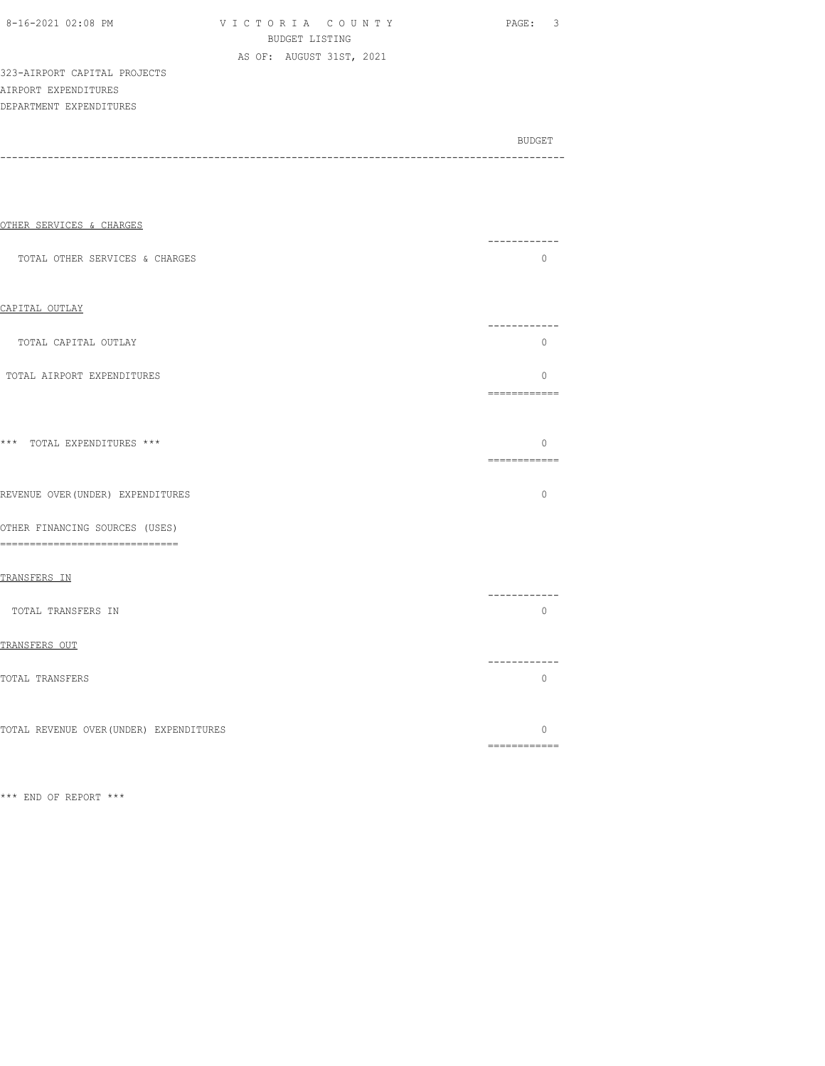VICTORIA COUNTY
BUDGET LISTING
AS OF: AUGUST 31ST, 2021

323-AIRPORT CAPITAL PROJECTS
AIRPORT EXPENDITURES
DEPARTMENT EXPENDITURES

| | BUDGET |
|---|---|
| OTHER SERVICES & CHARGES | |
| TOTAL OTHER SERVICES & CHARGES | 0 |
| CAPITAL OUTLAY | |
| TOTAL CAPITAL OUTLAY | 0 |
| TOTAL AIRPORT EXPENDITURES | 0 |
| *** TOTAL EXPENDITURES *** | 0 |
| REVENUE OVER(UNDER) EXPENDITURES | 0 |
| OTHER FINANCING SOURCES (USES) | |
| TRANSFERS IN | |
| TOTAL TRANSFERS IN | 0 |
| TRANSFERS OUT | |
| TOTAL TRANSFERS | 0 |
| TOTAL REVENUE OVER(UNDER) EXPENDITURES | 0 |

*** END OF REPORT ***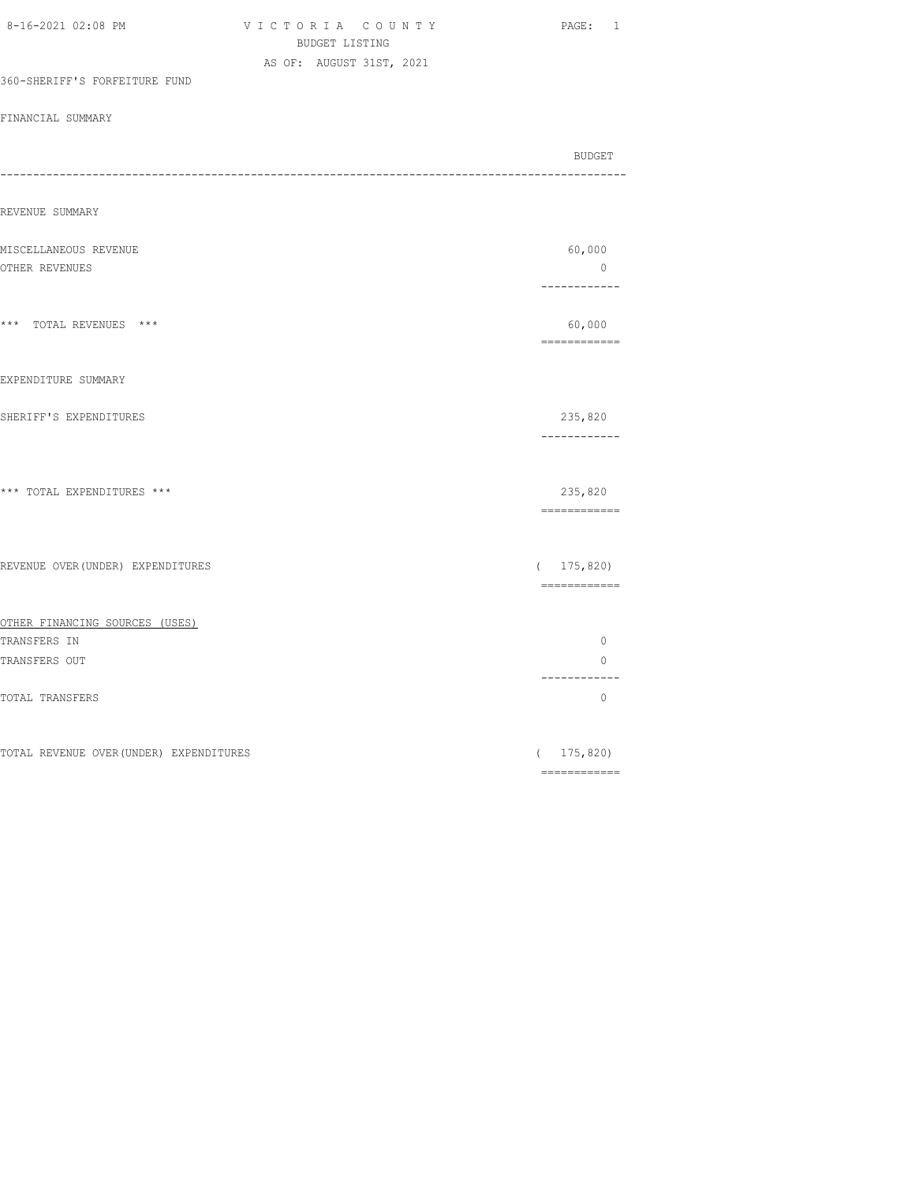VICTORIA COUNTY
BUDGET LISTING
AS OF: AUGUST 31ST, 2021

360-SHERIFF'S FORFEITURE FUND

FINANCIAL SUMMARY

| | BUDGET |
|---|---|
| **REVENUE SUMMARY** | |
| MISCELLANEOUS REVENUE | 60,000 |
| OTHER REVENUES | 0 |
| *** TOTAL REVENUES *** | 60,000 |
| **EXPENDITURE SUMMARY** | |
| SHERIFF'S EXPENDITURES | 235,820 |
| *** TOTAL EXPENDITURES *** | 235,820 |
| REVENUE OVER(UNDER) EXPENDITURES | ( 175,820) |
| **OTHER FINANCING SOURCES (USES)** | |
| TRANSFERS IN | 0 |
| TRANSFERS OUT | 0 |
| TOTAL TRANSFERS | 0 |
| TOTAL REVENUE OVER(UNDER) EXPENDITURES | ( 175,820) |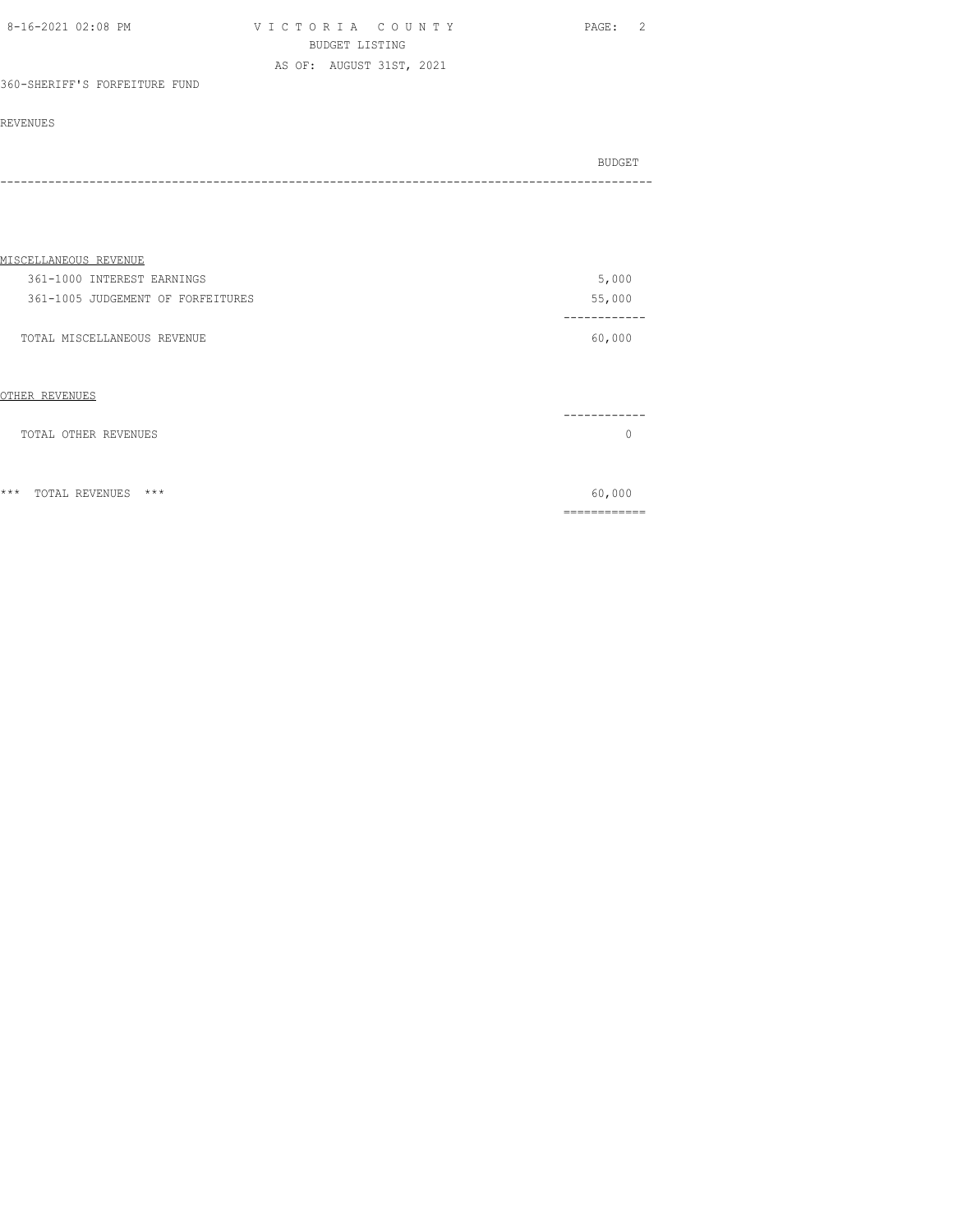VICTORIA COUNTY
BUDGET LISTING
AS OF: AUGUST 31ST, 2021

360-SHERIFF'S FORFEITURE FUND

REVENUES

| | BUDGET |
|---|---|
| **MISCELLANEOUS REVENUE** | |
| 361-1000 INTEREST EARNINGS | 5,000 |
| 361-1005 JUDGEMENT OF FORFEITURES | 55,000 |
| TOTAL MISCELLANEOUS REVENUE | 60,000 |
| **OTHER REVENUES** | |
| TOTAL OTHER REVENUES | 0 |
| *** TOTAL REVENUES *** | 60,000 |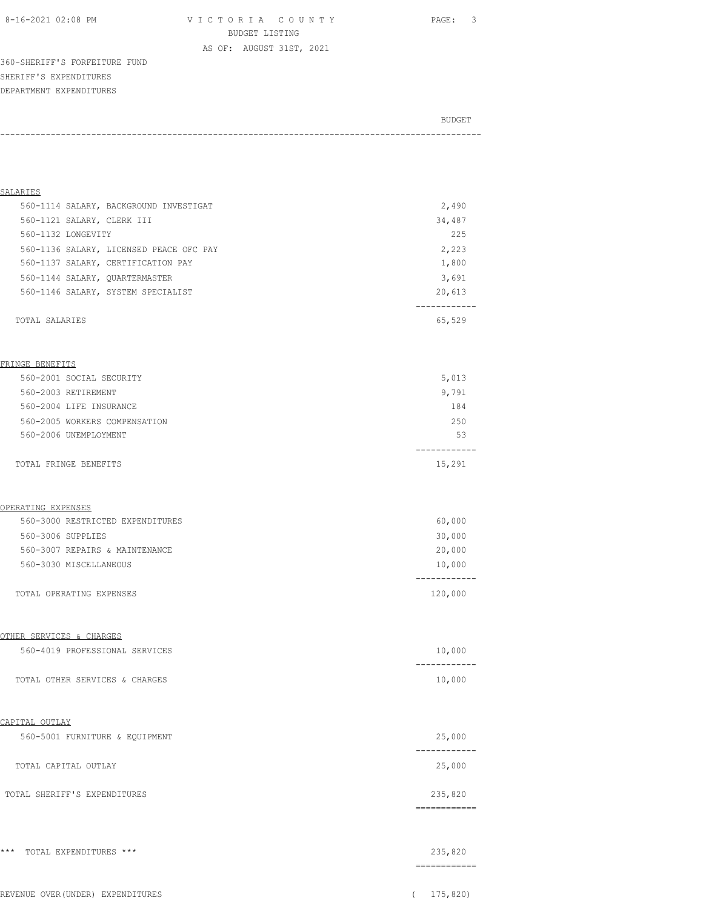# VICTORIA COUNTY

BUDGET LISTING

AS OF: AUGUST 31ST, 2021

360-SHERIFF'S FORFEITURE FUND

SHERIFF'S EXPENDITURES

DEPARTMENT EXPENDITURES

| | BUDGET |
|---|---|
| **SALARIES** | |
| 560-1114 SALARY, BACKGROUND INVESTIGAT | 2,490 |
| 560-1121 SALARY, CLERK III | 34,487 |
| 560-1132 LONGEVITY | 225 |
| 560-1136 SALARY, LICENSED PEACE OFC PAY | 2,223 |
| 560-1137 SALARY, CERTIFICATION PAY | 1,800 |
| 560-1144 SALARY, QUARTERMASTER | 3,691 |
| 560-1146 SALARY, SYSTEM SPECIALIST | 20,613 |
| TOTAL SALARIES | 65,529 |
| **FRINGE BENEFITS** | |
| 560-2001 SOCIAL SECURITY | 5,013 |
| 560-2003 RETIREMENT | 9,791 |
| 560-2004 LIFE INSURANCE | 184 |
| 560-2005 WORKERS COMPENSATION | 250 |
| 560-2006 UNEMPLOYMENT | 53 |
| TOTAL FRINGE BENEFITS | 15,291 |
| **OPERATING EXPENSES** | |
| 560-3000 RESTRICTED EXPENDITURES | 60,000 |
| 560-3006 SUPPLIES | 30,000 |
| 560-3007 REPAIRS & MAINTENANCE | 20,000 |
| 560-3030 MISCELLANEOUS | 10,000 |
| TOTAL OPERATING EXPENSES | 120,000 |
| **OTHER SERVICES & CHARGES** | |
| 560-4019 PROFESSIONAL SERVICES | 10,000 |
| TOTAL OTHER SERVICES & CHARGES | 10,000 |
| **CAPITAL OUTLAY** | |
| 560-5001 FURNITURE & EQUIPMENT | 25,000 |
| TOTAL CAPITAL OUTLAY | 25,000 |
| TOTAL SHERIFF'S EXPENDITURES | 235,820 |
| *** TOTAL EXPENDITURES *** | 235,820 |
| REVENUE OVER(UNDER) EXPENDITURES | ( 175,820) |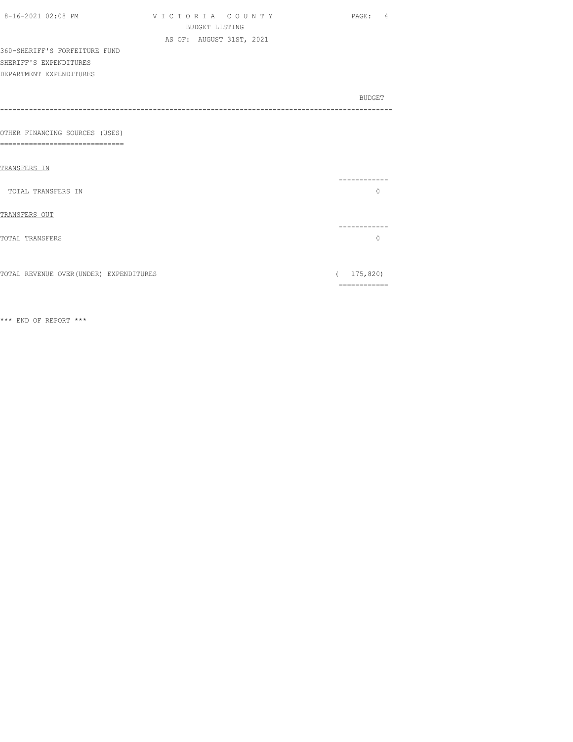VICTORIA COUNTY

BUDGET LISTING

AS OF: AUGUST 31ST, 2021

360-SHERIFF'S FORFEITURE FUND

SHERIFF'S EXPENDITURES

DEPARTMENT EXPENDITURES

| | BUDGET |
|---|---|
| **OTHER FINANCING SOURCES (USES)** | |
| TRANSFERS IN | |
| TOTAL TRANSFERS IN | 0 |
| TRANSFERS OUT | |
| TOTAL TRANSFERS | 0 |
| TOTAL REVENUE OVER(UNDER) EXPENDITURES | ( 175,820) |

\*\*\* END OF REPORT \*\*\*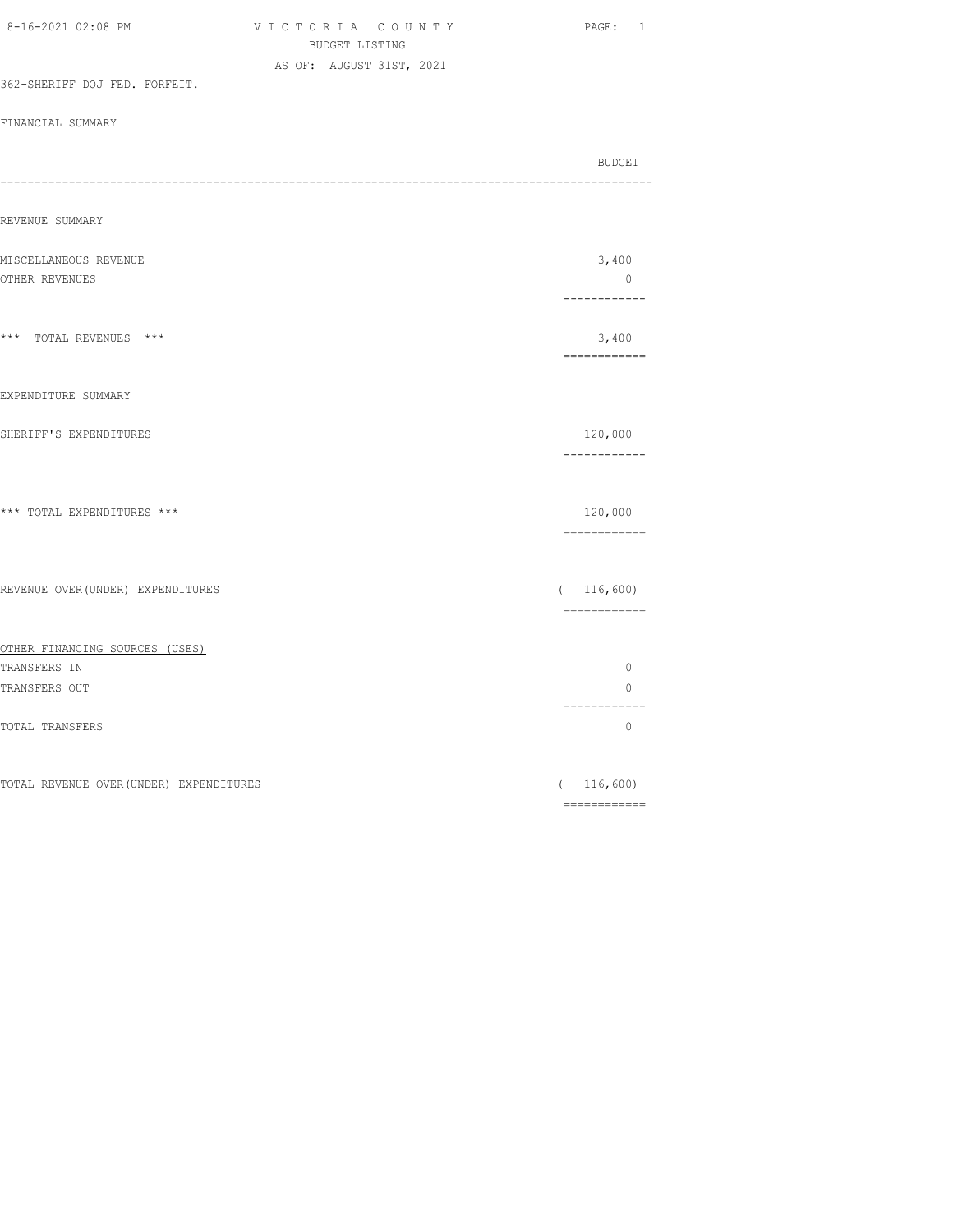VICTORIA COUNTY
BUDGET LISTING
AS OF: AUGUST 31ST, 2021

362-SHERIFF DOJ FED. FORFEIT.

FINANCIAL SUMMARY

| | BUDGET |
|---|---|
| **REVENUE SUMMARY** | |
| MISCELLANEOUS REVENUE | 3,400 |
| OTHER REVENUES | 0 |
| *** TOTAL REVENUES *** | 3,400 |
| **EXPENDITURE SUMMARY** | |
| SHERIFF'S EXPENDITURES | 120,000 |
| *** TOTAL EXPENDITURES *** | 120,000 |
| REVENUE OVER(UNDER) EXPENDITURES | ( 116,600) |
| **OTHER FINANCING SOURCES (USES)** | |
| TRANSFERS IN | 0 |
| TRANSFERS OUT | 0 |
| TOTAL TRANSFERS | 0 |
| TOTAL REVENUE OVER(UNDER) EXPENDITURES | ( 116,600) |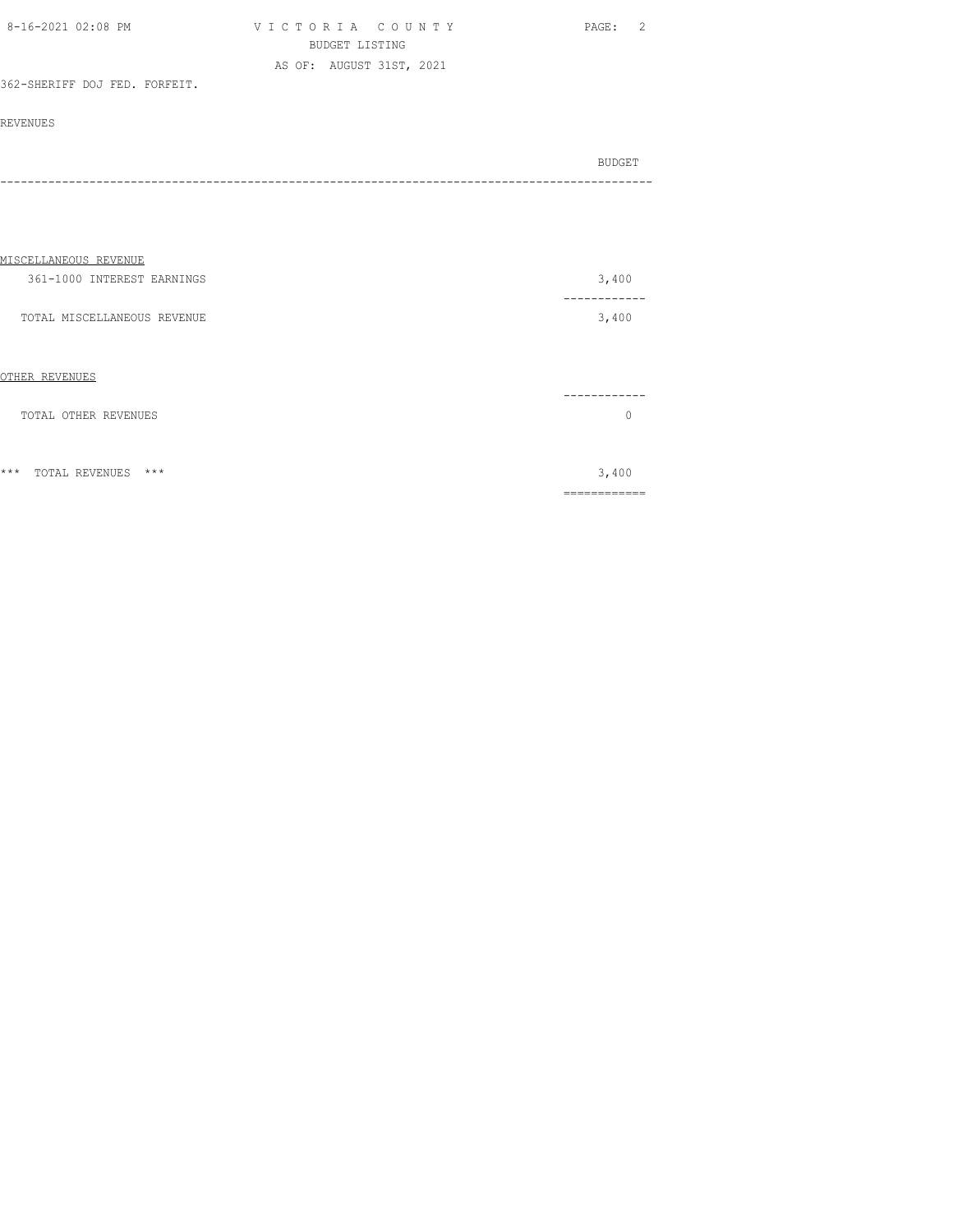VICTORIA COUNTY
BUDGET LISTING
AS OF: AUGUST 31ST, 2021

362-SHERIFF DOJ FED. FORFEIT.

REVENUES

| | BUDGET |
|---|---|
| **MISCELLANEOUS REVENUE** | |
| 361-1000 INTEREST EARNINGS | 3,400 |
| TOTAL MISCELLANEOUS REVENUE | 3,400 |
| **OTHER REVENUES** | |
| TOTAL OTHER REVENUES | 0 |
| *** TOTAL REVENUES *** | 3,400 |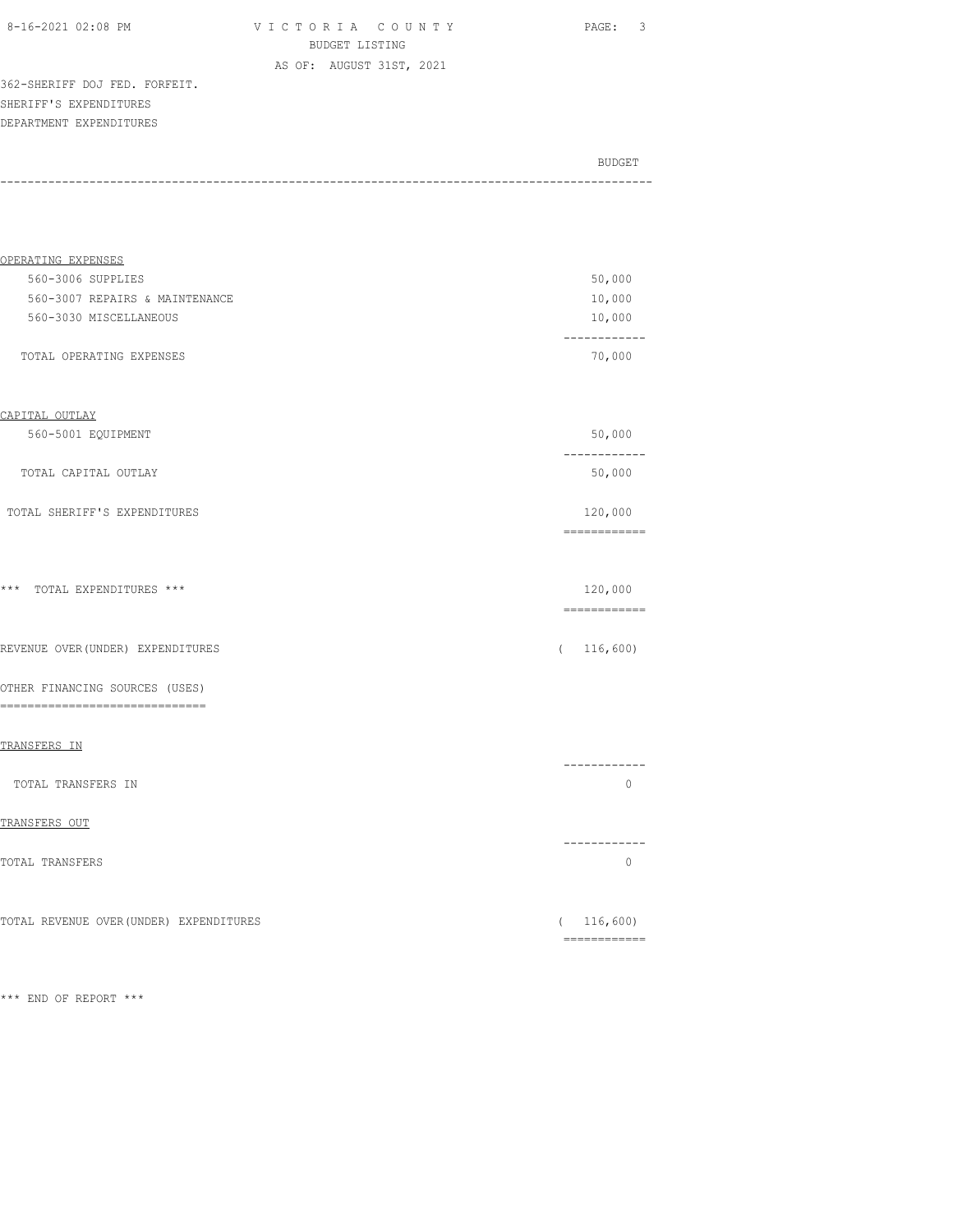VICTORIA COUNTY
BUDGET LISTING
AS OF: AUGUST 31ST, 2021

362-SHERIFF DOJ FED. FORFEIT.
SHERIFF'S EXPENDITURES
DEPARTMENT EXPENDITURES

| | BUDGET |
|---|---|
| OPERATING EXPENSES | |
| 560-3006 SUPPLIES | 50,000 |
| 560-3007 REPAIRS & MAINTENANCE | 10,000 |
| 560-3030 MISCELLANEOUS | 10,000 |
| TOTAL OPERATING EXPENSES | 70,000 |
| CAPITAL OUTLAY | |
| 560-5001 EQUIPMENT | 50,000 |
| TOTAL CAPITAL OUTLAY | 50,000 |
| TOTAL SHERIFF'S EXPENDITURES | 120,000 |
| *** TOTAL EXPENDITURES *** | 120,000 |
| REVENUE OVER(UNDER) EXPENDITURES | ( 116,600) |
| OTHER FINANCING SOURCES (USES) | |
| TRANSFERS IN | |
| TOTAL TRANSFERS IN | 0 |
| TRANSFERS OUT | |
| TOTAL TRANSFERS | 0 |
| TOTAL REVENUE OVER(UNDER) EXPENDITURES | ( 116,600) |

*** END OF REPORT ***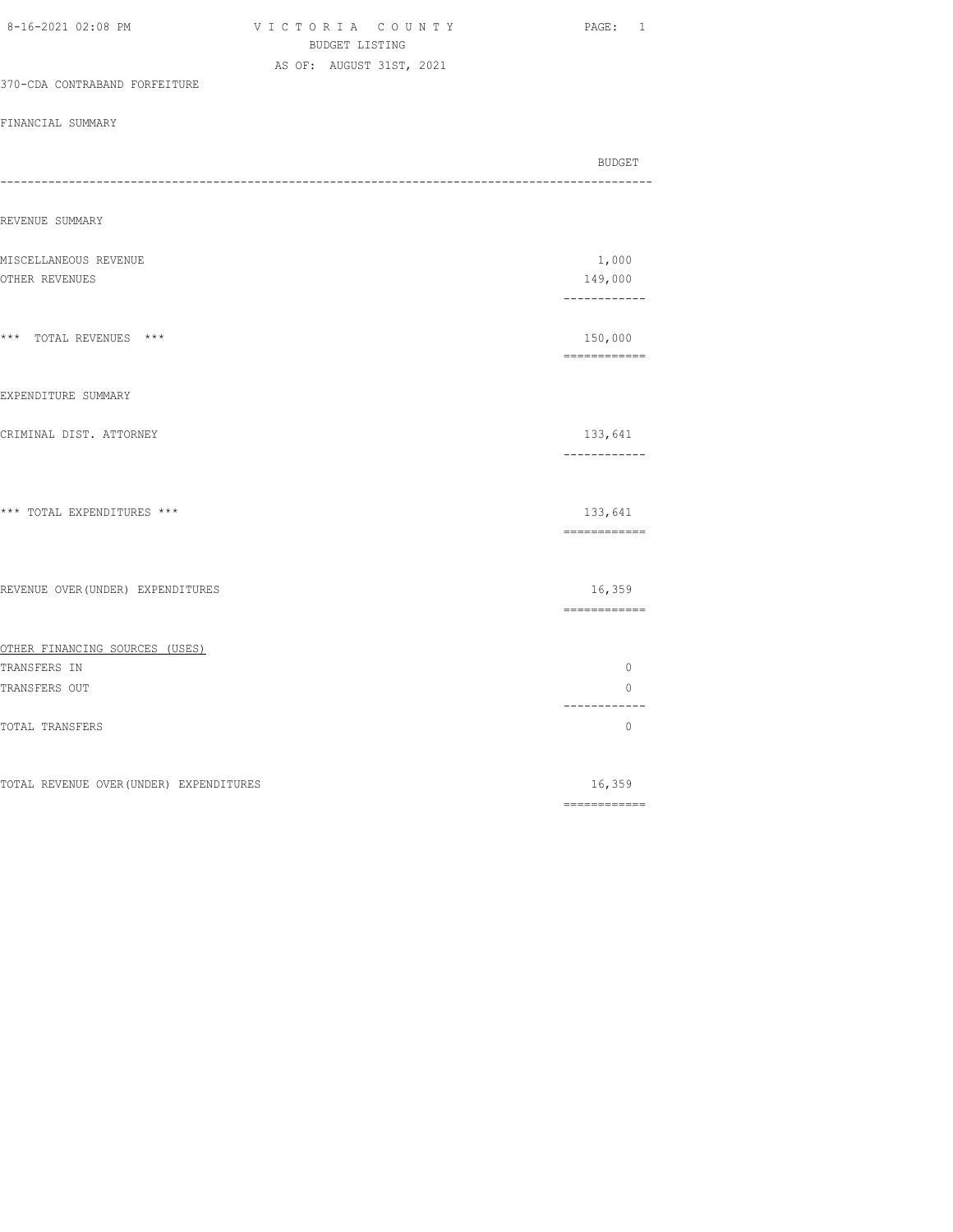VICTORIA COUNTY
BUDGET LISTING
AS OF: AUGUST 31ST, 2021

370-CDA CONTRABAND FORFEITURE

FINANCIAL SUMMARY

| | BUDGET |
|---|---|
| **REVENUE SUMMARY** | |
| MISCELLANEOUS REVENUE | 1,000 |
| OTHER REVENUES | 149,000 |
| *** TOTAL REVENUES *** | 150,000 |
| **EXPENDITURE SUMMARY** | |
| CRIMINAL DIST. ATTORNEY | 133,641 |
| *** TOTAL EXPENDITURES *** | 133,641 |
| REVENUE OVER(UNDER) EXPENDITURES | 16,359 |
| **OTHER FINANCING SOURCES (USES)** | |
| TRANSFERS IN | 0 |
| TRANSFERS OUT | 0 |
| TOTAL TRANSFERS | 0 |
| TOTAL REVENUE OVER(UNDER) EXPENDITURES | 16,359 |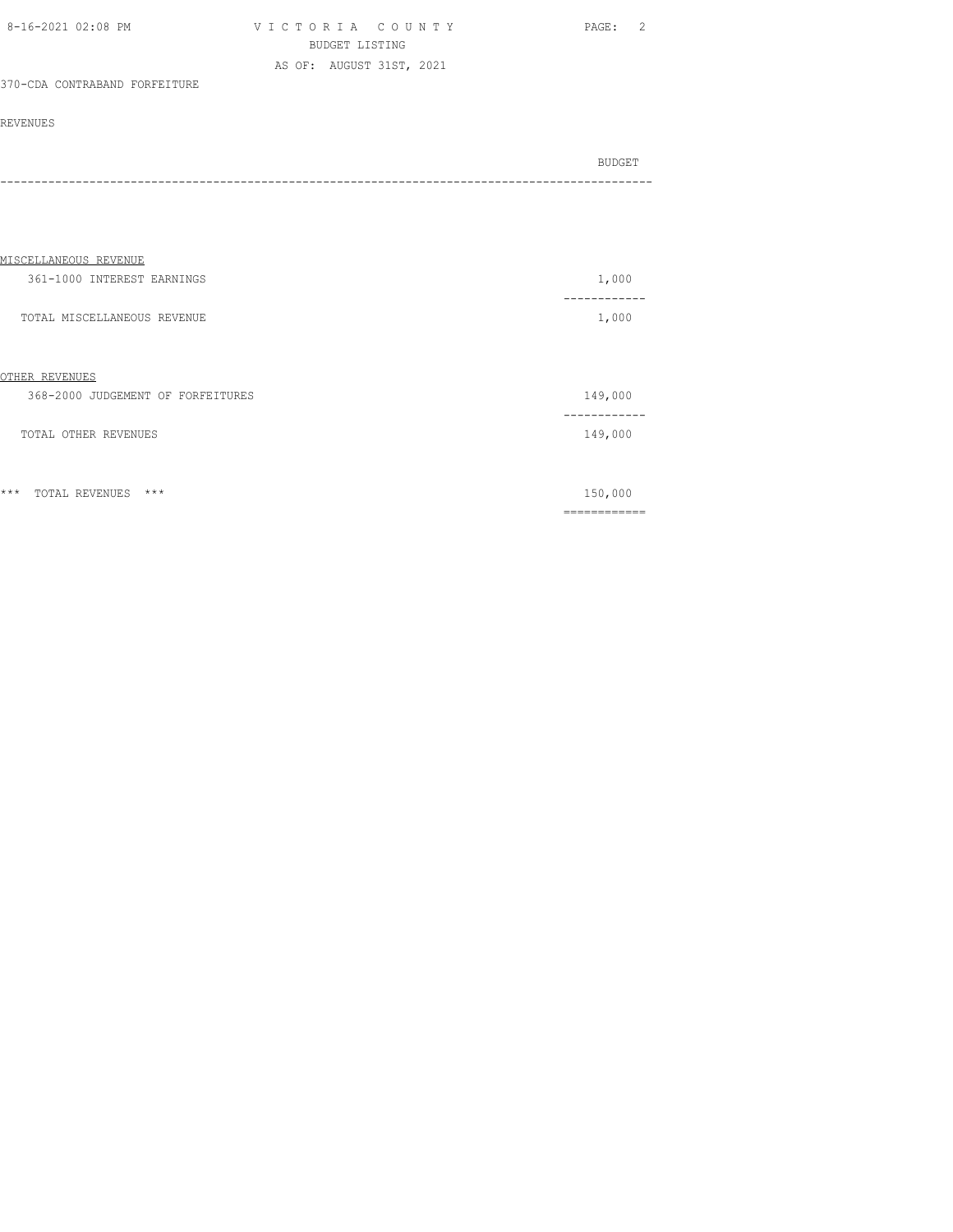370-CDA CONTRABAND FORFEITURE

REVENUES

| | BUDGET |
|---|---|
| **MISCELLANEOUS REVENUE** | |
| 361-1000 INTEREST EARNINGS | 1,000 |
| TOTAL MISCELLANEOUS REVENUE | 1,000 |
| **OTHER REVENUES** | |
| 368-2000 JUDGEMENT OF FORFEITURES | 149,000 |
| TOTAL OTHER REVENUES | 149,000 |
| *** TOTAL REVENUES *** | 150,000 |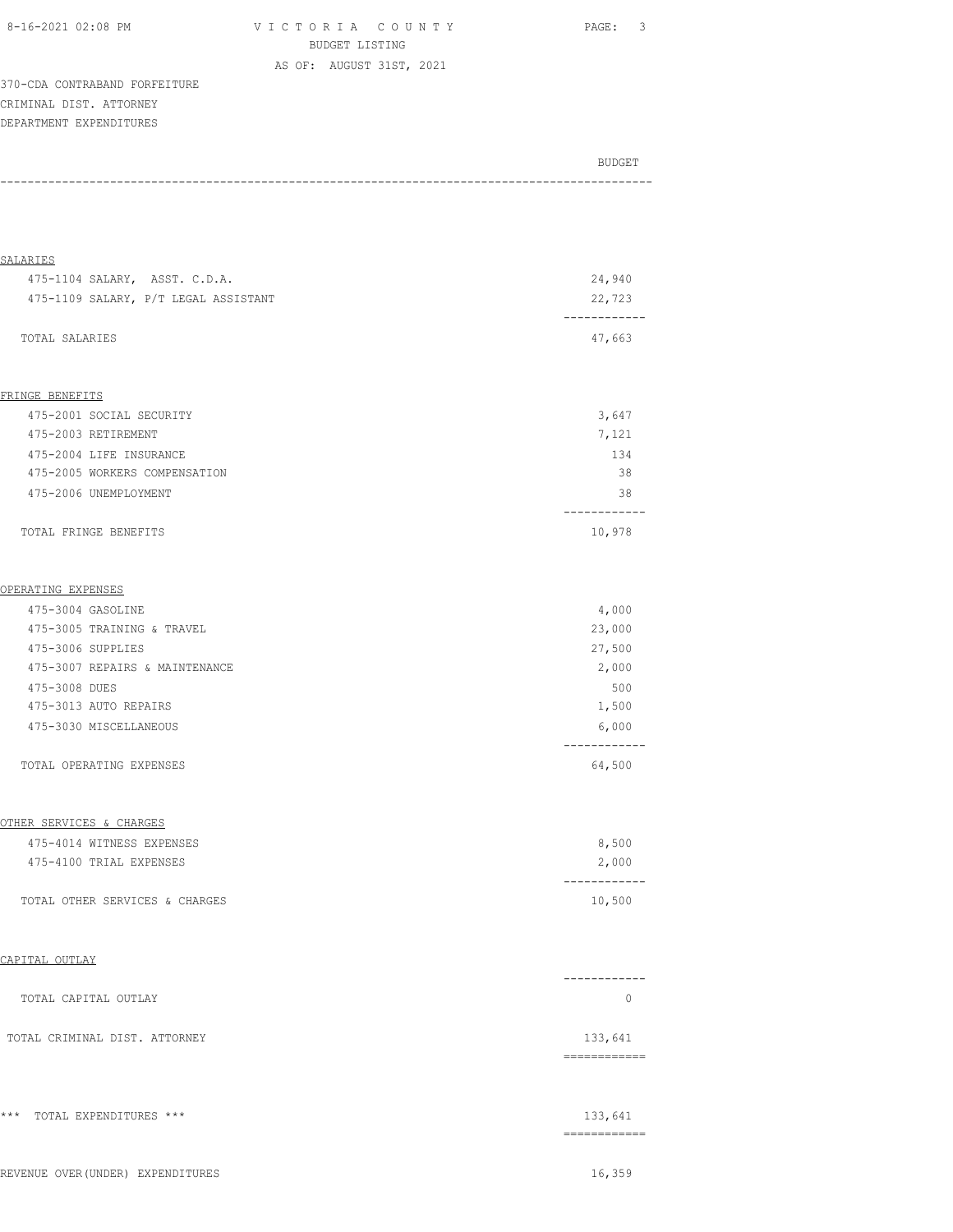VICTORIA COUNTY
BUDGET LISTING
AS OF: AUGUST 31ST, 2021

370-CDA CONTRABAND FORFEITURE
CRIMINAL DIST. ATTORNEY
DEPARTMENT EXPENDITURES

| | BUDGET |
|---|---|
| **SALARIES** | |
| 475-1104 SALARY, ASST. C.D.A. | 24,940 |
| 475-1109 SALARY, P/T LEGAL ASSISTANT | 22,723 |
| TOTAL SALARIES | 47,663 |
| **FRINGE BENEFITS** | |
| 475-2001 SOCIAL SECURITY | 3,647 |
| 475-2003 RETIREMENT | 7,121 |
| 475-2004 LIFE INSURANCE | 134 |
| 475-2005 WORKERS COMPENSATION | 38 |
| 475-2006 UNEMPLOYMENT | 38 |
| TOTAL FRINGE BENEFITS | 10,978 |
| **OPERATING EXPENSES** | |
| 475-3004 GASOLINE | 4,000 |
| 475-3005 TRAINING & TRAVEL | 23,000 |
| 475-3006 SUPPLIES | 27,500 |
| 475-3007 REPAIRS & MAINTENANCE | 2,000 |
| 475-3008 DUES | 500 |
| 475-3013 AUTO REPAIRS | 1,500 |
| 475-3030 MISCELLANEOUS | 6,000 |
| TOTAL OPERATING EXPENSES | 64,500 |
| **OTHER SERVICES & CHARGES** | |
| 475-4014 WITNESS EXPENSES | 8,500 |
| 475-4100 TRIAL EXPENSES | 2,000 |
| TOTAL OTHER SERVICES & CHARGES | 10,500 |
| **CAPITAL OUTLAY** | |
| TOTAL CAPITAL OUTLAY | 0 |
| TOTAL CRIMINAL DIST. ATTORNEY | 133,641 |
| *** TOTAL EXPENDITURES *** | 133,641 |
| REVENUE OVER(UNDER) EXPENDITURES | 16,359 |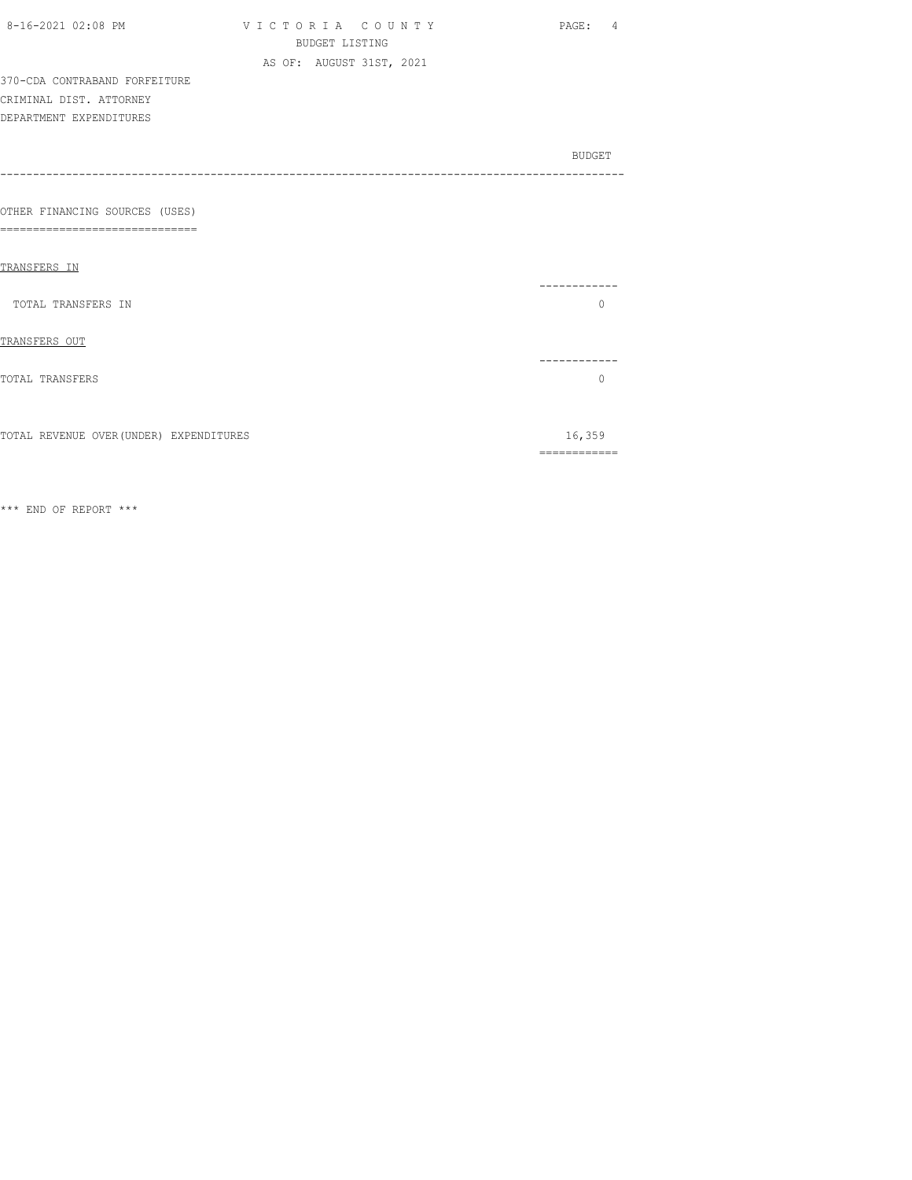370-CDA CONTRABAND FORFEITURE
CRIMINAL DIST. ATTORNEY
DEPARTMENT EXPENDITURES

| | BUDGET |
|---|---|
| **OTHER FINANCING SOURCES (USES)** | |
| TRANSFERS IN | |
| TOTAL TRANSFERS IN | 0 |
| TRANSFERS OUT | |
| TOTAL TRANSFERS | 0 |
| TOTAL REVENUE OVER(UNDER) EXPENDITURES | 16,359 |

*** END OF REPORT ***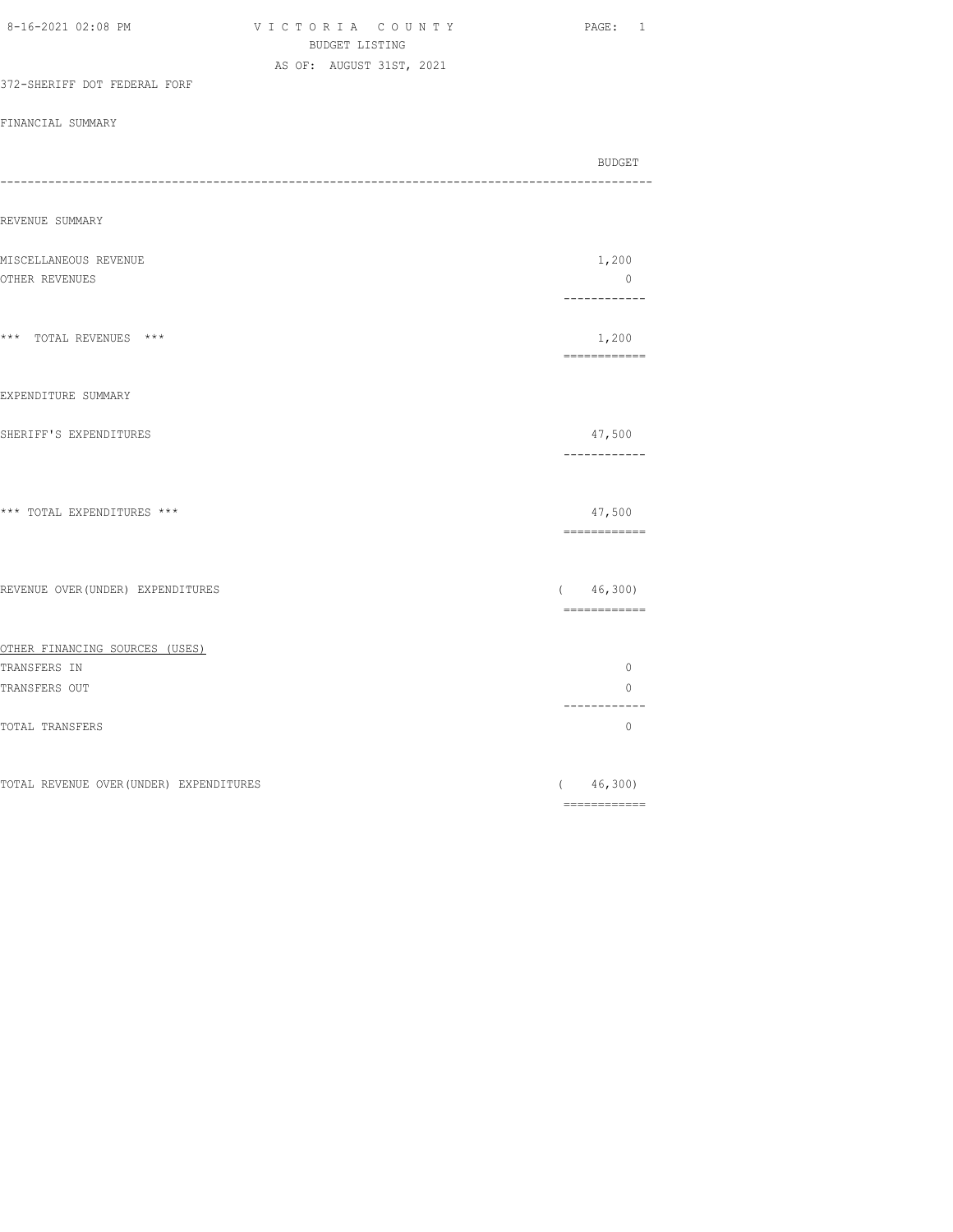VICTORIA COUNTY
BUDGET LISTING
AS OF: AUGUST 31ST, 2021

372-SHERIFF DOT FEDERAL FORF

FINANCIAL SUMMARY

| | BUDGET |
|---|---|
| **REVENUE SUMMARY** | |
| MISCELLANEOUS REVENUE | 1,200 |
| OTHER REVENUES | 0 |
| *** TOTAL REVENUES *** | 1,200 |
| **EXPENDITURE SUMMARY** | |
| SHERIFF'S EXPENDITURES | 47,500 |
| *** TOTAL EXPENDITURES *** | 47,500 |
| REVENUE OVER(UNDER) EXPENDITURES | ( 46,300) |
| **OTHER FINANCING SOURCES (USES)** | |
| TRANSFERS IN | 0 |
| TRANSFERS OUT | 0 |
| TOTAL TRANSFERS | 0 |
| TOTAL REVENUE OVER(UNDER) EXPENDITURES | ( 46,300) |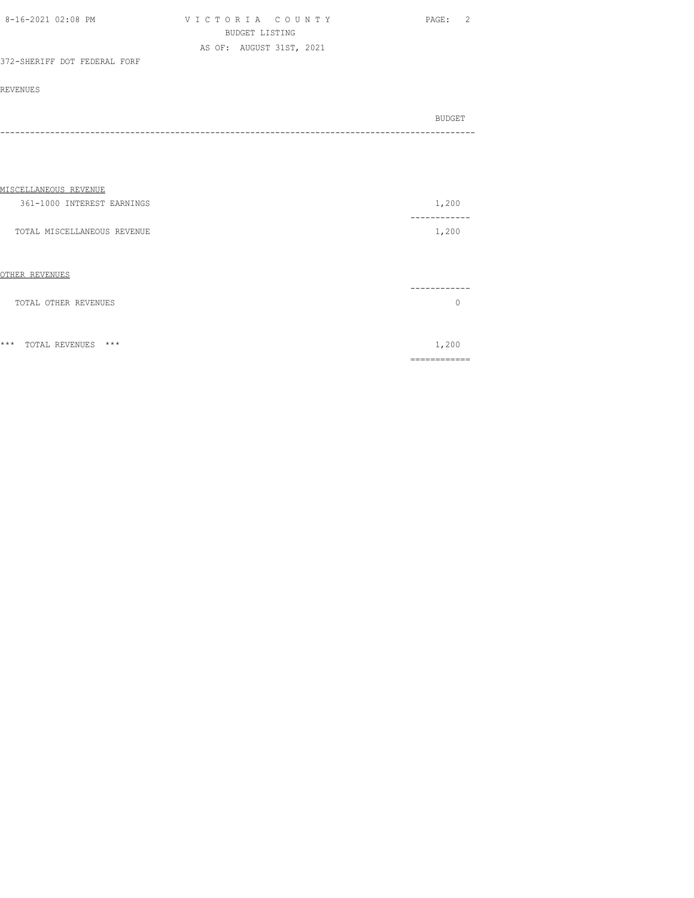VICTORIA COUNTY
BUDGET LISTING
AS OF: AUGUST 31ST, 2021

372-SHERIFF DOT FEDERAL FORF

REVENUES

| | BUDGET |
|---|---|
| MISCELLANEOUS REVENUE | |
| 361-1000 INTEREST EARNINGS | 1,200 |
| TOTAL MISCELLANEOUS REVENUE | 1,200 |
| OTHER REVENUES | |
| TOTAL OTHER REVENUES | 0 |
| *** TOTAL REVENUES *** | 1,200 |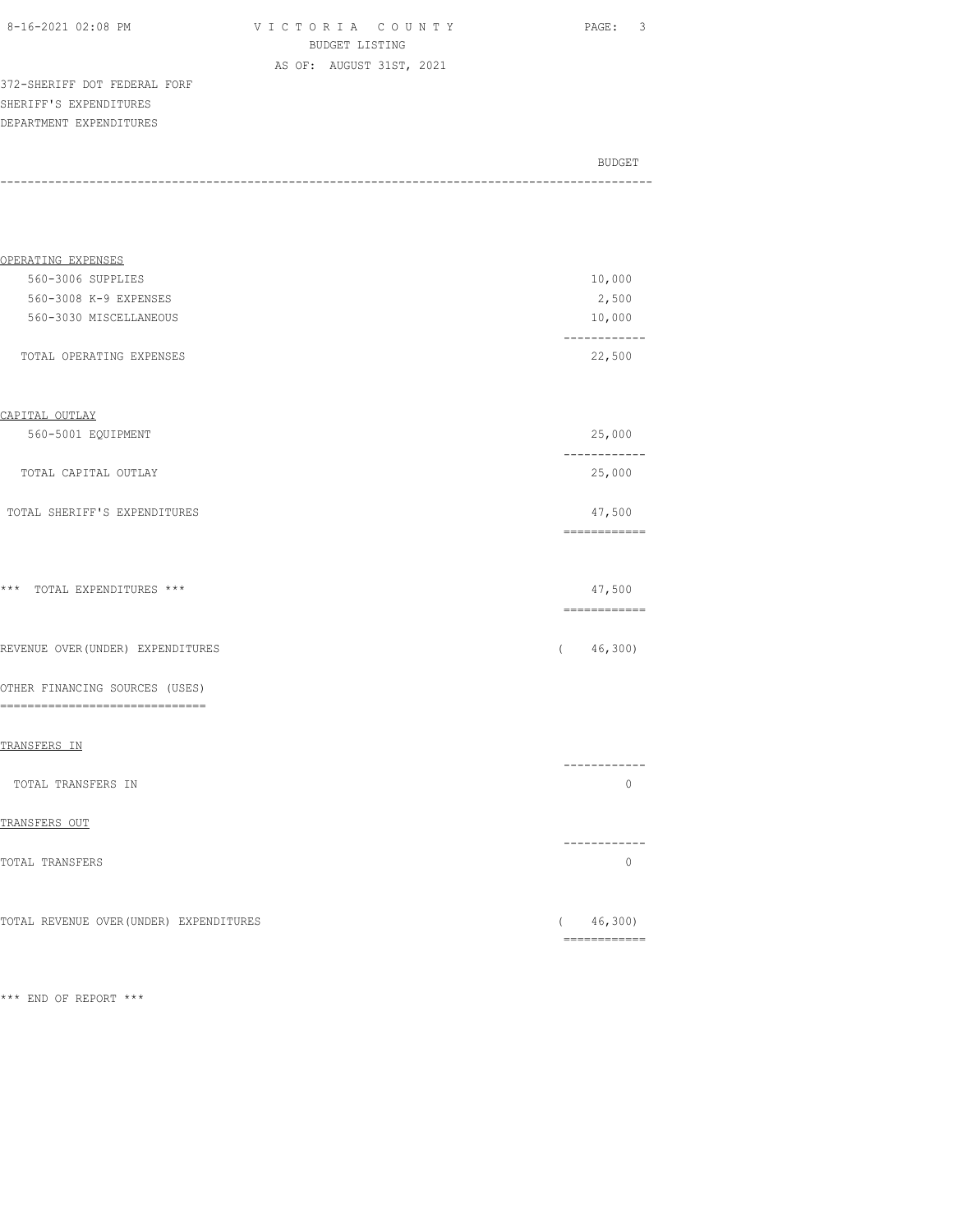VICTORIA COUNTY
BUDGET LISTING
AS OF: AUGUST 31ST, 2021

372-SHERIFF DOT FEDERAL FORF
SHERIFF'S EXPENDITURES
DEPARTMENT EXPENDITURES

| | BUDGET |
|---|---|
| **OPERATING EXPENSES** | |
| 560-3006 SUPPLIES | 10,000 |
| 560-3008 K-9 EXPENSES | 2,500 |
| 560-3030 MISCELLANEOUS | 10,000 |
| TOTAL OPERATING EXPENSES | 22,500 |
| **CAPITAL OUTLAY** | |
| 560-5001 EQUIPMENT | 25,000 |
| TOTAL CAPITAL OUTLAY | 25,000 |
| TOTAL SHERIFF'S EXPENDITURES | 47,500 |
| *** TOTAL EXPENDITURES *** | 47,500 |
| REVENUE OVER(UNDER) EXPENDITURES | ( 46,300) |
| **OTHER FINANCING SOURCES (USES)** | |
| **TRANSFERS IN** | |
| TOTAL TRANSFERS IN | 0 |
| **TRANSFERS OUT** | |
| TOTAL TRANSFERS | 0 |
| TOTAL REVENUE OVER(UNDER) EXPENDITURES | ( 46,300) |

*** END OF REPORT ***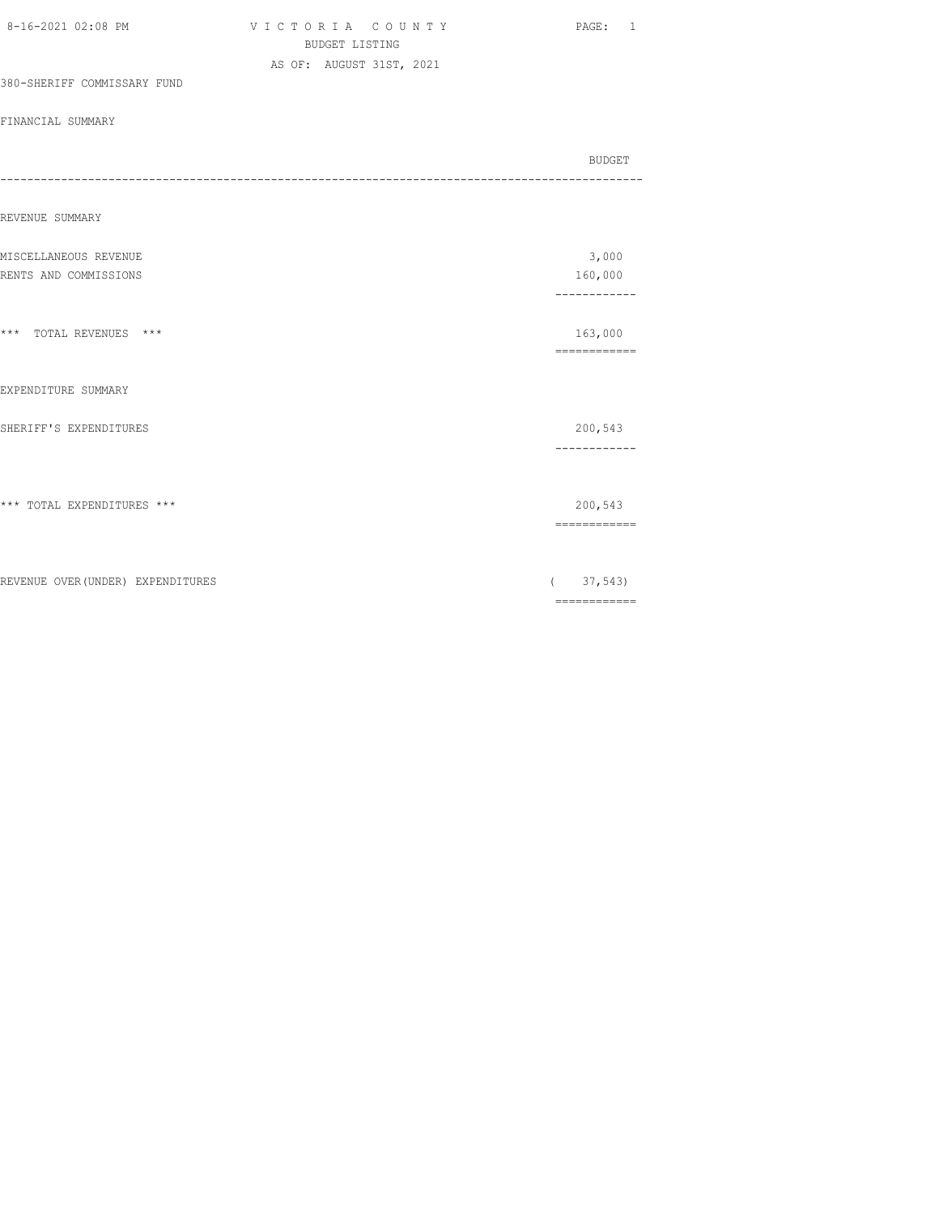VICTORIA COUNTY
BUDGET LISTING
AS OF: AUGUST 31ST, 2021

380-SHERIFF COMMISSARY FUND

FINANCIAL SUMMARY

| | BUDGET |
|---|---|
| **REVENUE SUMMARY** | |
| MISCELLANEOUS REVENUE | 3,000 |
| RENTS AND COMMISSIONS | 160,000 |
| *** TOTAL REVENUES *** | 163,000 |
| **EXPENDITURE SUMMARY** | |
| SHERIFF'S EXPENDITURES | 200,543 |
| *** TOTAL EXPENDITURES *** | 200,543 |
| REVENUE OVER(UNDER) EXPENDITURES | ( 37,543) |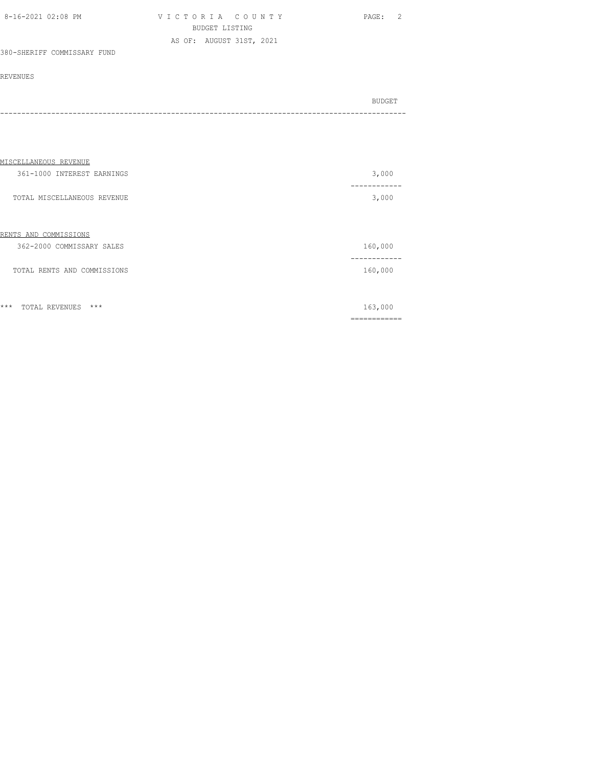VICTORIA COUNTY
BUDGET LISTING
AS OF: AUGUST 31ST, 2021

380-SHERIFF COMMISSARY FUND

REVENUES

| | BUDGET |
|---|---|
| **MISCELLANEOUS REVENUE** | |
| 361-1000 INTEREST EARNINGS | 3,000 |
| TOTAL MISCELLANEOUS REVENUE | 3,000 |
| **RENTS AND COMMISSIONS** | |
| 362-2000 COMMISSARY SALES | 160,000 |
| TOTAL RENTS AND COMMISSIONS | 160,000 |
| *** TOTAL REVENUES *** | 163,000 |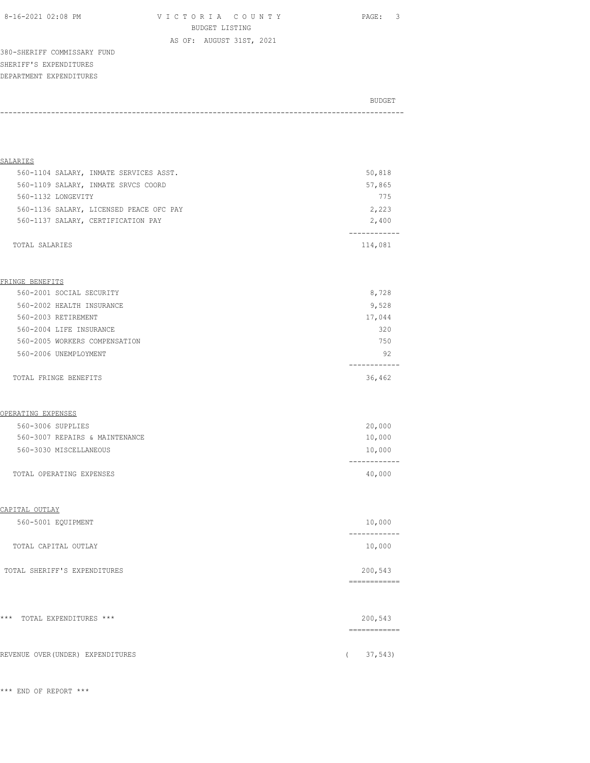VICTORIA COUNTY
BUDGET LISTING
AS OF: AUGUST 31ST, 2021

380-SHERIFF COMMISSARY FUND
SHERIFF'S EXPENDITURES
DEPARTMENT EXPENDITURES

| | BUDGET |
|---|---|
| **SALARIES** | |
| 560-1104 SALARY, INMATE SERVICES ASST. | 50,818 |
| 560-1109 SALARY, INMATE SRVCS COORD | 57,865 |
| 560-1132 LONGEVITY | 775 |
| 560-1136 SALARY, LICENSED PEACE OFC PAY | 2,223 |
| 560-1137 SALARY, CERTIFICATION PAY | 2,400 |
| TOTAL SALARIES | 114,081 |
| **FRINGE BENEFITS** | |
| 560-2001 SOCIAL SECURITY | 8,728 |
| 560-2002 HEALTH INSURANCE | 9,528 |
| 560-2003 RETIREMENT | 17,044 |
| 560-2004 LIFE INSURANCE | 320 |
| 560-2005 WORKERS COMPENSATION | 750 |
| 560-2006 UNEMPLOYMENT | 92 |
| TOTAL FRINGE BENEFITS | 36,462 |
| **OPERATING EXPENSES** | |
| 560-3006 SUPPLIES | 20,000 |
| 560-3007 REPAIRS & MAINTENANCE | 10,000 |
| 560-3030 MISCELLANEOUS | 10,000 |
| TOTAL OPERATING EXPENSES | 40,000 |
| **CAPITAL OUTLAY** | |
| 560-5001 EQUIPMENT | 10,000 |
| TOTAL CAPITAL OUTLAY | 10,000 |
| TOTAL SHERIFF'S EXPENDITURES | 200,543 |
| *** TOTAL EXPENDITURES *** | 200,543 |
| REVENUE OVER(UNDER) EXPENDITURES | ( 37,543) |

*** END OF REPORT ***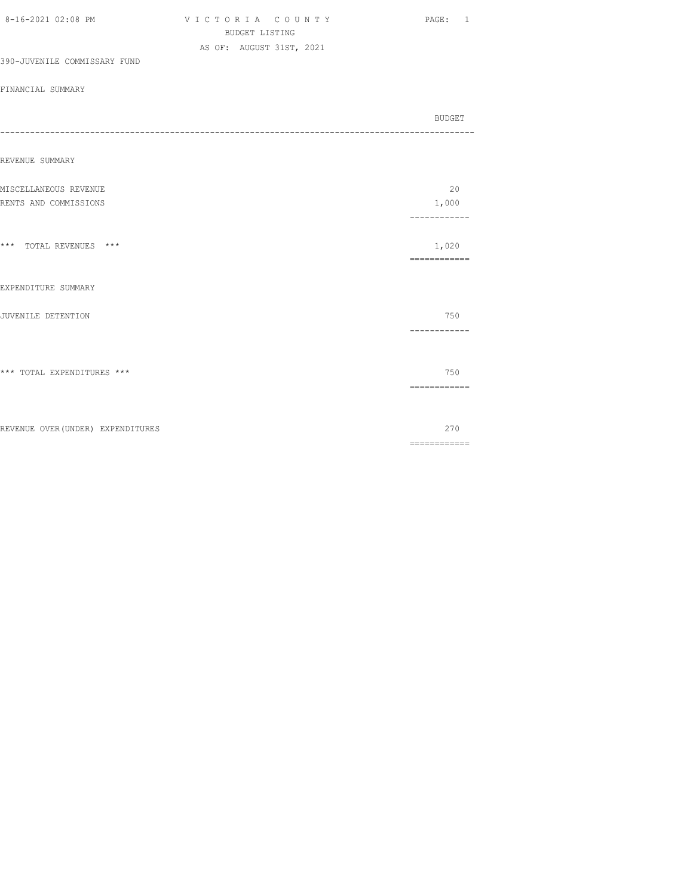VICTORIA COUNTY
BUDGET LISTING
AS OF: AUGUST 31ST, 2021

390-JUVENILE COMMISSARY FUND

FINANCIAL SUMMARY

| | BUDGET |
|---|---|
| **REVENUE SUMMARY** | |
| MISCELLANEOUS REVENUE | 20 |
| RENTS AND COMMISSIONS | 1,000 |
| *** TOTAL REVENUES *** | 1,020 |
| **EXPENDITURE SUMMARY** | |
| JUVENILE DETENTION | 750 |
| *** TOTAL EXPENDITURES *** | 750 |
| REVENUE OVER(UNDER) EXPENDITURES | 270 |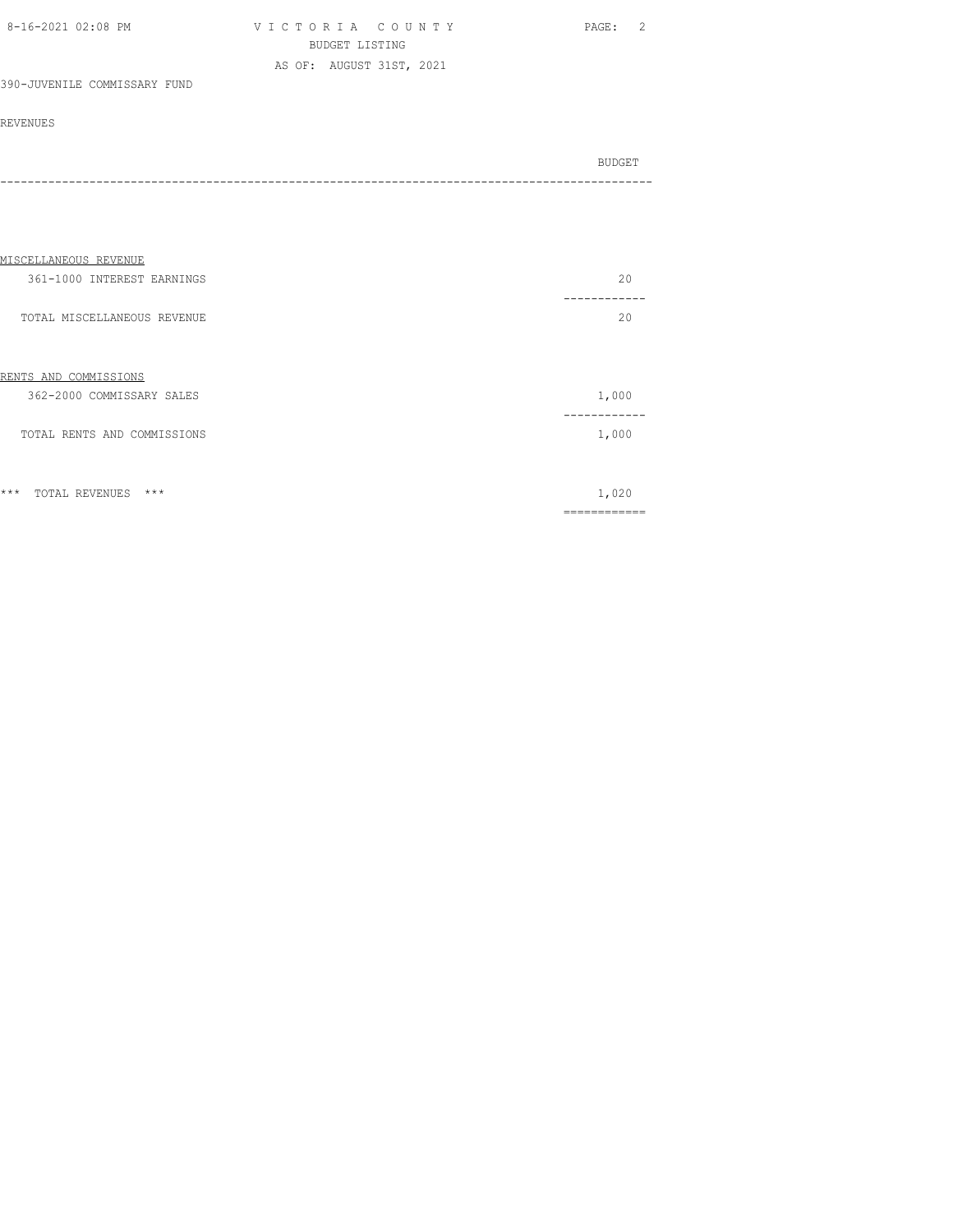VICTORIA COUNTY
BUDGET LISTING
AS OF: AUGUST 31ST, 2021

390-JUVENILE COMMISSARY FUND

REVENUES

| | BUDGET |
|---|---|
| **MISCELLANEOUS REVENUE** | |
| 361-1000 INTEREST EARNINGS | 20 |
| TOTAL MISCELLANEOUS REVENUE | 20 |
| **RENTS AND COMMISSIONS** | |
| 362-2000 COMMISSARY SALES | 1,000 |
| TOTAL RENTS AND COMMISSIONS | 1,000 |
| *** TOTAL REVENUES *** | 1,020 |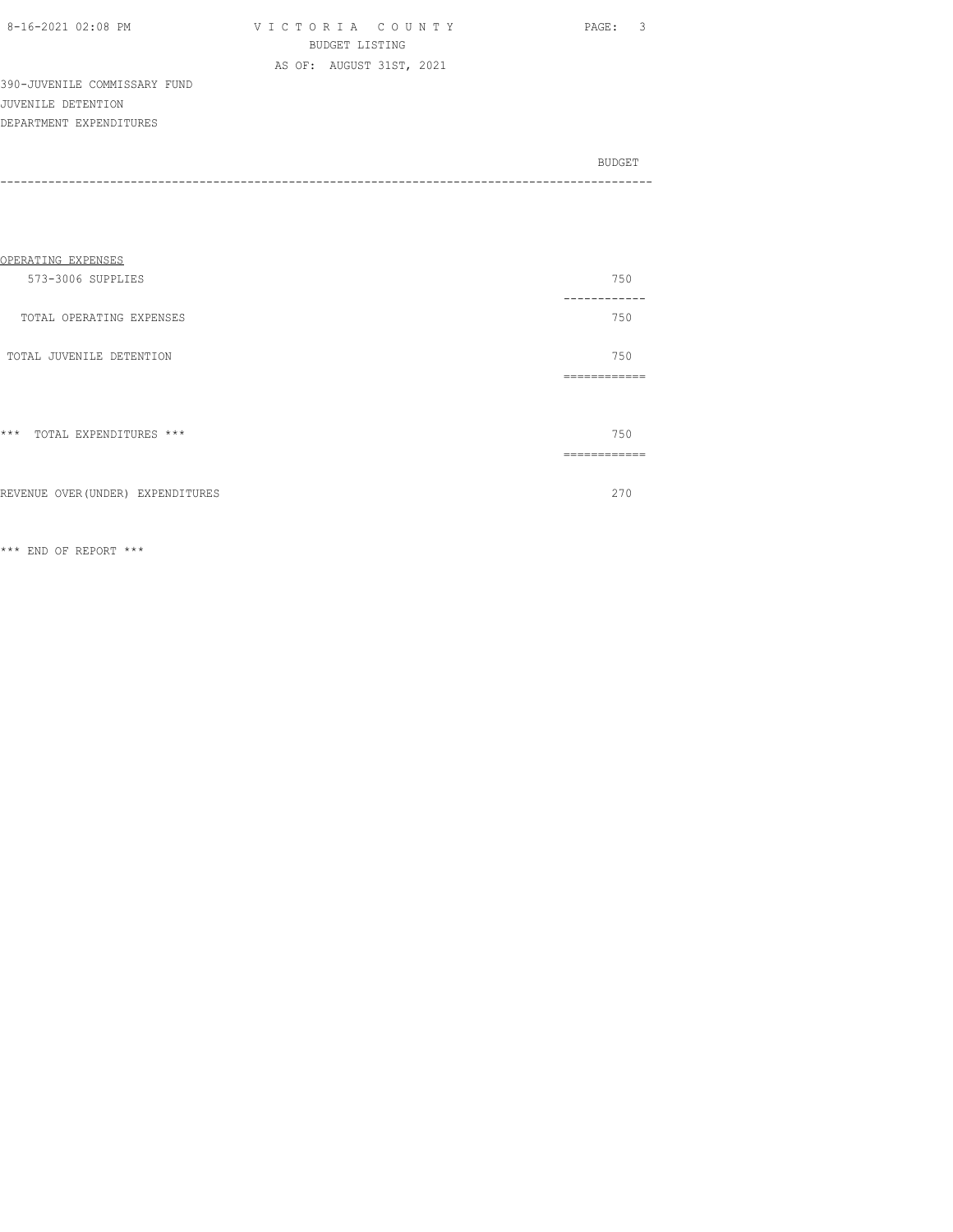VICTORIA COUNTY
BUDGET LISTING
AS OF: AUGUST 31ST, 2021

390-JUVENILE COMMISSARY FUND
JUVENILE DETENTION
DEPARTMENT EXPENDITURES

| | BUDGET |
|---|---|
| OPERATING EXPENSES | |
| 573-3006 SUPPLIES | 750 |
| TOTAL OPERATING EXPENSES | 750 |
| TOTAL JUVENILE DETENTION | 750 |
| *** TOTAL EXPENDITURES *** | 750 |
| REVENUE OVER(UNDER) EXPENDITURES | 270 |

*** END OF REPORT ***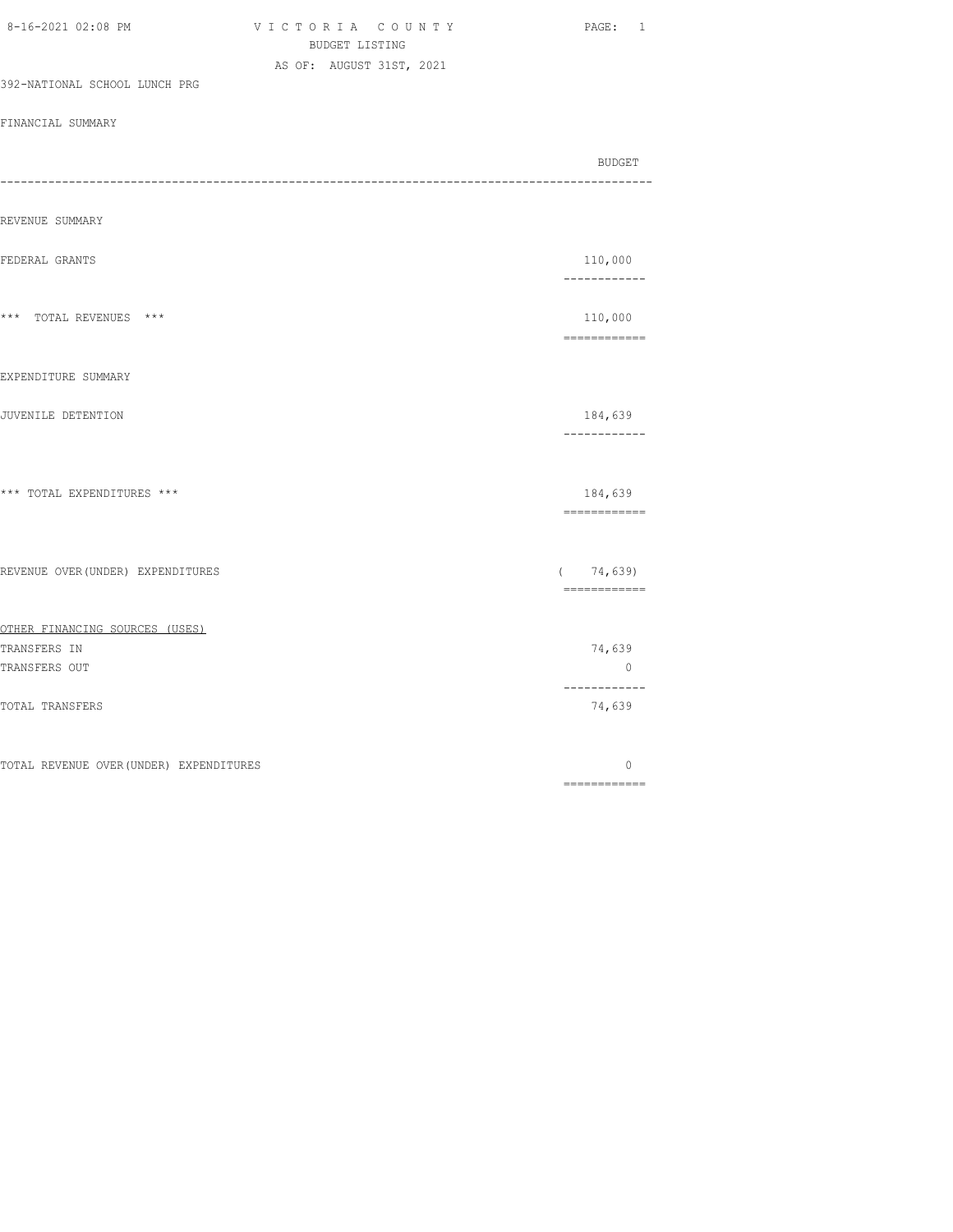VICTORIA COUNTY
BUDGET LISTING
AS OF: AUGUST 31ST, 2021

392-NATIONAL SCHOOL LUNCH PRG

FINANCIAL SUMMARY

| | BUDGET |
|---|---|
| **REVENUE SUMMARY** | |
| FEDERAL GRANTS | 110,000 |
| *** TOTAL REVENUES *** | 110,000 |
| **EXPENDITURE SUMMARY** | |
| JUVENILE DETENTION | 184,639 |
| *** TOTAL EXPENDITURES *** | 184,639 |
| REVENUE OVER(UNDER) EXPENDITURES | ( 74,639) |
| **OTHER FINANCING SOURCES (USES)** | |
| TRANSFERS IN | 74,639 |
| TRANSFERS OUT | 0 |
| TOTAL TRANSFERS | 74,639 |
| TOTAL REVENUE OVER(UNDER) EXPENDITURES | 0 |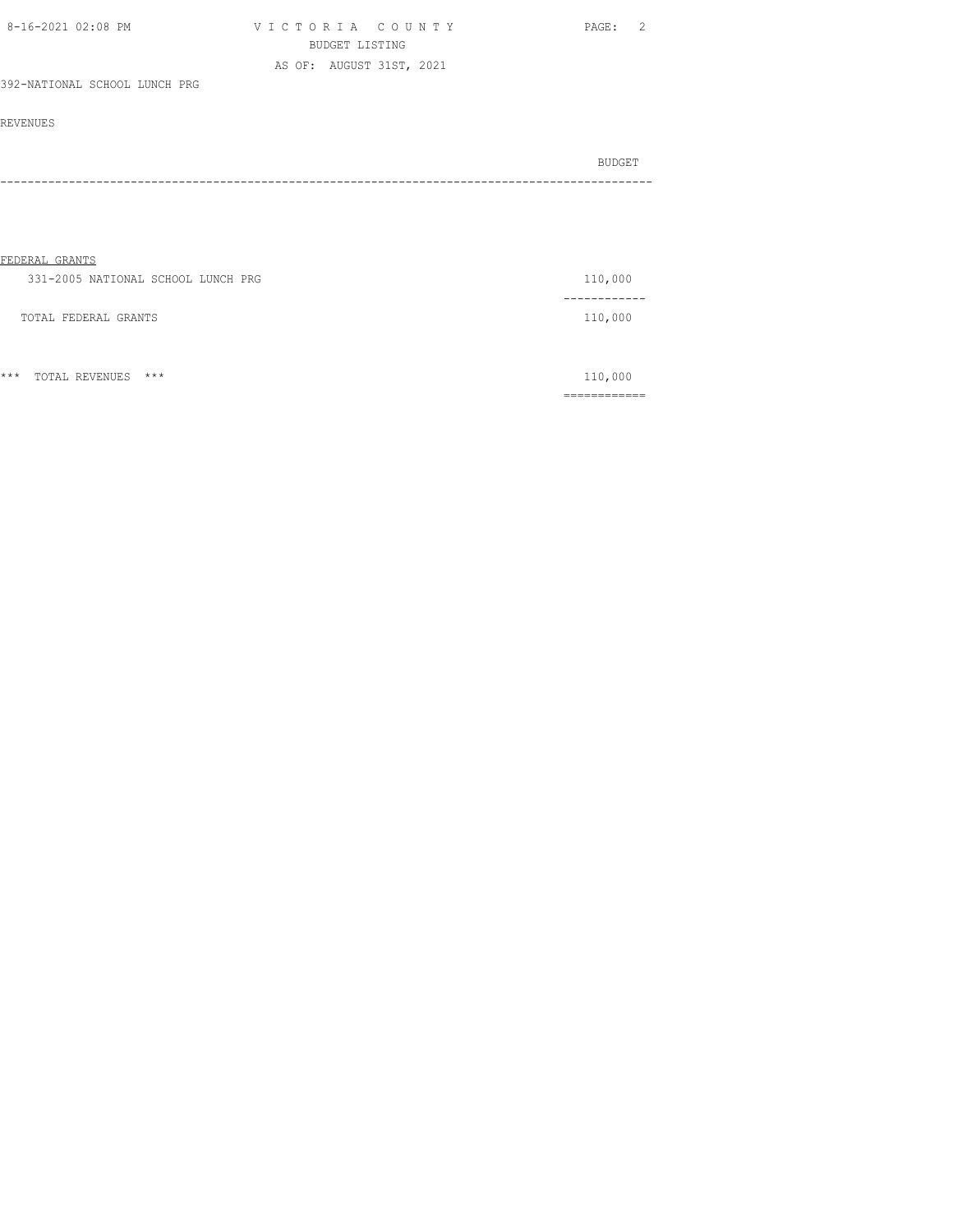VICTORIA COUNTY
BUDGET LISTING
AS OF: AUGUST 31ST, 2021

392-NATIONAL SCHOOL LUNCH PRG

REVENUES

| | BUDGET |
|---|---|
| **FEDERAL GRANTS** | |
| 331-2005 NATIONAL SCHOOL LUNCH PRG | 110,000 |
| TOTAL FEDERAL GRANTS | 110,000 |
| *** TOTAL REVENUES *** | 110,000 |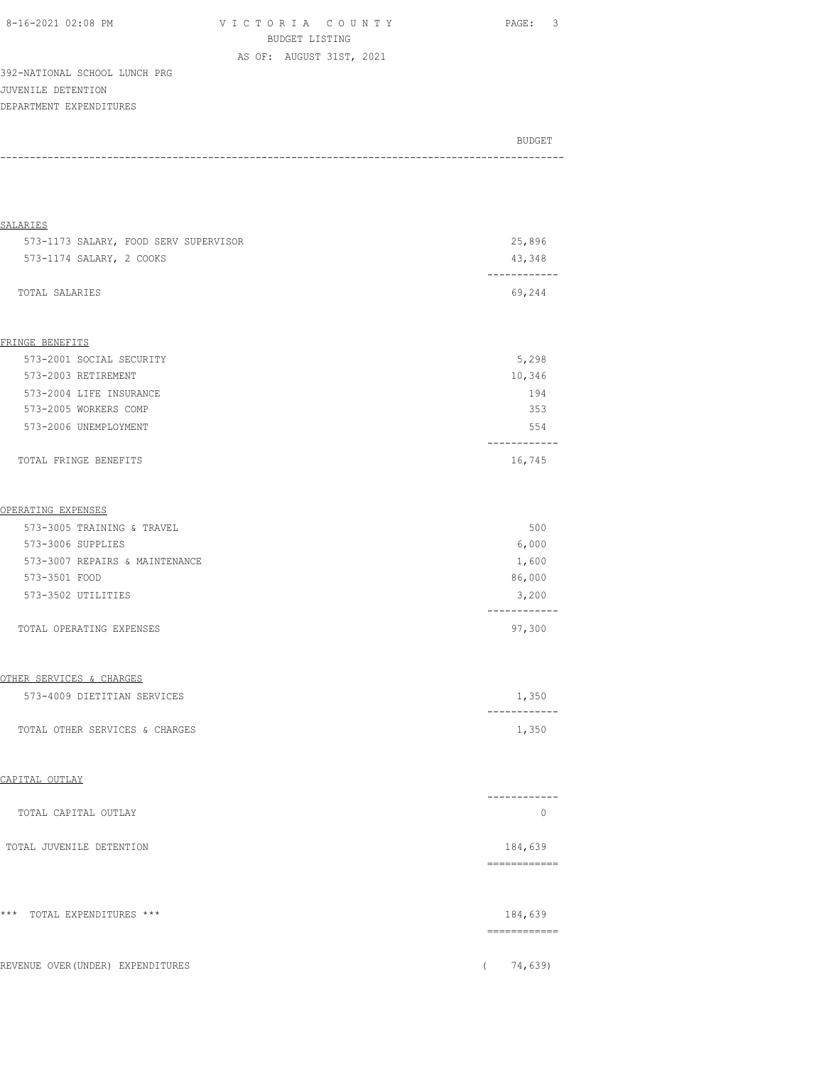VICTORIA COUNTY
BUDGET LISTING
AS OF: AUGUST 31ST, 2021

392-NATIONAL SCHOOL LUNCH PRG
JUVENILE DETENTION
DEPARTMENT EXPENDITURES

| | BUDGET |
|---|---|
| **SALARIES** | |
| 573-1173 SALARY, FOOD SERV SUPERVISOR | 25,896 |
| 573-1174 SALARY, 2 COOKS | 43,348 |
| TOTAL SALARIES | 69,244 |
| **FRINGE BENEFITS** | |
| 573-2001 SOCIAL SECURITY | 5,298 |
| 573-2003 RETIREMENT | 10,346 |
| 573-2004 LIFE INSURANCE | 194 |
| 573-2005 WORKERS COMP | 353 |
| 573-2006 UNEMPLOYMENT | 554 |
| TOTAL FRINGE BENEFITS | 16,745 |
| **OPERATING EXPENSES** | |
| 573-3005 TRAINING & TRAVEL | 500 |
| 573-3006 SUPPLIES | 6,000 |
| 573-3007 REPAIRS & MAINTENANCE | 1,600 |
| 573-3501 FOOD | 86,000 |
| 573-3502 UTILITIES | 3,200 |
| TOTAL OPERATING EXPENSES | 97,300 |
| **OTHER SERVICES & CHARGES** | |
| 573-4009 DIETITIAN SERVICES | 1,350 |
| TOTAL OTHER SERVICES & CHARGES | 1,350 |
| **CAPITAL OUTLAY** | |
| TOTAL CAPITAL OUTLAY | 0 |
| TOTAL JUVENILE DETENTION | 184,639 |
| *** TOTAL EXPENDITURES *** | 184,639 |
| REVENUE OVER(UNDER) EXPENDITURES | ( 74,639) |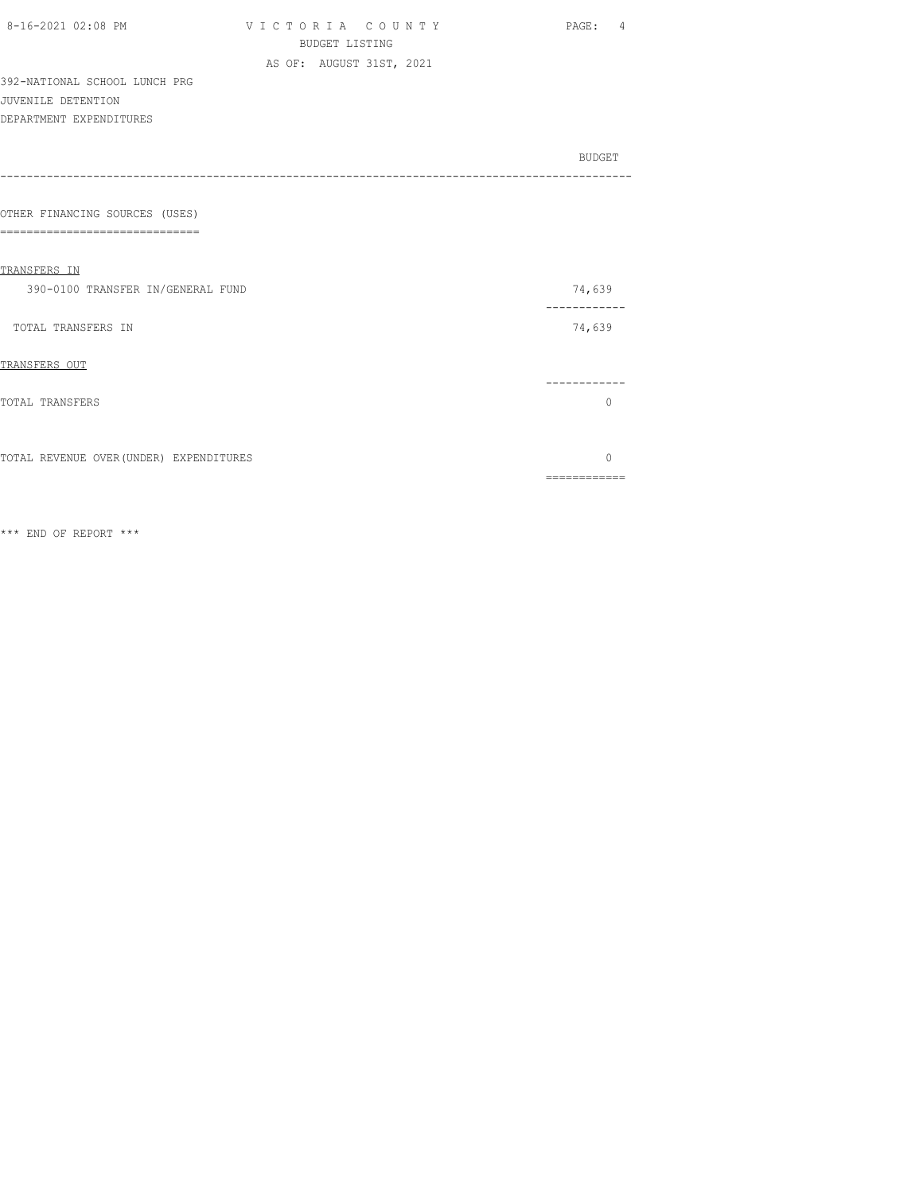VICTORIA COUNTY
BUDGET LISTING
AS OF: AUGUST 31ST, 2021

392-NATIONAL SCHOOL LUNCH PRG
JUVENILE DETENTION
DEPARTMENT EXPENDITURES

| | BUDGET |
|---|---|
| **OTHER FINANCING SOURCES (USES)** | |
| TRANSFERS IN | |
| 390-0100 TRANSFER IN/GENERAL FUND | 74,639 |
| TOTAL TRANSFERS IN | 74,639 |
| TRANSFERS OUT | |
| TOTAL TRANSFERS | 0 |
| TOTAL REVENUE OVER(UNDER) EXPENDITURES | 0 |

\*\*\* END OF REPORT \*\*\*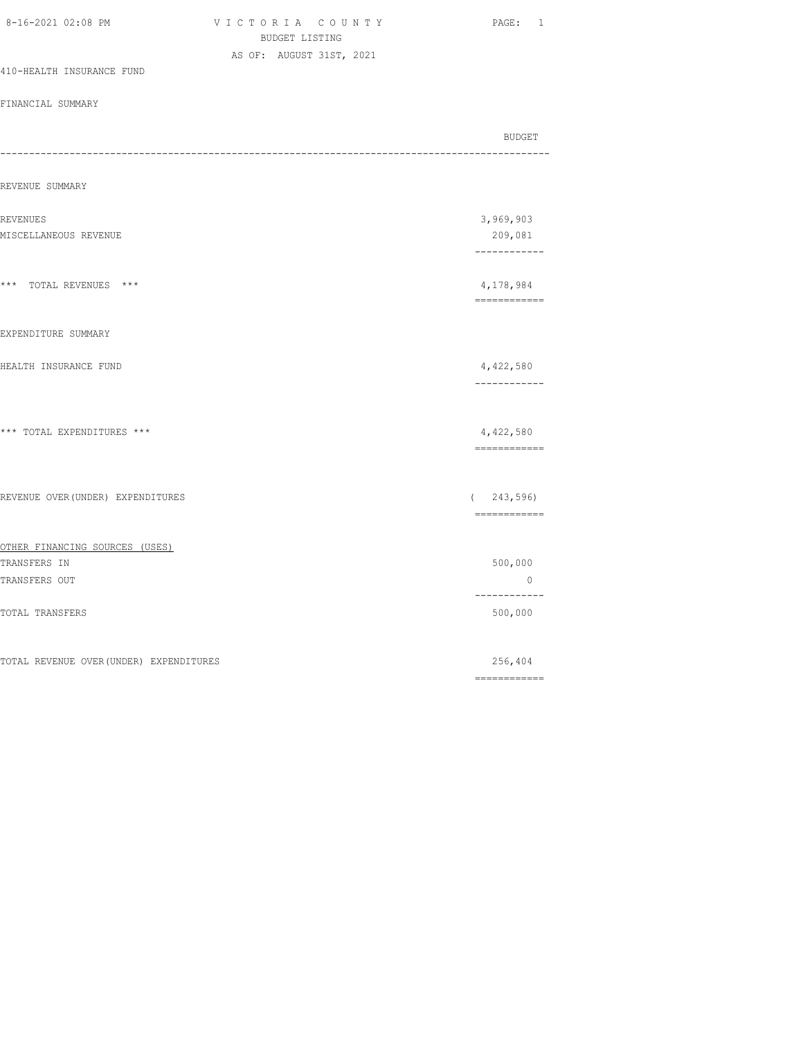VICTORIA COUNTY
BUDGET LISTING
AS OF: AUGUST 31ST, 2021

410-HEALTH INSURANCE FUND

FINANCIAL SUMMARY

| | BUDGET |
|---|---|
| **REVENUE SUMMARY** | |
| REVENUES | 3,969,903 |
| MISCELLANEOUS REVENUE | 209,081 |
| *** TOTAL REVENUES *** | 4,178,984 |
| **EXPENDITURE SUMMARY** | |
| HEALTH INSURANCE FUND | 4,422,580 |
| *** TOTAL EXPENDITURES *** | 4,422,580 |
| REVENUE OVER(UNDER) EXPENDITURES | ( 243,596) |
| **OTHER FINANCING SOURCES (USES)** | |
| TRANSFERS IN | 500,000 |
| TRANSFERS OUT | 0 |
| TOTAL TRANSFERS | 500,000 |
| TOTAL REVENUE OVER(UNDER) EXPENDITURES | 256,404 |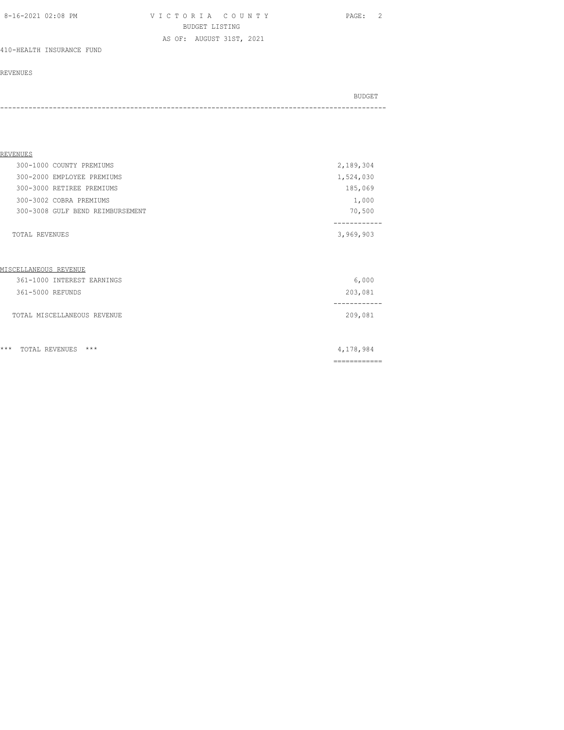VICTORIA COUNTY
BUDGET LISTING
AS OF: AUGUST 31ST, 2021

410-HEALTH INSURANCE FUND

REVENUES

| | BUDGET |
|---|---|
| **REVENUES** | |
| 300-1000 COUNTY PREMIUMS | 2,189,304 |
| 300-2000 EMPLOYEE PREMIUMS | 1,524,030 |
| 300-3000 RETIREE PREMIUMS | 185,069 |
| 300-3002 COBRA PREMIUMS | 1,000 |
| 300-3008 GULF BEND REIMBURSEMENT | 70,500 |
| TOTAL REVENUES | 3,969,903 |
| **MISCELLANEOUS REVENUE** | |
| 361-1000 INTEREST EARNINGS | 6,000 |
| 361-5000 REFUNDS | 203,081 |
| TOTAL MISCELLANEOUS REVENUE | 209,081 |
| *** TOTAL REVENUES *** | 4,178,984 |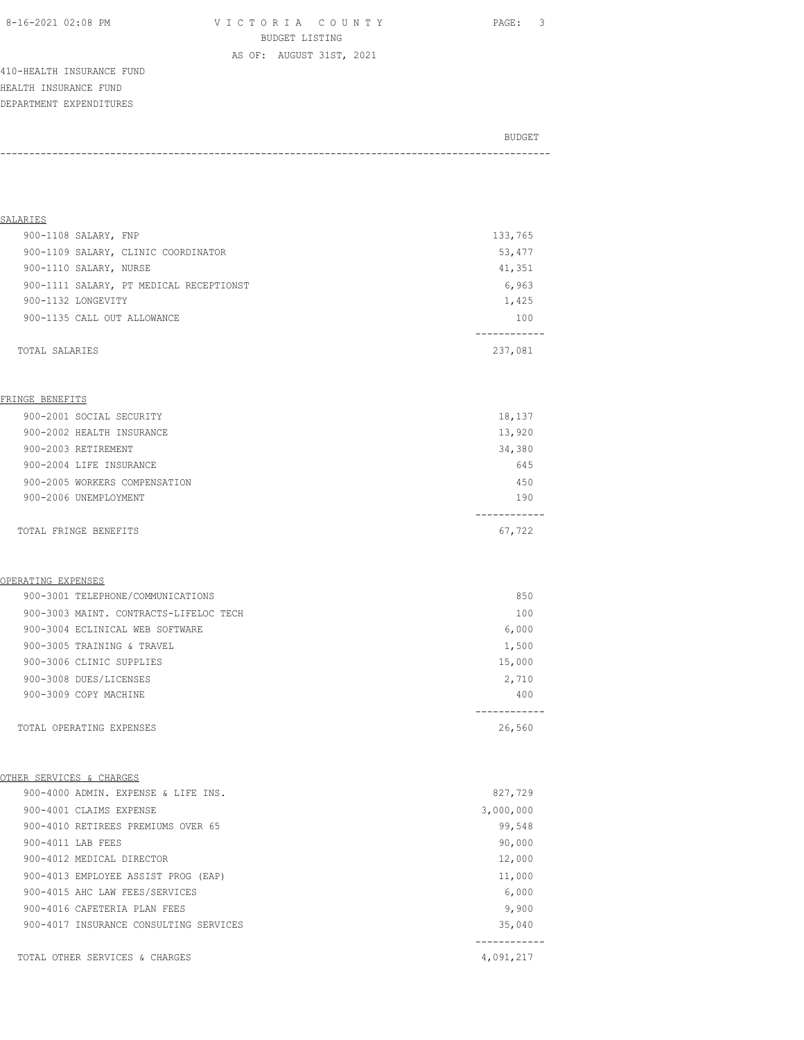VICTORIA COUNTY
BUDGET LISTING
AS OF: AUGUST 31ST, 2021

410-HEALTH INSURANCE FUND
HEALTH INSURANCE FUND
DEPARTMENT EXPENDITURES

| | BUDGET |
|---|---|
| **SALARIES** | |
| 900-1108 SALARY, FNP | 133,765 |
| 900-1109 SALARY, CLINIC COORDINATOR | 53,477 |
| 900-1110 SALARY, NURSE | 41,351 |
| 900-1111 SALARY, PT MEDICAL RECEPTIONST | 6,963 |
| 900-1132 LONGEVITY | 1,425 |
| 900-1135 CALL OUT ALLOWANCE | 100 |
| TOTAL SALARIES | 237,081 |
| **FRINGE BENEFITS** | |
| 900-2001 SOCIAL SECURITY | 18,137 |
| 900-2002 HEALTH INSURANCE | 13,920 |
| 900-2003 RETIREMENT | 34,380 |
| 900-2004 LIFE INSURANCE | 645 |
| 900-2005 WORKERS COMPENSATION | 450 |
| 900-2006 UNEMPLOYMENT | 190 |
| TOTAL FRINGE BENEFITS | 67,722 |
| **OPERATING EXPENSES** | |
| 900-3001 TELEPHONE/COMMUNICATIONS | 850 |
| 900-3003 MAINT. CONTRACTS-LIFELOC TECH | 100 |
| 900-3004 ECLINICAL WEB SOFTWARE | 6,000 |
| 900-3005 TRAINING & TRAVEL | 1,500 |
| 900-3006 CLINIC SUPPLIES | 15,000 |
| 900-3008 DUES/LICENSES | 2,710 |
| 900-3009 COPY MACHINE | 400 |
| TOTAL OPERATING EXPENSES | 26,560 |
| **OTHER SERVICES & CHARGES** | |
| 900-4000 ADMIN. EXPENSE & LIFE INS. | 827,729 |
| 900-4001 CLAIMS EXPENSE | 3,000,000 |
| 900-4010 RETIREES PREMIUMS OVER 65 | 99,548 |
| 900-4011 LAB FEES | 90,000 |
| 900-4012 MEDICAL DIRECTOR | 12,000 |
| 900-4013 EMPLOYEE ASSIST PROG (EAP) | 11,000 |
| 900-4015 AHC LAW FEES/SERVICES | 6,000 |
| 900-4016 CAFETERIA PLAN FEES | 9,900 |
| 900-4017 INSURANCE CONSULTING SERVICES | 35,040 |
| TOTAL OTHER SERVICES & CHARGES | 4,091,217 |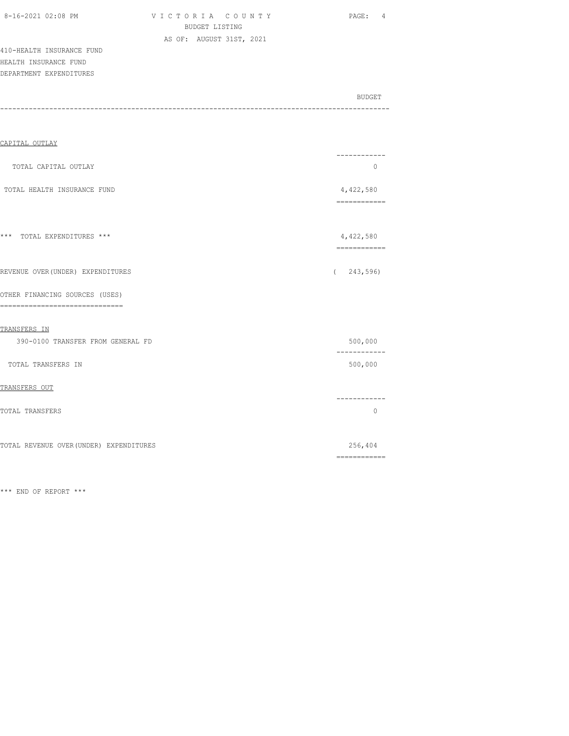410-HEALTH INSURANCE FUND
HEALTH INSURANCE FUND
DEPARTMENT EXPENDITURES

| | BUDGET |
|---|---|
| CAPITAL OUTLAY | |
| TOTAL CAPITAL OUTLAY | 0 |
| TOTAL HEALTH INSURANCE FUND | 4,422,580 |
| *** TOTAL EXPENDITURES *** | 4,422,580 |
| REVENUE OVER(UNDER) EXPENDITURES | ( 243,596) |
| OTHER FINANCING SOURCES (USES) | |
| TRANSFERS IN | |
| 390-0100 TRANSFER FROM GENERAL FD | 500,000 |
| TOTAL TRANSFERS IN | 500,000 |
| TRANSFERS OUT | |
| TOTAL TRANSFERS | 0 |
| TOTAL REVENUE OVER(UNDER) EXPENDITURES | 256,404 |

*** END OF REPORT ***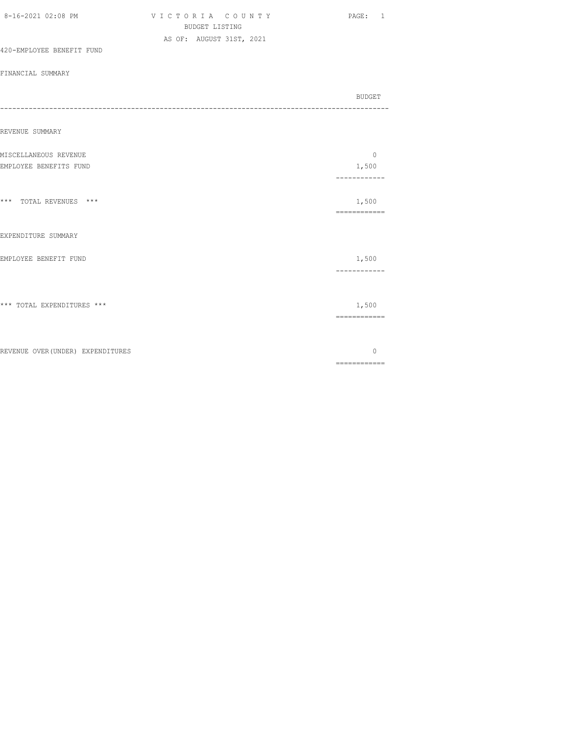VICTORIA COUNTY
BUDGET LISTING
AS OF: AUGUST 31ST, 2021

420-EMPLOYEE BENEFIT FUND

FINANCIAL SUMMARY

| | BUDGET |
|---|---|
| **REVENUE SUMMARY** | |
| MISCELLANEOUS REVENUE | 0 |
| EMPLOYEE BENEFITS FUND | 1,500 |
| *** TOTAL REVENUES *** | 1,500 |
| **EXPENDITURE SUMMARY** | |
| EMPLOYEE BENEFIT FUND | 1,500 |
| *** TOTAL EXPENDITURES *** | 1,500 |
| REVENUE OVER(UNDER) EXPENDITURES | 0 |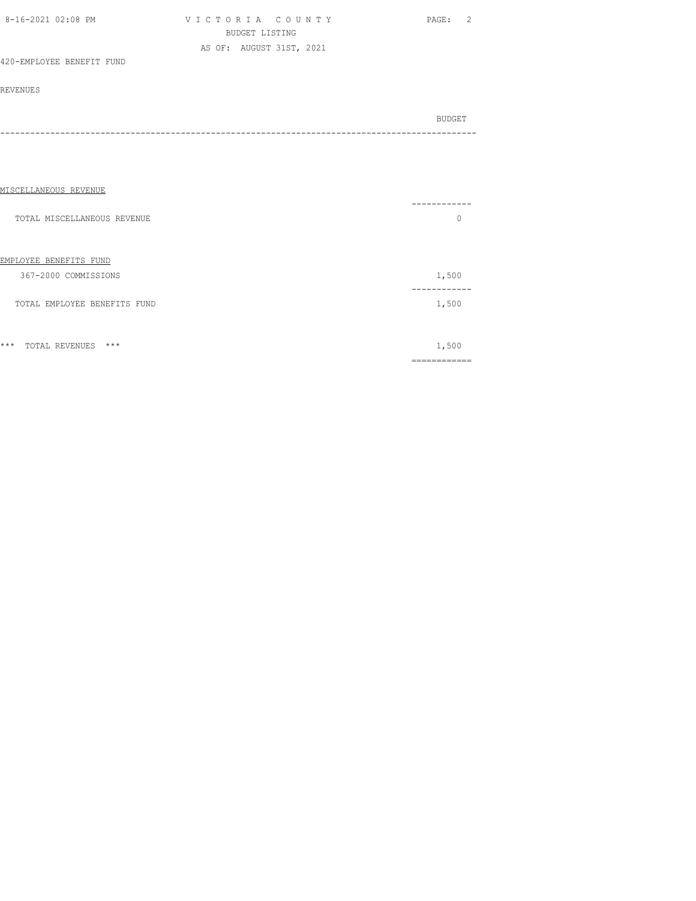VICTORIA COUNTY
BUDGET LISTING
AS OF: AUGUST 31ST, 2021

420-EMPLOYEE BENEFIT FUND

REVENUES

| | BUDGET |
|---|---|
| MISCELLANEOUS REVENUE | |
| TOTAL MISCELLANEOUS REVENUE | 0 |
| EMPLOYEE BENEFITS FUND | |
| 367-2000 COMMISSIONS | 1,500 |
| TOTAL EMPLOYEE BENEFITS FUND | 1,500 |
| *** TOTAL REVENUES *** | 1,500 |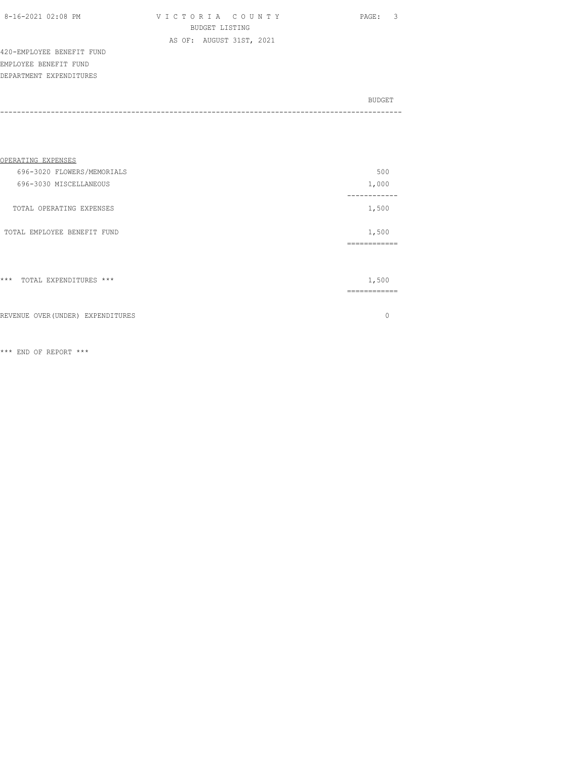VICTORIA COUNTY
BUDGET LISTING
AS OF: AUGUST 31ST, 2021

420-EMPLOYEE BENEFIT FUND
EMPLOYEE BENEFIT FUND
DEPARTMENT EXPENDITURES

| | BUDGET |
|---|---|
| OPERATING EXPENSES | |
| 696-3020 FLOWERS/MEMORIALS | 500 |
| 696-3030 MISCELLANEOUS | 1,000 |
| TOTAL OPERATING EXPENSES | 1,500 |
| TOTAL EMPLOYEE BENEFIT FUND | 1,500 |
| *** TOTAL EXPENDITURES *** | 1,500 |
| REVENUE OVER(UNDER) EXPENDITURES | 0 |

*** END OF REPORT ***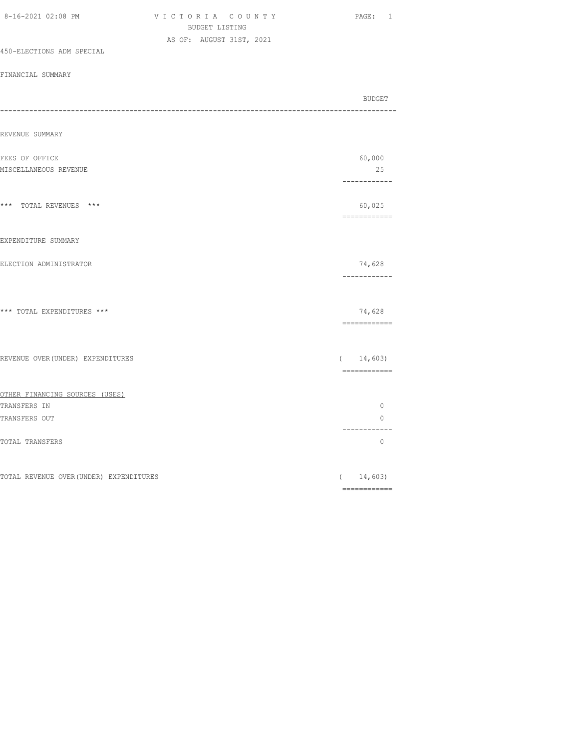VICTORIA COUNTY
BUDGET LISTING
AS OF: AUGUST 31ST, 2021

450-ELECTIONS ADM SPECIAL

FINANCIAL SUMMARY

| | BUDGET |
|---|---|
| **REVENUE SUMMARY** | |
| FEES OF OFFICE | 60,000 |
| MISCELLANEOUS REVENUE | 25 |
| *** TOTAL REVENUES *** | 60,025 |
| **EXPENDITURE SUMMARY** | |
| ELECTION ADMINISTRATOR | 74,628 |
| *** TOTAL EXPENDITURES *** | 74,628 |
| REVENUE OVER(UNDER) EXPENDITURES | ( 14,603) |
| **OTHER FINANCING SOURCES (USES)** | |
| TRANSFERS IN | 0 |
| TRANSFERS OUT | 0 |
| TOTAL TRANSFERS | 0 |
| TOTAL REVENUE OVER(UNDER) EXPENDITURES | ( 14,603) |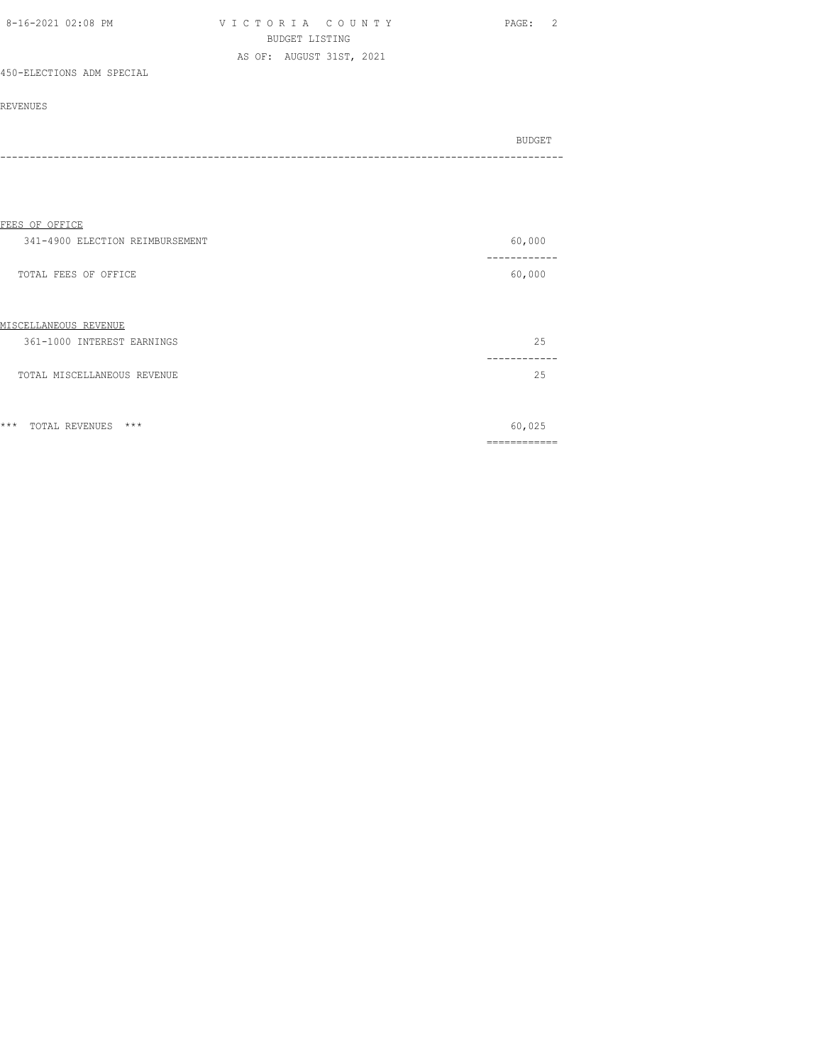VICTORIA COUNTY
BUDGET LISTING
AS OF: AUGUST 31ST, 2021

450-ELECTIONS ADM SPECIAL

REVENUES

| | BUDGET |
|---|---|
| **FEES OF OFFICE** | |
| 341-4900 ELECTION REIMBURSEMENT | 60,000 |
| TOTAL FEES OF OFFICE | 60,000 |
| **MISCELLANEOUS REVENUE** | |
| 361-1000 INTEREST EARNINGS | 25 |
| TOTAL MISCELLANEOUS REVENUE | 25 |
| *** TOTAL REVENUES *** | 60,025 |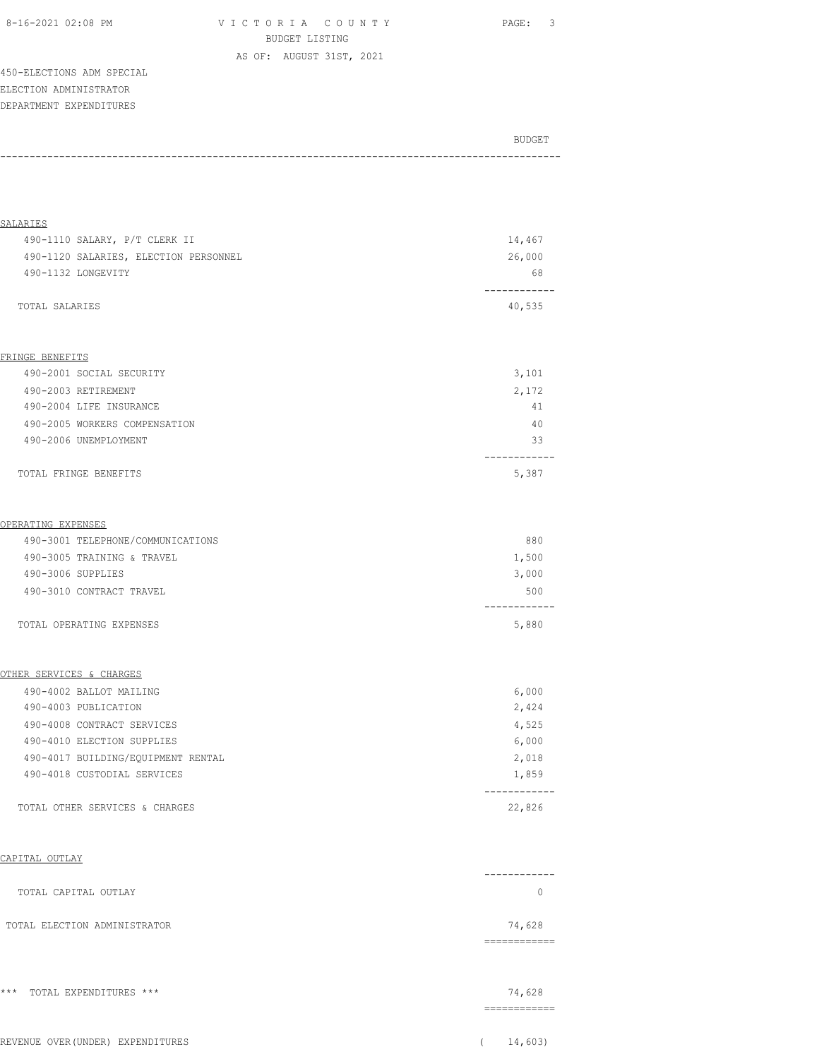VICTORIA COUNTY
BUDGET LISTING
AS OF: AUGUST 31ST, 2021

450-ELECTIONS ADM SPECIAL
ELECTION ADMINISTRATOR
DEPARTMENT EXPENDITURES

| | BUDGET |
|---|---|
| **SALARIES** | |
| 490-1110 SALARY, P/T CLERK II | 14,467 |
| 490-1120 SALARIES, ELECTION PERSONNEL | 26,000 |
| 490-1132 LONGEVITY | 68 |
| TOTAL SALARIES | 40,535 |
| **FRINGE BENEFITS** | |
| 490-2001 SOCIAL SECURITY | 3,101 |
| 490-2003 RETIREMENT | 2,172 |
| 490-2004 LIFE INSURANCE | 41 |
| 490-2005 WORKERS COMPENSATION | 40 |
| 490-2006 UNEMPLOYMENT | 33 |
| TOTAL FRINGE BENEFITS | 5,387 |
| **OPERATING EXPENSES** | |
| 490-3001 TELEPHONE/COMMUNICATIONS | 880 |
| 490-3005 TRAINING & TRAVEL | 1,500 |
| 490-3006 SUPPLIES | 3,000 |
| 490-3010 CONTRACT TRAVEL | 500 |
| TOTAL OPERATING EXPENSES | 5,880 |
| **OTHER SERVICES & CHARGES** | |
| 490-4002 BALLOT MAILING | 6,000 |
| 490-4003 PUBLICATION | 2,424 |
| 490-4008 CONTRACT SERVICES | 4,525 |
| 490-4010 ELECTION SUPPLIES | 6,000 |
| 490-4017 BUILDING/EQUIPMENT RENTAL | 2,018 |
| 490-4018 CUSTODIAL SERVICES | 1,859 |
| TOTAL OTHER SERVICES & CHARGES | 22,826 |
| **CAPITAL OUTLAY** | |
| TOTAL CAPITAL OUTLAY | 0 |
| TOTAL ELECTION ADMINISTRATOR | 74,628 |
| *** TOTAL EXPENDITURES *** | 74,628 |
| REVENUE OVER(UNDER) EXPENDITURES | ( 14,603) |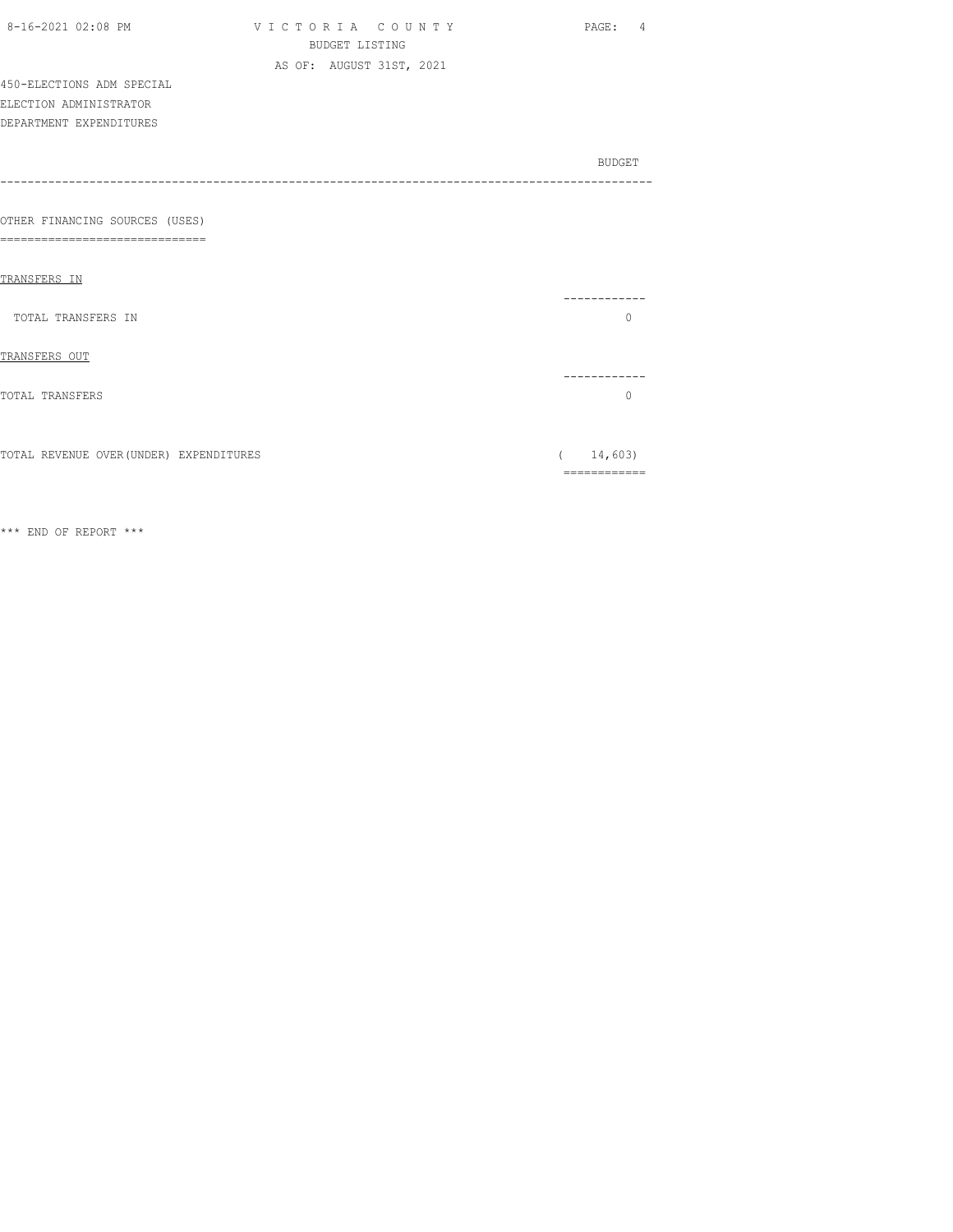VICTORIA COUNTY
BUDGET LISTING
AS OF: AUGUST 31ST, 2021

450-ELECTIONS ADM SPECIAL
ELECTION ADMINISTRATOR
DEPARTMENT EXPENDITURES

| | BUDGET |
|---|---|
| **OTHER FINANCING SOURCES (USES)** | |
| TRANSFERS IN | |
| TOTAL TRANSFERS IN | 0 |
| TRANSFERS OUT | |
| TOTAL TRANSFERS | 0 |
| TOTAL REVENUE OVER(UNDER) EXPENDITURES | ( 14,603) |

*** END OF REPORT ***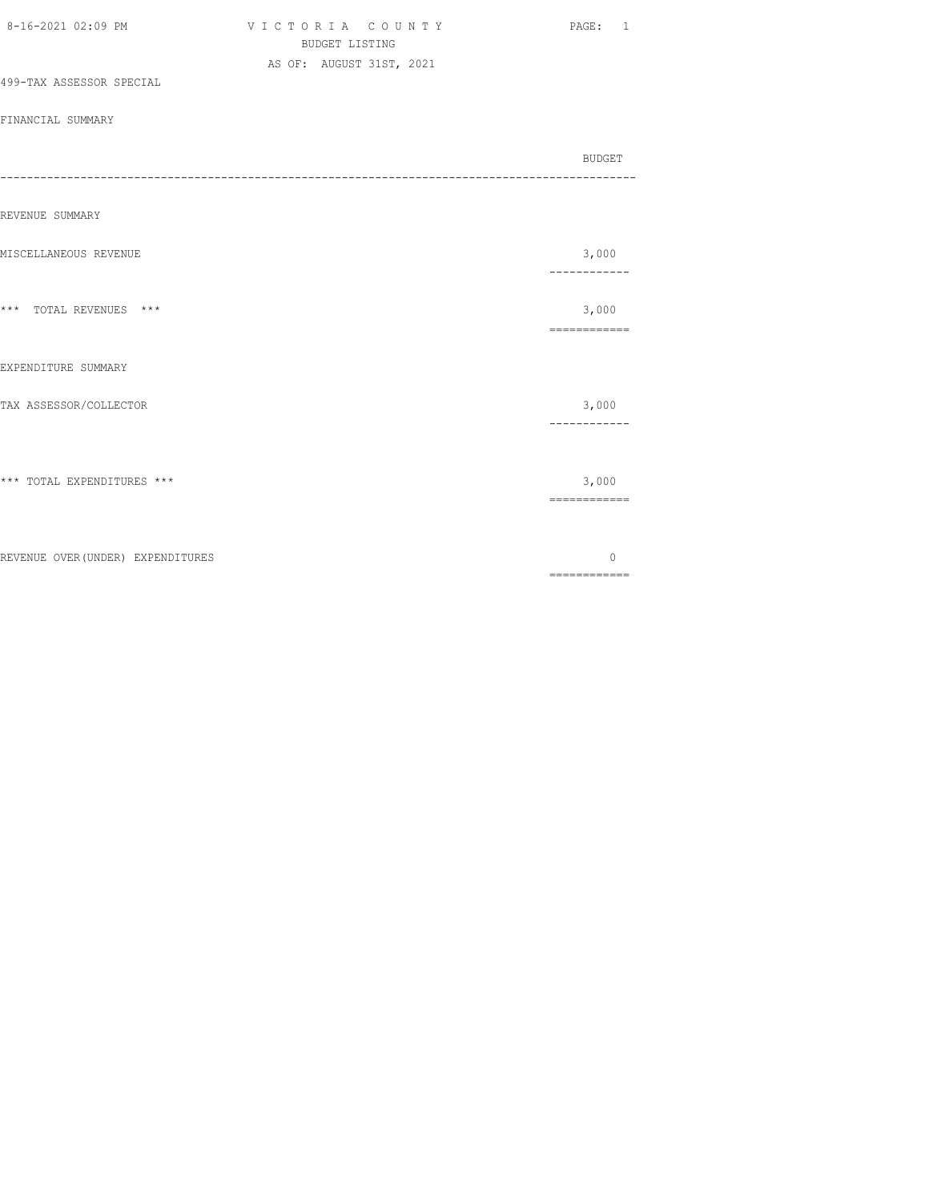VICTORIA COUNTY
BUDGET LISTING
AS OF: AUGUST 31ST, 2021

499-TAX ASSESSOR SPECIAL

FINANCIAL SUMMARY

| | BUDGET |
|---|---|
| **REVENUE SUMMARY** | |
| MISCELLANEOUS REVENUE | 3,000 |
| *** TOTAL REVENUES *** | 3,000 |
| **EXPENDITURE SUMMARY** | |
| TAX ASSESSOR/COLLECTOR | 3,000 |
| *** TOTAL EXPENDITURES *** | 3,000 |
| REVENUE OVER(UNDER) EXPENDITURES | 0 |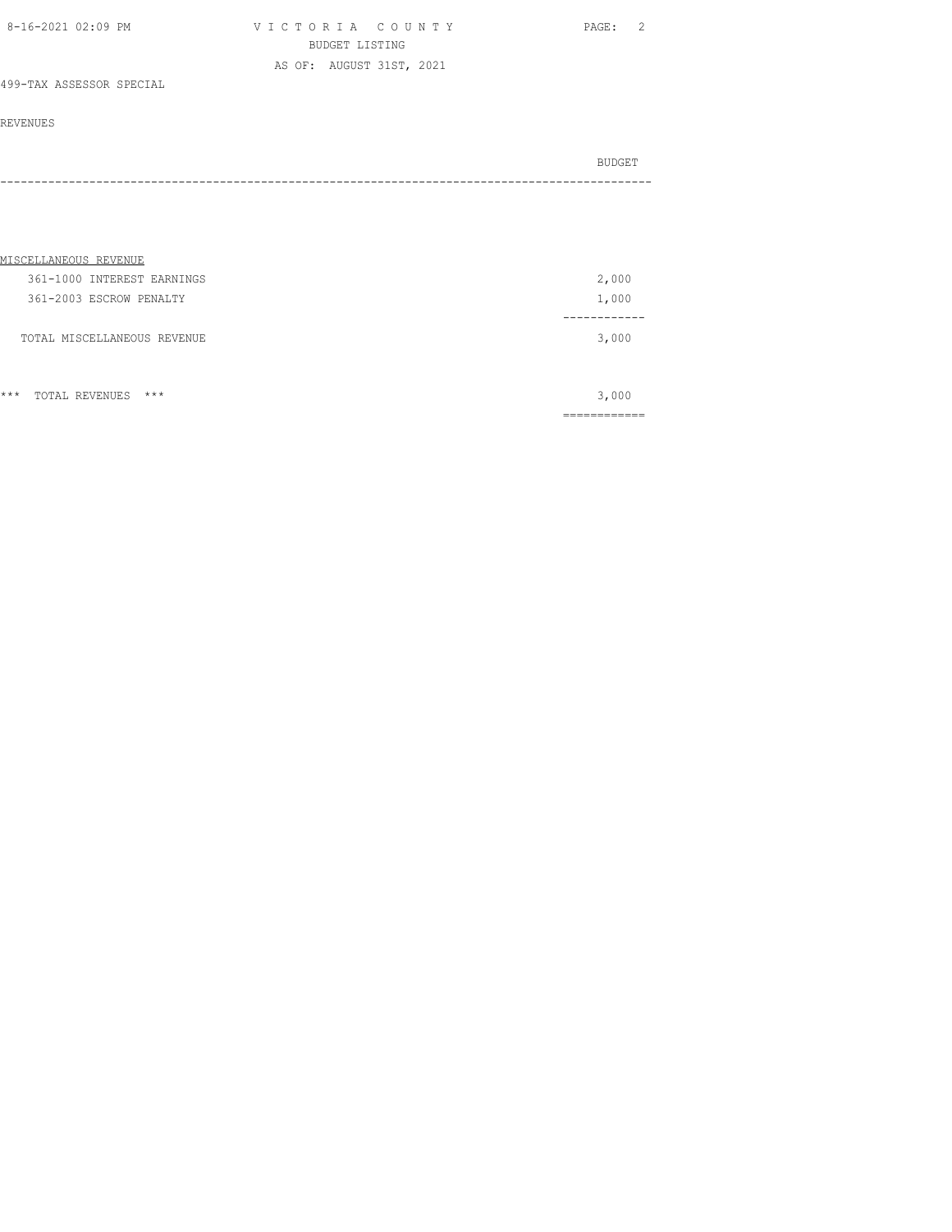499-TAX ASSESSOR SPECIAL

REVENUES

| | BUDGET |
|---|---|
| **MISCELLANEOUS REVENUE** | |
| 361-1000 INTEREST EARNINGS | 2,000 |
| 361-2003 ESCROW PENALTY | 1,000 |
| TOTAL MISCELLANEOUS REVENUE | 3,000 |
| *** TOTAL REVENUES *** | 3,000 |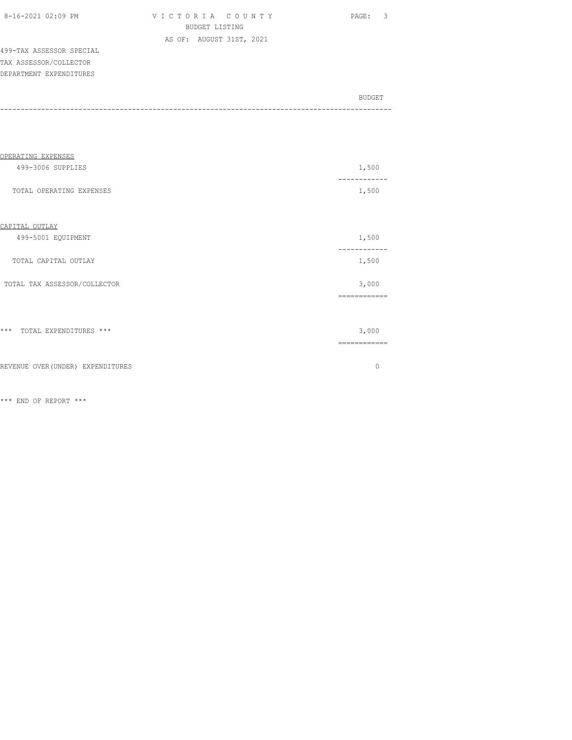VICTORIA COUNTY
BUDGET LISTING
AS OF: AUGUST 31ST, 2021

499-TAX ASSESSOR SPECIAL
TAX ASSESSOR/COLLECTOR
DEPARTMENT EXPENDITURES

| | BUDGET |
|---|---|
| **OPERATING EXPENSES** | |
| 499-3006 SUPPLIES | 1,500 |
| TOTAL OPERATING EXPENSES | 1,500 |
| **CAPITAL OUTLAY** | |
| 499-5001 EQUIPMENT | 1,500 |
| TOTAL CAPITAL OUTLAY | 1,500 |
| TOTAL TAX ASSESSOR/COLLECTOR | 3,000 |
| *** TOTAL EXPENDITURES *** | 3,000 |
| REVENUE OVER(UNDER) EXPENDITURES | 0 |

*** END OF REPORT ***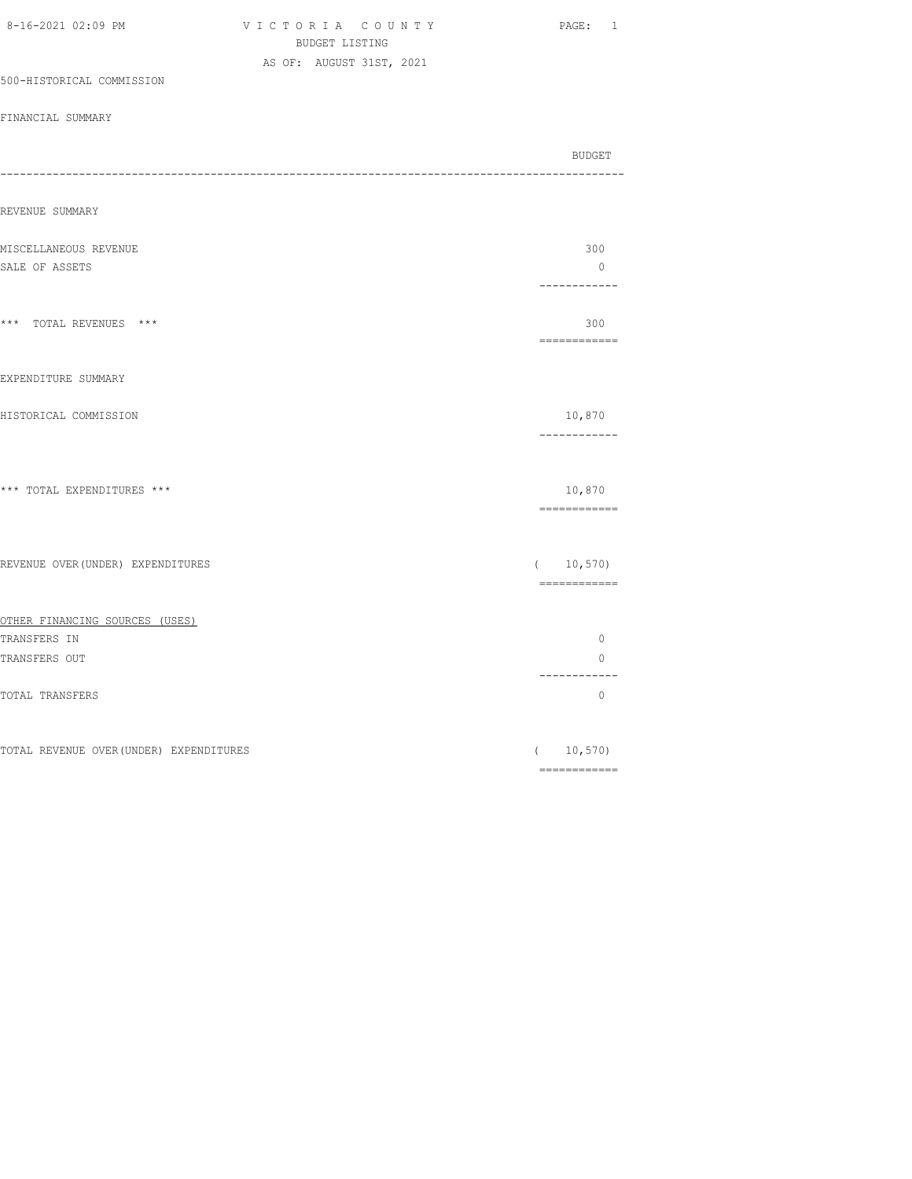VICTORIA COUNTY
BUDGET LISTING
AS OF: AUGUST 31ST, 2021

500-HISTORICAL COMMISSION

FINANCIAL SUMMARY

| | BUDGET |
|---|---|
| **REVENUE SUMMARY** | |
| MISCELLANEOUS REVENUE | 300 |
| SALE OF ASSETS | 0 |
| *** TOTAL REVENUES *** | 300 |
| **EXPENDITURE SUMMARY** | |
| HISTORICAL COMMISSION | 10,870 |
| *** TOTAL EXPENDITURES *** | 10,870 |
| REVENUE OVER(UNDER) EXPENDITURES | ( 10,570) |
| **OTHER FINANCING SOURCES (USES)** | |
| TRANSFERS IN | 0 |
| TRANSFERS OUT | 0 |
| TOTAL TRANSFERS | 0 |
| TOTAL REVENUE OVER(UNDER) EXPENDITURES | ( 10,570) |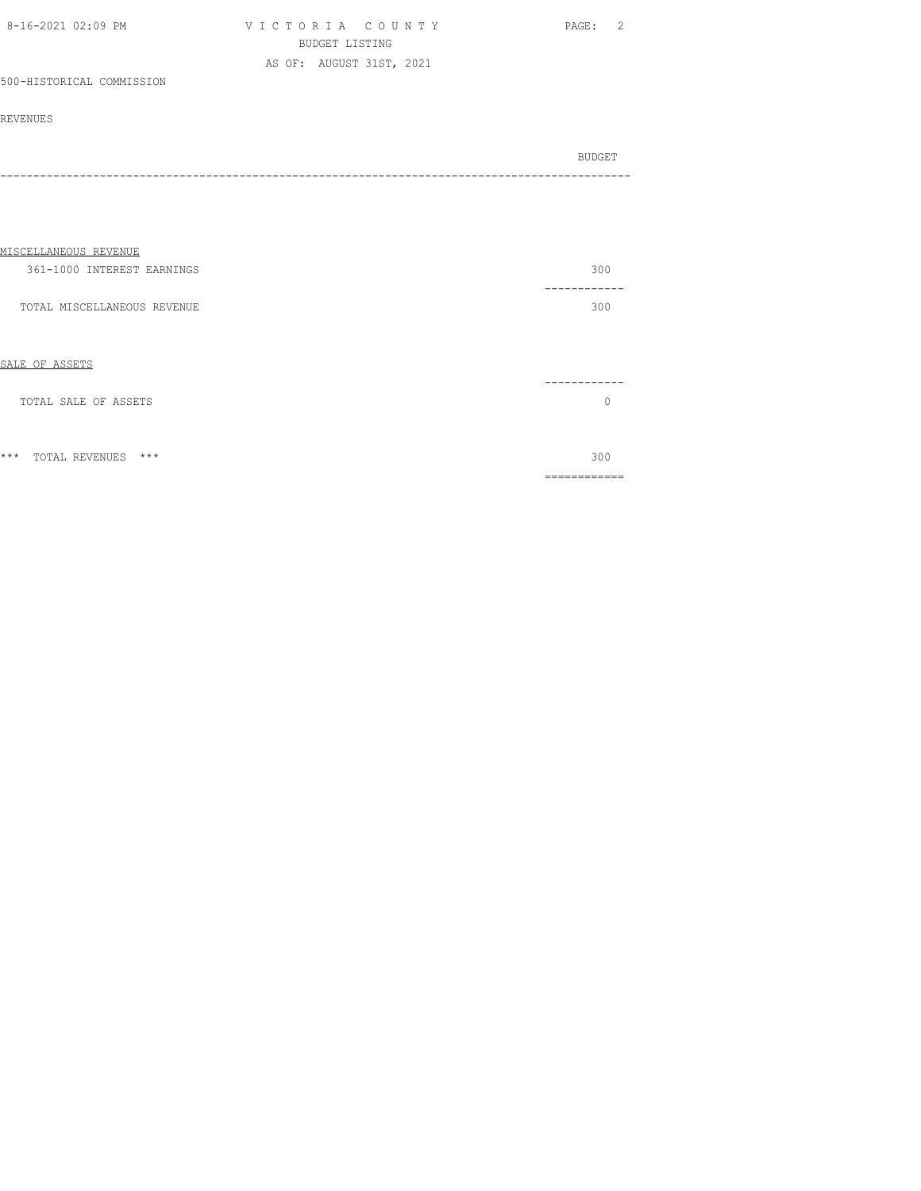VICTORIA COUNTY
BUDGET LISTING
AS OF: AUGUST 31ST, 2021

500-HISTORICAL COMMISSION

REVENUES

| | BUDGET |
|---|---|
| **MISCELLANEOUS REVENUE** | |
| 361-1000 INTEREST EARNINGS | 300 |
| TOTAL MISCELLANEOUS REVENUE | 300 |
| **SALE OF ASSETS** | |
| TOTAL SALE OF ASSETS | 0 |
| *** TOTAL REVENUES *** | 300 |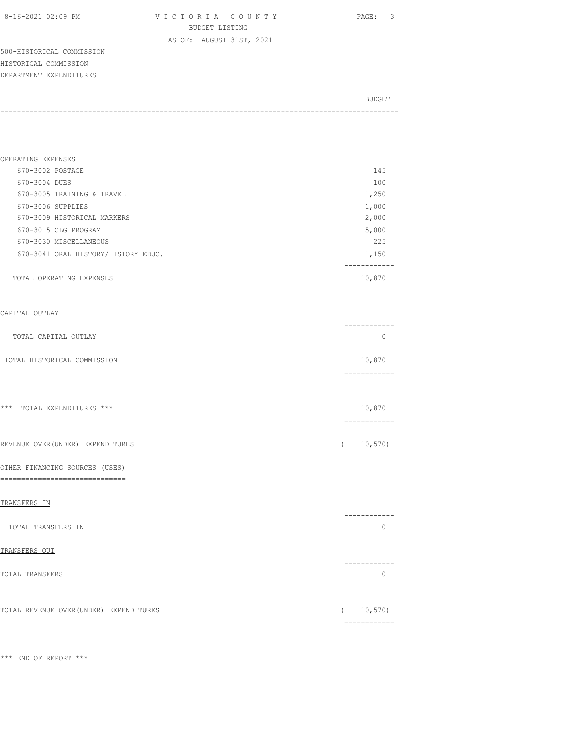VICTORIA COUNTY
BUDGET LISTING
AS OF: AUGUST 31ST, 2021

500-HISTORICAL COMMISSION
HISTORICAL COMMISSION
DEPARTMENT EXPENDITURES

| | BUDGET |
|---|---|
| **OPERATING EXPENSES** | |
| 670-3002 POSTAGE | 145 |
| 670-3004 DUES | 100 |
| 670-3005 TRAINING & TRAVEL | 1,250 |
| 670-3006 SUPPLIES | 1,000 |
| 670-3009 HISTORICAL MARKERS | 2,000 |
| 670-3015 CLG PROGRAM | 5,000 |
| 670-3030 MISCELLANEOUS | 225 |
| 670-3041 ORAL HISTORY/HISTORY EDUC. | 1,150 |
| TOTAL OPERATING EXPENSES | 10,870 |
| **CAPITAL OUTLAY** | |
| TOTAL CAPITAL OUTLAY | 0 |
| TOTAL HISTORICAL COMMISSION | 10,870 |
| *** TOTAL EXPENDITURES *** | 10,870 |
| REVENUE OVER(UNDER) EXPENDITURES | ( 10,570) |
| **OTHER FINANCING SOURCES (USES)** | |
| **TRANSFERS IN** | |
| TOTAL TRANSFERS IN | 0 |
| **TRANSFERS OUT** | |
| TOTAL TRANSFERS | 0 |
| TOTAL REVENUE OVER(UNDER) EXPENDITURES | ( 10,570) |

*** END OF REPORT ***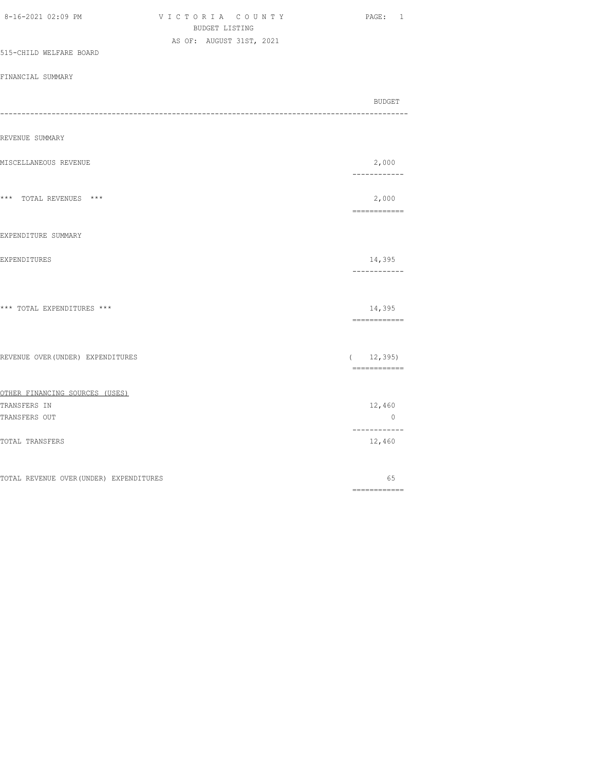VICTORIA COUNTY
BUDGET LISTING
AS OF: AUGUST 31ST, 2021

515-CHILD WELFARE BOARD

FINANCIAL SUMMARY

| | BUDGET |
|---|---|
| REVENUE SUMMARY | |
| MISCELLANEOUS REVENUE | 2,000 |
| *** TOTAL REVENUES *** | 2,000 |
| EXPENDITURE SUMMARY | |
| EXPENDITURES | 14,395 |
| *** TOTAL EXPENDITURES *** | 14,395 |
| REVENUE OVER(UNDER) EXPENDITURES | ( 12,395) |
| OTHER FINANCING SOURCES (USES) | |
| TRANSFERS IN | 12,460 |
| TRANSFERS OUT | 0 |
| TOTAL TRANSFERS | 12,460 |
| TOTAL REVENUE OVER(UNDER) EXPENDITURES | 65 |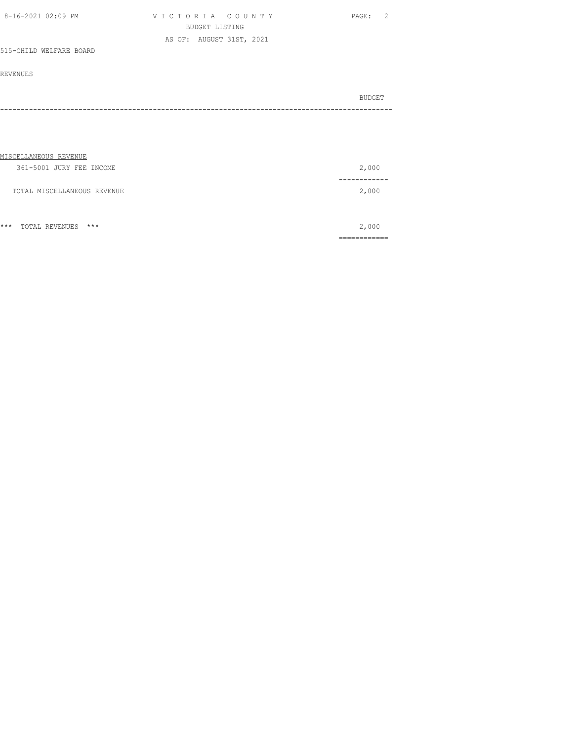VICTORIA COUNTY
BUDGET LISTING
AS OF: AUGUST 31ST, 2021

515-CHILD WELFARE BOARD

REVENUES

| | BUDGET |
|---|---|
| **MISCELLANEOUS REVENUE** | |
| 361-5001 JURY FEE INCOME | 2,000 |
| TOTAL MISCELLANEOUS REVENUE | 2,000 |
| *** TOTAL REVENUES *** | 2,000 |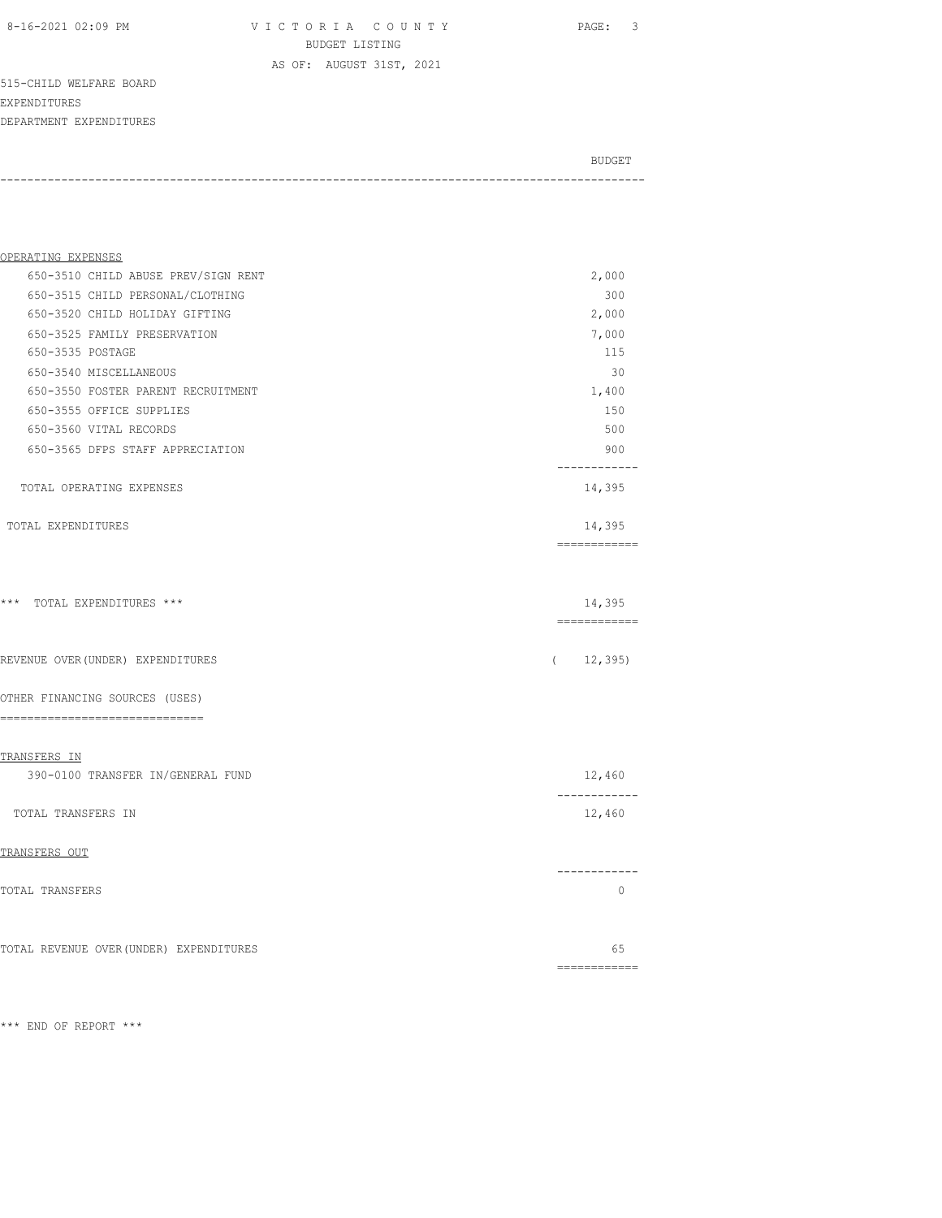VICTORIA COUNTY
BUDGET LISTING
AS OF: AUGUST 31ST, 2021

515-CHILD WELFARE BOARD
EXPENDITURES
DEPARTMENT EXPENDITURES

| | BUDGET |
|---|---|
| OPERATING EXPENSES | |
| 650-3510 CHILD ABUSE PREV/SIGN RENT | 2,000 |
| 650-3515 CHILD PERSONAL/CLOTHING | 300 |
| 650-3520 CHILD HOLIDAY GIFTING | 2,000 |
| 650-3525 FAMILY PRESERVATION | 7,000 |
| 650-3535 POSTAGE | 115 |
| 650-3540 MISCELLANEOUS | 30 |
| 650-3550 FOSTER PARENT RECRUITMENT | 1,400 |
| 650-3555 OFFICE SUPPLIES | 150 |
| 650-3560 VITAL RECORDS | 500 |
| 650-3565 DFPS STAFF APPRECIATION | 900 |
| TOTAL OPERATING EXPENSES | 14,395 |
| TOTAL EXPENDITURES | 14,395 |
| *** TOTAL EXPENDITURES *** | 14,395 |
| REVENUE OVER(UNDER) EXPENDITURES | ( 12,395) |
| OTHER FINANCING SOURCES (USES) | |
| TRANSFERS IN | |
| 390-0100 TRANSFER IN/GENERAL FUND | 12,460 |
| TOTAL TRANSFERS IN | 12,460 |
| TRANSFERS OUT | |
| TOTAL TRANSFERS | 0 |
| TOTAL REVENUE OVER(UNDER) EXPENDITURES | 65 |

*** END OF REPORT ***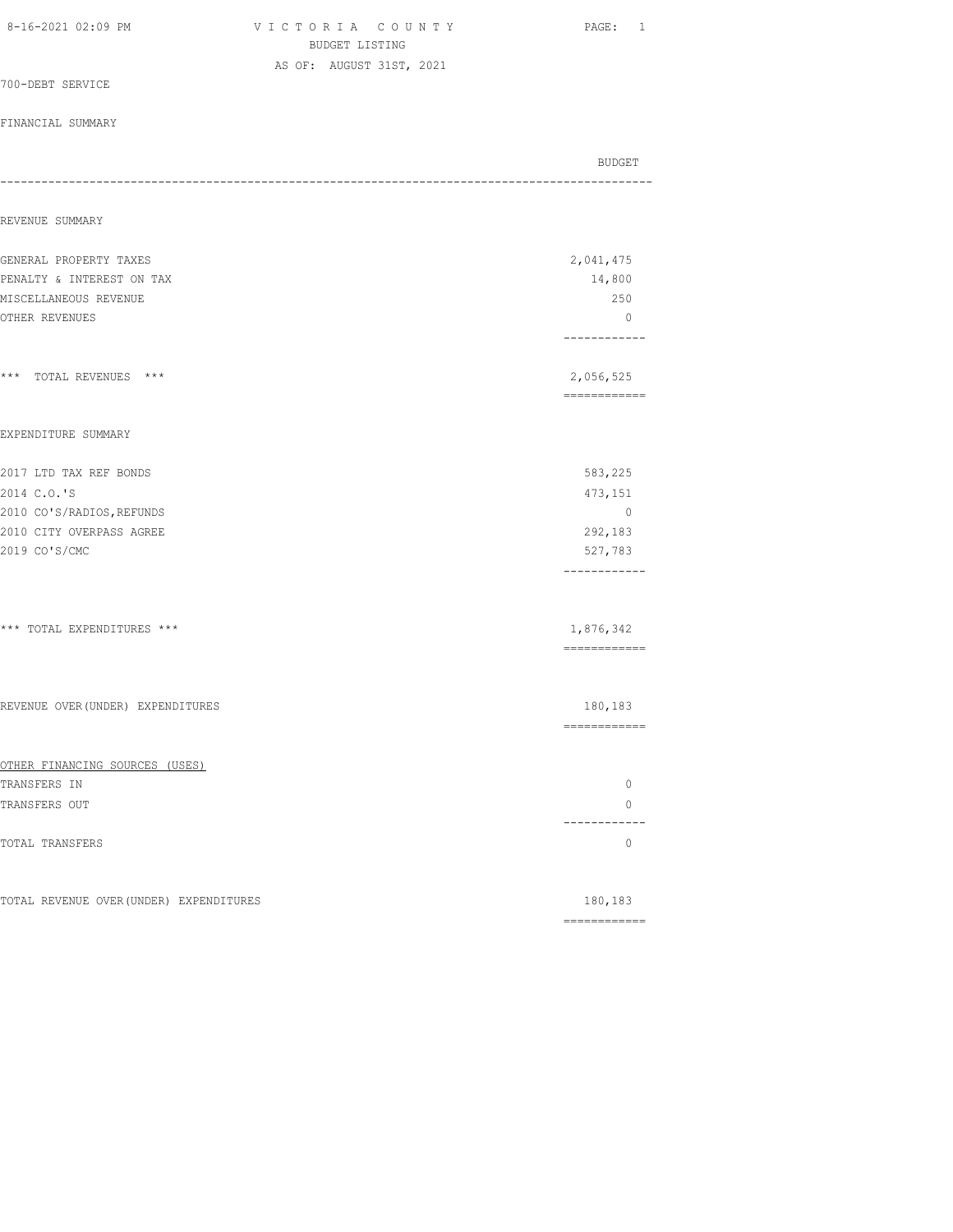VICTORIA COUNTY
BUDGET LISTING
AS OF: AUGUST 31ST, 2021

700-DEBT SERVICE

FINANCIAL SUMMARY

| | BUDGET |
|---|---|
| **REVENUE SUMMARY** | |
| GENERAL PROPERTY TAXES | 2,041,475 |
| PENALTY & INTEREST ON TAX | 14,800 |
| MISCELLANEOUS REVENUE | 250 |
| OTHER REVENUES | 0 |
| *** TOTAL REVENUES *** | 2,056,525 |
| **EXPENDITURE SUMMARY** | |
| 2017 LTD TAX REF BONDS | 583,225 |
| 2014 C.O.'S | 473,151 |
| 2010 CO'S/RADIOS,REFUNDS | 0 |
| 2010 CITY OVERPASS AGREE | 292,183 |
| 2019 CO'S/CMC | 527,783 |
| *** TOTAL EXPENDITURES *** | 1,876,342 |
| REVENUE OVER(UNDER) EXPENDITURES | 180,183 |
| OTHER FINANCING SOURCES (USES) | |
| TRANSFERS IN | 0 |
| TRANSFERS OUT | 0 |
| TOTAL TRANSFERS | 0 |
| TOTAL REVENUE OVER(UNDER) EXPENDITURES | 180,183 |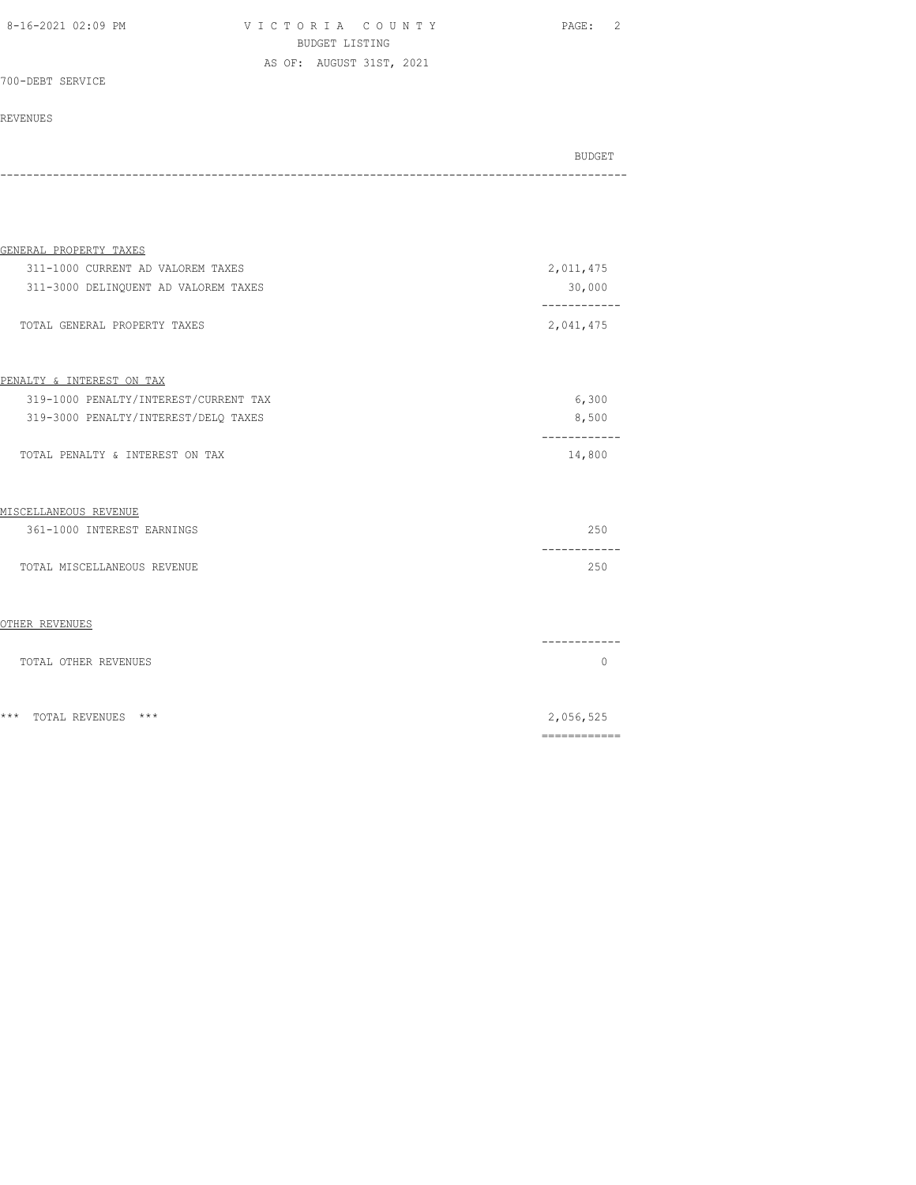VICTORIA COUNTY
BUDGET LISTING
AS OF: AUGUST 31ST, 2021

700-DEBT SERVICE

REVENUES

| | BUDGET |
|---|---|
| **GENERAL PROPERTY TAXES** | |
| 311-1000 CURRENT AD VALOREM TAXES | 2,011,475 |
| 311-3000 DELINQUENT AD VALOREM TAXES | 30,000 |
| TOTAL GENERAL PROPERTY TAXES | 2,041,475 |
| **PENALTY & INTEREST ON TAX** | |
| 319-1000 PENALTY/INTEREST/CURRENT TAX | 6,300 |
| 319-3000 PENALTY/INTEREST/DELQ TAXES | 8,500 |
| TOTAL PENALTY & INTEREST ON TAX | 14,800 |
| **MISCELLANEOUS REVENUE** | |
| 361-1000 INTEREST EARNINGS | 250 |
| TOTAL MISCELLANEOUS REVENUE | 250 |
| **OTHER REVENUES** | |
| TOTAL OTHER REVENUES | 0 |
| *** TOTAL REVENUES *** | 2,056,525 |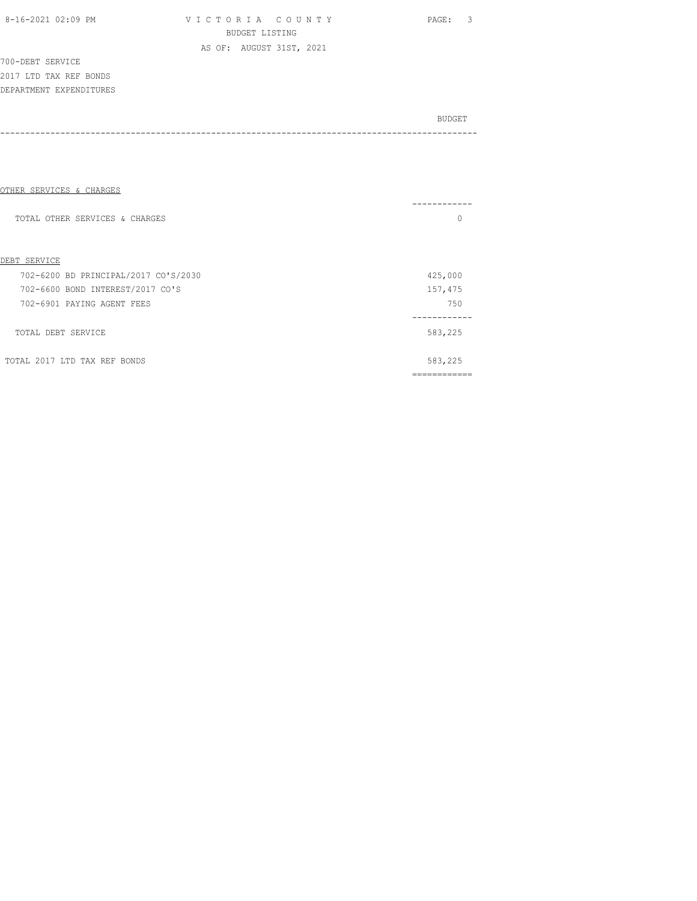VICTORIA COUNTY
BUDGET LISTING
AS OF: AUGUST 31ST, 2021

700-DEBT SERVICE
2017 LTD TAX REF BONDS
DEPARTMENT EXPENDITURES

| | BUDGET |
|---|---|
| OTHER SERVICES & CHARGES | |
| TOTAL OTHER SERVICES & CHARGES | 0 |
| DEBT SERVICE | |
| 702-6200 BD PRINCIPAL/2017 CO'S/2030 | 425,000 |
| 702-6600 BOND INTEREST/2017 CO'S | 157,475 |
| 702-6901 PAYING AGENT FEES | 750 |
| TOTAL DEBT SERVICE | 583,225 |
| TOTAL 2017 LTD TAX REF BONDS | 583,225 |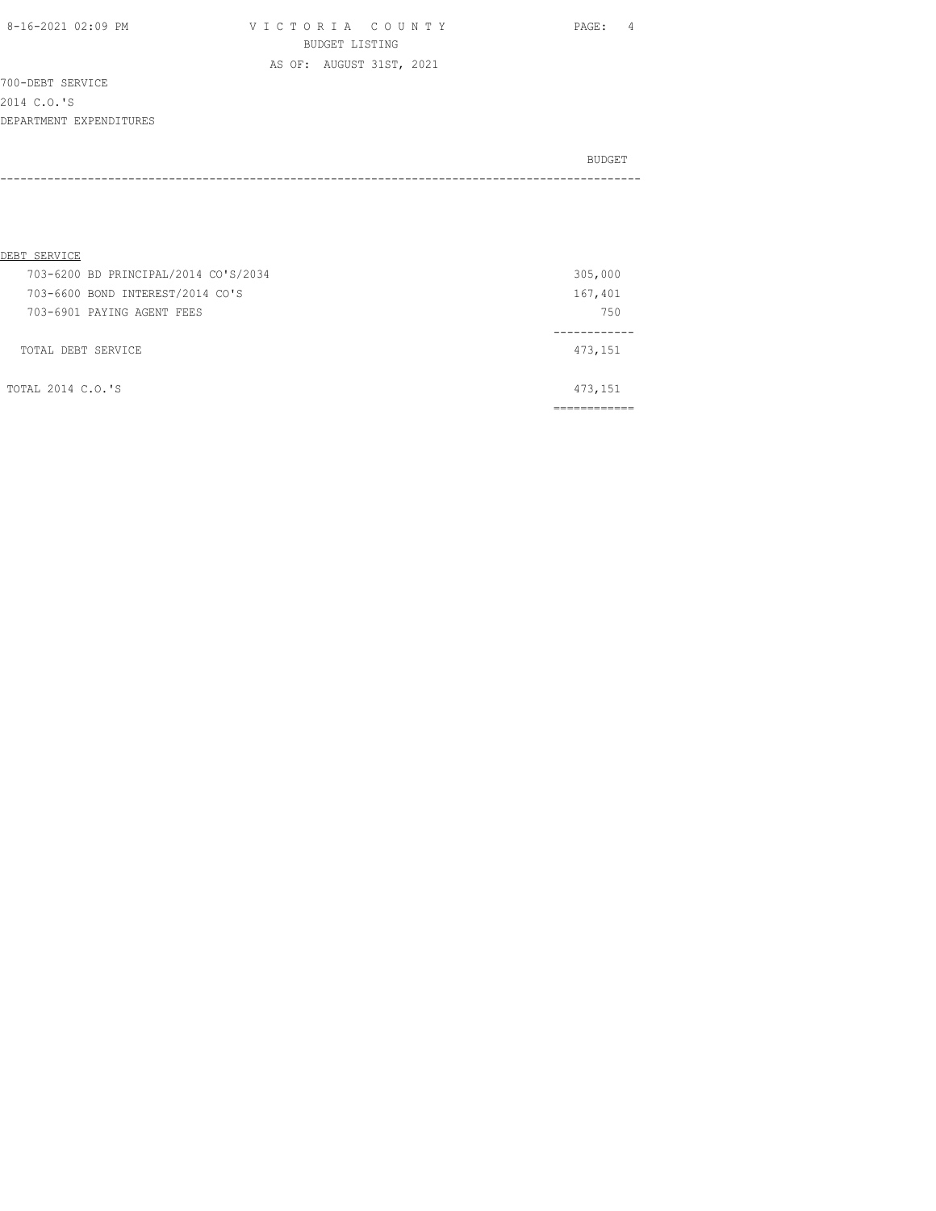# VICTORIA COUNTY

BUDGET LISTING

AS OF: AUGUST 31ST, 2021

700-DEBT SERVICE

2014 C.O.'S

DEPARTMENT EXPENDITURES

| | BUDGET |
|---|---|
| **DEBT SERVICE** | |
| 703-6200 BD PRINCIPAL/2014 CO'S/2034 | 305,000 |
| 703-6600 BOND INTEREST/2014 CO'S | 167,401 |
| 703-6901 PAYING AGENT FEES | 750 |
| TOTAL DEBT SERVICE | 473,151 |
| TOTAL 2014 C.O.'S | 473,151 |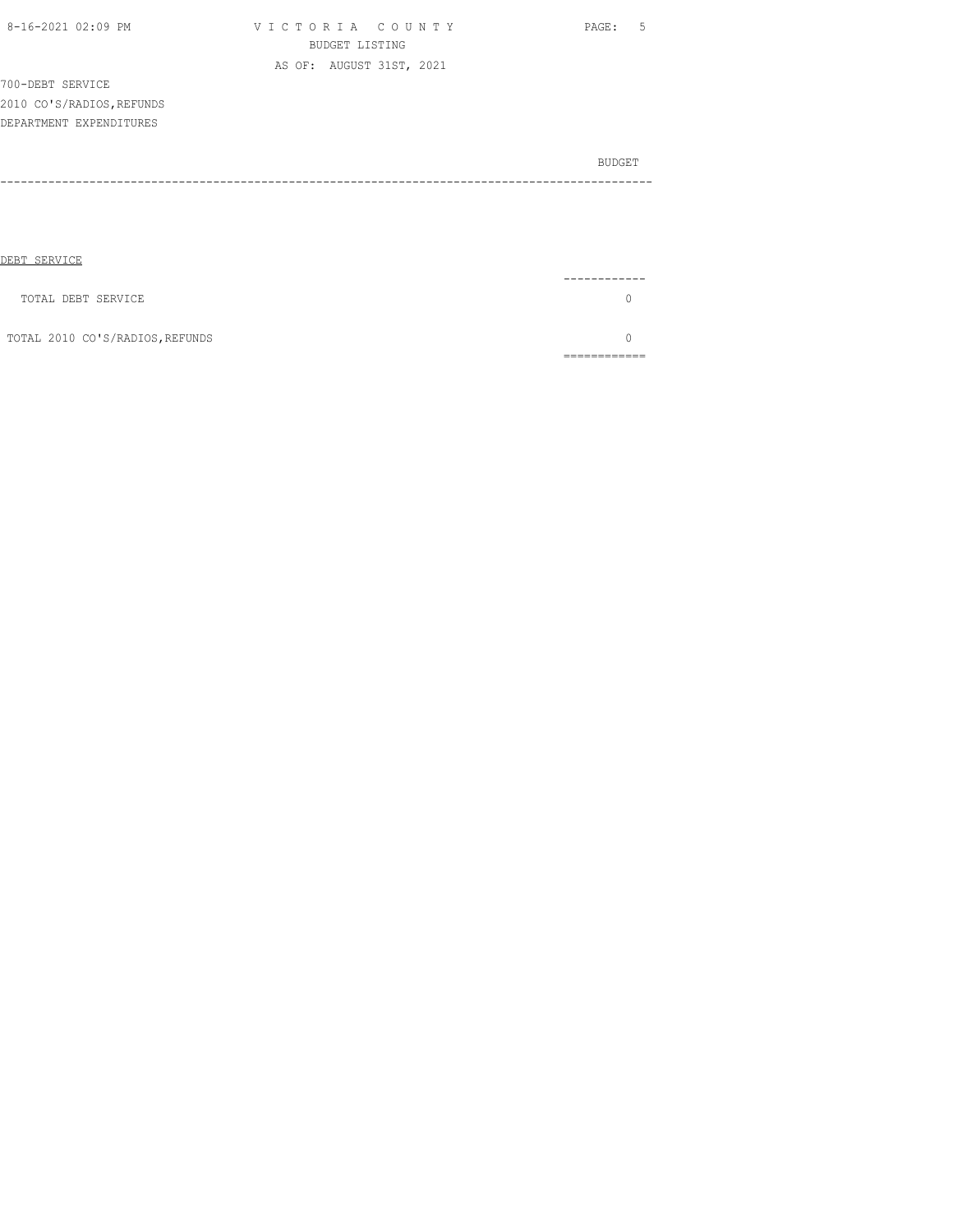700-DEBT SERVICE
2010 CO'S/RADIOS,REFUNDS
DEPARTMENT EXPENDITURES

| | BUDGET |
|---|---|
| DEBT SERVICE | |
| TOTAL DEBT SERVICE | 0 |
| TOTAL 2010 CO'S/RADIOS,REFUNDS | 0 |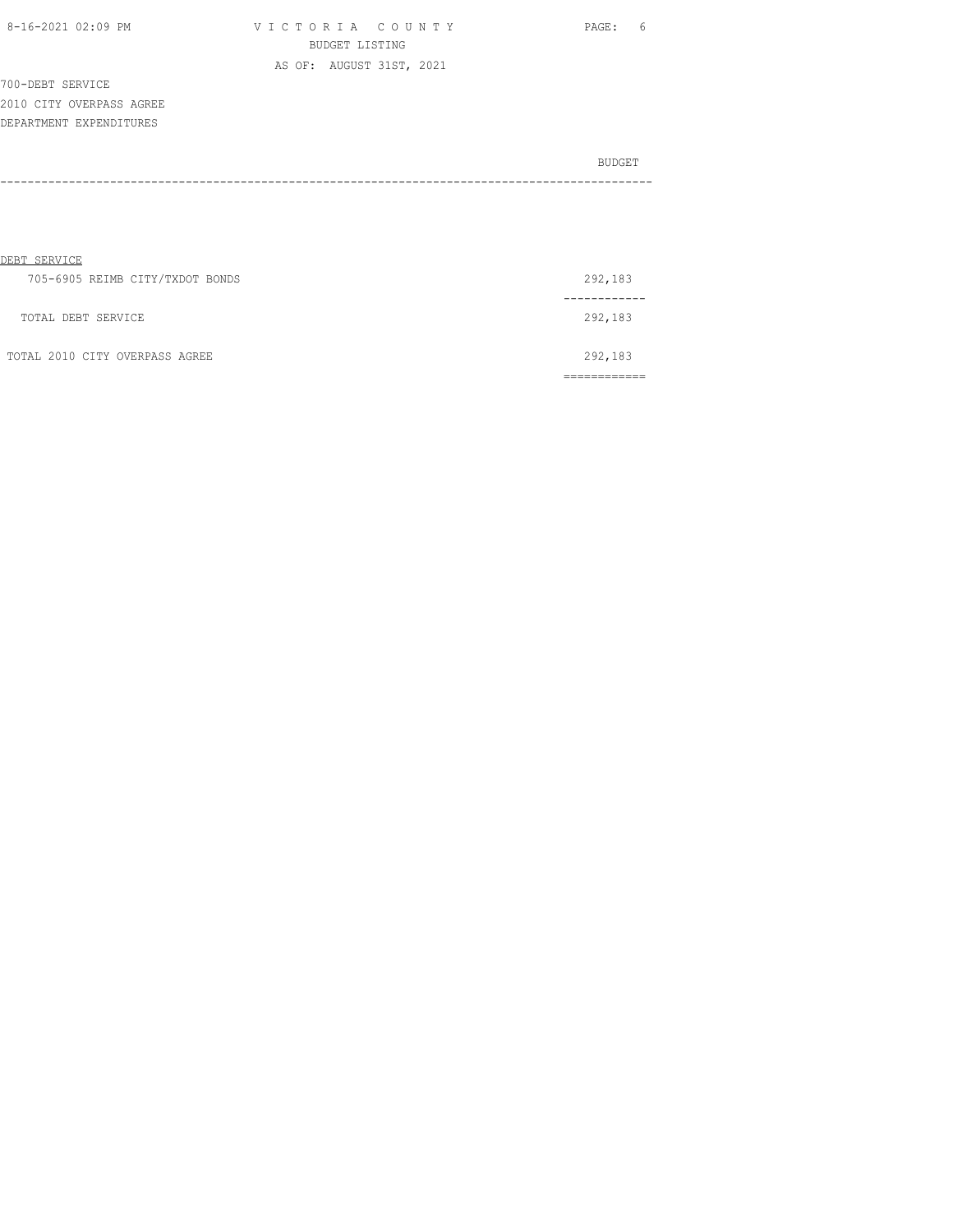VICTORIA COUNTY
BUDGET LISTING
AS OF: AUGUST 31ST, 2021

700-DEBT SERVICE
2010 CITY OVERPASS AGREE
DEPARTMENT EXPENDITURES

| | BUDGET |
|---|---|
| **DEBT SERVICE** | |
| 705-6905 REIMB CITY/TXDOT BONDS | 292,183 |
| TOTAL DEBT SERVICE | 292,183 |
| TOTAL 2010 CITY OVERPASS AGREE | 292,183 |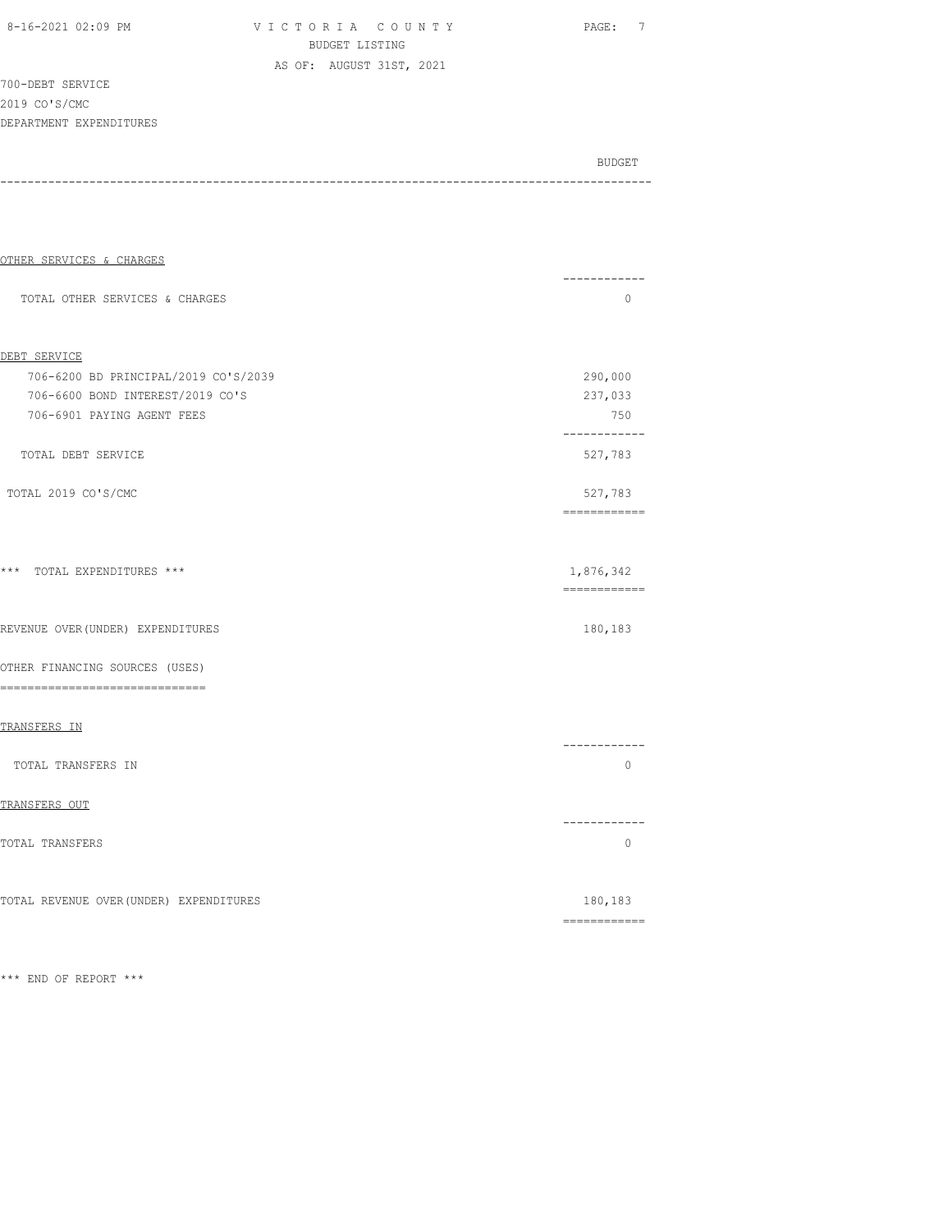VICTORIA COUNTY
BUDGET LISTING
AS OF: AUGUST 31ST, 2021

700-DEBT SERVICE
2019 CO'S/CMC
DEPARTMENT EXPENDITURES

| | BUDGET |
|---|---|
| **OTHER SERVICES & CHARGES** | |
| TOTAL OTHER SERVICES & CHARGES | 0 |
| **DEBT SERVICE** | |
| 706-6200 BD PRINCIPAL/2019 CO'S/2039 | 290,000 |
| 706-6600 BOND INTEREST/2019 CO'S | 237,033 |
| 706-6901 PAYING AGENT FEES | 750 |
| TOTAL DEBT SERVICE | 527,783 |
| TOTAL 2019 CO'S/CMC | 527,783 |
| *** TOTAL EXPENDITURES *** | 1,876,342 |
| REVENUE OVER(UNDER) EXPENDITURES | 180,183 |
| **OTHER FINANCING SOURCES (USES)** | |
| **TRANSFERS IN** | |
| TOTAL TRANSFERS IN | 0 |
| **TRANSFERS OUT** | |
| TOTAL TRANSFERS | 0 |
| TOTAL REVENUE OVER(UNDER) EXPENDITURES | 180,183 |

*** END OF REPORT ***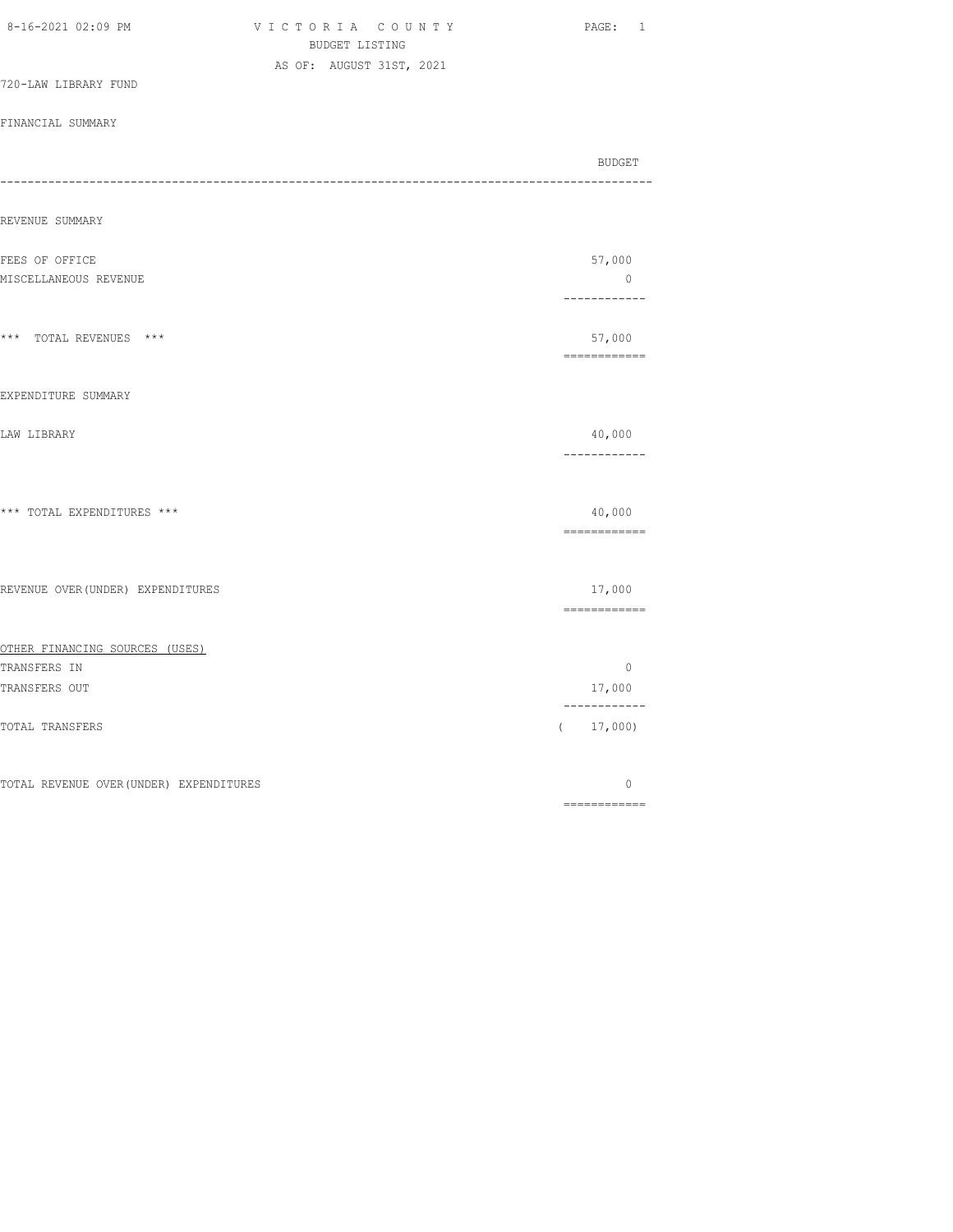VICTORIA COUNTY
BUDGET LISTING
AS OF: AUGUST 31ST, 2021

720-LAW LIBRARY FUND

FINANCIAL SUMMARY

| | BUDGET |
|---|---|
| **REVENUE SUMMARY** | |
| FEES OF OFFICE | 57,000 |
| MISCELLANEOUS REVENUE | 0 |
| *** TOTAL REVENUES *** | 57,000 |
| **EXPENDITURE SUMMARY** | |
| LAW LIBRARY | 40,000 |
| *** TOTAL EXPENDITURES *** | 40,000 |
| REVENUE OVER(UNDER) EXPENDITURES | 17,000 |
| OTHER FINANCING SOURCES (USES) | |
| TRANSFERS IN | 0 |
| TRANSFERS OUT | 17,000 |
| TOTAL TRANSFERS | ( 17,000) |
| TOTAL REVENUE OVER(UNDER) EXPENDITURES | 0 |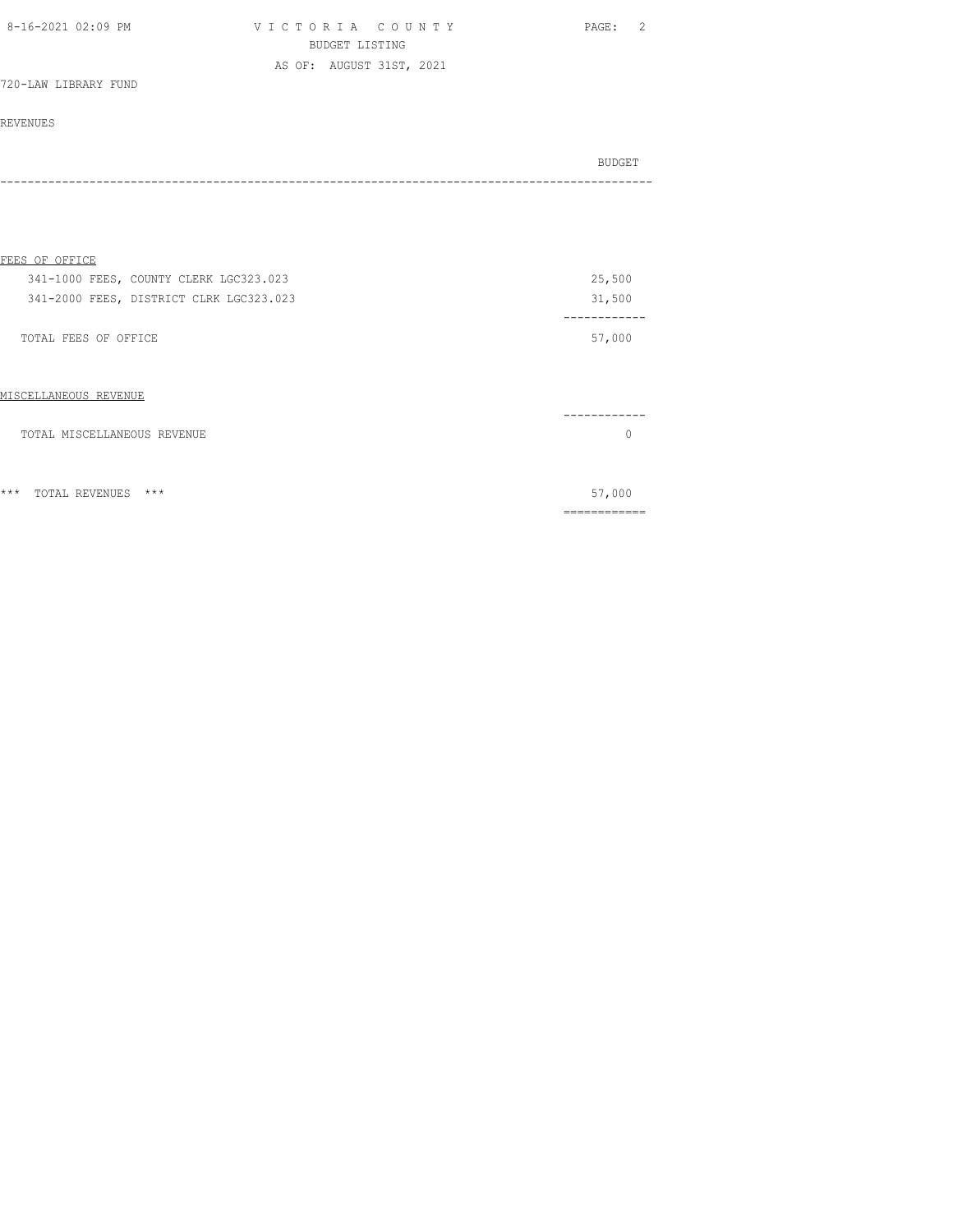VICTORIA COUNTY
BUDGET LISTING
AS OF: AUGUST 31ST, 2021

720-LAW LIBRARY FUND

REVENUES

| | BUDGET |
|---|---|
| **FEES OF OFFICE** | |
| 341-1000 FEES, COUNTY CLERK LGC323.023 | 25,500 |
| 341-2000 FEES, DISTRICT CLRK LGC323.023 | 31,500 |
| TOTAL FEES OF OFFICE | 57,000 |
| **MISCELLANEOUS REVENUE** | |
| TOTAL MISCELLANEOUS REVENUE | 0 |
| *** TOTAL REVENUES *** | 57,000 |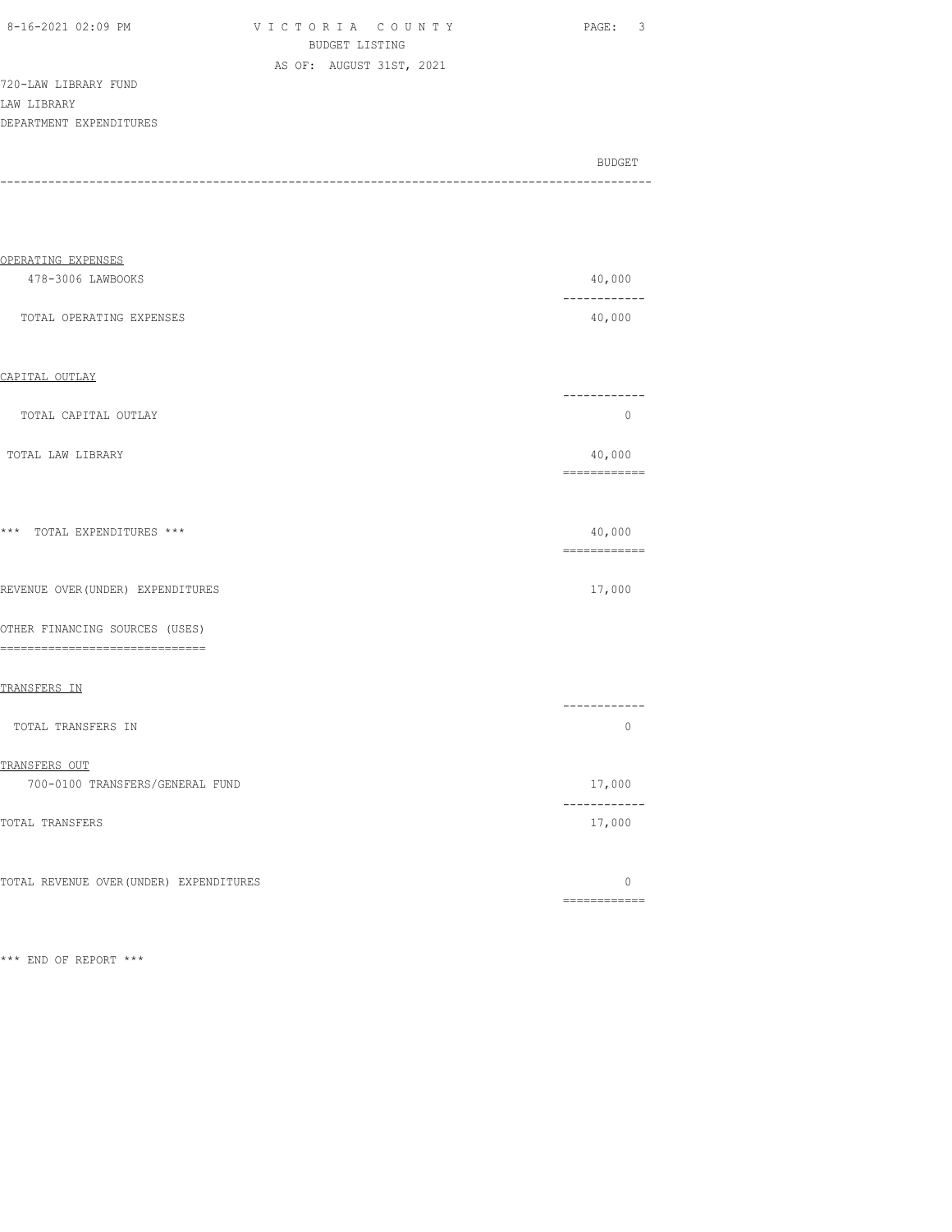720-LAW LIBRARY FUND
LAW LIBRARY
DEPARTMENT EXPENDITURES

| | BUDGET |
|---|---|
| OPERATING EXPENSES | |
| 478-3006 LAWBOOKS | 40,000 |
| TOTAL OPERATING EXPENSES | 40,000 |
| CAPITAL OUTLAY | |
| TOTAL CAPITAL OUTLAY | 0 |
| TOTAL LAW LIBRARY | 40,000 |
| *** TOTAL EXPENDITURES *** | 40,000 |
| REVENUE OVER(UNDER) EXPENDITURES | 17,000 |
| OTHER FINANCING SOURCES (USES) | |
| TRANSFERS IN | |
| TOTAL TRANSFERS IN | 0 |
| TRANSFERS OUT | |
| 700-0100 TRANSFERS/GENERAL FUND | 17,000 |
| TOTAL TRANSFERS | 17,000 |
| TOTAL REVENUE OVER(UNDER) EXPENDITURES | 0 |

*** END OF REPORT ***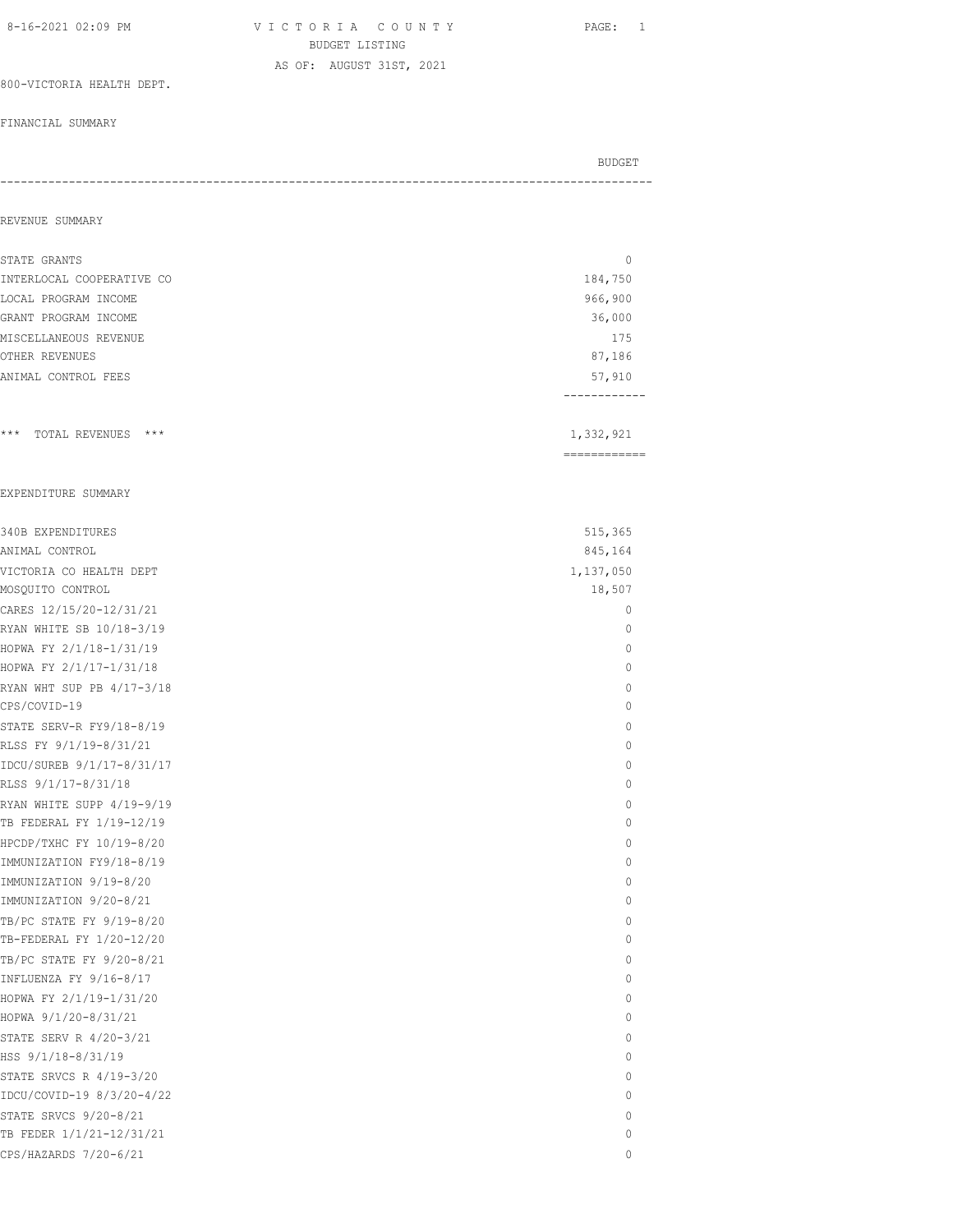# VICTORIA COUNTY

BUDGET LISTING

AS OF: AUGUST 31ST, 2021

800-VICTORIA HEALTH DEPT.

FINANCIAL SUMMARY

| | BUDGET |
|---|---|
| **REVENUE SUMMARY** | |
| STATE GRANTS | 0 |
| INTERLOCAL COOPERATIVE CO | 184,750 |
| LOCAL PROGRAM INCOME | 966,900 |
| GRANT PROGRAM INCOME | 36,000 |
| MISCELLANEOUS REVENUE | 175 |
| OTHER REVENUES | 87,186 |
| ANIMAL CONTROL FEES | 57,910 |
| *** TOTAL REVENUES *** | 1,332,921 |
| **EXPENDITURE SUMMARY** | |
| 340B EXPENDITURES | 515,365 |
| ANIMAL CONTROL | 845,164 |
| VICTORIA CO HEALTH DEPT | 1,137,050 |
| MOSQUITO CONTROL | 18,507 |
| CARES 12/15/20-12/31/21 | 0 |
| RYAN WHITE SB 10/18-3/19 | 0 |
| HOPWA FY 2/1/18-1/31/19 | 0 |
| HOPWA FY 2/1/17-1/31/18 | 0 |
| RYAN WHT SUP PB 4/17-3/18 | 0 |
| CPS/COVID-19 | 0 |
| STATE SERV-R FY9/18-8/19 | 0 |
| RLSS FY 9/1/19-8/31/21 | 0 |
| IDCU/SUREB 9/1/17-8/31/17 | 0 |
| RLSS 9/1/17-8/31/18 | 0 |
| RYAN WHITE SUPP 4/19-9/19 | 0 |
| TB FEDERAL FY 1/19-12/19 | 0 |
| HPCDP/TXHC FY 10/19-8/20 | 0 |
| IMMUNIZATION FY9/18-8/19 | 0 |
| IMMUNIZATION 9/19-8/20 | 0 |
| IMMUNIZATION 9/20-8/21 | 0 |
| TB/PC STATE FY 9/19-8/20 | 0 |
| TB-FEDERAL FY 1/20-12/20 | 0 |
| TB/PC STATE FY 9/20-8/21 | 0 |
| INFLUENZA FY 9/16-8/17 | 0 |
| HOPWA FY 2/1/19-1/31/20 | 0 |
| HOPWA 9/1/20-8/31/21 | 0 |
| STATE SERV R 4/20-3/21 | 0 |
| HSS 9/1/18-8/31/19 | 0 |
| STATE SRVCS R 4/19-3/20 | 0 |
| IDCU/COVID-19 8/3/20-4/22 | 0 |
| STATE SRVCS 9/20-8/21 | 0 |
| TB FEDER 1/1/21-12/31/21 | 0 |
| CPS/HAZARDS 7/20-6/21 | 0 |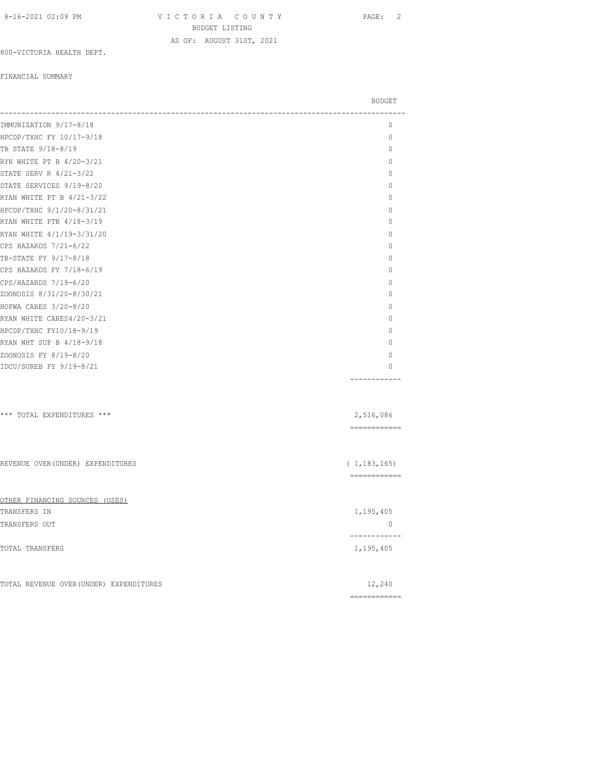800-VICTORIA HEALTH DEPT.

FINANCIAL SUMMARY

| | BUDGET |
|---|---|
| IMMUNIZATION 9/17-8/18 | 0 |
| HPCDP/TXHC FY 10/17-9/18 | 0 |
| TB STATE 9/18-8/19 | 0 |
| RYN WHITE PT B 4/20-3/21 | 0 |
| STATE SERV R 4/21-3/22 | 0 |
| STATE SERVICES 9/19-8/20 | 0 |
| RYAN WHITE PT B 4/21-3/22 | 0 |
| HPCDP/TXHC 9/1/20-8/31/21 | 0 |
| RYAN WHITE PTB 4/18-3/19 | 0 |
| RYAN WHITE 4/1/19-3/31/20 | 0 |
| CPS HAZARDS 7/21-6/22 | 0 |
| TB-STATE FY 9/17-8/18 | 0 |
| CPS HAZARDS FY 7/18-6/19 | 0 |
| CPS/HAZARDS 7/19-6/20 | 0 |
| ZOONOSIS 8/31/20-8/30/21 | 0 |
| HOPWA CARES 3/20-8/20 | 0 |
| RYAN WHITE CARES4/20-3/21 | 0 |
| HPCDP/TXHC FY10/18-9/19 | 0 |
| RYAN WHT SUP B 4/18-9/18 | 0 |
| ZOONOSIS FY 8/19-8/20 | 0 |
| IDCU/SUREB FY 9/19-8/21 | 0 |
| *** TOTAL EXPENDITURES *** | 2,516,086 |
| REVENUE OVER(UNDER) EXPENDITURES | ( 1,183,165) |

OTHER FINANCING SOURCES (USES)

| | |
|---|---|
| TRANSFERS IN | 1,195,405 |
| TRANSFERS OUT | 0 |
| TOTAL TRANSFERS | 1,195,405 |
| TOTAL REVENUE OVER(UNDER) EXPENDITURES | 12,240 |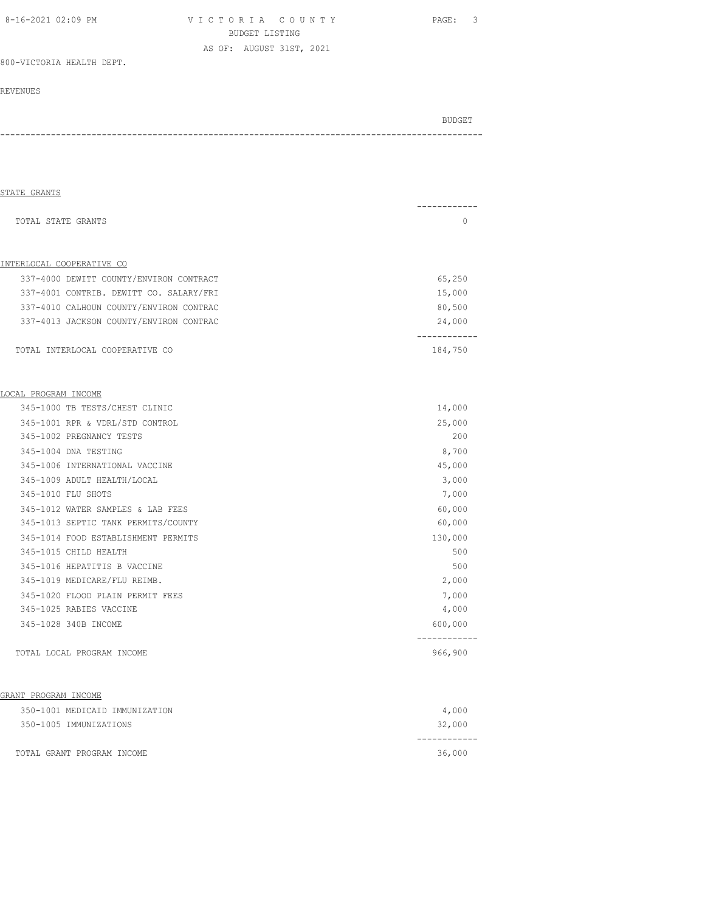800-VICTORIA HEALTH DEPT.

REVENUES

| | BUDGET |
|---|---|
| **STATE GRANTS** | |
| TOTAL STATE GRANTS | 0 |
| **INTERLOCAL COOPERATIVE CO** | |
| 337-4000 DEWITT COUNTY/ENVIRON CONTRACT | 65,250 |
| 337-4001 CONTRIB. DEWITT CO. SALARY/FRI | 15,000 |
| 337-4010 CALHOUN COUNTY/ENVIRON CONTRAC | 80,500 |
| 337-4013 JACKSON COUNTY/ENVIRON CONTRAC | 24,000 |
| TOTAL INTERLOCAL COOPERATIVE CO | 184,750 |
| **LOCAL PROGRAM INCOME** | |
| 345-1000 TB TESTS/CHEST CLINIC | 14,000 |
| 345-1001 RPR & VDRL/STD CONTROL | 25,000 |
| 345-1002 PREGNANCY TESTS | 200 |
| 345-1004 DNA TESTING | 8,700 |
| 345-1006 INTERNATIONAL VACCINE | 45,000 |
| 345-1009 ADULT HEALTH/LOCAL | 3,000 |
| 345-1010 FLU SHOTS | 7,000 |
| 345-1012 WATER SAMPLES & LAB FEES | 60,000 |
| 345-1013 SEPTIC TANK PERMITS/COUNTY | 60,000 |
| 345-1014 FOOD ESTABLISHMENT PERMITS | 130,000 |
| 345-1015 CHILD HEALTH | 500 |
| 345-1016 HEPATITIS B VACCINE | 500 |
| 345-1019 MEDICARE/FLU REIMB. | 2,000 |
| 345-1020 FLOOD PLAIN PERMIT FEES | 7,000 |
| 345-1025 RABIES VACCINE | 4,000 |
| 345-1028 340B INCOME | 600,000 |
| TOTAL LOCAL PROGRAM INCOME | 966,900 |
| **GRANT PROGRAM INCOME** | |
| 350-1001 MEDICAID IMMUNIZATION | 4,000 |
| 350-1005 IMMUNIZATIONS | 32,000 |
| TOTAL GRANT PROGRAM INCOME | 36,000 |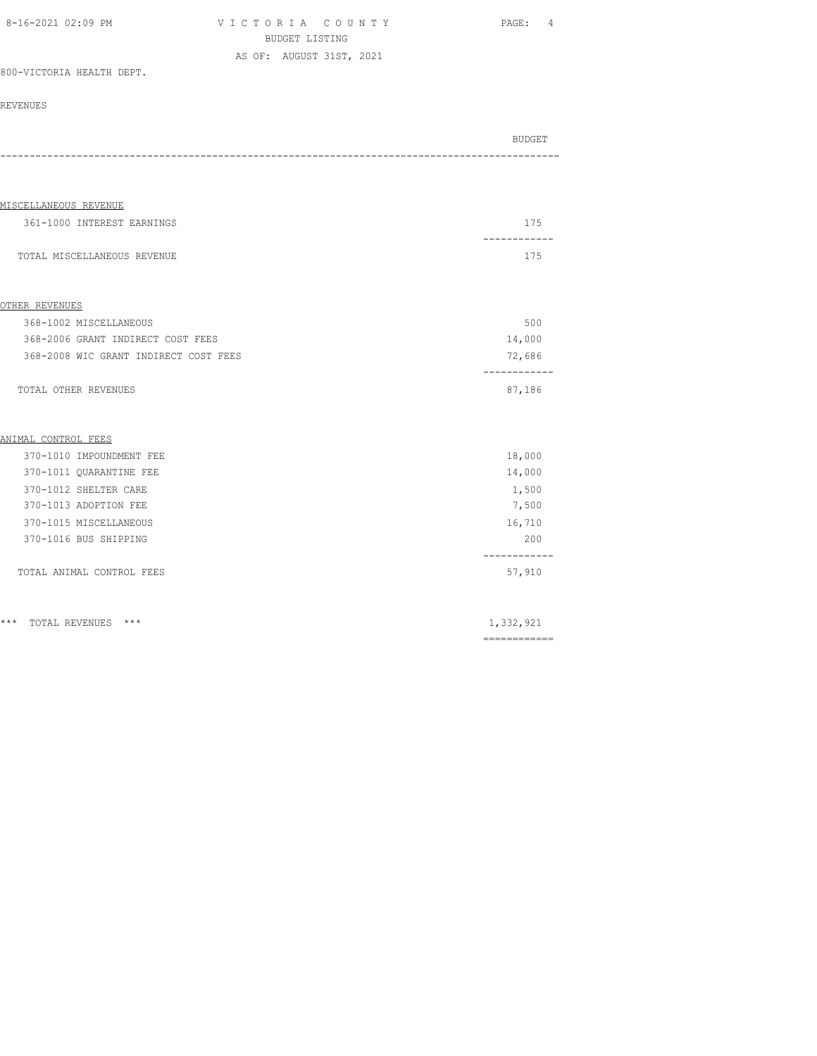800-VICTORIA HEALTH DEPT.

REVENUES

| | BUDGET |
|---|---|
| **MISCELLANEOUS REVENUE** | |
| 361-1000 INTEREST EARNINGS | 175 |
| TOTAL MISCELLANEOUS REVENUE | 175 |
| **OTHER REVENUES** | |
| 368-1002 MISCELLANEOUS | 500 |
| 368-2006 GRANT INDIRECT COST FEES | 14,000 |
| 368-2008 WIC GRANT INDIRECT COST FEES | 72,686 |
| TOTAL OTHER REVENUES | 87,186 |
| **ANIMAL CONTROL FEES** | |
| 370-1010 IMPOUNDMENT FEE | 18,000 |
| 370-1011 QUARANTINE FEE | 14,000 |
| 370-1012 SHELTER CARE | 1,500 |
| 370-1013 ADOPTION FEE | 7,500 |
| 370-1015 MISCELLANEOUS | 16,710 |
| 370-1016 BUS SHIPPING | 200 |
| TOTAL ANIMAL CONTROL FEES | 57,910 |
| *** TOTAL REVENUES *** | 1,332,921 |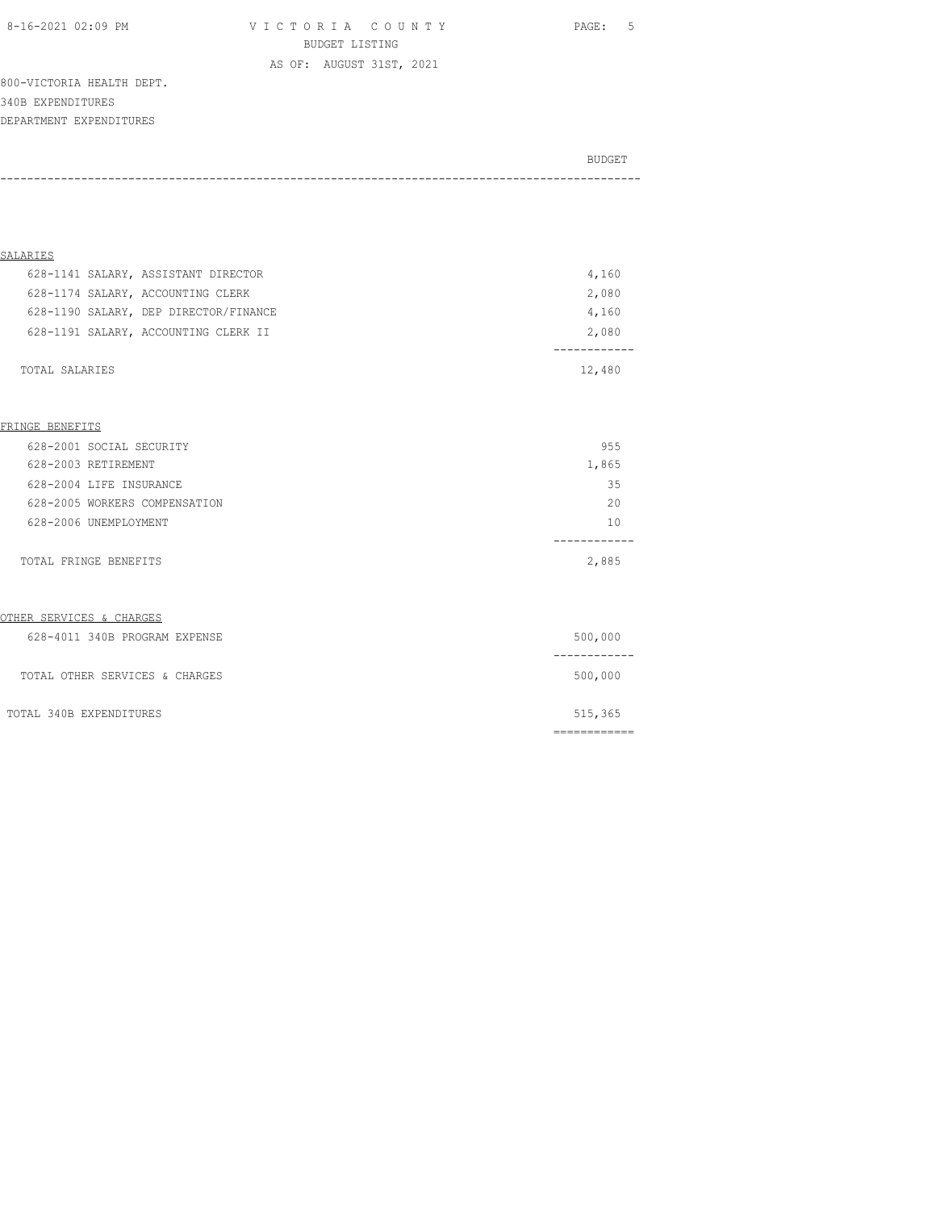VICTORIA COUNTY
BUDGET LISTING
AS OF: AUGUST 31ST, 2021

800-VICTORIA HEALTH DEPT.
340B EXPENDITURES
DEPARTMENT EXPENDITURES

| | BUDGET |
|---|---|
| **SALARIES** | |
| 628-1141 SALARY, ASSISTANT DIRECTOR | 4,160 |
| 628-1174 SALARY, ACCOUNTING CLERK | 2,080 |
| 628-1190 SALARY, DEP DIRECTOR/FINANCE | 4,160 |
| 628-1191 SALARY, ACCOUNTING CLERK II | 2,080 |
| TOTAL SALARIES | 12,480 |
| **FRINGE BENEFITS** | |
| 628-2001 SOCIAL SECURITY | 955 |
| 628-2003 RETIREMENT | 1,865 |
| 628-2004 LIFE INSURANCE | 35 |
| 628-2005 WORKERS COMPENSATION | 20 |
| 628-2006 UNEMPLOYMENT | 10 |
| TOTAL FRINGE BENEFITS | 2,885 |
| **OTHER SERVICES & CHARGES** | |
| 628-4011 340B PROGRAM EXPENSE | 500,000 |
| TOTAL OTHER SERVICES & CHARGES | 500,000 |
| TOTAL 340B EXPENDITURES | 515,365 |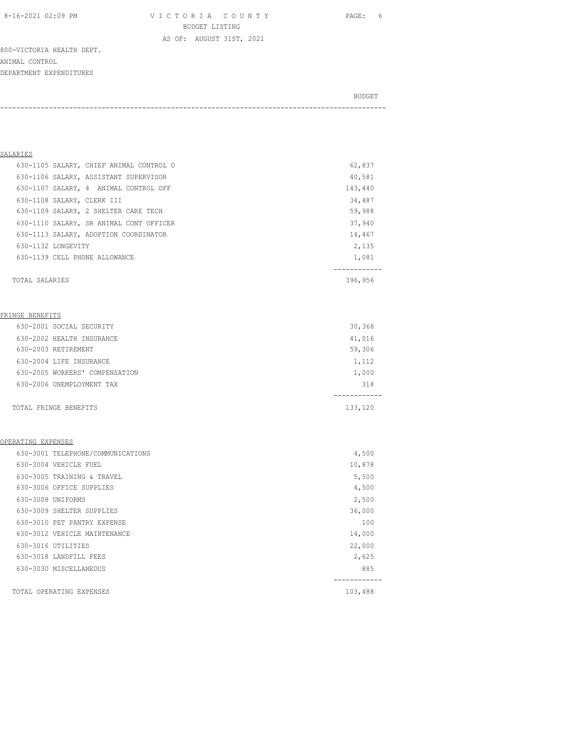VICTORIA COUNTY
BUDGET LISTING
AS OF: AUGUST 31ST, 2021

800-VICTORIA HEALTH DEPT.
ANIMAL CONTROL
DEPARTMENT EXPENDITURES

| | BUDGET |
|---|---|
| **SALARIES** | |
| 630-1105 SALARY, CHIEF ANIMAL CONTROL O | 62,837 |
| 630-1106 SALARY, ASSISTANT SUPERVISOR | 40,581 |
| 630-1107 SALARY, 4 ANIMAL CONTROL OFF | 143,440 |
| 630-1108 SALARY, CLERK III | 34,487 |
| 630-1109 SALARY, 2 SHELTER CARE TECH | 59,988 |
| 630-1110 SALARY, SR ANIMAL CONT OFFICER | 37,940 |
| 630-1113 SALARY, ADOPTION COORDINATOR | 14,467 |
| 630-1132 LONGEVITY | 2,135 |
| 630-1139 CELL PHONE ALLOWANCE | 1,081 |
| TOTAL SALARIES | 396,956 |
| **FRINGE BENEFITS** | |
| 630-2001 SOCIAL SECURITY | 30,368 |
| 630-2002 HEALTH INSURANCE | 41,016 |
| 630-2003 RETIREMENT | 59,306 |
| 630-2004 LIFE INSURANCE | 1,112 |
| 630-2005 WORKERS' COMPENSATION | 1,000 |
| 630-2006 UNEMPLOYMENT TAX | 318 |
| TOTAL FRINGE BENEFITS | 133,120 |
| **OPERATING EXPENSES** | |
| 630-3001 TELEPHONE/COMMUNICATIONS | 4,500 |
| 630-3004 VEHICLE FUEL | 10,878 |
| 630-3005 TRAINING & TRAVEL | 5,500 |
| 630-3006 OFFICE SUPPLIES | 4,500 |
| 630-3008 UNIFORMS | 2,500 |
| 630-3009 SHELTER SUPPLIES | 36,000 |
| 630-3010 PET PANTRY EXPENSE | 100 |
| 630-3012 VEHICLE MAINTENANCE | 14,000 |
| 630-3016 UTILITIES | 22,000 |
| 630-3018 LANDFILL FEES | 2,625 |
| 630-3030 MISCELLANEOUS | 885 |
| TOTAL OPERATING EXPENSES | 103,488 |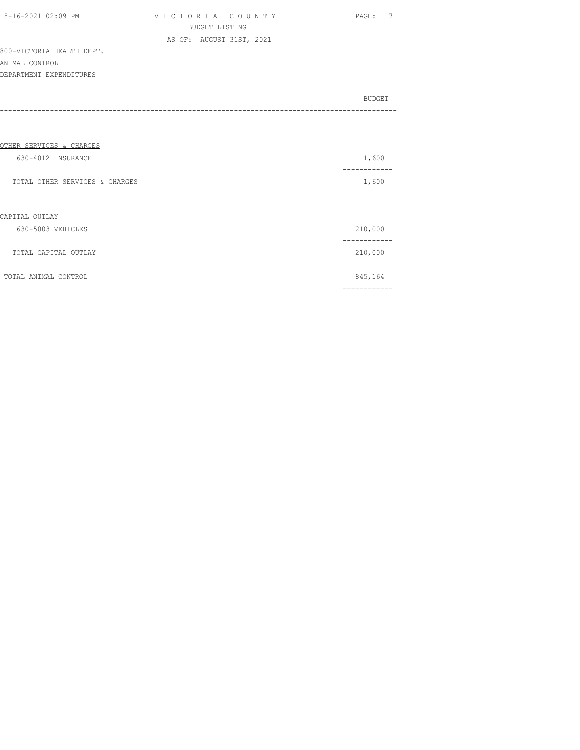VICTORIA COUNTY
BUDGET LISTING
AS OF: AUGUST 31ST, 2021

800-VICTORIA HEALTH DEPT.
ANIMAL CONTROL
DEPARTMENT EXPENDITURES

| | BUDGET |
|---|---|
| OTHER SERVICES & CHARGES | |
| 630-4012 INSURANCE | 1,600 |
| TOTAL OTHER SERVICES & CHARGES | 1,600 |
| CAPITAL OUTLAY | |
| 630-5003 VEHICLES | 210,000 |
| TOTAL CAPITAL OUTLAY | 210,000 |
| TOTAL ANIMAL CONTROL | 845,164 |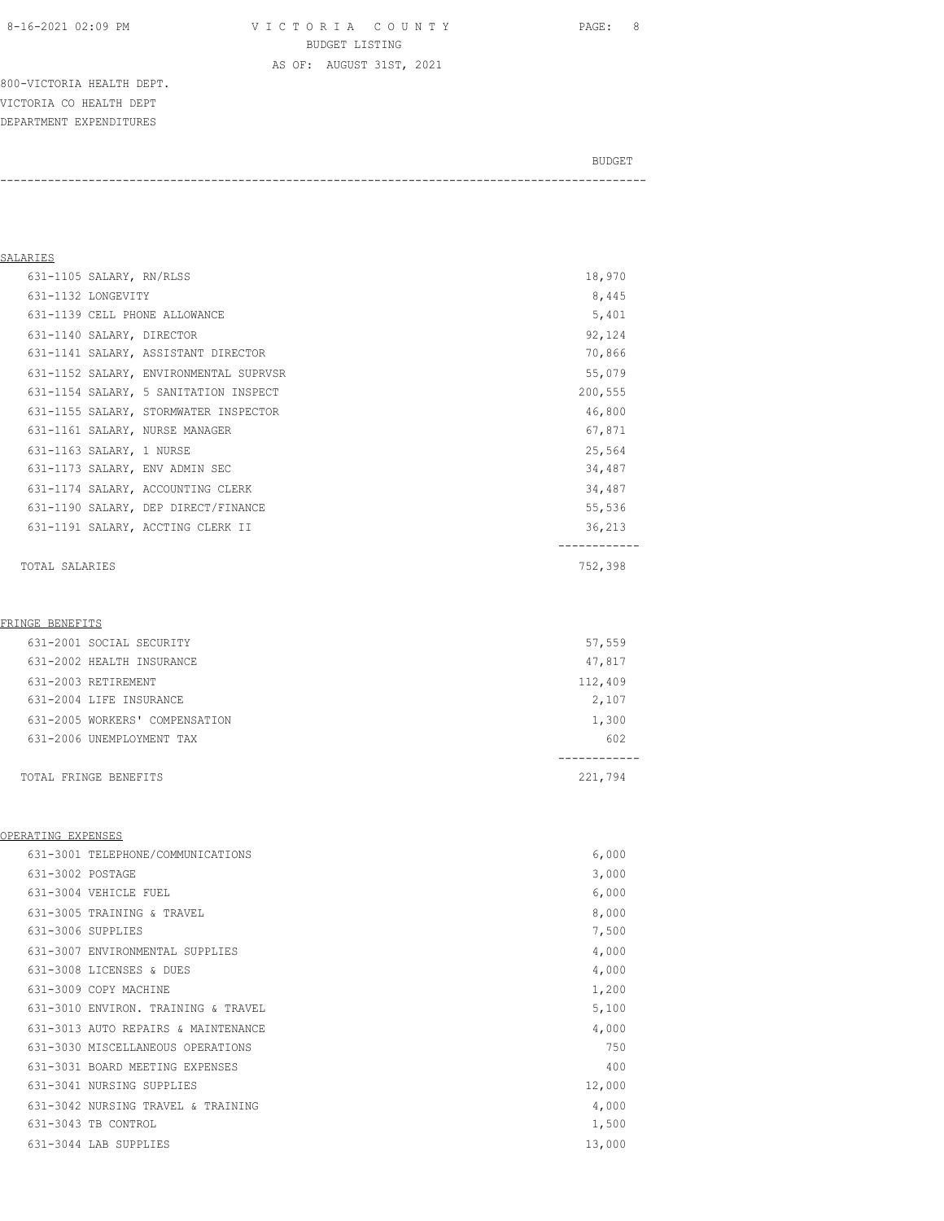VICTORIA COUNTY
BUDGET LISTING
AS OF: AUGUST 31ST, 2021

800-VICTORIA HEALTH DEPT.
VICTORIA CO HEALTH DEPT
DEPARTMENT EXPENDITURES

| | BUDGET |
|---|---|
| **SALARIES** | |
| 631-1105 SALARY, RN/RLSS | 18,970 |
| 631-1132 LONGEVITY | 8,445 |
| 631-1139 CELL PHONE ALLOWANCE | 5,401 |
| 631-1140 SALARY, DIRECTOR | 92,124 |
| 631-1141 SALARY, ASSISTANT DIRECTOR | 70,866 |
| 631-1152 SALARY, ENVIRONMENTAL SUPRVSR | 55,079 |
| 631-1154 SALARY, 5 SANITATION INSPECT | 200,555 |
| 631-1155 SALARY, STORMWATER INSPECTOR | 46,800 |
| 631-1161 SALARY, NURSE MANAGER | 67,871 |
| 631-1163 SALARY, 1 NURSE | 25,564 |
| 631-1173 SALARY, ENV ADMIN SEC | 34,487 |
| 631-1174 SALARY, ACCOUNTING CLERK | 34,487 |
| 631-1190 SALARY, DEP DIRECT/FINANCE | 55,536 |
| 631-1191 SALARY, ACCTING CLERK II | 36,213 |
| TOTAL SALARIES | 752,398 |
| **FRINGE BENEFITS** | |
| 631-2001 SOCIAL SECURITY | 57,559 |
| 631-2002 HEALTH INSURANCE | 47,817 |
| 631-2003 RETIREMENT | 112,409 |
| 631-2004 LIFE INSURANCE | 2,107 |
| 631-2005 WORKERS' COMPENSATION | 1,300 |
| 631-2006 UNEMPLOYMENT TAX | 602 |
| TOTAL FRINGE BENEFITS | 221,794 |
| **OPERATING EXPENSES** | |
| 631-3001 TELEPHONE/COMMUNICATIONS | 6,000 |
| 631-3002 POSTAGE | 3,000 |
| 631-3004 VEHICLE FUEL | 6,000 |
| 631-3005 TRAINING & TRAVEL | 8,000 |
| 631-3006 SUPPLIES | 7,500 |
| 631-3007 ENVIRONMENTAL SUPPLIES | 4,000 |
| 631-3008 LICENSES & DUES | 4,000 |
| 631-3009 COPY MACHINE | 1,200 |
| 631-3010 ENVIRON. TRAINING & TRAVEL | 5,100 |
| 631-3013 AUTO REPAIRS & MAINTENANCE | 4,000 |
| 631-3030 MISCELLANEOUS OPERATIONS | 750 |
| 631-3031 BOARD MEETING EXPENSES | 400 |
| 631-3041 NURSING SUPPLIES | 12,000 |
| 631-3042 NURSING TRAVEL & TRAINING | 4,000 |
| 631-3043 TB CONTROL | 1,500 |
| 631-3044 LAB SUPPLIES | 13,000 |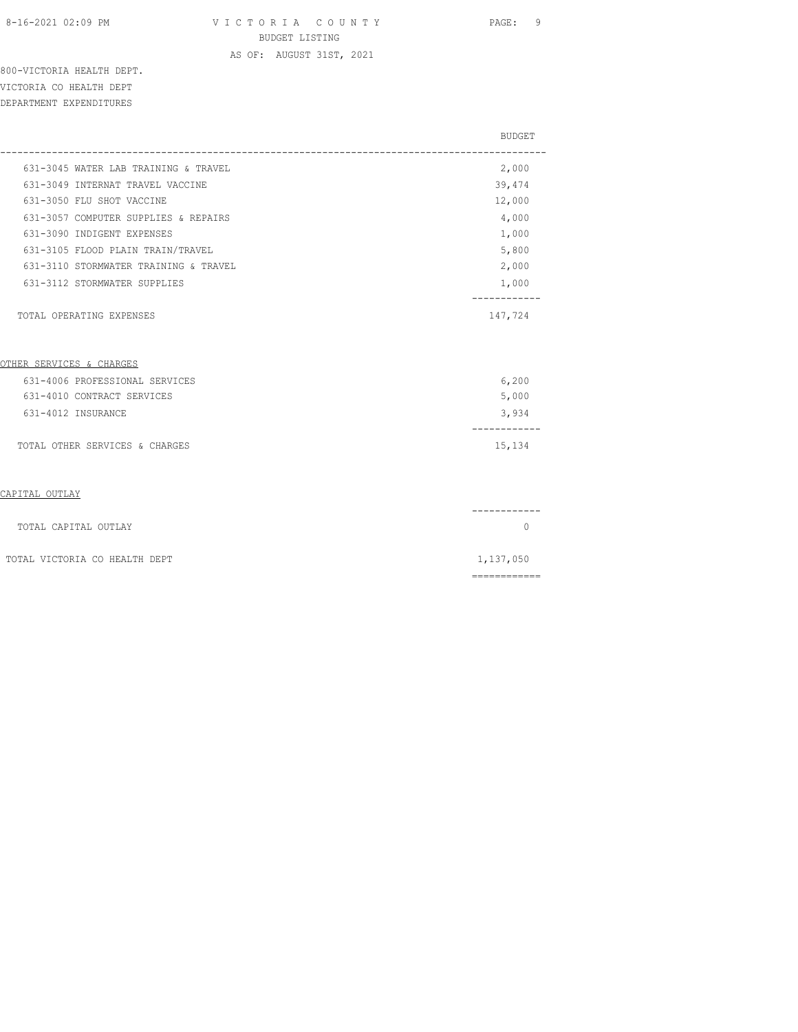800-VICTORIA HEALTH DEPT.
VICTORIA CO HEALTH DEPT
DEPARTMENT EXPENDITURES

| | BUDGET |
|---|---|
| 631-3045 WATER LAB TRAINING & TRAVEL | 2,000 |
| 631-3049 INTERNAT TRAVEL VACCINE | 39,474 |
| 631-3050 FLU SHOT VACCINE | 12,000 |
| 631-3057 COMPUTER SUPPLIES & REPAIRS | 4,000 |
| 631-3090 INDIGENT EXPENSES | 1,000 |
| 631-3105 FLOOD PLAIN TRAIN/TRAVEL | 5,800 |
| 631-3110 STORMWATER TRAINING & TRAVEL | 2,000 |
| 631-3112 STORMWATER SUPPLIES | 1,000 |
| TOTAL OPERATING EXPENSES | 147,724 |
| **OTHER SERVICES & CHARGES** | |
| 631-4006 PROFESSIONAL SERVICES | 6,200 |
| 631-4010 CONTRACT SERVICES | 5,000 |
| 631-4012 INSURANCE | 3,934 |
| TOTAL OTHER SERVICES & CHARGES | 15,134 |
| **CAPITAL OUTLAY** | |
| TOTAL CAPITAL OUTLAY | 0 |
| TOTAL VICTORIA CO HEALTH DEPT | 1,137,050 |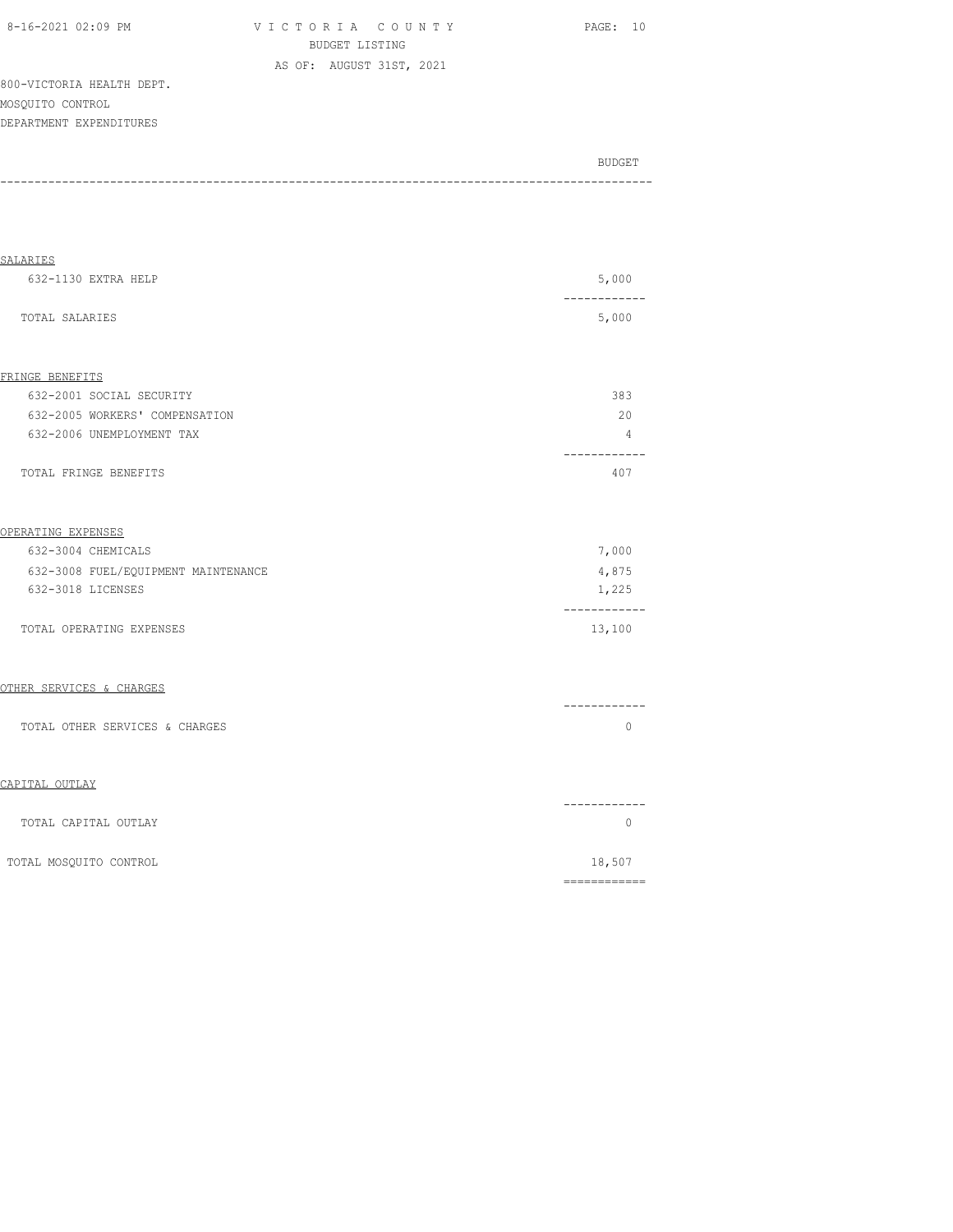800-VICTORIA HEALTH DEPT.
MOSQUITO CONTROL
DEPARTMENT EXPENDITURES

| | BUDGET |
|---|---|
| **SALARIES** | |
| 632-1130 EXTRA HELP | 5,000 |
| TOTAL SALARIES | 5,000 |
| **FRINGE BENEFITS** | |
| 632-2001 SOCIAL SECURITY | 383 |
| 632-2005 WORKERS' COMPENSATION | 20 |
| 632-2006 UNEMPLOYMENT TAX | 4 |
| TOTAL FRINGE BENEFITS | 407 |
| **OPERATING EXPENSES** | |
| 632-3004 CHEMICALS | 7,000 |
| 632-3008 FUEL/EQUIPMENT MAINTENANCE | 4,875 |
| 632-3018 LICENSES | 1,225 |
| TOTAL OPERATING EXPENSES | 13,100 |
| **OTHER SERVICES & CHARGES** | |
| TOTAL OTHER SERVICES & CHARGES | 0 |
| **CAPITAL OUTLAY** | |
| TOTAL CAPITAL OUTLAY | 0 |
| TOTAL MOSQUITO CONTROL | 18,507 |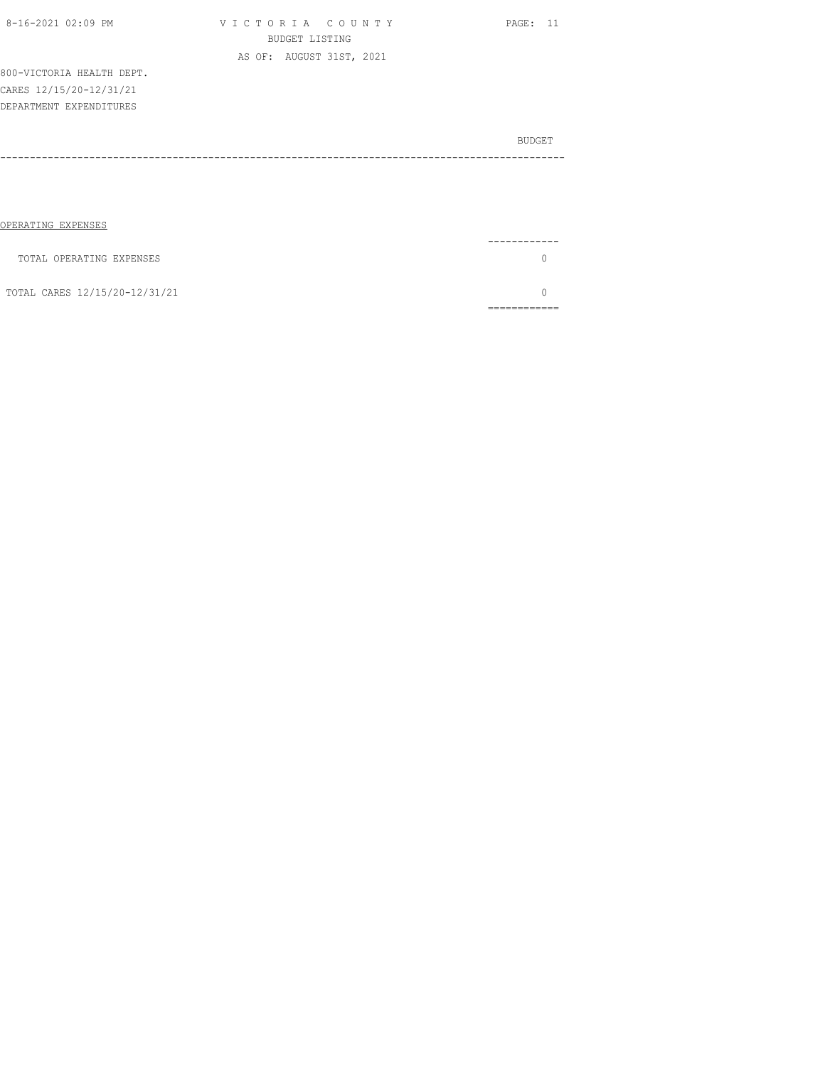800-VICTORIA HEALTH DEPT.
CARES 12/15/20-12/31/21
DEPARTMENT EXPENDITURES

| | BUDGET |
|---|---|
| OPERATING EXPENSES | |
| TOTAL OPERATING EXPENSES | 0 |
| TOTAL CARES 12/15/20-12/31/21 | 0 |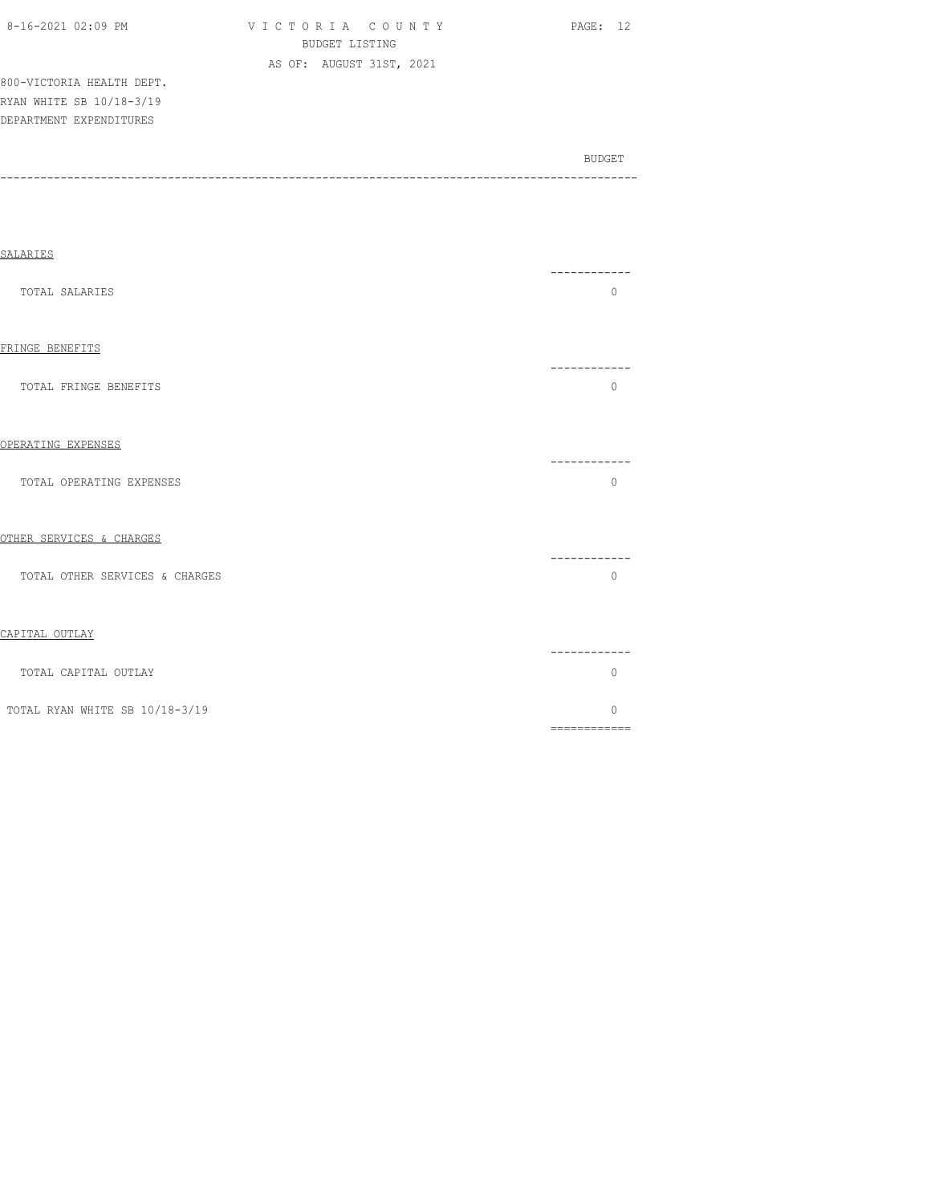800-VICTORIA HEALTH DEPT.
RYAN WHITE SB 10/18-3/19
DEPARTMENT EXPENDITURES

| | BUDGET |
|---|---|
| **SALARIES** | |
| TOTAL SALARIES | 0 |
| **FRINGE BENEFITS** | |
| TOTAL FRINGE BENEFITS | 0 |
| **OPERATING EXPENSES** | |
| TOTAL OPERATING EXPENSES | 0 |
| **OTHER SERVICES & CHARGES** | |
| TOTAL OTHER SERVICES & CHARGES | 0 |
| **CAPITAL OUTLAY** | |
| TOTAL CAPITAL OUTLAY | 0 |
| TOTAL RYAN WHITE SB 10/18-3/19 | 0 |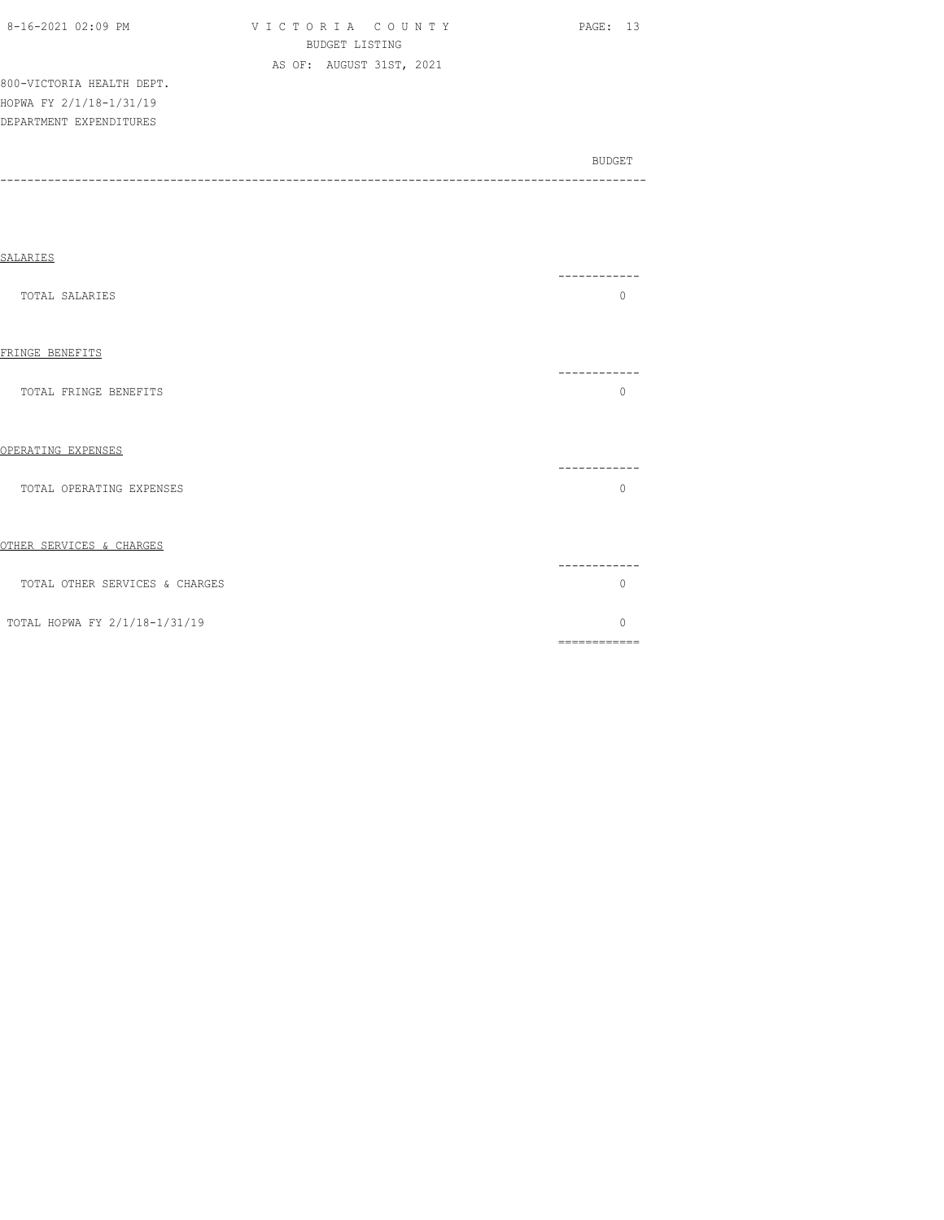800-VICTORIA HEALTH DEPT.
HOPWA FY 2/1/18-1/31/19
DEPARTMENT EXPENDITURES

| | BUDGET |
|---|---|
| SALARIES | |
| TOTAL SALARIES | 0 |
| FRINGE BENEFITS | |
| TOTAL FRINGE BENEFITS | 0 |
| OPERATING EXPENSES | |
| TOTAL OPERATING EXPENSES | 0 |
| OTHER SERVICES & CHARGES | |
| TOTAL OTHER SERVICES & CHARGES | 0 |
| TOTAL HOPWA FY 2/1/18-1/31/19 | 0 |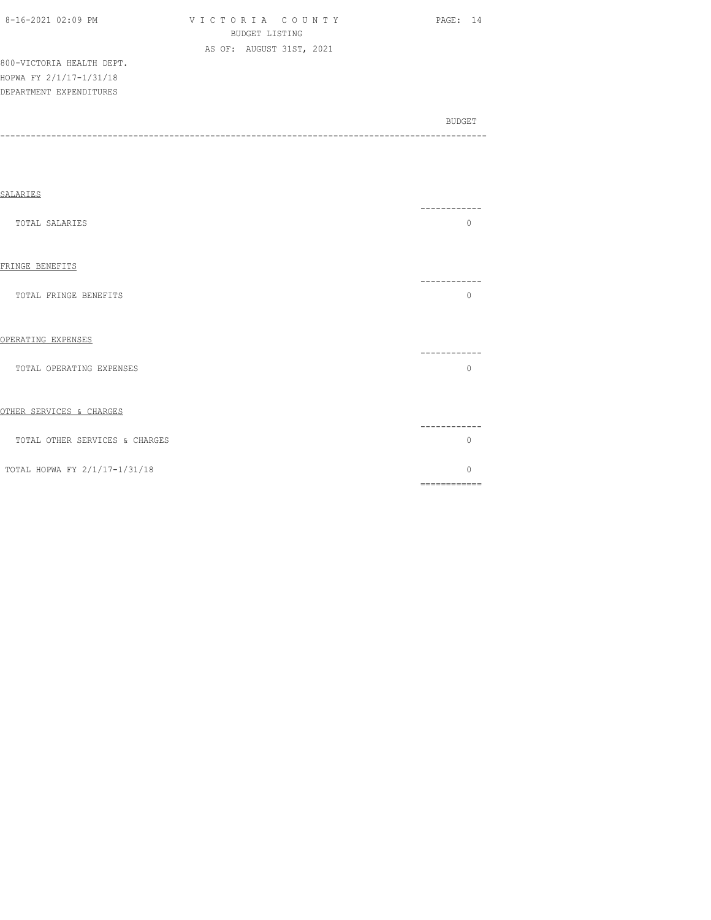800-VICTORIA HEALTH DEPT.
HOPWA FY 2/1/17-1/31/18
DEPARTMENT EXPENDITURES

| | BUDGET |
|---|---|
| **SALARIES** | |
| TOTAL SALARIES | 0 |
| **FRINGE BENEFITS** | |
| TOTAL FRINGE BENEFITS | 0 |
| **OPERATING EXPENSES** | |
| TOTAL OPERATING EXPENSES | 0 |
| **OTHER SERVICES & CHARGES** | |
| TOTAL OTHER SERVICES & CHARGES | 0 |
| TOTAL HOPWA FY 2/1/17-1/31/18 | 0 |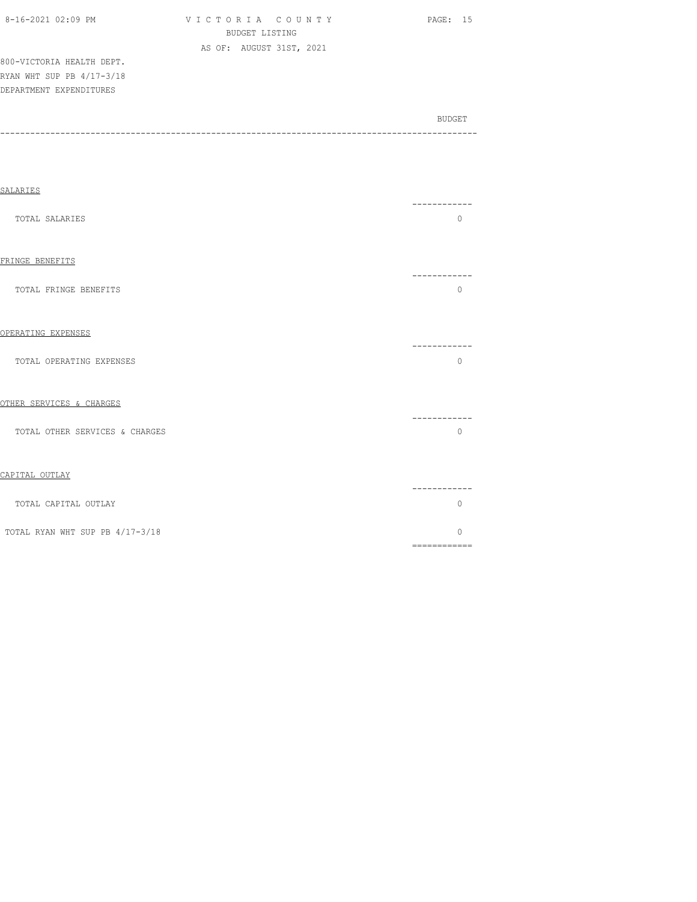VICTORIA COUNTY
BUDGET LISTING
AS OF: AUGUST 31ST, 2021

800-VICTORIA HEALTH DEPT.
RYAN WHT SUP PB 4/17-3/18
DEPARTMENT EXPENDITURES

| | BUDGET |
|---|---|
| **SALARIES** | |
| TOTAL SALARIES | 0 |
| **FRINGE BENEFITS** | |
| TOTAL FRINGE BENEFITS | 0 |
| **OPERATING EXPENSES** | |
| TOTAL OPERATING EXPENSES | 0 |
| **OTHER SERVICES & CHARGES** | |
| TOTAL OTHER SERVICES & CHARGES | 0 |
| **CAPITAL OUTLAY** | |
| TOTAL CAPITAL OUTLAY | 0 |
| TOTAL RYAN WHT SUP PB 4/17-3/18 | 0 |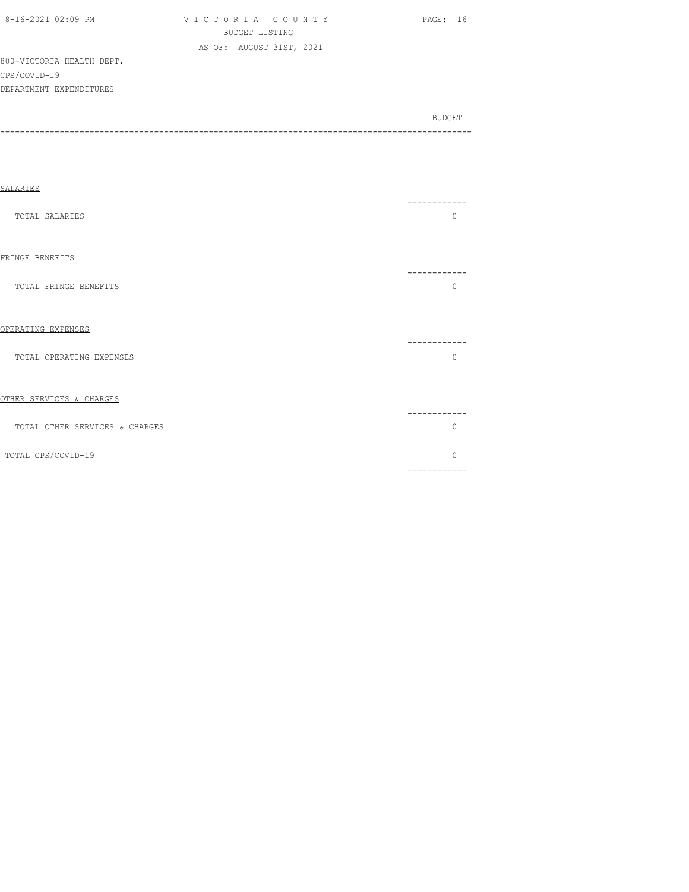VICTORIA COUNTY
BUDGET LISTING
AS OF: AUGUST 31ST, 2021

800-VICTORIA HEALTH DEPT.
CPS/COVID-19
DEPARTMENT EXPENDITURES

| | BUDGET |
|---|---|
| **SALARIES** | |
| TOTAL SALARIES | 0 |
| **FRINGE BENEFITS** | |
| TOTAL FRINGE BENEFITS | 0 |
| **OPERATING EXPENSES** | |
| TOTAL OPERATING EXPENSES | 0 |
| **OTHER SERVICES & CHARGES** | |
| TOTAL OTHER SERVICES & CHARGES | 0 |
| TOTAL CPS/COVID-19 | 0 |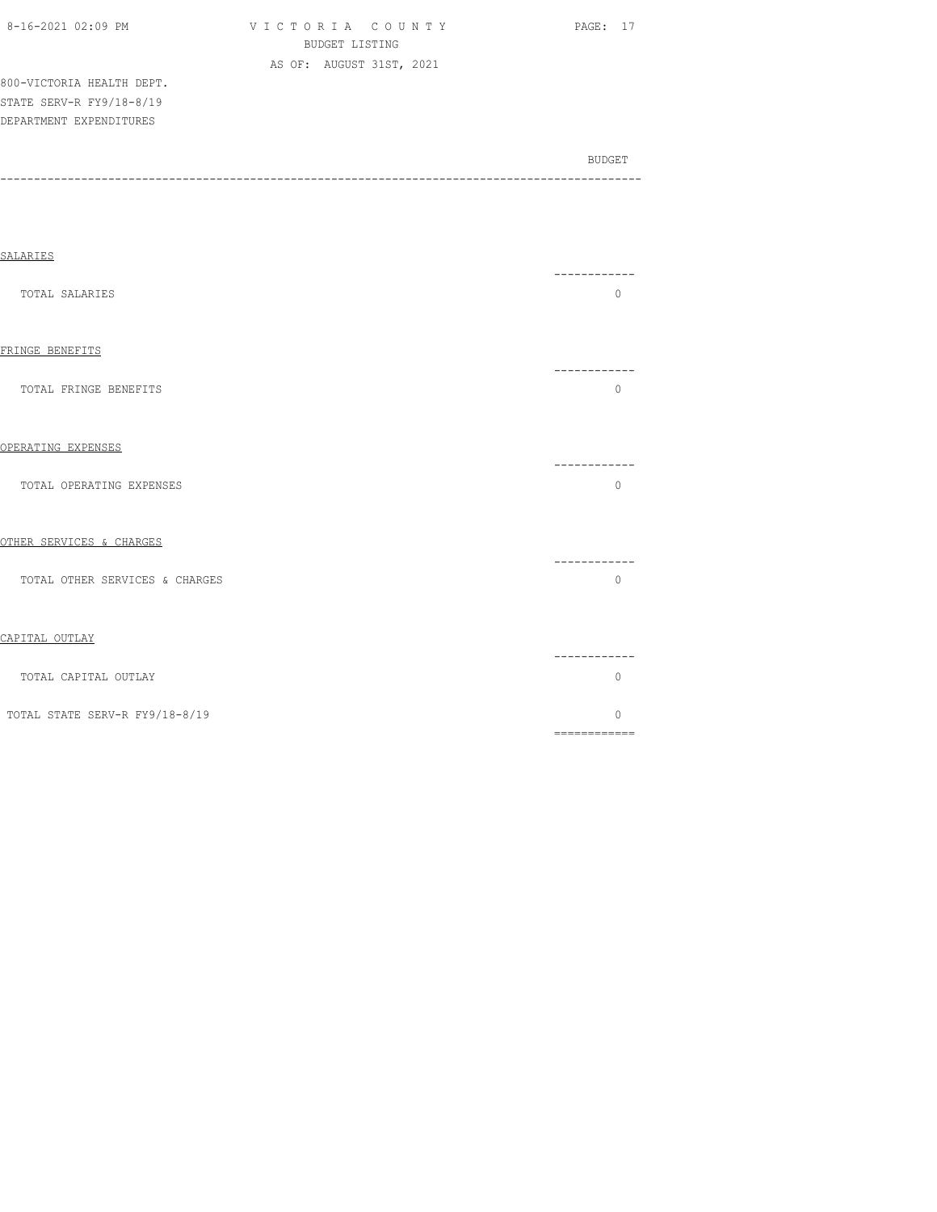800-VICTORIA HEALTH DEPT.
STATE SERV-R FY9/18-8/19
DEPARTMENT EXPENDITURES

| | BUDGET |
|---|---|
| **SALARIES** | |
| TOTAL SALARIES | 0 |
| **FRINGE BENEFITS** | |
| TOTAL FRINGE BENEFITS | 0 |
| **OPERATING EXPENSES** | |
| TOTAL OPERATING EXPENSES | 0 |
| **OTHER SERVICES & CHARGES** | |
| TOTAL OTHER SERVICES & CHARGES | 0 |
| **CAPITAL OUTLAY** | |
| TOTAL CAPITAL OUTLAY | 0 |
| TOTAL STATE SERV-R FY9/18-8/19 | 0 |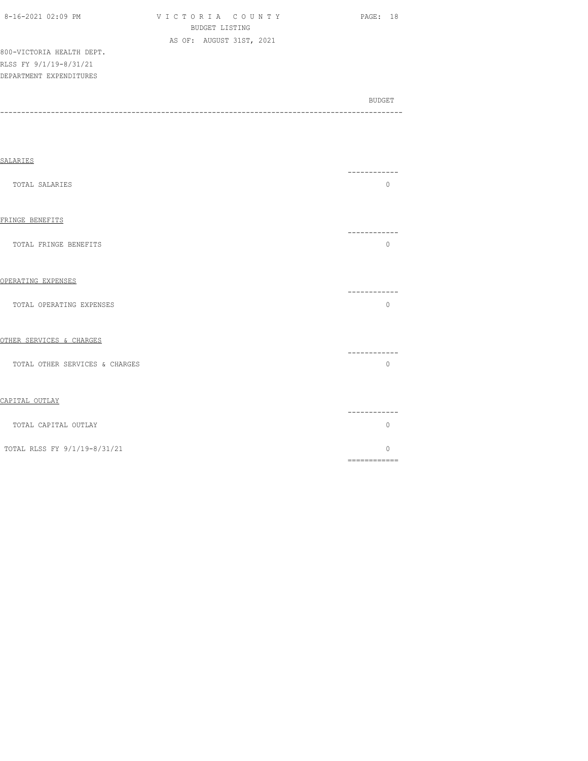800-VICTORIA HEALTH DEPT.
RLSS FY 9/1/19-8/31/21
DEPARTMENT EXPENDITURES

| | BUDGET |
|---|---|
| **SALARIES** | |
| TOTAL SALARIES | 0 |
| **FRINGE BENEFITS** | |
| TOTAL FRINGE BENEFITS | 0 |
| **OPERATING EXPENSES** | |
| TOTAL OPERATING EXPENSES | 0 |
| **OTHER SERVICES & CHARGES** | |
| TOTAL OTHER SERVICES & CHARGES | 0 |
| **CAPITAL OUTLAY** | |
| TOTAL CAPITAL OUTLAY | 0 |
| TOTAL RLSS FY 9/1/19-8/31/21 | 0 |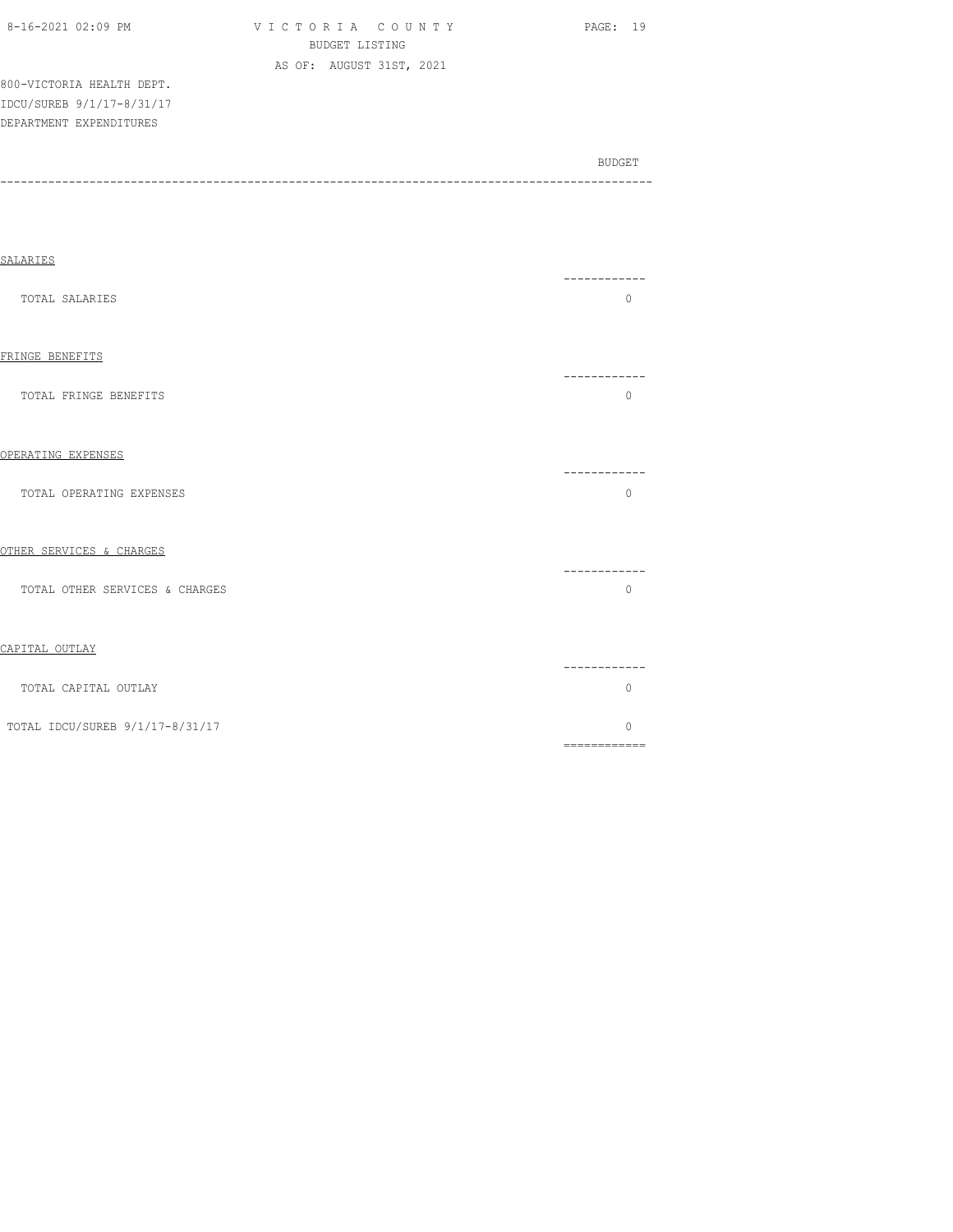800-VICTORIA HEALTH DEPT.
IDCU/SUREB 9/1/17-8/31/17
DEPARTMENT EXPENDITURES

| | BUDGET |
|---|---|
| SALARIES | |
| TOTAL SALARIES | 0 |
| FRINGE BENEFITS | |
| TOTAL FRINGE BENEFITS | 0 |
| OPERATING EXPENSES | |
| TOTAL OPERATING EXPENSES | 0 |
| OTHER SERVICES & CHARGES | |
| TOTAL OTHER SERVICES & CHARGES | 0 |
| CAPITAL OUTLAY | |
| TOTAL CAPITAL OUTLAY | 0 |
| TOTAL IDCU/SUREB 9/1/17-8/31/17 | 0 |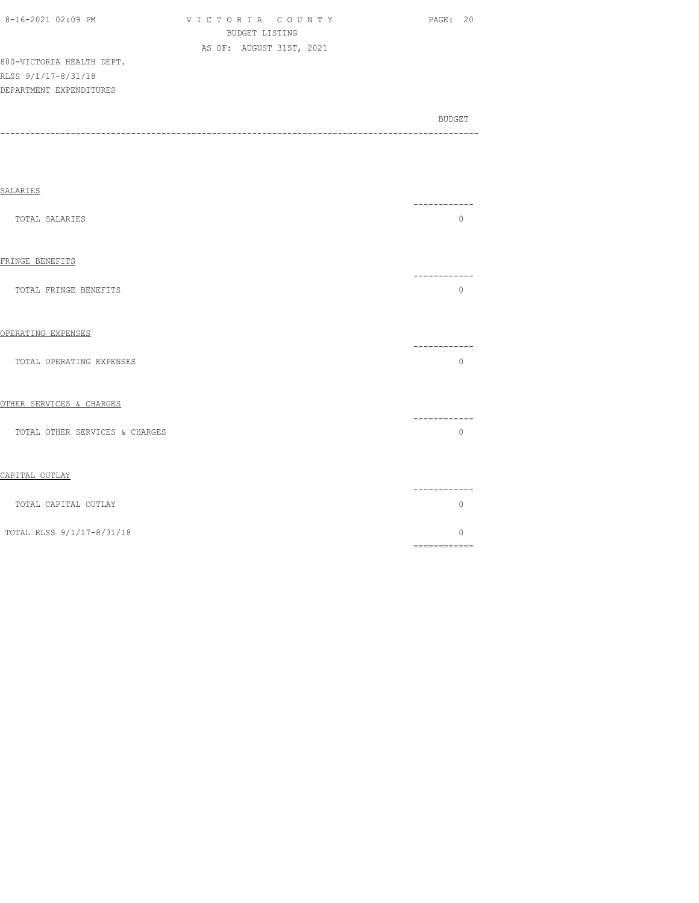VICTORIA COUNTY
BUDGET LISTING
AS OF: AUGUST 31ST, 2021

800-VICTORIA HEALTH DEPT.
RLSS 9/1/17-8/31/18
DEPARTMENT EXPENDITURES

| | BUDGET |
|---|---|
| **SALARIES** | |
| TOTAL SALARIES | 0 |
| **FRINGE BENEFITS** | |
| TOTAL FRINGE BENEFITS | 0 |
| **OPERATING EXPENSES** | |
| TOTAL OPERATING EXPENSES | 0 |
| **OTHER SERVICES & CHARGES** | |
| TOTAL OTHER SERVICES & CHARGES | 0 |
| **CAPITAL OUTLAY** | |
| TOTAL CAPITAL OUTLAY | 0 |
| TOTAL RLSS 9/1/17-8/31/18 | 0 |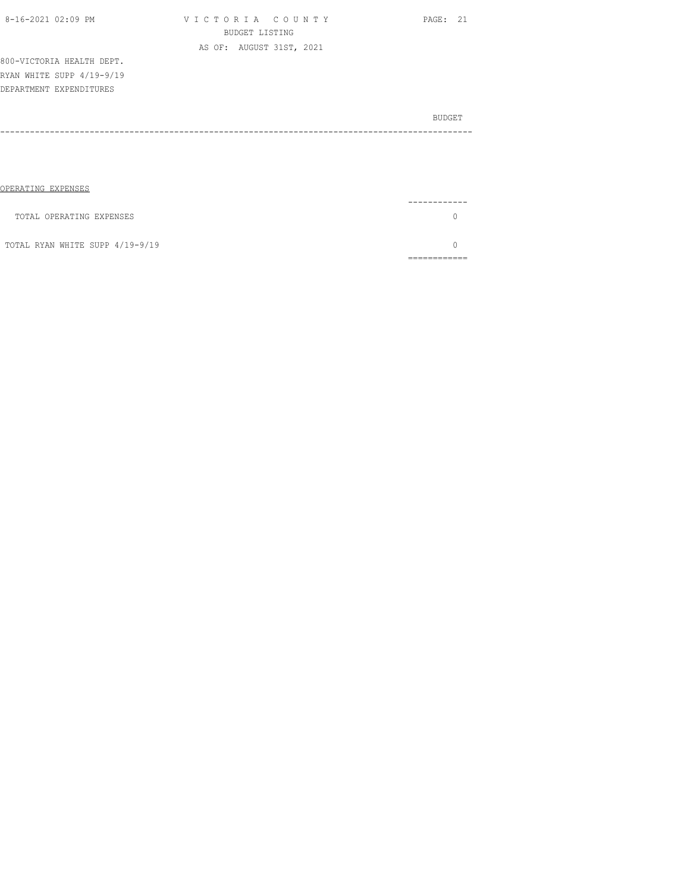800-VICTORIA HEALTH DEPT.
RYAN WHITE SUPP 4/19-9/19
DEPARTMENT EXPENDITURES

| | BUDGET |
|---|---|
| OPERATING EXPENSES | |
| TOTAL OPERATING EXPENSES | 0 |
| TOTAL RYAN WHITE SUPP 4/19-9/19 | 0 |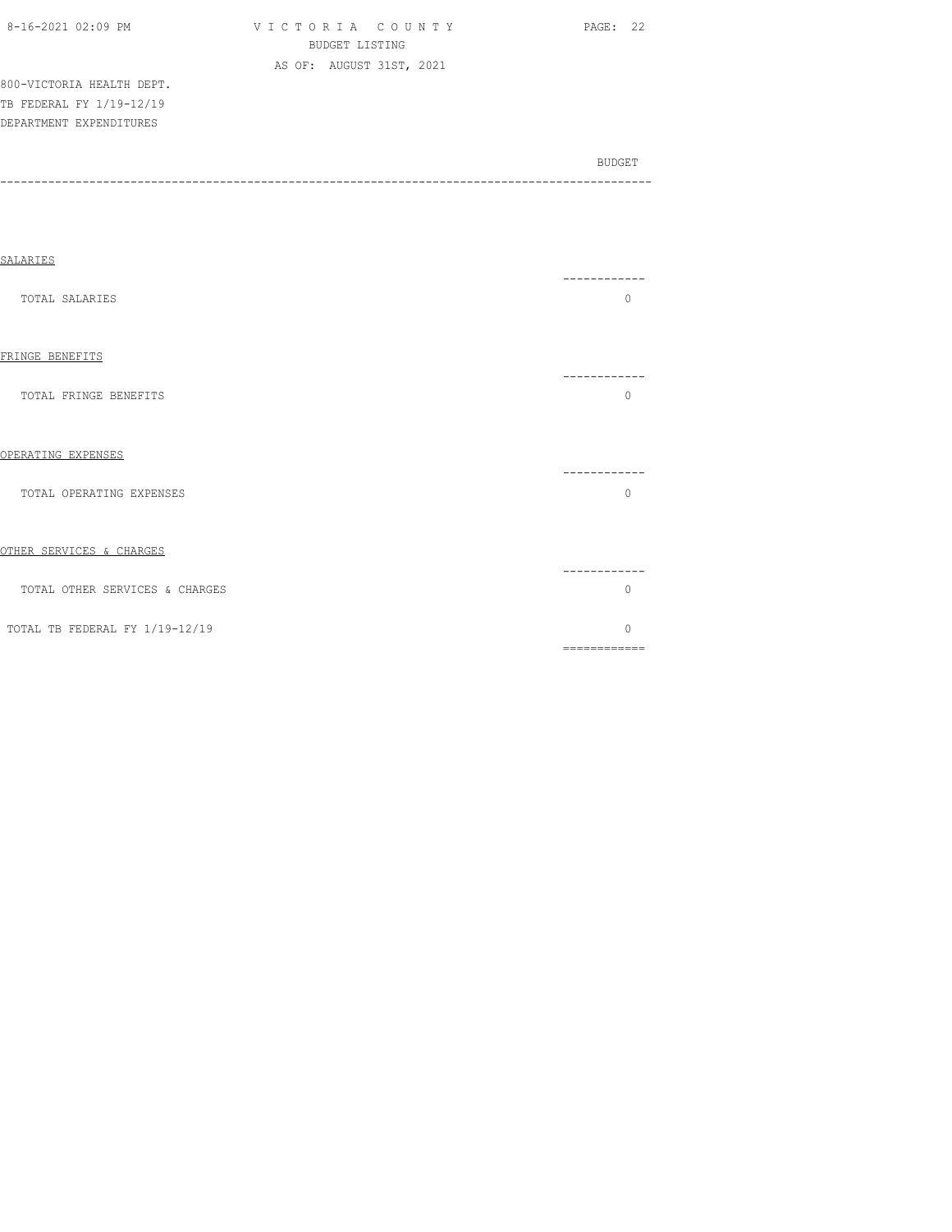VICTORIA COUNTY
BUDGET LISTING
AS OF: AUGUST 31ST, 2021

800-VICTORIA HEALTH DEPT.
TB FEDERAL FY 1/19-12/19
DEPARTMENT EXPENDITURES

| | BUDGET |
|---|---|
| **SALARIES** | |
| TOTAL SALARIES | 0 |
| **FRINGE BENEFITS** | |
| TOTAL FRINGE BENEFITS | 0 |
| **OPERATING EXPENSES** | |
| TOTAL OPERATING EXPENSES | 0 |
| **OTHER SERVICES & CHARGES** | |
| TOTAL OTHER SERVICES & CHARGES | 0 |
| TOTAL TB FEDERAL FY 1/19-12/19 | 0 |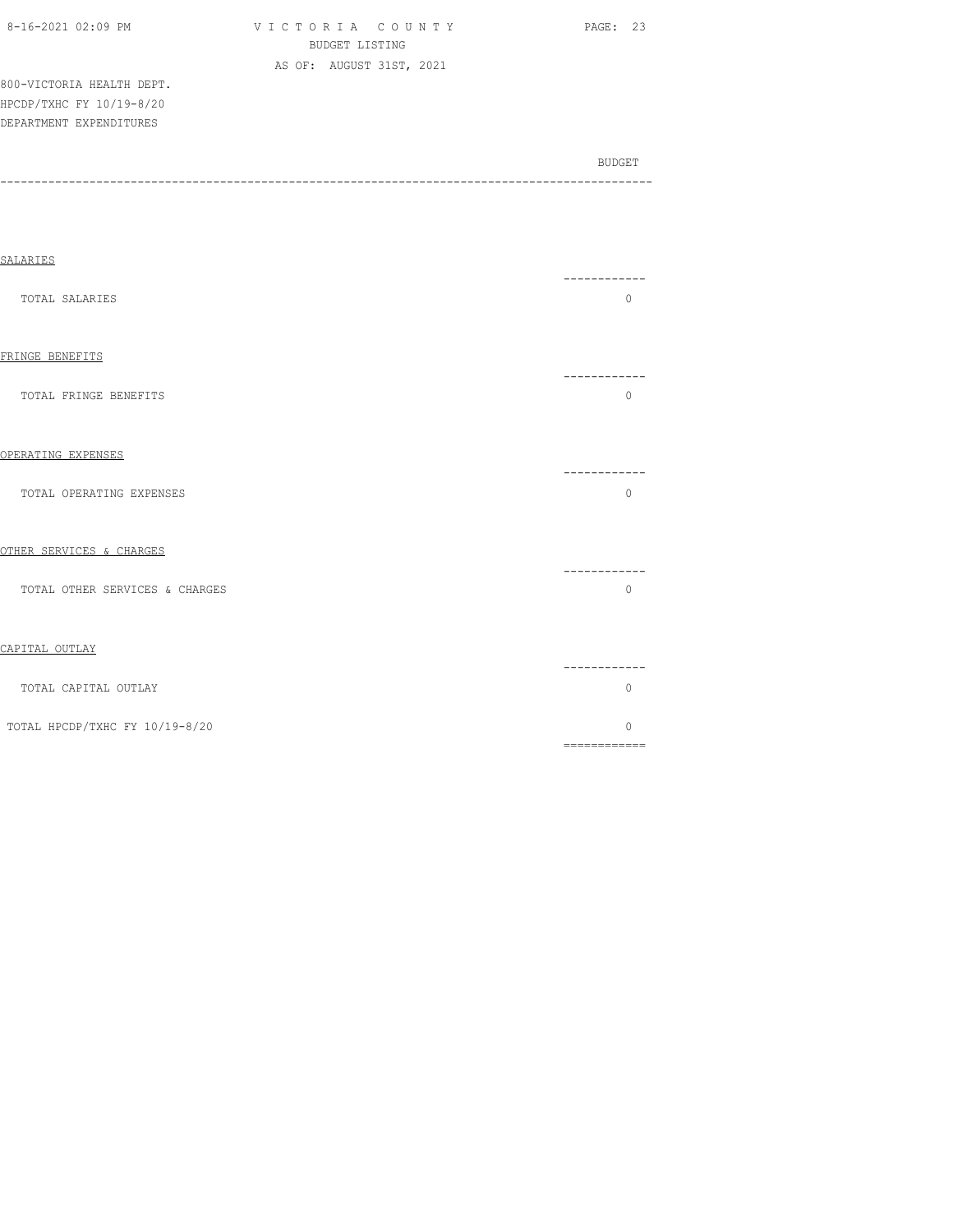800-VICTORIA HEALTH DEPT.
HPCDP/TXHC FY 10/19-8/20
DEPARTMENT EXPENDITURES

| | BUDGET |
|---|---|
| SALARIES | |
| TOTAL SALARIES | 0 |
| FRINGE BENEFITS | |
| TOTAL FRINGE BENEFITS | 0 |
| OPERATING EXPENSES | |
| TOTAL OPERATING EXPENSES | 0 |
| OTHER SERVICES & CHARGES | |
| TOTAL OTHER SERVICES & CHARGES | 0 |
| CAPITAL OUTLAY | |
| TOTAL CAPITAL OUTLAY | 0 |
| TOTAL HPCDP/TXHC FY 10/19-8/20 | 0 |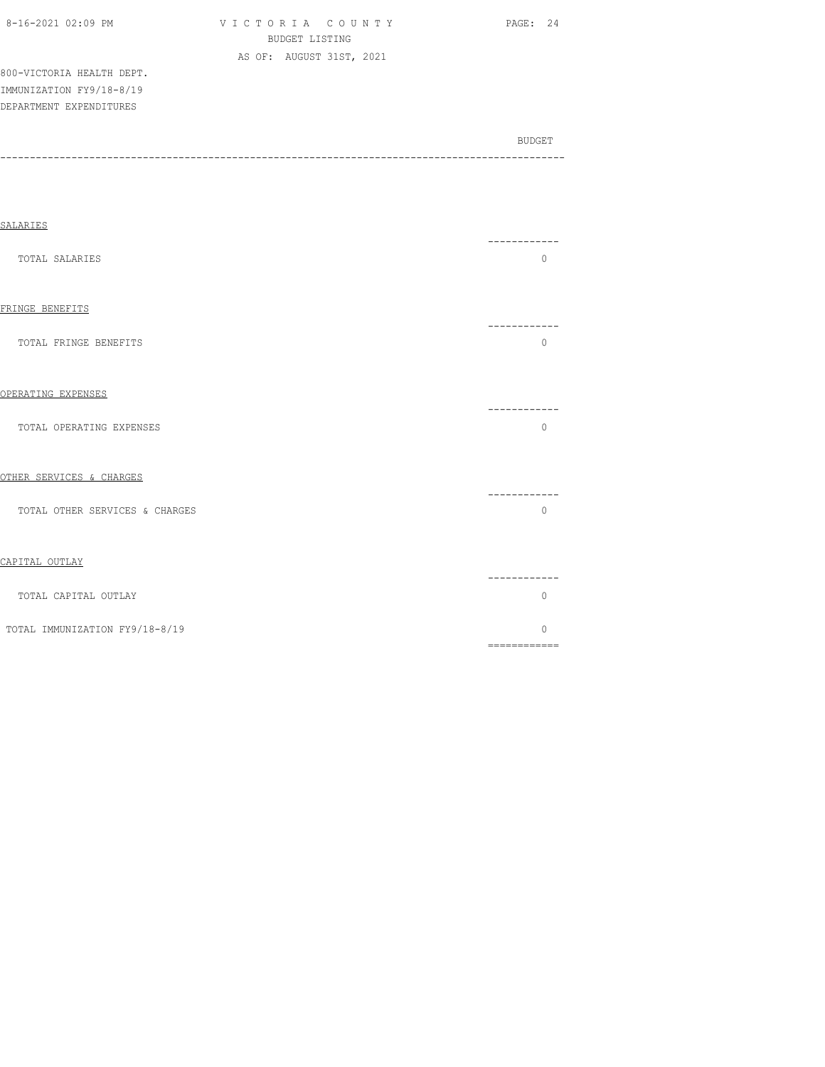800-VICTORIA HEALTH DEPT.
IMMUNIZATION FY9/18-8/19
DEPARTMENT EXPENDITURES

| | BUDGET |
|---|---|
| SALARIES | |
| TOTAL SALARIES | 0 |
| FRINGE BENEFITS | |
| TOTAL FRINGE BENEFITS | 0 |
| OPERATING EXPENSES | |
| TOTAL OPERATING EXPENSES | 0 |
| OTHER SERVICES & CHARGES | |
| TOTAL OTHER SERVICES & CHARGES | 0 |
| CAPITAL OUTLAY | |
| TOTAL CAPITAL OUTLAY | 0 |
| TOTAL IMMUNIZATION FY9/18-8/19 | 0 |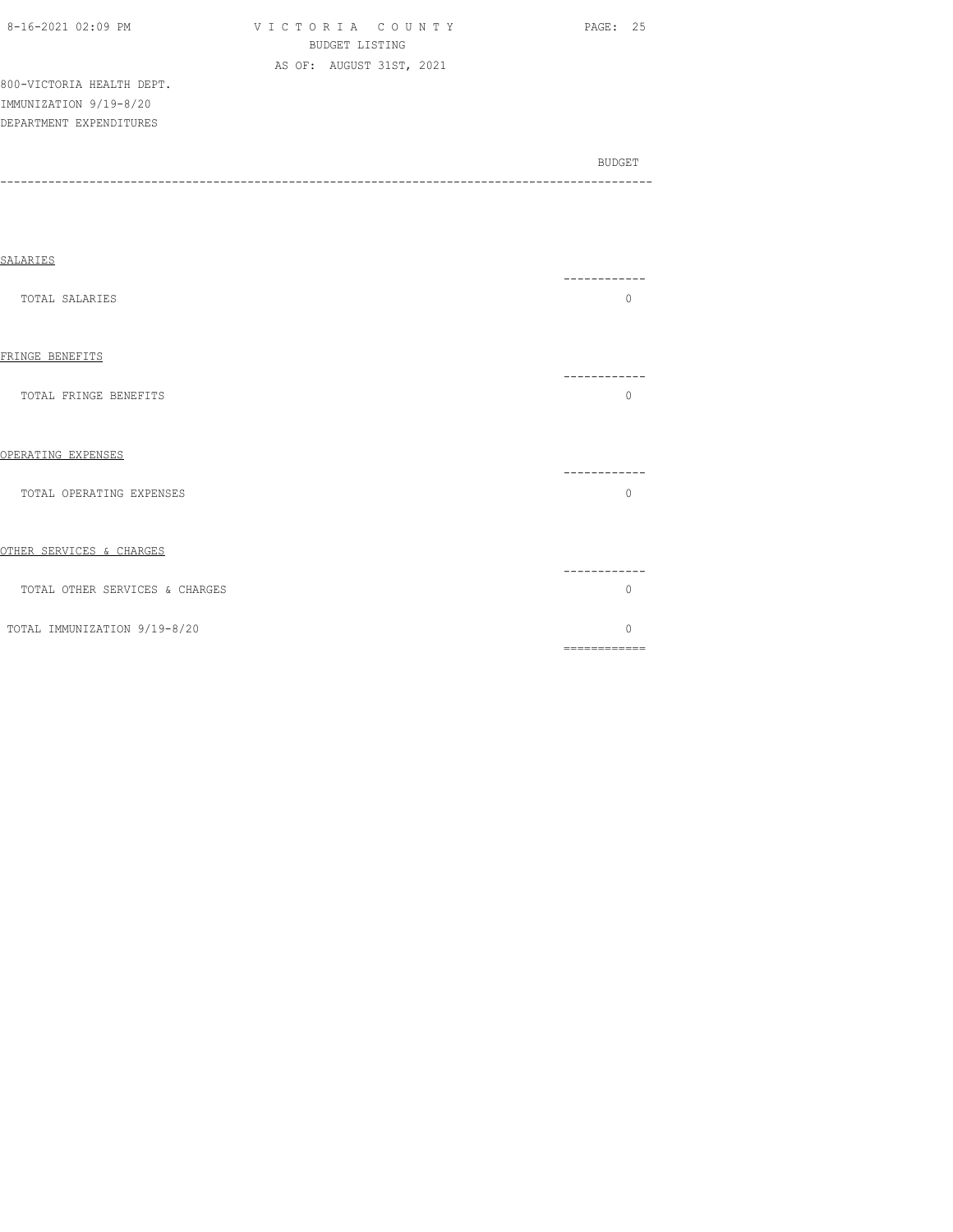800-VICTORIA HEALTH DEPT.
IMMUNIZATION 9/19-8/20
DEPARTMENT EXPENDITURES

| | BUDGET |
|---|---|
| **SALARIES** | |
| TOTAL SALARIES | 0 |
| **FRINGE BENEFITS** | |
| TOTAL FRINGE BENEFITS | 0 |
| **OPERATING EXPENSES** | |
| TOTAL OPERATING EXPENSES | 0 |
| **OTHER SERVICES & CHARGES** | |
| TOTAL OTHER SERVICES & CHARGES | 0 |
| TOTAL IMMUNIZATION 9/19-8/20 | 0 |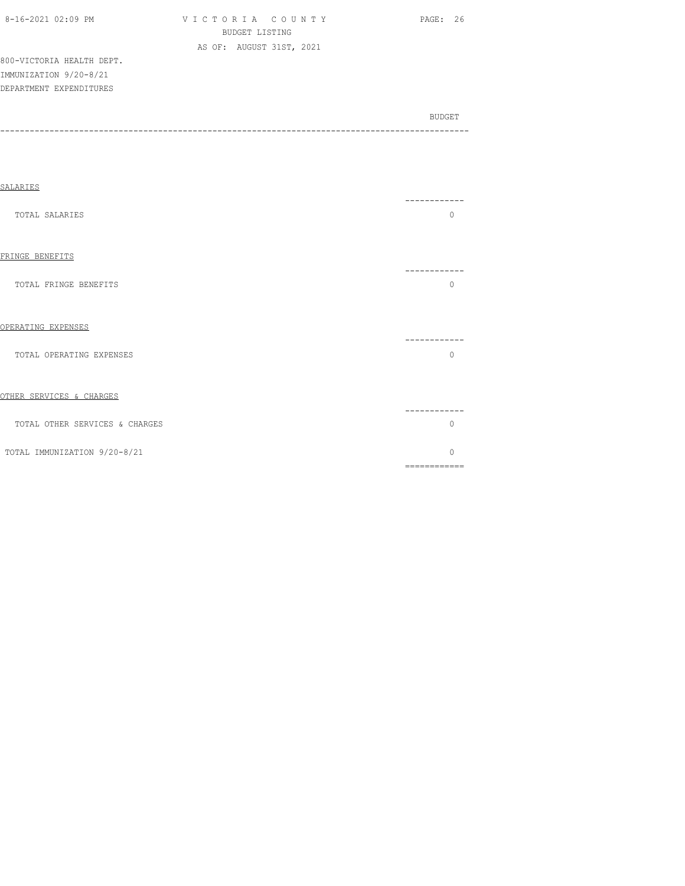VICTORIA COUNTY
BUDGET LISTING
AS OF: AUGUST 31ST, 2021

800-VICTORIA HEALTH DEPT.
IMMUNIZATION 9/20-8/21
DEPARTMENT EXPENDITURES

| | BUDGET |
|---|---|
| **SALARIES** | |
| TOTAL SALARIES | 0 |
| **FRINGE BENEFITS** | |
| TOTAL FRINGE BENEFITS | 0 |
| **OPERATING EXPENSES** | |
| TOTAL OPERATING EXPENSES | 0 |
| **OTHER SERVICES & CHARGES** | |
| TOTAL OTHER SERVICES & CHARGES | 0 |
| TOTAL IMMUNIZATION 9/20-8/21 | 0 |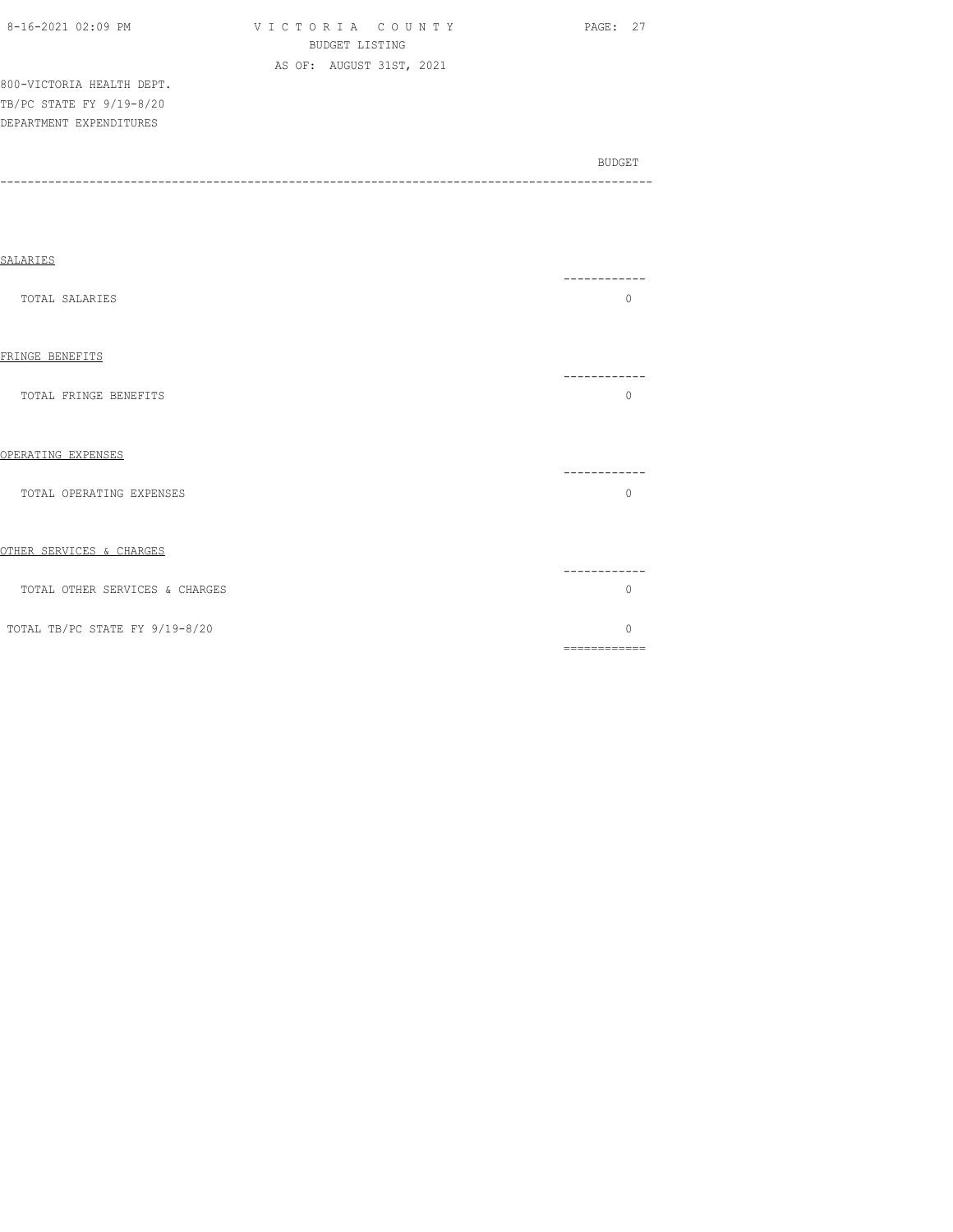800-VICTORIA HEALTH DEPT.
TB/PC STATE FY 9/19-8/20
DEPARTMENT EXPENDITURES

| | BUDGET |
|---|---|
| SALARIES | |
| TOTAL SALARIES | 0 |
| FRINGE BENEFITS | |
| TOTAL FRINGE BENEFITS | 0 |
| OPERATING EXPENSES | |
| TOTAL OPERATING EXPENSES | 0 |
| OTHER SERVICES & CHARGES | |
| TOTAL OTHER SERVICES & CHARGES | 0 |
| TOTAL TB/PC STATE FY 9/19-8/20 | 0 |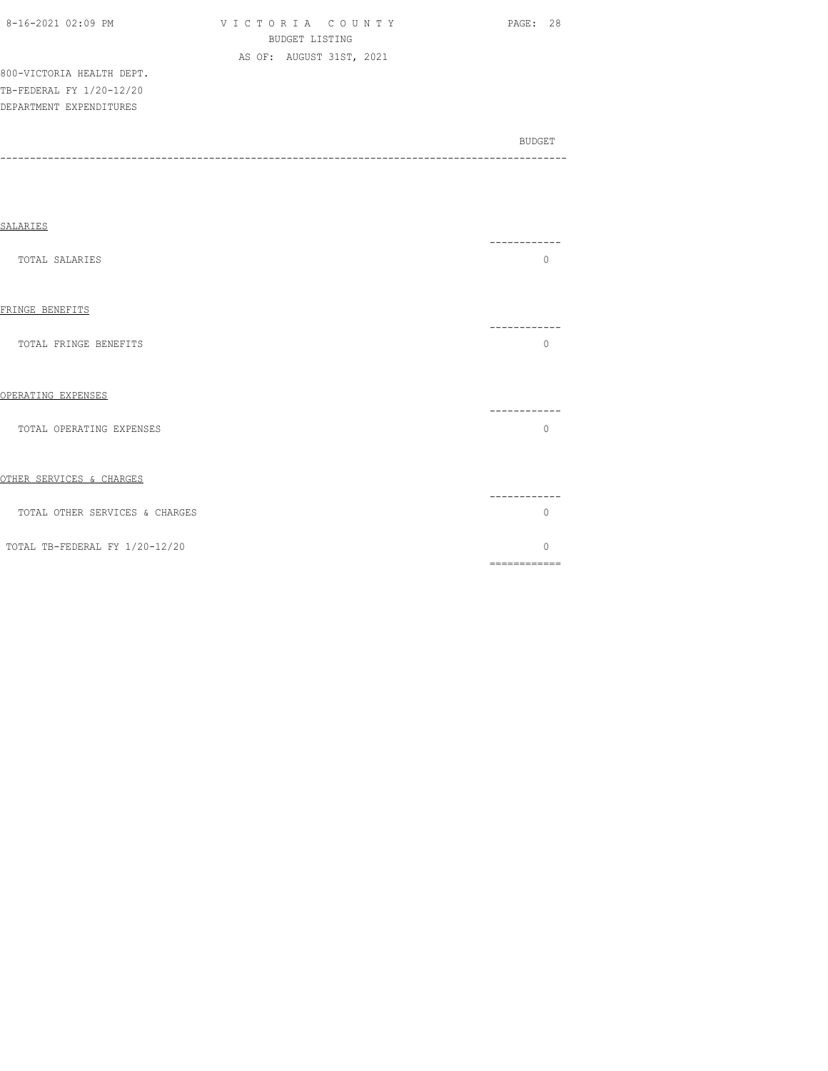800-VICTORIA HEALTH DEPT.
TB-FEDERAL FY 1/20-12/20
DEPARTMENT EXPENDITURES

| | BUDGET |
|---|---|
| **SALARIES** | |
| TOTAL SALARIES | 0 |
| **FRINGE BENEFITS** | |
| TOTAL FRINGE BENEFITS | 0 |
| **OPERATING EXPENSES** | |
| TOTAL OPERATING EXPENSES | 0 |
| **OTHER SERVICES & CHARGES** | |
| TOTAL OTHER SERVICES & CHARGES | 0 |
| TOTAL TB-FEDERAL FY 1/20-12/20 | 0 |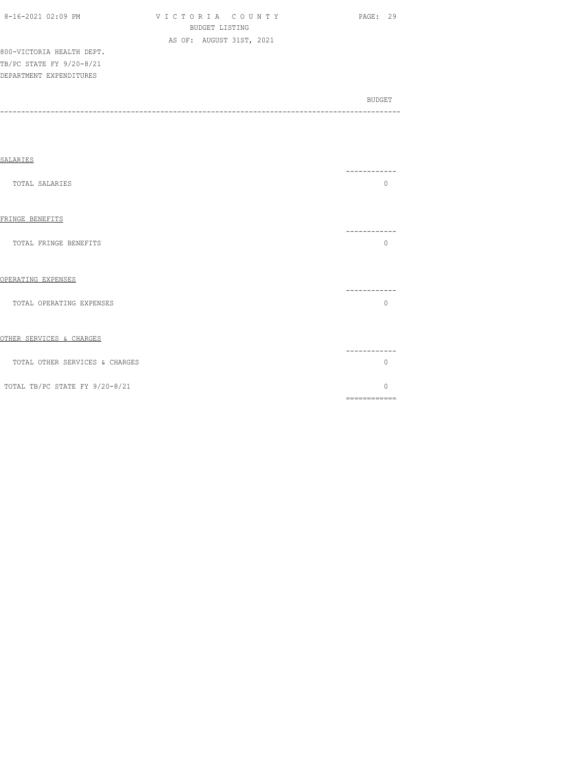800-VICTORIA HEALTH DEPT.
TB/PC STATE FY 9/20-8/21
DEPARTMENT EXPENDITURES

| | BUDGET |
|---|---|
| **SALARIES** | |
| TOTAL SALARIES | 0 |
| **FRINGE BENEFITS** | |
| TOTAL FRINGE BENEFITS | 0 |
| **OPERATING EXPENSES** | |
| TOTAL OPERATING EXPENSES | 0 |
| **OTHER SERVICES & CHARGES** | |
| TOTAL OTHER SERVICES & CHARGES | 0 |
| TOTAL TB/PC STATE FY 9/20-8/21 | 0 |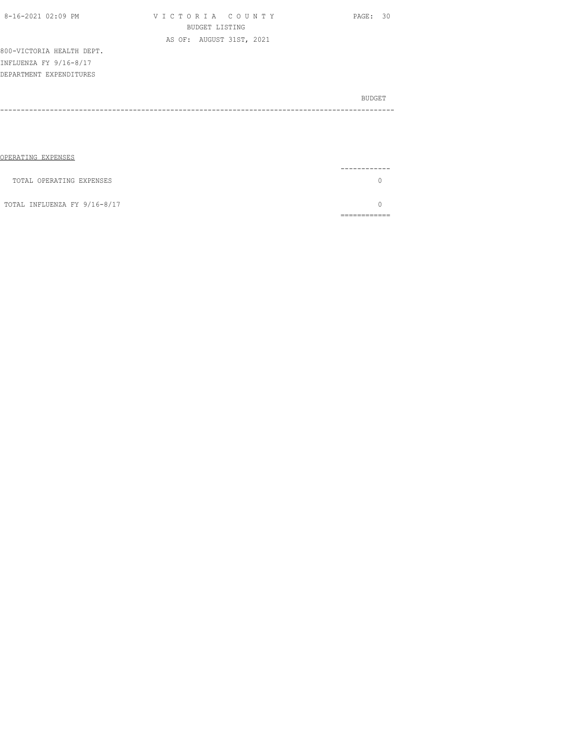800-VICTORIA HEALTH DEPT.

INFLUENZA FY 9/16-8/17

DEPARTMENT EXPENDITURES

| | BUDGET |
|---|---|
| OPERATING EXPENSES | |
| TOTAL OPERATING EXPENSES | 0 |
| TOTAL INFLUENZA FY 9/16-8/17 | 0 |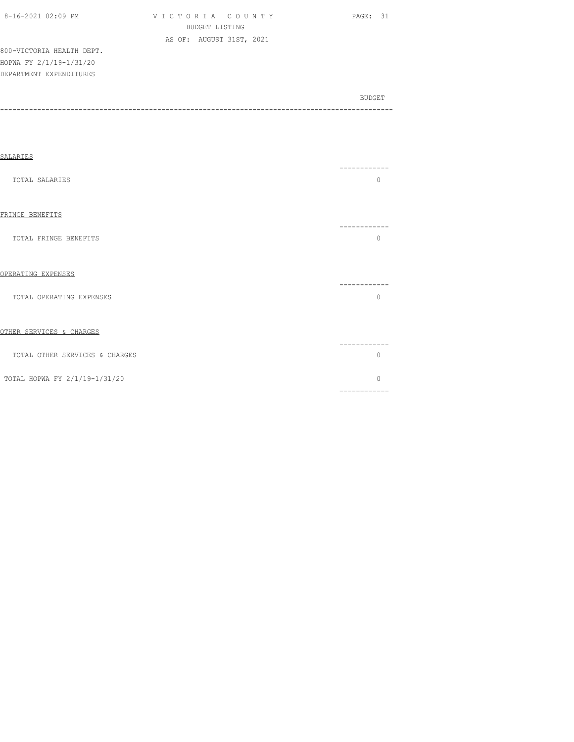800-VICTORIA HEALTH DEPT.
HOPWA FY 2/1/19-1/31/20
DEPARTMENT EXPENDITURES

| | BUDGET |
|---|---|
| **SALARIES** | |
| TOTAL SALARIES | 0 |
| **FRINGE BENEFITS** | |
| TOTAL FRINGE BENEFITS | 0 |
| **OPERATING EXPENSES** | |
| TOTAL OPERATING EXPENSES | 0 |
| **OTHER SERVICES & CHARGES** | |
| TOTAL OTHER SERVICES & CHARGES | 0 |
| TOTAL HOPWA FY 2/1/19-1/31/20 | 0 |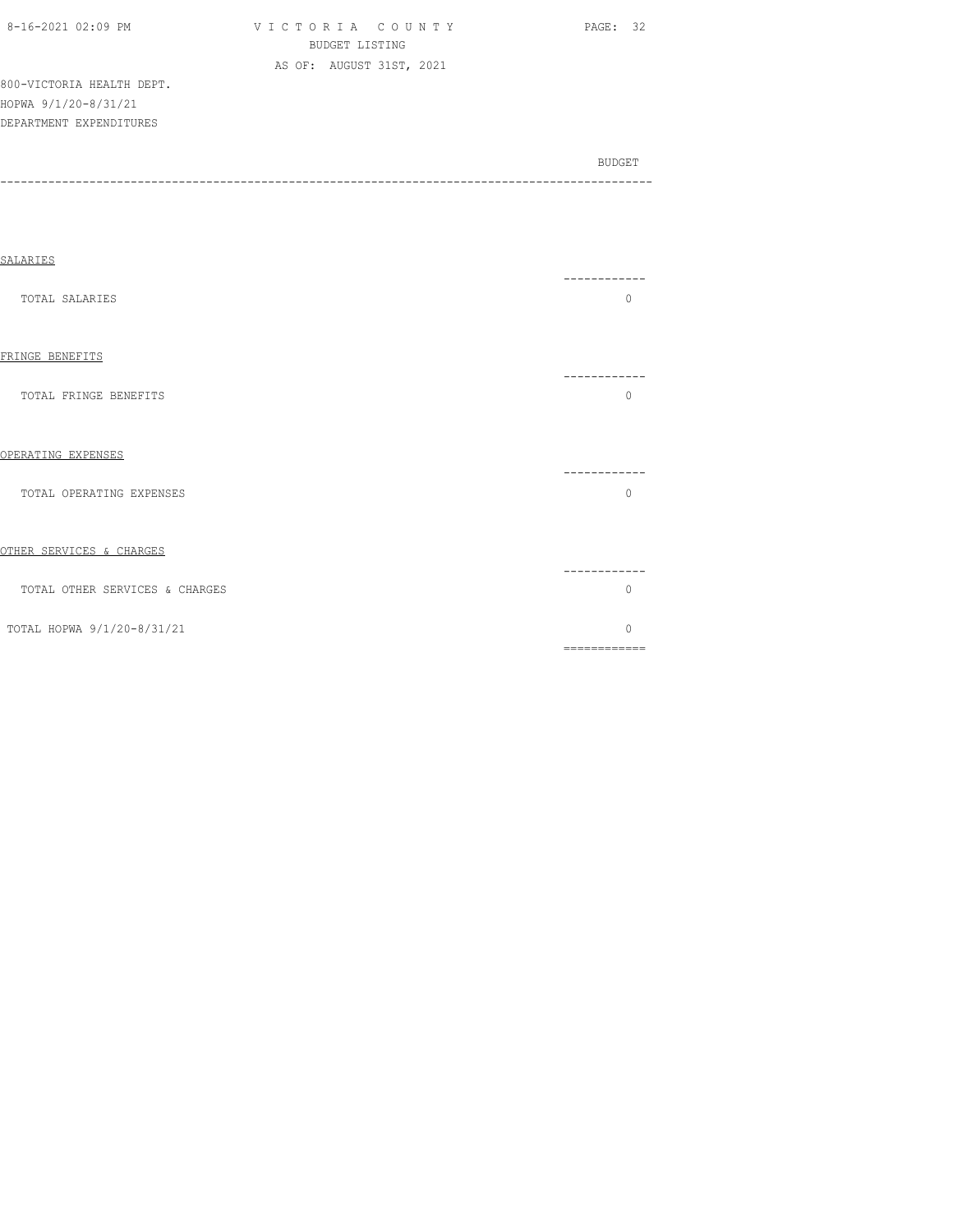800-VICTORIA HEALTH DEPT.
HOPWA 9/1/20-8/31/21
DEPARTMENT EXPENDITURES

| | BUDGET |
|---|---|
| SALARIES | |
| TOTAL SALARIES | 0 |
| FRINGE BENEFITS | |
| TOTAL FRINGE BENEFITS | 0 |
| OPERATING EXPENSES | |
| TOTAL OPERATING EXPENSES | 0 |
| OTHER SERVICES & CHARGES | |
| TOTAL OTHER SERVICES & CHARGES | 0 |
| TOTAL HOPWA 9/1/20-8/31/21 | 0 |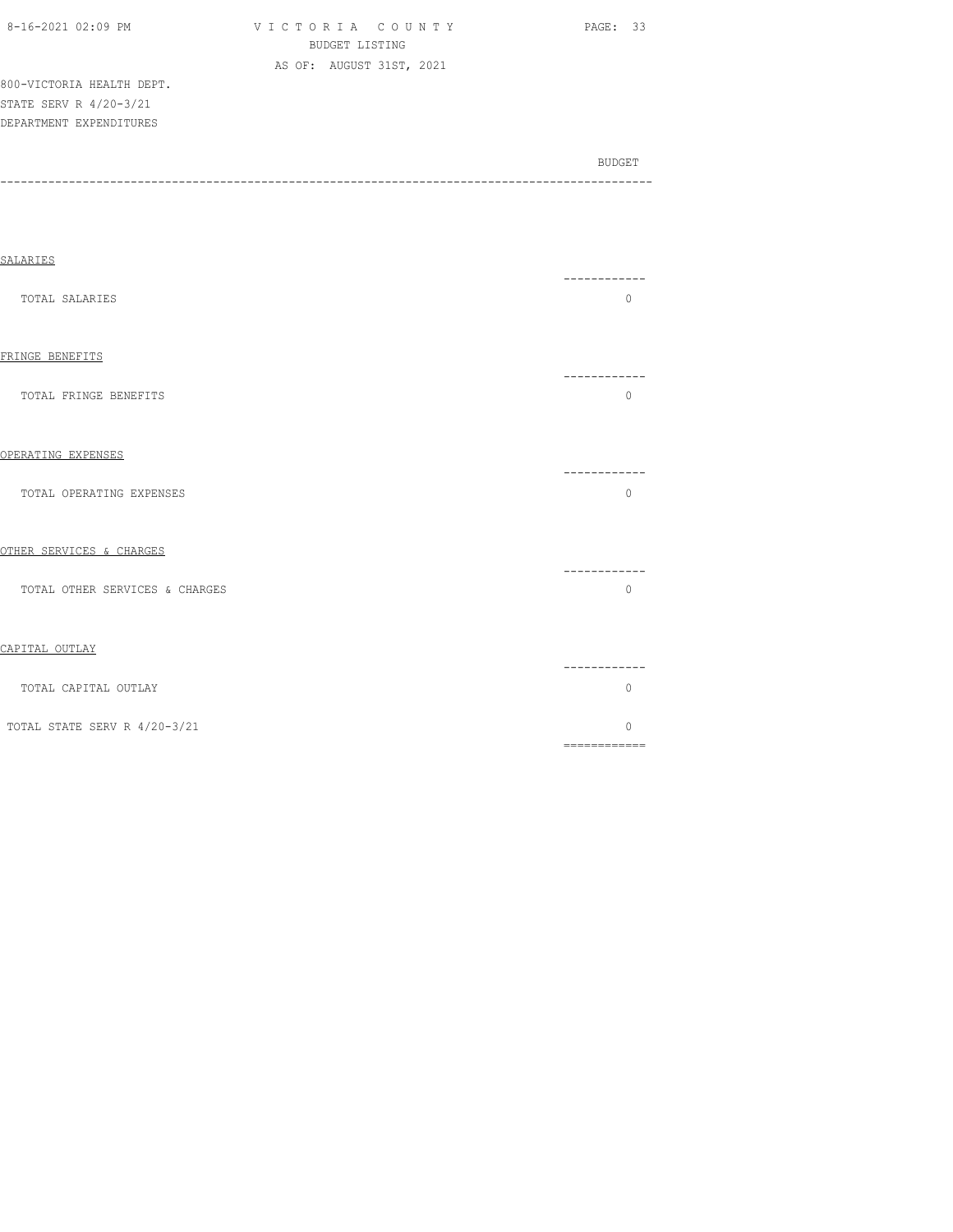VICTORIA COUNTY
BUDGET LISTING
AS OF: AUGUST 31ST, 2021

800-VICTORIA HEALTH DEPT.
STATE SERV R 4/20-3/21
DEPARTMENT EXPENDITURES

| | BUDGET |
|---|---|
| **SALARIES** | |
| TOTAL SALARIES | 0 |
| **FRINGE BENEFITS** | |
| TOTAL FRINGE BENEFITS | 0 |
| **OPERATING EXPENSES** | |
| TOTAL OPERATING EXPENSES | 0 |
| **OTHER SERVICES & CHARGES** | |
| TOTAL OTHER SERVICES & CHARGES | 0 |
| **CAPITAL OUTLAY** | |
| TOTAL CAPITAL OUTLAY | 0 |
| TOTAL STATE SERV R 4/20-3/21 | 0 |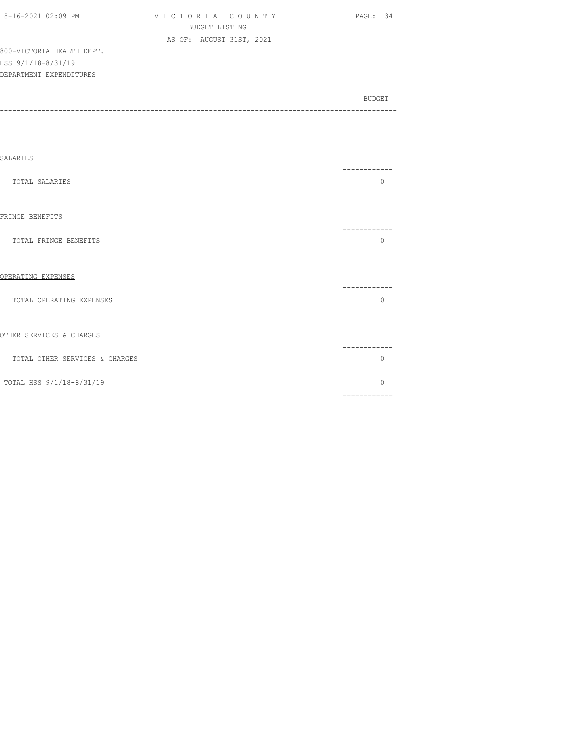800-VICTORIA HEALTH DEPT.
HSS 9/1/18-8/31/19
DEPARTMENT EXPENDITURES

| | BUDGET |
|---|---|
| SALARIES | |
| TOTAL SALARIES | 0 |
| FRINGE BENEFITS | |
| TOTAL FRINGE BENEFITS | 0 |
| OPERATING EXPENSES | |
| TOTAL OPERATING EXPENSES | 0 |
| OTHER SERVICES & CHARGES | |
| TOTAL OTHER SERVICES & CHARGES | 0 |
| TOTAL HSS 9/1/18-8/31/19 | 0 |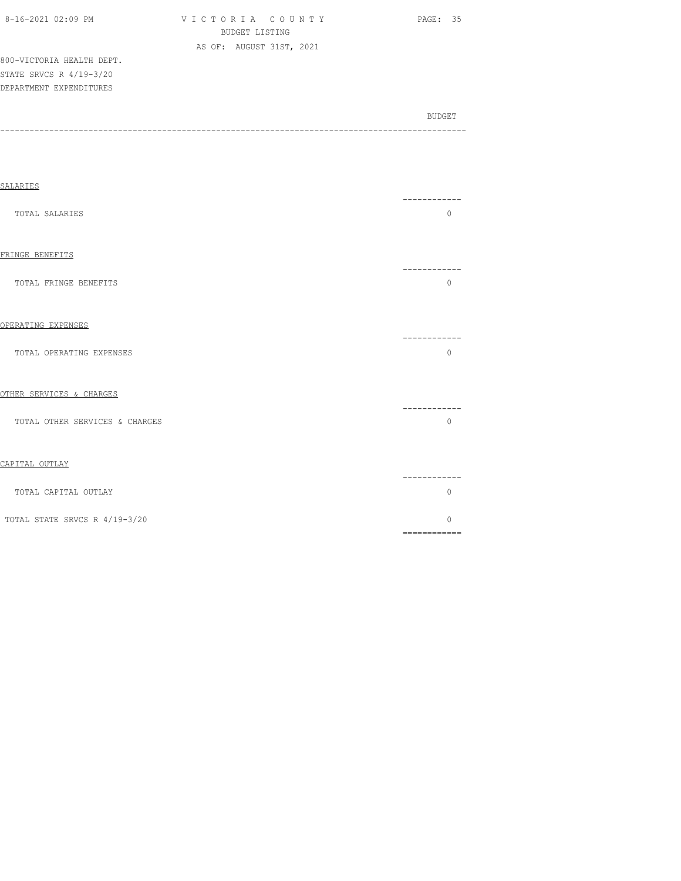800-VICTORIA HEALTH DEPT.
STATE SRVCS R 4/19-3/20
DEPARTMENT EXPENDITURES

| | BUDGET |
|---|---|
| **SALARIES** | |
| TOTAL SALARIES | 0 |
| **FRINGE BENEFITS** | |
| TOTAL FRINGE BENEFITS | 0 |
| **OPERATING EXPENSES** | |
| TOTAL OPERATING EXPENSES | 0 |
| **OTHER SERVICES & CHARGES** | |
| TOTAL OTHER SERVICES & CHARGES | 0 |
| **CAPITAL OUTLAY** | |
| TOTAL CAPITAL OUTLAY | 0 |
| TOTAL STATE SRVCS R 4/19-3/20 | 0 |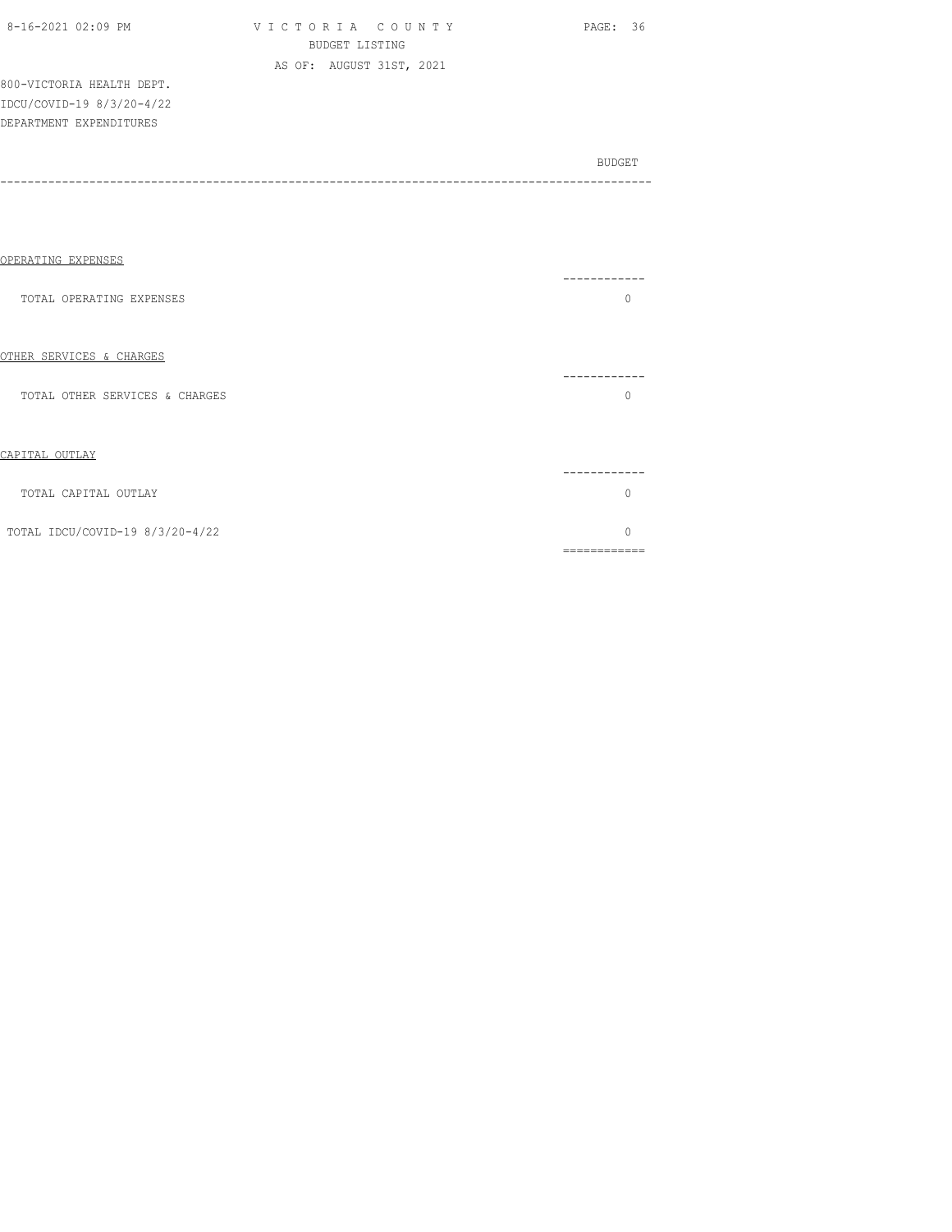800-VICTORIA HEALTH DEPT.
IDCU/COVID-19 8/3/20-4/22
DEPARTMENT EXPENDITURES

| | BUDGET |
|---|---|
| OPERATING EXPENSES | |
| TOTAL OPERATING EXPENSES | 0 |
| OTHER SERVICES & CHARGES | |
| TOTAL OTHER SERVICES & CHARGES | 0 |
| CAPITAL OUTLAY | |
| TOTAL CAPITAL OUTLAY | 0 |
| TOTAL IDCU/COVID-19 8/3/20-4/22 | 0 |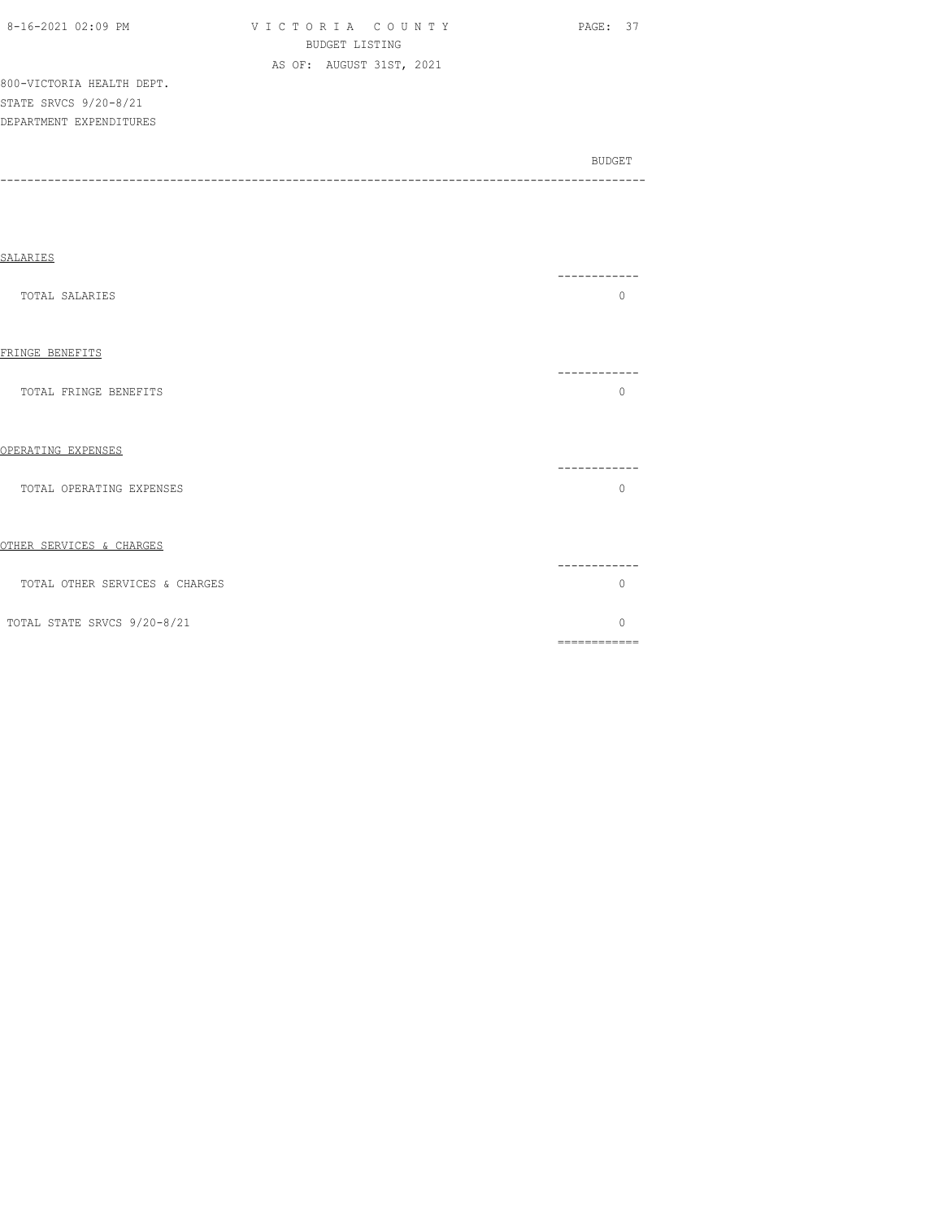800-VICTORIA HEALTH DEPT.
STATE SRVCS 9/20-8/21
DEPARTMENT EXPENDITURES

| | BUDGET |
|---|---|
| **SALARIES** | |
| TOTAL SALARIES | 0 |
| **FRINGE BENEFITS** | |
| TOTAL FRINGE BENEFITS | 0 |
| **OPERATING EXPENSES** | |
| TOTAL OPERATING EXPENSES | 0 |
| **OTHER SERVICES & CHARGES** | |
| TOTAL OTHER SERVICES & CHARGES | 0 |
| TOTAL STATE SRVCS 9/20-8/21 | 0 |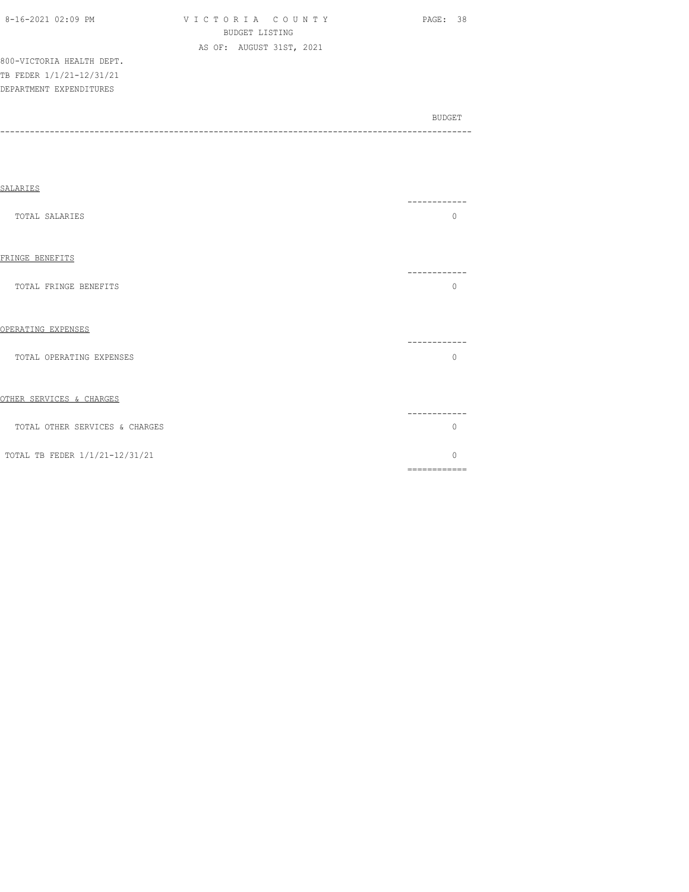VICTORIA COUNTY
BUDGET LISTING
AS OF: AUGUST 31ST, 2021

800-VICTORIA HEALTH DEPT.
TB FEDER 1/1/21-12/31/21
DEPARTMENT EXPENDITURES

| | BUDGET |
|---|---|
| SALARIES | |
| TOTAL SALARIES | 0 |
| FRINGE BENEFITS | |
| TOTAL FRINGE BENEFITS | 0 |
| OPERATING EXPENSES | |
| TOTAL OPERATING EXPENSES | 0 |
| OTHER SERVICES & CHARGES | |
| TOTAL OTHER SERVICES & CHARGES | 0 |
| TOTAL TB FEDER 1/1/21-12/31/21 | 0 |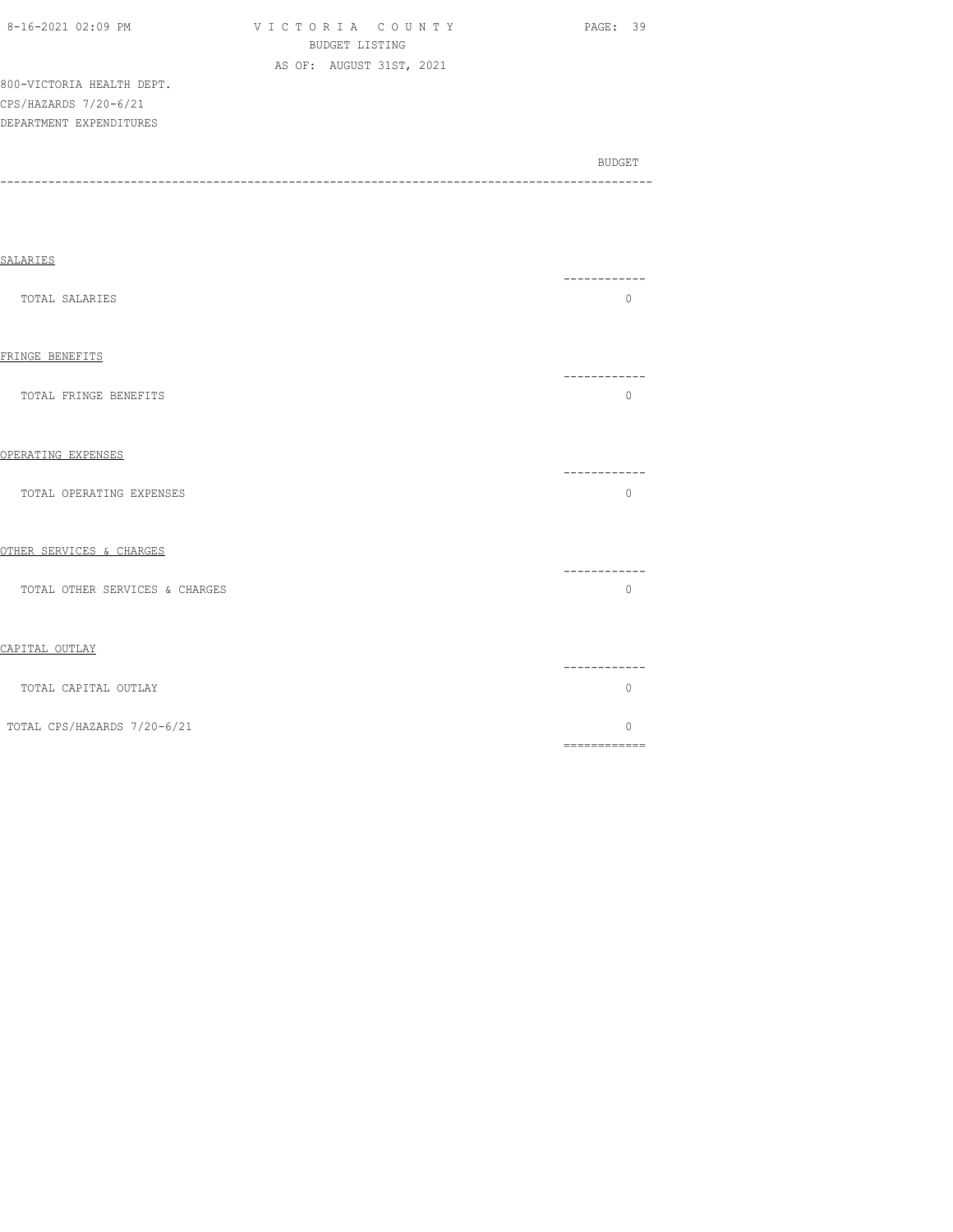VICTORIA COUNTY
BUDGET LISTING
AS OF: AUGUST 31ST, 2021

800-VICTORIA HEALTH DEPT.
CPS/HAZARDS 7/20-6/21
DEPARTMENT EXPENDITURES

| | BUDGET |
|---|---|
| **SALARIES** | |
| TOTAL SALARIES | 0 |
| **FRINGE BENEFITS** | |
| TOTAL FRINGE BENEFITS | 0 |
| **OPERATING EXPENSES** | |
| TOTAL OPERATING EXPENSES | 0 |
| **OTHER SERVICES & CHARGES** | |
| TOTAL OTHER SERVICES & CHARGES | 0 |
| **CAPITAL OUTLAY** | |
| TOTAL CAPITAL OUTLAY | 0 |
| TOTAL CPS/HAZARDS 7/20-6/21 | 0 |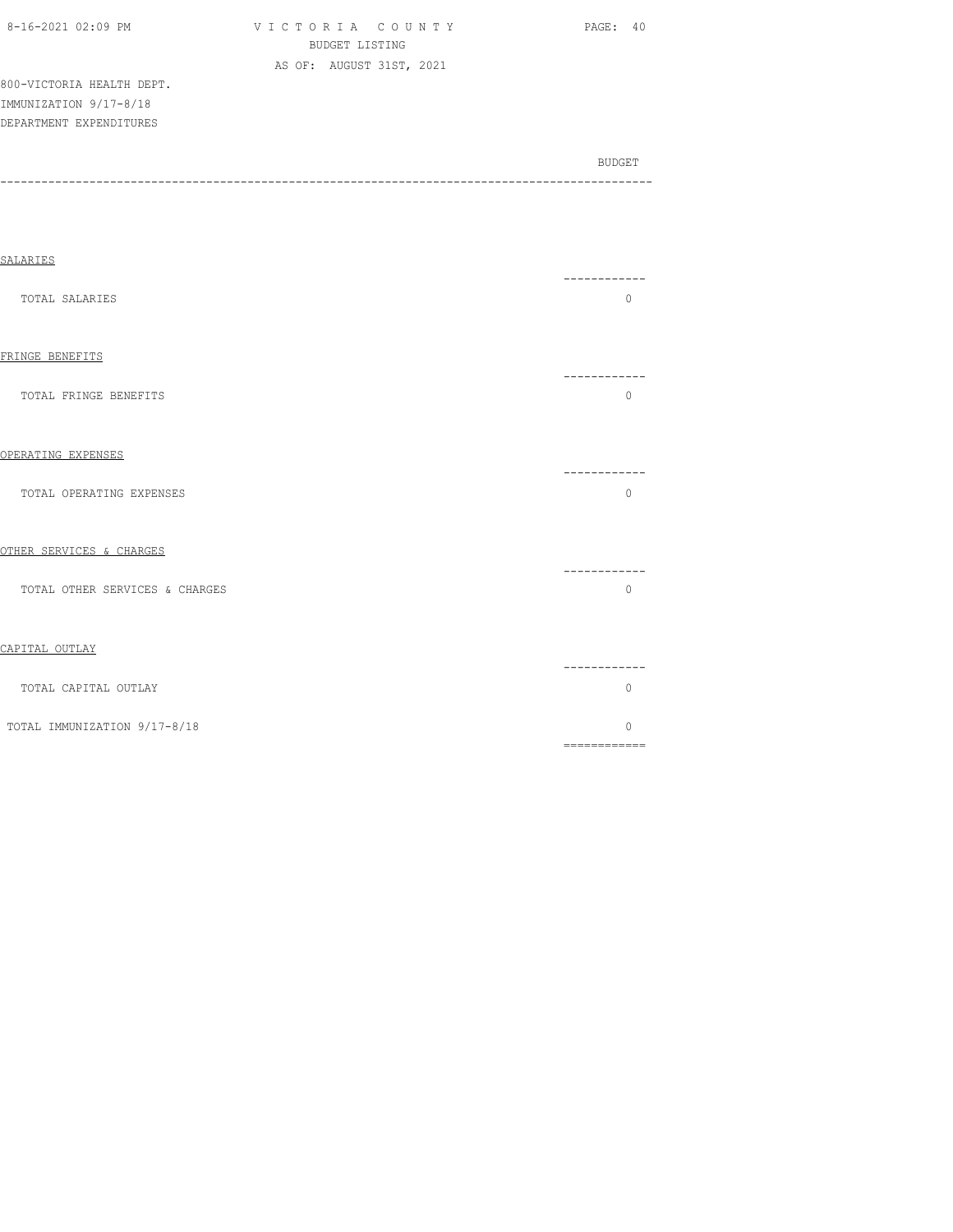800-VICTORIA HEALTH DEPT.
IMMUNIZATION 9/17-8/18
DEPARTMENT EXPENDITURES

| | BUDGET |
|---|---|
| **SALARIES** | |
| TOTAL SALARIES | 0 |
| **FRINGE BENEFITS** | |
| TOTAL FRINGE BENEFITS | 0 |
| **OPERATING EXPENSES** | |
| TOTAL OPERATING EXPENSES | 0 |
| **OTHER SERVICES & CHARGES** | |
| TOTAL OTHER SERVICES & CHARGES | 0 |
| **CAPITAL OUTLAY** | |
| TOTAL CAPITAL OUTLAY | 0 |
| TOTAL IMMUNIZATION 9/17-8/18 | 0 |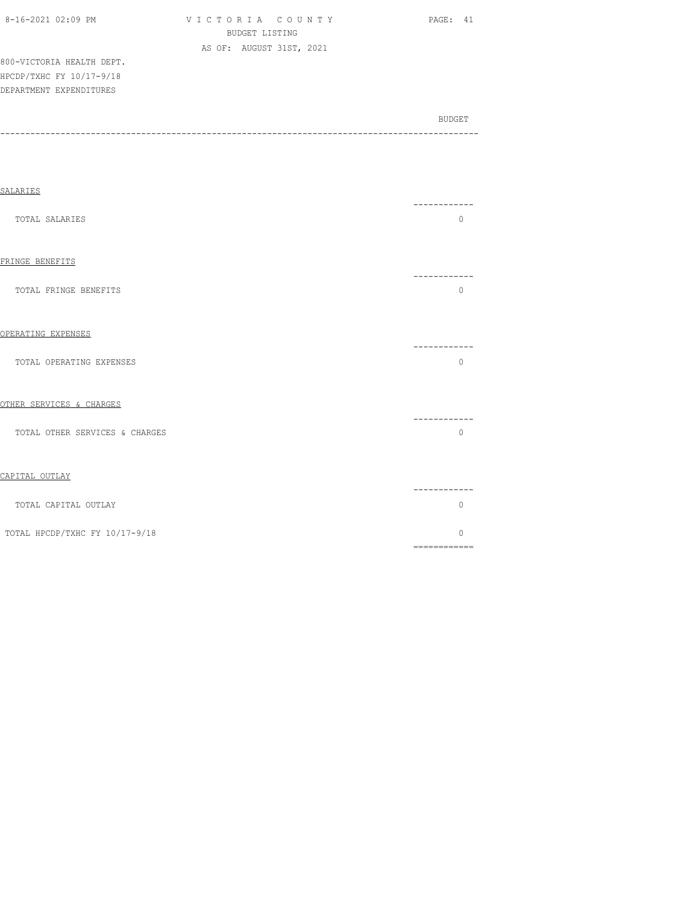800-VICTORIA HEALTH DEPT.
HPCDP/TXHC FY 10/17-9/18
DEPARTMENT EXPENDITURES

| | BUDGET |
|---|---|
| **SALARIES** | |
| TOTAL SALARIES | 0 |
| **FRINGE BENEFITS** | |
| TOTAL FRINGE BENEFITS | 0 |
| **OPERATING EXPENSES** | |
| TOTAL OPERATING EXPENSES | 0 |
| **OTHER SERVICES & CHARGES** | |
| TOTAL OTHER SERVICES & CHARGES | 0 |
| **CAPITAL OUTLAY** | |
| TOTAL CAPITAL OUTLAY | 0 |
| TOTAL HPCDP/TXHC FY 10/17-9/18 | 0 |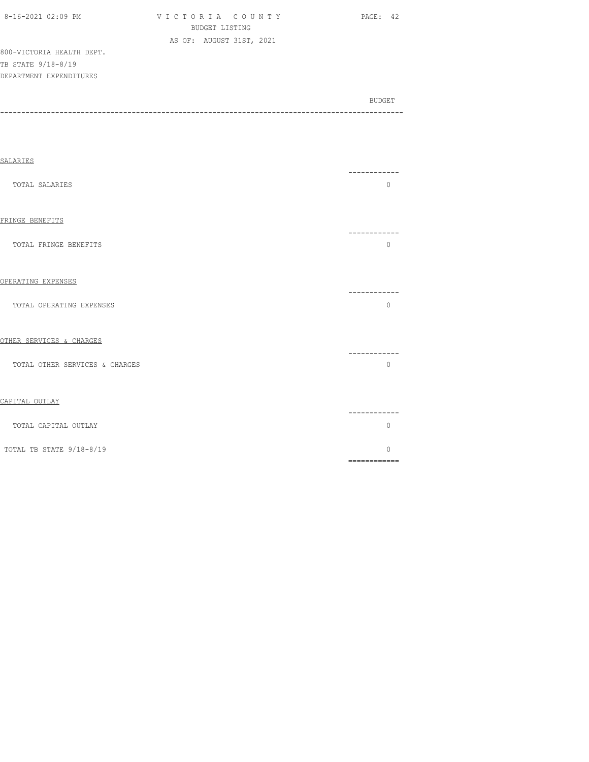VICTORIA COUNTY
BUDGET LISTING
AS OF: AUGUST 31ST, 2021

800-VICTORIA HEALTH DEPT.
TB STATE 9/18-8/19
DEPARTMENT EXPENDITURES

| | BUDGET |
|---|---|
| **SALARIES** | |
| TOTAL SALARIES | 0 |
| **FRINGE BENEFITS** | |
| TOTAL FRINGE BENEFITS | 0 |
| **OPERATING EXPENSES** | |
| TOTAL OPERATING EXPENSES | 0 |
| **OTHER SERVICES & CHARGES** | |
| TOTAL OTHER SERVICES & CHARGES | 0 |
| **CAPITAL OUTLAY** | |
| TOTAL CAPITAL OUTLAY | 0 |
| TOTAL TB STATE 9/18-8/19 | 0 |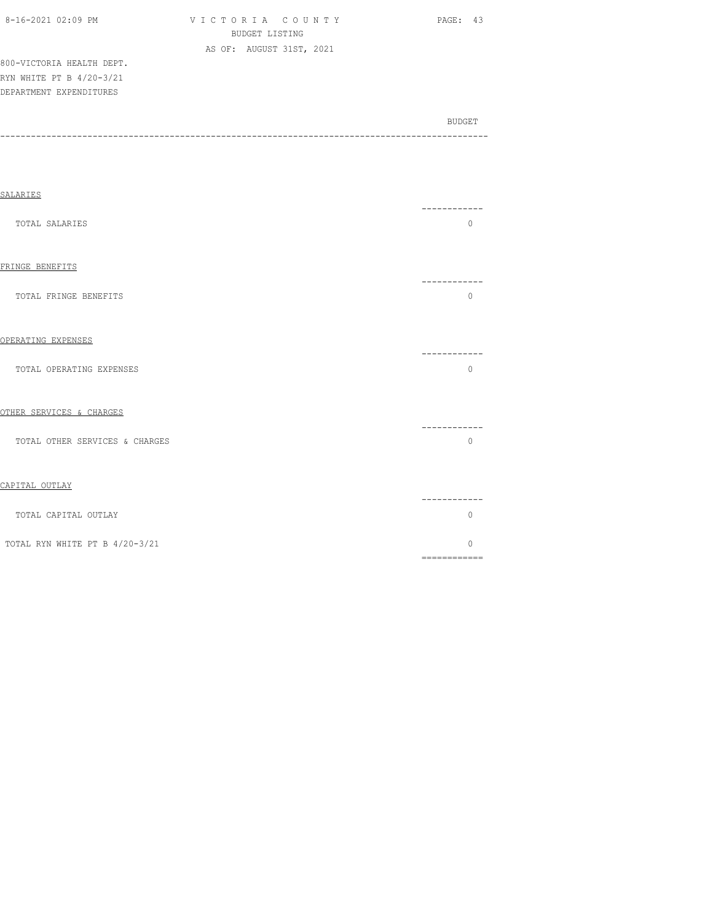800-VICTORIA HEALTH DEPT.
RYN WHITE PT B 4/20-3/21
DEPARTMENT EXPENDITURES

| | BUDGET |
|---|---|
| **SALARIES** | |
| TOTAL SALARIES | 0 |
| **FRINGE BENEFITS** | |
| TOTAL FRINGE BENEFITS | 0 |
| **OPERATING EXPENSES** | |
| TOTAL OPERATING EXPENSES | 0 |
| **OTHER SERVICES & CHARGES** | |
| TOTAL OTHER SERVICES & CHARGES | 0 |
| **CAPITAL OUTLAY** | |
| TOTAL CAPITAL OUTLAY | 0 |
| TOTAL RYN WHITE PT B 4/20-3/21 | 0 |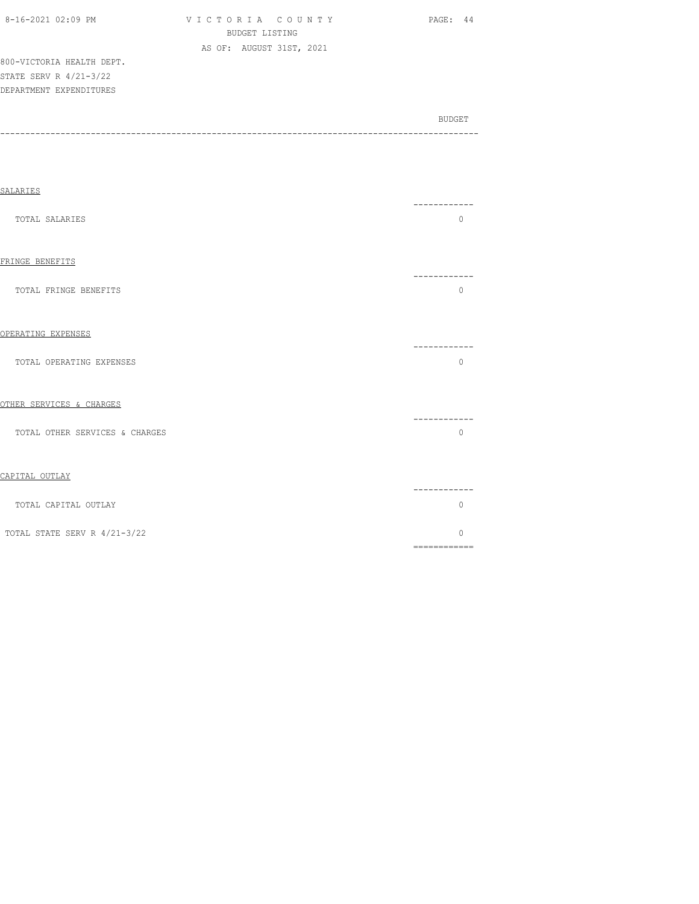VICTORIA COUNTY
BUDGET LISTING
AS OF: AUGUST 31ST, 2021

800-VICTORIA HEALTH DEPT.
STATE SERV R 4/21-3/22
DEPARTMENT EXPENDITURES

| | BUDGET |
|---|---|
| **SALARIES** | |
| TOTAL SALARIES | 0 |
| **FRINGE BENEFITS** | |
| TOTAL FRINGE BENEFITS | 0 |
| **OPERATING EXPENSES** | |
| TOTAL OPERATING EXPENSES | 0 |
| **OTHER SERVICES & CHARGES** | |
| TOTAL OTHER SERVICES & CHARGES | 0 |
| **CAPITAL OUTLAY** | |
| TOTAL CAPITAL OUTLAY | 0 |
| TOTAL STATE SERV R 4/21-3/22 | 0 |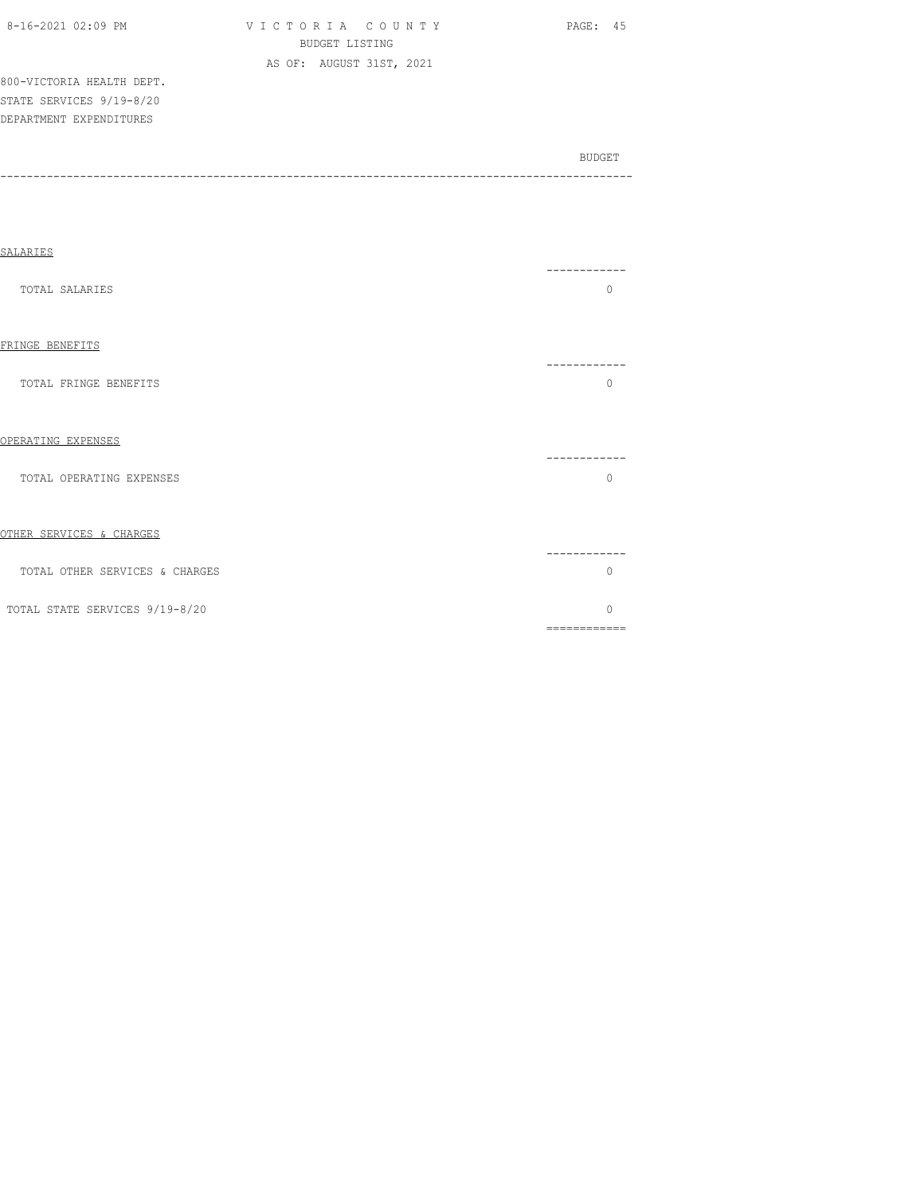800-VICTORIA HEALTH DEPT.
STATE SERVICES 9/19-8/20
DEPARTMENT EXPENDITURES

| | BUDGET |
|---|---|
| **SALARIES** | |
| TOTAL SALARIES | 0 |
| **FRINGE BENEFITS** | |
| TOTAL FRINGE BENEFITS | 0 |
| **OPERATING EXPENSES** | |
| TOTAL OPERATING EXPENSES | 0 |
| **OTHER SERVICES & CHARGES** | |
| TOTAL OTHER SERVICES & CHARGES | 0 |
| TOTAL STATE SERVICES 9/19-8/20 | 0 |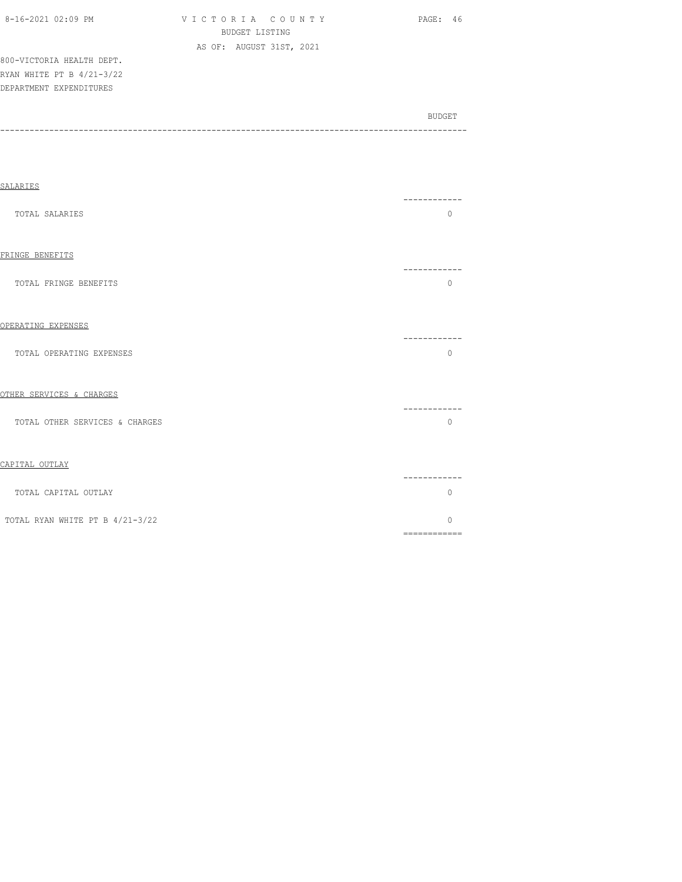800-VICTORIA HEALTH DEPT.
RYAN WHITE PT B 4/21-3/22
DEPARTMENT EXPENDITURES

| | BUDGET |
|---|---|
| **SALARIES** | |
| TOTAL SALARIES | 0 |
| **FRINGE BENEFITS** | |
| TOTAL FRINGE BENEFITS | 0 |
| **OPERATING EXPENSES** | |
| TOTAL OPERATING EXPENSES | 0 |
| **OTHER SERVICES & CHARGES** | |
| TOTAL OTHER SERVICES & CHARGES | 0 |
| **CAPITAL OUTLAY** | |
| TOTAL CAPITAL OUTLAY | 0 |
| TOTAL RYAN WHITE PT B 4/21-3/22 | 0 |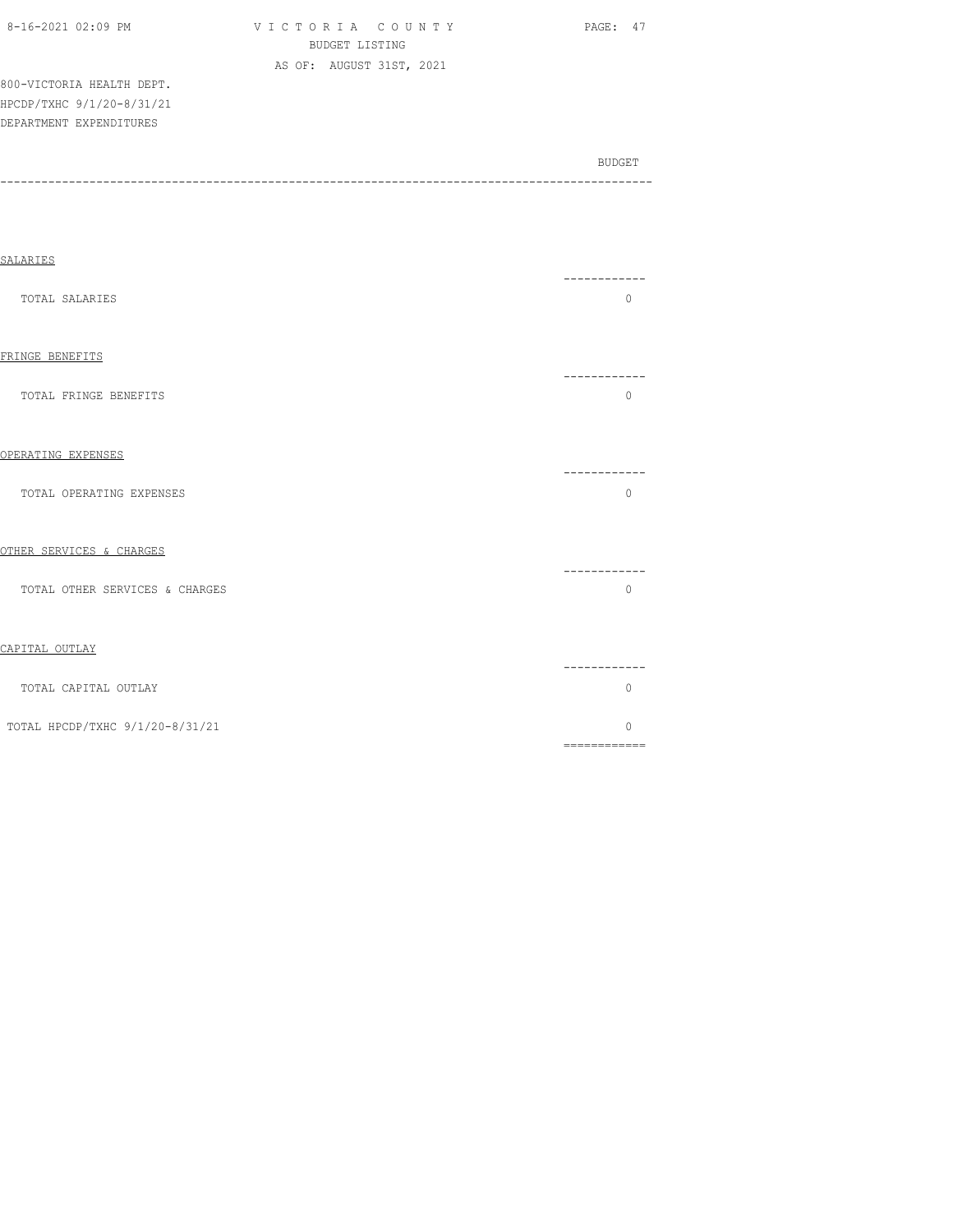800-VICTORIA HEALTH DEPT.
HPCDP/TXHC 9/1/20-8/31/21
DEPARTMENT EXPENDITURES

| | BUDGET |
|---|---|
| **SALARIES** | |
| TOTAL SALARIES | 0 |
| **FRINGE BENEFITS** | |
| TOTAL FRINGE BENEFITS | 0 |
| **OPERATING EXPENSES** | |
| TOTAL OPERATING EXPENSES | 0 |
| **OTHER SERVICES & CHARGES** | |
| TOTAL OTHER SERVICES & CHARGES | 0 |
| **CAPITAL OUTLAY** | |
| TOTAL CAPITAL OUTLAY | 0 |
| TOTAL HPCDP/TXHC 9/1/20-8/31/21 | 0 |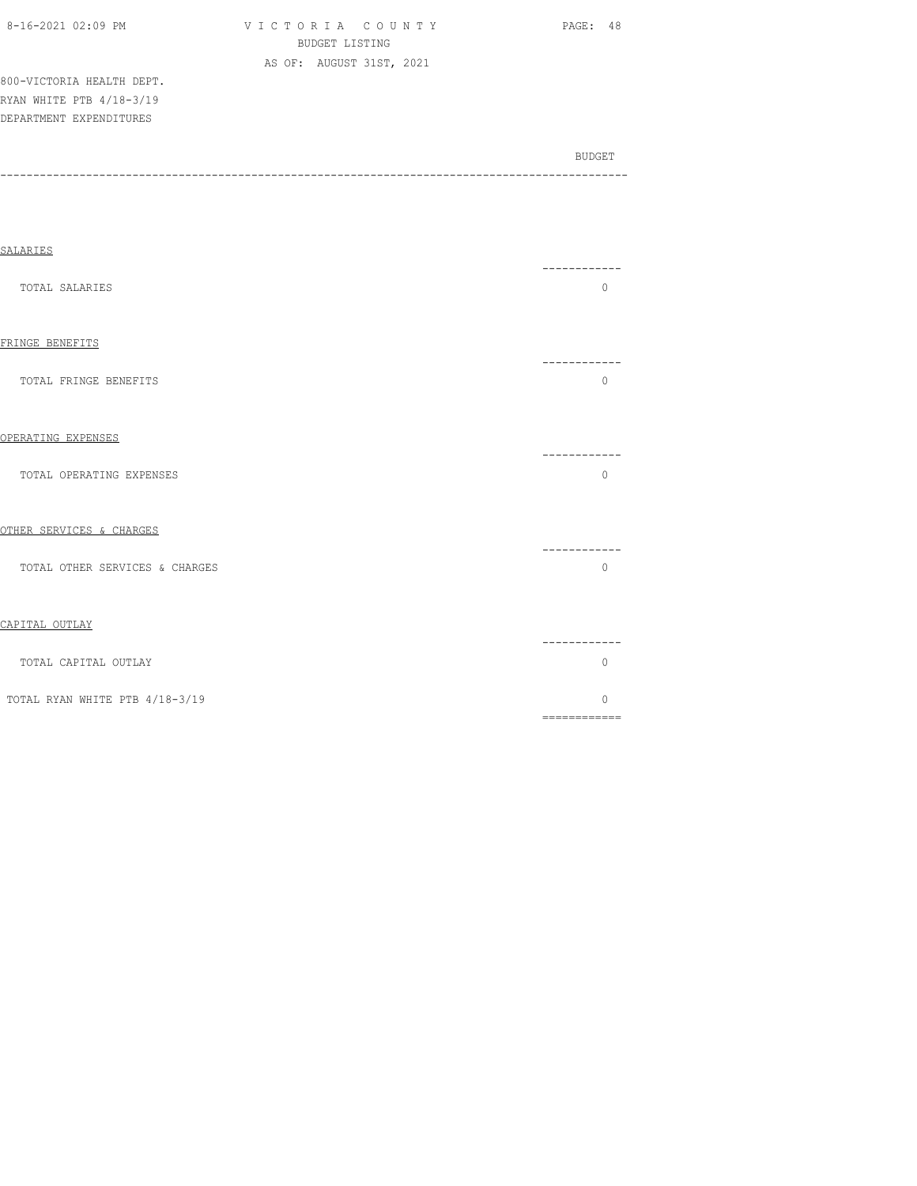VICTORIA COUNTY
BUDGET LISTING
AS OF: AUGUST 31ST, 2021

800-VICTORIA HEALTH DEPT.
RYAN WHITE PTB 4/18-3/19
DEPARTMENT EXPENDITURES

| | BUDGET |
|---|---|
| SALARIES | |
| TOTAL SALARIES | 0 |
| FRINGE BENEFITS | |
| TOTAL FRINGE BENEFITS | 0 |
| OPERATING EXPENSES | |
| TOTAL OPERATING EXPENSES | 0 |
| OTHER SERVICES & CHARGES | |
| TOTAL OTHER SERVICES & CHARGES | 0 |
| CAPITAL OUTLAY | |
| TOTAL CAPITAL OUTLAY | 0 |
| TOTAL RYAN WHITE PTB 4/18-3/19 | 0 |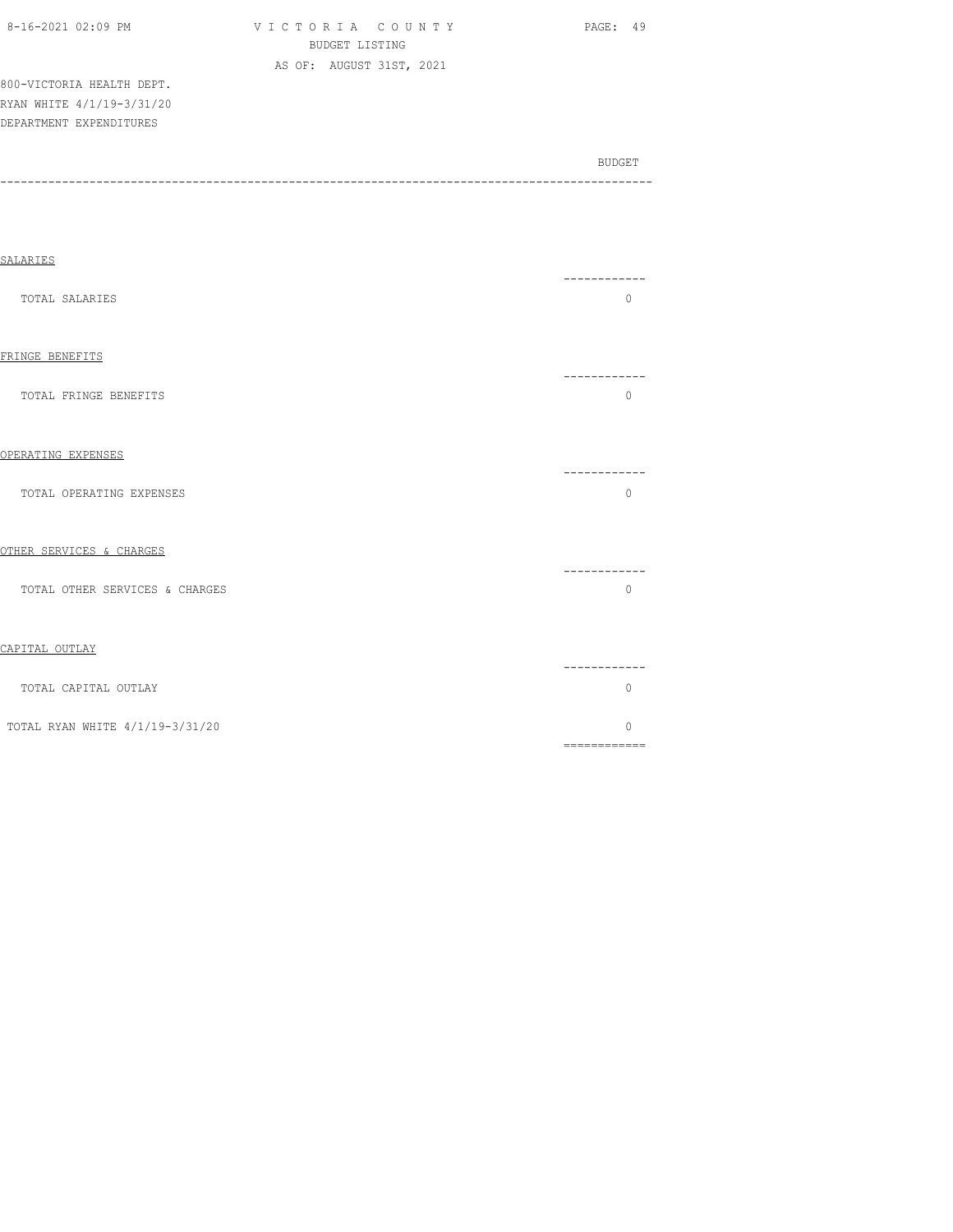800-VICTORIA HEALTH DEPT.
RYAN WHITE 4/1/19-3/31/20
DEPARTMENT EXPENDITURES

| | BUDGET |
|---|---|
| **SALARIES** | |
| TOTAL SALARIES | 0 |
| **FRINGE BENEFITS** | |
| TOTAL FRINGE BENEFITS | 0 |
| **OPERATING EXPENSES** | |
| TOTAL OPERATING EXPENSES | 0 |
| **OTHER SERVICES & CHARGES** | |
| TOTAL OTHER SERVICES & CHARGES | 0 |
| **CAPITAL OUTLAY** | |
| TOTAL CAPITAL OUTLAY | 0 |
| TOTAL RYAN WHITE 4/1/19-3/31/20 | 0 |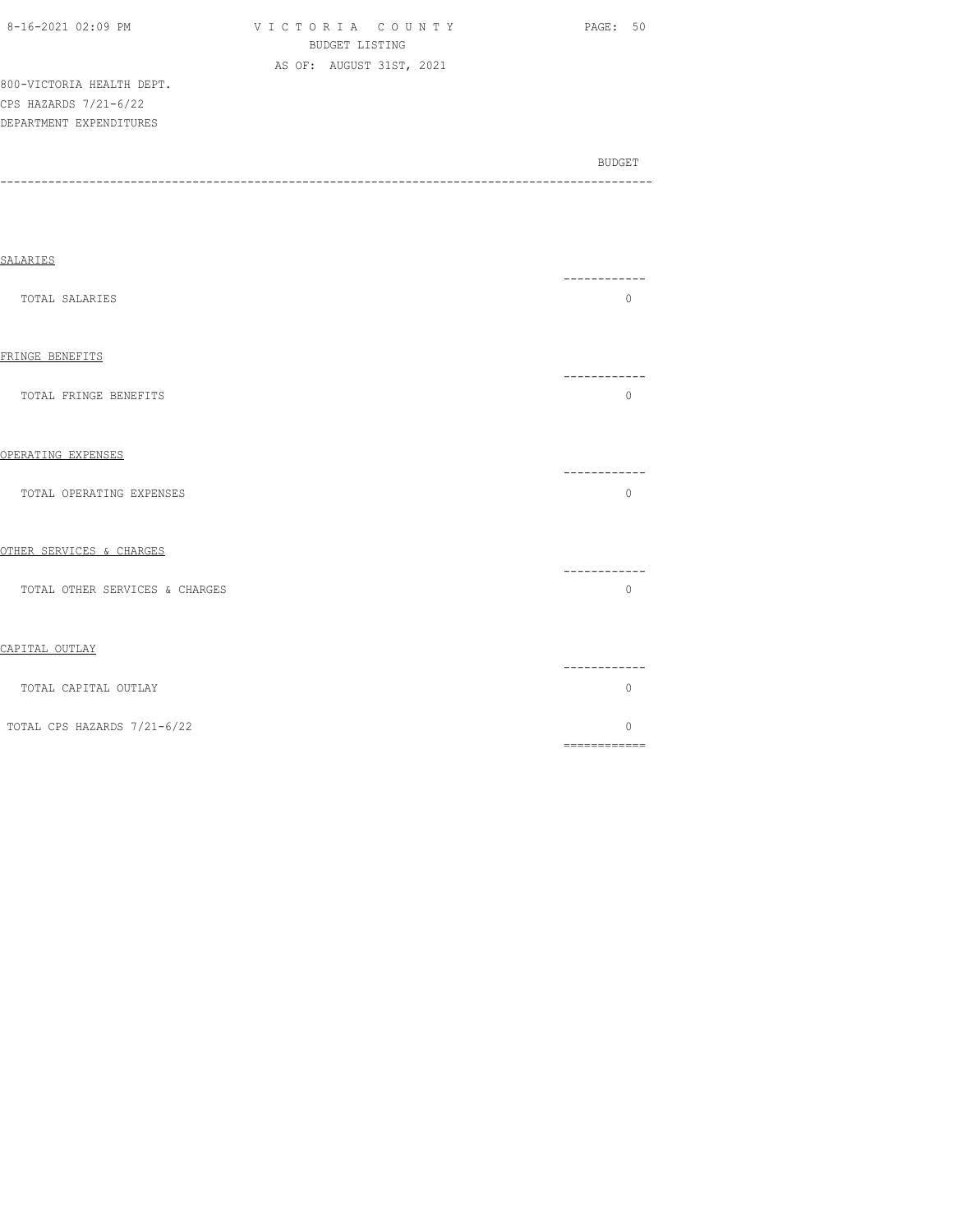VICTORIA COUNTY
BUDGET LISTING
AS OF: AUGUST 31ST, 2021

800-VICTORIA HEALTH DEPT.
CPS HAZARDS 7/21-6/22
DEPARTMENT EXPENDITURES

| | BUDGET |
|---|---|
| **SALARIES** | |
| TOTAL SALARIES | 0 |
| **FRINGE BENEFITS** | |
| TOTAL FRINGE BENEFITS | 0 |
| **OPERATING EXPENSES** | |
| TOTAL OPERATING EXPENSES | 0 |
| **OTHER SERVICES & CHARGES** | |
| TOTAL OTHER SERVICES & CHARGES | 0 |
| **CAPITAL OUTLAY** | |
| TOTAL CAPITAL OUTLAY | 0 |
| TOTAL CPS HAZARDS 7/21-6/22 | 0 |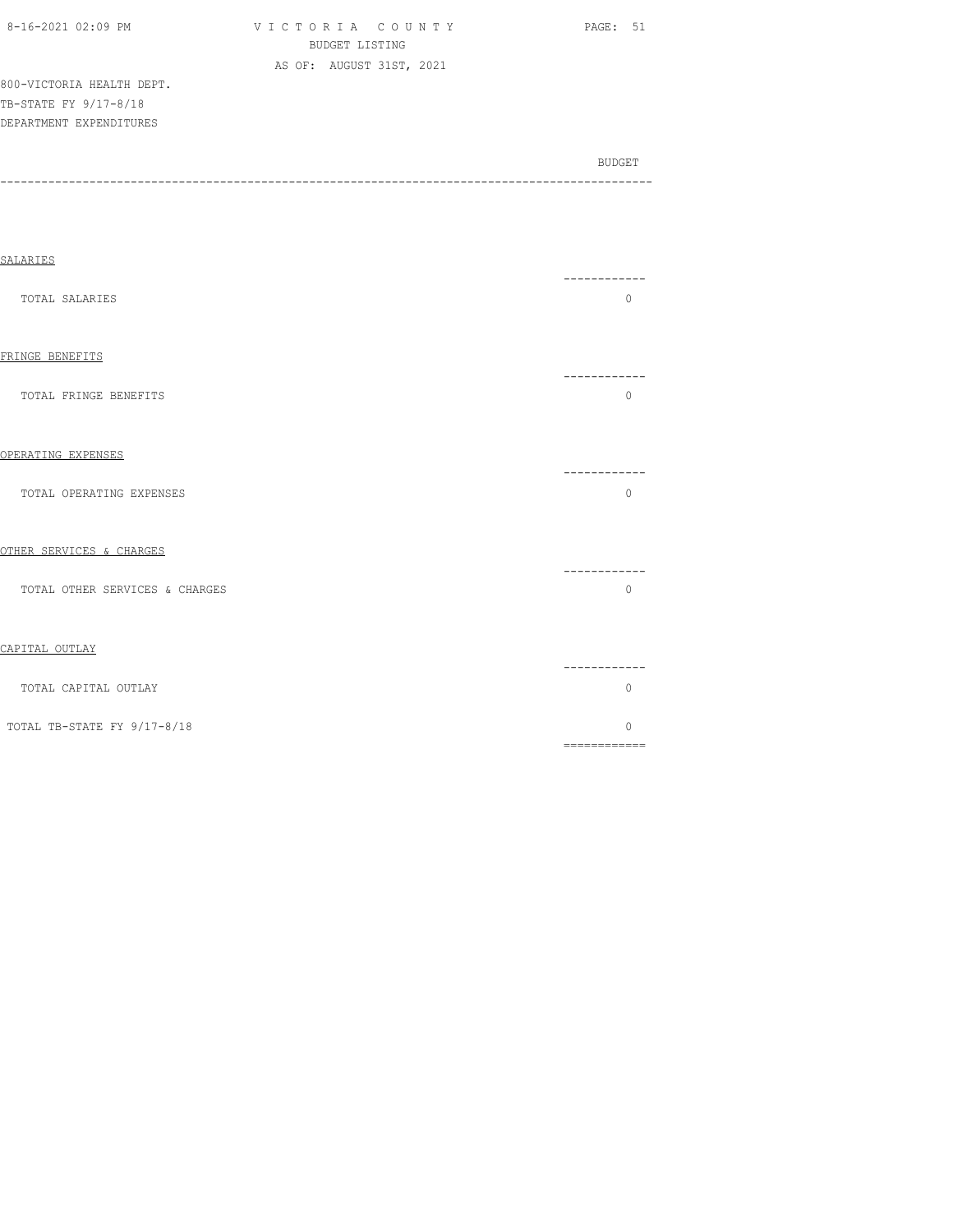800-VICTORIA HEALTH DEPT.
TB-STATE FY 9/17-8/18
DEPARTMENT EXPENDITURES

| | BUDGET |
|---|---|
| SALARIES | |
| TOTAL SALARIES | 0 |
| FRINGE BENEFITS | |
| TOTAL FRINGE BENEFITS | 0 |
| OPERATING EXPENSES | |
| TOTAL OPERATING EXPENSES | 0 |
| OTHER SERVICES & CHARGES | |
| TOTAL OTHER SERVICES & CHARGES | 0 |
| CAPITAL OUTLAY | |
| TOTAL CAPITAL OUTLAY | 0 |
| TOTAL TB-STATE FY 9/17-8/18 | 0 |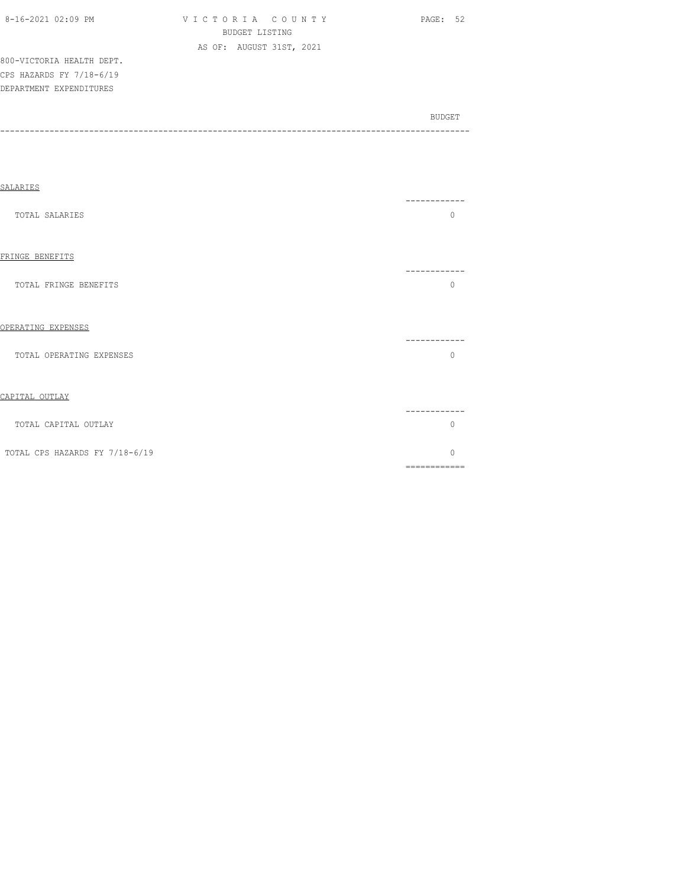800-VICTORIA HEALTH DEPT.
CPS HAZARDS FY 7/18-6/19
DEPARTMENT EXPENDITURES

| | BUDGET |
|---|---|
| SALARIES | |
| TOTAL SALARIES | 0 |
| FRINGE BENEFITS | |
| TOTAL FRINGE BENEFITS | 0 |
| OPERATING EXPENSES | |
| TOTAL OPERATING EXPENSES | 0 |
| CAPITAL OUTLAY | |
| TOTAL CAPITAL OUTLAY | 0 |
| TOTAL CPS HAZARDS FY 7/18-6/19 | 0 |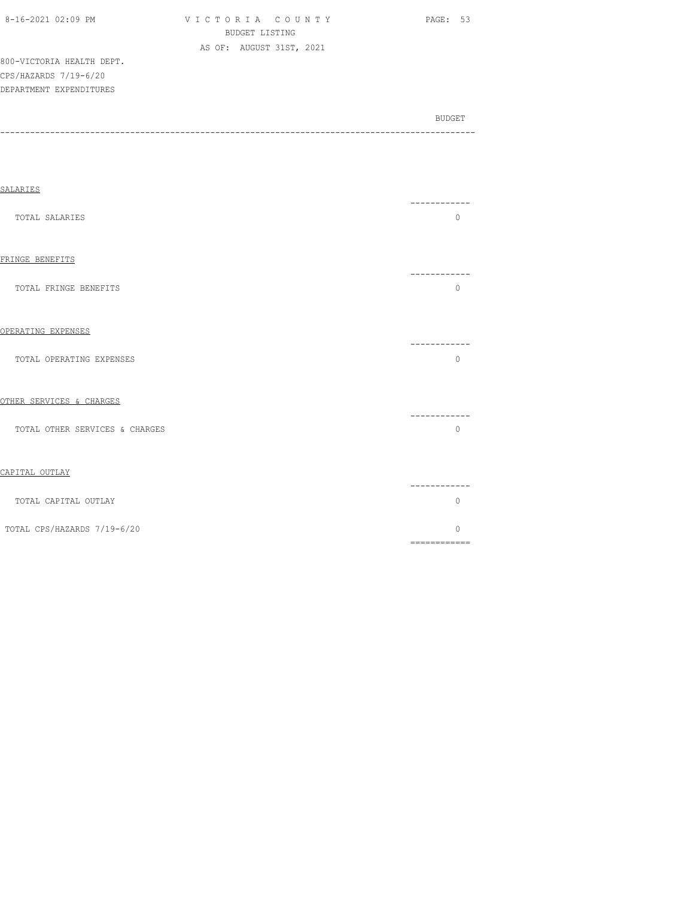800-VICTORIA HEALTH DEPT.
CPS/HAZARDS 7/19-6/20
DEPARTMENT EXPENDITURES

| | BUDGET |
|---|---|
| **SALARIES** | |
| TOTAL SALARIES | 0 |
| **FRINGE BENEFITS** | |
| TOTAL FRINGE BENEFITS | 0 |
| **OPERATING EXPENSES** | |
| TOTAL OPERATING EXPENSES | 0 |
| **OTHER SERVICES & CHARGES** | |
| TOTAL OTHER SERVICES & CHARGES | 0 |
| **CAPITAL OUTLAY** | |
| TOTAL CAPITAL OUTLAY | 0 |
| TOTAL CPS/HAZARDS 7/19-6/20 | 0 |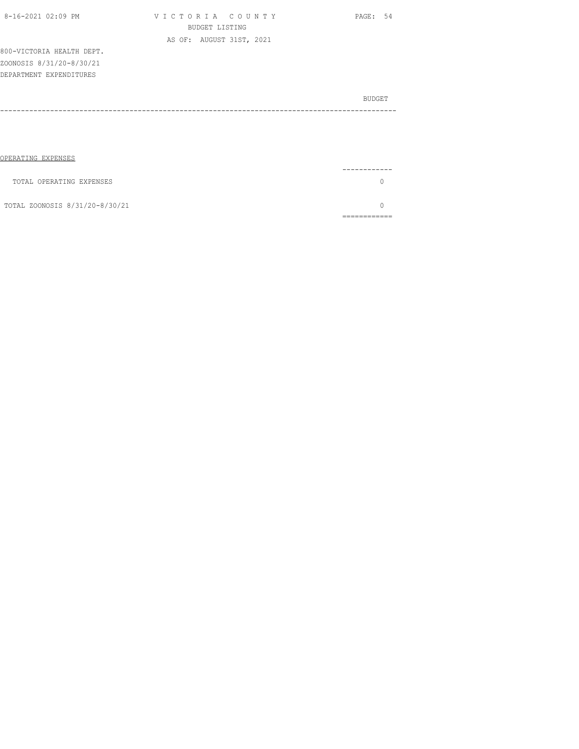800-VICTORIA HEALTH DEPT.
ZOONOSIS 8/31/20-8/30/21
DEPARTMENT EXPENDITURES

| | BUDGET |
|---|---|
| OPERATING EXPENSES | |
| TOTAL OPERATING EXPENSES | 0 |
| TOTAL ZOONOSIS 8/31/20-8/30/21 | 0 |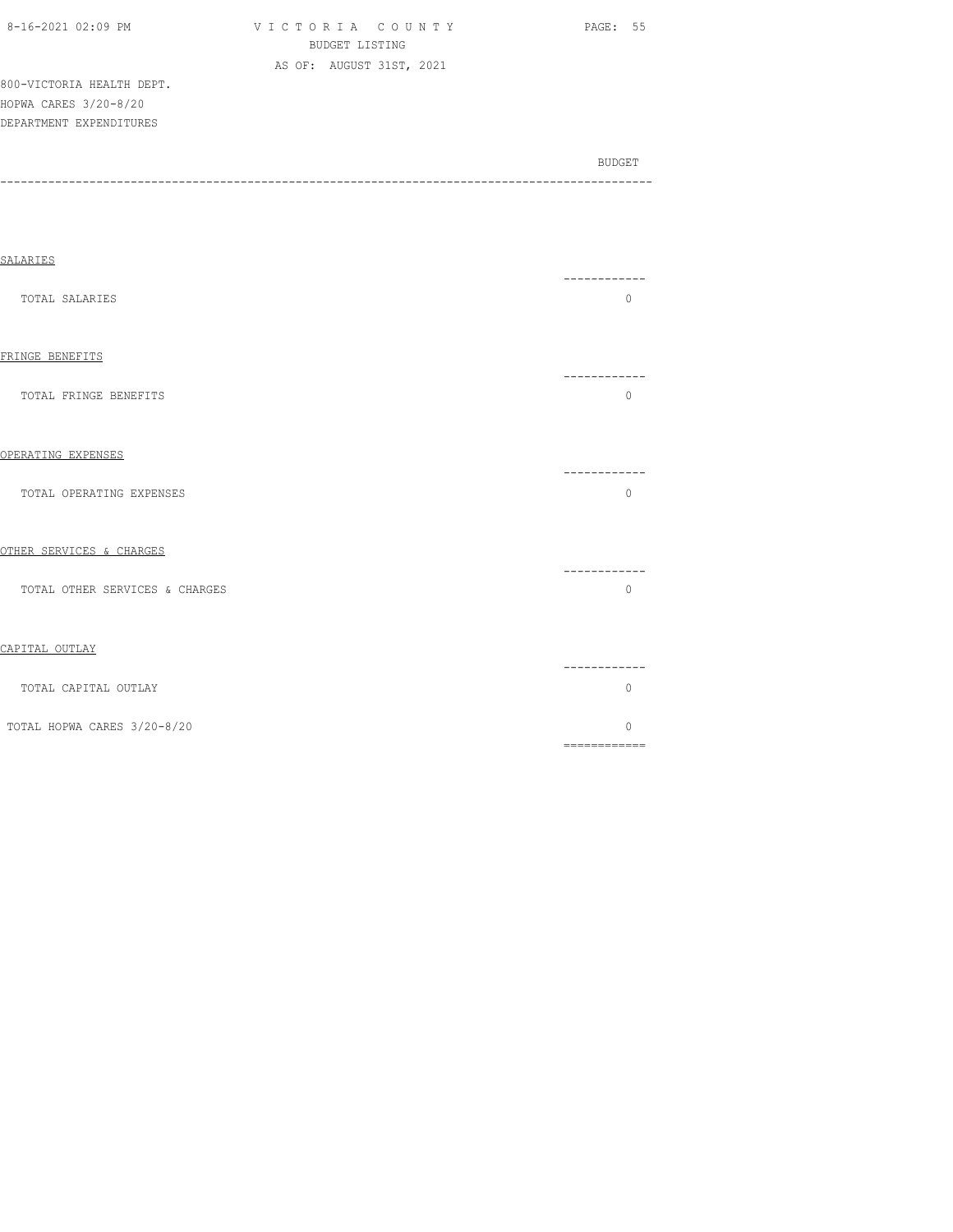VICTORIA COUNTY
BUDGET LISTING
AS OF: AUGUST 31ST, 2021

800-VICTORIA HEALTH DEPT.
HOPWA CARES 3/20-8/20
DEPARTMENT EXPENDITURES

| | BUDGET |
|---|---|
| SALARIES | |
| TOTAL SALARIES | 0 |
| FRINGE BENEFITS | |
| TOTAL FRINGE BENEFITS | 0 |
| OPERATING EXPENSES | |
| TOTAL OPERATING EXPENSES | 0 |
| OTHER SERVICES & CHARGES | |
| TOTAL OTHER SERVICES & CHARGES | 0 |
| CAPITAL OUTLAY | |
| TOTAL CAPITAL OUTLAY | 0 |
| TOTAL HOPWA CARES 3/20-8/20 | 0 |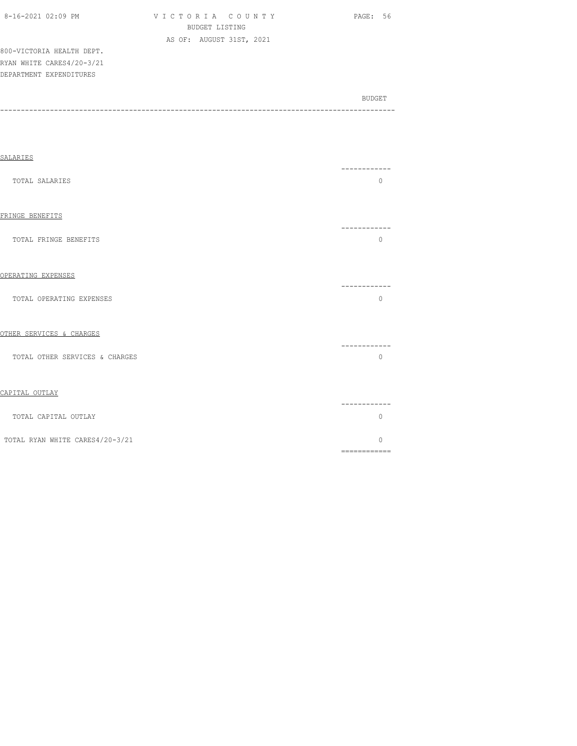800-VICTORIA HEALTH DEPT.
RYAN WHITE CARES4/20-3/21
DEPARTMENT EXPENDITURES

| | BUDGET |
|---|---|
| **SALARIES** | |
| TOTAL SALARIES | 0 |
| **FRINGE BENEFITS** | |
| TOTAL FRINGE BENEFITS | 0 |
| **OPERATING EXPENSES** | |
| TOTAL OPERATING EXPENSES | 0 |
| **OTHER SERVICES & CHARGES** | |
| TOTAL OTHER SERVICES & CHARGES | 0 |
| **CAPITAL OUTLAY** | |
| TOTAL CAPITAL OUTLAY | 0 |
| TOTAL RYAN WHITE CARES4/20-3/21 | 0 |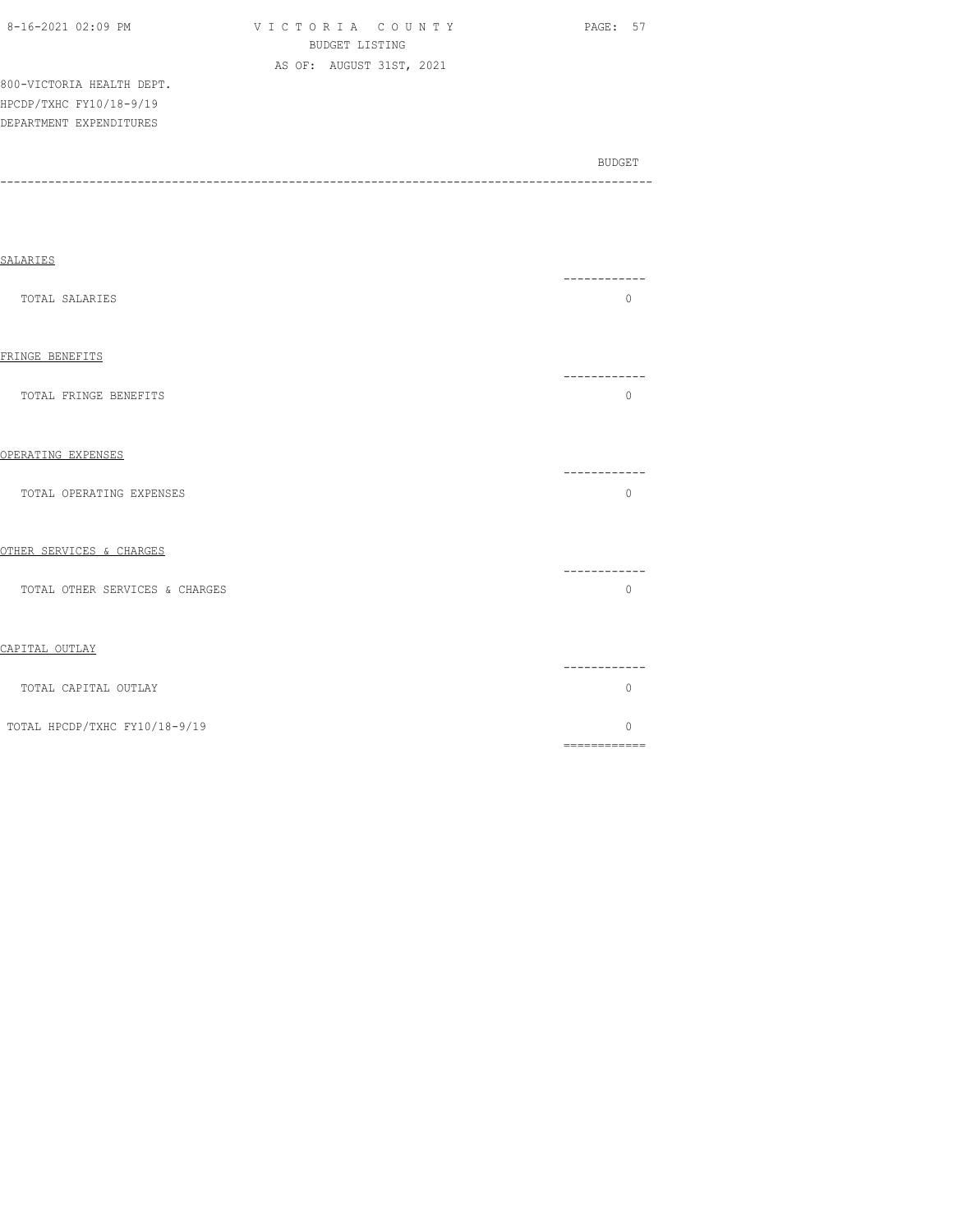800-VICTORIA HEALTH DEPT.
HPCDP/TXHC FY10/18-9/19
DEPARTMENT EXPENDITURES

| | BUDGET |
|---|---|
| SALARIES | |
| TOTAL SALARIES | 0 |
| FRINGE BENEFITS | |
| TOTAL FRINGE BENEFITS | 0 |
| OPERATING EXPENSES | |
| TOTAL OPERATING EXPENSES | 0 |
| OTHER SERVICES & CHARGES | |
| TOTAL OTHER SERVICES & CHARGES | 0 |
| CAPITAL OUTLAY | |
| TOTAL CAPITAL OUTLAY | 0 |
| TOTAL HPCDP/TXHC FY10/18-9/19 | 0 |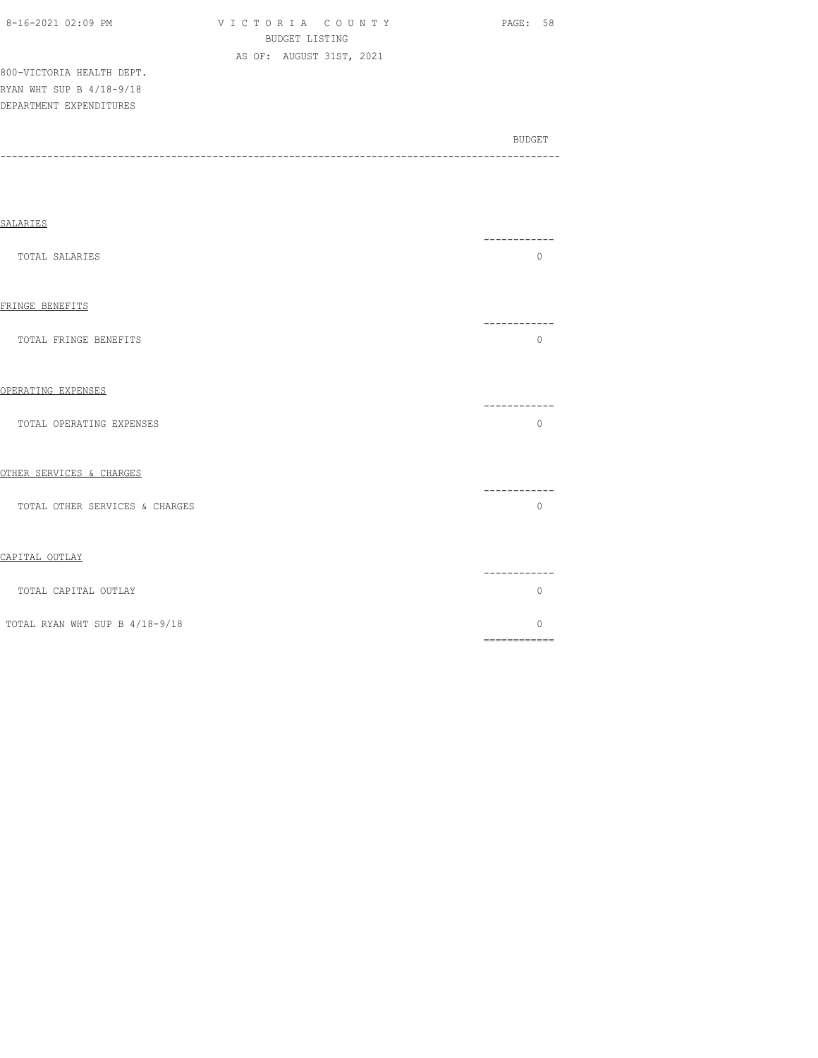800-VICTORIA HEALTH DEPT.
RYAN WHT SUP B 4/18-9/18
DEPARTMENT EXPENDITURES

| | BUDGET |
|---|---|
| **SALARIES** | |
| TOTAL SALARIES | 0 |
| **FRINGE BENEFITS** | |
| TOTAL FRINGE BENEFITS | 0 |
| **OPERATING EXPENSES** | |
| TOTAL OPERATING EXPENSES | 0 |
| **OTHER SERVICES & CHARGES** | |
| TOTAL OTHER SERVICES & CHARGES | 0 |
| **CAPITAL OUTLAY** | |
| TOTAL CAPITAL OUTLAY | 0 |
| TOTAL RYAN WHT SUP B 4/18-9/18 | 0 |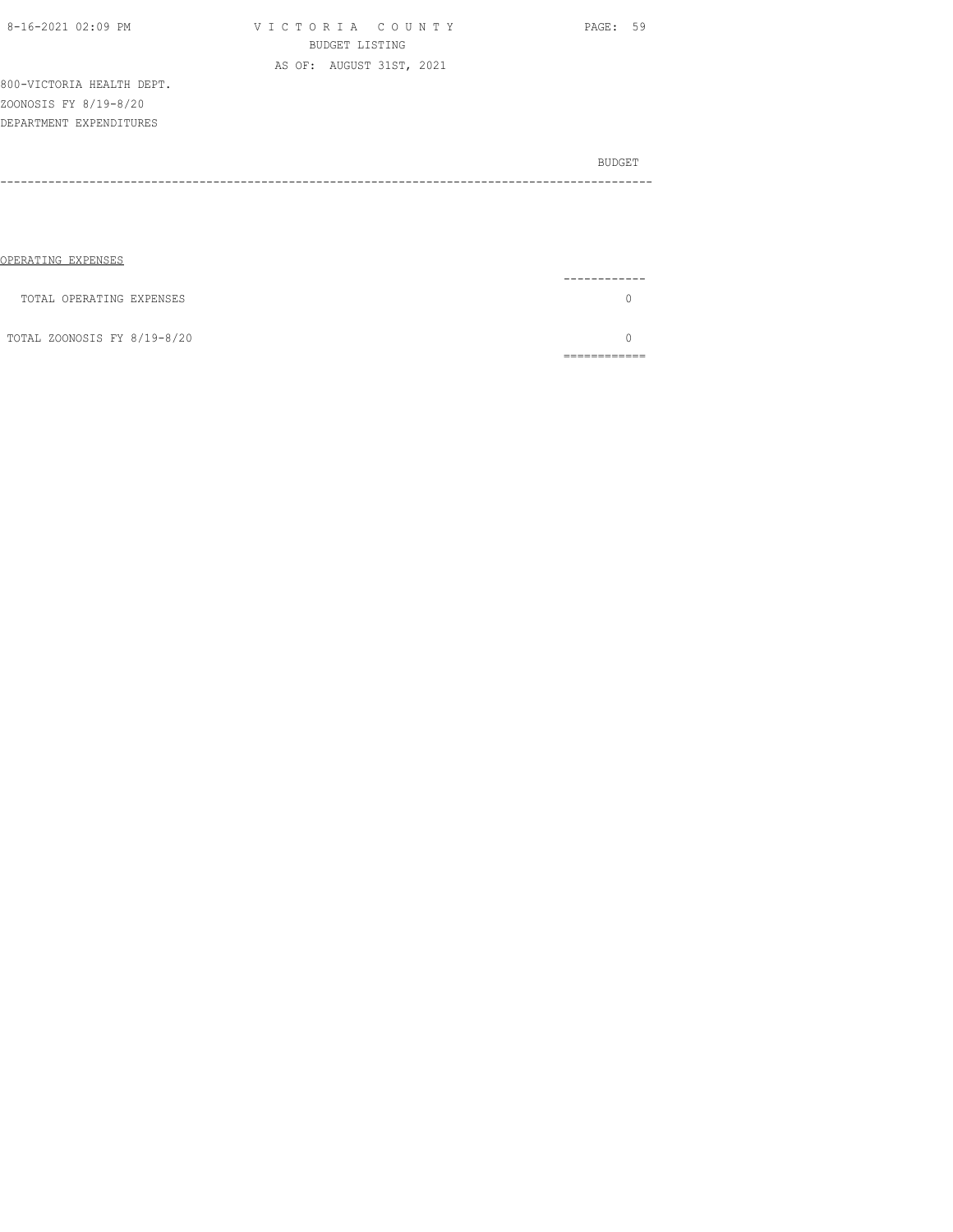800-VICTORIA HEALTH DEPT.
ZOONOSIS FY 8/19-8/20
DEPARTMENT EXPENDITURES

| | BUDGET |
|---|---|
| OPERATING EXPENSES | |
| TOTAL OPERATING EXPENSES | 0 |
| TOTAL ZOONOSIS FY 8/19-8/20 | 0 |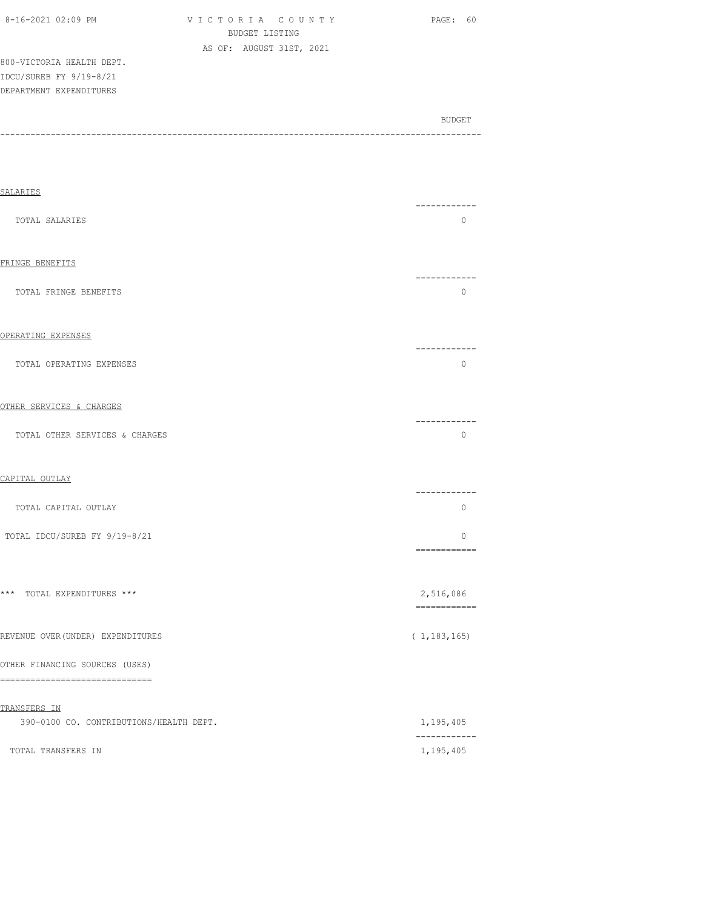800-VICTORIA HEALTH DEPT.
IDCU/SUREB FY 9/19-8/21
DEPARTMENT EXPENDITURES

| | BUDGET |
|---|---|
| SALARIES | |
| TOTAL SALARIES | 0 |
| FRINGE BENEFITS | |
| TOTAL FRINGE BENEFITS | 0 |
| OPERATING EXPENSES | |
| TOTAL OPERATING EXPENSES | 0 |
| OTHER SERVICES & CHARGES | |
| TOTAL OTHER SERVICES & CHARGES | 0 |
| CAPITAL OUTLAY | |
| TOTAL CAPITAL OUTLAY | 0 |
| TOTAL IDCU/SUREB FY 9/19-8/21 | 0 |
| *** TOTAL EXPENDITURES *** | 2,516,086 |
| REVENUE OVER(UNDER) EXPENDITURES | ( 1,183,165) |
| OTHER FINANCING SOURCES (USES) | |
| TRANSFERS IN | |
| 390-0100 CO. CONTRIBUTIONS/HEALTH DEPT. | 1,195,405 |
| TOTAL TRANSFERS IN | 1,195,405 |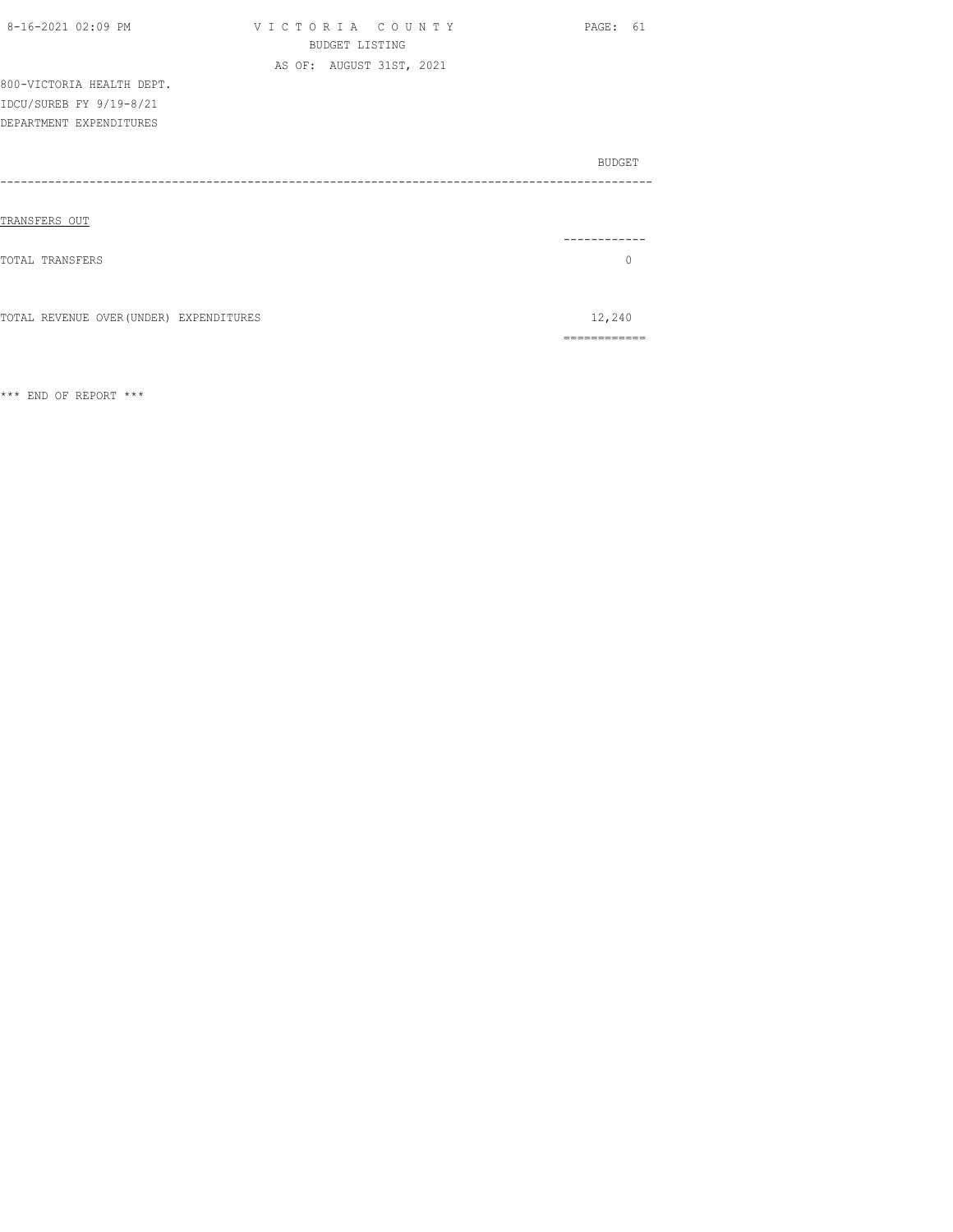VICTORIA COUNTY
BUDGET LISTING
AS OF: AUGUST 31ST, 2021

800-VICTORIA HEALTH DEPT.
IDCU/SUREB FY 9/19-8/21
DEPARTMENT EXPENDITURES

| | BUDGET |
|---|---|
| TRANSFERS OUT | |
| TOTAL TRANSFERS | 0 |
| TOTAL REVENUE OVER(UNDER) EXPENDITURES | 12,240 |

\*\*\* END OF REPORT \*\*\*